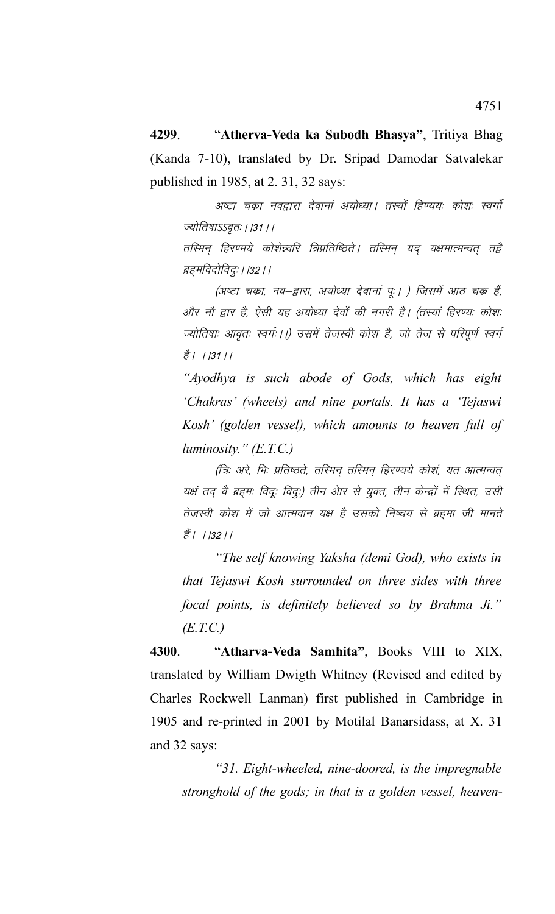**4299**. "**Atherva-Veda ka Subodh Bhasya"**, Tritiya Bhag (Kanda 7-10), translated by Dr. Sripad Damodar Satvalekar published in 1985, at 2. 31, 32 says:

> *अष्टा चक्रा नवद्वारा देवानां अयोध्या। तस्यों हिण्ययः कोशः स्वर्गो ज्योतिषाऽऽवृतः ।।31।।*
>
> *तस्मिन् हिरण्मये कोशेत्र्यरि त्रिप्रतिष्ठिते। तस्मिन् यद् यक्षमात्मन्वत् तद्वै ब्रह्मविदोविदुः ।।32।।*
>
> *(अष्टा चक्रा, नव–द्वारा, अयोध्या देवानां पूः। ) जिसमें आठ चक्र हैं, और नौ द्वार है, ऐसी यह अयोध्या देवों की नगरी है। (तस्यां हिरण्यः कोशः ज्योतिषाः आवृतः स्वर्गः।।) उसमें तेजस्वी कोश है, जो तेज से परिपूर्ण स्वर्ग है। ।।31।।*
>
> *"Ayodhya is such abode of Gods, which has eight 'Chakras' (wheels) and nine portals. It has a 'Tejaswi Kosh' (golden vessel), which amounts to heaven full of luminosity." (E.T.C.)*
>
> *(त्रिः अरे, भिः प्रतिष्ठते, तस्मिन् तस्मिन् हिरण्यये कोशं, यत आत्मन्वत् यक्षं तद् वै ब्रह्मः विदूः विदुः) तीन ओर से युक्त, तीन केन्द्रों में स्थित, उसी तेजस्वी कोश में जो आत्मवान यक्ष है उसको निष्चय से ब्रह्मा जी मानते हैं। ।।32।।*
>
> *"The self knowing Yaksha (demi God), who exists in that Tejaswi Kosh surrounded on three sides with three focal points, is definitely believed so by Brahma Ji." (E.T.C.)*

**4300**. "**Atharva-Veda Samhita"**, Books VIII to XIX, translated by William Dwigth Whitney (Revised and edited by Charles Rockwell Lanman) first published in Cambridge in 1905 and re-printed in 2001 by Motilal Banarsidass, at X. 31 and 32 says:

> *"31. Eight-wheeled, nine-doored, is the impregnable stronghold of the gods; in that is a golden vessel, heaven-*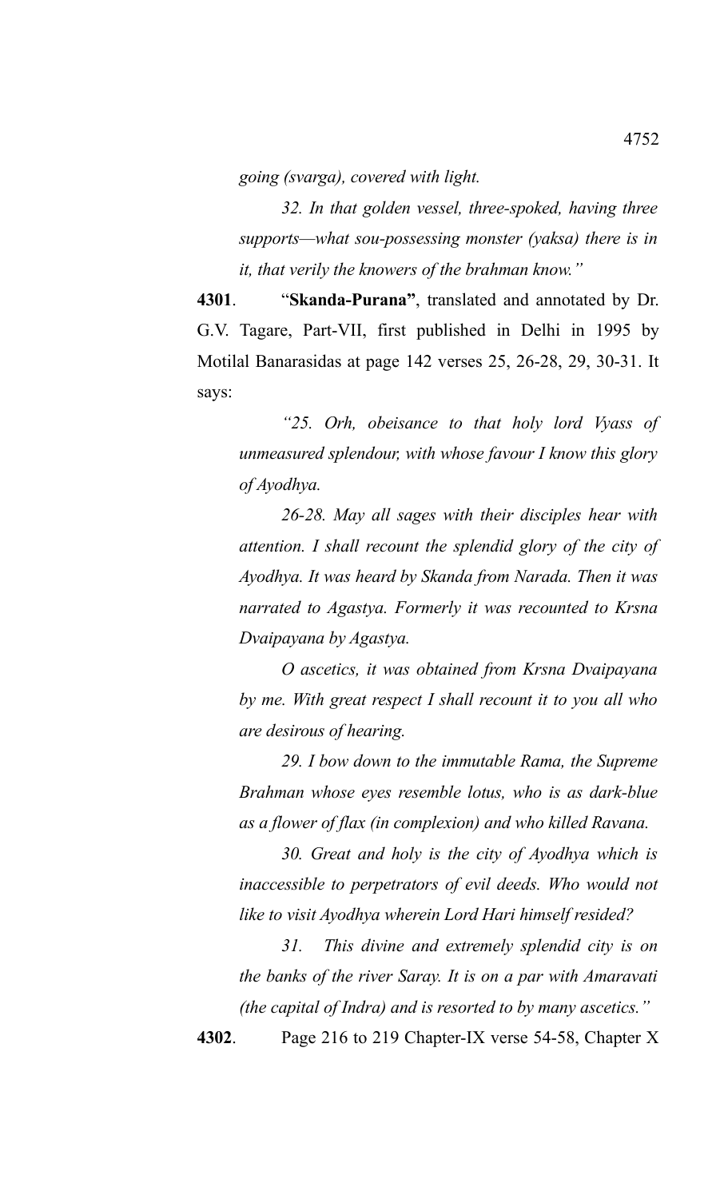*going (svarga), covered with light.*

*32. In that golden vessel, three-spoked, having three supports—what sou-possessing monster (yaksa) there is in it, that verily the knowers of the brahman know."*

**4301**. "**Skanda-Purana"**, translated and annotated by Dr. G.V. Tagare, Part-VII, first published in Delhi in 1995 by Motilal Banarasidas at page 142 verses 25, 26-28, 29, 30-31. It says:

*"25. Orh, obeisance to that holy lord Vyass of unmeasured splendour, with whose favour I know this glory of Ayodhya.*

*26-28. May all sages with their disciples hear with attention. I shall recount the splendid glory of the city of Ayodhya. It was heard by Skanda from Narada. Then it was narrated to Agastya. Formerly it was recounted to Krsna Dvaipayana by Agastya.*

*O ascetics, it was obtained from Krsna Dvaipayana by me. With great respect I shall recount it to you all who are desirous of hearing.*

*29. I bow down to the immutable Rama, the Supreme Brahman whose eyes resemble lotus, who is as dark-blue as a flower of flax (in complexion) and who killed Ravana.*

*30. Great and holy is the city of Ayodhya which is inaccessible to perpetrators of evil deeds. Who would not like to visit Ayodhya wherein Lord Hari himself resided?*

*31. This divine and extremely splendid city is on the banks of the river Saray. It is on a par with Amaravati (the capital of Indra) and is resorted to by many ascetics."*

**4302**. Page 216 to 219 Chapter-IX verse 54-58, Chapter X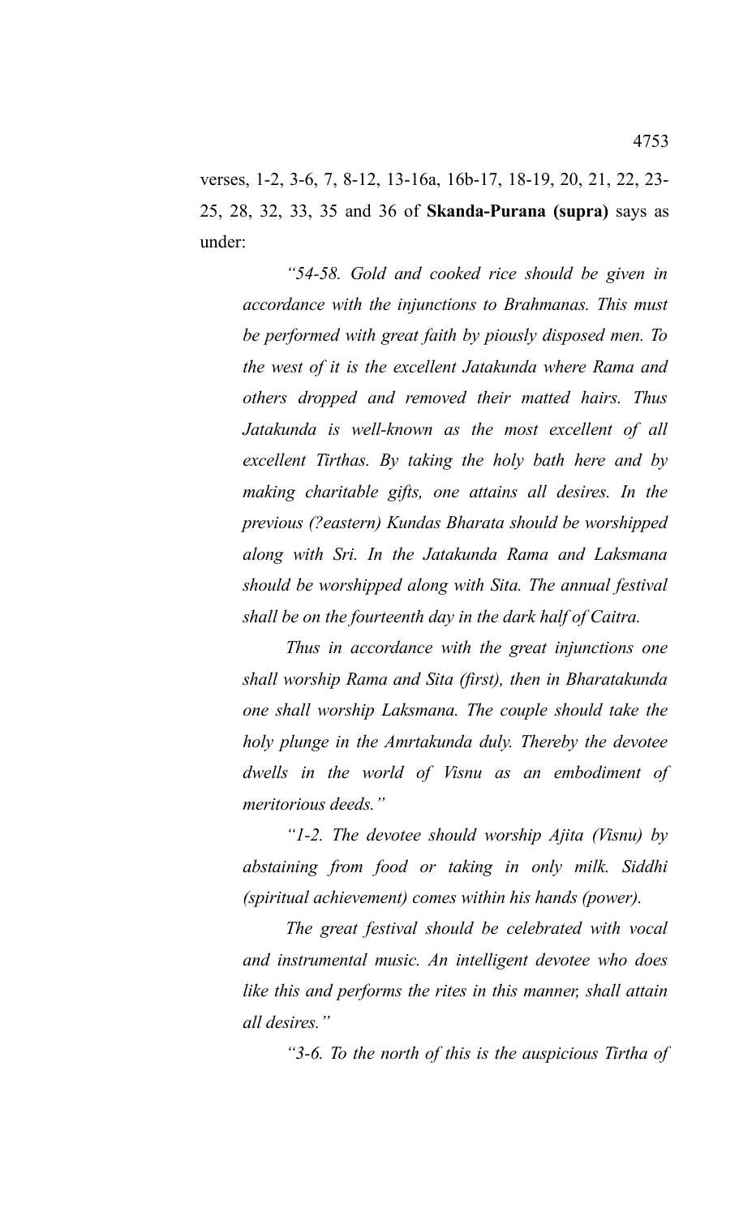verses, 1-2, 3-6, 7, 8-12, 13-16a, 16b-17, 18-19, 20, 21, 22, 23-25, 28, 32, 33, 35 and 36 of **Skanda-Purana (supra)** says as under:

> *"54-58. Gold and cooked rice should be given in accordance with the injunctions to Brahmanas. This must be performed with great faith by piously disposed men. To the west of it is the excellent Jatakunda where Rama and others dropped and removed their matted hairs. Thus Jatakunda is well-known as the most excellent of all excellent Tirthas. By taking the holy bath here and by making charitable gifts, one attains all desires. In the previous (?eastern) Kundas Bharata should be worshipped along with Sri. In the Jatakunda Rama and Laksmana should be worshipped along with Sita. The annual festival shall be on the fourteenth day in the dark half of Caitra.*
>
> *Thus in accordance with the great injunctions one shall worship Rama and Sita (first), then in Bharatakunda one shall worship Laksmana. The couple should take the holy plunge in the Amrtakunda duly. Thereby the devotee dwells in the world of Visnu as an embodiment of meritorious deeds."*
>
> *"1-2. The devotee should worship Ajita (Visnu) by abstaining from food or taking in only milk. Siddhi (spiritual achievement) comes within his hands (power).*
>
> *The great festival should be celebrated with vocal and instrumental music. An intelligent devotee who does like this and performs the rites in this manner, shall attain all desires."*
>
> *"3-6. To the north of this is the auspicious Tirtha of*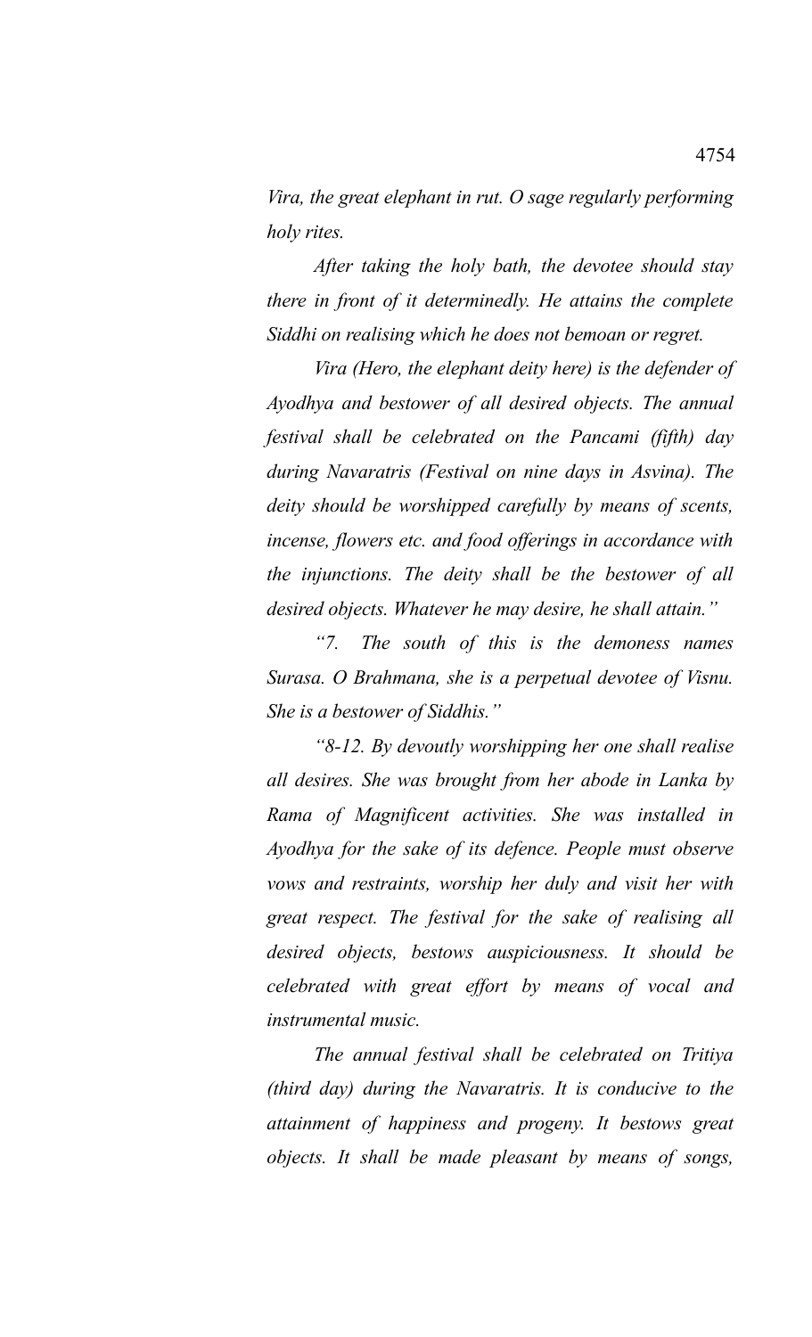*Vira, the great elephant in rut. O sage regularly performing holy rites.*

*After taking the holy bath, the devotee should stay there in front of it determinedly. He attains the complete Siddhi on realising which he does not bemoan or regret.*

*Vira (Hero, the elephant deity here) is the defender of Ayodhya and bestower of all desired objects. The annual festival shall be celebrated on the Pancami (fifth) day during Navaratris (Festival on nine days in Asvina). The deity should be worshipped carefully by means of scents, incense, flowers etc. and food offerings in accordance with the injunctions. The deity shall be the bestower of all desired objects. Whatever he may desire, he shall attain."*

*"7. The south of this is the demoness names Surasa. O Brahmana, she is a perpetual devotee of Visnu. She is a bestower of Siddhis."*

*"8-12. By devoutly worshipping her one shall realise all desires. She was brought from her abode in Lanka by Rama of Magnificent activities. She was installed in Ayodhya for the sake of its defence. People must observe vows and restraints, worship her duly and visit her with great respect. The festival for the sake of realising all desired objects, bestows auspiciousness. It should be celebrated with great effort by means of vocal and instrumental music.*

*The annual festival shall be celebrated on Tritiya (third day) during the Navaratris. It is conducive to the attainment of happiness and progeny. It bestows great objects. It shall be made pleasant by means of songs,*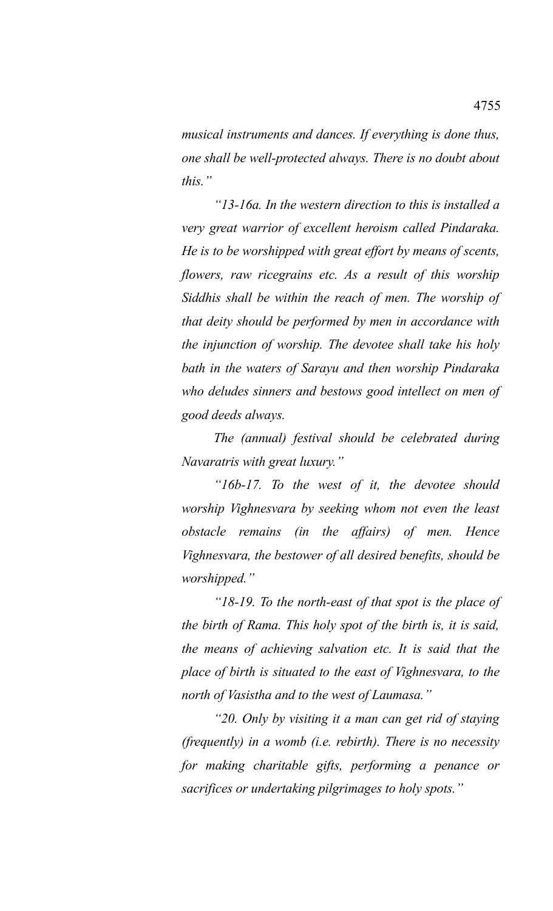*musical instruments and dances. If everything is done thus, one shall be well-protected always. There is no doubt about this."*

*"13-16a. In the western direction to this is installed a very great warrior of excellent heroism called Pindaraka. He is to be worshipped with great effort by means of scents, flowers, raw ricegrains etc. As a result of this worship Siddhis shall be within the reach of men. The worship of that deity should be performed by men in accordance with the injunction of worship. The devotee shall take his holy bath in the waters of Sarayu and then worship Pindaraka who deludes sinners and bestows good intellect on men of good deeds always.*

*The (annual) festival should be celebrated during Navaratris with great luxury."*

*"16b-17. To the west of it, the devotee should worship Vighnesvara by seeking whom not even the least obstacle remains (in the affairs) of men. Hence Vighnesvara, the bestower of all desired benefits, should be worshipped."*

*"18-19. To the north-east of that spot is the place of the birth of Rama. This holy spot of the birth is, it is said, the means of achieving salvation etc. It is said that the place of birth is situated to the east of Vighnesvara, to the north of Vasistha and to the west of Laumasa."*

*"20. Only by visiting it a man can get rid of staying (frequently) in a womb (i.e. rebirth). There is no necessity for making charitable gifts, performing a penance or sacrifices or undertaking pilgrimages to holy spots."*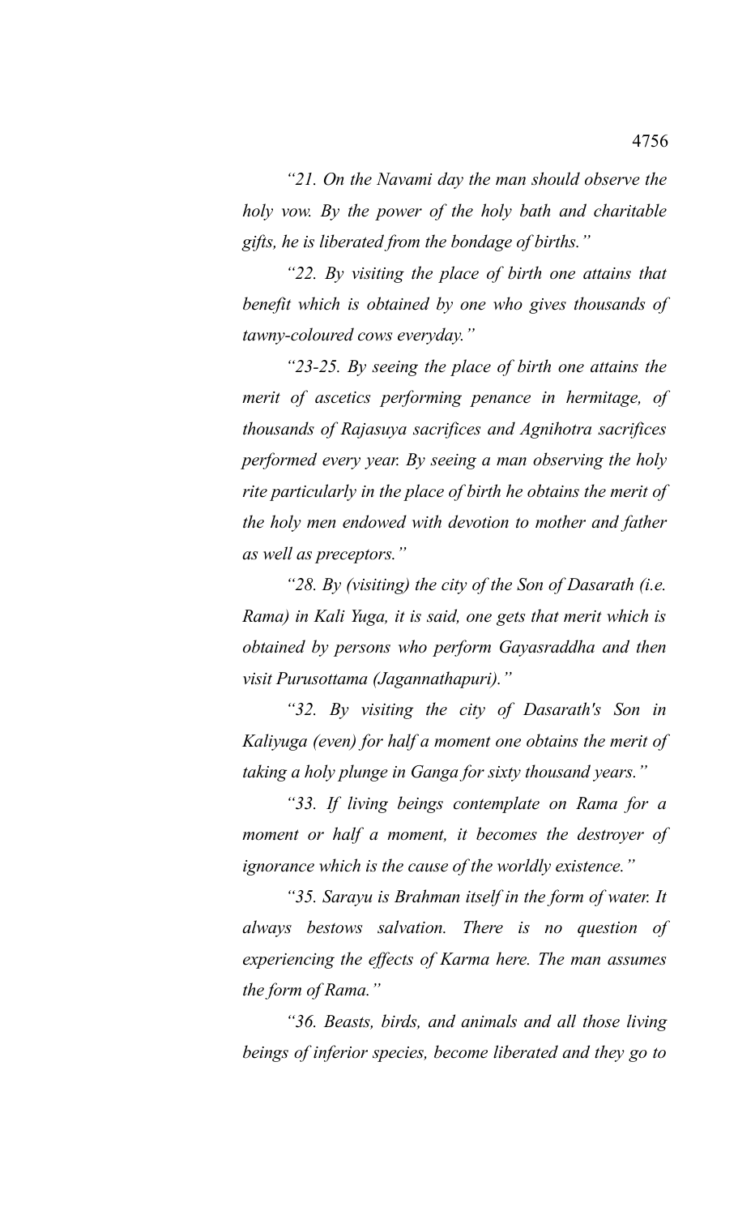*"21. On the Navami day the man should observe the holy vow. By the power of the holy bath and charitable gifts, he is liberated from the bondage of births."*

*"22. By visiting the place of birth one attains that benefit which is obtained by one who gives thousands of tawny-coloured cows everyday."*

*"23-25. By seeing the place of birth one attains the merit of ascetics performing penance in hermitage, of thousands of Rajasuya sacrifices and Agnihotra sacrifices performed every year. By seeing a man observing the holy rite particularly in the place of birth he obtains the merit of the holy men endowed with devotion to mother and father as well as preceptors."*

*"28. By (visiting) the city of the Son of Dasarath (i.e. Rama) in Kali Yuga, it is said, one gets that merit which is obtained by persons who perform Gayasraddha and then visit Purusottama (Jagannathapuri)."*

*"32. By visiting the city of Dasarath's Son in Kaliyuga (even) for half a moment one obtains the merit of taking a holy plunge in Ganga for sixty thousand years."*

*"33. If living beings contemplate on Rama for a moment or half a moment, it becomes the destroyer of ignorance which is the cause of the worldly existence."*

*"35. Sarayu is Brahman itself in the form of water. It always bestows salvation. There is no question of experiencing the effects of Karma here. The man assumes the form of Rama."*

*"36. Beasts, birds, and animals and all those living beings of inferior species, become liberated and they go to*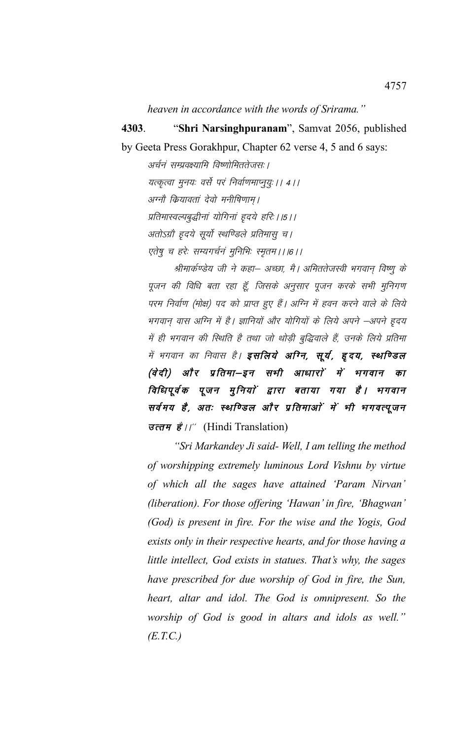*heaven in accordance with the words of Srirama."*

**4303**. "**Shri Narsinghpuranam**", Samvat 2056, published by Geeta Press Gorakhpur, Chapter 62 verse 4, 5 and 6 says:

*अर्चनं सम्प्रवक्ष्यामि विष्णोमिततेजसः।*
*यत्कृत्वा मुनयः वर्से परं निर्वाणमाप्नुयुः।। 4।।*
*अग्नौ कियावतां देवो मनीषिणाम्।*
*प्रतिमास्वल्पबुद्धीनां योगिनां हृदये हरिः।।5।।*
*अतोऽग्नौ हृदये सूर्यो स्थण्डिले प्रतिमासु च।*
*एतेषु च हरेः सम्यगर्चनं मुनिभिः स्मृतम।।6।।*

*श्रीमार्कण्डेय जी ने कहा— अच्छा, मै। अमिततेजस्वी भगवान् विष्णु के पूजन की विधि बता रहा हूँ, जिसके अनुसार पूजन करके सभी मुनिगण परम निर्वाण (मोक्ष) पद को प्राप्त हुए हैं। अग्नि में हवन करने वाले के लिये भगवान् वास अग्नि में है। ज्ञानियों और योगियों के लिये अपने —अपने हृदय में ही भगवान की स्थिति है तथा जो थोड़ी बुद्धिवाले हैं, उनके लिये प्रतिमा में भगवान का निवास है।* ***इसलिये अग्नि, सूर्य, हृदय, स्थण्डिल (वेदी) और प्रतिमा—इन सभी आधारों में भगवान का विधिपूर्वक पूजन मुनियों द्वारा बताया गया है। भगवान सर्वमय है, अतः स्थण्डिल और प्रतिमाओं में भी भगवत्पूजन उत्तम है।।"*** (Hindi Translation)

*"Sri Markandey Ji said- Well, I am telling the method of worshipping extremely luminous Lord Vishnu by virtue of which all the sages have attained 'Param Nirvan' (liberation). For those offering 'Hawan' in fire, 'Bhagwan' (God) is present in fire. For the wise and the Yogis, God exists only in their respective hearts, and for those having a little intellect, God exists in statues. That's why, the sages have prescribed for due worship of God in fire, the Sun, heart, altar and idol. The God is omnipresent. So the worship of God is good in altars and idols as well." (E.T.C.)*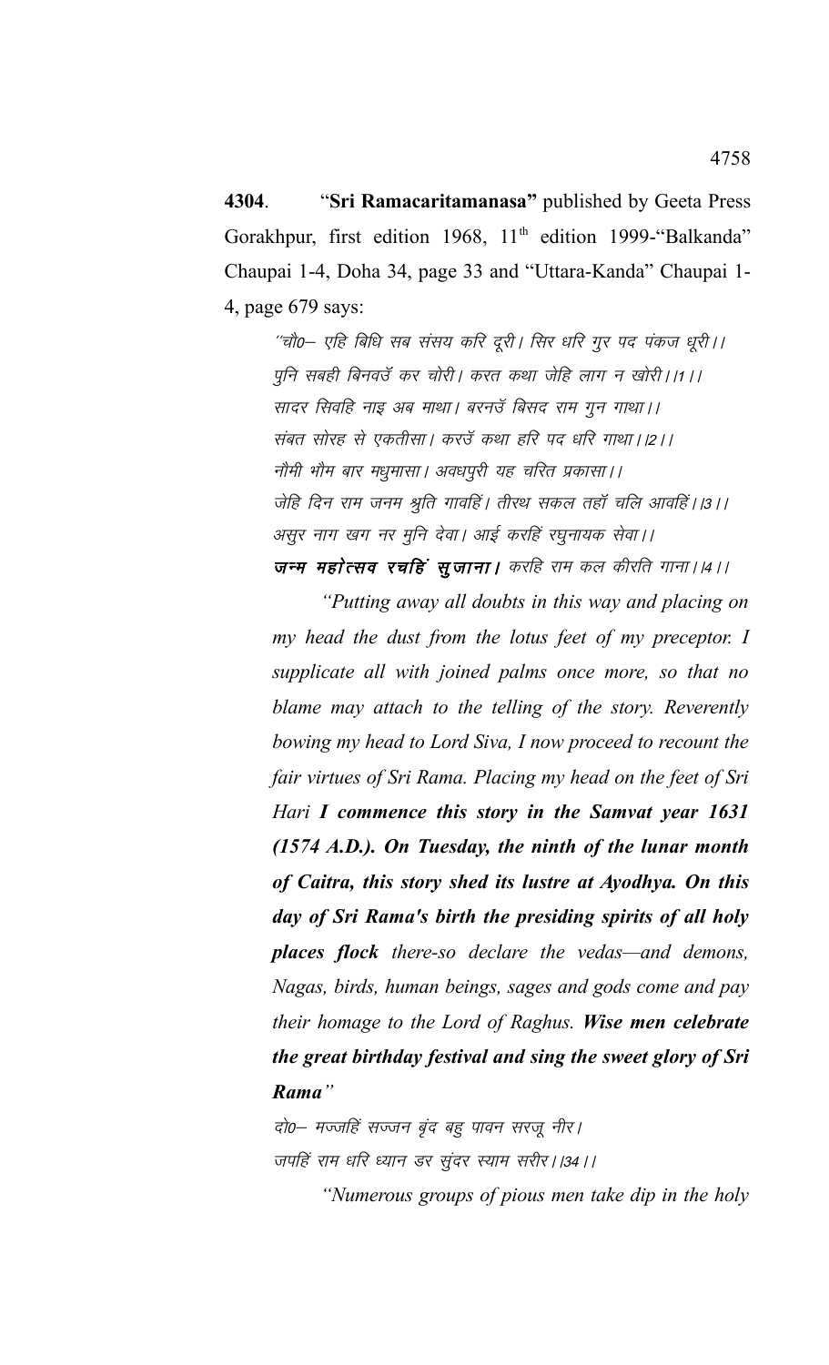**4304**. "**Sri Ramacaritamanasa"** published by Geeta Press Gorakhpur, first edition 1968, 11th edition 1999-"Balkanda" Chaupai 1-4, Doha 34, page 33 and "Uttara-Kanda" Chaupai 1-4, page 679 says:

> *"चौ0– एहि बिधि सब संसय करि दूरी। सिर धरि गुर पद पंकज धूरी।।*
> *पुनि सबही बिनवउँ कर चोरी। करत कथा जेहि लाग न खोरी।।1।।*
> *सादर सिवहि नाइ अब माथा। बरनउँ बिसद राम गुन गाथा।।*
> *संबत सोरह से एकतीसा। करउँ कथा हरि पद धरि गाथा।।2।।*
> *नौमी भौम बार मधुमासा। अवधपुरी यह चरित प्रकासा।।*
> *जेहि दिन राम जनम श्रुति गावहिं। तीरथ सकल तहाँ चलि आवहिं।।3।।*
> *असुर नाग खग नर मुनि देवा। आई करहिं रघुनायक सेवा।।*
> ***जन्म महोत्सव रचहिं सुजाना।*** *करहि राम कल कीरति गाना।।4।।*
>
> *"Putting away all doubts in this way and placing on my head the dust from the lotus feet of my preceptor. I supplicate all with joined palms once more, so that no blame may attach to the telling of the story. Reverently bowing my head to Lord Siva, I now proceed to recount the fair virtues of Sri Rama. Placing my head on the feet of Sri Hari* ***I commence this story in the Samvat year 1631 (1574 A.D.). On Tuesday, the ninth of the lunar month of Caitra, this story shed its lustre at Ayodhya. On this day of Sri Rama's birth the presiding spirits of all holy places flock*** *there-so declare the vedas—and demons, Nagas, birds, human beings, sages and gods come and pay their homage to the Lord of Raghus.* ***Wise men celebrate the great birthday festival and sing the sweet glory of Sri Rama****"*
>
> *दो0– मज्जहिं सज्जन बृंद बहु पावन सरजू नीर।*
> *जपहिं राम धरि ध्यान उर सुंदर स्याम सरीर।।34।।*
>
> *"Numerous groups of pious men take dip in the holy*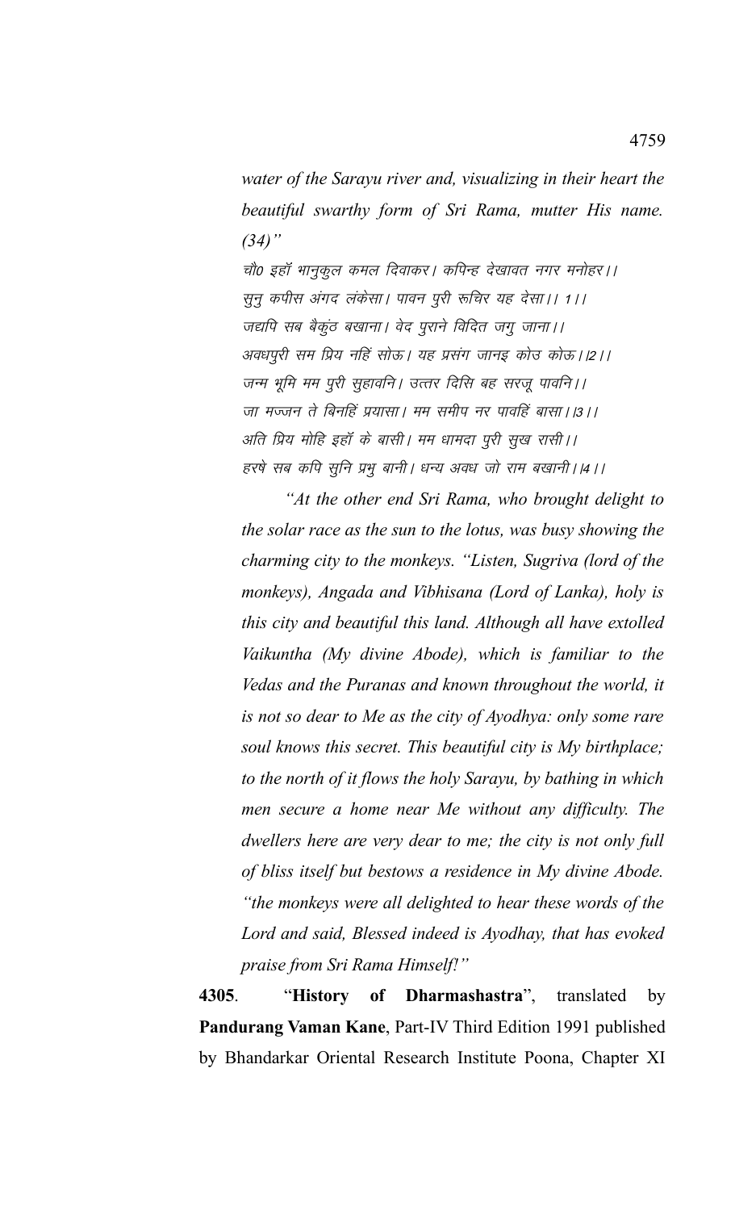*water of the Sarayu river and, visualizing in their heart the beautiful swarthy form of Sri Rama, mutter His name. (34)"*

*चौ0 इहाँ भानुकुल कमल दिवाकर। कपिन्ह देखावत नगर मनोहर।।*
*सुनु कपीस अंगद लंकेसा। पावन पुरी रूचिर यह देसा।। 1।।*
*जद्यपि सब बैकुंठ बखाना। वेद पुराने विदित जगु जाना।।*
*अवधपुरी सम प्रिय नहिं सोऊ। यह प्रसंग जानइ कोउ कोऊ।।2।।*
*जन्म भूमि मम पुरी सुहावनि। उत्तर दिसि बह सरजू पावनि।।*
*जा मज्जन ते बिनहिं प्रयासा। मम समीप नर पावहिं बासा।।3।।*
*अति प्रिय मोहि इहाँ के बासी। मम धामदा पुरी सुख रासी।।*
*हरषे सब कपि सुनि प्रभु बानी। धन्य अवध जो राम बखानी।।4।।*

*"At the other end Sri Rama, who brought delight to the solar race as the sun to the lotus, was busy showing the charming city to the monkeys. "Listen, Sugriva (lord of the monkeys), Angada and Vibhisana (Lord of Lanka), holy is this city and beautiful this land. Although all have extolled Vaikuntha (My divine Abode), which is familiar to the Vedas and the Puranas and known throughout the world, it is not so dear to Me as the city of Ayodhya: only some rare soul knows this secret. This beautiful city is My birthplace; to the north of it flows the holy Sarayu, by bathing in which men secure a home near Me without any difficulty. The dwellers here are very dear to me; the city is not only full of bliss itself but bestows a residence in My divine Abode. "the monkeys were all delighted to hear these words of the Lord and said, Blessed indeed is Ayodhay, that has evoked praise from Sri Rama Himself!"*

**4305**. "**History of Dharmashastra**", translated by **Pandurang Vaman Kane**, Part-IV Third Edition 1991 published by Bhandarkar Oriental Research Institute Poona, Chapter XI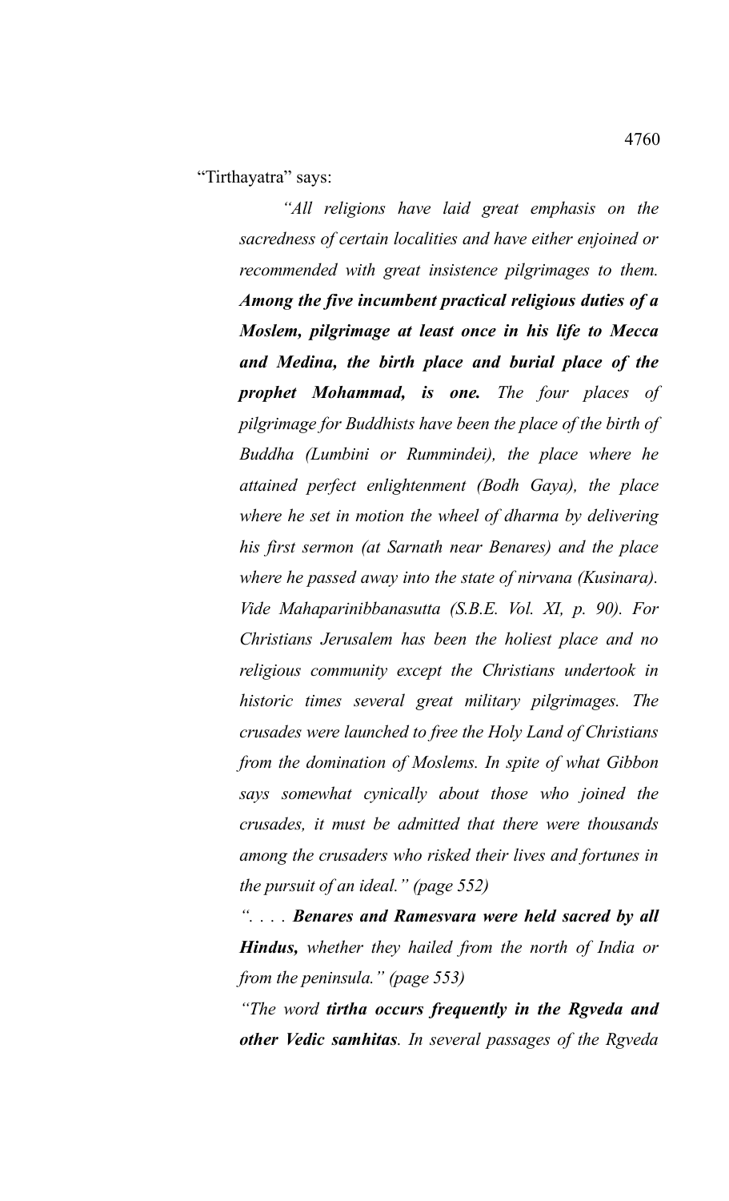"Tirthayatra" says:

> *"All religions have laid great emphasis on the sacredness of certain localities and have either enjoined or recommended with great insistence pilgrimages to them.* ***Among the five incumbent practical religious duties of a Moslem, pilgrimage at least once in his life to Mecca and Medina, the birth place and burial place of the prophet Mohammad, is one.*** *The four places of pilgrimage for Buddhists have been the place of the birth of Buddha (Lumbini or Rummindei), the place where he attained perfect enlightenment (Bodh Gaya), the place where he set in motion the wheel of dharma by delivering his first sermon (at Sarnath near Benares) and the place where he passed away into the state of nirvana (Kusinara). Vide Mahaparinibbanasutta (S.B.E. Vol. XI, p. 90). For Christians Jerusalem has been the holiest place and no religious community except the Christians undertook in historic times several great military pilgrimages. The crusades were launched to free the Holy Land of Christians from the domination of Moslems. In spite of what Gibbon says somewhat cynically about those who joined the crusades, it must be admitted that there were thousands among the crusaders who risked their lives and fortunes in the pursuit of an ideal." (page 552)*
>
> *". . . .* ***Benares and Ramesvara were held sacred by all Hindus,*** *whether they hailed from the north of India or from the peninsula." (page 553)*
>
> *"The word* ***tirtha occurs frequently in the Rgveda and other Vedic samhitas****. In several passages of the Rgveda*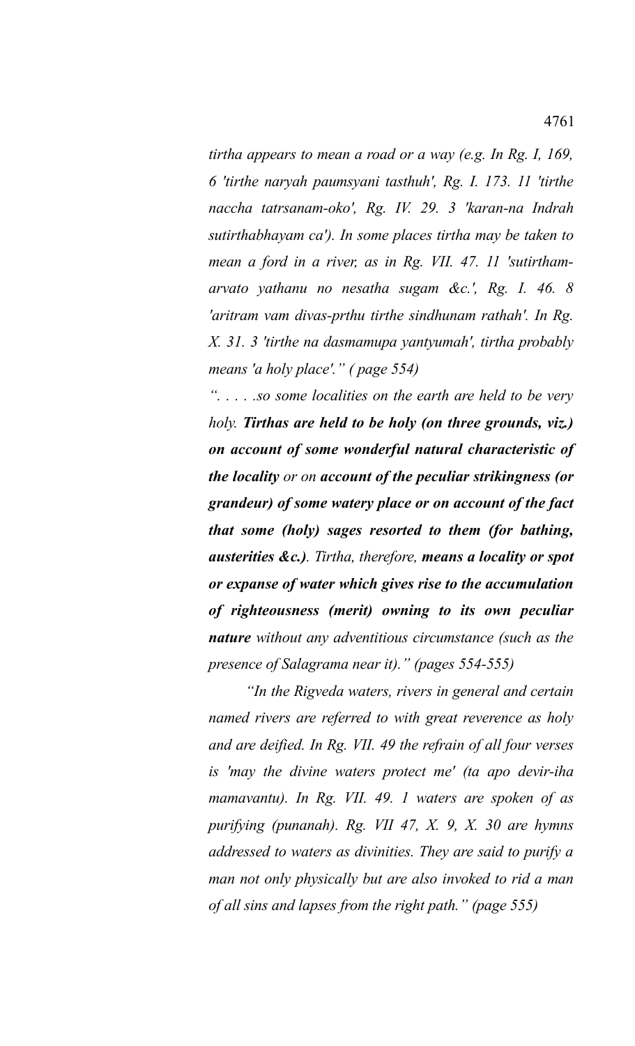*tirtha appears to mean a road or a way (e.g. In Rg. I, 169, 6 'tirthe naryah paumsyani tasthuh', Rg. I. 173. 11 'tirthe naccha tatrsanam-oko', Rg. IV. 29. 3 'karan-na Indrah sutirthabhayam ca'). In some places tirtha may be taken to mean a ford in a river, as in Rg. VII. 47. 11 'sutirtham-arvato yathanu no nesatha sugam &c.', Rg. I. 46. 8 'aritram vam divas-prthu tirthe sindhunam rathah'. In Rg. X. 31. 3 'tirthe na dasmamupa yantyumah', tirtha probably means 'a holy place'." ( page 554)*

*". . . . .so some localities on the earth are held to be very holy.* ***Tirthas are held to be holy (on three grounds, viz.) on account of some wonderful natural characteristic of the locality*** *or on* ***account of the peculiar strikingness (or grandeur) of some watery place or on account of the fact that some (holy) sages resorted to them (for bathing, austerities &c.)****. Tirtha, therefore,* ***means a locality or spot or expanse of water which gives rise to the accumulation of righteousness (merit) owning to its own peculiar nature*** *without any adventitious circumstance (such as the presence of Salagrama near it)." (pages 554-555)*

*"In the Rigveda waters, rivers in general and certain named rivers are referred to with great reverence as holy and are deified. In Rg. VII. 49 the refrain of all four verses is 'may the divine waters protect me' (ta apo devir-iha mamavantu). In Rg. VII. 49. 1 waters are spoken of as purifying (punanah). Rg. VII 47, X. 9, X. 30 are hymns addressed to waters as divinities. They are said to purify a man not only physically but are also invoked to rid a man of all sins and lapses from the right path." (page 555)*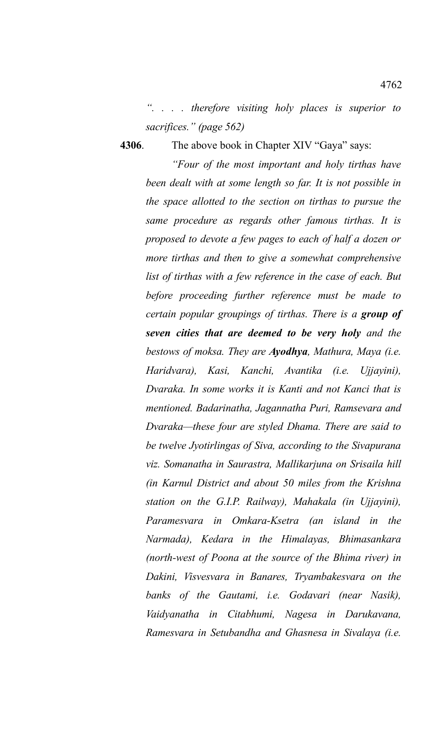*". . . . therefore visiting holy places is superior to sacrifices." (page 562)*

**4306**. The above book in Chapter XIV "Gaya" says:

*"Four of the most important and holy tirthas have been dealt with at some length so far. It is not possible in the space allotted to the section on tirthas to pursue the same procedure as regards other famous tirthas. It is proposed to devote a few pages to each of half a dozen or more tirthas and then to give a somewhat comprehensive list of tirthas with a few reference in the case of each. But before proceeding further reference must be made to certain popular groupings of tirthas. There is a **group of seven cities that are deemed to be very holy** and the bestows of moksa. They are **Ayodhya**, Mathura, Maya (i.e. Haridvara), Kasi, Kanchi, Avantika (i.e. Ujjayini), Dvaraka. In some works it is Kanti and not Kanci that is mentioned. Badarinatha, Jagannatha Puri, Ramsevara and Dvaraka—these four are styled Dhama. There are said to be twelve Jyotirlingas of Siva, according to the Sivapurana viz. Somanatha in Saurastra, Mallikarjuna on Srisaila hill (in Karnul District and about 50 miles from the Krishna station on the G.I.P. Railway), Mahakala (in Ujjayini), Paramesvara in Omkara-Ksetra (an island in the Narmada), Kedara in the Himalayas, Bhimasankara (north-west of Poona at the source of the Bhima river) in Dakini, Visvesvara in Banares, Tryambakesvara on the banks of the Gautami, i.e. Godavari (near Nasik), Vaidyanatha in Citabhumi, Nagesa in Darukavana, Ramesvara in Setubandha and Ghasnesa in Sivalaya (i.e.*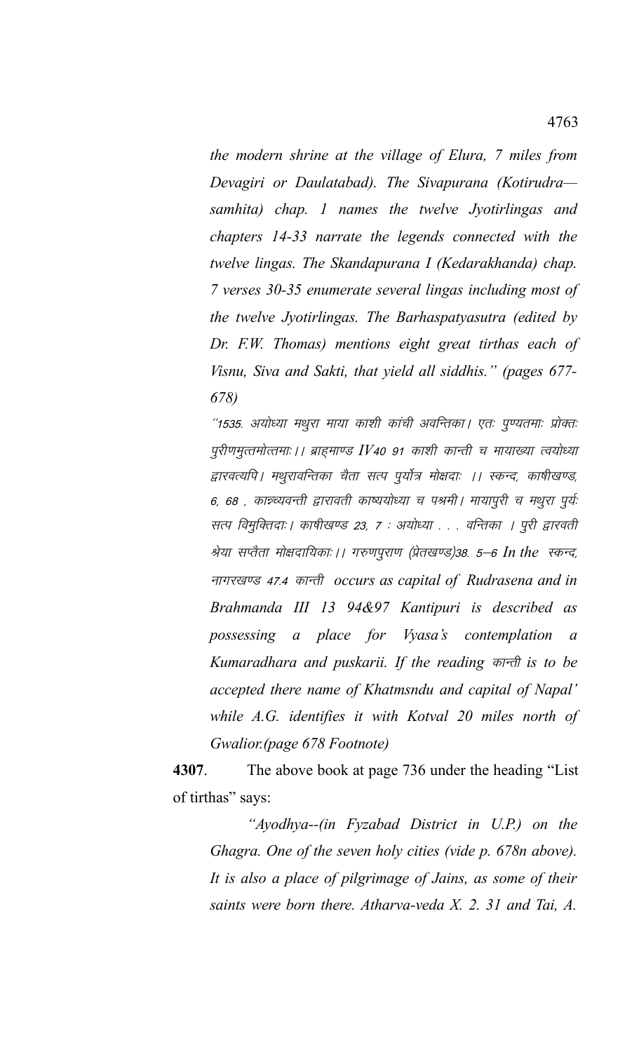*the modern shrine at the village of Elura, 7 miles from Devagiri or Daulatabad). The Sivapurana (Kotirudra—samhita) chap. 1 names the twelve Jyotirlingas and chapters 14-33 narrate the legends connected with the twelve lingas. The Skandapurana I (Kedarakhanda) chap. 7 verses 30-35 enumerate several lingas including most of the twelve Jyotirlingas. The Barhaspatyasutra (edited by Dr. F.W. Thomas) mentions eight great tirthas each of Visnu, Siva and Sakti, that yield all siddhis." (pages 677-678)*

*"1535. अयोध्या मथुरा माया काशी कांची अवन्तिका। एतः पुण्यतमाः प्रोक्तः पुरीणमुत्तमोत्तमाः।। ब्राह्माण्ड IV40 91 काशी कान्ती च मायाख्या त्वयोध्या द्वारवत्यपि। मथुरावन्तिका चैता सत्प पुर्योत्र मोक्षदाः ।। स्कन्द, काशीखण्ड, 6, 68 , कान्च्यवन्ती द्वारावती काष्ययोध्या च पश्रमी। मायापुरी च मथुरा पुर्यः सत्प विमुक्तिदाः। काशीखण्ड 23, 7 : अयोध्या . . . वन्तिका । पुरी द्वारवती श्रेया सप्तैता मोक्षदायिकाः।। गरुणपुराण (प्रेतखण्ड)38. 5–6 In the स्कन्द, नागरखण्ड 47.4 कान्ती occurs as capital of Rudrasena and in Brahmanda III 13 94&97 Kantipuri is described as possessing a place for Vyasa's contemplation a Kumaradhara and puskarii. If the reading कान्ती is to be accepted there name of Khatmsndu and capital of Napal' while A.G. identifies it with Kotval 20 miles north of Gwalior.(page 678 Footnote)*

**4307**. The above book at page 736 under the heading "List of tirthas" says:

*"Ayodhya--(in Fyzabad District in U.P.) on the Ghagra. One of the seven holy cities (vide p. 678n above). It is also a place of pilgrimage of Jains, as some of their saints were born there. Atharva-veda X. 2. 31 and Tai, A.*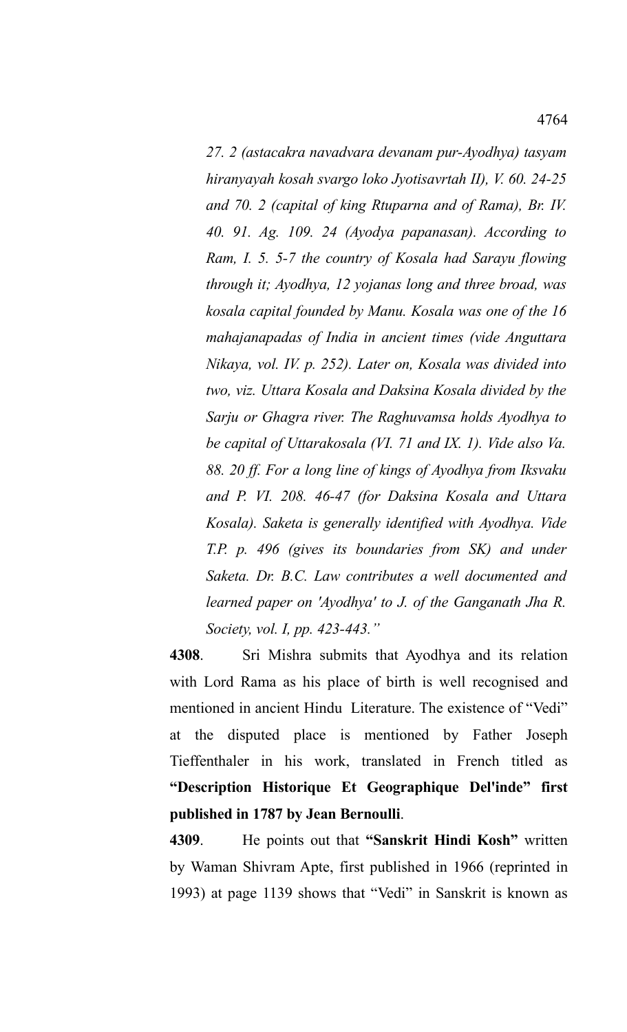*27. 2 (astacakra navadvara devanam pur-Ayodhya) tasyam hiranyayah kosah svargo loko Jyotisavrtah II), V. 60. 24-25 and 70. 2 (capital of king Rtuparna and of Rama), Br. IV. 40. 91. Ag. 109. 24 (Ayodya papanasan). According to Ram, I. 5. 5-7 the country of Kosala had Sarayu flowing through it; Ayodhya, 12 yojanas long and three broad, was kosala capital founded by Manu. Kosala was one of the 16 mahajanapadas of India in ancient times (vide Anguttara Nikaya, vol. IV. p. 252). Later on, Kosala was divided into two, viz. Uttara Kosala and Daksina Kosala divided by the Sarju or Ghagra river. The Raghuvamsa holds Ayodhya to be capital of Uttarakosala (VI. 71 and IX. 1). Vide also Va. 88. 20 ff. For a long line of kings of Ayodhya from Iksvaku and P. VI. 208. 46-47 (for Daksina Kosala and Uttara Kosala). Saketa is generally identified with Ayodhya. Vide T.P. p. 496 (gives its boundaries from SK) and under Saketa. Dr. B.C. Law contributes a well documented and learned paper on 'Ayodhya' to J. of the Ganganath Jha R. Society, vol. I, pp. 423-443."*

**4308**. Sri Mishra submits that Ayodhya and its relation with Lord Rama as his place of birth is well recognised and mentioned in ancient Hindu Literature. The existence of "Vedi" at the disputed place is mentioned by Father Joseph Tieffenthaler in his work, translated in French titled as **"Description Historique Et Geographique Del'inde" first published in 1787 by Jean Bernoulli**.

**4309**. He points out that **"Sanskrit Hindi Kosh"** written by Waman Shivram Apte, first published in 1966 (reprinted in 1993) at page 1139 shows that "Vedi" in Sanskrit is known as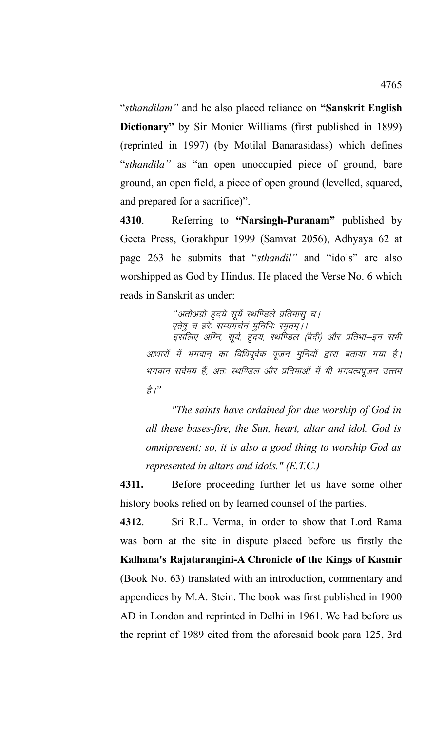"*sthandilam"* and he also placed reliance on **"Sanskrit English Dictionary"** by Sir Monier Williams (first published in 1899) (reprinted in 1997) (by Motilal Banarasidass) which defines "*sthandila"* as "an open unoccupied piece of ground, bare ground, an open field, a piece of open ground (levelled, squared, and prepared for a sacrifice)".

**4310**. Referring to **"Narsingh-Puranam"** published by Geeta Press, Gorakhpur 1999 (Samvat 2056), Adhyaya 62 at page 263 he submits that "*sthandil"* and "idols" are also worshipped as God by Hindus. He placed the Verse No. 6 which reads in Sanskrit as under:

> *"अतोऽग्नौ हृदये सूर्ये स्थण्डिले प्रतिमासु च।*
> *एतेषु च हरेः सम्यगर्चनं मुनिभिः स्मृतम्।।*
> *इसलिए अग्नि, सूर्य, हृदय, स्थण्डिल (वेदी) और प्रतिमा–इन सभी आधारों में भगवान् का विधिपूर्वक पूजन मुनियों द्वारा बताया गया है। भगवान सर्वमय हैं, अतः स्थण्डिल और प्रतिमाओं में भी भगवत्पूजन उत्तम है।"*
>
> *"The saints have ordained for due worship of God in all these bases-fire, the Sun, heart, altar and idol. God is omnipresent; so, it is also a good thing to worship God as represented in altars and idols." (E.T.C.)*

**4311.** Before proceeding further let us have some other history books relied on by learned counsel of the parties.

**4312**. Sri R.L. Verma, in order to show that Lord Rama was born at the site in dispute placed before us firstly the **Kalhana's Rajatarangini-A Chronicle of the Kings of Kasmir** (Book No. 63) translated with an introduction, commentary and appendices by M.A. Stein. The book was first published in 1900 AD in London and reprinted in Delhi in 1961. We had before us the reprint of 1989 cited from the aforesaid book para 125, 3rd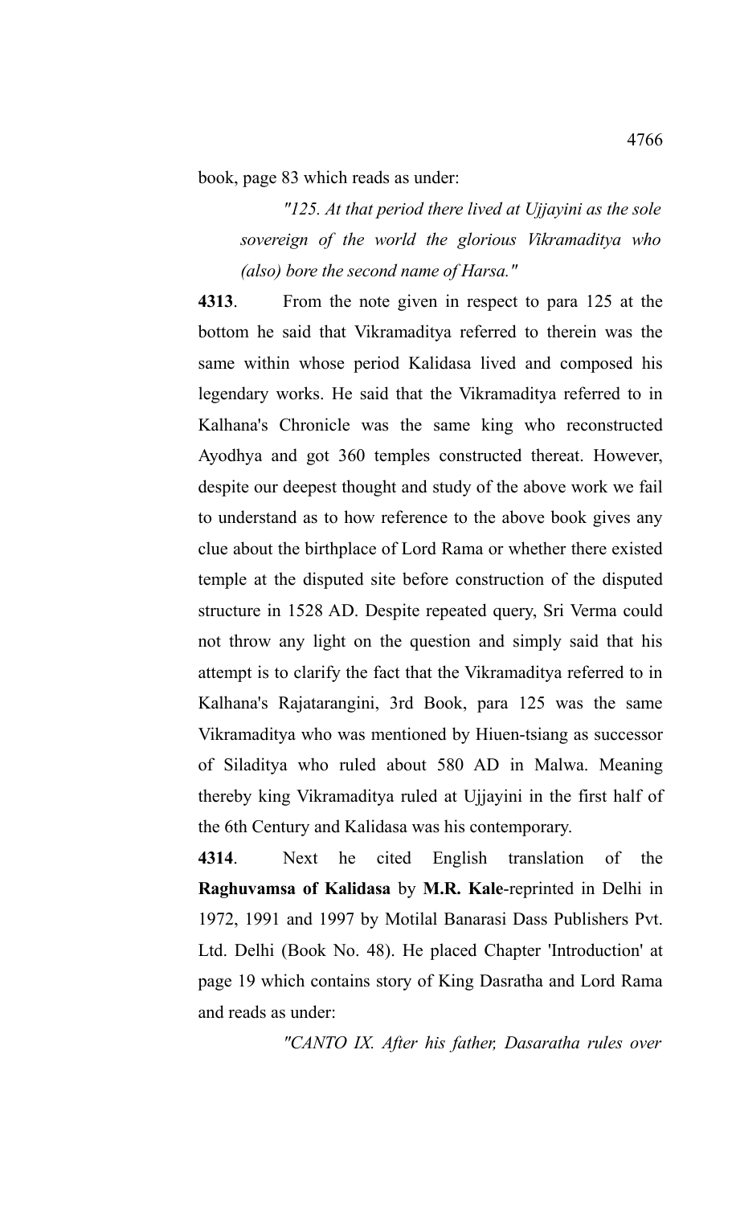book, page 83 which reads as under:

> *"125. At that period there lived at Ujjayini as the sole sovereign of the world the glorious Vikramaditya who (also) bore the second name of Harsa."*

**4313**. From the note given in respect to para 125 at the bottom he said that Vikramaditya referred to therein was the same within whose period Kalidasa lived and composed his legendary works. He said that the Vikramaditya referred to in Kalhana's Chronicle was the same king who reconstructed Ayodhya and got 360 temples constructed thereat. However, despite our deepest thought and study of the above work we fail to understand as to how reference to the above book gives any clue about the birthplace of Lord Rama or whether there existed temple at the disputed site before construction of the disputed structure in 1528 AD. Despite repeated query, Sri Verma could not throw any light on the question and simply said that his attempt is to clarify the fact that the Vikramaditya referred to in Kalhana's Rajatarangini, 3rd Book, para 125 was the same Vikramaditya who was mentioned by Hiuen-tsiang as successor of Siladitya who ruled about 580 AD in Malwa. Meaning thereby king Vikramaditya ruled at Ujjayini in the first half of the 6th Century and Kalidasa was his contemporary.

**4314**. Next he cited English translation of the **Raghuvamsa of Kalidasa** by **M.R. Kale**-reprinted in Delhi in 1972, 1991 and 1997 by Motilal Banarasi Dass Publishers Pvt. Ltd. Delhi (Book No. 48). He placed Chapter 'Introduction' at page 19 which contains story of King Dasratha and Lord Rama and reads as under:

> *"CANTO IX. After his father, Dasaratha rules over*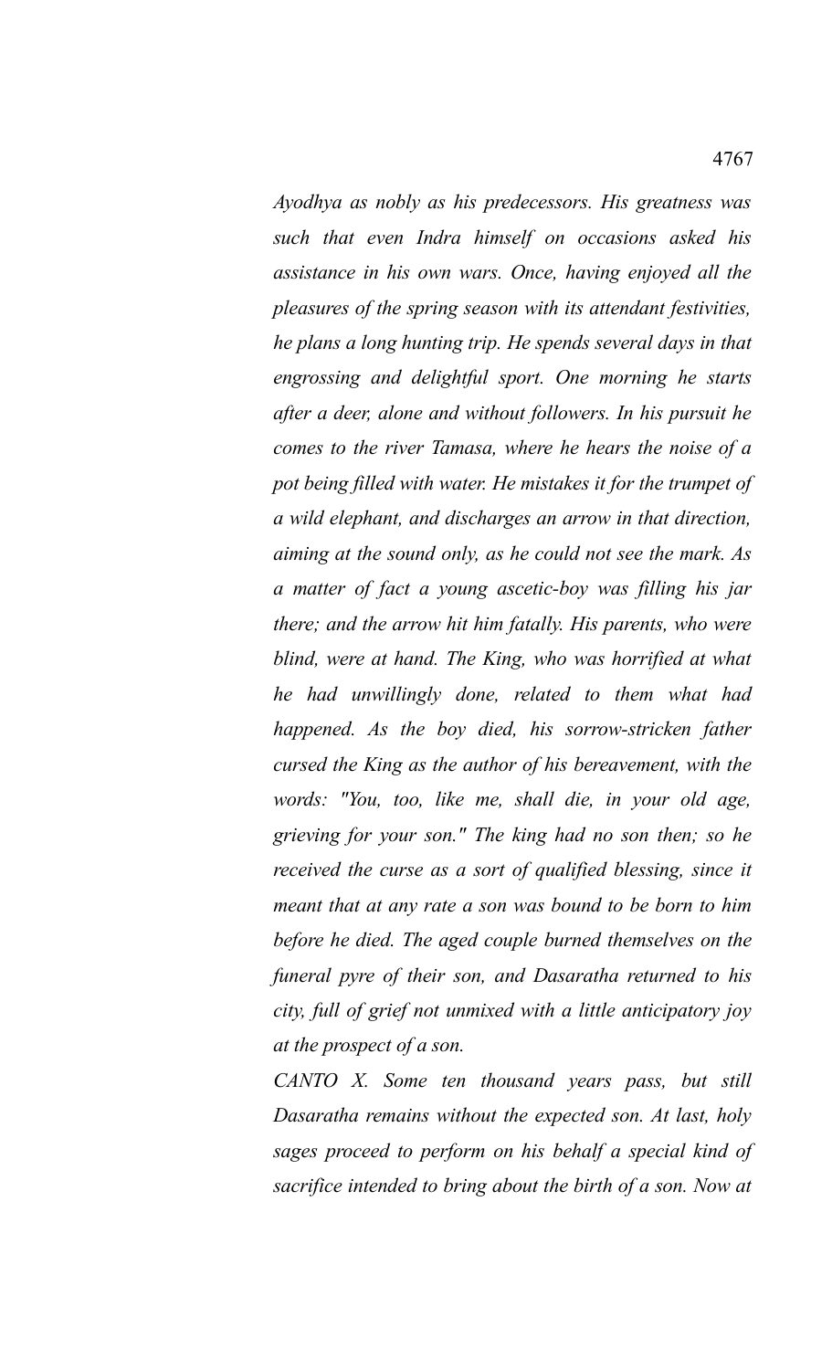*Ayodhya as nobly as his predecessors. His greatness was such that even Indra himself on occasions asked his assistance in his own wars. Once, having enjoyed all the pleasures of the spring season with its attendant festivities, he plans a long hunting trip. He spends several days in that engrossing and delightful sport. One morning he starts after a deer, alone and without followers. In his pursuit he comes to the river Tamasa, where he hears the noise of a pot being filled with water. He mistakes it for the trumpet of a wild elephant, and discharges an arrow in that direction, aiming at the sound only, as he could not see the mark. As a matter of fact a young ascetic-boy was filling his jar there; and the arrow hit him fatally. His parents, who were blind, were at hand. The King, who was horrified at what he had unwillingly done, related to them what had happened. As the boy died, his sorrow-stricken father cursed the King as the author of his bereavement, with the words: "You, too, like me, shall die, in your old age, grieving for your son." The king had no son then; so he received the curse as a sort of qualified blessing, since it meant that at any rate a son was bound to be born to him before he died. The aged couple burned themselves on the funeral pyre of their son, and Dasaratha returned to his city, full of grief not unmixed with a little anticipatory joy at the prospect of a son.*

*CANTO X. Some ten thousand years pass, but still Dasaratha remains without the expected son. At last, holy sages proceed to perform on his behalf a special kind of sacrifice intended to bring about the birth of a son. Now at*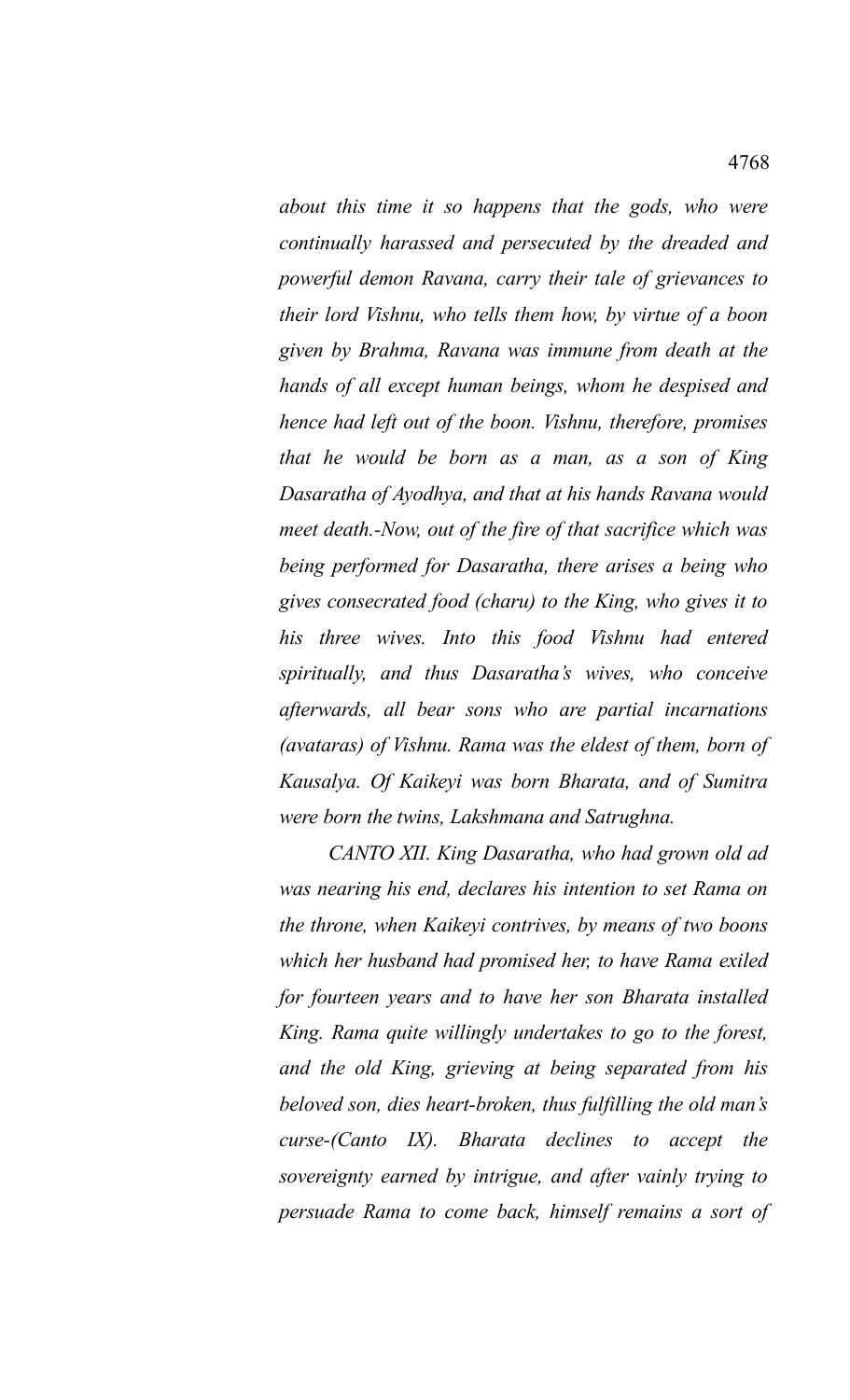*about this time it so happens that the gods, who were continually harassed and persecuted by the dreaded and powerful demon Ravana, carry their tale of grievances to their lord Vishnu, who tells them how, by virtue of a boon given by Brahma, Ravana was immune from death at the hands of all except human beings, whom he despised and hence had left out of the boon. Vishnu, therefore, promises that he would be born as a man, as a son of King Dasaratha of Ayodhya, and that at his hands Ravana would meet death.-Now, out of the fire of that sacrifice which was being performed for Dasaratha, there arises a being who gives consecrated food (charu) to the King, who gives it to his three wives. Into this food Vishnu had entered spiritually, and thus Dasaratha's wives, who conceive afterwards, all bear sons who are partial incarnations (avataras) of Vishnu. Rama was the eldest of them, born of Kausalya. Of Kaikeyi was born Bharata, and of Sumitra were born the twins, Lakshmana and Satrughna.*

*CANTO XII. King Dasaratha, who had grown old ad was nearing his end, declares his intention to set Rama on the throne, when Kaikeyi contrives, by means of two boons which her husband had promised her, to have Rama exiled for fourteen years and to have her son Bharata installed King. Rama quite willingly undertakes to go to the forest, and the old King, grieving at being separated from his beloved son, dies heart-broken, thus fulfilling the old man's curse-(Canto IX). Bharata declines to accept the sovereignty earned by intrigue, and after vainly trying to persuade Rama to come back, himself remains a sort of*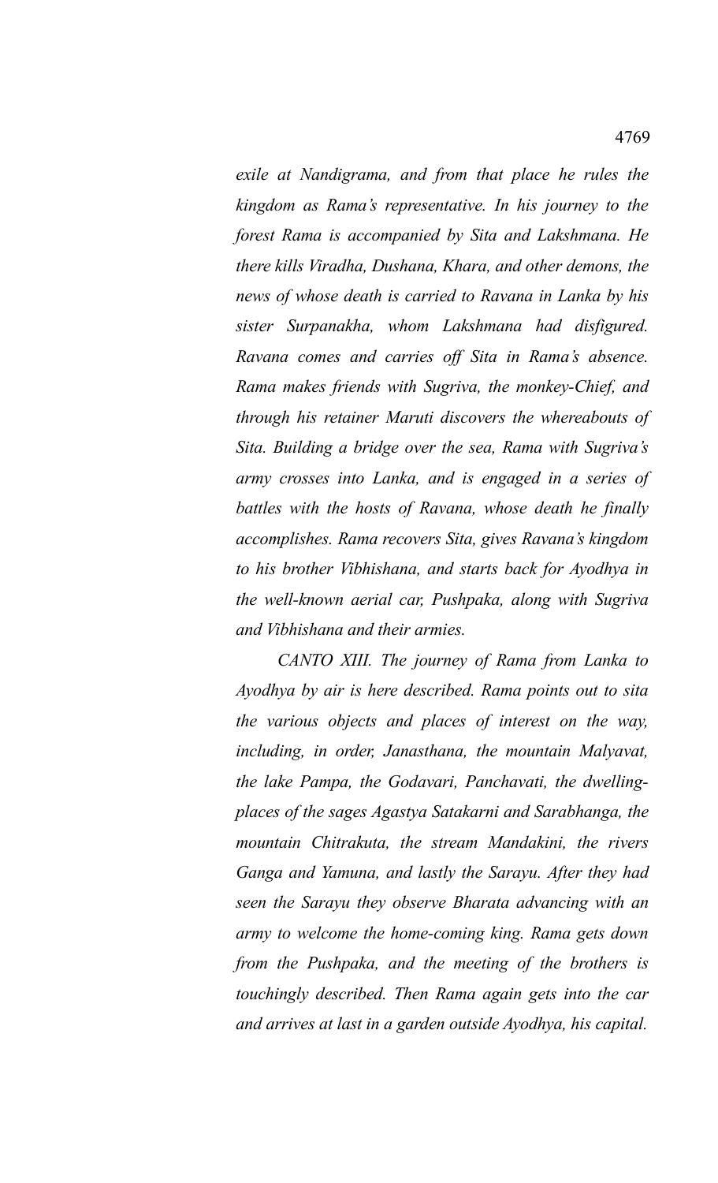*exile at Nandigrama, and from that place he rules the kingdom as Rama's representative. In his journey to the forest Rama is accompanied by Sita and Lakshmana. He there kills Viradha, Dushana, Khara, and other demons, the news of whose death is carried to Ravana in Lanka by his sister Surpanakha, whom Lakshmana had disfigured. Ravana comes and carries off Sita in Rama's absence. Rama makes friends with Sugriva, the monkey-Chief, and through his retainer Maruti discovers the whereabouts of Sita. Building a bridge over the sea, Rama with Sugriva's army crosses into Lanka, and is engaged in a series of battles with the hosts of Ravana, whose death he finally accomplishes. Rama recovers Sita, gives Ravana's kingdom to his brother Vibhishana, and starts back for Ayodhya in the well-known aerial car, Pushpaka, along with Sugriva and Vibhishana and their armies.*

*CANTO XIII. The journey of Rama from Lanka to Ayodhya by air is here described. Rama points out to sita the various objects and places of interest on the way, including, in order, Janasthana, the mountain Malyavat, the lake Pampa, the Godavari, Panchavati, the dwelling-places of the sages Agastya Satakarni and Sarabhanga, the mountain Chitrakuta, the stream Mandakini, the rivers Ganga and Yamuna, and lastly the Sarayu. After they had seen the Sarayu they observe Bharata advancing with an army to welcome the home-coming king. Rama gets down from the Pushpaka, and the meeting of the brothers is touchingly described. Then Rama again gets into the car and arrives at last in a garden outside Ayodhya, his capital.*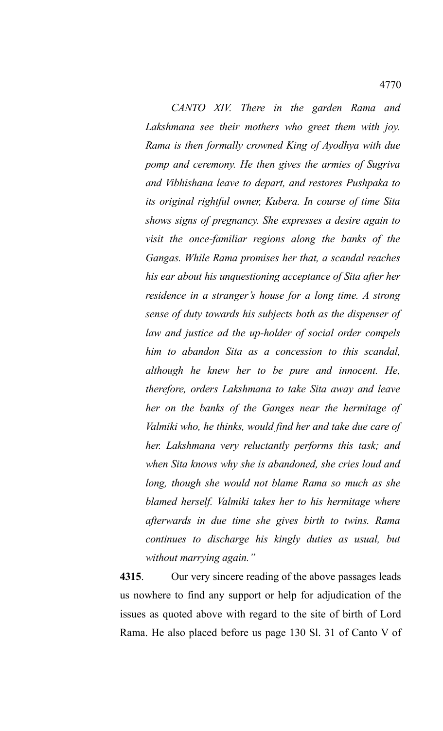*CANTO XIV. There in the garden Rama and Lakshmana see their mothers who greet them with joy. Rama is then formally crowned King of Ayodhya with due pomp and ceremony. He then gives the armies of Sugriva and Vibhishana leave to depart, and restores Pushpaka to its original rightful owner, Kubera. In course of time Sita shows signs of pregnancy. She expresses a desire again to visit the once-familiar regions along the banks of the Gangas. While Rama promises her that, a scandal reaches his ear about his unquestioning acceptance of Sita after her residence in a stranger's house for a long time. A strong sense of duty towards his subjects both as the dispenser of law and justice ad the up-holder of social order compels him to abandon Sita as a concession to this scandal, although he knew her to be pure and innocent. He, therefore, orders Lakshmana to take Sita away and leave her on the banks of the Ganges near the hermitage of Valmiki who, he thinks, would find her and take due care of her. Lakshmana very reluctantly performs this task; and when Sita knows why she is abandoned, she cries loud and long, though she would not blame Rama so much as she blamed herself. Valmiki takes her to his hermitage where afterwards in due time she gives birth to twins. Rama continues to discharge his kingly duties as usual, but without marrying again."*

**4315**. Our very sincere reading of the above passages leads us nowhere to find any support or help for adjudication of the issues as quoted above with regard to the site of birth of Lord Rama. He also placed before us page 130 Sl. 31 of Canto V of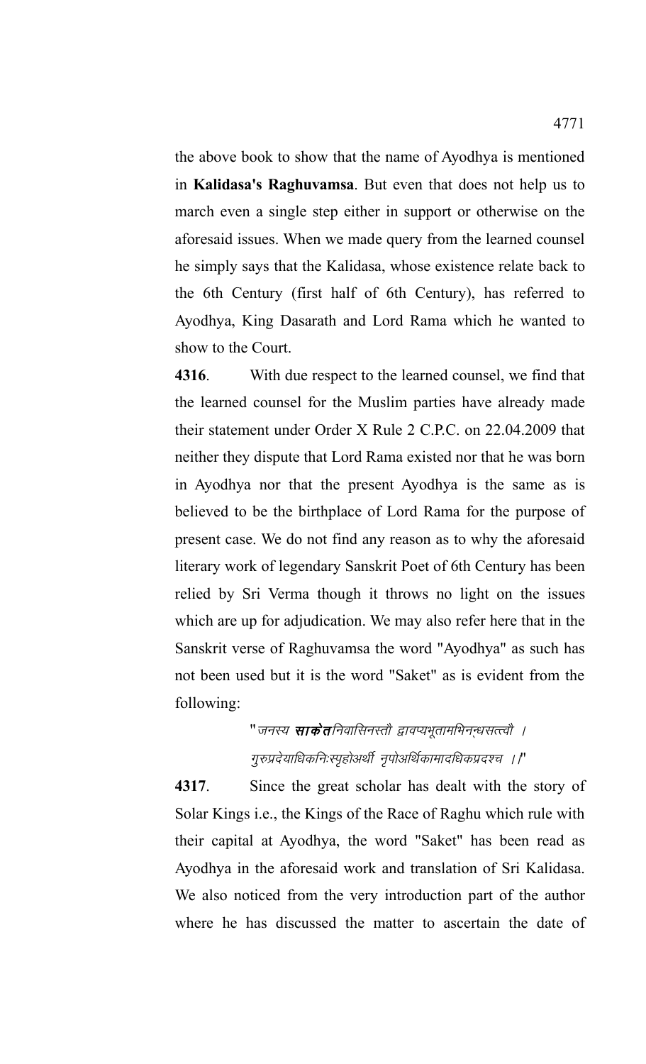the above book to show that the name of Ayodhya is mentioned in **Kalidasa's Raghuvamsa**. But even that does not help us to march even a single step either in support or otherwise on the aforesaid issues. When we made query from the learned counsel he simply says that the Kalidasa, whose existence relate back to the 6th Century (first half of 6th Century), has referred to Ayodhya, King Dasarath and Lord Rama which he wanted to show to the Court.

**4316**. With due respect to the learned counsel, we find that the learned counsel for the Muslim parties have already made their statement under Order X Rule 2 C.P.C. on 22.04.2009 that neither they dispute that Lord Rama existed nor that he was born in Ayodhya nor that the present Ayodhya is the same as is believed to be the birthplace of Lord Rama for the purpose of present case. We do not find any reason as to why the aforesaid literary work of legendary Sanskrit Poet of 6th Century has been relied by Sri Verma though it throws no light on the issues which are up for adjudication. We may also refer here that in the Sanskrit verse of Raghuvamsa the word "Ayodhya" as such has not been used but it is the word "Saket" as is evident from the following:

> "*जनस्य* ***साकेत****निवासिनस्तौ द्वावप्यभूतामभिनन्धसत्त्वौ ।*
> *गुरुप्रदेयाधिकनिःस्पृहोअर्थी नृपोअर्थिकामादधिकप्रदश्च ।।*"

**4317**. Since the great scholar has dealt with the story of Solar Kings i.e., the Kings of the Race of Raghu which rule with their capital at Ayodhya, the word "Saket" has been read as Ayodhya in the aforesaid work and translation of Sri Kalidasa. We also noticed from the very introduction part of the author where he has discussed the matter to ascertain the date of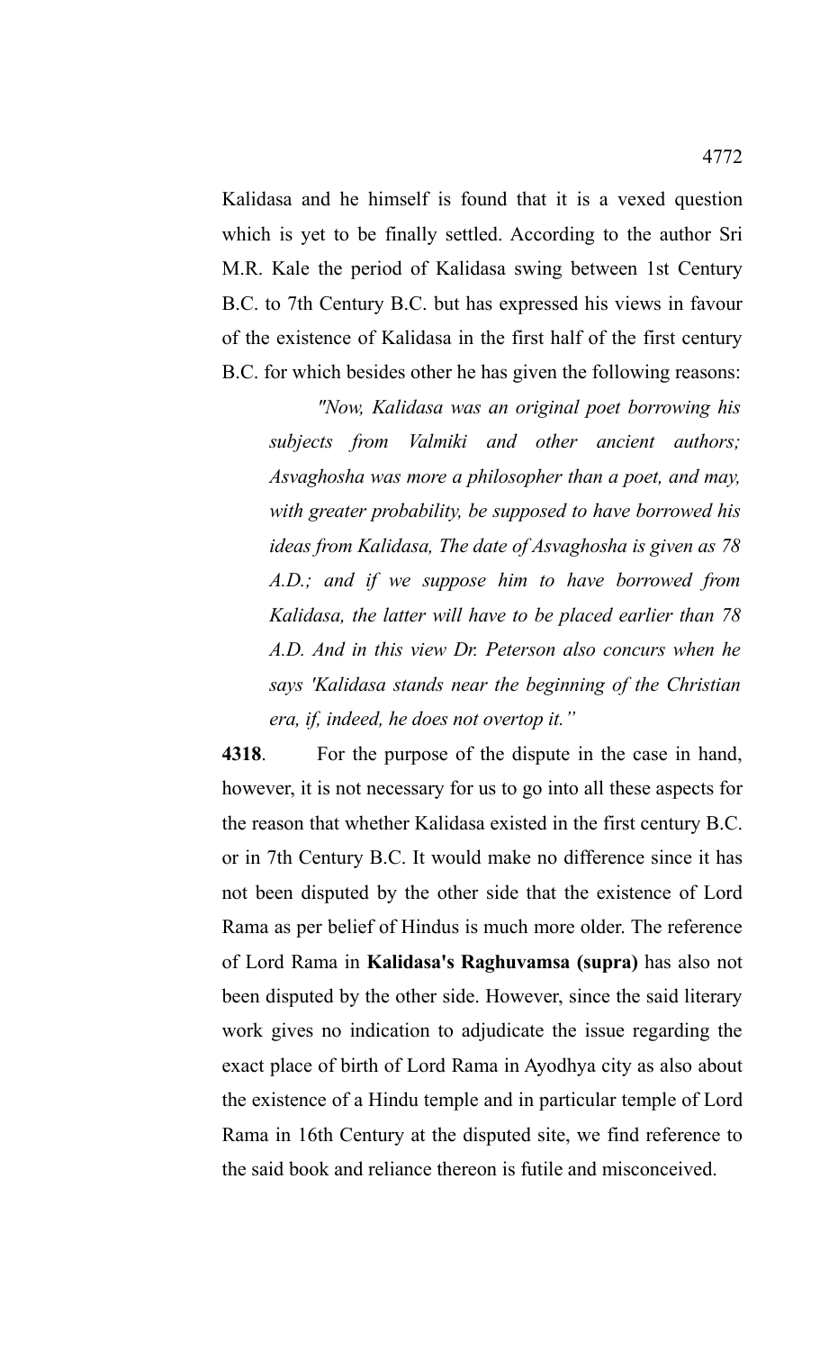Kalidasa and he himself is found that it is a vexed question which is yet to be finally settled. According to the author Sri M.R. Kale the period of Kalidasa swing between 1st Century B.C. to 7th Century B.C. but has expressed his views in favour of the existence of Kalidasa in the first half of the first century B.C. for which besides other he has given the following reasons:

> *"Now, Kalidasa was an original poet borrowing his subjects from Valmiki and other ancient authors; Asvaghosha was more a philosopher than a poet, and may, with greater probability, be supposed to have borrowed his ideas from Kalidasa, The date of Asvaghosha is given as 78 A.D.; and if we suppose him to have borrowed from Kalidasa, the latter will have to be placed earlier than 78 A.D. And in this view Dr. Peterson also concurs when he says 'Kalidasa stands near the beginning of the Christian era, if, indeed, he does not overtop it."*

**4318**. For the purpose of the dispute in the case in hand, however, it is not necessary for us to go into all these aspects for the reason that whether Kalidasa existed in the first century B.C. or in 7th Century B.C. It would make no difference since it has not been disputed by the other side that the existence of Lord Rama as per belief of Hindus is much more older. The reference of Lord Rama in **Kalidasa's Raghuvamsa (supra)** has also not been disputed by the other side. However, since the said literary work gives no indication to adjudicate the issue regarding the exact place of birth of Lord Rama in Ayodhya city as also about the existence of a Hindu temple and in particular temple of Lord Rama in 16th Century at the disputed site, we find reference to the said book and reliance thereon is futile and misconceived.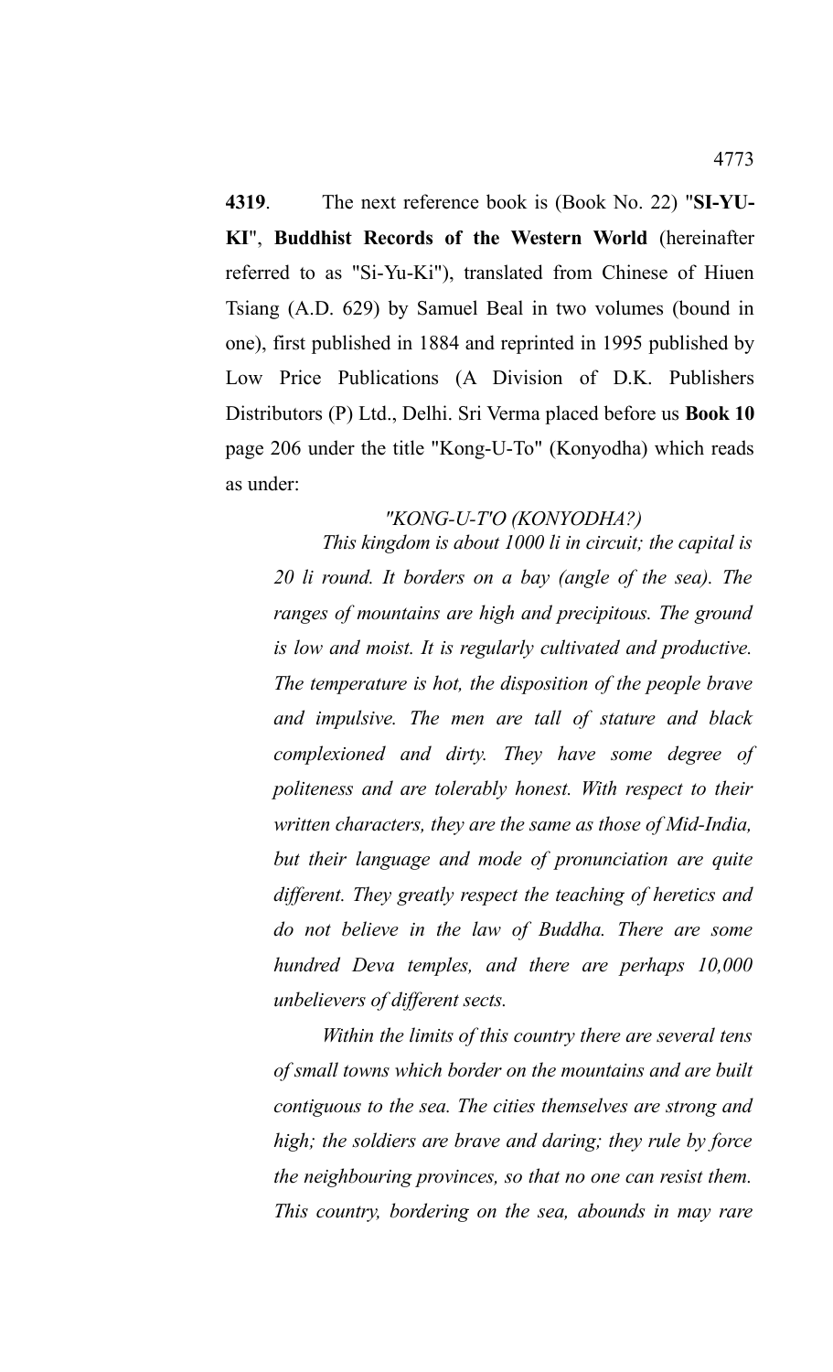**4319**. The next reference book is (Book No. 22) "**SI-YU-KI**", **Buddhist Records of the Western World** (hereinafter referred to as "Si-Yu-Ki"), translated from Chinese of Hiuen Tsiang (A.D. 629) by Samuel Beal in two volumes (bound in one), first published in 1884 and reprinted in 1995 published by Low Price Publications (A Division of D.K. Publishers Distributors (P) Ltd., Delhi. Sri Verma placed before us **Book 10** page 206 under the title "Kong-U-To" (Konyodha) which reads as under:

> *"KONG-U-T'O (KONYODHA?)*
>
> *This kingdom is about 1000 li in circuit; the capital is 20 li round. It borders on a bay (angle of the sea). The ranges of mountains are high and precipitous. The ground is low and moist. It is regularly cultivated and productive. The temperature is hot, the disposition of the people brave and impulsive. The men are tall of stature and black complexioned and dirty. They have some degree of politeness and are tolerably honest. With respect to their written characters, they are the same as those of Mid-India, but their language and mode of pronunciation are quite different. They greatly respect the teaching of heretics and do not believe in the law of Buddha. There are some hundred Deva temples, and there are perhaps 10,000 unbelievers of different sects.*
>
> *Within the limits of this country there are several tens of small towns which border on the mountains and are built contiguous to the sea. The cities themselves are strong and high; the soldiers are brave and daring; they rule by force the neighbouring provinces, so that no one can resist them. This country, bordering on the sea, abounds in may rare*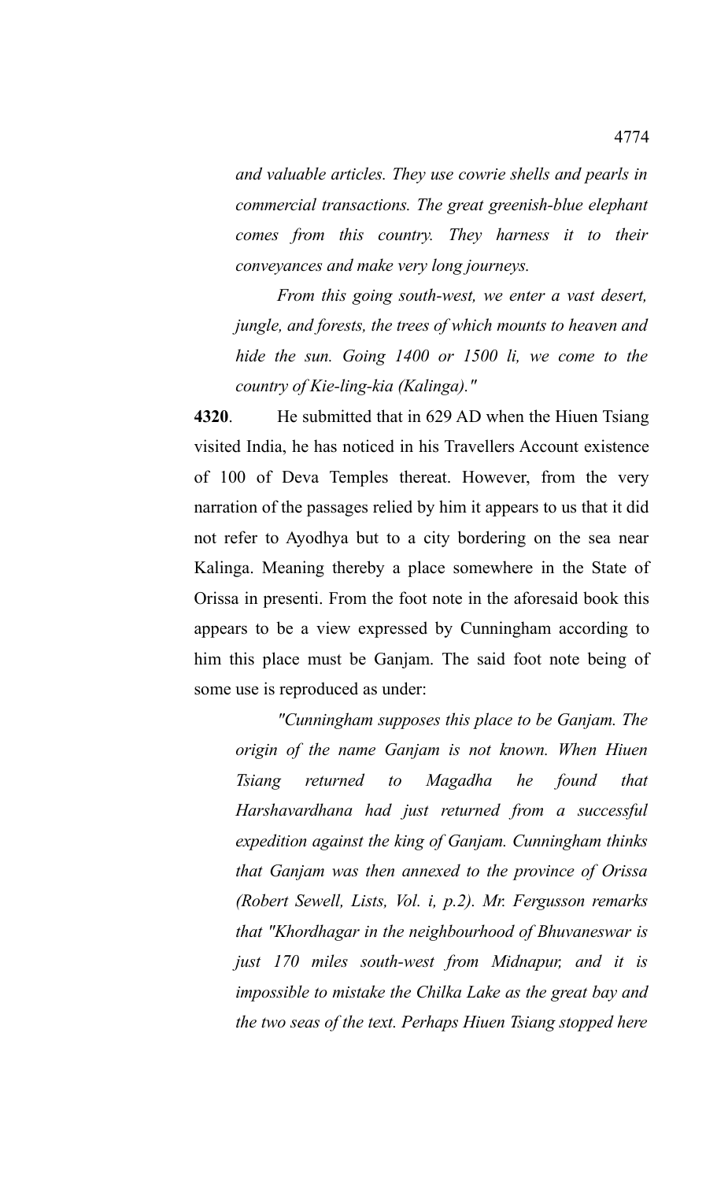*and valuable articles. They use cowrie shells and pearls in commercial transactions. The great greenish-blue elephant comes from this country. They harness it to their conveyances and make very long journeys.*

*From this going south-west, we enter a vast desert, jungle, and forests, the trees of which mounts to heaven and hide the sun. Going 1400 or 1500 li, we come to the country of Kie-ling-kia (Kalinga)."*

**4320**. He submitted that in 629 AD when the Hiuen Tsiang visited India, he has noticed in his Travellers Account existence of 100 of Deva Temples thereat. However, from the very narration of the passages relied by him it appears to us that it did not refer to Ayodhya but to a city bordering on the sea near Kalinga. Meaning thereby a place somewhere in the State of Orissa in presenti. From the foot note in the aforesaid book this appears to be a view expressed by Cunningham according to him this place must be Ganjam. The said foot note being of some use is reproduced as under:

*"Cunningham supposes this place to be Ganjam. The origin of the name Ganjam is not known. When Hiuen Tsiang returned to Magadha he found that Harshavardhana had just returned from a successful expedition against the king of Ganjam. Cunningham thinks that Ganjam was then annexed to the province of Orissa (Robert Sewell, Lists, Vol. i, p.2). Mr. Fergusson remarks that "Khordhagar in the neighbourhood of Bhuvaneswar is just 170 miles south-west from Midnapur, and it is impossible to mistake the Chilka Lake as the great bay and the two seas of the text. Perhaps Hiuen Tsiang stopped here*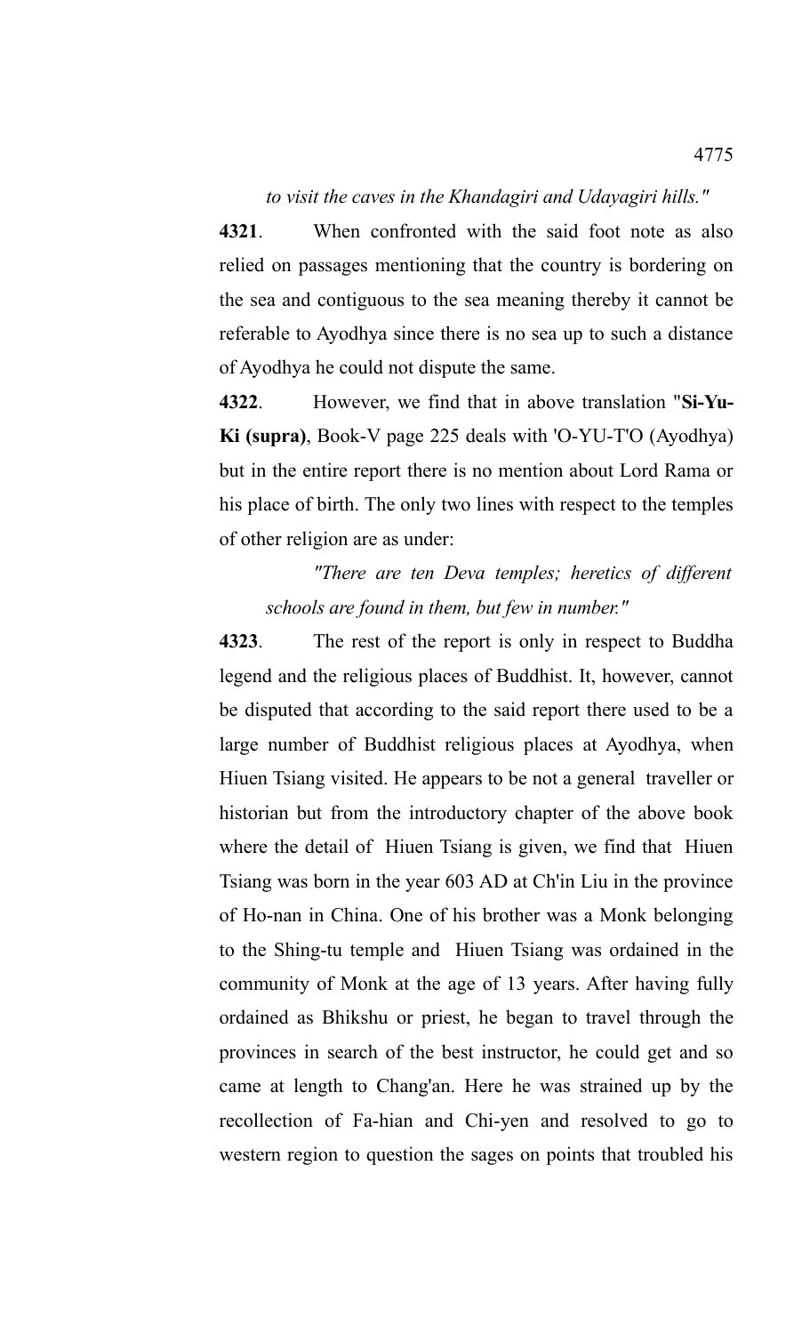*to visit the caves in the Khandagiri and Udayagiri hills."*

**4321**. When confronted with the said foot note as also relied on passages mentioning that the country is bordering on the sea and contiguous to the sea meaning thereby it cannot be referable to Ayodhya since there is no sea up to such a distance of Ayodhya he could not dispute the same.

**4322**. However, we find that in above translation "**Si-Yu-Ki (supra)**, Book-V page 225 deals with 'O-YU-T'O (Ayodhya) but in the entire report there is no mention about Lord Rama or his place of birth. The only two lines with respect to the temples of other religion are as under:

> *"There are ten Deva temples; heretics of different schools are found in them, but few in number."*

**4323**. The rest of the report is only in respect to Buddha legend and the religious places of Buddhist. It, however, cannot be disputed that according to the said report there used to be a large number of Buddhist religious places at Ayodhya, when Hiuen Tsiang visited. He appears to be not a general traveller or historian but from the introductory chapter of the above book where the detail of Hiuen Tsiang is given, we find that Hiuen Tsiang was born in the year 603 AD at Ch'in Liu in the province of Ho-nan in China. One of his brother was a Monk belonging to the Shing-tu temple and Hiuen Tsiang was ordained in the community of Monk at the age of 13 years. After having fully ordained as Bhikshu or priest, he began to travel through the provinces in search of the best instructor, he could get and so came at length to Chang'an. Here he was strained up by the recollection of Fa-hian and Chi-yen and resolved to go to western region to question the sages on points that troubled his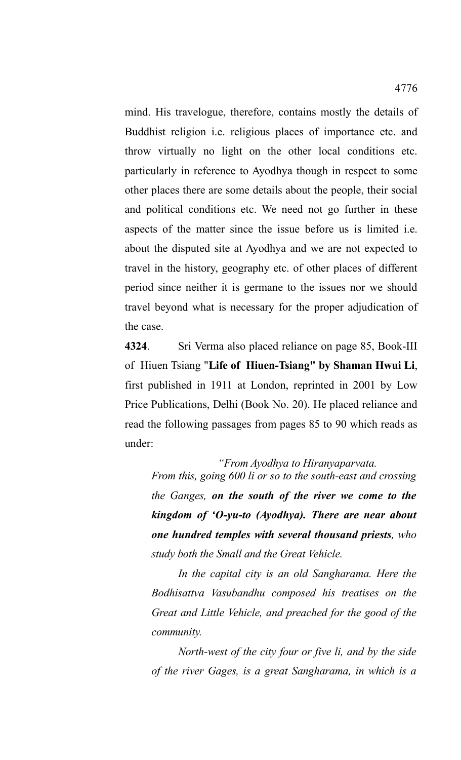mind. His travelogue, therefore, contains mostly the details of Buddhist religion i.e. religious places of importance etc. and throw virtually no light on the other local conditions etc. particularly in reference to Ayodhya though in respect to some other places there are some details about the people, their social and political conditions etc. We need not go further in these aspects of the matter since the issue before us is limited i.e. about the disputed site at Ayodhya and we are not expected to travel in the history, geography etc. of other places of different period since neither it is germane to the issues nor we should travel beyond what is necessary for the proper adjudication of the case.

**4324**. Sri Verma also placed reliance on page 85, Book-III of Hiuen Tsiang **"Life of Hiuen-Tsiang" by Shaman Hwui Li**, first published in 1911 at London, reprinted in 2001 by Low Price Publications, Delhi (Book No. 20). He placed reliance and read the following passages from pages 85 to 90 which reads as under:

*"From Ayodhya to Hiranyaparvata.*
*From this, going 600 li or so to the south-east and crossing the Ganges, **on the south of the river we come to the kingdom of 'O-yu-to (Ayodhya). There are near about one hundred temples with several thousand priests**, who study both the Small and the Great Vehicle.*

*In the capital city is an old Sangharama. Here the Bodhisattva Vasubandhu composed his treatises on the Great and Little Vehicle, and preached for the good of the community.*

*North-west of the city four or five li, and by the side of the river Gages, is a great Sangharama, in which is a*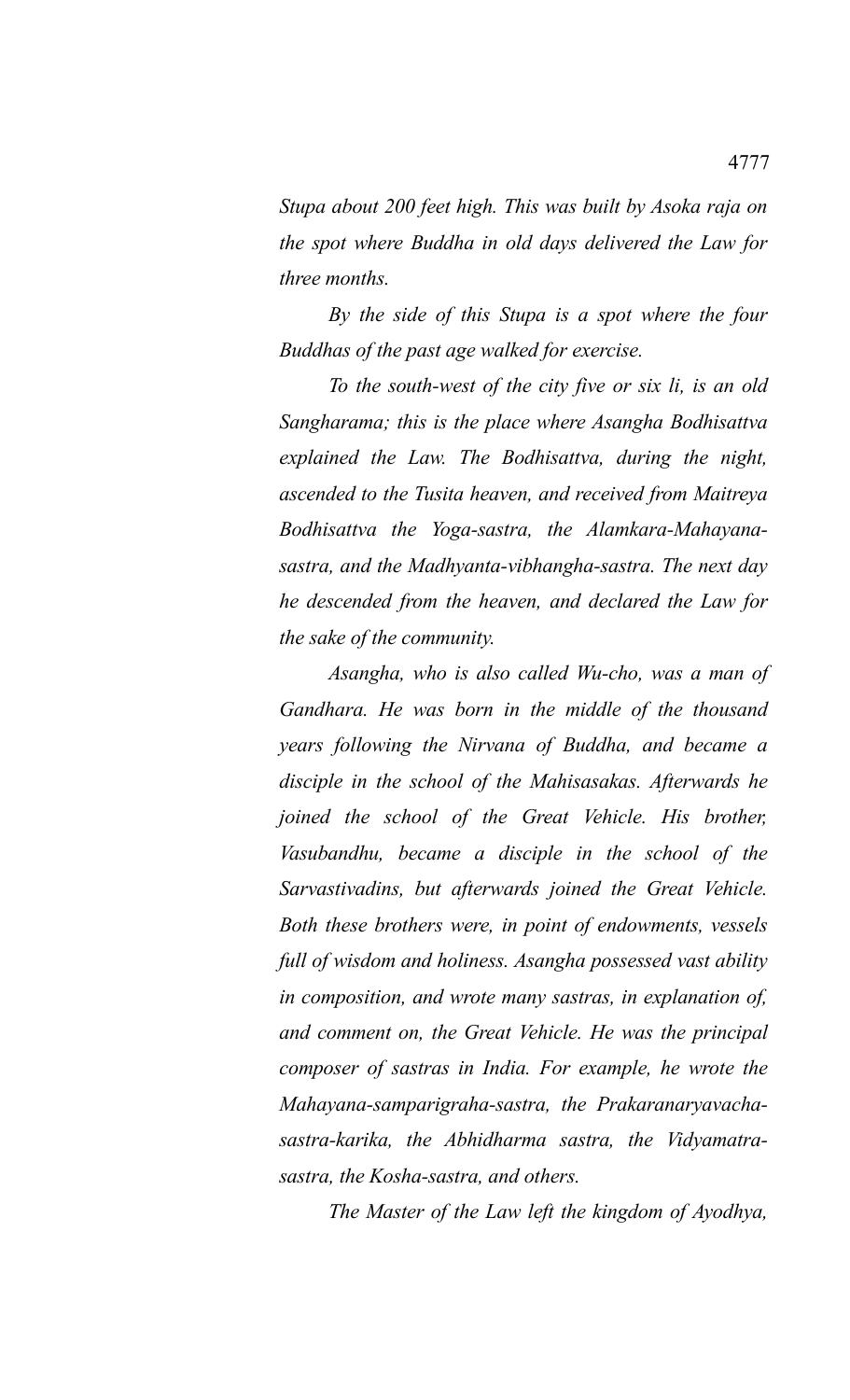*Stupa about 200 feet high. This was built by Asoka raja on the spot where Buddha in old days delivered the Law for three months.*

*By the side of this Stupa is a spot where the four Buddhas of the past age walked for exercise.*

*To the south-west of the city five or six li, is an old Sangharama; this is the place where Asangha Bodhisattva explained the Law. The Bodhisattva, during the night, ascended to the Tusita heaven, and received from Maitreya Bodhisattva the Yoga-sastra, the Alamkara-Mahayana-sastra, and the Madhyanta-vibhangha-sastra. The next day he descended from the heaven, and declared the Law for the sake of the community.*

*Asangha, who is also called Wu-cho, was a man of Gandhara. He was born in the middle of the thousand years following the Nirvana of Buddha, and became a disciple in the school of the Mahisasakas. Afterwards he joined the school of the Great Vehicle. His brother, Vasubandhu, became a disciple in the school of the Sarvastivadins, but afterwards joined the Great Vehicle. Both these brothers were, in point of endowments, vessels full of wisdom and holiness. Asangha possessed vast ability in composition, and wrote many sastras, in explanation of, and comment on, the Great Vehicle. He was the principal composer of sastras in India. For example, he wrote the Mahayana-samparigraha-sastra, the Prakaranaryavacha-sastra-karika, the Abhidharma sastra, the Vidyamatra-sastra, the Kosha-sastra, and others.*

*The Master of the Law left the kingdom of Ayodhya,*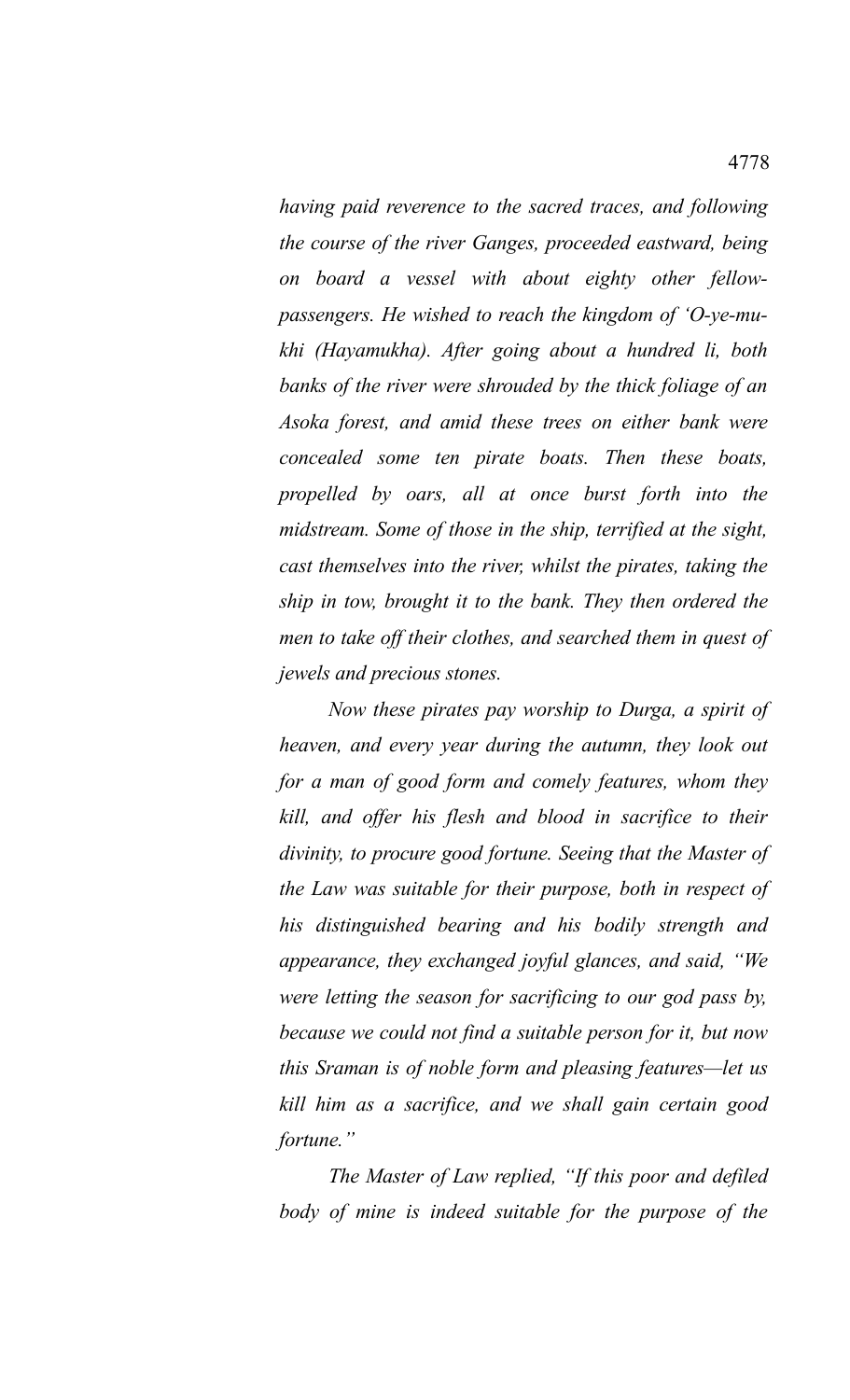*having paid reverence to the sacred traces, and following the course of the river Ganges, proceeded eastward, being on board a vessel with about eighty other fellow-passengers. He wished to reach the kingdom of 'O-ye-mu-khi (Hayamukha). After going about a hundred li, both banks of the river were shrouded by the thick foliage of an Asoka forest, and amid these trees on either bank were concealed some ten pirate boats. Then these boats, propelled by oars, all at once burst forth into the midstream. Some of those in the ship, terrified at the sight, cast themselves into the river, whilst the pirates, taking the ship in tow, brought it to the bank. They then ordered the men to take off their clothes, and searched them in quest of jewels and precious stones.*

*Now these pirates pay worship to Durga, a spirit of heaven, and every year during the autumn, they look out for a man of good form and comely features, whom they kill, and offer his flesh and blood in sacrifice to their divinity, to procure good fortune. Seeing that the Master of the Law was suitable for their purpose, both in respect of his distinguished bearing and his bodily strength and appearance, they exchanged joyful glances, and said, "We were letting the season for sacrificing to our god pass by, because we could not find a suitable person for it, but now this Sraman is of noble form and pleasing features—let us kill him as a sacrifice, and we shall gain certain good fortune."*

*The Master of Law replied, "If this poor and defiled body of mine is indeed suitable for the purpose of the*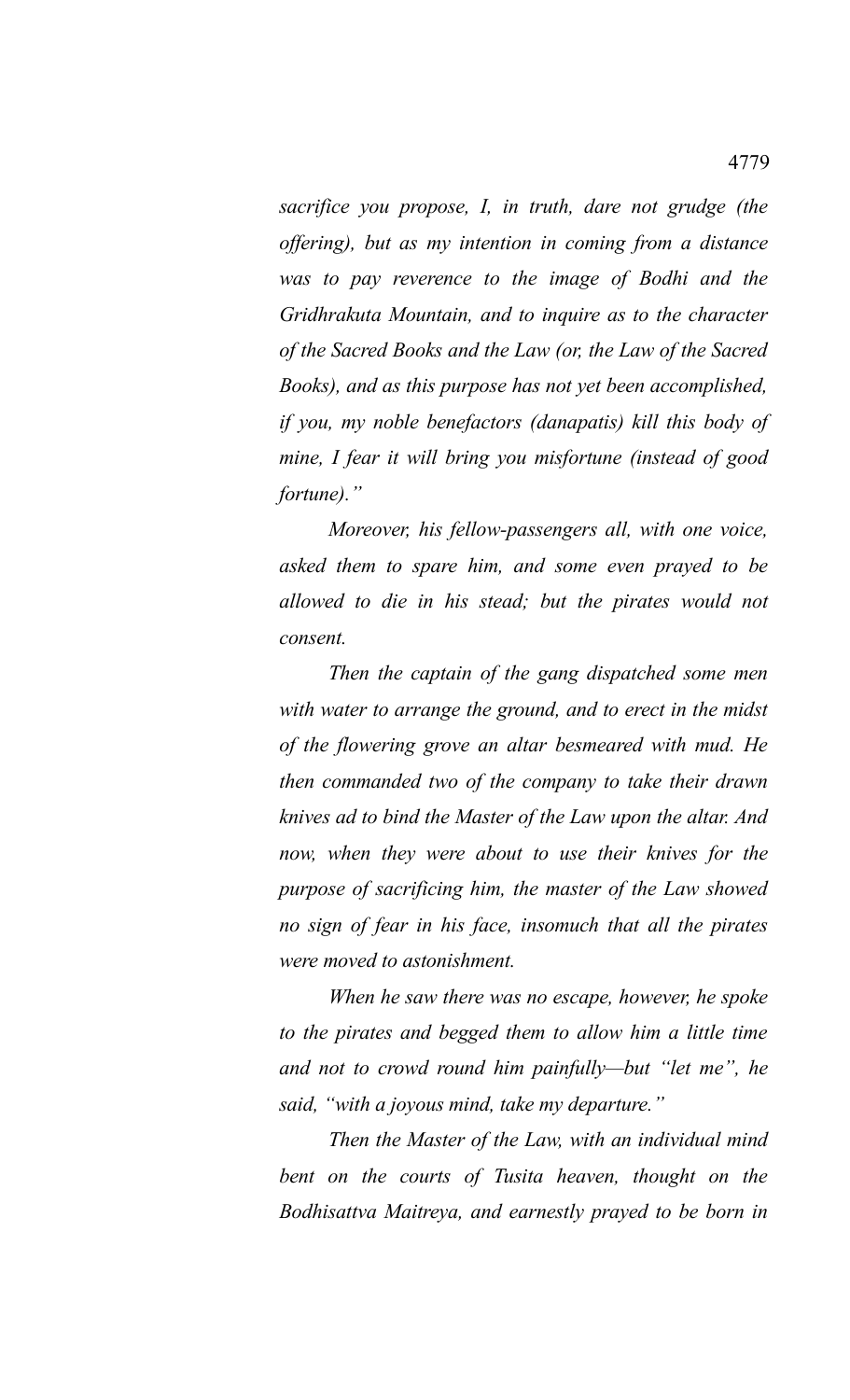*sacrifice you propose, I, in truth, dare not grudge (the offering), but as my intention in coming from a distance was to pay reverence to the image of Bodhi and the Gridhrakuta Mountain, and to inquire as to the character of the Sacred Books and the Law (or, the Law of the Sacred Books), and as this purpose has not yet been accomplished, if you, my noble benefactors (danapatis) kill this body of mine, I fear it will bring you misfortune (instead of good fortune)."*

*Moreover, his fellow-passengers all, with one voice, asked them to spare him, and some even prayed to be allowed to die in his stead; but the pirates would not consent.*

*Then the captain of the gang dispatched some men with water to arrange the ground, and to erect in the midst of the flowering grove an altar besmeared with mud. He then commanded two of the company to take their drawn knives ad to bind the Master of the Law upon the altar. And now, when they were about to use their knives for the purpose of sacrificing him, the master of the Law showed no sign of fear in his face, insomuch that all the pirates were moved to astonishment.*

*When he saw there was no escape, however, he spoke to the pirates and begged them to allow him a little time and not to crowd round him painfully—but "let me", he said, "with a joyous mind, take my departure."*

*Then the Master of the Law, with an individual mind bent on the courts of Tusita heaven, thought on the Bodhisattva Maitreya, and earnestly prayed to be born in*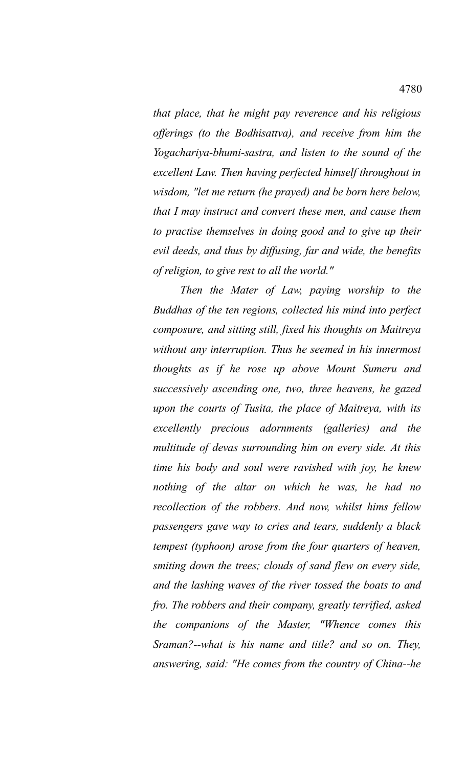*that place, that he might pay reverence and his religious offerings (to the Bodhisattva), and receive from him the Yogachariya-bhumi-sastra, and listen to the sound of the excellent Law. Then having perfected himself throughout in wisdom, "let me return (he prayed) and be born here below, that I may instruct and convert these men, and cause them to practise themselves in doing good and to give up their evil deeds, and thus by diffusing, far and wide, the benefits of religion, to give rest to all the world."*

*Then the Mater of Law, paying worship to the Buddhas of the ten regions, collected his mind into perfect composure, and sitting still, fixed his thoughts on Maitreya without any interruption. Thus he seemed in his innermost thoughts as if he rose up above Mount Sumeru and successively ascending one, two, three heavens, he gazed upon the courts of Tusita, the place of Maitreya, with its excellently precious adornments (galleries) and the multitude of devas surrounding him on every side. At this time his body and soul were ravished with joy, he knew nothing of the altar on which he was, he had no recollection of the robbers. And now, whilst hims fellow passengers gave way to cries and tears, suddenly a black tempest (typhoon) arose from the four quarters of heaven, smiting down the trees; clouds of sand flew on every side, and the lashing waves of the river tossed the boats to and fro. The robbers and their company, greatly terrified, asked the companions of the Master, "Whence comes this Sraman?--what is his name and title? and so on. They, answering, said: "He comes from the country of China--he*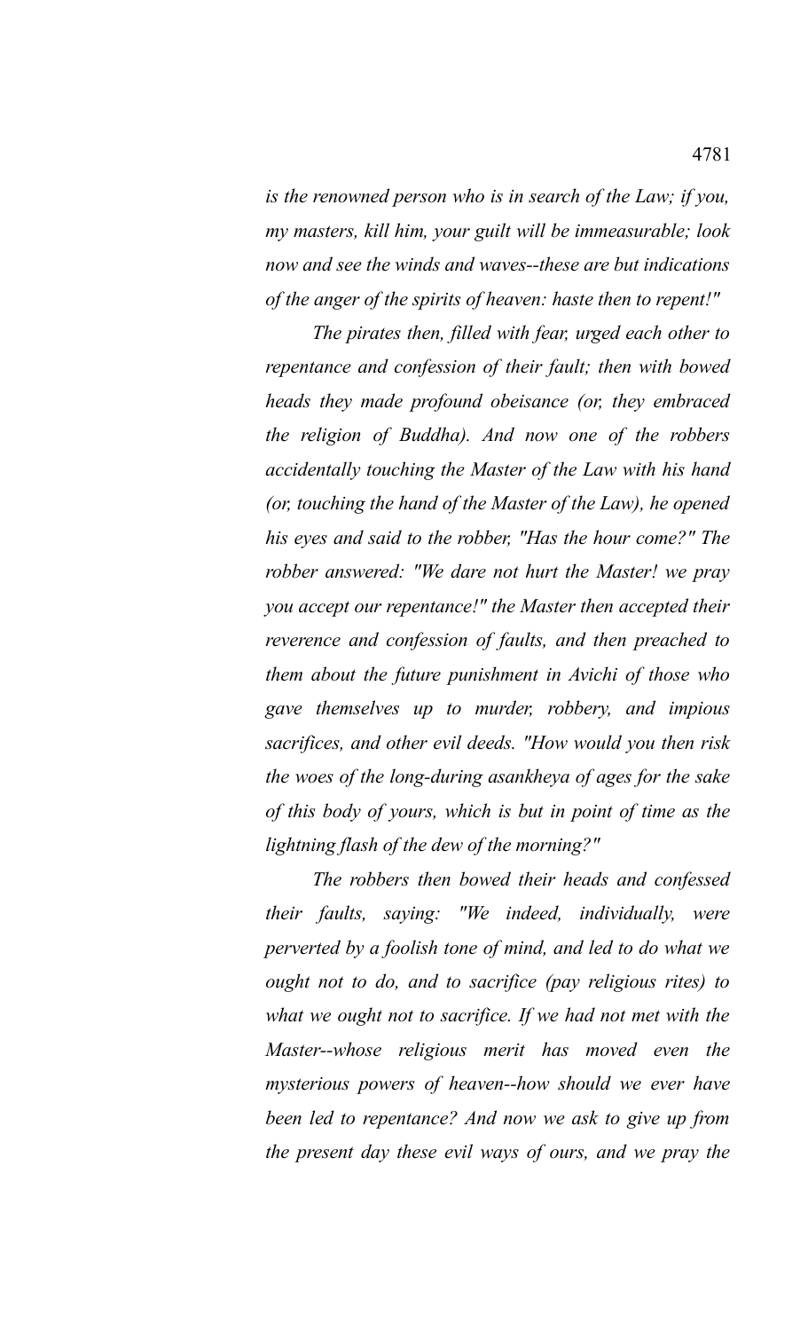*is the renowned person who is in search of the Law; if you, my masters, kill him, your guilt will be immeasurable; look now and see the winds and waves--these are but indications of the anger of the spirits of heaven: haste then to repent!"*

*The pirates then, filled with fear, urged each other to repentance and confession of their fault; then with bowed heads they made profound obeisance (or, they embraced the religion of Buddha). And now one of the robbers accidentally touching the Master of the Law with his hand (or, touching the hand of the Master of the Law), he opened his eyes and said to the robber, "Has the hour come?" The robber answered: "We dare not hurt the Master! we pray you accept our repentance!" the Master then accepted their reverence and confession of faults, and then preached to them about the future punishment in Avichi of those who gave themselves up to murder, robbery, and impious sacrifices, and other evil deeds. "How would you then risk the woes of the long-during asankheya of ages for the sake of this body of yours, which is but in point of time as the lightning flash of the dew of the morning?"*

*The robbers then bowed their heads and confessed their faults, saying: "We indeed, individually, were perverted by a foolish tone of mind, and led to do what we ought not to do, and to sacrifice (pay religious rites) to what we ought not to sacrifice. If we had not met with the Master--whose religious merit has moved even the mysterious powers of heaven--how should we ever have been led to repentance? And now we ask to give up from the present day these evil ways of ours, and we pray the*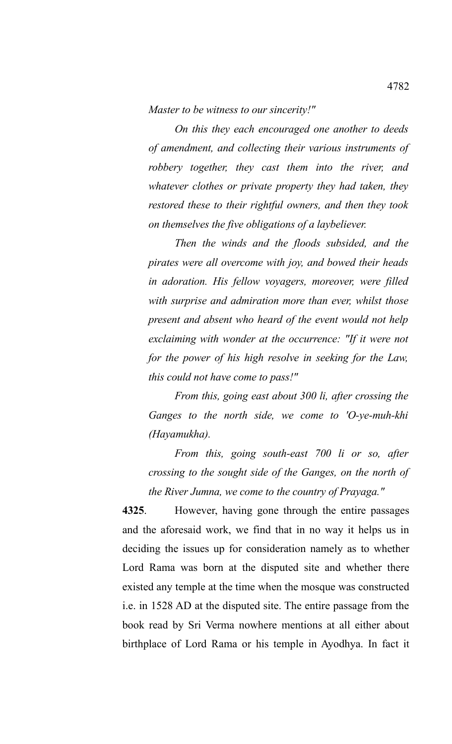*Master to be witness to our sincerity!"*

*On this they each encouraged one another to deeds of amendment, and collecting their various instruments of robbery together, they cast them into the river, and whatever clothes or private property they had taken, they restored these to their rightful owners, and then they took on themselves the five obligations of a laybeliever.*

*Then the winds and the floods subsided, and the pirates were all overcome with joy, and bowed their heads in adoration. His fellow voyagers, moreover, were filled with surprise and admiration more than ever, whilst those present and absent who heard of the event would not help exclaiming with wonder at the occurrence: "If it were not for the power of his high resolve in seeking for the Law, this could not have come to pass!"*

*From this, going east about 300 li, after crossing the Ganges to the north side, we come to 'O-ye-muh-khi (Hayamukha).*

*From this, going south-east 700 li or so, after crossing to the sought side of the Ganges, on the north of the River Jumna, we come to the country of Prayaga."*

**4325**. However, having gone through the entire passages and the aforesaid work, we find that in no way it helps us in deciding the issues up for consideration namely as to whether Lord Rama was born at the disputed site and whether there existed any temple at the time when the mosque was constructed i.e. in 1528 AD at the disputed site. The entire passage from the book read by Sri Verma nowhere mentions at all either about birthplace of Lord Rama or his temple in Ayodhya. In fact it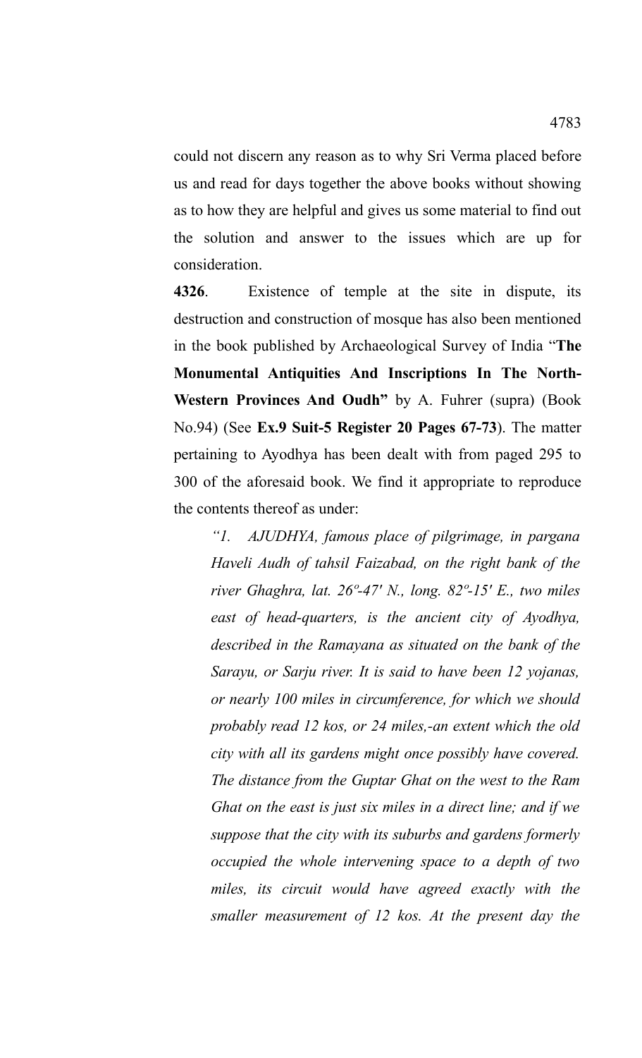could not discern any reason as to why Sri Verma placed before us and read for days together the above books without showing as to how they are helpful and gives us some material to find out the solution and answer to the issues which are up for consideration.

**4326**. Existence of temple at the site in dispute, its destruction and construction of mosque has also been mentioned in the book published by Archaeological Survey of India "**The Monumental Antiquities And Inscriptions In The North-Western Provinces And Oudh"** by A. Fuhrer (supra) (Book No.94) (See **Ex.9 Suit-5 Register 20 Pages 67-73**). The matter pertaining to Ayodhya has been dealt with from paged 295 to 300 of the aforesaid book. We find it appropriate to reproduce the contents thereof as under:

> *"1. AJUDHYA, famous place of pilgrimage, in pargana Haveli Audh of tahsil Faizabad, on the right bank of the river Ghaghra, lat. 26º-47' N., long. 82º-15' E., two miles east of head-quarters, is the ancient city of Ayodhya, described in the Ramayana as situated on the bank of the Sarayu, or Sarju river. It is said to have been 12 yojanas, or nearly 100 miles in circumference, for which we should probably read 12 kos, or 24 miles,-an extent which the old city with all its gardens might once possibly have covered. The distance from the Guptar Ghat on the west to the Ram Ghat on the east is just six miles in a direct line; and if we suppose that the city with its suburbs and gardens formerly occupied the whole intervening space to a depth of two miles, its circuit would have agreed exactly with the smaller measurement of 12 kos. At the present day the*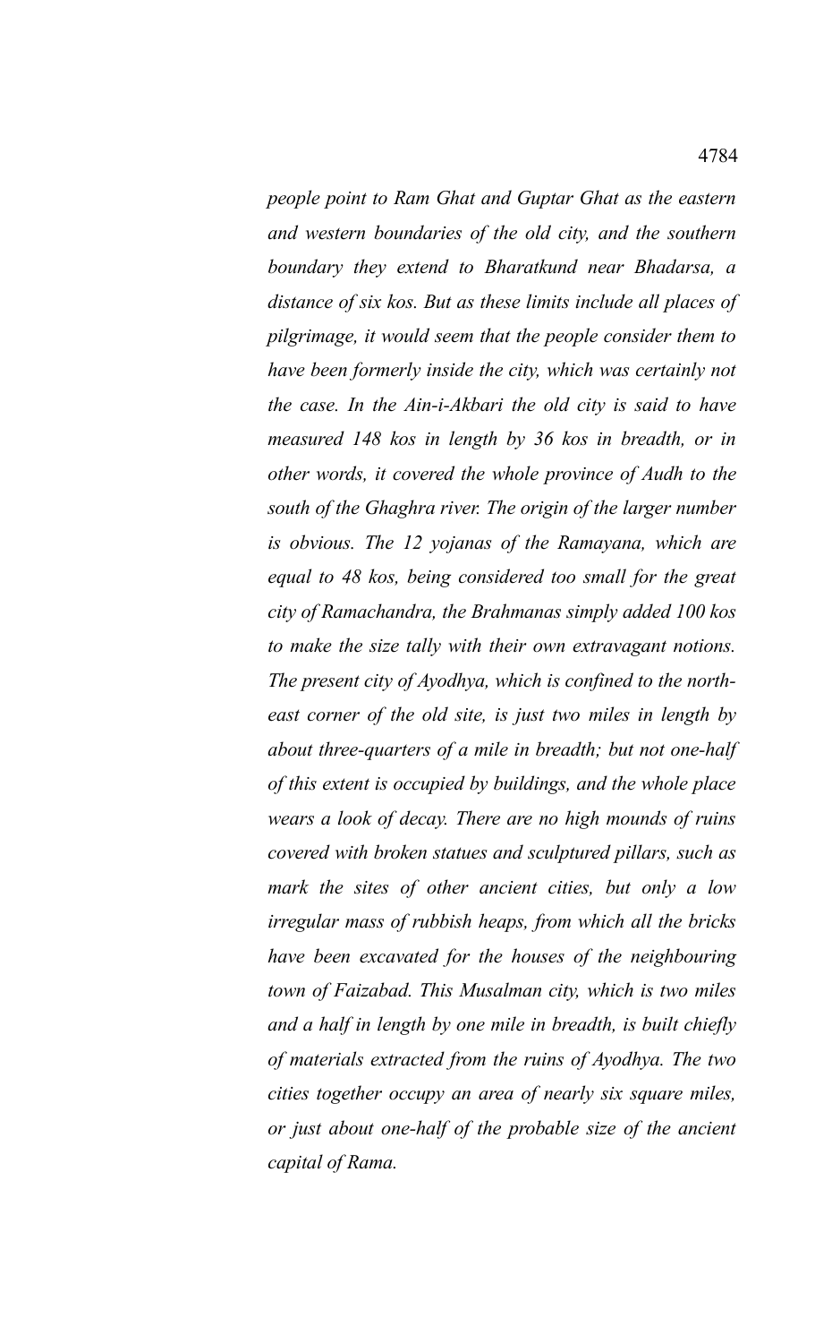*people point to Ram Ghat and Guptar Ghat as the eastern and western boundaries of the old city, and the southern boundary they extend to Bharatkund near Bhadarsa, a distance of six kos. But as these limits include all places of pilgrimage, it would seem that the people consider them to have been formerly inside the city, which was certainly not the case. In the Ain-i-Akbari the old city is said to have measured 148 kos in length by 36 kos in breadth, or in other words, it covered the whole province of Audh to the south of the Ghaghra river. The origin of the larger number is obvious. The 12 yojanas of the Ramayana, which are equal to 48 kos, being considered too small for the great city of Ramachandra, the Brahmanas simply added 100 kos to make the size tally with their own extravagant notions. The present city of Ayodhya, which is confined to the north-east corner of the old site, is just two miles in length by about three-quarters of a mile in breadth; but not one-half of this extent is occupied by buildings, and the whole place wears a look of decay. There are no high mounds of ruins covered with broken statues and sculptured pillars, such as mark the sites of other ancient cities, but only a low irregular mass of rubbish heaps, from which all the bricks have been excavated for the houses of the neighbouring town of Faizabad. This Musalman city, which is two miles and a half in length by one mile in breadth, is built chiefly of materials extracted from the ruins of Ayodhya. The two cities together occupy an area of nearly six square miles, or just about one-half of the probable size of the ancient capital of Rama.*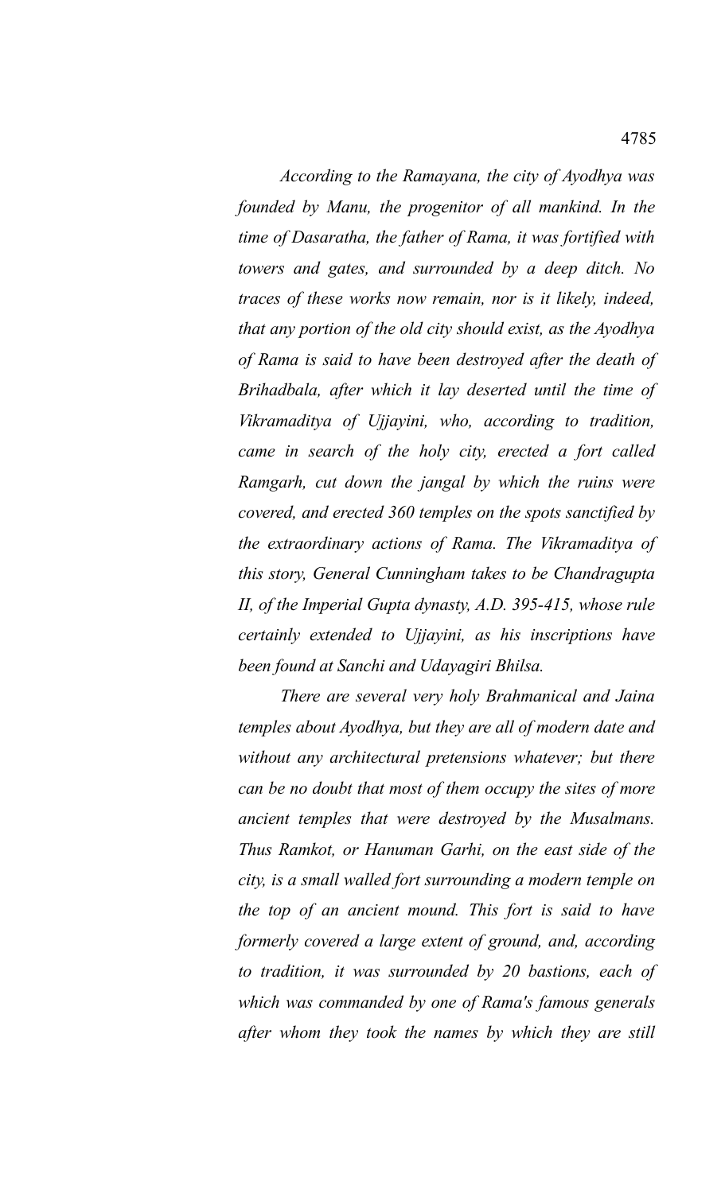*According to the Ramayana, the city of Ayodhya was founded by Manu, the progenitor of all mankind. In the time of Dasaratha, the father of Rama, it was fortified with towers and gates, and surrounded by a deep ditch. No traces of these works now remain, nor is it likely, indeed, that any portion of the old city should exist, as the Ayodhya of Rama is said to have been destroyed after the death of Brihadbala, after which it lay deserted until the time of Vikramaditya of Ujjayini, who, according to tradition, came in search of the holy city, erected a fort called Ramgarh, cut down the jangal by which the ruins were covered, and erected 360 temples on the spots sanctified by the extraordinary actions of Rama. The Vikramaditya of this story, General Cunningham takes to be Chandragupta II, of the Imperial Gupta dynasty, A.D. 395-415, whose rule certainly extended to Ujjayini, as his inscriptions have been found at Sanchi and Udayagiri Bhilsa.*

*There are several very holy Brahmanical and Jaina temples about Ayodhya, but they are all of modern date and without any architectural pretensions whatever; but there can be no doubt that most of them occupy the sites of more ancient temples that were destroyed by the Musalmans. Thus Ramkot, or Hanuman Garhi, on the east side of the city, is a small walled fort surrounding a modern temple on the top of an ancient mound. This fort is said to have formerly covered a large extent of ground, and, according to tradition, it was surrounded by 20 bastions, each of which was commanded by one of Rama's famous generals after whom they took the names by which they are still*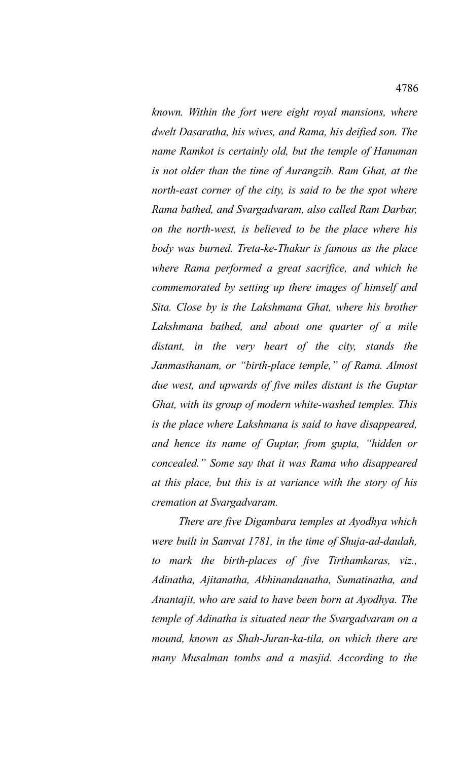*known. Within the fort were eight royal mansions, where dwelt Dasaratha, his wives, and Rama, his deified son. The name Ramkot is certainly old, but the temple of Hanuman is not older than the time of Aurangzib. Ram Ghat, at the north-east corner of the city, is said to be the spot where Rama bathed, and Svargadvaram, also called Ram Darbar, on the north-west, is believed to be the place where his body was burned. Treta-ke-Thakur is famous as the place where Rama performed a great sacrifice, and which he commemorated by setting up there images of himself and Sita. Close by is the Lakshmana Ghat, where his brother Lakshmana bathed, and about one quarter of a mile distant, in the very heart of the city, stands the Janmasthanam, or "birth-place temple," of Rama. Almost due west, and upwards of five miles distant is the Guptar Ghat, with its group of modern white-washed temples. This is the place where Lakshmana is said to have disappeared, and hence its name of Guptar, from gupta, "hidden or concealed." Some say that it was Rama who disappeared at this place, but this is at variance with the story of his cremation at Svargadvaram.*

*There are five Digambara temples at Ayodhya which were built in Samvat 1781, in the time of Shuja-ad-daulah, to mark the birth-places of five Tirthamkaras, viz., Adinatha, Ajitanatha, Abhinandanatha, Sumatinatha, and Anantajit, who are said to have been born at Ayodhya. The temple of Adinatha is situated near the Svargadvaram on a mound, known as Shah-Juran-ka-tila, on which there are many Musalman tombs and a masjid. According to the*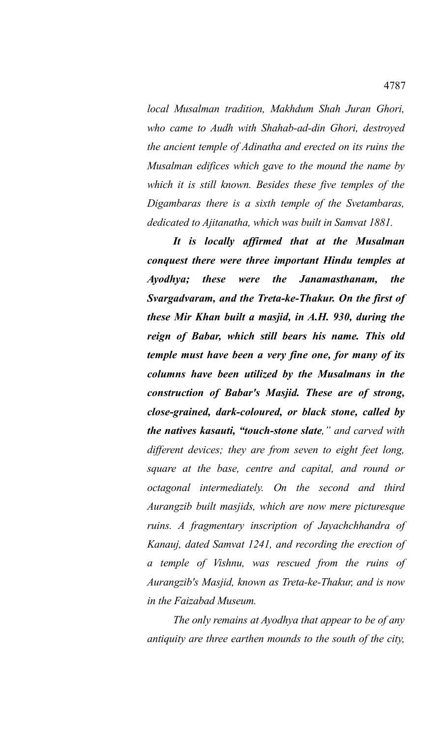*local Musalman tradition, Makhdum Shah Juran Ghori, who came to Audh with Shahab-ad-din Ghori, destroyed the ancient temple of Adinatha and erected on its ruins the Musalman edifices which gave to the mound the name by which it is still known. Besides these five temples of the Digambaras there is a sixth temple of the Svetambaras, dedicated to Ajitanatha, which was built in Samvat 1881.*

***It is locally affirmed that at the Musalman conquest there were three important Hindu temples at Ayodhya; these were the Janamasthanam, the Svargadvaram, and the Treta-ke-Thakur. On the first of these Mir Khan built a masjid, in A.H. 930, during the reign of Babar, which still bears his name. This old temple must have been a very fine one, for many of its columns have been utilized by the Musalmans in the construction of Babar's Masjid. These are of strong, close-grained, dark-coloured, or black stone, called by the natives kasauti, "touch-stone slate**," and carved with different devices; they are from seven to eight feet long, square at the base, centre and capital, and round or octagonal intermediately. On the second and third Aurangzib built masjids, which are now mere picturesque ruins. A fragmentary inscription of Jayachchhandra of Kanauj, dated Samvat 1241, and recording the erection of a temple of Vishnu, was rescued from the ruins of Aurangzib's Masjid, known as Treta-ke-Thakur, and is now in the Faizabad Museum.*

*The only remains at Ayodhya that appear to be of any antiquity are three earthen mounds to the south of the city,*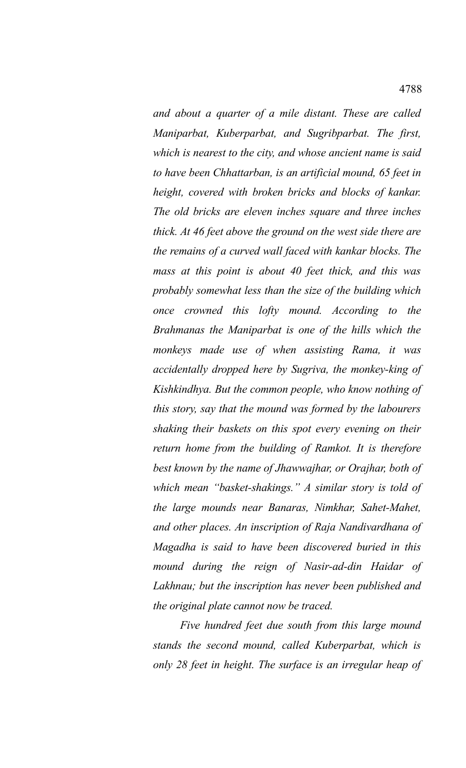*and about a quarter of a mile distant. These are called Maniparbat, Kuberparbat, and Sugribparbat. The first, which is nearest to the city, and whose ancient name is said to have been Chhattarban, is an artificial mound, 65 feet in height, covered with broken bricks and blocks of kankar. The old bricks are eleven inches square and three inches thick. At 46 feet above the ground on the west side there are the remains of a curved wall faced with kankar blocks. The mass at this point is about 40 feet thick, and this was probably somewhat less than the size of the building which once crowned this lofty mound. According to the Brahmanas the Maniparbat is one of the hills which the monkeys made use of when assisting Rama, it was accidentally dropped here by Sugriva, the monkey-king of Kishkindhya. But the common people, who know nothing of this story, say that the mound was formed by the labourers shaking their baskets on this spot every evening on their return home from the building of Ramkot. It is therefore best known by the name of Jhawwajhar, or Orajhar, both of which mean "basket-shakings." A similar story is told of the large mounds near Banaras, Nimkhar, Sahet-Mahet, and other places. An inscription of Raja Nandivardhana of Magadha is said to have been discovered buried in this mound during the reign of Nasir-ad-din Haidar of Lakhnau; but the inscription has never been published and the original plate cannot now be traced.*

*Five hundred feet due south from this large mound stands the second mound, called Kuberparbat, which is only 28 feet in height. The surface is an irregular heap of*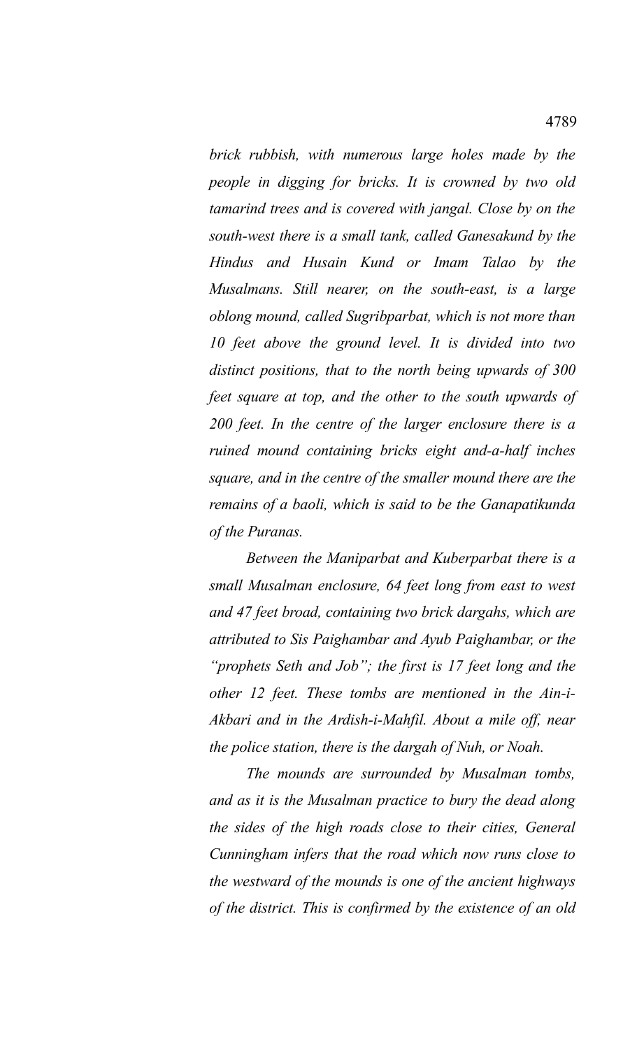*brick rubbish, with numerous large holes made by the people in digging for bricks. It is crowned by two old tamarind trees and is covered with jangal. Close by on the south-west there is a small tank, called Ganesakund by the Hindus and Husain Kund or Imam Talao by the Musalmans. Still nearer, on the south-east, is a large oblong mound, called Sugribparbat, which is not more than 10 feet above the ground level. It is divided into two distinct positions, that to the north being upwards of 300 feet square at top, and the other to the south upwards of 200 feet. In the centre of the larger enclosure there is a ruined mound containing bricks eight and-a-half inches square, and in the centre of the smaller mound there are the remains of a baoli, which is said to be the Ganapatikunda of the Puranas.*

*Between the Maniparbat and Kuberparbat there is a small Musalman enclosure, 64 feet long from east to west and 47 feet broad, containing two brick dargahs, which are attributed to Sis Paighambar and Ayub Paighambar, or the "prophets Seth and Job"; the first is 17 feet long and the other 12 feet. These tombs are mentioned in the Ain-i-Akbari and in the Ardish-i-Mahfil. About a mile off, near the police station, there is the dargah of Nuh, or Noah.*

*The mounds are surrounded by Musalman tombs, and as it is the Musalman practice to bury the dead along the sides of the high roads close to their cities, General Cunningham infers that the road which now runs close to the westward of the mounds is one of the ancient highways of the district. This is confirmed by the existence of an old*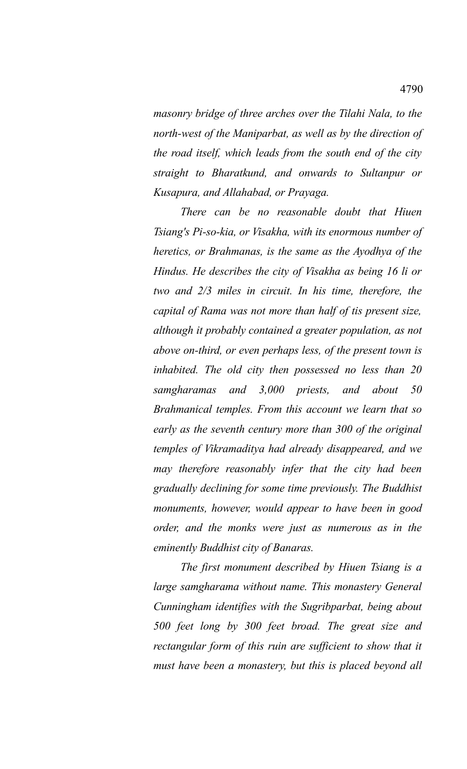*masonry bridge of three arches over the Tilahi Nala, to the north-west of the Maniparbat, as well as by the direction of the road itself, which leads from the south end of the city straight to Bharatkund, and onwards to Sultanpur or Kusapura, and Allahabad, or Prayaga.*

*There can be no reasonable doubt that Hiuen Tsiang's Pi-so-kia, or Visakha, with its enormous number of heretics, or Brahmanas, is the same as the Ayodhya of the Hindus. He describes the city of Visakha as being 16 li or two and 2/3 miles in circuit. In his time, therefore, the capital of Rama was not more than half of tis present size, although it probably contained a greater population, as not above on-third, or even perhaps less, of the present town is inhabited. The old city then possessed no less than 20 samgharamas and 3,000 priests, and about 50 Brahmanical temples. From this account we learn that so early as the seventh century more than 300 of the original temples of Vikramaditya had already disappeared, and we may therefore reasonably infer that the city had been gradually declining for some time previously. The Buddhist monuments, however, would appear to have been in good order, and the monks were just as numerous as in the eminently Buddhist city of Banaras.*

*The first monument described by Hiuen Tsiang is a large samgharama without name. This monastery General Cunningham identifies with the Sugribparbat, being about 500 feet long by 300 feet broad. The great size and rectangular form of this ruin are sufficient to show that it must have been a monastery, but this is placed beyond all*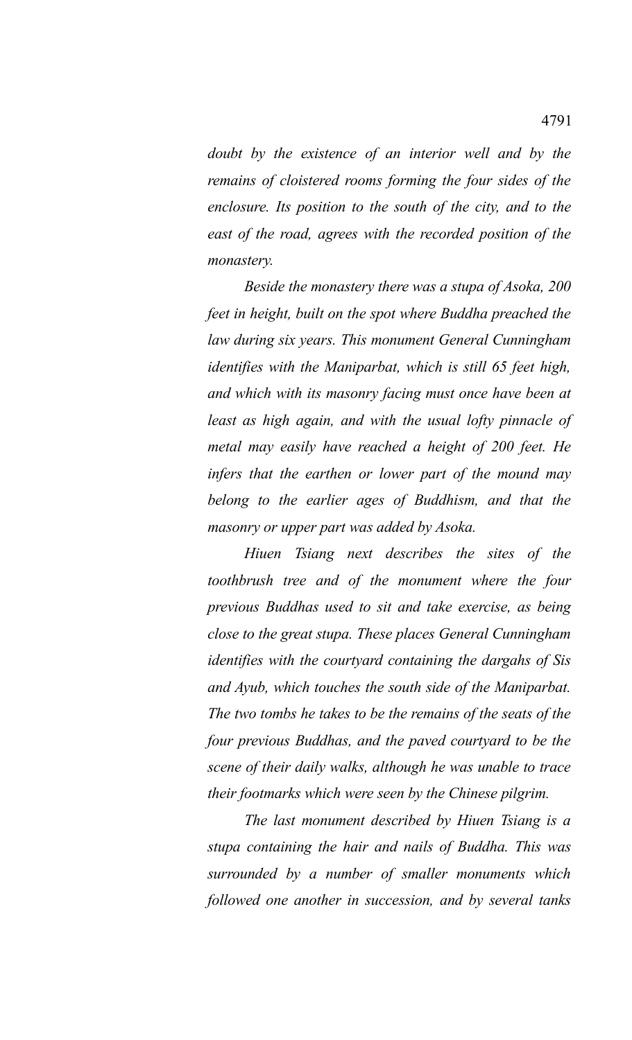*doubt by the existence of an interior well and by the remains of cloistered rooms forming the four sides of the enclosure. Its position to the south of the city, and to the east of the road, agrees with the recorded position of the monastery.*

*Beside the monastery there was a stupa of Asoka, 200 feet in height, built on the spot where Buddha preached the law during six years. This monument General Cunningham identifies with the Maniparbat, which is still 65 feet high, and which with its masonry facing must once have been at least as high again, and with the usual lofty pinnacle of metal may easily have reached a height of 200 feet. He infers that the earthen or lower part of the mound may belong to the earlier ages of Buddhism, and that the masonry or upper part was added by Asoka.*

*Hiuen Tsiang next describes the sites of the toothbrush tree and of the monument where the four previous Buddhas used to sit and take exercise, as being close to the great stupa. These places General Cunningham identifies with the courtyard containing the dargahs of Sis and Ayub, which touches the south side of the Maniparbat. The two tombs he takes to be the remains of the seats of the four previous Buddhas, and the paved courtyard to be the scene of their daily walks, although he was unable to trace their footmarks which were seen by the Chinese pilgrim.*

*The last monument described by Hiuen Tsiang is a stupa containing the hair and nails of Buddha. This was surrounded by a number of smaller monuments which followed one another in succession, and by several tanks*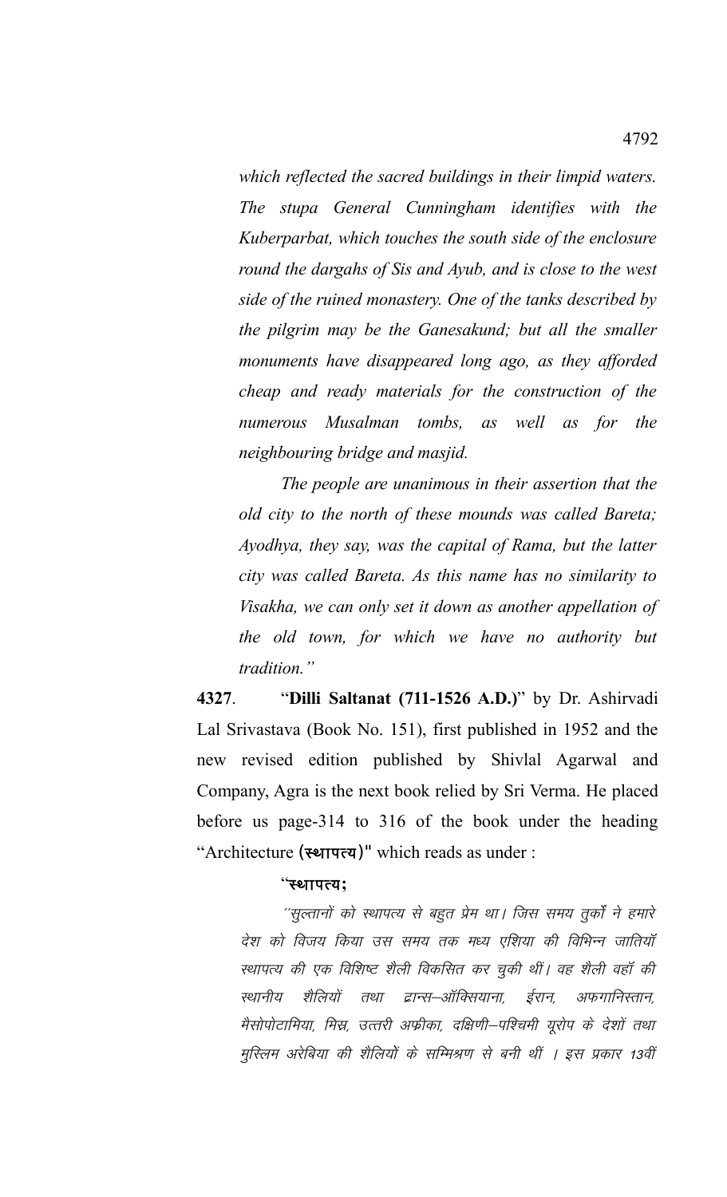*which reflected the sacred buildings in their limpid waters. The stupa General Cunningham identifies with the Kuberparbat, which touches the south side of the enclosure round the dargahs of Sis and Ayub, and is close to the west side of the ruined monastery. One of the tanks described by the pilgrim may be the Ganesakund; but all the smaller monuments have disappeared long ago, as they afforded cheap and ready materials for the construction of the numerous Musalman tombs, as well as for the neighbouring bridge and masjid.*

*The people are unanimous in their assertion that the old city to the north of these mounds was called Bareta; Ayodhya, they say, was the capital of Rama, but the latter city was called Bareta. As this name has no similarity to Visakha, we can only set it down as another appellation of the old town, for which we have no authority but tradition."*

**4327**. "**Dilli Saltanat (711-1526 A.D.)**" by Dr. Ashirvadi Lal Srivastava (Book No. 151), first published in 1952 and the new revised edition published by Shivlal Agarwal and Company, Agra is the next book relied by Sri Verma. He placed before us page-314 to 316 of the book under the heading "Architecture (**स्थापत्य**)" which reads as under :

"**स्थापत्य;**

*''सुल्तानों को स्थापत्य से बहुत प्रेम था। जिस समय तुर्कों ने हमारे देश को विजय किया उस समय तक मध्य एशिया की विभिन्न जातियॉं स्थापत्य की एक विशिष्ट शैली विकसित कर चुकी थीं। वह शैली वहॉं की स्थानीय शैलियों तथा ट्रान्स–ऑक्सियाना, ईरान, अफगानिस्तान, मैसोपोटामिया, मिस्र, उत्तरी अफ्रीका, दक्षिणी–पश्चिमी यूरोप के देशों तथा मुस्लिम अरेबिया की शैलियों के सम्मिश्रण से बनी थीं । इस प्रकार 13वीं*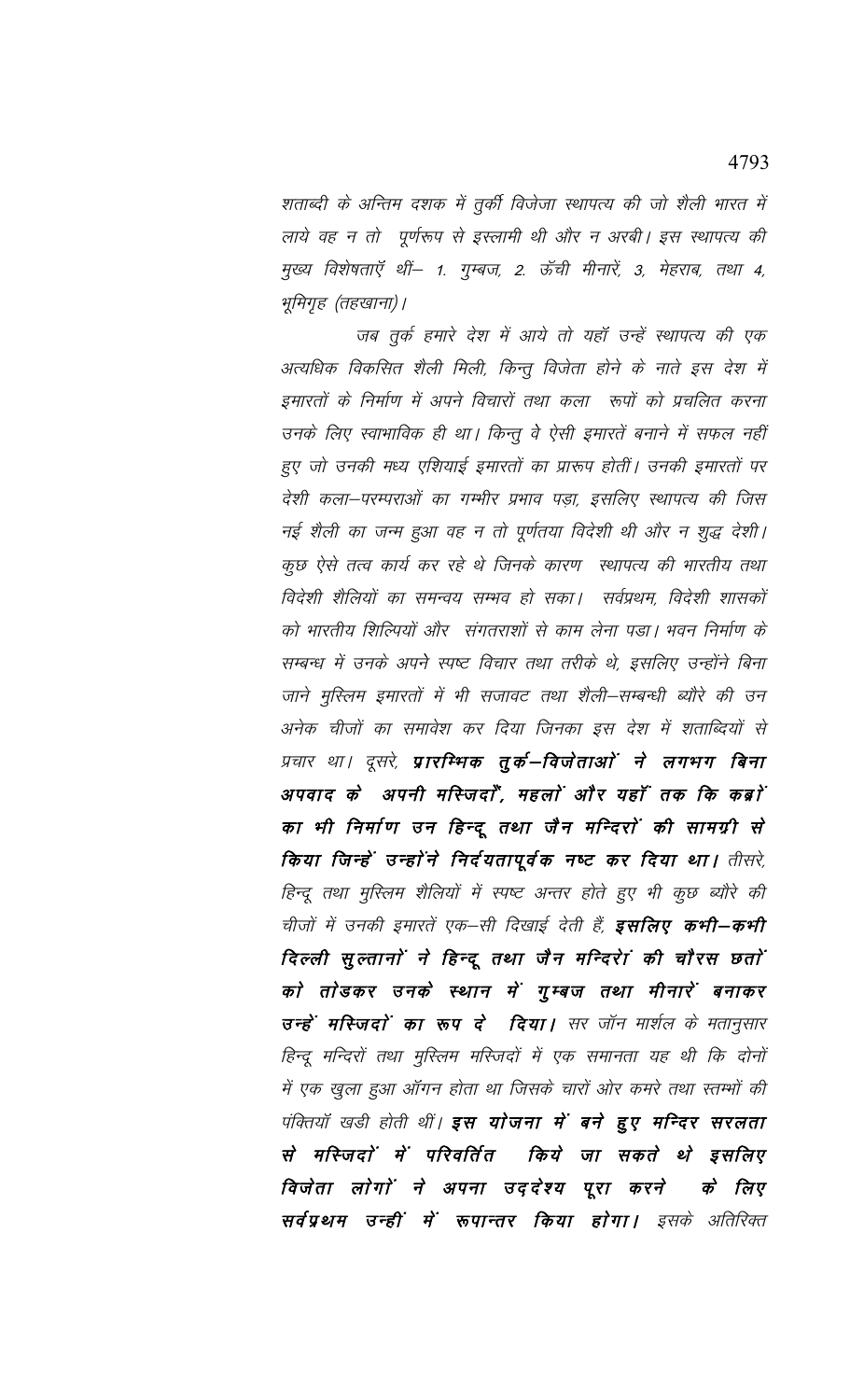*शताब्दी के अन्तिम दशक में तुर्की विजेजा स्थापत्य की जो शैली भारत में लाये वह न तो पूर्णरूप से इस्लामी थी और न अरबी। इस स्थापत्य की मुख्य विशेषताएँ थीं– 1. गुम्बज, 2. ऊँची मीनारें, 3, मेहराब, तथा 4, भूमिगृह (तहखाना)।*

*जब तुर्क हमारे देश में आये तो यहाँ उन्हें स्थापत्य की एक अत्यधिक विकसित शैली मिली, किन्तु विजेता होने के नाते इस देश में इमारतों के निर्माण में अपने विचारों तथा कला रूपों को प्रचलित करना उनके लिए स्वाभाविक ही था। किन्तु वे ऐसी इमारतें बनाने में सफल नहीं हुए जो उनकी मध्य एशियाई इमारतों का प्रारूप होतीं। उनकी इमारतों पर देशी कला–परम्पराओं का गम्भीर प्रभाव पड़ा, इसलिए स्थापत्य की जिस नई शैली का जन्म हुआ वह न तो पूर्णतया विदेशी थी और न शुद्ध देशी। कुछ ऐसे तत्व कार्य कर रहे थे जिनके कारण स्थापत्य की भारतीय तथा विदेशी शैलियों का समन्वय सम्भव हो सका। सर्वप्रथम, विदेशी शासकों को भारतीय शिल्पियों और संगतराशों से काम लेना पडा। भवन निर्माण के सम्बन्ध में उनके अपने स्पष्ट विचार तथा तरीके थे, इसलिए उन्होंने बिना जाने मुस्लिम इमारतों में भी सजावट तथा शैली–सम्बन्धी ब्यौरे की उन अनेक चीजों का समावेश कर दिया जिनका इस देश में शताब्दियों से प्रचार था। दूसरे,* ***प्रारम्भिक तुर्क–विजेताओं ने लगभग बिना अपवाद के अपनी मस्जिदों, महलों और यहाँ तक कि कब्रों का भी निर्माण उन हिन्दू तथा जैन मन्दिरों की सामग्री से किया जिन्हें उन्होंने निर्दयतापूर्वक नष्ट कर दिया था।*** *तीसरे, हिन्दू तथा मुस्लिम शैलियों में स्पष्ट अन्तर होते हुए भी कुछ ब्यौरे की चीजों में उनकी इमारतें एक–सी दिखाई देती हैं,* ***इसलिए कभी–कभी दिल्ली सुल्तानों ने हिन्दू तथा जैन मन्दिरों की चौरस छतों को तोडकर उनके स्थान में गुम्बज तथा मीनारें बनाकर उन्हें मस्जिदों का रूप दे दिया।*** *सर जॉन मार्शल के मतानुसार हिन्दू मन्दिरों तथा मुस्लिम मस्जिदों में एक समानता यह थी कि दोनों में एक खुला हुआ ऑगन होता था जिसके चारों ओर कमरे तथा स्तम्भों की पंक्तियाँ खडी होती थीं।* ***इस योजना में बने हुए मन्दिर सरलता से मस्जिदों में परिवर्तित किये जा सकते थे इसलिए विजेता लोगों ने अपना उद्देश्य पूरा करने के लिए सर्वप्रथम उन्हीं में रूपान्तर किया होगा।*** *इसके अतिरिक्त*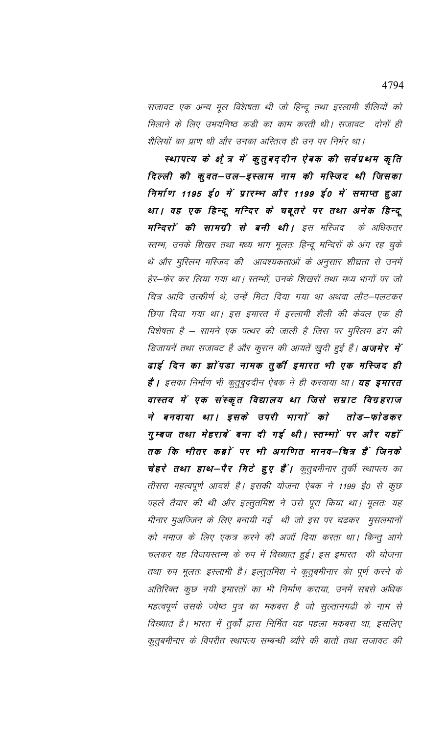सजावट एक अन्य मूल विशेषता थी जो हिन्दू तथा इस्लामी शैलियों को मिलाने के लिए उभयनिष्ठ कड़ी का काम करती थी। सजावट दोनों ही शैलियों का प्राण थी और उनका अस्तित्व ही उन पर निर्भर था।

***स्थापत्य के क्षेत्र में कुतुबद्दीन ऐबक की सर्वप्रथम कृति दिल्ली की कुवत–उल–इस्लाम नाम की मस्जिद थी जिसका निर्माण 1195 ई0 में प्रारम्भ और 1199 ई0 में समाप्त हुआ था। वह एक हिन्दू मन्दिर के चबूतरे पर तथा अनेक हिन्दू मन्दिरों की सामग्री से बनी थी।*** *इस मस्जिद के अधिकतर स्तम्भ, उनके शिखर तथा मध्य भाग मूलतः हिन्दू मन्दिरों के अंग रह चुके थे और मुस्लिम मस्जिद की आवश्यकताओं के अनुसार शीघ्रता से उनमें हेर–फेर कर लिया गया था। स्तम्भों, उनके शिखरों तथा मध्य भागों पर जो चित्र आदि उत्कीर्ण थे, उन्हें मिटा दिया गया था अथवा लौट–पलटकर छिपा दिया गया था। इस इमारत में इस्लामी शैली की केवल एक ही विशेषता है – सामने एक पत्थर की जाली है जिस पर मुस्लिम ढंग की डिजायनें तथा सजावट है और कुरान की आयतें खुदी हुई हैं।* ***अजमेर में ढाई दिन का झोंपड़ा नामक तुर्की इमारत भी एक मस्जिद ही है।*** *इसका निर्माण भी कुतुबुद्दीन ऐबक ने ही करवाया था।* ***यह इमारत वास्तव में एक संस्कृत विद्यालय था जिसे सम्राट विग्रहराज ने बनवाया था। इसके उपरी भागों को तोड–फोडकर गुम्बज तथा मेहराबें बना दी गई थी। स्तम्भों पर और यहाँ तक कि भीतर कब्रों पर भी अगणित मानव–चित्र हैं जिनके चेहरे तथा हाथ–पैर मिटे हुए हैं।*** *कुतुबमीनार तुर्की स्थापत्य का तीसरा महत्वपूर्ण आदर्श है। इसकी योजना ऐबक ने 1199 ई0 से कुछ पहले तैयार की थी और इल्तुतमिश ने उसे पूरा किया था। मूलतः यह मीनार मुअज्जिन के लिए बनायी गई थी जो इस पर चढकर मुसलमानों को नमाज के लिए एकत्र करने की अजॉ दिया करता था। किन्तु आगे चलकर यह विजयस्तम्भ के रुप में विख्यात हुई। इस इमारत की योजना तथा रुप मूलतः इस्लामी है। इल्तुतमिश ने कुतुबमीनार को पूर्ण करने के अतिरिक्त कुछ नयी इमारतों का भी निर्माण कराया, उनमें सबसे अधिक महत्वपूर्ण उसके ज्येष्ठ पुत्र का मकबरा है जो सुल्तानगढी के नाम से विख्यात है। भारत में तुर्कों द्वारा निर्मित यह पहला मकबरा था, इसलिए कुतुबमीनार के विपरीत स्थापत्य सम्बन्धी ब्यौरे की बातों तथा सजावट की*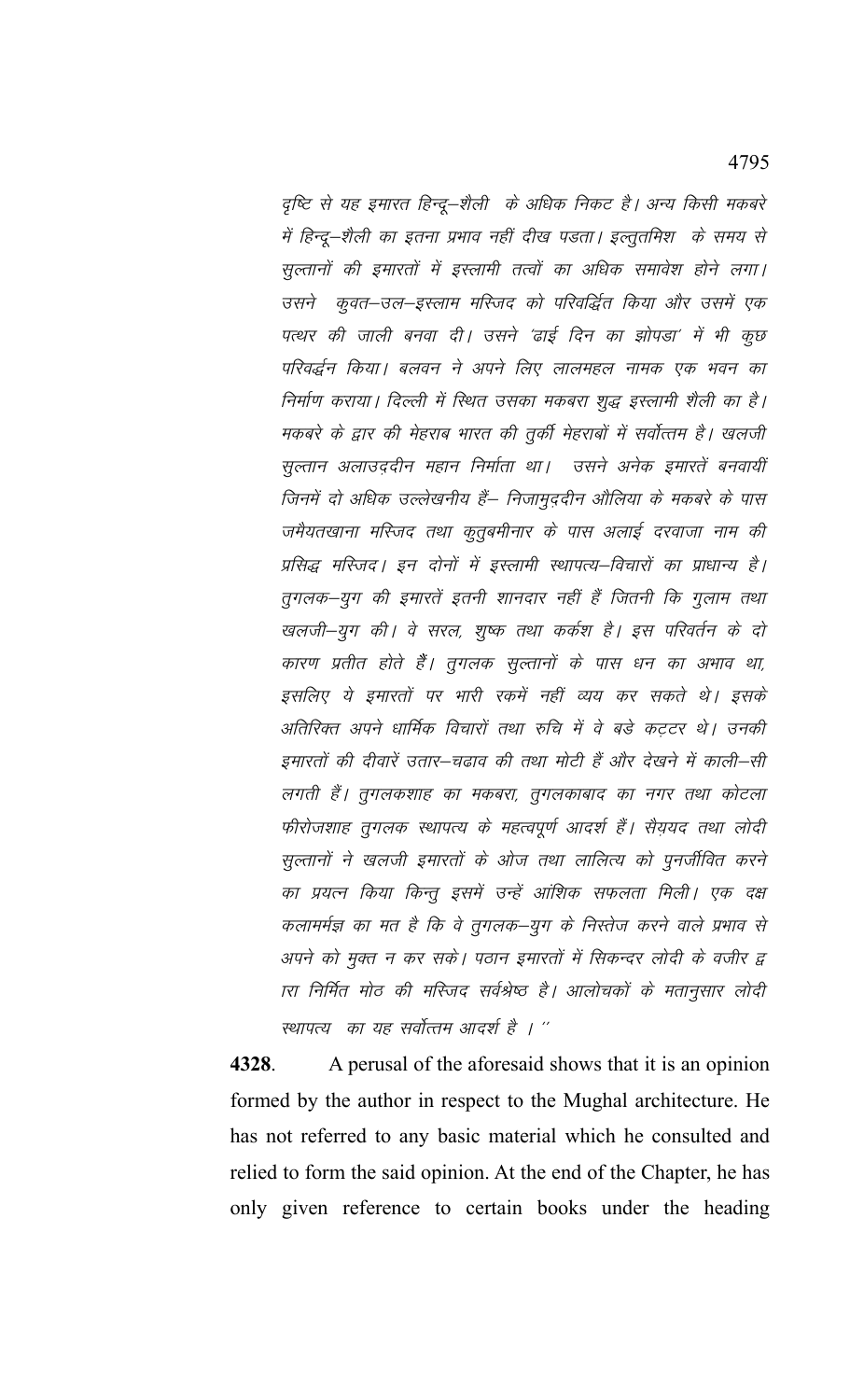*दृष्टि से यह इमारत हिन्दू–शैली के अधिक निकट है। अन्य किसी मकबरे में हिन्दू–शैली का इतना प्रभाव नहीं दीख पडता। इल्तुतमिश के समय से सुल्तानों की इमारतों में इस्लामी तत्वों का अधिक समावेश होने लगा। उसने कुवत–उल–इस्लाम मस्जिद को परिवर्द्धित किया और उसमें एक पत्थर की जाली बनवा दी। उसने 'ढाई दिन का झोपडा' में भी कुछ परिवर्द्धन किया। बलवन ने अपने लिए लालमहल नामक एक भवन का निर्माण कराया। दिल्ली में स्थित उसका मकबरा शुद्ध इस्लामी शैली का है। मकबरे के द्वार की मेहराब भारत की तुर्की मेहराबों में सर्वोत्तम है। खलजी सुल्तान अलाउद्दीन महान निर्माता था। उसने अनेक इमारतें बनवायीं जिनमें दो अधिक उल्लेखनीय हैं– निजामुद्दीन औलिया के मकबरे के पास जमैयतखाना मस्जिद तथा कुतुबमीनार के पास अलाई दरवाजा नाम की प्रसिद्ध मस्जिद। इन दोनों में इस्लामी स्थापत्य–विचारों का प्राधान्य है। तुगलक–युग की इमारतें इतनी शानदार नहीं हैं जितनी कि गुलाम तथा खलजी–युग की। वे सरल, शुष्क तथा कर्कश है। इस परिवर्तन के दो कारण प्रतीत होते हैं। तुगलक सुल्तानों के पास धन का अभाव था, इसलिए ये इमारतों पर भारी रकमें नहीं व्यय कर सकते थे। इसके अतिरिक्त अपने धार्मिक विचारों तथा रुचि में वे बडे कट्टर थे। उनकी इमारतों की दीवारें उतार–चढाव की तथा मोटी हैं और देखने में काली–सी लगती हैं। तुगलकशाह का मकबरा, तुगलकाबाद का नगर तथा कोटला फीरोजशाह तुगलक स्थापत्य के महत्वपूर्ण आदर्श हैं। सैय्यद तथा लोदी सुल्तानों ने खलजी इमारतों के ओज तथा लालित्य को पुनर्जीवित करने का प्रयत्न किया किन्तु इसमें उन्हें आंशिक सफलता मिली। एक दक्ष कलामर्मज्ञ का मत है कि वे तुगलक–युग के निस्तेज करने वाले प्रभाव से अपने को मुक्त न कर सके। पठान इमारतों में सिकन्दर लोदी के वजीर द्वारा निर्मित मोठ की मस्जिद सर्वश्रेष्ठ है। आलोचकों के मतानुसार लोदी स्थापत्य का यह सर्वोत्तम आदर्श है ।"*

**4328**. A perusal of the aforesaid shows that it is an opinion formed by the author in respect to the Mughal architecture. He has not referred to any basic material which he consulted and relied to form the said opinion. At the end of the Chapter, he has only given reference to certain books under the heading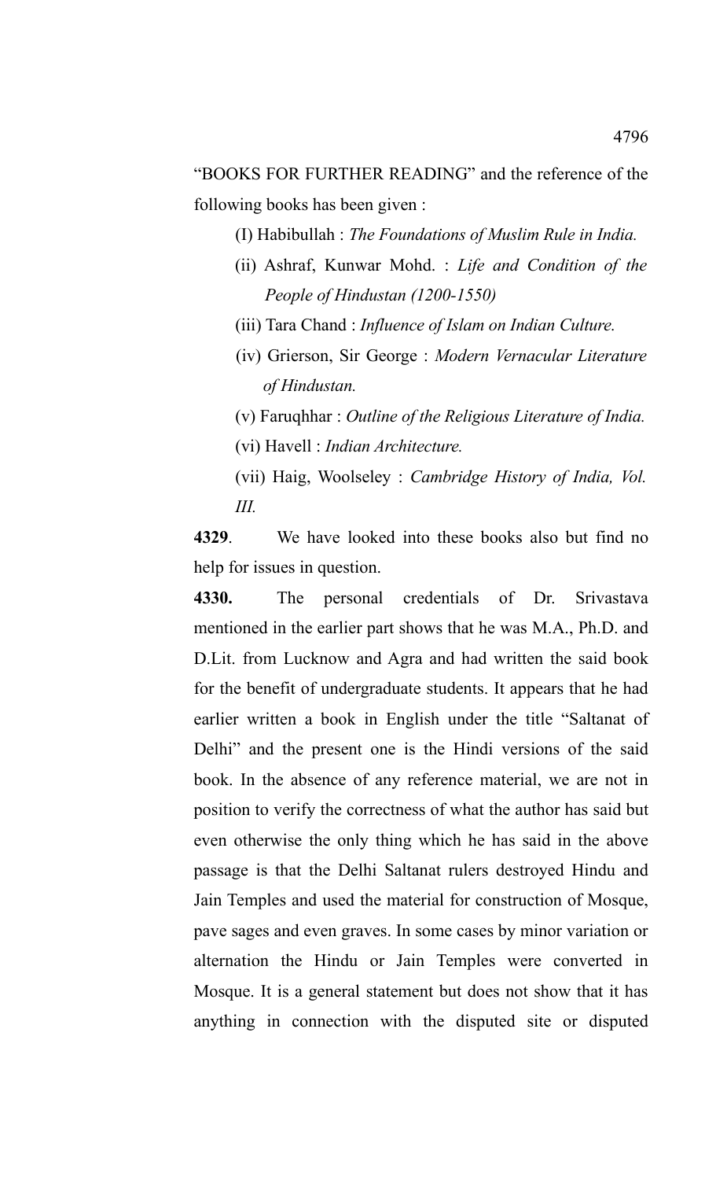"BOOKS FOR FURTHER READING" and the reference of the following books has been given :

(I) Habibullah : *The Foundations of Muslim Rule in India.*

(ii) Ashraf, Kunwar Mohd. : *Life and Condition of the People of Hindustan (1200-1550)*

(iii) Tara Chand : *Influence of Islam on Indian Culture.*

(iv) Grierson, Sir George : *Modern Vernacular Literature of Hindustan.*

(v) Faruqhhar : *Outline of the Religious Literature of India.*

(vi) Havell : *Indian Architecture.*

(vii) Haig, Woolseley : *Cambridge History of India, Vol. III.*

**4329**. We have looked into these books also but find no help for issues in question.

**4330.** The personal credentials of Dr. Srivastava mentioned in the earlier part shows that he was M.A., Ph.D. and D.Lit. from Lucknow and Agra and had written the said book for the benefit of undergraduate students. It appears that he had earlier written a book in English under the title "Saltanat of Delhi" and the present one is the Hindi versions of the said book. In the absence of any reference material, we are not in position to verify the correctness of what the author has said but even otherwise the only thing which he has said in the above passage is that the Delhi Saltanat rulers destroyed Hindu and Jain Temples and used the material for construction of Mosque, pave sages and even graves. In some cases by minor variation or alternation the Hindu or Jain Temples were converted in Mosque. It is a general statement but does not show that it has anything in connection with the disputed site or disputed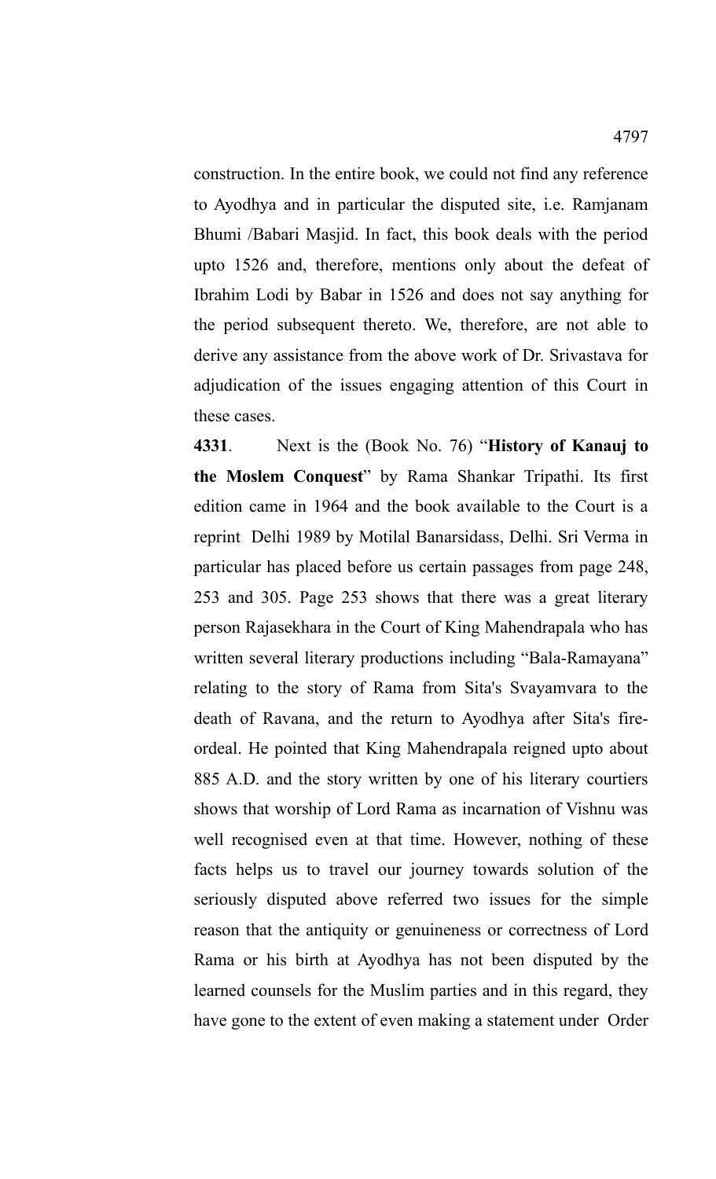construction. In the entire book, we could not find any reference to Ayodhya and in particular the disputed site, i.e. Ramjanam Bhumi /Babari Masjid. In fact, this book deals with the period upto 1526 and, therefore, mentions only about the defeat of Ibrahim Lodi by Babar in 1526 and does not say anything for the period subsequent thereto. We, therefore, are not able to derive any assistance from the above work of Dr. Srivastava for adjudication of the issues engaging attention of this Court in these cases.

**4331**. Next is the (Book No. 76) "**History of Kanauj to the Moslem Conquest**" by Rama Shankar Tripathi. Its first edition came in 1964 and the book available to the Court is a reprint Delhi 1989 by Motilal Banarsidass, Delhi. Sri Verma in particular has placed before us certain passages from page 248, 253 and 305. Page 253 shows that there was a great literary person Rajasekhara in the Court of King Mahendrapala who has written several literary productions including "Bala-Ramayana" relating to the story of Rama from Sita's Svayamvara to the death of Ravana, and the return to Ayodhya after Sita's fire-ordeal. He pointed that King Mahendrapala reigned upto about 885 A.D. and the story written by one of his literary courtiers shows that worship of Lord Rama as incarnation of Vishnu was well recognised even at that time. However, nothing of these facts helps us to travel our journey towards solution of the seriously disputed above referred two issues for the simple reason that the antiquity or genuineness or correctness of Lord Rama or his birth at Ayodhya has not been disputed by the learned counsels for the Muslim parties and in this regard, they have gone to the extent of even making a statement under Order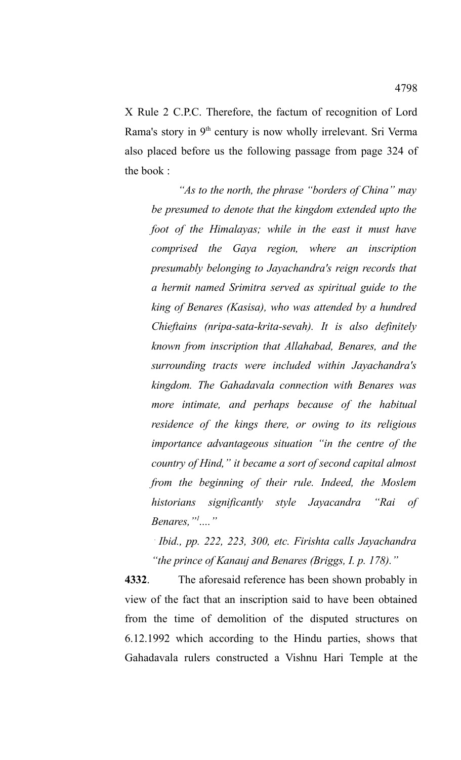X Rule 2 C.P.C. Therefore, the factum of recognition of Lord Rama's story in 9th century is now wholly irrelevant. Sri Verma also placed before us the following passage from page 324 of the book :

> *"As to the north, the phrase "borders of China" may be presumed to denote that the kingdom extended upto the foot of the Himalayas; while in the east it must have comprised the Gaya region, where an inscription presumably belonging to Jayachandra's reign records that a hermit named Srimitra served as spiritual guide to the king of Benares (Kasisa), who was attended by a hundred Chieftains (nripa-sata-krita-sevah). It is also definitely known from inscription that Allahabad, Benares, and the surrounding tracts were included within Jayachandra's kingdom. The Gahadavala connection with Benares was more intimate, and perhaps because of the habitual residence of the kings there, or owing to its religious importance advantageous situation "in the centre of the country of Hind," it became a sort of second capital almost from the beginning of their rule. Indeed, the Moslem historians significantly style Jayacandra "Rai of Benares,"[1]...."*
>
> [1] *Ibid., pp. 222, 223, 300, etc. Firishta calls Jayachandra "the prince of Kanauj and Benares (Briggs, I. p. 178)."*

**4332**. The aforesaid reference has been shown probably in view of the fact that an inscription said to have been obtained from the time of demolition of the disputed structures on 6.12.1992 which according to the Hindu parties, shows that Gahadavala rulers constructed a Vishnu Hari Temple at the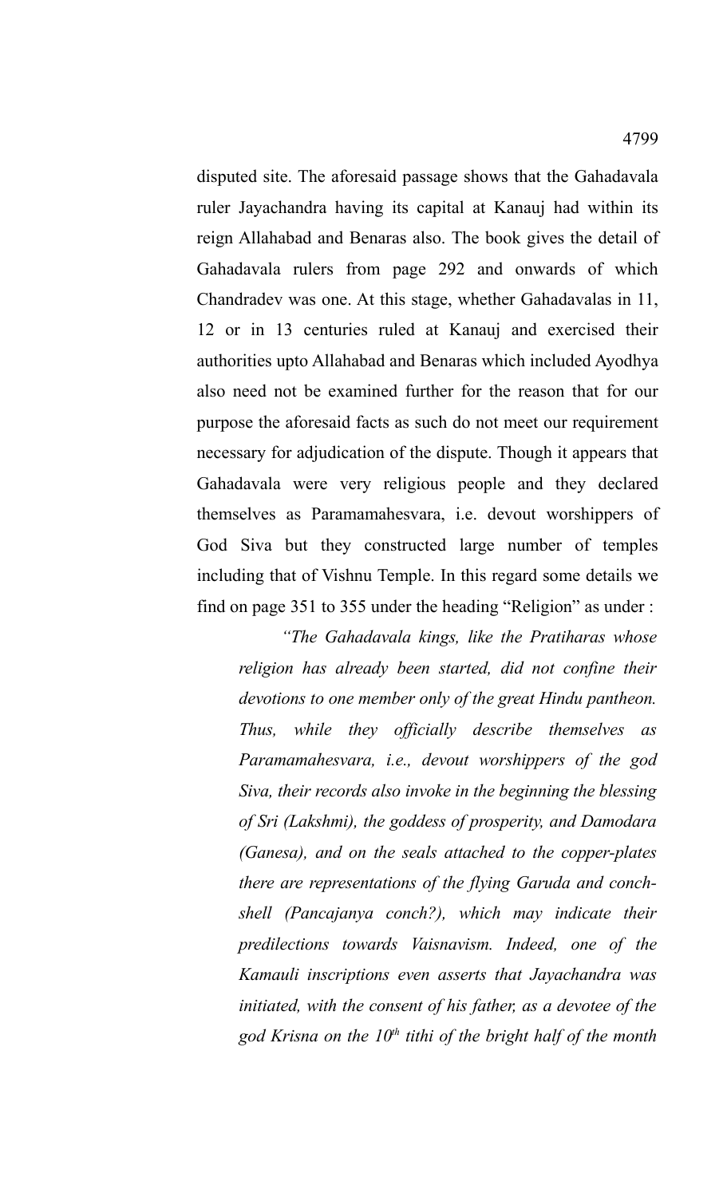disputed site. The aforesaid passage shows that the Gahadavala ruler Jayachandra having its capital at Kanauj had within its reign Allahabad and Benaras also. The book gives the detail of Gahadavala rulers from page 292 and onwards of which Chandradev was one. At this stage, whether Gahadavalas in 11, 12 or in 13 centuries ruled at Kanauj and exercised their authorities upto Allahabad and Benaras which included Ayodhya also need not be examined further for the reason that for our purpose the aforesaid facts as such do not meet our requirement necessary for adjudication of the dispute. Though it appears that Gahadavala were very religious people and they declared themselves as Paramamahesvara, i.e. devout worshippers of God Siva but they constructed large number of temples including that of Vishnu Temple. In this regard some details we find on page 351 to 355 under the heading "Religion" as under :

> *"The Gahadavala kings, like the Pratiharas whose religion has already been started, did not confine their devotions to one member only of the great Hindu pantheon. Thus, while they officially describe themselves as Paramamahesvara, i.e., devout worshippers of the god Siva, their records also invoke in the beginning the blessing of Sri (Lakshmi), the goddess of prosperity, and Damodara (Ganesa), and on the seals attached to the copper-plates there are representations of the flying Garuda and conch-shell (Pancajanya conch?), which may indicate their predilections towards Vaisnavism. Indeed, one of the Kamauli inscriptions even asserts that Jayachandra was initiated, with the consent of his father, as a devotee of the god Krisna on the 10th tithi of the bright half of the month*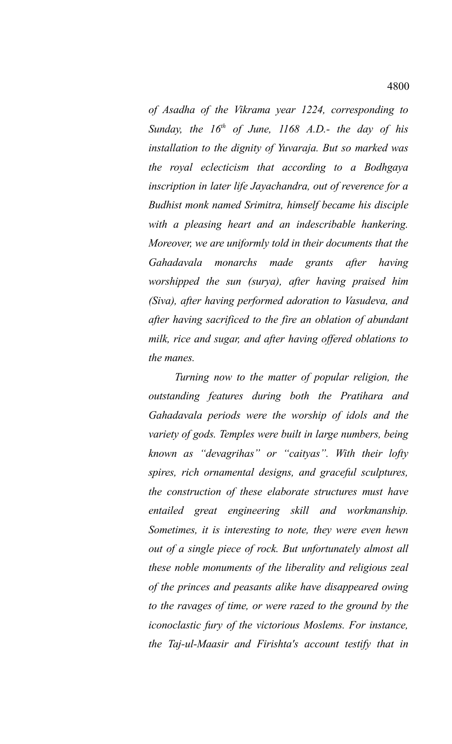*of Asadha of the Vikrama year 1224, corresponding to Sunday, the 16th of June, 1168 A.D.- the day of his installation to the dignity of Yuvaraja. But so marked was the royal eclecticism that according to a Bodhgaya inscription in later life Jayachandra, out of reverence for a Budhist monk named Srimitra, himself became his disciple with a pleasing heart and an indescribable hankering. Moreover, we are uniformly told in their documents that the Gahadavala monarchs made grants after having worshipped the sun (surya), after having praised him (Siva), after having performed adoration to Vasudeva, and after having sacrificed to the fire an oblation of abundant milk, rice and sugar, and after having offered oblations to the manes.*

*Turning now to the matter of popular religion, the outstanding features during both the Pratihara and Gahadavala periods were the worship of idols and the variety of gods. Temples were built in large numbers, being known as "devagrihas" or "caityas". With their lofty spires, rich ornamental designs, and graceful sculptures, the construction of these elaborate structures must have entailed great engineering skill and workmanship. Sometimes, it is interesting to note, they were even hewn out of a single piece of rock. But unfortunately almost all these noble monuments of the liberality and religious zeal of the princes and peasants alike have disappeared owing to the ravages of time, or were razed to the ground by the iconoclastic fury of the victorious Moslems. For instance, the Taj-ul-Maasir and Firishta's account testify that in*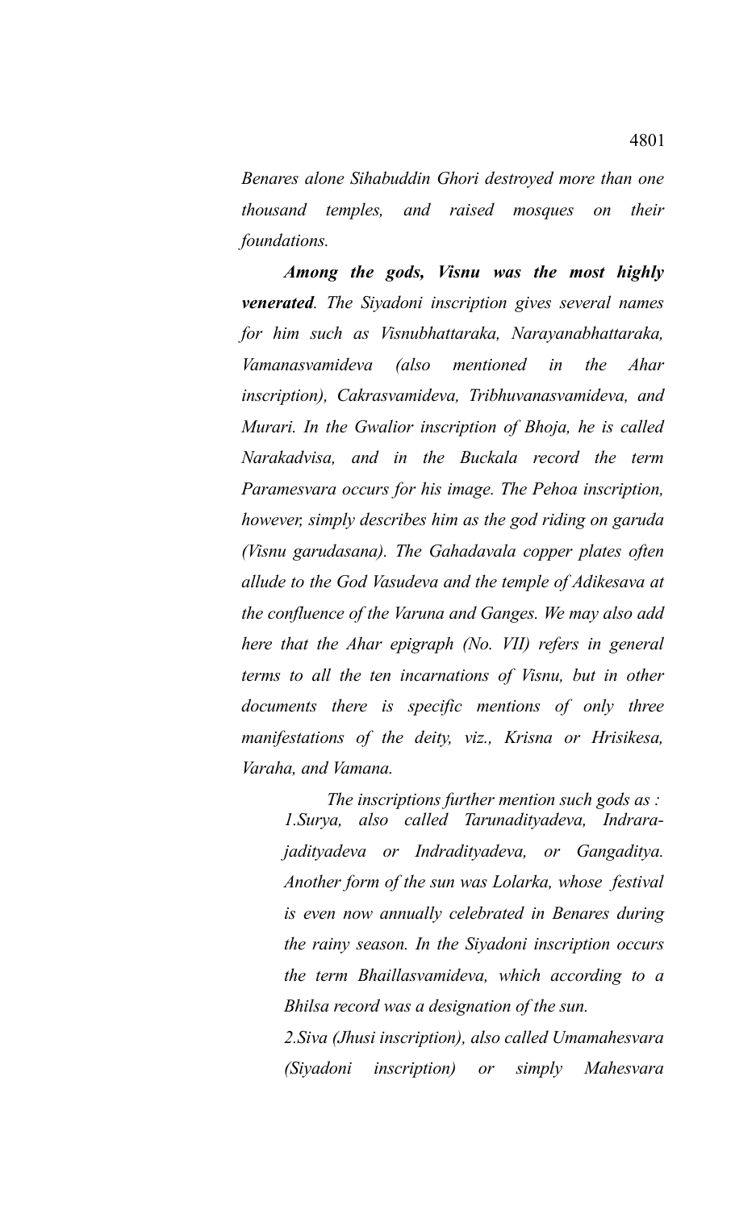*Benares alone Sihabuddin Ghori destroyed more than one thousand temples, and raised mosques on their foundations.*

***Among the gods, Visnu was the most highly venerated**. The Siyadoni inscription gives several names for him such as Visnubhattaraka, Narayanabhattaraka, Vamanasvamideva (also mentioned in the Ahar inscription), Cakrasvamideva, Tribhuvanasvamideva, and Murari. In the Gwalior inscription of Bhoja, he is called Narakadvisa, and in the Buckala record the term Paramesvara occurs for his image. The Pehoa inscription, however, simply describes him as the god riding on garuda (Visnu garudasana). The Gahadavala copper plates often allude to the God Vasudeva and the temple of Adikesava at the confluence of the Varuna and Ganges. We may also add here that the Ahar epigraph (No. VII) refers in general terms to all the ten incarnations of Visnu, but in other documents there is specific mentions of only three manifestations of the deity, viz., Krisna or Hrisikesa, Varaha, and Vamana.*

*The inscriptions further mention such gods as :*

*1.Surya, also called Tarunadityadeva, Indrarajadityadeva or Indradityadeva, or Gangaditya. Another form of the sun was Lolarka, whose festival is even now annually celebrated in Benares during the rainy season. In the Siyadoni inscription occurs the term Bhaillasvamideva, which according to a Bhilsa record was a designation of the sun.*

*2.Siva (Jhusi inscription), also called Umamahesvara (Siyadoni inscription) or simply Mahesvara*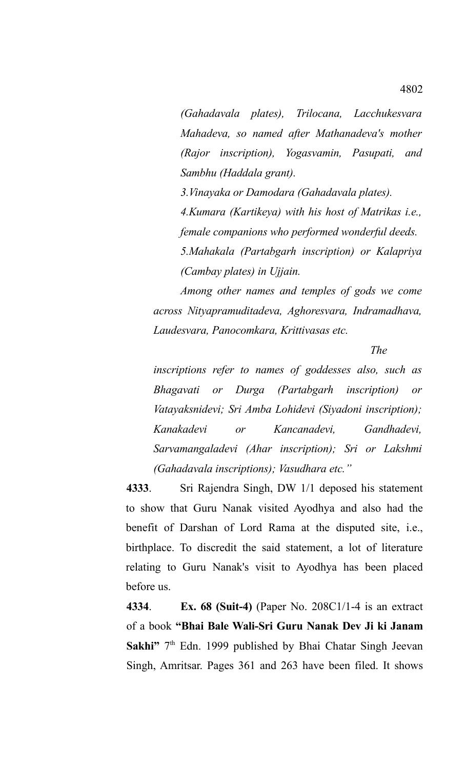*(Gahadavala plates), Trilocana, Lacchukesvara Mahadeva, so named after Mathanadeva's mother (Rajor inscription), Yogasvamin, Pasupati, and Sambhu (Haddala grant).*

*3.Vinayaka or Damodara (Gahadavala plates).*

*4.Kumara (Kartikeya) with his host of Matrikas i.e., female companions who performed wonderful deeds.*

*5.Mahakala (Partabgarh inscription) or Kalapriya (Cambay plates) in Ujjain.*

*Among other names and temples of gods we come across Nityapramuditadeva, Aghoresvara, Indramadhava, Laudesvara, Panocomkara, Krittivasas etc.*

*The inscriptions refer to names of goddesses also, such as Bhagavati or Durga (Partabgarh inscription) or Vatayaksnidevi; Sri Amba Lohidevi (Siyadoni inscription); Kanakadevi or Kancanadevi, Gandhadevi, Sarvamangaladevi (Ahar inscription); Sri or Lakshmi (Gahadavala inscriptions); Vasudhara etc."*

**4333**. Sri Rajendra Singh, DW 1/1 deposed his statement to show that Guru Nanak visited Ayodhya and also had the benefit of Darshan of Lord Rama at the disputed site, i.e., birthplace. To discredit the said statement, a lot of literature relating to Guru Nanak's visit to Ayodhya has been placed before us.

**4334**. **Ex. 68 (Suit-4)** (Paper No. 208C1/1-4 is an extract of a book **"Bhai Bale Wali-Sri Guru Nanak Dev Ji ki Janam Sakhi"** 7th Edn. 1999 published by Bhai Chatar Singh Jeevan Singh, Amritsar. Pages 361 and 263 have been filed. It shows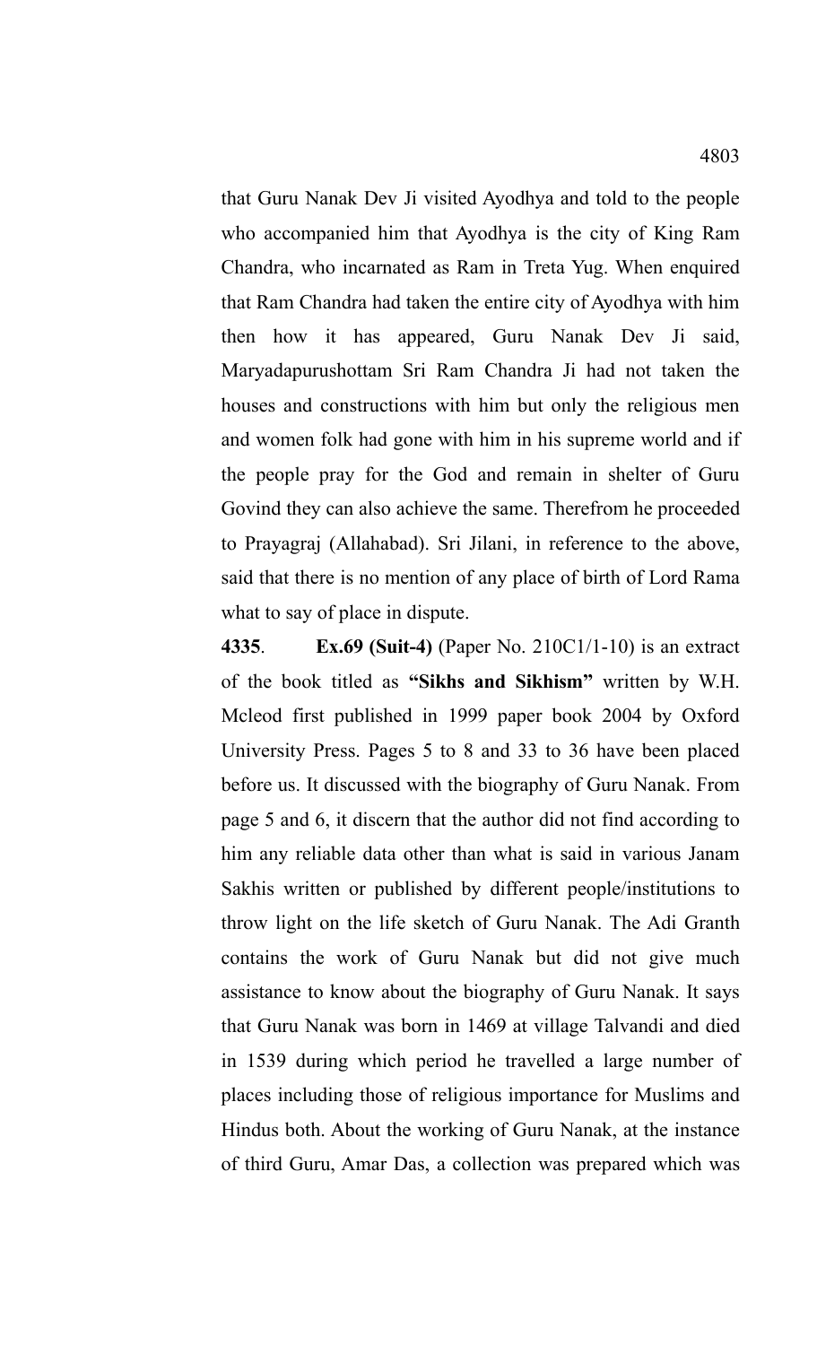that Guru Nanak Dev Ji visited Ayodhya and told to the people who accompanied him that Ayodhya is the city of King Ram Chandra, who incarnated as Ram in Treta Yug. When enquired that Ram Chandra had taken the entire city of Ayodhya with him then how it has appeared, Guru Nanak Dev Ji said, Maryadapurushottam Sri Ram Chandra Ji had not taken the houses and constructions with him but only the religious men and women folk had gone with him in his supreme world and if the people pray for the God and remain in shelter of Guru Govind they can also achieve the same. Therefrom he proceeded to Prayagraj (Allahabad). Sri Jilani, in reference to the above, said that there is no mention of any place of birth of Lord Rama what to say of place in dispute.

**4335**. **Ex.69 (Suit-4)** (Paper No. 210C1/1-10) is an extract of the book titled as **"Sikhs and Sikhism"** written by W.H. Mcleod first published in 1999 paper book 2004 by Oxford University Press. Pages 5 to 8 and 33 to 36 have been placed before us. It discussed with the biography of Guru Nanak. From page 5 and 6, it discern that the author did not find according to him any reliable data other than what is said in various Janam Sakhis written or published by different people/institutions to throw light on the life sketch of Guru Nanak. The Adi Granth contains the work of Guru Nanak but did not give much assistance to know about the biography of Guru Nanak. It says that Guru Nanak was born in 1469 at village Talvandi and died in 1539 during which period he travelled a large number of places including those of religious importance for Muslims and Hindus both. About the working of Guru Nanak, at the instance of third Guru, Amar Das, a collection was prepared which was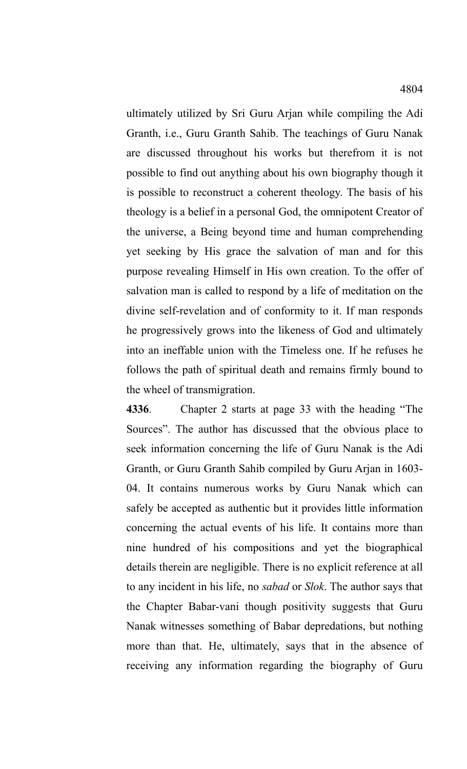ultimately utilized by Sri Guru Arjan while compiling the Adi Granth, i.e., Guru Granth Sahib. The teachings of Guru Nanak are discussed throughout his works but therefrom it is not possible to find out anything about his own biography though it is possible to reconstruct a coherent theology. The basis of his theology is a belief in a personal God, the omnipotent Creator of the universe, a Being beyond time and human comprehending yet seeking by His grace the salvation of man and for this purpose revealing Himself in His own creation. To the offer of salvation man is called to respond by a life of meditation on the divine self-revelation and of conformity to it. If man responds he progressively grows into the likeness of God and ultimately into an ineffable union with the Timeless one. If he refuses he follows the path of spiritual death and remains firmly bound to the wheel of transmigration.

**4336**. Chapter 2 starts at page 33 with the heading "The Sources". The author has discussed that the obvious place to seek information concerning the life of Guru Nanak is the Adi Granth, or Guru Granth Sahib compiled by Guru Arjan in 1603-04. It contains numerous works by Guru Nanak which can safely be accepted as authentic but it provides little information concerning the actual events of his life. It contains more than nine hundred of his compositions and yet the biographical details therein are negligible. There is no explicit reference at all to any incident in his life, no *sabad* or *Slok*. The author says that the Chapter Babar-vani though positivity suggests that Guru Nanak witnesses something of Babar depredations, but nothing more than that. He, ultimately, says that in the absence of receiving any information regarding the biography of Guru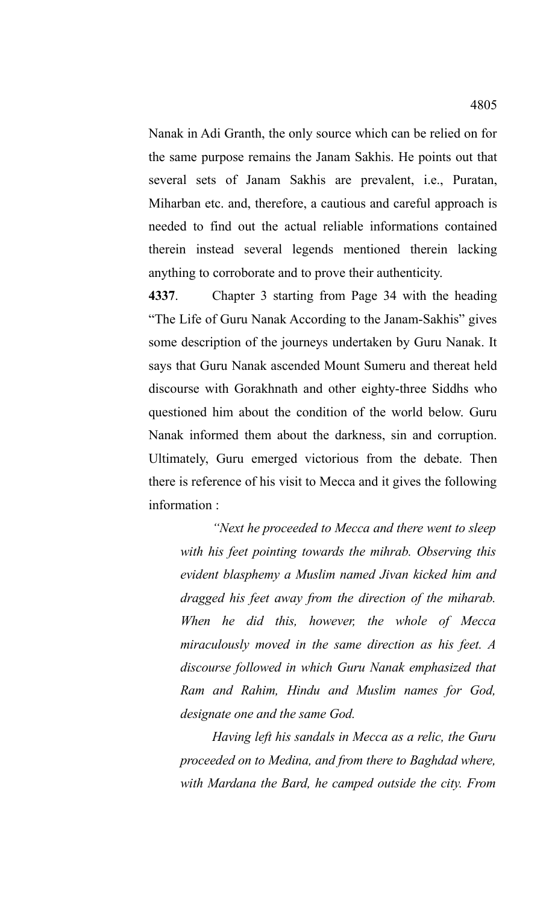Nanak in Adi Granth, the only source which can be relied on for the same purpose remains the Janam Sakhis. He points out that several sets of Janam Sakhis are prevalent, i.e., Puratan, Miharban etc. and, therefore, a cautious and careful approach is needed to find out the actual reliable informations contained therein instead several legends mentioned therein lacking anything to corroborate and to prove their authenticity.

**4337**. Chapter 3 starting from Page 34 with the heading "The Life of Guru Nanak According to the Janam-Sakhis" gives some description of the journeys undertaken by Guru Nanak. It says that Guru Nanak ascended Mount Sumeru and thereat held discourse with Gorakhnath and other eighty-three Siddhs who questioned him about the condition of the world below. Guru Nanak informed them about the darkness, sin and corruption. Ultimately, Guru emerged victorious from the debate. Then there is reference of his visit to Mecca and it gives the following information :

> *"Next he proceeded to Mecca and there went to sleep with his feet pointing towards the mihrab. Observing this evident blasphemy a Muslim named Jivan kicked him and dragged his feet away from the direction of the miharab. When he did this, however, the whole of Mecca miraculously moved in the same direction as his feet. A discourse followed in which Guru Nanak emphasized that Ram and Rahim, Hindu and Muslim names for God, designate one and the same God.*
>
> *Having left his sandals in Mecca as a relic, the Guru proceeded on to Medina, and from there to Baghdad where, with Mardana the Bard, he camped outside the city. From*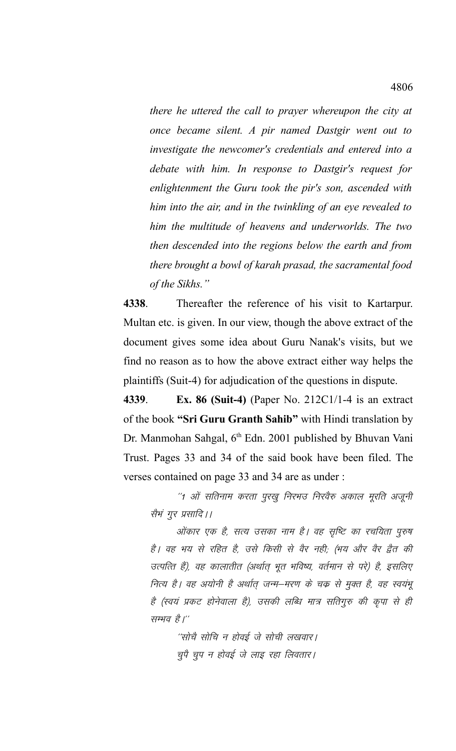*there he uttered the call to prayer whereupon the city at once became silent. A pir named Dastgir went out to investigate the newcomer's credentials and entered into a debate with him. In response to Dastgir's request for enlightenment the Guru took the pir's son, ascended with him into the air, and in the twinkling of an eye revealed to him the multitude of heavens and underworlds. The two then descended into the regions below the earth and from there brought a bowl of karah prasad, the sacramental food of the Sikhs."*

**4338**. Thereafter the reference of his visit to Kartarpur. Multan etc. is given. In our view, though the above extract of the document gives some idea about Guru Nanak's visits, but we find no reason as to how the above extract either way helps the plaintiffs (Suit-4) for adjudication of the questions in dispute.

**4339**. **Ex. 86 (Suit-4)** (Paper No. 212C1/1-4 is an extract of the book **"Sri Guru Granth Sahib"** with Hindi translation by Dr. Manmohan Sahgal, 6th Edn. 2001 published by Bhuvan Vani Trust. Pages 33 and 34 of the said book have been filed. The verses contained on page 33 and 34 are as under :

> *"1 ओं सतिनाम करता पुरखु निरभउ निरवैरु अकाल मूरति अजूनी सैभं गुर प्रसादि।।*
>
> *ओंकार एक है, सत्य उसका नाम है। वह सृष्टि का रचयिता पुरुष है। वह भय से रहित है, उसे किसी से वैर नही; (भय और वैर द्वैत की उत्पत्ति हैं), वह कालातीत (अर्थात् भूत भविष्य, वर्तमान से परे) है, इसलिए नित्य है। वह अयोनी है अर्थात् जन्म–मरण के चक्र से मुक्त है, वह स्वयंभू है (स्वयं प्रकट होनेवाला है), उसकी लब्धि मात्र सतिगुरु की कृपा से ही सम्भव है।"*
>
> *"सोचै सोचि न होवई जे सोची लखवार।*
> *चुपै चुप न होवई जे लाइ रहा लिवतार।*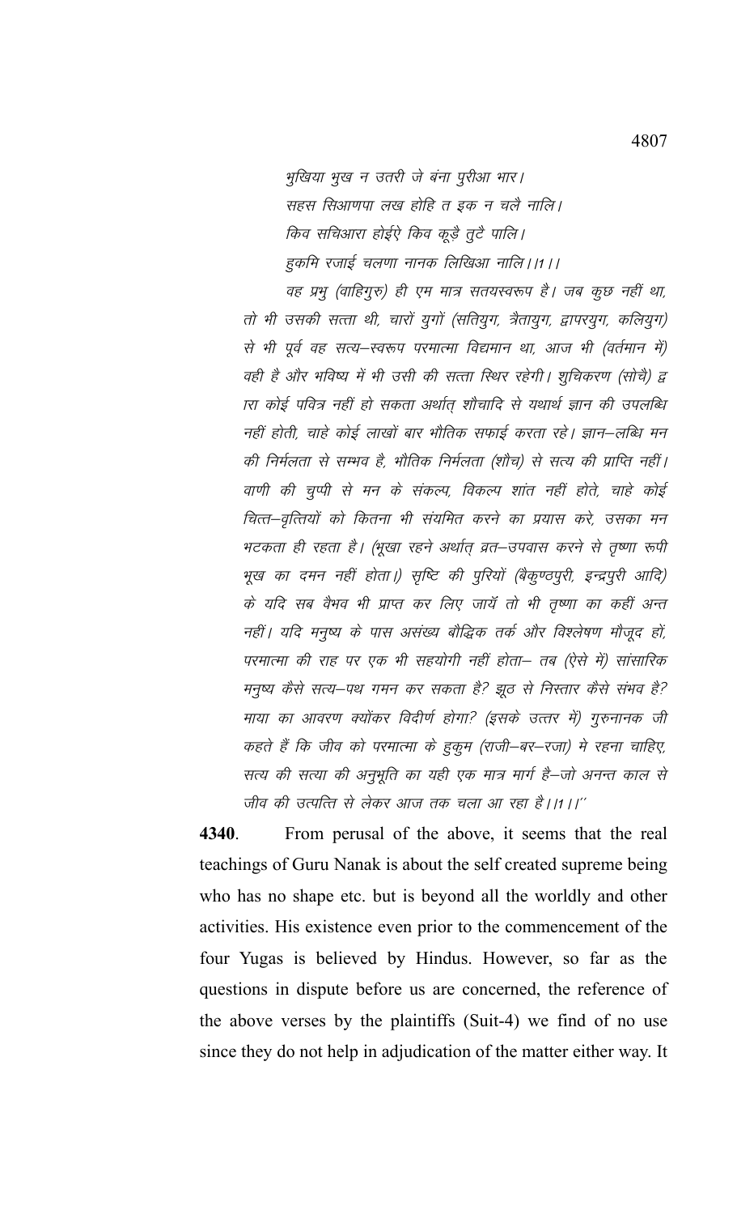भुखिया भुख न उतरी जे बंना पुरीआ भार।
सहस सिआणपा लख होहि त इक न चलै नालि।
किव सचिआरा होईऐ किव कूड़ै तुटै पालि।
हुकमि रजाई चलणा नानक लिखिआ नालि।।1।।

वह प्रभु (वाहिगुरु) ही एम मात्र सतयस्वरूप है। जब कुछ नहीं था, तो भी उसकी सत्ता थी, चारों युगों (सतियुग, त्रैतायुग, द्वापरयुग, कलियुग) से भी पूर्व वह सत्य–स्वरूप परमात्मा विद्यमान था, आज भी (वर्तमान में) वही है और भविष्य में भी उसी की सत्ता स्थिर रहेगी। शुचिकरण (सोचै) द्व ारा कोई पवित्र नहीं हो सकता अर्थात् शौचादि से यथार्थ ज्ञान की उपलब्धि नहीं होती, चाहे कोई लाखों बार भौतिक सफाई करता रहे। ज्ञान–लब्धि मन की निर्मलता से सम्भव है, भौतिक निर्मलता (शौच) से सत्य की प्राप्ति नहीं। वाणी की चुप्पी से मन के संकल्प, विकल्प शांत नहीं होते, चाहे कोई चित्त–वृत्तियों को कितना भी संयमित करने का प्रयास करे, उसका मन भटकता ही रहता है। (भूखा रहने अर्थात् व्रत–उपवास करने से तृष्णा रूपी भूख का दमन नहीं होता।) सृष्टि की पुरियों (बैकुण्ठपुरी, इन्द्रपुरी आदि) के यदि सब वैभव भी प्राप्त कर लिए जायें तो भी तृष्णा का कहीं अन्त नहीं। यदि मनुष्य के पास असंख्य बौद्धिक तर्क और विश्लेषण मौजूद हों, परमात्मा की राह पर एक भी सहयोगी नहीं होता– तब (ऐसे में) सांसारिक मनुष्य कैसे सत्य–पथ गमन कर सकता है? झूठ से निस्तार कैसे संभव है? माया का आवरण क्योंकर विदीर्ण होगा? (इसके उत्तर में) गुरुनानक जी कहते हैं कि जीव को परमात्मा के हुकुम (राजी–बर–रजा) मे रहना चाहिए, सत्य की सत्या की अनुभूति का यही एक मात्र मार्ग है–जो अनन्त काल से जीव की उत्पत्ति से लेकर आज तक चला आ रहा है।।1।।"

**4340**. From perusal of the above, it seems that the real teachings of Guru Nanak is about the self created supreme being who has no shape etc. but is beyond all the worldly and other activities. His existence even prior to the commencement of the four Yugas is believed by Hindus. However, so far as the questions in dispute before us are concerned, the reference of the above verses by the plaintiffs (Suit-4) we find of no use since they do not help in adjudication of the matter either way. It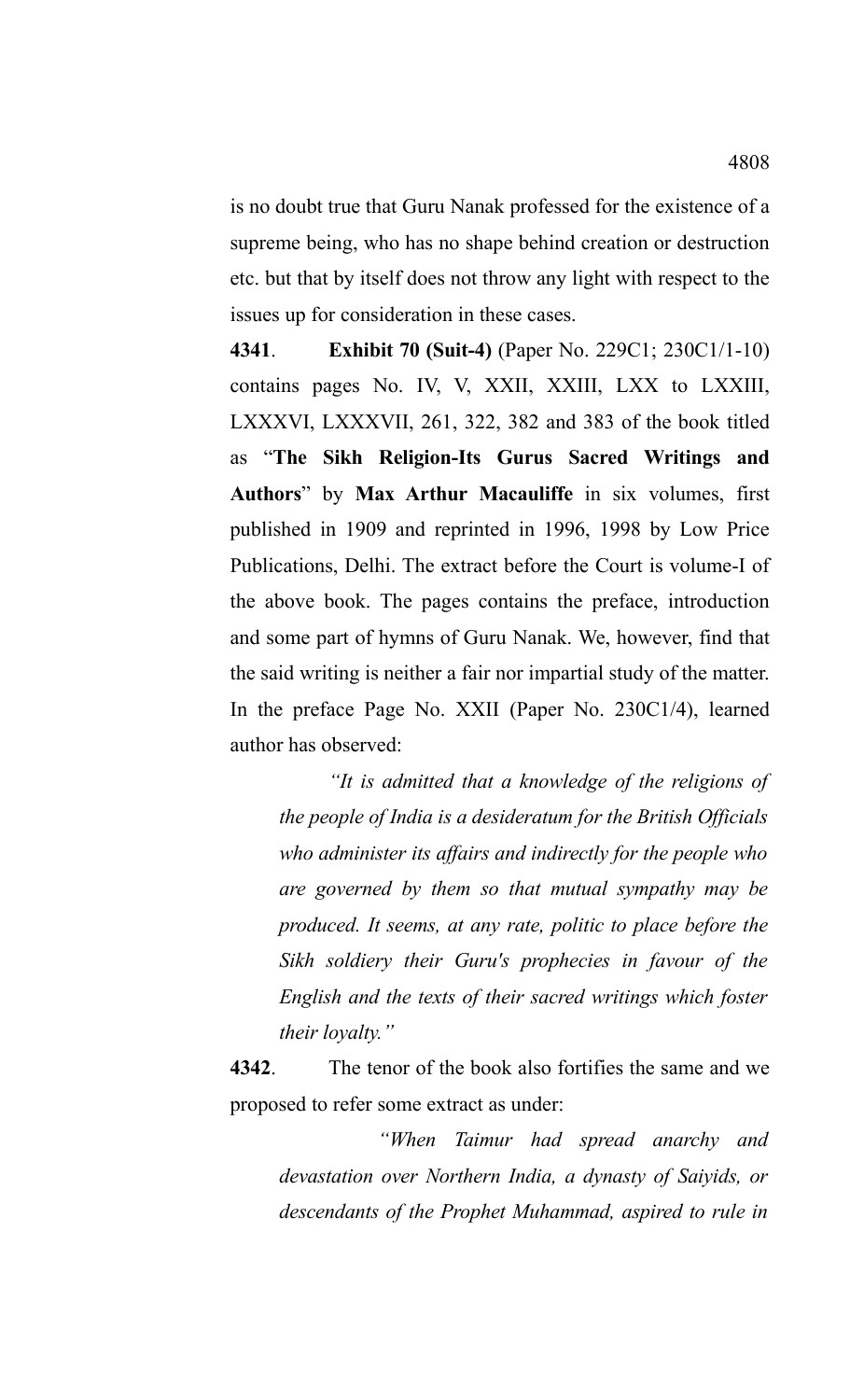is no doubt true that Guru Nanak professed for the existence of a supreme being, who has no shape behind creation or destruction etc. but that by itself does not throw any light with respect to the issues up for consideration in these cases.

**4341**. **Exhibit 70 (Suit-4)** (Paper No. 229C1; 230C1/1-10) contains pages No. IV, V, XXII, XXIII, LXX to LXXIII, LXXXVI, LXXXVII, 261, 322, 382 and 383 of the book titled as "**The Sikh Religion-Its Gurus Sacred Writings and Authors**" by **Max Arthur Macauliffe** in six volumes, first published in 1909 and reprinted in 1996, 1998 by Low Price Publications, Delhi. The extract before the Court is volume-I of the above book. The pages contains the preface, introduction and some part of hymns of Guru Nanak. We, however, find that the said writing is neither a fair nor impartial study of the matter. In the preface Page No. XXII (Paper No. 230C1/4), learned author has observed:

> *"It is admitted that a knowledge of the religions of the people of India is a desideratum for the British Officials who administer its affairs and indirectly for the people who are governed by them so that mutual sympathy may be produced. It seems, at any rate, politic to place before the Sikh soldiery their Guru's prophecies in favour of the English and the texts of their sacred writings which foster their loyalty."*

**4342**. The tenor of the book also fortifies the same and we proposed to refer some extract as under:

> *"When Taimur had spread anarchy and devastation over Northern India, a dynasty of Saiyids, or descendants of the Prophet Muhammad, aspired to rule in*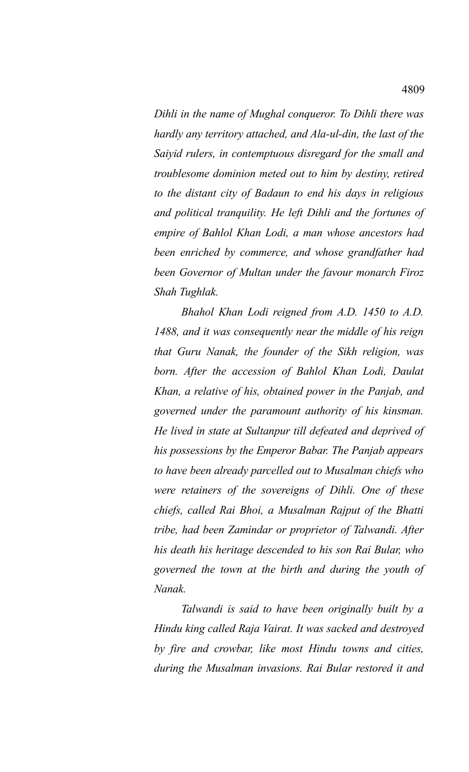*Dihli in the name of Mughal conqueror. To Dihli there was hardly any territory attached, and Ala-ul-din, the last of the Saiyid rulers, in contemptuous disregard for the small and troublesome dominion meted out to him by destiny, retired to the distant city of Badaun to end his days in religious and political tranquility. He left Dihli and the fortunes of empire of Bahlol Khan Lodi, a man whose ancestors had been enriched by commerce, and whose grandfather had been Governor of Multan under the favour monarch Firoz Shah Tughlak.*

*Bhahol Khan Lodi reigned from A.D. 1450 to A.D. 1488, and it was consequently near the middle of his reign that Guru Nanak, the founder of the Sikh religion, was born. After the accession of Bahlol Khan Lodi, Daulat Khan, a relative of his, obtained power in the Panjab, and governed under the paramount authority of his kinsman. He lived in state at Sultanpur till defeated and deprived of his possessions by the Emperor Babar. The Panjab appears to have been already parcelled out to Musalman chiefs who were retainers of the sovereigns of Dihli. One of these chiefs, called Rai Bhoi, a Musalman Rajput of the Bhatti tribe, had been Zamindar or proprietor of Talwandi. After his death his heritage descended to his son Rai Bular, who governed the town at the birth and during the youth of Nanak.*

*Talwandi is said to have been originally built by a Hindu king called Raja Vairat. It was sacked and destroyed by fire and crowbar, like most Hindu towns and cities, during the Musalman invasions. Rai Bular restored it and*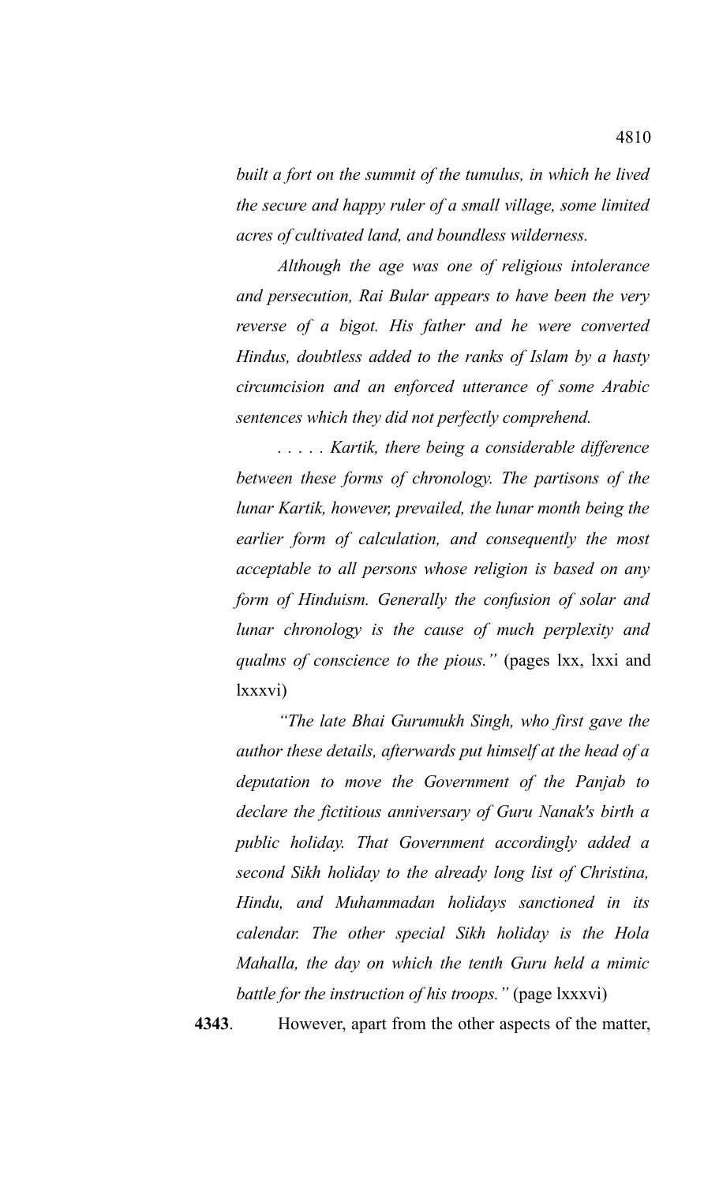*built a fort on the summit of the tumulus, in which he lived the secure and happy ruler of a small village, some limited acres of cultivated land, and boundless wilderness.*

*Although the age was one of religious intolerance and persecution, Rai Bular appears to have been the very reverse of a bigot. His father and he were converted Hindus, doubtless added to the ranks of Islam by a hasty circumcision and an enforced utterance of some Arabic sentences which they did not perfectly comprehend.*

*. . . . . Kartik, there being a considerable difference between these forms of chronology. The partisons of the lunar Kartik, however, prevailed, the lunar month being the earlier form of calculation, and consequently the most acceptable to all persons whose religion is based on any form of Hinduism. Generally the confusion of solar and lunar chronology is the cause of much perplexity and qualms of conscience to the pious."* (pages lxx, lxxi and lxxxvi)

*"The late Bhai Gurumukh Singh, who first gave the author these details, afterwards put himself at the head of a deputation to move the Government of the Panjab to declare the fictitious anniversary of Guru Nanak's birth a public holiday. That Government accordingly added a second Sikh holiday to the already long list of Christina, Hindu, and Muhammadan holidays sanctioned in its calendar. The other special Sikh holiday is the Hola Mahalla, the day on which the tenth Guru held a mimic battle for the instruction of his troops."* (page lxxxvi)

**4343**. However, apart from the other aspects of the matter,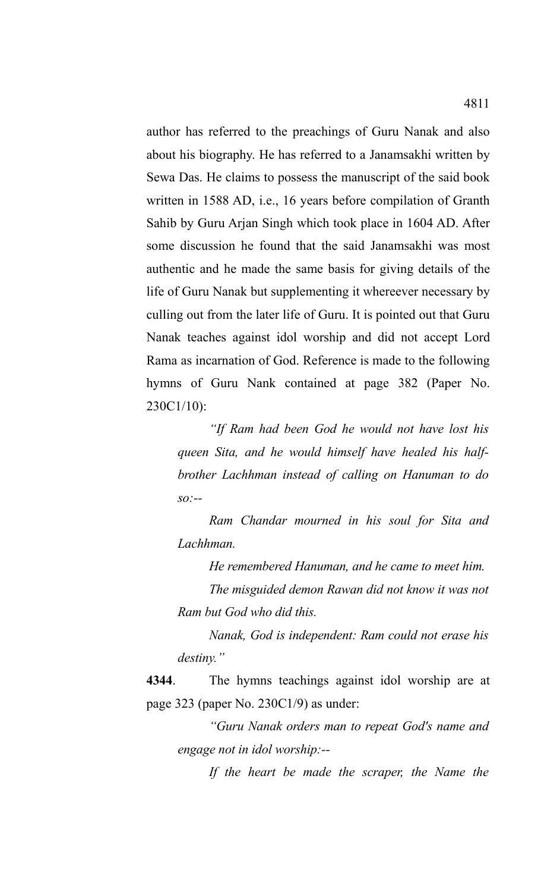author has referred to the preachings of Guru Nanak and also about his biography. He has referred to a Janamsakhi written by Sewa Das. He claims to possess the manuscript of the said book written in 1588 AD, i.e., 16 years before compilation of Granth Sahib by Guru Arjan Singh which took place in 1604 AD. After some discussion he found that the said Janamsakhi was most authentic and he made the same basis for giving details of the life of Guru Nanak but supplementing it whereever necessary by culling out from the later life of Guru. It is pointed out that Guru Nanak teaches against idol worship and did not accept Lord Rama as incarnation of God. Reference is made to the following hymns of Guru Nank contained at page 382 (Paper No. 230C1/10):

> *"If Ram had been God he would not have lost his queen Sita, and he would himself have healed his half-brother Lachhman instead of calling on Hanuman to do so:--*
>
> *Ram Chandar mourned in his soul for Sita and Lachhman.*
>
> *He remembered Hanuman, and he came to meet him.*
>
> *The misguided demon Rawan did not know it was not Ram but God who did this.*
>
> *Nanak, God is independent: Ram could not erase his destiny."*

**4344**. The hymns teachings against idol worship are at page 323 (paper No. 230C1/9) as under:

> *"Guru Nanak orders man to repeat God's name and engage not in idol worship:--*
>
> *If the heart be made the scraper, the Name the*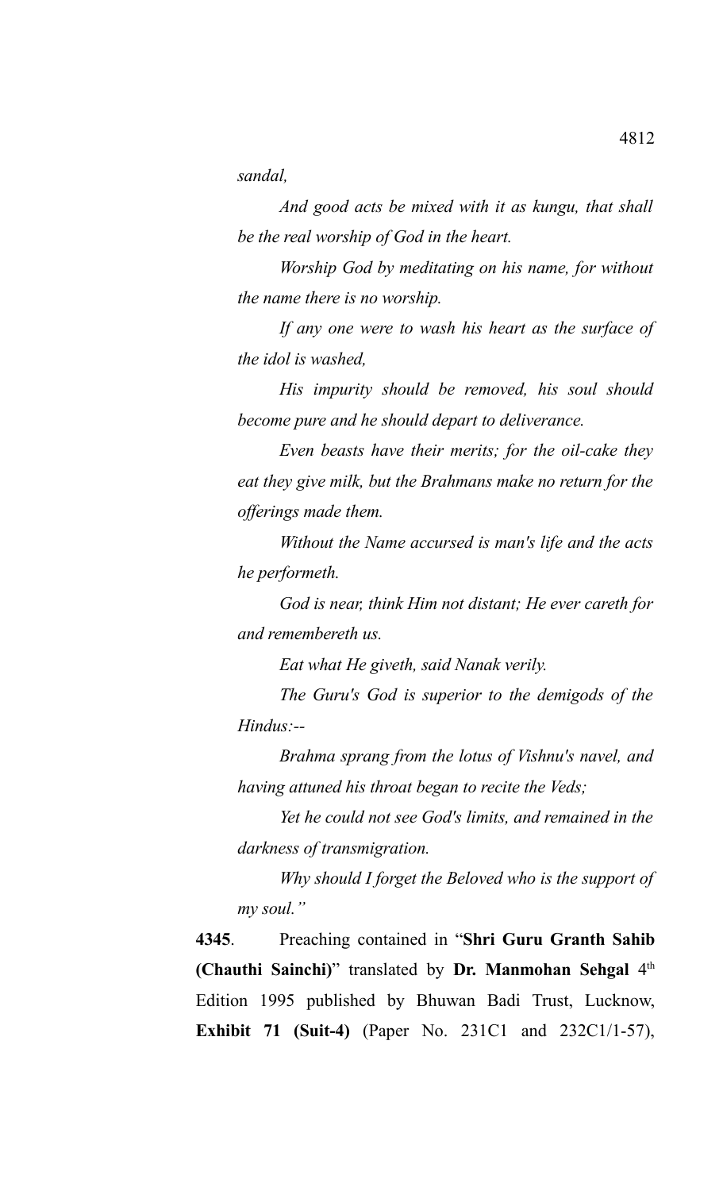*sandal,*

*And good acts be mixed with it as kungu, that shall be the real worship of God in the heart.*

*Worship God by meditating on his name, for without the name there is no worship.*

*If any one were to wash his heart as the surface of the idol is washed,*

*His impurity should be removed, his soul should become pure and he should depart to deliverance.*

*Even beasts have their merits; for the oil-cake they eat they give milk, but the Brahmans make no return for the offerings made them.*

*Without the Name accursed is man's life and the acts he performeth.*

*God is near, think Him not distant; He ever careth for and remembereth us.*

*Eat what He giveth, said Nanak verily.*

*The Guru's God is superior to the demigods of the Hindus:--*

*Brahma sprang from the lotus of Vishnu's navel, and having attuned his throat began to recite the Veds;*

*Yet he could not see God's limits, and remained in the darkness of transmigration.*

*Why should I forget the Beloved who is the support of my soul."*

**4345**. Preaching contained in "**Shri Guru Granth Sahib (Chauthi Sainchi)**" translated by **Dr. Manmohan Sehgal** 4th Edition 1995 published by Bhuwan Badi Trust, Lucknow, **Exhibit 71 (Suit-4)** (Paper No. 231C1 and 232C1/1-57),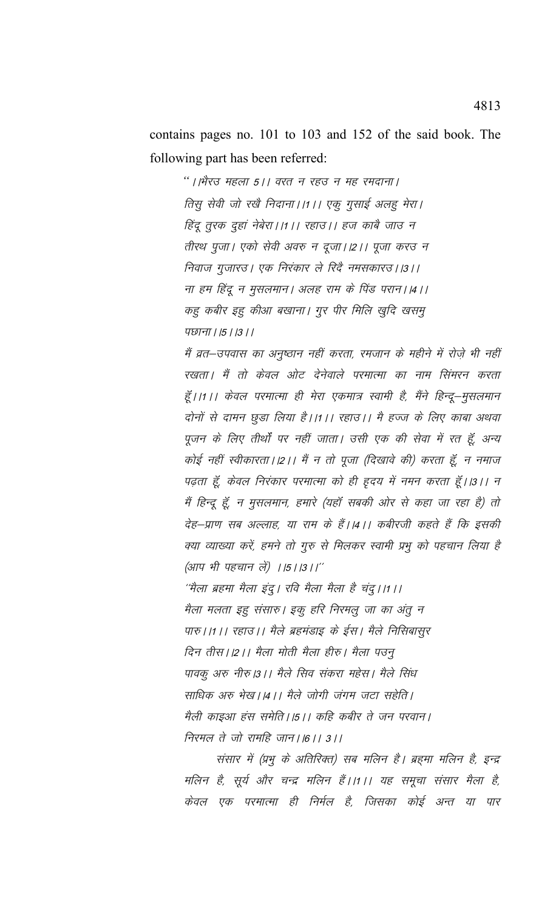contains pages no. 101 to 103 and 152 of the said book. The following part has been referred:

> " ।।भैरउ महला 5।। वरत न रहउ न मह रमदाना। तिसु सेवी जो रखै निदाना।।1।। एकु गुसाई अलहु मेरा। हिंदू तुरक दुहां नेबेरा।।1।। रहाउ।। हज काबै जाउ न तीरथ पुजा। एको सेवी अवरु न दूजा।।2।। पूजा करउ न निवाज गुजारउ। एक निरंकार ले रिदै नमसकारउ।।3।। ना हम हिंदू न मुसलमान। अलह राम के पिंड परान।।4।। कहु कबीर इहु कीआ बखाना। गुर पीर मिलि खुदि खसमु पछाना।।5।।3।।
>
> मैं व्रत–उपवास का अनुष्ठान नहीं करता, रमजान के महीने में रोज़े भी नहीं रखता। मैं तो केवल ओट देनेवाले परमात्मा का नाम सिंमरन करता हूँ।।1।। केवल परमात्मा ही मेरा एकमात्र स्वामी है, मैंने हिन्दू–मुसलमान दोनों से दामन छुडा लिया है।।1।। रहाउ।। मै हज्ज के लिए काबा अथवा पूजन के लिए तीर्थों पर नहीं जाता। उसी एक की सेवा में रत हूँ, अन्य कोई नहीं स्वीकारता।।2।। मैं न तो पूजा (दिखावे की) करता हूँ, न नमाज पढ़ता हूँ, केवल निरंकार परमात्मा को ही हृदय में नमन करता हूँ।।3।। न मैं हिन्दू हूँ, न मुसलमान, हमारे (यहाँ सबकी ओर से कहा जा रहा है) तो देह–प्राण सब अल्लाह, या राम के हैं।।4।। कबीरजी कहते हैं कि इसकी क्या व्याख्या करें, हमने तो गुरु से मिलकर स्वामी प्रभु को पहचान लिया है (आप भी पहचान लें) ।।5।।3।।"
>
> "मैला ब्रहमा मैला इंदु। रवि मैला मैला है चंदु।।1।। मैला मलता इहु संसारु। इकु हरि निरमलु जा का अंतु न पारु।।1।। रहाउ।। मैले ब्रहमंडाइ के ईस। मैले निसिबासुर दिन तीस।।2।। मैला मोती मैला हीरु। मैला पउनु पावकु अरु नीरु।3।। मैले सिव संकरा महेस। मैले सिंध साधिक अरु भेख।।4।। मैले जोगी जंगम जटा सहेति। मैली काइआ हंस समेति।।5।। कहि कबीर ते जन परवान। निरमल ते जो रामहि जान।।6।। 3।।
>
> संसार में (प्रभु के अतिरिक्त) सब मलिन है। ब्रहमा मलिन है, इन्द्र मलिन है, सूर्य और चन्द्र मलिन हैं।।1।। यह समूचा संसार मैला है, केवल एक परमात्मा ही निर्मल है, जिसका कोई अन्त या पार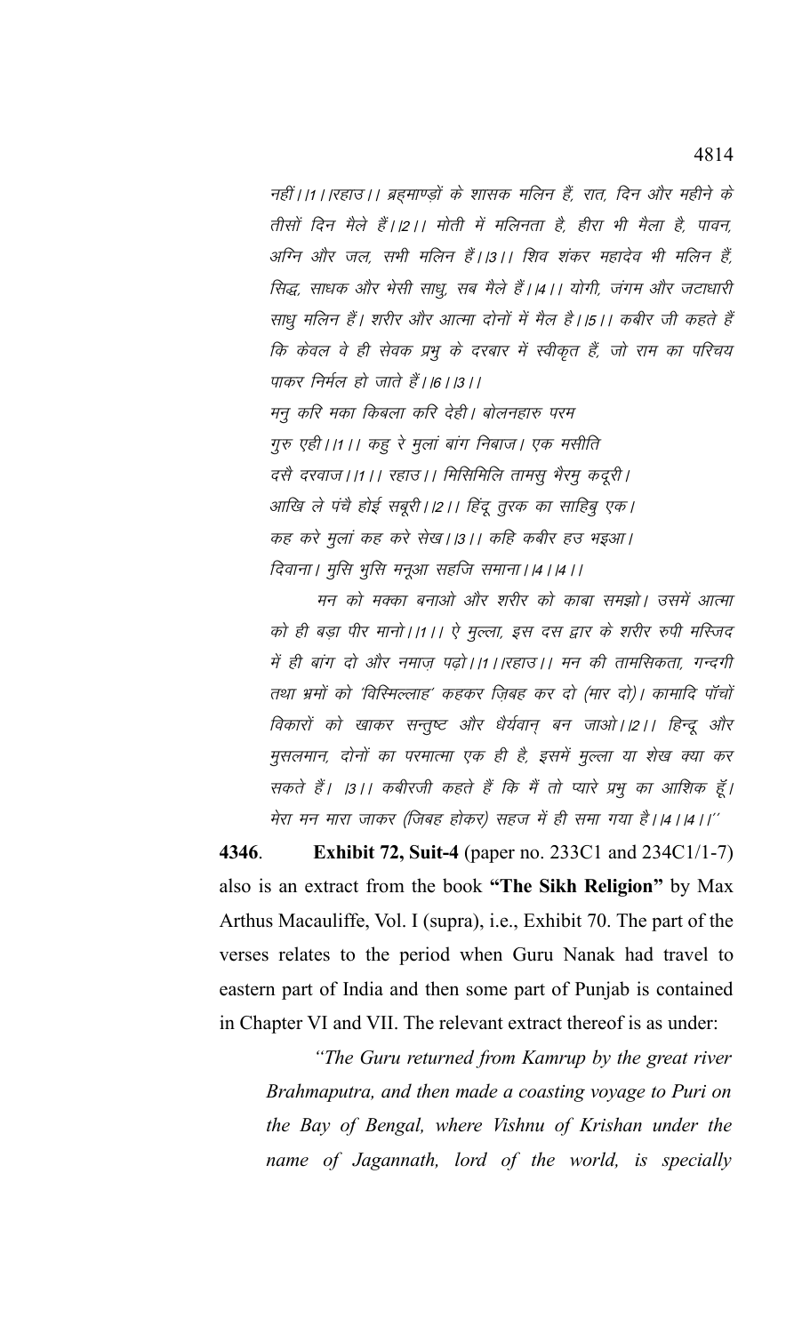*नहीं।।1।।रहाउ।। ब्रह्माण्डों के शासक मलिन हैं, रात, दिन और महीने के तीसों दिन मैले हैं।।2।। मोती में मलिनता है, हीरा भी मैला है, पावन, अग्नि और जल, सभी मलिन हैं।।3।। शिव शंकर महादेव भी मलिन हैं, सिद्ध, साधक और भेसी साधु, सब मैले हैं।।4।। योगी, जंगम और जटाधारी साधु मलिन हैं। शरीर और आत्मा दोनों में मैल है।।5।। कबीर जी कहते हैं कि केवल वे ही सेवक प्रभु के दरबार में स्वीकृत हैं, जो राम का परिचय पाकर निर्मल हो जाते हैं।।6।।3।।*

*मनु करि मका किबला करि देही। बोलनहारु परम गुरु एही।।1।। कहु रे मुलां बांग निबाज। एक मसीति दसै दरवाज।।1।। रहाउ।। मिसिमिलि तामसु भैरमु कदूरी। आखि ले पंचै होई सबूरी।।2।। हिंदू तुरक का साहिबु एक। कह करे मुलां कह करे सेख।।3।। कहि कबीर हउ भइआ। दिवाना। मुसि भुसि मनूआ सहजि समाना।।4।।4।।*

*मन को मक्का बनाओ और शरीर को काबा समझो। उसमें आत्मा को ही बड़ा पीर मानो।।1।। ऐ मुल्ला, इस दस द्वार के शरीर रुपी मस्जिद में ही बांग दो और नमाज़ पढ़ो।।1।।रहाउ।। मन की तामसिकता, गन्दगी तथा भ्रमों को 'बिस्मिल्लाह' कहकर ज़िबह कर दो (मार दो)। कामादि पॉचों विकारों को खाकर सन्तुष्ट और धैर्यवान् बन जाओ।।2।। हिन्दू और मुसलमान, दोनों का परमात्मा एक ही है, इसमें मुल्ला या शेख क्या कर सकते हैं। ।3।। कबीरजी कहते हैं कि मैं तो प्यारे प्रभु का आशिक हूँ। मेरा मन मारा जाकर (जिबह होकर) सहज में ही समा गया है।।4।।4।।''*

**4346**. **Exhibit 72, Suit-4** (paper no. 233C1 and 234C1/1-7) also is an extract from the book **"The Sikh Religion"** by Max Arthus Macauliffe, Vol. I (supra), i.e., Exhibit 70. The part of the verses relates to the period when Guru Nanak had travel to eastern part of India and then some part of Punjab is contained in Chapter VI and VII. The relevant extract thereof is as under:

*"The Guru returned from Kamrup by the great river Brahmaputra, and then made a coasting voyage to Puri on the Bay of Bengal, where Vishnu of Krishan under the name of Jagannath, lord of the world, is specially*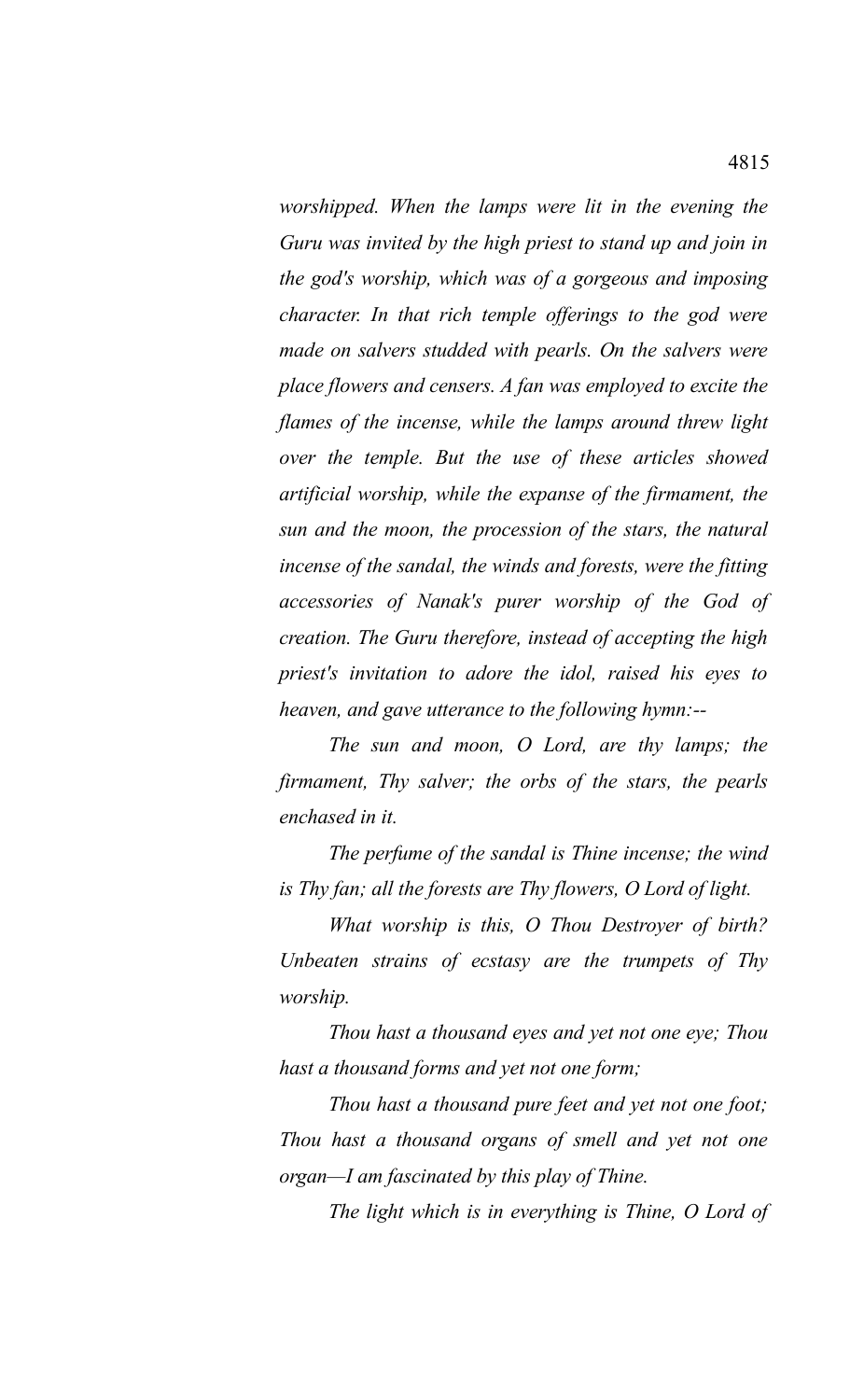*worshipped. When the lamps were lit in the evening the Guru was invited by the high priest to stand up and join in the god's worship, which was of a gorgeous and imposing character. In that rich temple offerings to the god were made on salvers studded with pearls. On the salvers were place flowers and censers. A fan was employed to excite the flames of the incense, while the lamps around threw light over the temple. But the use of these articles showed artificial worship, while the expanse of the firmament, the sun and the moon, the procession of the stars, the natural incense of the sandal, the winds and forests, were the fitting accessories of Nanak's purer worship of the God of creation. The Guru therefore, instead of accepting the high priest's invitation to adore the idol, raised his eyes to heaven, and gave utterance to the following hymn:--*

*The sun and moon, O Lord, are thy lamps; the firmament, Thy salver; the orbs of the stars, the pearls enchased in it.*

*The perfume of the sandal is Thine incense; the wind is Thy fan; all the forests are Thy flowers, O Lord of light.*

*What worship is this, O Thou Destroyer of birth? Unbeaten strains of ecstasy are the trumpets of Thy worship.*

*Thou hast a thousand eyes and yet not one eye; Thou hast a thousand forms and yet not one form;*

*Thou hast a thousand pure feet and yet not one foot; Thou hast a thousand organs of smell and yet not one organ—I am fascinated by this play of Thine.*

*The light which is in everything is Thine, O Lord of*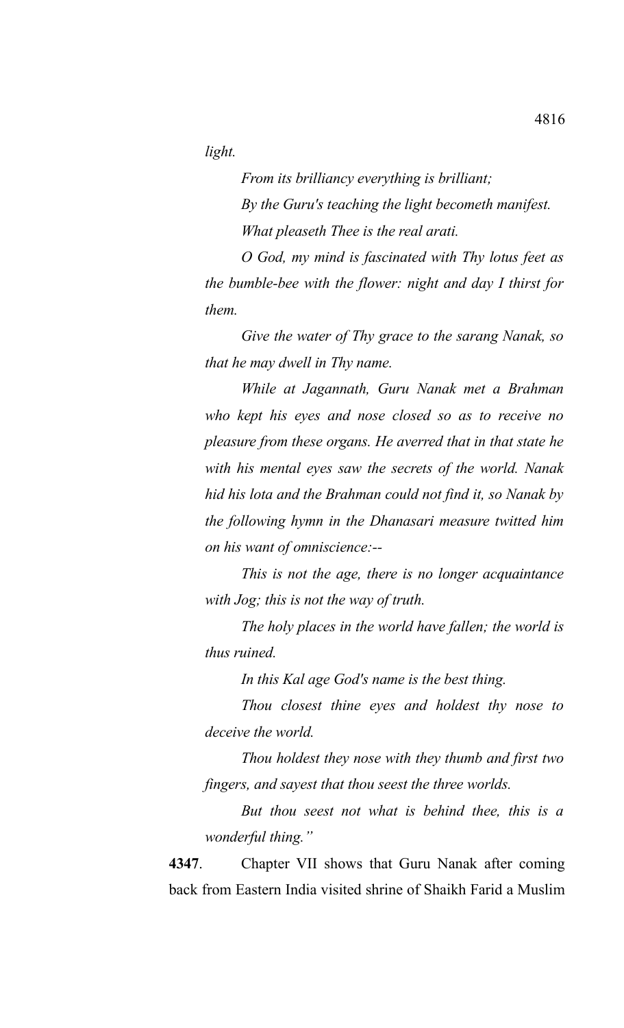*light.*

*From its brilliancy everything is brilliant;*

*By the Guru's teaching the light becometh manifest.*

*What pleaseth Thee is the real arati.*

*O God, my mind is fascinated with Thy lotus feet as the bumble-bee with the flower: night and day I thirst for them.*

*Give the water of Thy grace to the sarang Nanak, so that he may dwell in Thy name.*

*While at Jagannath, Guru Nanak met a Brahman who kept his eyes and nose closed so as to receive no pleasure from these organs. He averred that in that state he with his mental eyes saw the secrets of the world. Nanak hid his lota and the Brahman could not find it, so Nanak by the following hymn in the Dhanasari measure twitted him on his want of omniscience:--*

*This is not the age, there is no longer acquaintance with Jog; this is not the way of truth.*

*The holy places in the world have fallen; the world is thus ruined.*

*In this Kal age God's name is the best thing.*

*Thou closest thine eyes and holdest thy nose to deceive the world.*

*Thou holdest they nose with they thumb and first two fingers, and sayest that thou seest the three worlds.*

*But thou seest not what is behind thee, this is a wonderful thing."*

**4347**. Chapter VII shows that Guru Nanak after coming back from Eastern India visited shrine of Shaikh Farid a Muslim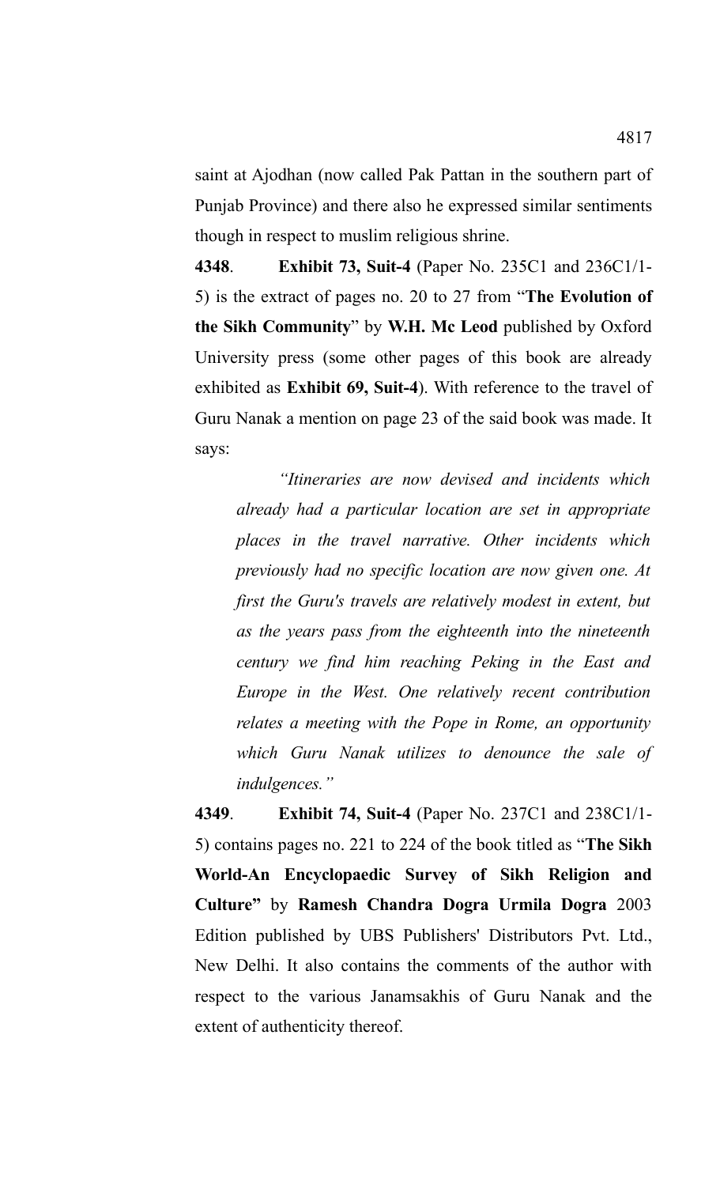saint at Ajodhan (now called Pak Pattan in the southern part of Punjab Province) and there also he expressed similar sentiments though in respect to muslim religious shrine.

**4348**. **Exhibit 73, Suit-4** (Paper No. 235C1 and 236C1/1-5) is the extract of pages no. 20 to 27 from "**The Evolution of the Sikh Community**" by **W.H. Mc Leod** published by Oxford University press (some other pages of this book are already exhibited as **Exhibit 69, Suit-4**). With reference to the travel of Guru Nanak a mention on page 23 of the said book was made. It says:

> *"Itineraries are now devised and incidents which already had a particular location are set in appropriate places in the travel narrative. Other incidents which previously had no specific location are now given one. At first the Guru's travels are relatively modest in extent, but as the years pass from the eighteenth into the nineteenth century we find him reaching Peking in the East and Europe in the West. One relatively recent contribution relates a meeting with the Pope in Rome, an opportunity which Guru Nanak utilizes to denounce the sale of indulgences."*

**4349**. **Exhibit 74, Suit-4** (Paper No. 237C1 and 238C1/1-5) contains pages no. 221 to 224 of the book titled as "**The Sikh World-An Encyclopaedic Survey of Sikh Religion and Culture"** by **Ramesh Chandra Dogra Urmila Dogra** 2003 Edition published by UBS Publishers' Distributors Pvt. Ltd., New Delhi. It also contains the comments of the author with respect to the various Janamsakhis of Guru Nanak and the extent of authenticity thereof.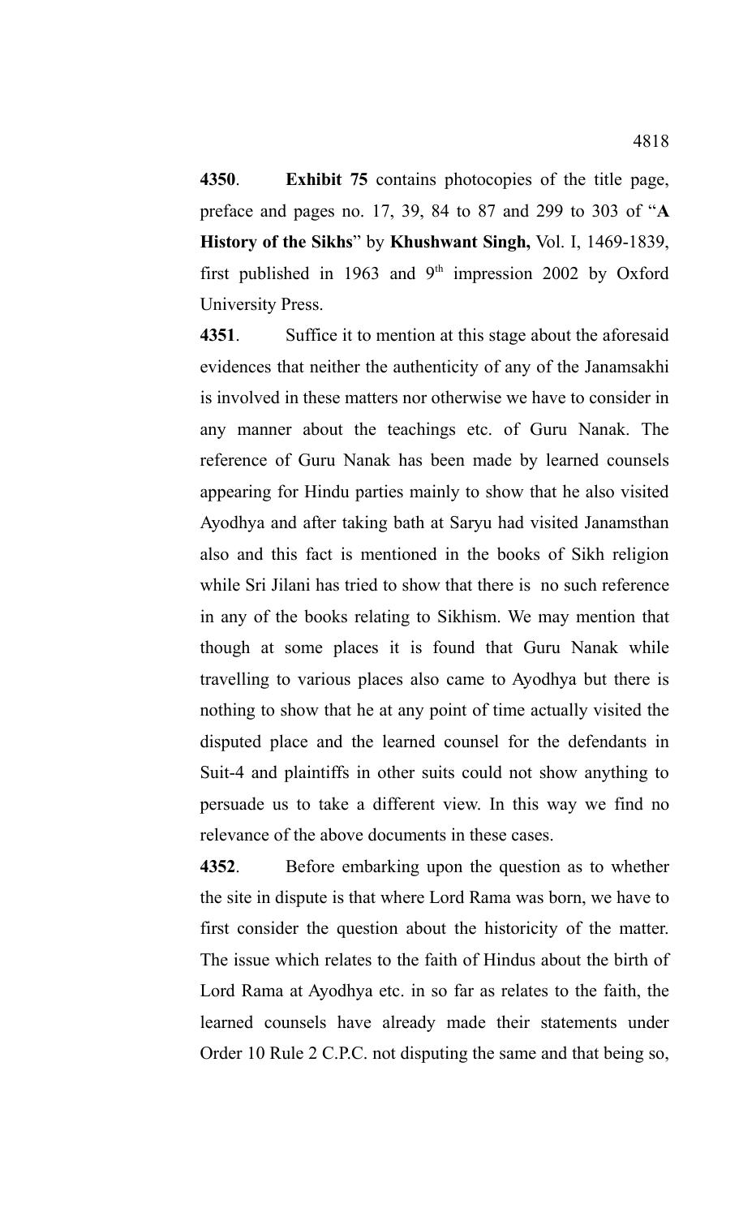**4350**. **Exhibit 75** contains photocopies of the title page, preface and pages no. 17, 39, 84 to 87 and 299 to 303 of "**A History of the Sikhs**" by **Khushwant Singh,** Vol. I, 1469-1839, first published in 1963 and 9th impression 2002 by Oxford University Press.

**4351**. Suffice it to mention at this stage about the aforesaid evidences that neither the authenticity of any of the Janamsakhi is involved in these matters nor otherwise we have to consider in any manner about the teachings etc. of Guru Nanak. The reference of Guru Nanak has been made by learned counsels appearing for Hindu parties mainly to show that he also visited Ayodhya and after taking bath at Saryu had visited Janamsthan also and this fact is mentioned in the books of Sikh religion while Sri Jilani has tried to show that there is no such reference in any of the books relating to Sikhism. We may mention that though at some places it is found that Guru Nanak while travelling to various places also came to Ayodhya but there is nothing to show that he at any point of time actually visited the disputed place and the learned counsel for the defendants in Suit-4 and plaintiffs in other suits could not show anything to persuade us to take a different view. In this way we find no relevance of the above documents in these cases.

**4352**. Before embarking upon the question as to whether the site in dispute is that where Lord Rama was born, we have to first consider the question about the historicity of the matter. The issue which relates to the faith of Hindus about the birth of Lord Rama at Ayodhya etc. in so far as relates to the faith, the learned counsels have already made their statements under Order 10 Rule 2 C.P.C. not disputing the same and that being so,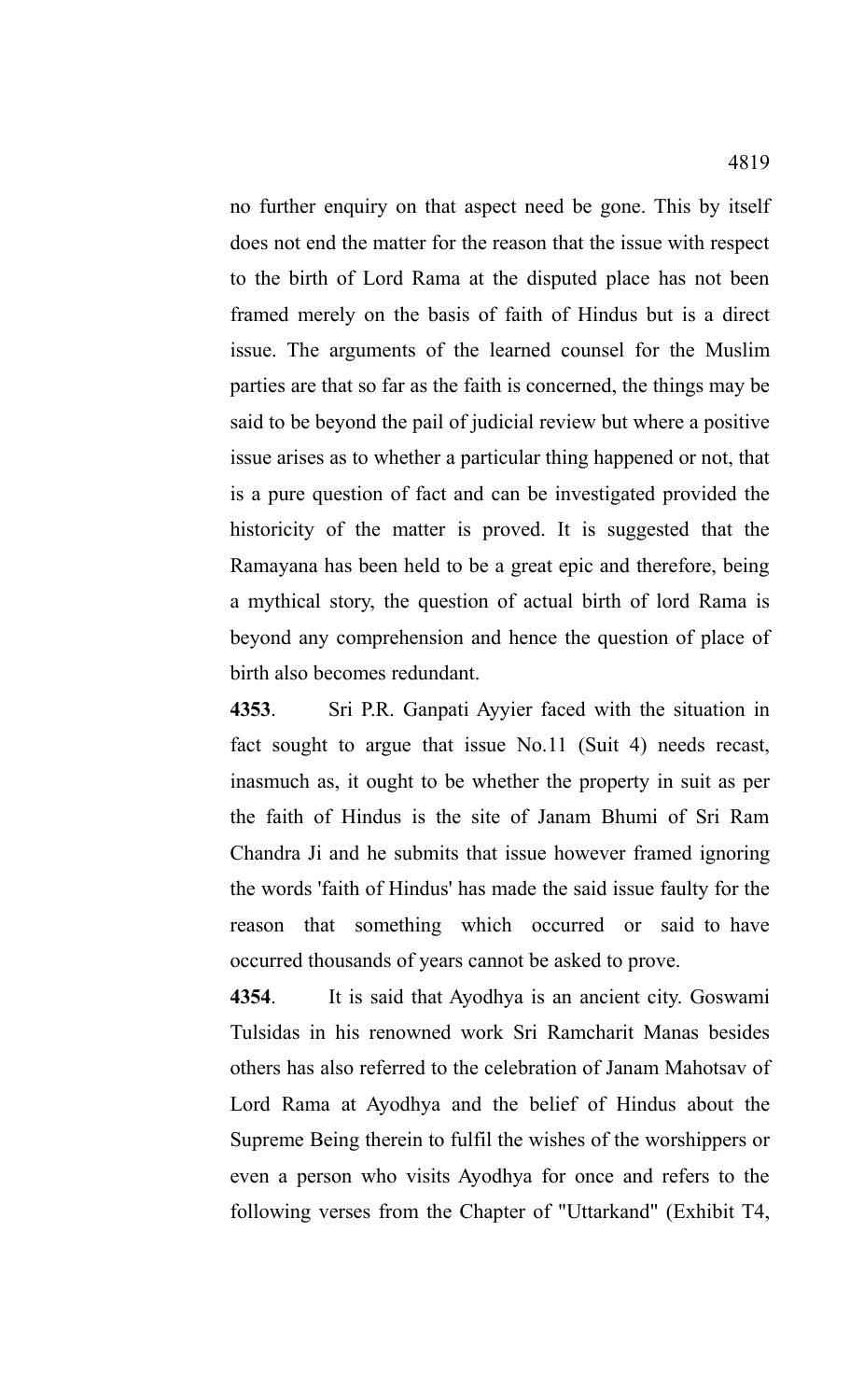no further enquiry on that aspect need be gone. This by itself does not end the matter for the reason that the issue with respect to the birth of Lord Rama at the disputed place has not been framed merely on the basis of faith of Hindus but is a direct issue. The arguments of the learned counsel for the Muslim parties are that so far as the faith is concerned, the things may be said to be beyond the pail of judicial review but where a positive issue arises as to whether a particular thing happened or not, that is a pure question of fact and can be investigated provided the historicity of the matter is proved. It is suggested that the Ramayana has been held to be a great epic and therefore, being a mythical story, the question of actual birth of lord Rama is beyond any comprehension and hence the question of place of birth also becomes redundant.

**4353**. Sri P.R. Ganpati Ayyier faced with the situation in fact sought to argue that issue No.11 (Suit 4) needs recast, inasmuch as, it ought to be whether the property in suit as per the faith of Hindus is the site of Janam Bhumi of Sri Ram Chandra Ji and he submits that issue however framed ignoring the words 'faith of Hindus' has made the said issue faulty for the reason that something which occurred or said to have occurred thousands of years cannot be asked to prove.

**4354**. It is said that Ayodhya is an ancient city. Goswami Tulsidas in his renowned work Sri Ramcharit Manas besides others has also referred to the celebration of Janam Mahotsav of Lord Rama at Ayodhya and the belief of Hindus about the Supreme Being therein to fulfil the wishes of the worshippers or even a person who visits Ayodhya for once and refers to the following verses from the Chapter of "Uttarkand" (Exhibit T4,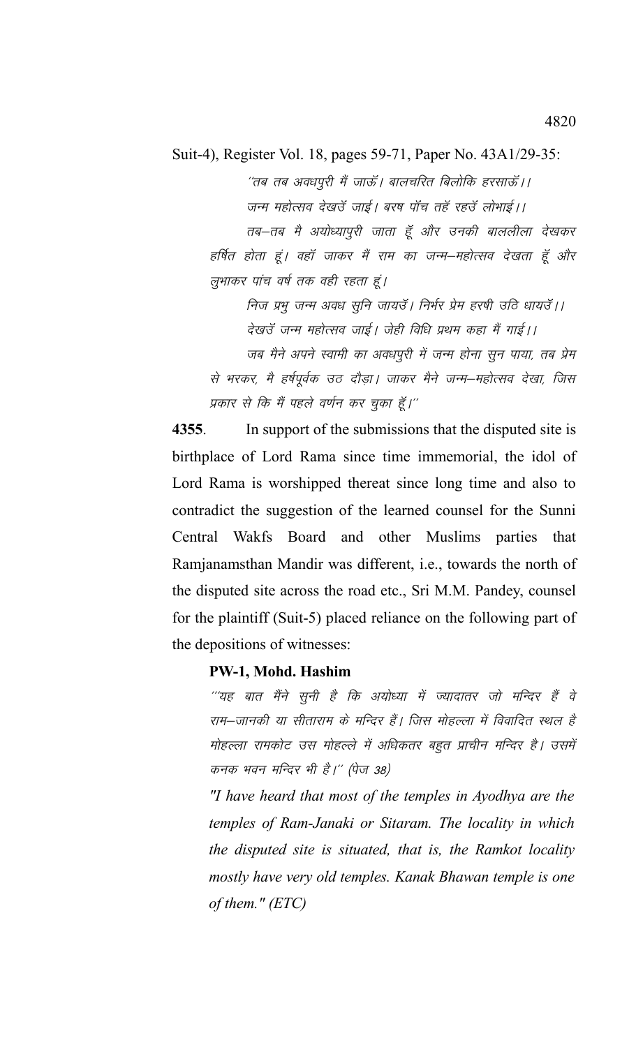Suit-4), Register Vol. 18, pages 59-71, Paper No. 43A1/29-35:

> "तब तब अवधपुरी मैं जाऊॅं। बालचरित बिलोकि हरसाऊॅं।।
> जन्म महोत्सव देखउॅं जाई। बरष पॉच तहॅं रहउॅं लोभाई।।
>
> तब–तब मै अयोध्यापुरी जाता हूॅं और उनकी बाललीला देखकर हर्षित होता हूं। वहॉं जाकर मैं राम का जन्म–महोत्सव देखता हूॅं और लुभाकर पांच वर्ष तक वही रहता हूं।
>
> निज प्रभु जन्म अवध सुनि जायउॅं। निर्भर प्रेम हरषी उठि धायउॅं।।
> देखउॅं जन्म महोत्सव जाई। जेही विधि प्रथम कहा मैं गाई।।
>
> जब मैने अपने स्वामी का अवधपुरी में जन्म होना सुन पाया, तब प्रेम से भरकर, मै हर्षपूर्वक उठ दौड़ा। जाकर मैने जन्म–महोत्सव देखा, जिस प्रकार से कि मैं पहले वर्णन कर चुका हूॅं।"

**4355**. In support of the submissions that the disputed site is birthplace of Lord Rama since time immemorial, the idol of Lord Rama is worshipped thereat since long time and also to contradict the suggestion of the learned counsel for the Sunni Central Wakfs Board and other Muslims parties that Ramjanamsthan Mandir was different, i.e., towards the north of the disputed site across the road etc., Sri M.M. Pandey, counsel for the plaintiff (Suit-5) placed reliance on the following part of the depositions of witnesses:

**PW-1, Mohd. Hashim**

"''यह बात मैंने सुनी है कि अयोध्या में ज्यादातर जो मन्दिर हैं वे राम–जानकी या सीताराम के मन्दिर हैं। जिस मोहल्ला में विवादित स्थल है मोहल्ला रामकोट उस मोहल्ले में अधिकतर बहुत प्राचीन मन्दिर है। उसमें कनक भवन मन्दिर भी है।'' (पेज 38)

*"I have heard that most of the temples in Ayodhya are the temples of Ram-Janaki or Sitaram. The locality in which the disputed site is situated, that is, the Ramkot locality mostly have very old temples. Kanak Bhawan temple is one of them." (ETC)*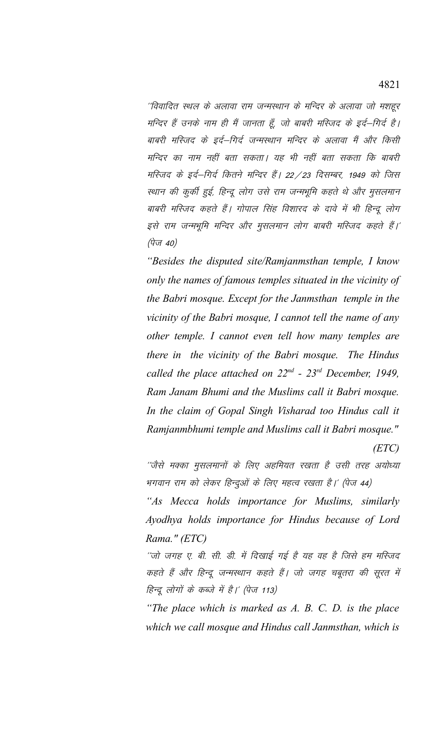"विवादित स्थल के अलावा राम जन्मस्थान के मन्दिर के अलावा जो मशहूर मन्दिर हैं उनके नाम ही मैं जानता हूँ, जो बाबरी मस्जिद के इर्द–गिर्द है। बाबरी मस्जिद के इर्द–गिर्द जन्मस्थान मन्दिर के अलावा मैं और किसी मन्दिर का नाम नहीं बता सकता। यह भी नहीं बता सकता कि बाबरी मस्जिद के इर्द–गिर्द कितने मन्दिर हैं। 22/23 दिसम्बर, 1949 को जिस स्थान की कुर्की हुई, हिन्दू लोग उसे राम जन्मभूमि कहते थे और मुसलमान बाबरी मस्जिद कहते हैं। गोपाल सिंह विशारद के दावे में भी हिन्दू लोग इसे राम जन्मभूमि मन्दिर और मुसलमान लोग बाबरी मस्जिद कहते हैं।' (पेज 40)

*"Besides the disputed site/Ramjanmsthan temple, I know only the names of famous temples situated in the vicinity of the Babri mosque. Except for the Janmsthan temple in the vicinity of the Babri mosque, I cannot tell the name of any other temple. I cannot even tell how many temples are there in the vicinity of the Babri mosque. The Hindus called the place attached on 22nd - 23rd December, 1949, Ram Janam Bhumi and the Muslims call it Babri mosque. In the claim of Gopal Singh Visharad too Hindus call it Ramjanmbhumi temple and Muslims call it Babri mosque." (ETC)*

"जैसे मक्का मुसलमानों के लिए अहमियत रखता है उसी तरह अयोध्या भगवान राम को लेकर हिन्दुओं के लिए महत्व रखता है।' (पेज 44)

*"As Mecca holds importance for Muslims, similarly Ayodhya holds importance for Hindus because of Lord Rama." (ETC)*

"जो जगह ए. बी. सी. डी. में दिखाई गई है यह वह है जिसे हम मस्जिद कहते हैं और हिन्दू जन्मस्थान कहते हैं। जो जगह चबूतरा की सूरत में हिन्दू लोगों के कब्जे में है।' (पेज 113)

*"The place which is marked as A. B. C. D. is the place which we call mosque and Hindus call Janmsthan, which is*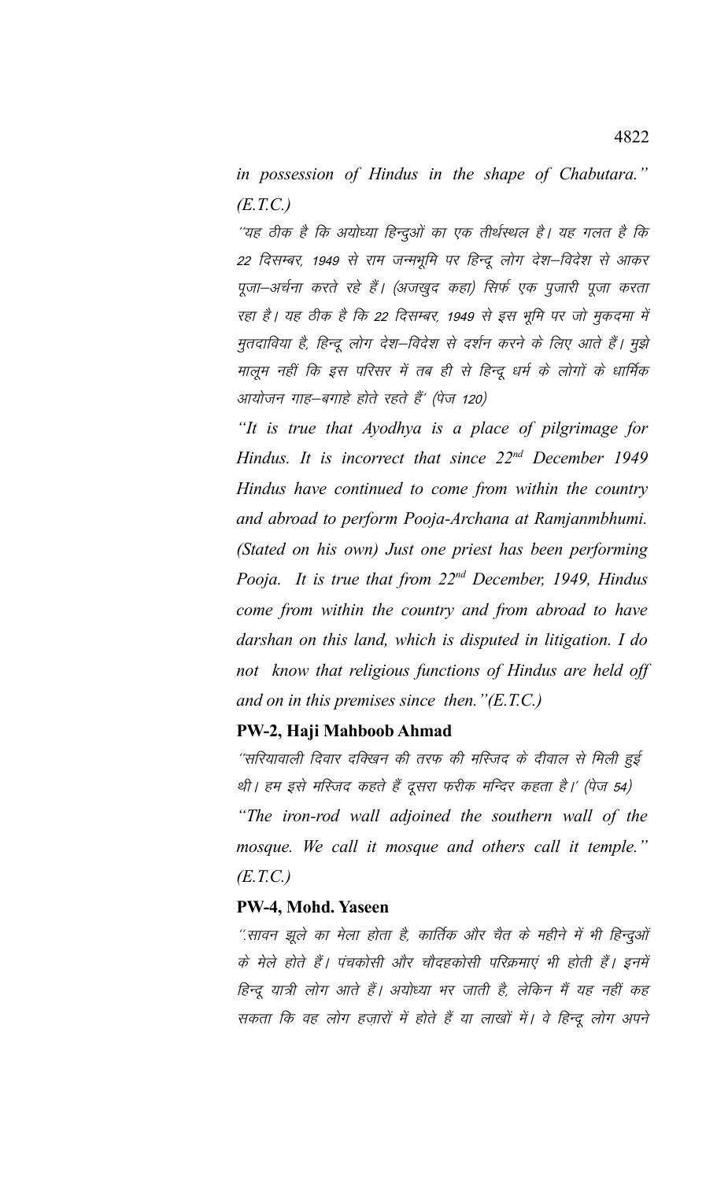*in possession of Hindus in the shape of Chabutara." (E.T.C.)*

*''यह ठीक है कि अयोध्या हिन्दुओं का एक तीर्थस्थल है। यह गलत है कि 22 दिसम्बर, 1949 से राम जन्मभूमि पर हिन्दू लोग देश–विदेश से आकर पूजा–अर्चना करते रहे हैं। (अजखुद कहा) सिर्फ एक पुजारी पूजा करता रहा है। यह ठीक है कि 22 दिसम्बर, 1949 से इस भूमि पर जो मुकदमा में मुतदाविया है, हिन्दू लोग देश–विदेश से दर्शन करने के लिए आते हैं। मुझे मालूम नहीं कि इस परिसर में तब ही से हिन्दू धर्म के लोगों के धार्मिक आयोजन गाह–बगाहे होते रहते हैं' (पेज 120)*

*"It is true that Ayodhya is a place of pilgrimage for Hindus. It is incorrect that since 22nd December 1949 Hindus have continued to come from within the country and abroad to perform Pooja-Archana at Ramjanmbhumi. (Stated on his own) Just one priest has been performing Pooja. It is true that from 22nd December, 1949, Hindus come from within the country and from abroad to have darshan on this land, which is disputed in litigation. I do not know that religious functions of Hindus are held off and on in this premises since then."(E.T.C.)*

**PW-2, Haji Mahboob Ahmad**

*''सरियावाली दिवार दक्खिन की तरफ की मस्जिद के दीवाल से मिली हुई थी। हम इसे मस्जिद कहते हैं दूसरा फरीक मन्दिर कहता है।' (पेज 54)*

*"The iron-rod wall adjoined the southern wall of the mosque. We call it mosque and others call it temple." (E.T.C.)*

**PW-4, Mohd. Yaseen**

*''.सावन झूले का मेला होता है, कार्तिक और चैत के महीने में भी हिन्दुओं के मेले होते हैं। पंचकोसी और चौदहकोसी परिक्रमाएं भी होती हैं। इनमें हिन्दू यात्री लोग आते हैं। अयोध्या भर जाती है, लेकिन मैं यह नहीं कह सकता कि वह लोग हज़ारों में होते हैं या लाखों में। वे हिन्दू लोग अपने*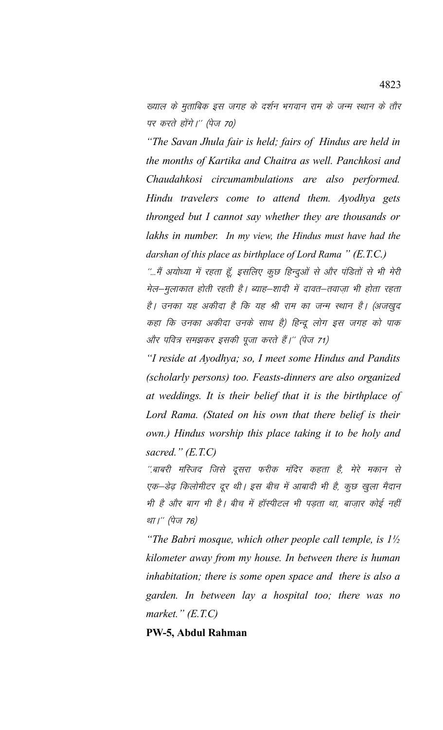ख्याल के मुताबिक इस जगह के दर्शन भगवान राम के जन्म स्थान के तौर पर करते होंगे।'' (पेज 70)

*"The Savan Jhula fair is held; fairs of Hindus are held in the months of Kartika and Chaitra as well. Panchkosi and Chaudahkosi circumambulations are also performed. Hindu travelers come to attend them. Ayodhya gets thronged but I cannot say whether they are thousands or lakhs in number. In my view, the Hindus must have had the darshan of this place as birthplace of Lord Rama " (E.T.C.)*

''...मैं अयोध्या में रहता हूँ, इसलिए कुछ हिन्दुओं से और पंडितों से भी मेरी मेल–मुलाकात होती रहती है। ब्याह–शादी में दावत–तवाज़ा भी होता रहता है। उनका यह अकीदा है कि यह श्री राम का जन्म स्थान है। (अजखुद कहा कि उनका अकीदा उनके साथ है) हिन्दू लोग इस जगह को पाक और पवित्र समझकर इसकी पूजा करते हैं।'' (पेज 71)

*"I reside at Ayodhya; so, I meet some Hindus and Pandits (scholarly persons) too. Feasts-dinners are also organized at weddings. It is their belief that it is the birthplace of Lord Rama. (Stated on his own that there belief is their own.) Hindus worship this place taking it to be holy and sacred." (E.T.C)*

''.बाबरी मस्जिद जिसे दूसरा फरीक मंदिर कहता है, मेरे मकान से एक–डेढ़ किलोमीटर दूर थी। इस बीच में आबादी भी है, कुछ खुला मैदान भी है और बाग भी है। बीच में हॉस्पीटल भी पड़ता था, बाज़ार कोई नहीं था।'' (पेज 76)

*"The Babri mosque, which other people call temple, is 1½ kilometer away from my house. In between there is human inhabitation; there is some open space and there is also a garden. In between lay a hospital too; there was no market." (E.T.C)*

**PW-5, Abdul Rahman**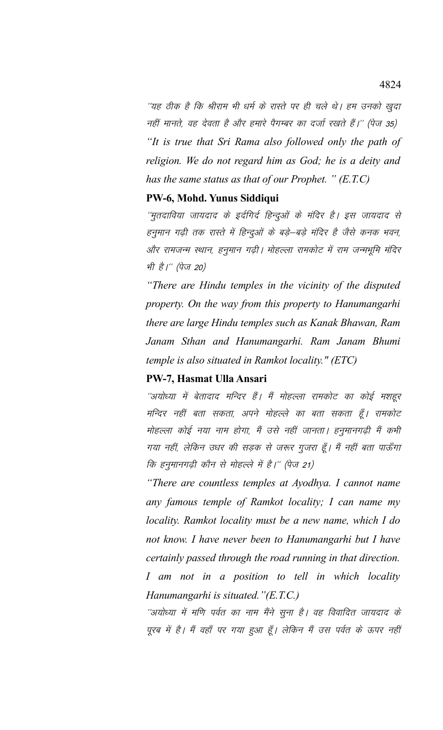''यह ठीक है कि श्रीराम भी धर्म के रास्ते पर ही चले थे। हम उनको खुदा नहीं मानते, वह देवता है और हमारे पैगम्बर का दर्जा रखते हैं।'' (पेज 35)

*"It is true that Sri Rama also followed only the path of religion. We do not regard him as God; he is a deity and has the same status as that of our Prophet. " (E.T.C)*

**PW-6, Mohd. Yunus Siddiqui**

''मुतदाविया जायदाद के इर्दगिर्द हिन्दुओं के मंदिर है। इस जायदाद से हनुमान गढ़ी तक रास्ते में हिन्दुओं के बड़े–बड़े मंदिर है जैसे कनक भवन, और रामजन्म स्थान, हनुमान गढ़ी। मोहल्ला रामकोट में राम जन्मभूमि मंदिर भी है।'' (पेज 20)

*"There are Hindu temples in the vicinity of the disputed property. On the way from this property to Hanumangarhi there are large Hindu temples such as Kanak Bhawan, Ram Janam Sthan and Hanumangarhi. Ram Janam Bhumi temple is also situated in Ramkot locality." (ETC)*

**PW-7, Hasmat Ulla Ansari**

''अयोध्या में बेतादाद मन्दिर हैं। मैं मोहल्ला रामकोट का कोई मशहूर मन्दिर नहीं बता सकता, अपने मोहल्ले का बता सकता हूँ। रामकोट मोहल्ला कोई नया नाम होगा, मैं उसे नहीं जानता। हनुमानगढ़ी मैं कभी गया नहीं, लेकिन उधर की सड़क से जरूर गुजरा हूँ। मैं नहीं बता पाऊँगा कि हनुमानगढ़ी कौन से मोहल्ले में है।'' (पेज 21)

*"There are countless temples at Ayodhya. I cannot name any famous temple of Ramkot locality; I can name my locality. Ramkot locality must be a new name, which I do not know. I have never been to Hanumangarhi but I have certainly passed through the road running in that direction. I am not in a position to tell in which locality Hanumangarhi is situated."(E.T.C.)*

''अयोध्या में मणि पर्वत का नाम मैंने सुना है। वह विवादित जायदाद के पूरब में है। मैं वहाँ पर गया हुआ हूँ। लेकिन मैं उस पर्वत के ऊपर नहीं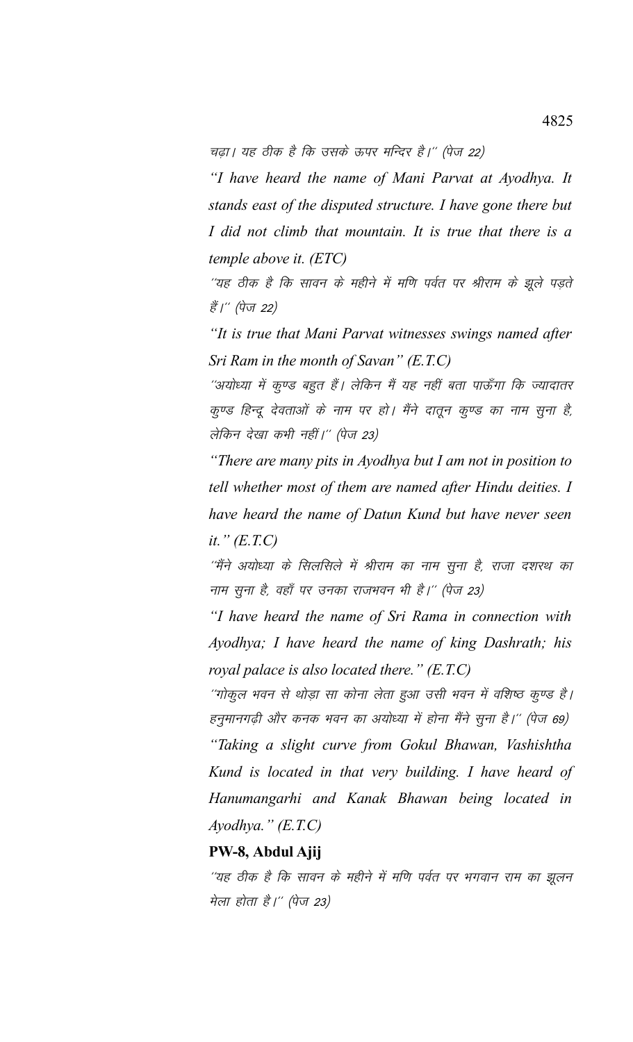चढ़ा। यह ठीक है कि उसके ऊपर मन्दिर है।'' (पेज 22)

*"I have heard the name of Mani Parvat at Ayodhya. It stands east of the disputed structure. I have gone there but I did not climb that mountain. It is true that there is a temple above it. (ETC)*

*''यह ठीक है कि सावन के महीने में मणि पर्वत पर श्रीराम के झूले पड़ते हैं।'' (पेज 22)*

*"It is true that Mani Parvat witnesses swings named after Sri Ram in the month of Savan" (E.T.C)*

*''अयोध्या में कुण्ड बहुत हैं। लेकिन मैं यह नहीं बता पाऊँगा कि ज्यादातर कुण्ड हिन्दू देवताओं के नाम पर हो। मैंने दातून कुण्ड का नाम सुना है, लेकिन देखा कभी नहीं।'' (पेज 23)*

*"There are many pits in Ayodhya but I am not in position to tell whether most of them are named after Hindu deities. I have heard the name of Datun Kund but have never seen it." (E.T.C)*

*''मैंने अयोध्या के सिलसिले में श्रीराम का नाम सुना है, राजा दशरथ का नाम सुना है, वहाँ पर उनका राजभवन भी है।'' (पेज 23)*

*"I have heard the name of Sri Rama in connection with Ayodhya; I have heard the name of king Dashrath; his royal palace is also located there." (E.T.C)*

*''गोकुल भवन से थोड़ा सा कोना लेता हुआ उसी भवन में वशिष्ठ कुण्ड है। हनुमानगढ़ी और कनक भवन का अयोध्या में होना मैंने सुना है।'' (पेज 69)*

*"Taking a slight curve from Gokul Bhawan, Vashishtha Kund is located in that very building. I have heard of Hanumangarhi and Kanak Bhawan being located in Ayodhya." (E.T.C)*

**PW-8, Abdul Ajij**

*''यह ठीक है कि सावन के महीने में मणि पर्वत पर भगवान राम का झूलन मेला होता है।'' (पेज 23)*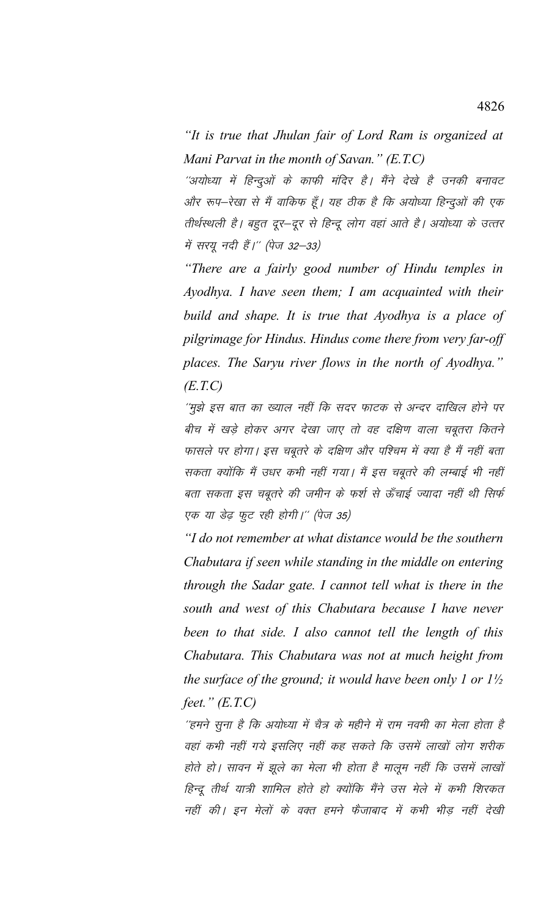*"It is true that Jhulan fair of Lord Ram is organized at Mani Parvat in the month of Savan." (E.T.C)*

*"अयोध्या में हिन्दुओं के काफी मंदिर है। मैंने देखे है उनकी बनावट और रूप–रेखा से मैं वाकिफ हूँ। यह ठीक है कि अयोध्या हिन्दुओं की एक तीर्थस्थली है। बहुत दूर–दूर से हिन्दू लोग वहां आते है। अयोध्या के उत्तर में सरयू नदी हैं।" (पेज 32–33)*

*"There are a fairly good number of Hindu temples in Ayodhya. I have seen them; I am acquainted with their build and shape. It is true that Ayodhya is a place of pilgrimage for Hindus. Hindus come there from very far-off places. The Saryu river flows in the north of Ayodhya." (E.T.C)*

*"मुझे इस बात का ख्याल नहीं कि सदर फाटक से अन्दर दाखिल होने पर बीच में खड़े होकर अगर देखा जाए तो वह दक्षिण वाला चबूतरा कितने फासले पर होगा। इस चबूतरे के दक्षिण और पश्चिम में क्या है मैं नहीं बता सकता क्योंकि मैं उधर कभी नहीं गया। मैं इस चबूतरे की लम्बाई भी नहीं बता सकता इस चबूतरे की जमीन के फर्श से ऊँचाई ज्यादा नहीं थी सिर्फ एक या डेढ़ फुट रही होगी।" (पेज 35)*

*"I do not remember at what distance would be the southern Chabutara if seen while standing in the middle on entering through the Sadar gate. I cannot tell what is there in the south and west of this Chabutara because I have never been to that side. I also cannot tell the length of this Chabutara. This Chabutara was not at much height from the surface of the ground; it would have been only 1 or 1½ feet." (E.T.C)*

*"हमने सुना है कि अयोध्या में चैत्र के महीने में राम नवमी का मेला होता है वहां कभी नहीं गये इसलिए नहीं कह सकते कि उसमें लाखों लोग शरीक होते हो। सावन में झूले का मेला भी होता है मालूम नहीं कि उसमें लाखों हिन्दू तीर्थ यात्री शामिल होते हो क्योंकि मैंने उस मेले में कभी शिरकत नहीं की। इन मेलों के वक्त हमने फैजाबाद में कभी भीड़ नहीं देखी*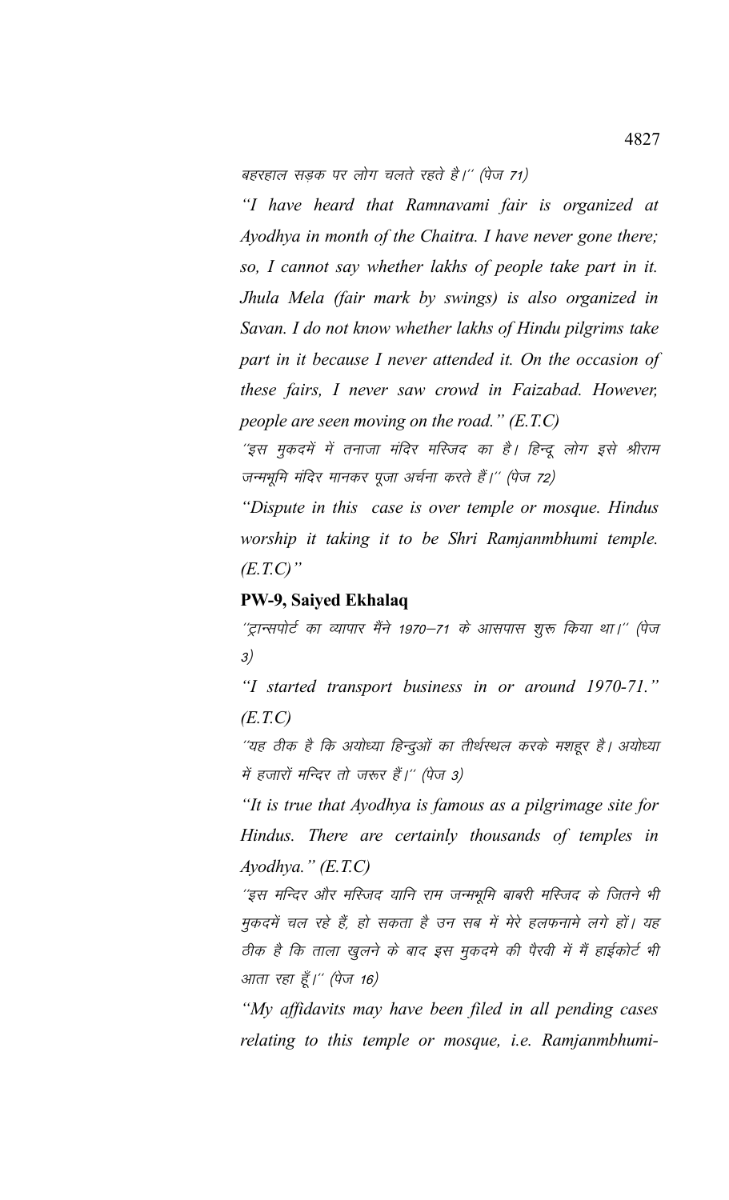बहरहाल सड़क पर लोग चलते रहते है।'' (पेज 71)

*"I have heard that Ramnavami fair is organized at Ayodhya in month of the Chaitra. I have never gone there; so, I cannot say whether lakhs of people take part in it. Jhula Mela (fair mark by swings) is also organized in Savan. I do not know whether lakhs of Hindu pilgrims take part in it because I never attended it. On the occasion of these fairs, I never saw crowd in Faizabad. However, people are seen moving on the road." (E.T.C)*

''इस मुकदमें में तनाजा मंदिर मस्जिद का है। हिन्दू लोग इसे श्रीराम जन्मभूमि मंदिर मानकर पूजा अर्चना करते हैं।'' (पेज 72)

*"Dispute in this case is over temple or mosque. Hindus worship it taking it to be Shri Ramjanmbhumi temple. (E.T.C)"*

**PW-9, Saiyed Ekhalaq**

''ट्रान्सपोर्ट का व्यापार मैंने 1970–71 के आसपास शुरू किया था।'' (पेज 3)

*"I started transport business in or around 1970-71." (E.T.C)*

''यह ठीक है कि अयोध्या हिन्दुओं का तीर्थस्थल करके मशहूर है। अयोध्या में हजारों मन्दिर तो जरूर हैं।'' (पेज 3)

*"It is true that Ayodhya is famous as a pilgrimage site for Hindus. There are certainly thousands of temples in Ayodhya." (E.T.C)*

''इस मन्दिर और मस्जिद यानि राम जन्मभूमि बाबरी मस्जिद के जितने भी मुकदमें चल रहे हैं, हो सकता है उन सब में मेरे हलफनामे लगे हों। यह ठीक है कि ताला खुलने के बाद इस मुकदमे की पैरवी में मैं हाईकोर्ट भी आता रहा हूँ।'' (पेज 16)

*"My affidavits may have been filed in all pending cases relating to this temple or mosque, i.e. Ramjanmbhumi-*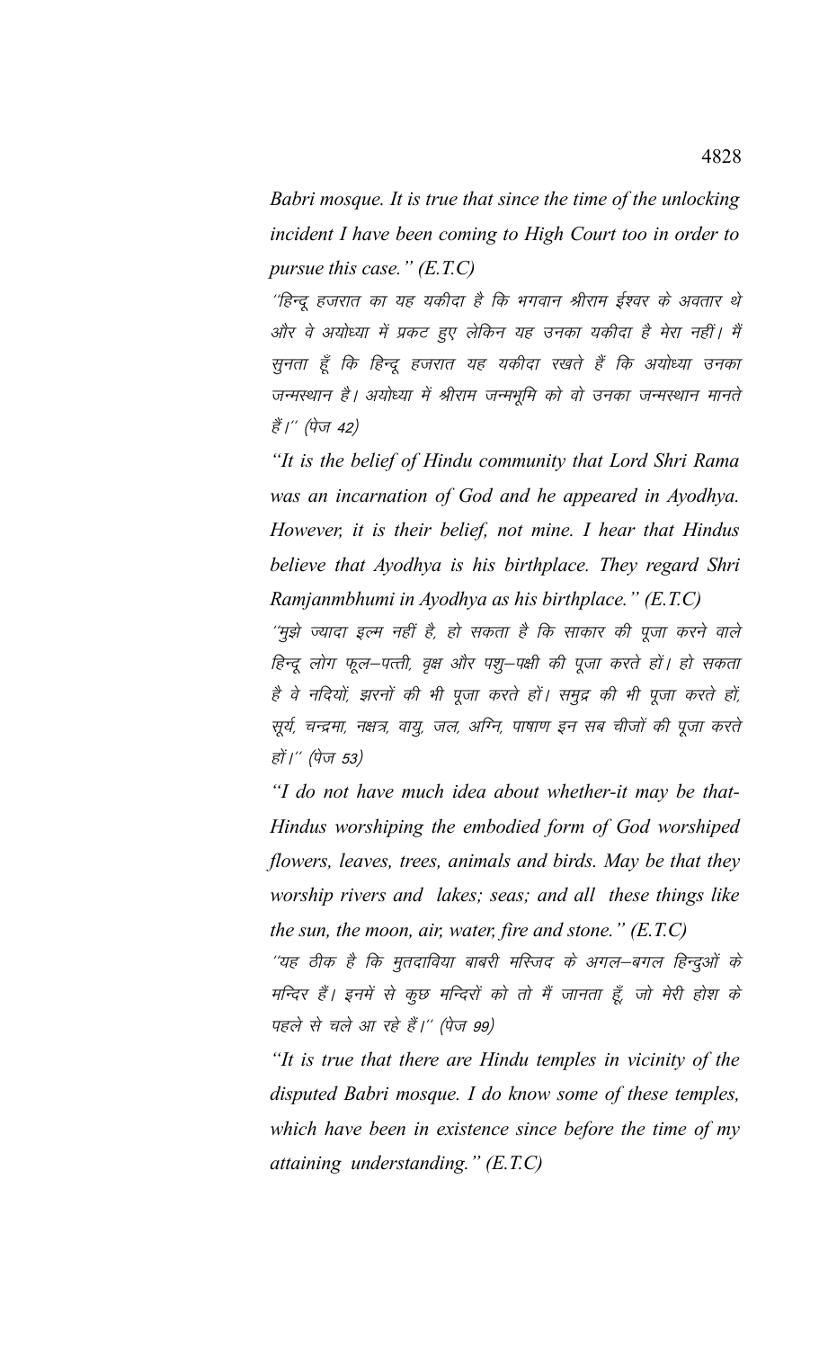*Babri mosque. It is true that since the time of the unlocking incident I have been coming to High Court too in order to pursue this case." (E.T.C)*

"हिन्दू हजरात का यह यकीदा है कि भगवान श्रीराम ईश्वर के अवतार थे और वे अयोध्या में प्रकट हुए लेकिन यह उनका यकीदा है मेरा नहीं। मैं सुनता हूँ कि हिन्दू हजरात यह यकीदा रखते हैं कि अयोध्या उनका जन्मस्थान है। अयोध्या में श्रीराम जन्मभूमि को वो उनका जन्मस्थान मानते हैं।" (पेज 42)

*"It is the belief of Hindu community that Lord Shri Rama was an incarnation of God and he appeared in Ayodhya. However, it is their belief, not mine. I hear that Hindus believe that Ayodhya is his birthplace. They regard Shri Ramjanmbhumi in Ayodhya as his birthplace." (E.T.C)*

"मुझे ज्यादा इल्म नहीं है, हो सकता है कि साकार की पूजा करने वाले हिन्दू लोग फूल–पत्ती, वृक्ष और पशु–पक्षी की पूजा करते हों। हो सकता है वे नदियों, झरनों की भी पूजा करते हों। समुद्र की भी पूजा करते हों, सूर्य, चन्द्रमा, नक्षत्र, वायु, जल, अग्नि, पाषाण इन सब चीजों की पूजा करते हों।" (पेज 53)

*"I do not have much idea about whether-it may be that-Hindus worshiping the embodied form of God worshiped flowers, leaves, trees, animals and birds. May be that they worship rivers and lakes; seas; and all these things like the sun, the moon, air, water, fire and stone." (E.T.C)*

"यह ठीक है कि मुतदाविया बाबरी मस्जिद के अगल–बगल हिन्दुओं के मन्दिर हैं। इनमें से कुछ मन्दिरों को तो मैं जानता हूँ, जो मेरी होश के पहले से चले आ रहे हैं।" (पेज 99)

*"It is true that there are Hindu temples in vicinity of the disputed Babri mosque. I do know some of these temples, which have been in existence since before the time of my attaining understanding." (E.T.C)*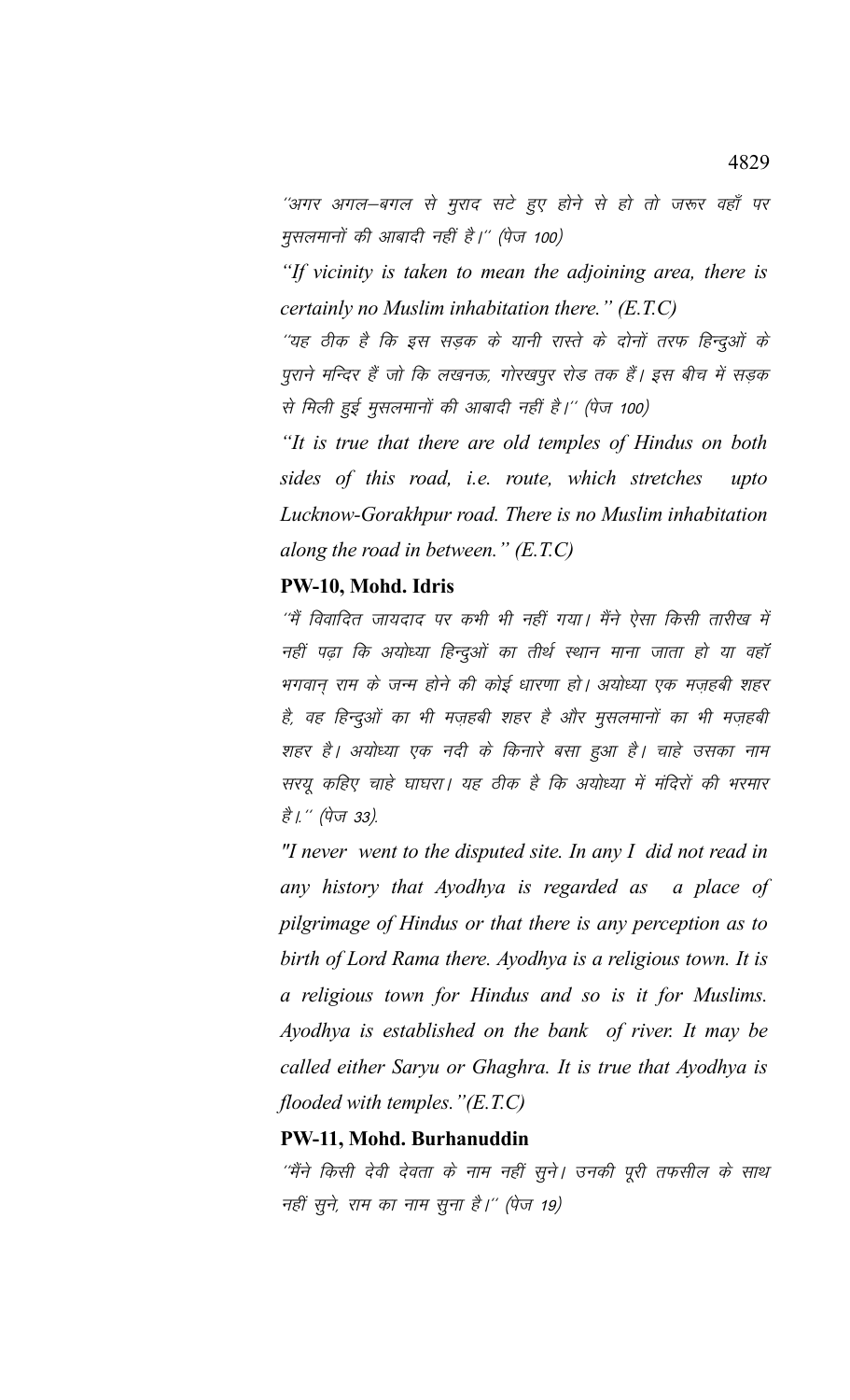“अगर अगल–बगल से मुराद सटे हुए होने से हो तो जरूर वहाँ पर मुसलमानों की आबादी नहीं है।” (पेज 100)

*“If vicinity is taken to mean the adjoining area, there is certainly no Muslim inhabitation there.” (E.T.C)*

“यह ठीक है कि इस सड़क के यानी रास्ते के दोनों तरफ हिन्दुओं के पुराने मन्दिर हैं जो कि लखनऊ, गोरखपुर रोड तक हैं। इस बीच में सड़क से मिली हुई मुसलमानों की आबादी नहीं है।” (पेज 100)

*“It is true that there are old temples of Hindus on both sides of this road, i.e. route, which stretches upto Lucknow-Gorakhpur road. There is no Muslim inhabitation along the road in between.” (E.T.C)*

**PW-10, Mohd. Idris**

“मैं विवादित जायदाद पर कभी भी नहीं गया। मैंने ऐसा किसी तारीख में नहीं पढ़ा कि अयोध्या हिन्दुओं का तीर्थ स्थान माना जाता हो या वहॉ भगवान् राम के जन्म होने की कोई धारणा हो। अयोध्या एक मज़हबी शहर है, वह हिन्दुओं का भी मज़हबी शहर है और मुसलमानों का भी मज़हबी शहर है। अयोध्या एक नदी के किनारे बसा हुआ है। चाहे उसका नाम सरयू कहिए चाहे घाघरा। यह ठीक है कि अयोध्या में मंदिरों की भरमार है।” (पेज 33).

*"I never went to the disputed site. In any I did not read in any history that Ayodhya is regarded as a place of pilgrimage of Hindus or that there is any perception as to birth of Lord Rama there. Ayodhya is a religious town. It is a religious town for Hindus and so is it for Muslims. Ayodhya is established on the bank of river. It may be called either Saryu or Ghaghra. It is true that Ayodhya is flooded with temples."(E.T.C)*

**PW-11, Mohd. Burhanuddin**

“मैंने किसी देवी देवता के नाम नहीं सुने। उनकी पूरी तफसील के साथ नहीं सुने, राम का नाम सुना है।” (पेज 19)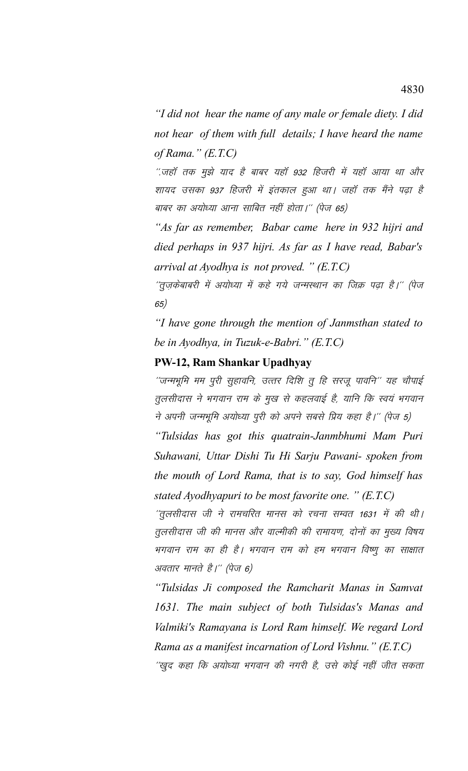*"I did not hear the name of any male or female diety. I did not hear of them with full details; I have heard the name of Rama." (E.T.C)*

".जहॉ तक मुझे याद है बाबर यहॉ 932 हिजरी में यहॉ आया था और शायद उसका 937 हिजरी में इंतकाल हुआ था। जहॉ तक मैंने पढ़ा है बाबर का अयोध्या आना साबित नहीं होता।" (पेज 65)

*"As far as remember, Babar came here in 932 hijri and died perhaps in 937 hijri. As far as I have read, Babar's arrival at Ayodhya is not proved. " (E.T.C)*

"तुज़केबाबरी में अयोध्या में कहे गये जन्मस्थान का जिक्र पढ़ा है।" (पेज 65)

*"I have gone through the mention of Janmsthan stated to be in Ayodhya, in Tuzuk-e-Babri." (E.T.C)*

**PW-12, Ram Shankar Upadhyay**

"जन्मभूमि मम पुरी सुहावनि, उत्तर दिशि तु हि सरजू पावनि" यह चौपाई तुलसीदास ने भगवान राम के मुख से कहलवाई है, यानि कि स्वयं भगवान ने अपनी जन्मभूमि अयोध्या पुरी को अपने सबसे प्रिय कहा है।" (पेज 5)

*"Tulsidas has got this quatrain-Janmbhumi Mam Puri Suhawani, Uttar Dishi Tu Hi Sarju Pawani- spoken from the mouth of Lord Rama, that is to say, God himself has stated Ayodhyapuri to be most favorite one. " (E.T.C)*

"तुलसीदास जी ने रामचरित मानस को रचना सम्वत 1631 में की थी। तुलसीदास जी की मानस और वाल्मीकी की रामायण, दोनों का मुख्य विषय भगवान राम का ही है। भगवान राम को हम भगवान विष्णु का साक्षात अवतार मानते है।" (पेज 6)

*"Tulsidas Ji composed the Ramcharit Manas in Samvat 1631. The main subject of both Tulsidas's Manas and Valmiki's Ramayana is Lord Ram himself. We regard Lord Rama as a manifest incarnation of Lord Vishnu." (E.T.C)*

"खुद कहा कि अयोध्या भगवान की नगरी है, उसे कोई नहीं जीत सकता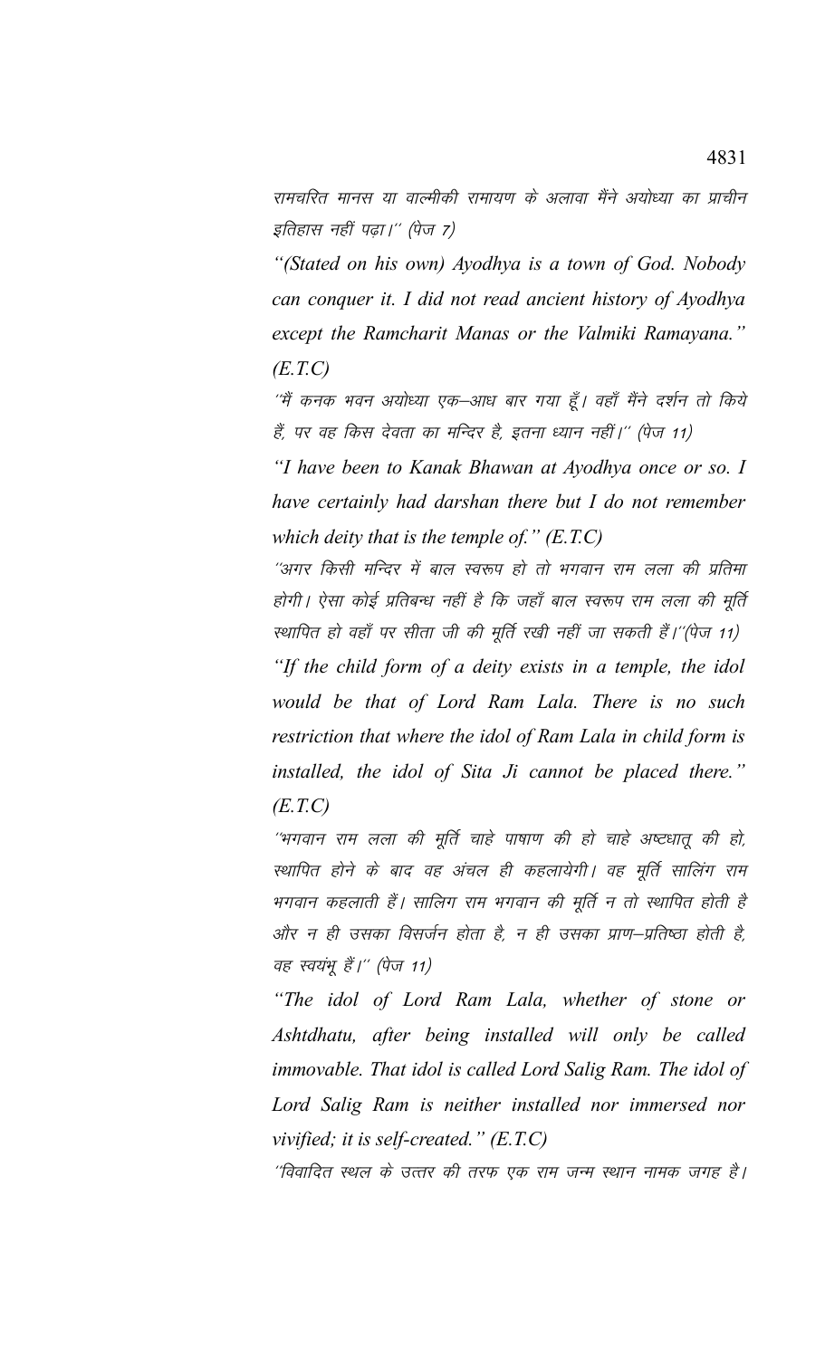रामचरित मानस या वाल्मीकी रामायण के अलावा मैंने अयोध्या का प्राचीन इतिहास नहीं पढ़ा।'' (पेज 7)

*"(Stated on his own) Ayodhya is a town of God. Nobody can conquer it. I did not read ancient history of Ayodhya except the Ramcharit Manas or the Valmiki Ramayana." (E.T.C)*

''मैं कनक भवन अयोध्या एक–आध बार गया हूँ। वहाँ मैंने दर्शन तो किये हैं, पर वह किस देवता का मन्दिर है, इतना ध्यान नहीं।'' (पेज 11)

*"I have been to Kanak Bhawan at Ayodhya once or so. I have certainly had darshan there but I do not remember which deity that is the temple of." (E.T.C)*

''अगर किसी मन्दिर में बाल स्वरूप हो तो भगवान राम लला की प्रतिमा होगी। ऐसा कोई प्रतिबन्ध नहीं है कि जहाँ बाल स्वरूप राम लला की मूर्ति स्थापित हो वहाँ पर सीता जी की मूर्ति रखी नहीं जा सकती हैं।''(पेज 11)

*"If the child form of a deity exists in a temple, the idol would be that of Lord Ram Lala. There is no such restriction that where the idol of Ram Lala in child form is installed, the idol of Sita Ji cannot be placed there." (E.T.C)*

''भगवान राम लला की मूर्ति चाहे पाषाण की हो चाहे अष्टधातू की हो, स्थापित होने के बाद वह अंचल ही कहलायेगी। वह मूर्ति सालिंग राम भगवान कहलाती हैं। सालिग राम भगवान की मूर्ति न तो स्थापित होती है और न ही उसका विसर्जन होता है, न ही उसका प्राण–प्रतिष्ठा होती है, वह स्वयंभू हैं।'' (पेज 11)

*"The idol of Lord Ram Lala, whether of stone or Ashtdhatu, after being installed will only be called immovable. That idol is called Lord Salig Ram. The idol of Lord Salig Ram is neither installed nor immersed nor vivified; it is self-created." (E.T.C)*

''विवादित स्थल के उत्तर की तरफ एक राम जन्म स्थान नामक जगह है।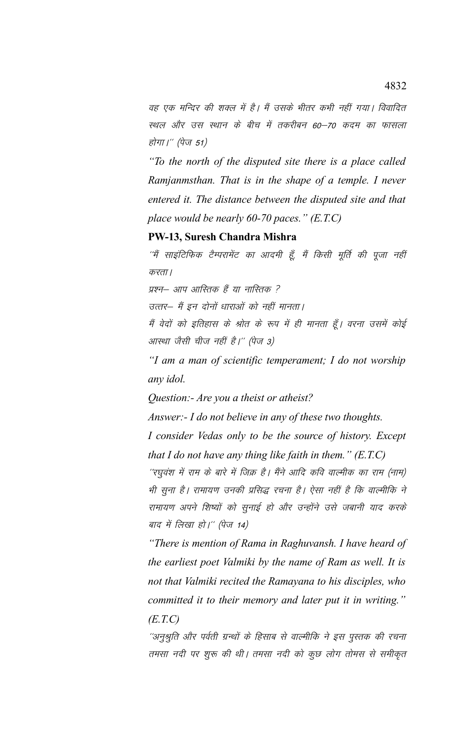वह एक मन्दिर की शक्ल में है। मैं उसके भीतर कभी नहीं गया। विवादित स्थल और उस स्थान के बीच में तकरीबन 60—70 कदम का फासला होगा।'' (पेज 51)

*"To the north of the disputed site there is a place called Ramjanmsthan. That is in the shape of a temple. I never entered it. The distance between the disputed site and that place would be nearly 60-70 paces." (E.T.C)*

**PW-13, Suresh Chandra Mishra**

''मैं साइंटिफिक टैम्परामेंट का आदमी हूँ, मैं किसी मूर्ति की पूजा नहीं करता।

प्रश्न— आप आस्तिक हैं या नास्तिक ?

उत्तर— मैं इन दोनों धाराओं को नहीं मानता।

मैं वेदों को इतिहास के श्रोत के रूप में ही मानता हूँ। वरना उसमें कोई आस्था जैसी चीज नहीं है।'' (पेज 3)

*"I am a man of scientific temperament; I do not worship any idol.*

*Question:- Are you a theist or atheist?*

*Answer:- I do not believe in any of these two thoughts.*

*I consider Vedas only to be the source of history. Except that I do not have any thing like faith in them." (E.T.C)*

''रघुवंश में राम के बारे में जिक्र है। मैंने आदि कवि वाल्मीक का राम (नाम) भी सुना है। रामायण उनकी प्रसिद्ध रचना है। ऐसा नहीं है कि वाल्मीकि ने रामायण अपने शिष्यों को सुनाई हो और उन्होंने उसे जबानी याद करके बाद में लिखा हो।'' (पेज 14)

*"There is mention of Rama in Raghuvansh. I have heard of the earliest poet Valmiki by the name of Ram as well. It is not that Valmiki recited the Ramayana to his disciples, who committed it to their memory and later put it in writing." (E.T.C)*

''अनुश्रुति और पर्वती ग्रन्थों के हिसाब से वाल्मीकि ने इस पुस्तक की रचना तमसा नदी पर शुरू की थी। तमसा नदी को कुछ लोग तोमस से समीकृत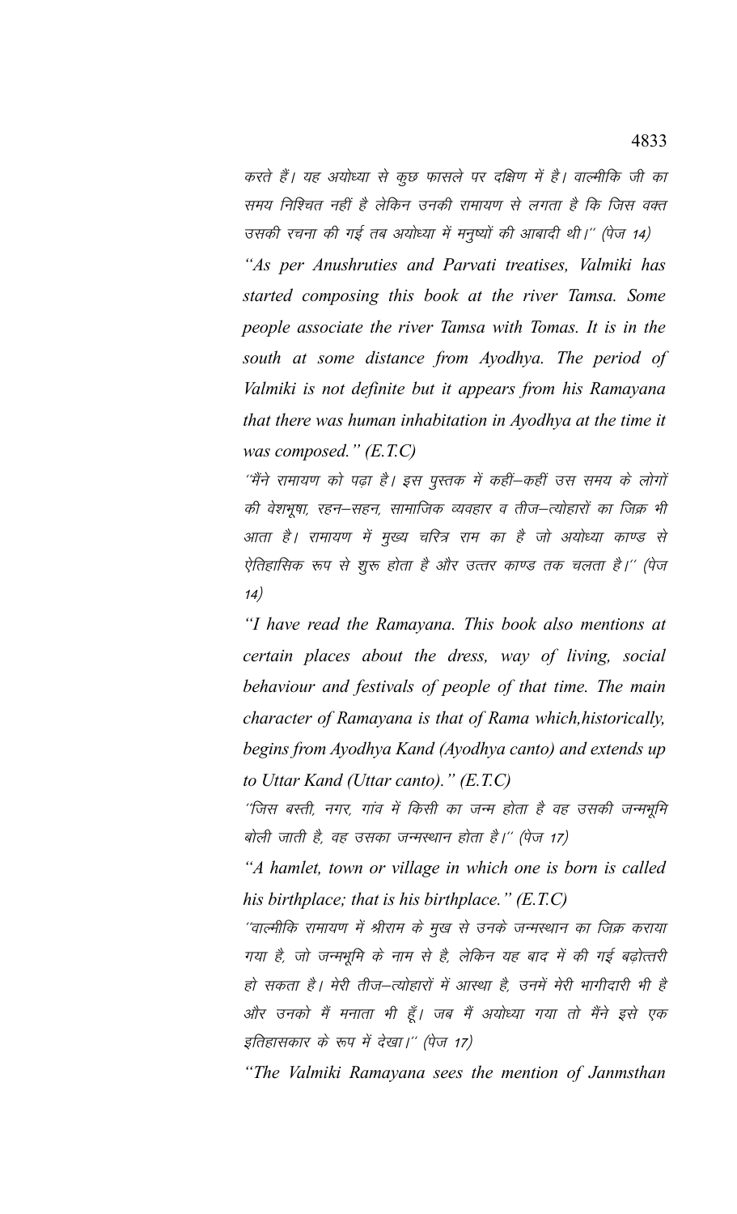करते हैं। यह अयोध्या से कुछ फासले पर दक्षिण में है। वाल्मीकि जी का समय निश्चित नहीं है लेकिन उनकी रामायण से लगता है कि जिस वक्त उसकी रचना की गई तब अयोध्या में मनुष्यों की आबादी थी।'' (पेज 14)

*"As per Anushruties and Parvati treatises, Valmiki has started composing this book at the river Tamsa. Some people associate the river Tamsa with Tomas. It is in the south at some distance from Ayodhya. The period of Valmiki is not definite but it appears from his Ramayana that there was human inhabitation in Ayodhya at the time it was composed." (E.T.C)*

*''मैंने रामायण को पढ़ा है। इस पुस्तक में कहीं–कहीं उस समय के लोगों की वेशभूषा, रहन–सहन, सामाजिक व्यवहार व तीज–त्योहारों का जिक्र भी आता है। रामायण में मुख्य चरित्र राम का है जो अयोध्या काण्ड से ऐतिहासिक रूप से शुरू होता है और उत्तर काण्ड तक चलता है।'' (पेज 14)*

*"I have read the Ramayana. This book also mentions at certain places about the dress, way of living, social behaviour and festivals of people of that time. The main character of Ramayana is that of Rama which,historically, begins from Ayodhya Kand (Ayodhya canto) and extends up to Uttar Kand (Uttar canto)." (E.T.C)*

*''जिस बस्ती, नगर, गांव में किसी का जन्म होता है वह उसकी जन्मभूमि बोली जाती है, वह उसका जन्मस्थान होता है।'' (पेज 17)*

*"A hamlet, town or village in which one is born is called his birthplace; that is his birthplace." (E.T.C)*

*''वाल्मीकि रामायण में श्रीराम के मुख से उनके जन्मस्थान का जिक्र कराया गया है, जो जन्मभूमि के नाम से है, लेकिन यह बाद में की गई बढ़ोत्तरी हो सकता है। मेरी तीज–त्योहारों में आस्था है, उनमें मेरी भागीदारी भी है और उनको मैं मनाता भी हूँ। जब मैं अयोध्या गया तो मैंने इसे एक इतिहासकार के रूप में देखा।'' (पेज 17)*

*"The Valmiki Ramayana sees the mention of Janmsthan*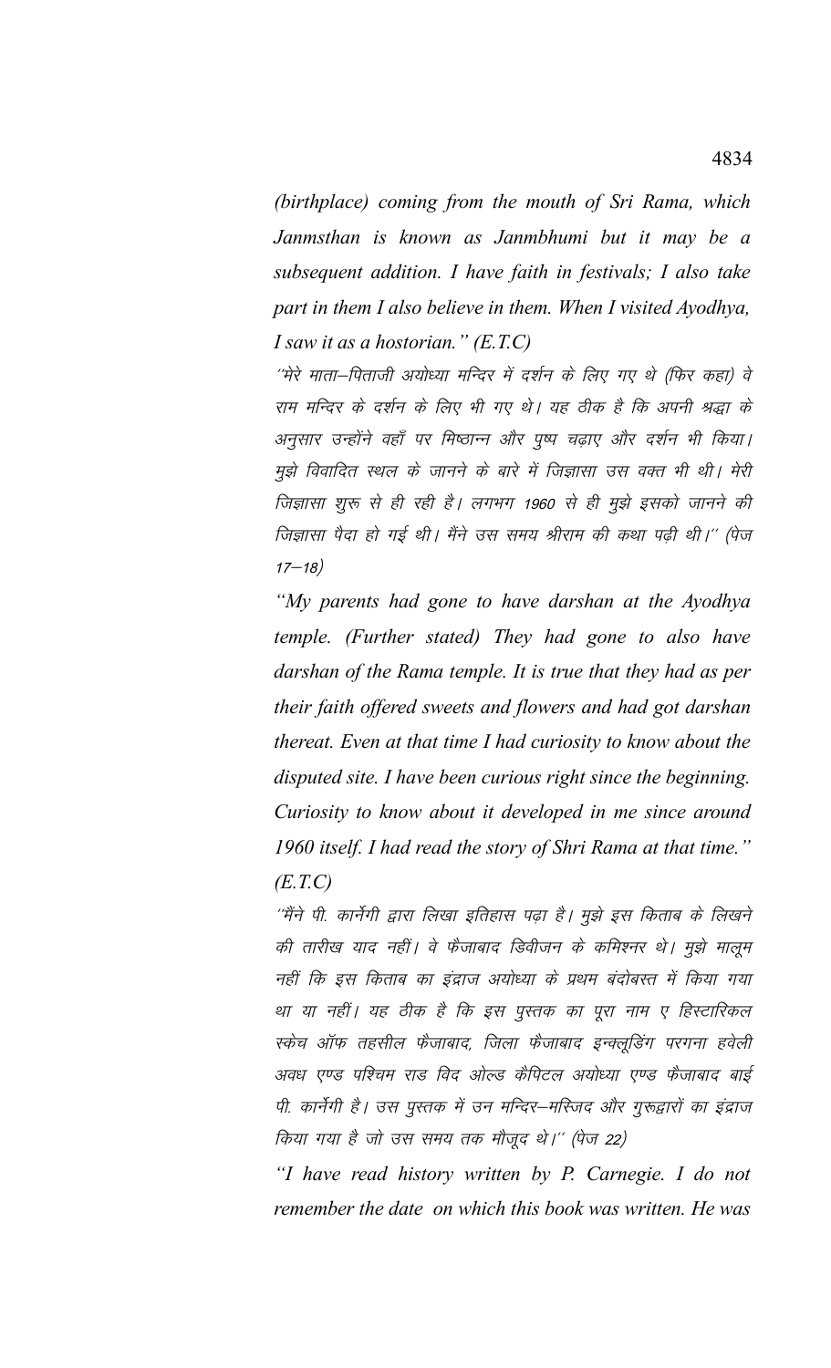*(birthplace) coming from the mouth of Sri Rama, which Janmsthan is known as Janmbhumi but it may be a subsequent addition. I have faith in festivals; I also take part in them I also believe in them. When I visited Ayodhya, I saw it as a hostorian." (E.T.C)*

*"मेरे माता–पिताजी अयोध्या मन्दिर में दर्शन के लिए गए थे (फिर कहा) वे राम मन्दिर के दर्शन के लिए भी गए थे। यह ठीक है कि अपनी श्रद्धा के अनुसार उन्होंने वहाँ पर मिष्ठान्न और पुष्प चढ़ाए और दर्शन भी किया। मुझे विवादित स्थल के जानने के बारे में जिज्ञासा उस वक्त भी थी। मेरी जिज्ञासा शुरू से ही रही है। लगभग 1960 से ही मुझे इसको जानने की जिज्ञासा पैदा हो गई थी। मैंने उस समय श्रीराम की कथा पढ़ी थी।" (पेज 17–18)*

*"My parents had gone to have darshan at the Ayodhya temple. (Further stated) They had gone to also have darshan of the Rama temple. It is true that they had as per their faith offered sweets and flowers and had got darshan thereat. Even at that time I had curiosity to know about the disputed site. I have been curious right since the beginning. Curiosity to know about it developed in me since around 1960 itself. I had read the story of Shri Rama at that time." (E.T.C)*

*"मैंने पी. कार्नेगी द्वारा लिखा इतिहास पढ़ा है। मुझे इस किताब के लिखने की तारीख याद नहीं। वे फैजाबाद डिवीजन के कमिश्नर थे। मुझे मालूम नहीं कि इस किताब का इंद्राज अयोध्या के प्रथम बंदोबस्त में किया गया था या नहीं। यह ठीक है कि इस पुस्तक का पूरा नाम ए हिस्टारिकल स्केच ऑफ तहसील फैजाबाद, जिला फैजाबाद इन्क्लूडिंग परगना हवेली अवध एण्ड पश्चिम राड विद ओल्ड कैपिटल अयोध्या एण्ड फैजाबाद बाई पी. कार्नेगी है। उस पुस्तक में उन मन्दिर–मस्जिद और गुरूद्वारों का इंद्राज किया गया है जो उस समय तक मौजूद थे।" (पेज 22)*

*"I have read history written by P. Carnegie. I do not remember the date on which this book was written. He was*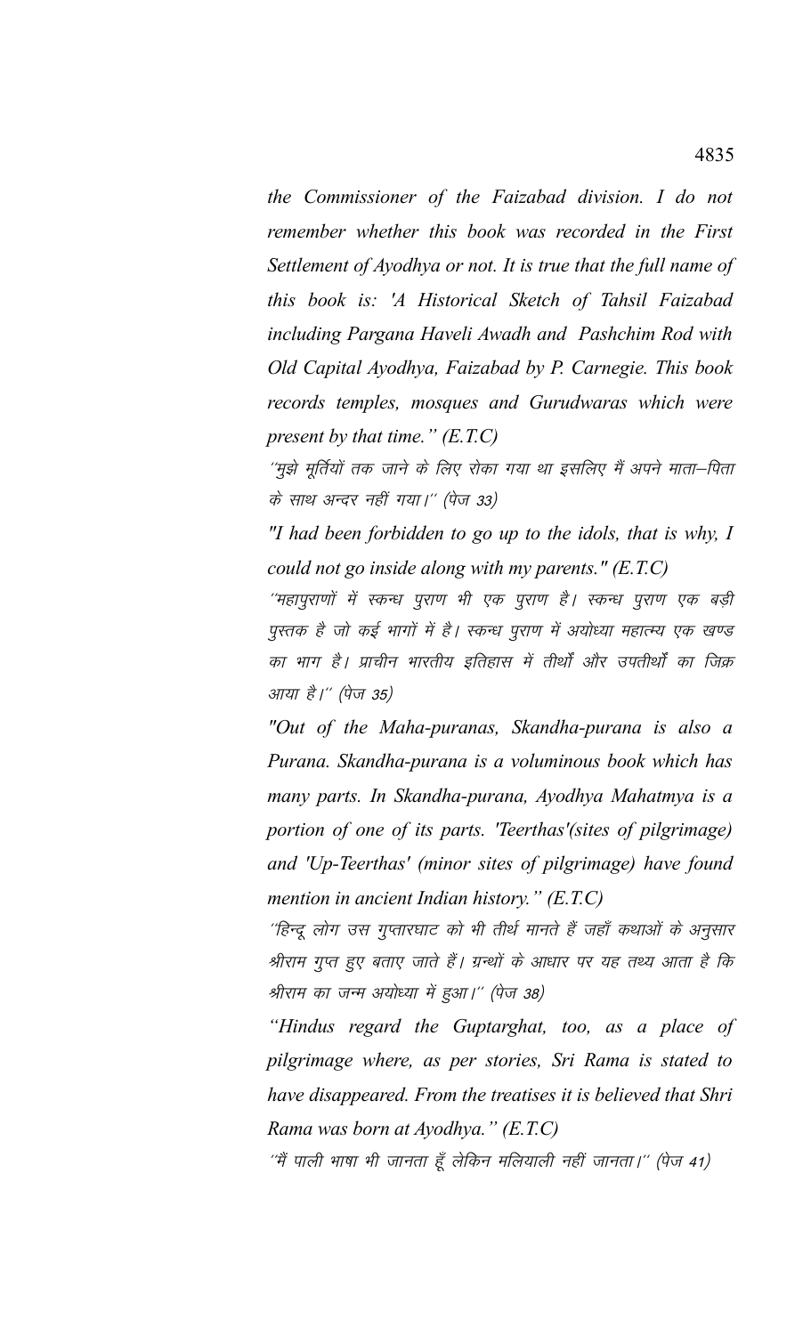*the Commissioner of the Faizabad division. I do not remember whether this book was recorded in the First Settlement of Ayodhya or not. It is true that the full name of this book is: 'A Historical Sketch of Tahsil Faizabad including Pargana Haveli Awadh and Pashchim Rod with Old Capital Ayodhya, Faizabad by P. Carnegie. This book records temples, mosques and Gurudwaras which were present by that time." (E.T.C)*

*"मुझे मूर्तियों तक जाने के लिए रोका गया था इसलिए मैं अपने माता–पिता के साथ अन्दर नहीं गया।" (पेज 33)*

*"I had been forbidden to go up to the idols, that is why, I could not go inside along with my parents." (E.T.C)*

*"महापुराणों में स्कन्ध पुराण भी एक पुराण है। स्कन्ध पुराण एक बड़ी पुस्तक है जो कई भागों में है। स्कन्ध पुराण में अयोध्या महात्म्य एक खण्ड का भाग है। प्राचीन भारतीय इतिहास में तीर्थों और उपतीर्थों का जिक्र आया है।" (पेज 35)*

*"Out of the Maha-puranas, Skandha-purana is also a Purana. Skandha-purana is a voluminous book which has many parts. In Skandha-purana, Ayodhya Mahatmya is a portion of one of its parts. 'Teerthas'(sites of pilgrimage) and 'Up-Teerthas' (minor sites of pilgrimage) have found mention in ancient Indian history." (E.T.C)*

*"हिन्दू लोग उस गुप्तारघाट को भी तीर्थ मानते हैं जहाँ कथाओं के अनुसार श्रीराम गुप्त हुए बताए जाते हैं। ग्रन्थों के आधार पर यह तथ्य आता है कि श्रीराम का जन्म अयोध्या में हुआ।" (पेज 38)*

*"Hindus regard the Guptarghat, too, as a place of pilgrimage where, as per stories, Sri Rama is stated to have disappeared. From the treatises it is believed that Shri Rama was born at Ayodhya." (E.T.C)*

*"मैं पाली भाषा भी जानता हूँ लेकिन मलियाली नहीं जानता।" (पेज 41)*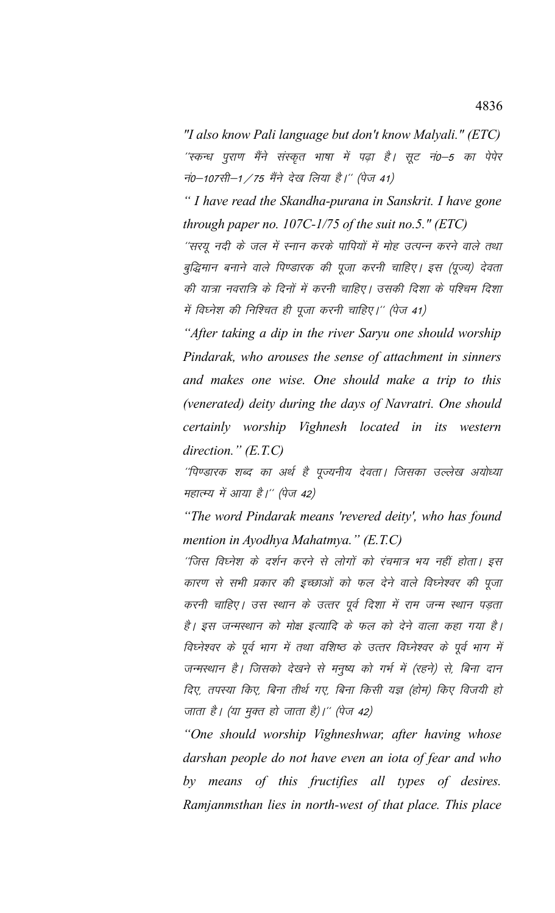*"I also know Pali language but don't know Malyali." (ETC)*

''स्कन्ध पुराण मैंने संस्कृत भाषा में पढ़ा है। सूट नं0–5 का पेपेर नं0–107सी–1/75 मैंने देख लिया है।'' (पेज 41)

*" I have read the Skandha-purana in Sanskrit. I have gone through paper no. 107C-1/75 of the suit no.5." (ETC)*

''सरयू नदी के जल में स्नान करके पापियों में मोह उत्पन्न करने वाले तथा बुद्धिमान बनाने वाले पिण्डारक की पूजा करनी चाहिए। इस (पूज्य) देवता की यात्रा नवरात्रि के दिनों में करनी चाहिए। उसकी दिशा के पश्चिम दिशा में विघ्नेश की निश्चित ही पूजा करनी चाहिए।'' (पेज 41)

*"After taking a dip in the river Saryu one should worship Pindarak, who arouses the sense of attachment in sinners and makes one wise. One should make a trip to this (venerated) deity during the days of Navratri. One should certainly worship Vighnesh located in its western direction." (E.T.C)*

''पिण्डारक शब्द का अर्थ है पूज्यनीय देवता। जिसका उल्लेख अयोध्या महात्म्य में आया है।'' (पेज 42)

*"The word Pindarak means 'revered deity', who has found mention in Ayodhya Mahatmya." (E.T.C)*

''जिस विघ्नेश के दर्शन करने से लोगों को रंचमात्र भय नहीं होता। इस कारण से सभी प्रकार की इच्छाओं को फल देने वाले विघ्नेश्वर की पूजा करनी चाहिए। उस स्थान के उत्तर पूर्व दिशा में राम जन्म स्थान पड़ता है। इस जन्मस्थान को मोक्ष इत्यादि के फल को देने वाला कहा गया है। विघ्नेश्वर के पूर्व भाग में तथा वशिष्ठ के उत्तर विघ्नेश्वर के पूर्व भाग में जन्मस्थान है। जिसको देखने से मनुष्य को गर्भ में (रहने) से, बिना दान दिए, तपस्या किए, बिना तीर्थ गए, बिना किसी यज्ञ (होम) किए विजयी हो जाता है। (या मुक्त हो जाता है)।'' (पेज 42)

*"One should worship Vighneshwar, after having whose darshan people do not have even an iota of fear and who by means of this fructifies all types of desires. Ramjanmsthan lies in north-west of that place. This place*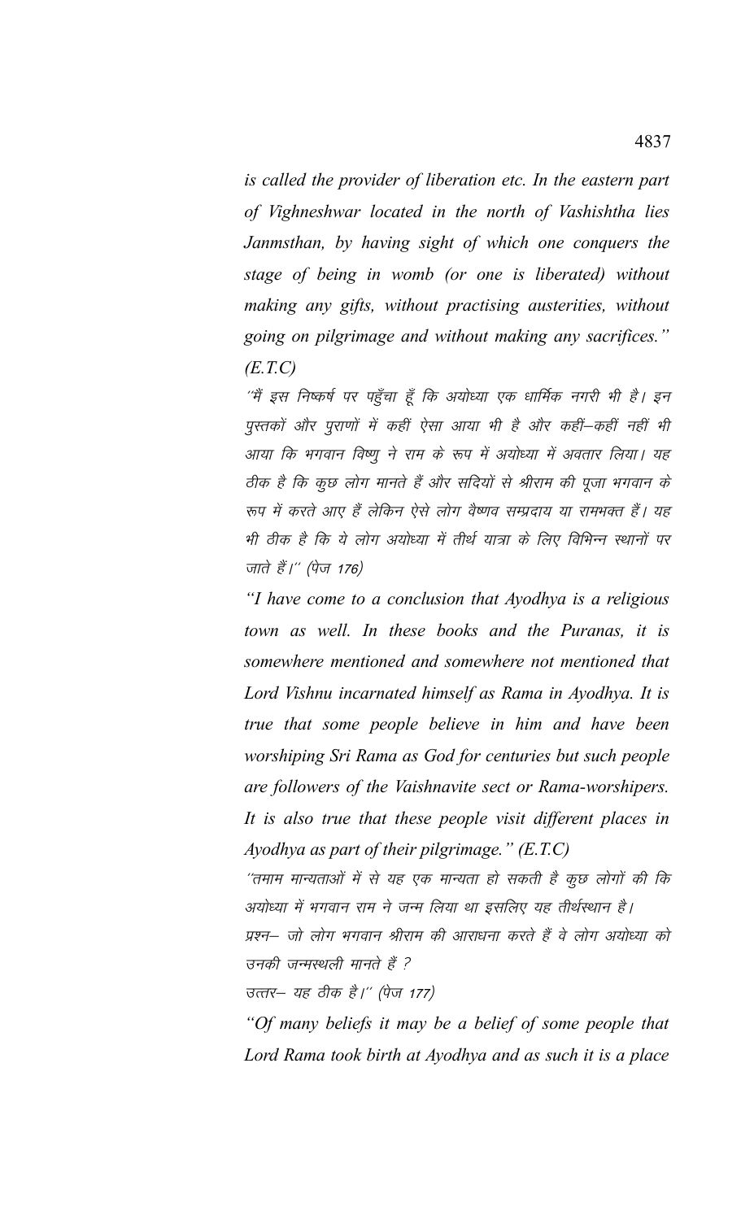*is called the provider of liberation etc. In the eastern part of Vighneshwar located in the north of Vashishtha lies Janmsthan, by having sight of which one conquers the stage of being in womb (or one is liberated) without making any gifts, without practising austerities, without going on pilgrimage and without making any sacrifices." (E.T.C)*

*"मैं इस निष्कर्ष पर पहुँचा हूँ कि अयोध्या एक धार्मिक नगरी भी है। इन पुस्तकों और पुराणों में कहीं ऐसा आया भी है और कहीं–कहीं नहीं भी आया कि भगवान विष्णु ने राम के रूप में अयोध्या में अवतार लिया। यह ठीक है कि कुछ लोग मानते हैं और सदियों से श्रीराम की पूजा भगवान के रूप में करते आए हैं लेकिन ऐसे लोग वैष्णव सम्प्रदाय या रामभक्त हैं। यह भी ठीक है कि ये लोग अयोध्या में तीर्थ यात्रा के लिए विभिन्न स्थानों पर जाते हैं।" (पेज 176)*

*"I have come to a conclusion that Ayodhya is a religious town as well. In these books and the Puranas, it is somewhere mentioned and somewhere not mentioned that Lord Vishnu incarnated himself as Rama in Ayodhya. It is true that some people believe in him and have been worshiping Sri Rama as God for centuries but such people are followers of the Vaishnavite sect or Rama-worshipers. It is also true that these people visit different places in Ayodhya as part of their pilgrimage." (E.T.C)*

*"तमाम मान्यताओं में से यह एक मान्यता हो सकती है कुछ लोगों की कि अयोध्या में भगवान राम ने जन्म लिया था इसलिए यह तीर्थस्थान है।*

*प्रश्न– जो लोग भगवान श्रीराम की आराधना करते हैं वे लोग अयोध्या को उनकी जन्मस्थली मानते हैं ?*

*उत्तर– यह ठीक है।" (पेज 177)*

*"Of many beliefs it may be a belief of some people that Lord Rama took birth at Ayodhya and as such it is a place*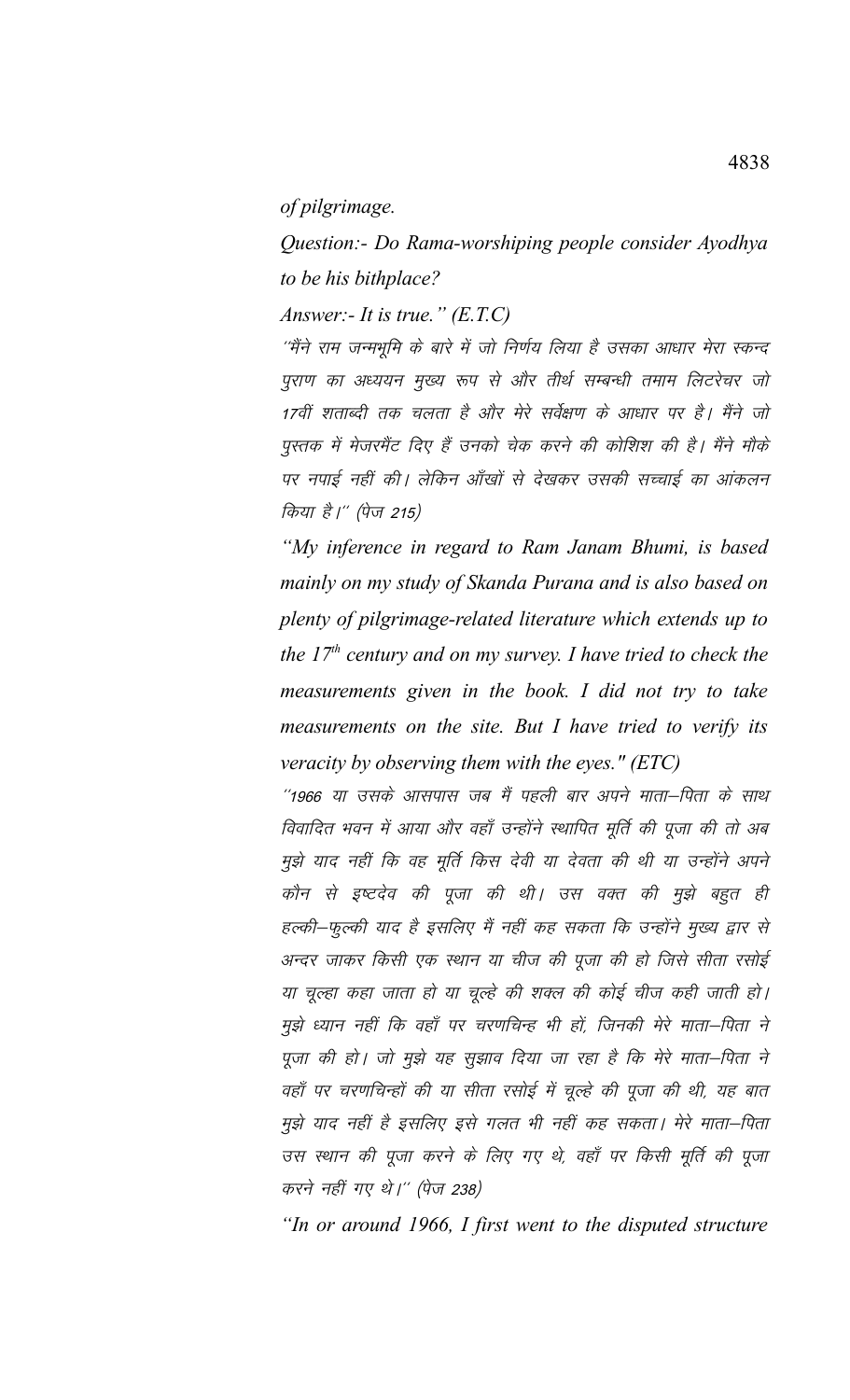*of pilgrimage.*

*Question:- Do Rama-worshiping people consider Ayodhya to be his bithplace?*

*Answer:- It is true." (E.T.C)*

*"मैंने राम जन्मभूमि के बारे में जो निर्णय लिया है उसका आधार मेरा स्कन्द पुराण का अध्ययन मुख्य रूप से और तीर्थ सम्बन्धी तमाम लिटरेचर जो 17वीं शताब्दी तक चलता है और मेरे सर्वेक्षण के आधार पर है। मैंने जो पुस्तक में मेजरमैंट दिए हैं उनको चेक करने की कोशिश की है। मैंने मौके पर नपाई नहीं की। लेकिन आँखों से देखकर उसकी सच्चाई का आंकलन किया है।" (पेज 215)*

*"My inference in regard to Ram Janam Bhumi, is based mainly on my study of Skanda Purana and is also based on plenty of pilgrimage-related literature which extends up to the 17th century and on my survey. I have tried to check the measurements given in the book. I did not try to take measurements on the site. But I have tried to verify its veracity by observing them with the eyes." (ETC)*

*"1966 या उसके आसपास जब मैं पहली बार अपने माता–पिता के साथ विवादित भवन में आया और वहाँ उन्होंने स्थापित मूर्ति की पूजा की तो अब मुझे याद नहीं कि वह मूर्ति किस देवी या देवता की थी या उन्होंने अपने कौन से इष्टदेव की पूजा की थी। उस वक्त की मुझे बहुत ही हल्की–फुल्की याद है इसलिए मैं नहीं कह सकता कि उन्होंने मुख्य द्वार से अन्दर जाकर किसी एक स्थान या चीज की पूजा की हो जिसे सीता रसोई या चूल्हा कहा जाता हो या चूल्हे की शक्ल की कोई चीज कही जाती हो। मुझे ध्यान नहीं कि वहाँ पर चरणचिन्ह भी हों, जिनकी मेरे माता–पिता ने पूजा की हो। जो मुझे यह सुझाव दिया जा रहा है कि मेरे माता–पिता ने वहाँ पर चरणचिन्हों की या सीता रसोई में चूल्हे की पूजा की थी, यह बात मुझे याद नहीं है इसलिए इसे गलत भी नहीं कह सकता। मेरे माता–पिता उस स्थान की पूजा करने के लिए गए थे, वहाँ पर किसी मूर्ति की पूजा करने नहीं गए थे।" (पेज 238)*

*"In or around 1966, I first went to the disputed structure*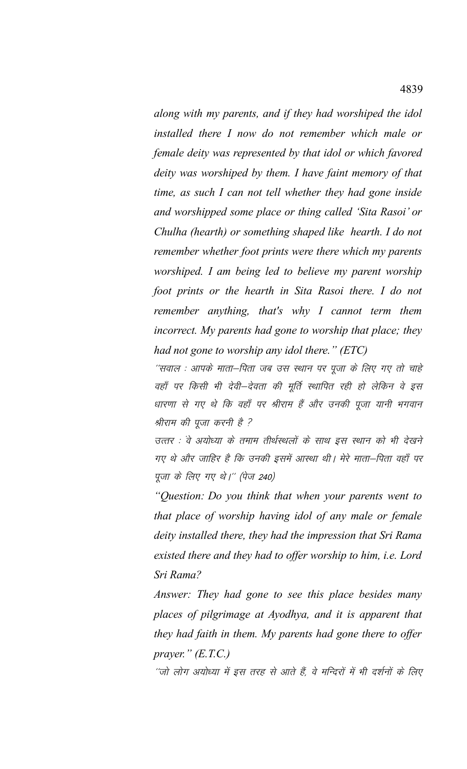*along with my parents, and if they had worshiped the idol installed there I now do not remember which male or female deity was represented by that idol or which favored deity was worshiped by them. I have faint memory of that time, as such I can not tell whether they had gone inside and worshipped some place or thing called 'Sita Rasoi' or Chulha (hearth) or something shaped like hearth. I do not remember whether foot prints were there which my parents worshiped. I am being led to believe my parent worship foot prints or the hearth in Sita Rasoi there. I do not remember anything, that's why I cannot term them incorrect. My parents had gone to worship that place; they had not gone to worship any idol there." (ETC)*

*''सवाल : आपके माता–पिता जब उस स्थान पर पूजा के लिए गए तो चाहे वहाँ पर किसी भी देवी–देवता की मूर्ति स्थापित रही हो लेकिन वे इस धारणा से गए थे कि वहाँ पर श्रीराम हैं और उनकी पूजा यानी भगवान श्रीराम की पूजा करनी है ?*

*उत्तर : वे अयोध्या के तमाम तीर्थस्थलों के साथ इस स्थान को भी देखने गए थे और जाहिर है कि उनकी इसमें आस्था थी। मेरे माता–पिता वहाँ पर पूजा के लिए गए थे।'' (पेज 240)*

*"Question: Do you think that when your parents went to that place of worship having idol of any male or female deity installed there, they had the impression that Sri Rama existed there and they had to offer worship to him, i.e. Lord Sri Rama?*

*Answer: They had gone to see this place besides many places of pilgrimage at Ayodhya, and it is apparent that they had faith in them. My parents had gone there to offer prayer." (E.T.C.)*

*''जो लोग अयोध्या में इस तरह से आते हैं, वे मन्दिरों में भी दर्शनों के लिए*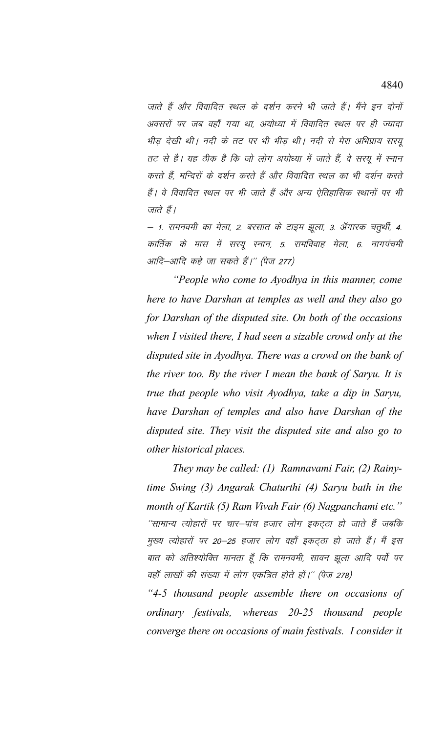जाते हैं और विवादित स्थल के दर्शन करने भी जाते हैं। मैंने इन दोनों अवसरों पर जब वहाँ गया था, अयोध्या में विवादित स्थल पर ही ज्यादा भीड़ देखी थी। नदी के तट पर भी भीड़ थी। नदी से मेरा अभिप्राय सरयू तट से है। यह ठीक है कि जो लोग अयोध्या में जाते हैं, वे सरयू में स्नान करते हैं, मन्दिरों के दर्शन करते हैं और विवादित स्थल का भी दर्शन करते हैं। वे विवादित स्थल पर भी जाते हैं और अन्य ऐतिहासिक स्थानों पर भी जाते हैं।

– 1. रामनवमी का मेला, 2. बरसात के टाइम झूला, 3. अँगारक चतुर्थी, 4. कार्तिक के मास में सरयू स्नान, 5. रामविवाह मेला, 6. नागपंचमी आदि–आदि कहे जा सकते हैं।" (पेज 277)

*"People who come to Ayodhya in this manner, come here to have Darshan at temples as well and they also go for Darshan of the disputed site. On both of the occasions when I visited there, I had seen a sizable crowd only at the disputed site in Ayodhya. There was a crowd on the bank of the river too. By the river I mean the bank of Saryu. It is true that people who visit Ayodhya, take a dip in Saryu, have Darshan of temples and also have Darshan of the disputed site. They visit the disputed site and also go to other historical places.*

*They may be called: (1) Ramnavami Fair, (2) Rainy-time Swing (3) Angarak Chaturthi (4) Saryu bath in the month of Kartik (5) Ram Vivah Fair (6) Nagpanchami etc."*

"सामान्य त्योहारों पर चार–पांच हजार लोग इकट्ठा हो जाते हैं जबकि मुख्य त्योहारों पर 20–25 हजार लोग वहाँ इकट्ठा हो जाते हैं। मैं इस बात को अतिश्योक्ति मानता हूँ कि रामनवमी, सावन झूला आदि पर्वों पर वहाँ लाखों की संख्या में लोग एकत्रित होते हों।" (पेज 278)

*"4-5 thousand people assemble there on occasions of ordinary festivals, whereas 20-25 thousand people converge there on occasions of main festivals. I consider it*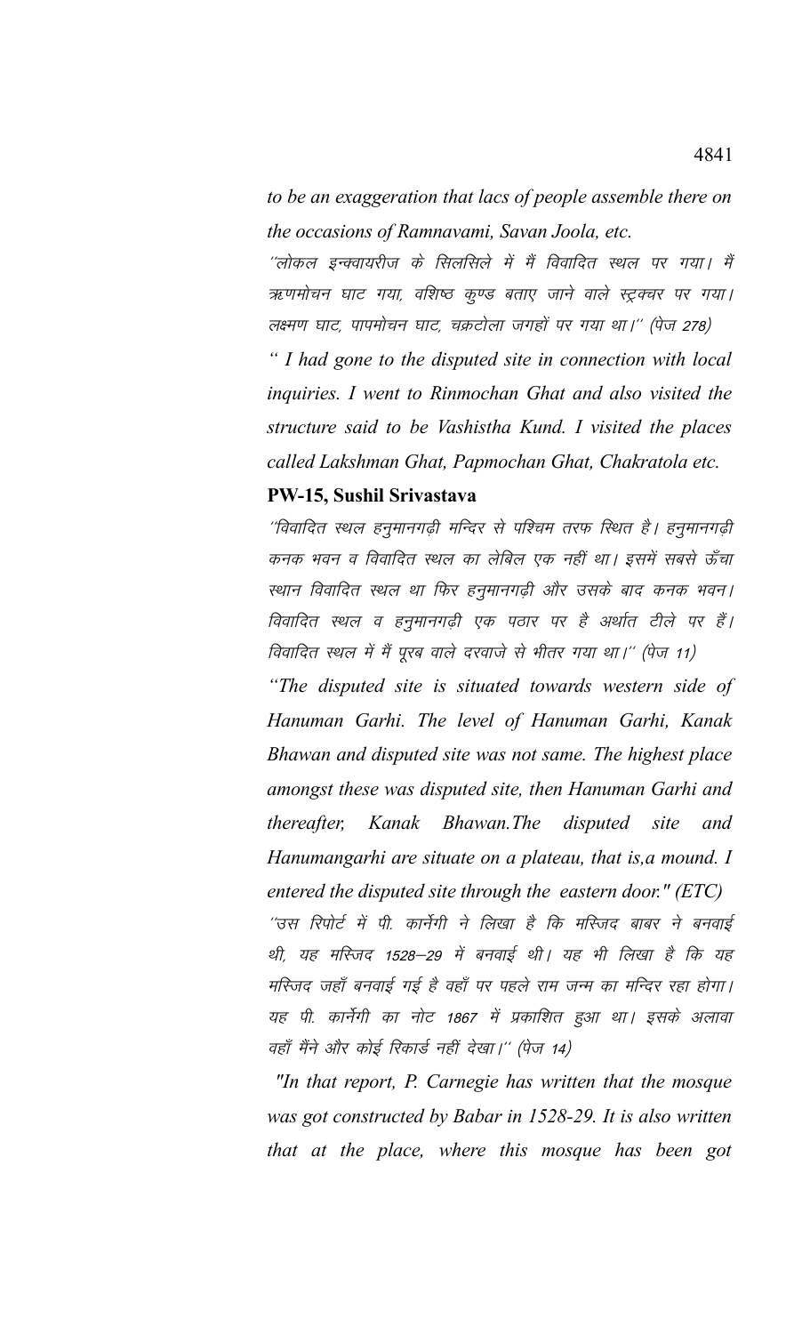*to be an exaggeration that lacs of people assemble there on the occasions of Ramnavami, Savan Joola, etc.*

*"लोकल इन्क्वायरीज के सिलसिले में मैं विवादित स्थल पर गया। मैं ऋणमोचन घाट गया, वशिष्ठ कुण्ड बताए जाने वाले स्ट्रक्चर पर गया। लक्ष्मण घाट, पापमोचन घाट, चक्रटोला जगहों पर गया था।" (पेज 278)*

*" I had gone to the disputed site in connection with local inquiries. I went to Rinmochan Ghat and also visited the structure said to be Vashistha Kund. I visited the places called Lakshman Ghat, Papmochan Ghat, Chakratola etc.*

**PW-15, Sushil Srivastava**

*"विवादित स्थल हनुमानगढ़ी मन्दिर से पश्चिम तरफ स्थित है। हनुमानगढ़ी कनक भवन व विवादित स्थल का लेबिल एक नहीं था। इसमें सबसे ऊँचा स्थान विवादित स्थल था फिर हनुमानगढ़ी और उसके बाद कनक भवन। विवादित स्थल व हनुमानगढ़ी एक पठार पर है अर्थात टीले पर हैं। विवादित स्थल में मैं पूरब वाले दरवाजे से भीतर गया था।" (पेज 11)*

*"The disputed site is situated towards western side of Hanuman Garhi. The level of Hanuman Garhi, Kanak Bhawan and disputed site was not same. The highest place amongst these was disputed site, then Hanuman Garhi and thereafter, Kanak Bhawan.The disputed site and Hanumangarhi are situate on a plateau, that is,a mound. I entered the disputed site through the eastern door." (ETC)*

*"उस रिपोर्ट में पी. कार्नेगी ने लिखा है कि मस्जिद बाबर ने बनवाई थी, यह मस्जिद 1528–29 में बनवाई थी। यह भी लिखा है कि यह मस्जिद जहाँ बनवाई गई है वहाँ पर पहले राम जन्म का मन्दिर रहा होगा। यह पी. कार्नेगी का नोट 1867 में प्रकाशित हुआ था। इसके अलावा वहाँ मैंने और कोई रिकार्ड नहीं देखा।" (पेज 14)*

*"In that report, P. Carnegie has written that the mosque was got constructed by Babar in 1528-29. It is also written that at the place, where this mosque has been got*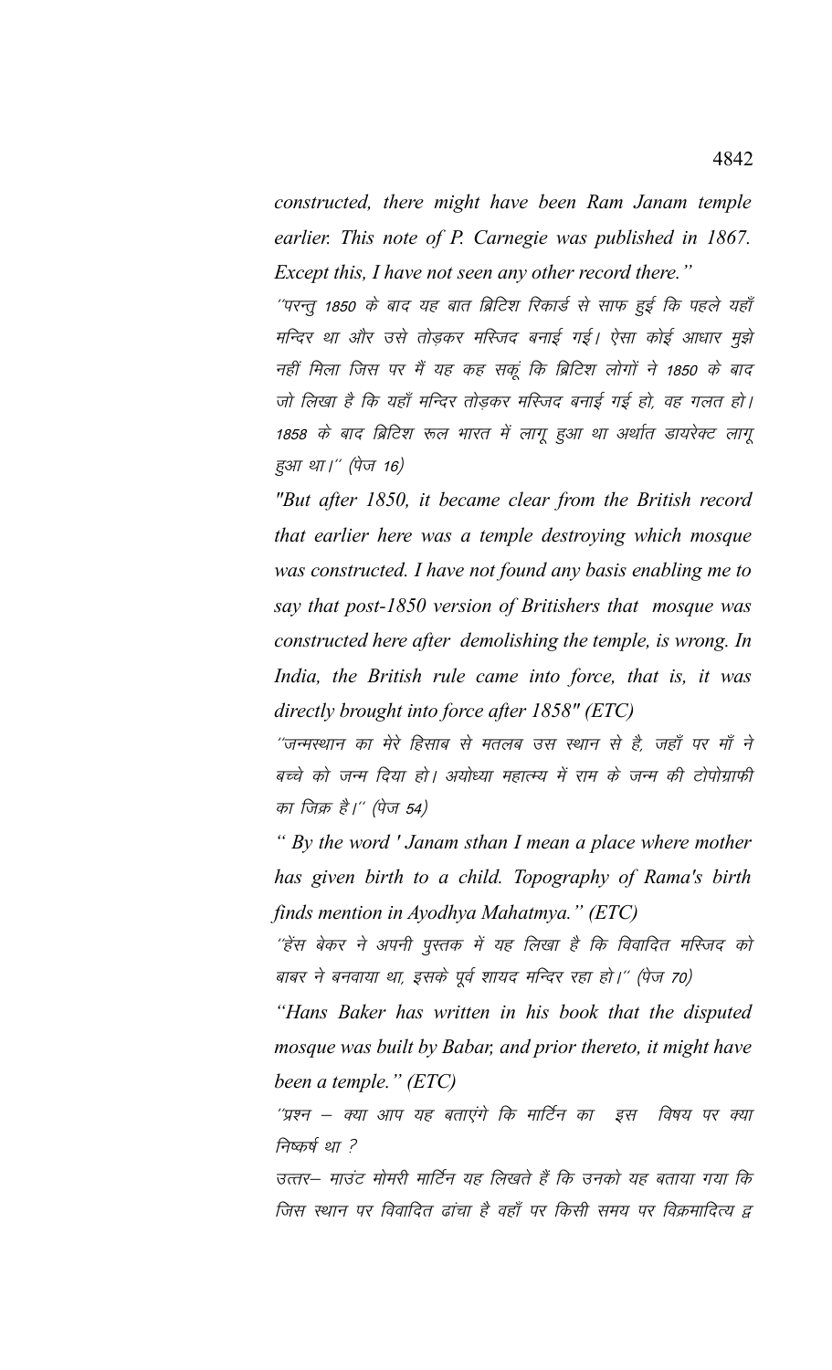*constructed, there might have been Ram Janam temple earlier. This note of P. Carnegie was published in 1867. Except this, I have not seen any other record there."*

''परन्तु 1850 के बाद यह बात ब्रिटिश रिकार्ड से साफ हुई कि पहले यहाँ मन्दिर था और उसे तोड़कर मस्जिद बनाई गई। ऐसा कोई आधार मुझे नहीं मिला जिस पर मैं यह कह सकूं कि ब्रिटिश लोगों ने 1850 के बाद जो लिखा है कि यहाँ मन्दिर तोड़कर मस्जिद बनाई गई हो, वह गलत हो। 1858 के बाद ब्रिटिश रूल भारत में लागू हुआ था अर्थात डायरेक्ट लागू हुआ था।'' (पेज 16)

*"But after 1850, it became clear from the British record that earlier here was a temple destroying which mosque was constructed. I have not found any basis enabling me to say that post-1850 version of Britishers that mosque was constructed here after demolishing the temple, is wrong. In India, the British rule came into force, that is, it was directly brought into force after 1858" (ETC)*

''जन्मस्थान का मेरे हिसाब से मतलब उस स्थान से है, जहाँ पर माँ ने बच्चे को जन्म दिया हो। अयोध्या महात्म्य में राम के जन्म की टोपोग्राफी का जिक्र है।'' (पेज 54)

*" By the word ' Janam sthan I mean a place where mother has given birth to a child. Topography of Rama's birth finds mention in Ayodhya Mahatmya." (ETC)*

''हेंस बेकर ने अपनी पुस्तक में यह लिखा है कि विवादित मस्जिद को बाबर ने बनवाया था, इसके पूर्व शायद मन्दिर रहा हो।'' (पेज 70)

*"Hans Baker has written in his book that the disputed mosque was built by Babar, and prior thereto, it might have been a temple." (ETC)*

''प्रश्न – क्या आप यह बताएंगे कि मार्टिन का इस विषय पर क्या निष्कर्ष था ?

उत्तर– माउंट मोमरी मार्टिन यह लिखते हैं कि उनको यह बताया गया कि जिस स्थान पर विवादित ढांचा है वहाँ पर किसी समय पर विक्रमादित्य द्व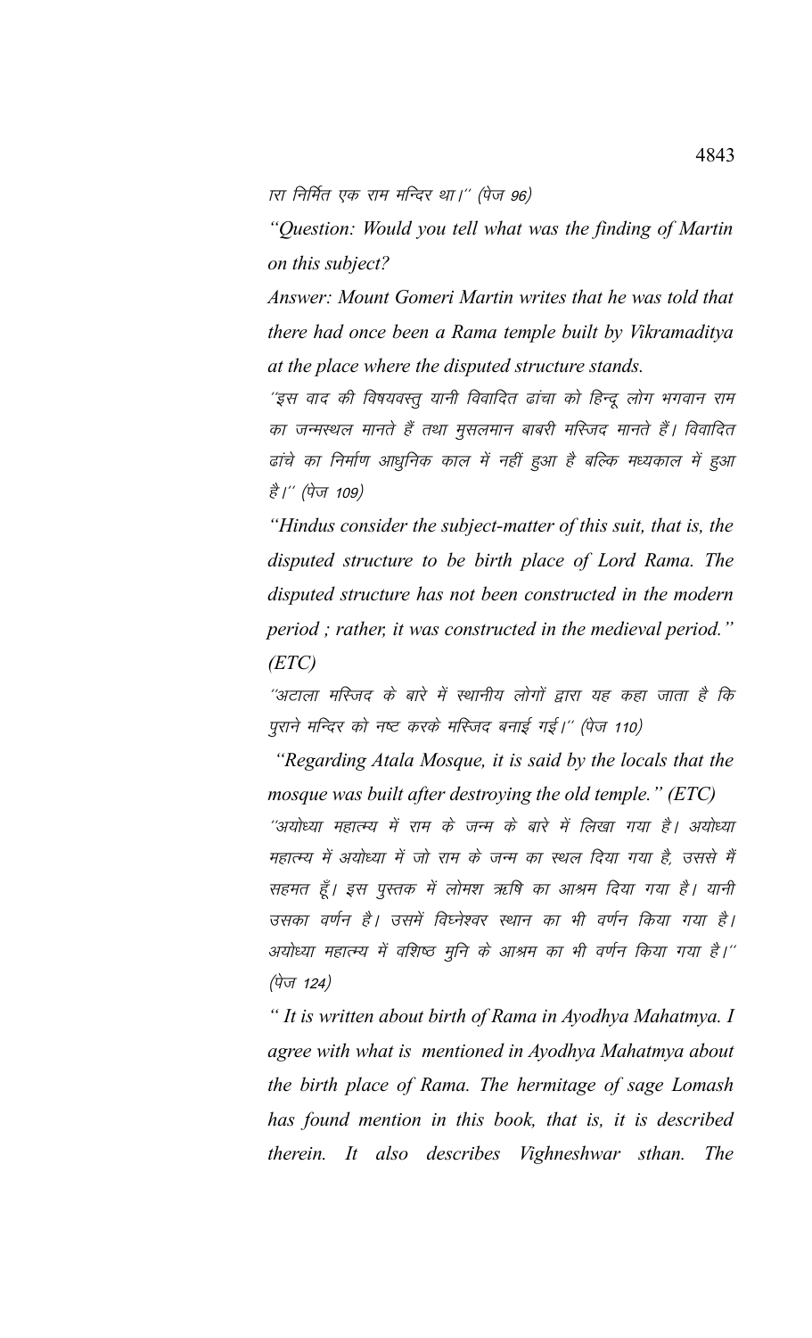ारा निर्मित एक राम मन्दिर था।'' (पेज 96)

*"Question: Would you tell what was the finding of Martin on this subject?*

*Answer: Mount Gomeri Martin writes that he was told that there had once been a Rama temple built by Vikramaditya at the place where the disputed structure stands.*

''इस वाद की विषयवस्तु यानी विवादित ढांचा को हिन्दू लोग भगवान राम का जन्मस्थल मानते हैं तथा मुसलमान बाबरी मस्जिद मानते हैं। विवादित ढांचे का निर्माण आधुनिक काल में नहीं हुआ है बल्कि मध्यकाल में हुआ है।'' (पेज 109)

*"Hindus consider the subject-matter of this suit, that is, the disputed structure to be birth place of Lord Rama. The disputed structure has not been constructed in the modern period ; rather, it was constructed in the medieval period." (ETC)*

''अटाला मस्जिद के बारे में स्थानीय लोगों द्वारा यह कहा जाता है कि पुराने मन्दिर को नष्ट करके मस्जिद बनाई गई।'' (पेज 110)

*"Regarding Atala Mosque, it is said by the locals that the mosque was built after destroying the old temple." (ETC)*

''अयोध्या महात्म्य में राम के जन्म के बारे में लिखा गया है। अयोध्या महात्म्य में अयोध्या में जो राम के जन्म का स्थल दिया गया है, उससे मैं सहमत हूँ। इस पुस्तक में लोमश ऋषि का आश्रम दिया गया है। यानी उसका वर्णन है। उसमें विघ्नेश्वर स्थान का भी वर्णन किया गया है। अयोध्या महात्म्य में वशिष्ठ मुनि के आश्रम का भी वर्णन किया गया है।'' (पेज 124)

*" It is written about birth of Rama in Ayodhya Mahatmya. I agree with what is mentioned in Ayodhya Mahatmya about the birth place of Rama. The hermitage of sage Lomash has found mention in this book, that is, it is described therein. It also describes Vighneshwar sthan. The*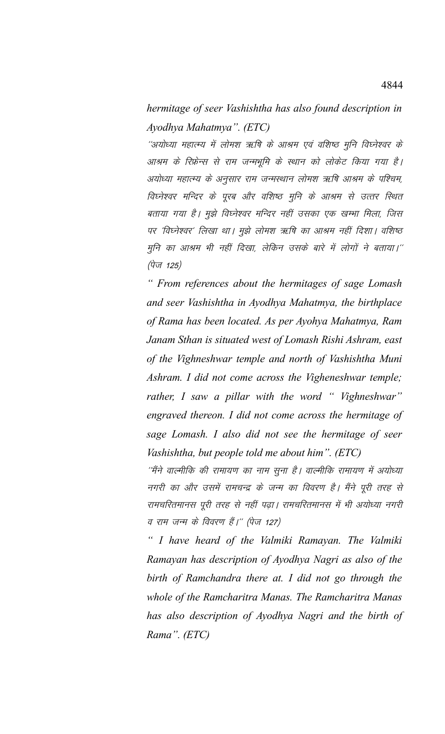*hermitage of seer Vashishtha has also found description in Ayodhya Mahatmya". (ETC)*

*"अयोध्या महात्म्य में लोमश ऋषि के आश्रम एवं वशिष्ठ मुनि विघ्नेश्वर के आश्रम के रिफ्रेन्स से राम जन्मभूमि के स्थान को लोकेट किया गया है। अयोध्या महात्म्य के अनुसार राम जन्मस्थान लोमश ऋषि आश्रम के पश्चिम, विघ्नेश्वर मन्दिर के पूरब और वशिष्ठ मुनि के आश्रम से उत्तर स्थित बताया गया है। मुझे विघ्नेश्वर मन्दिर नहीं उसका एक खम्भा मिला, जिस पर 'विघ्नेश्वर' लिखा था। मुझे लोमश ऋषि का आश्रम नहीं दिशा। वशिष्ठ मुनि का आश्रम भी नहीं दिखा, लेकिन उसके बारे में लोगों ने बताया।" (पेज 125)*

*" From references about the hermitages of sage Lomash and seer Vashishtha in Ayodhya Mahatmya, the birthplace of Rama has been located. As per Ayohya Mahatmya, Ram Janam Sthan is situated west of Lomash Rishi Ashram, east of the Vighneshwar temple and north of Vashishtha Muni Ashram. I did not come across the Vigheneshwar temple; rather, I saw a pillar with the word " Vighneshwar" engraved thereon. I did not come across the hermitage of sage Lomash. I also did not see the hermitage of seer Vashishtha, but people told me about him". (ETC)*

*"मैंने वाल्मीकि की रामायण का नाम सुना है। वाल्मीकि रामायण में अयोध्या नगरी का और उसमें रामचन्द्र के जन्म का विवरण है। मैंने पूरी तरह से रामचरितमानस पूरी तरह से नहीं पढ़ा। रामचरितमानस में भी अयोध्या नगरी व राम जन्म के विवरण हैं।" (पेज 127)*

*" I have heard of the Valmiki Ramayan. The Valmiki Ramayan has description of Ayodhya Nagri as also of the birth of Ramchandra there at. I did not go through the whole of the Ramcharitra Manas. The Ramcharitra Manas has also description of Ayodhya Nagri and the birth of Rama". (ETC)*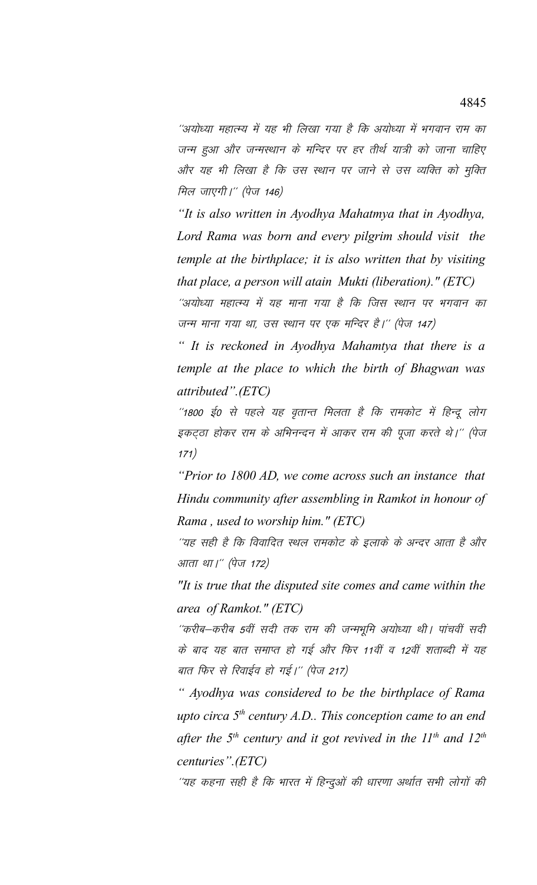"अयोध्या महात्म्य में यह भी लिखा गया है कि अयोध्या में भगवान राम का जन्म हुआ और जन्मस्थान के मन्दिर पर हर तीर्थ यात्री को जाना चाहिए और यह भी लिखा है कि उस स्थान पर जाने से उस व्यक्ति को मुक्ति मिल जाएगी।" (पेज 146)

*"It is also written in Ayodhya Mahatmya that in Ayodhya, Lord Rama was born and every pilgrim should visit the temple at the birthplace; it is also written that by visiting that place, a person will atain Mukti (liberation)." (ETC)*

"अयोध्या महात्म्य में यह माना गया है कि जिस स्थान पर भगवान का जन्म माना गया था, उस स्थान पर एक मन्दिर है।" (पेज 147)

*" It is reckoned in Ayodhya Mahamtya that there is a temple at the place to which the birth of Bhagwan was attributed".(ETC)*

"1800 ई0 से पहले यह वृतान्त मिलता है कि रामकोट में हिन्दू लोग इकट्ठा होकर राम के अभिनन्दन में आकर राम की पूजा करते थे।" (पेज 171)

*"Prior to 1800 AD, we come across such an instance that Hindu community after assembling in Ramkot in honour of Rama , used to worship him." (ETC)*

"यह सही है कि विवादित स्थल रामकोट के इलाके के अन्दर आता है और आता था।" (पेज 172)

*"It is true that the disputed site comes and came within the area of Ramkot." (ETC)*

"करीब–करीब 5वीं सदी तक राम की जन्मभूमि अयोध्या थी। पांचवीं सदी के बाद यह बात समाप्त हो गई और फिर 11वीं व 12वीं शताब्दी में यह बात फिर से रिवाईव हो गई।" (पेज 217)

*" Ayodhya was considered to be the birthplace of Rama upto circa 5th century A.D.. This conception came to an end after the 5th century and it got revived in the 11th and 12th centuries".(ETC)*

"यह कहना सही है कि भारत में हिन्दुओं की धारणा अर्थात सभी लोगों की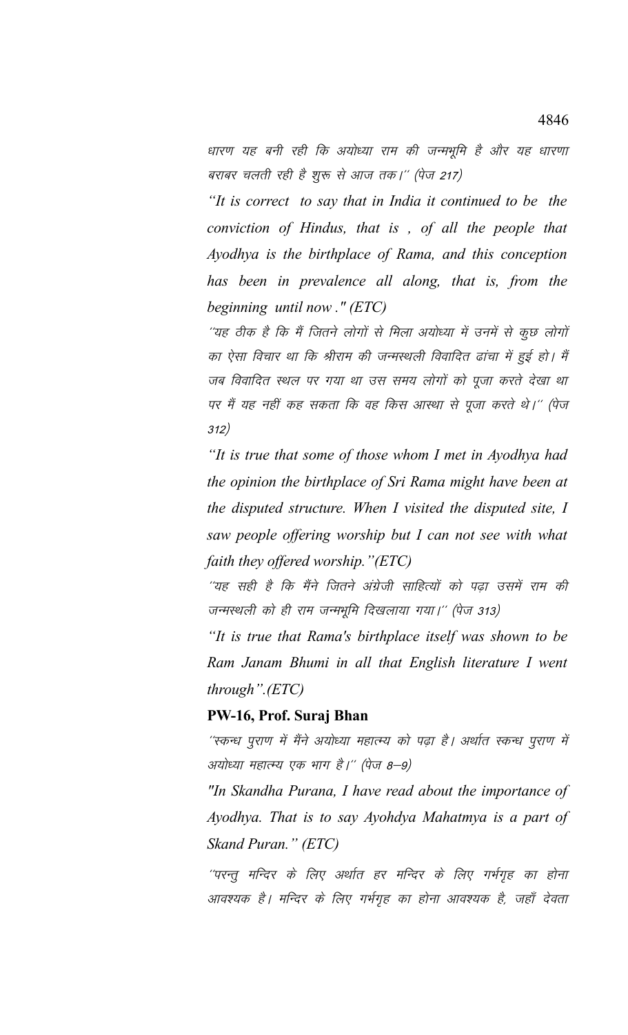धारण यह बनी रही कि अयोध्या राम की जन्मभूमि है और यह धारणा बराबर चलती रही है शुरू से आज तक।'' (पेज 217)

*"It is correct to say that in India it continued to be the conviction of Hindus, that is , of all the people that Ayodhya is the birthplace of Rama, and this conception has been in prevalence all along, that is, from the beginning until now ." (ETC)*

''यह ठीक है कि मैं जितने लोगों से मिला अयोध्या में उनमें से कुछ लोगों का ऐसा विचार था कि श्रीराम की जन्मस्थली विवादित ढांचा में हुई हो। मैं जब विवादित स्थल पर गया था उस समय लोगों को पूजा करते देखा था पर मैं यह नहीं कह सकता कि वह किस आस्था से पूजा करते थे।'' (पेज 312)

*"It is true that some of those whom I met in Ayodhya had the opinion the birthplace of Sri Rama might have been at the disputed structure. When I visited the disputed site, I saw people offering worship but I can not see with what faith they offered worship."(ETC)*

''यह सही है कि मैंने जितने अंग्रेजी साहित्यों को पढ़ा उसमें राम की जन्मस्थली को ही राम जन्मभूमि दिखलाया गया।'' (पेज 313)

*"It is true that Rama's birthplace itself was shown to be Ram Janam Bhumi in all that English literature I went through".(ETC)*

**PW-16, Prof. Suraj Bhan**

''स्कन्ध पुराण में मैंने अयोध्या महात्म्य को पढ़ा है। अर्थात स्कन्ध पुराण में अयोध्या महात्म्य एक भाग है।'' (पेज 8–9)

*"In Skandha Purana, I have read about the importance of Ayodhya. That is to say Ayohdya Mahatmya is a part of Skand Puran." (ETC)*

''परन्तु मन्दिर के लिए अर्थात हर मन्दिर के लिए गर्भगृह का होना आवश्यक है। मन्दिर के लिए गर्भगृह का होना आवश्यक है, जहाँ देवता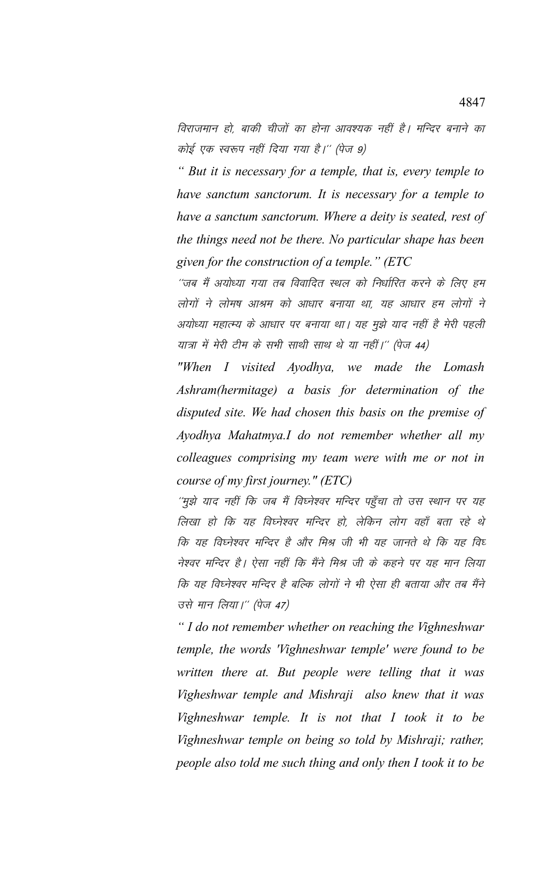विराजमान हो, बाकी चीजों का होना आवश्यक नहीं है। मन्दिर बनाने का कोई एक स्वरूप नहीं दिया गया है।'' (पेज 9)

*" But it is necessary for a temple, that is, every temple to have sanctum sanctorum. It is necessary for a temple to have a sanctum sanctorum. Where a deity is seated, rest of the things need not be there. No particular shape has been given for the construction of a temple." (ETC*

*''जब मैं अयोध्या गया तब विवादित स्थल को निर्धारित करने के लिए हम लोगों ने लोमष आश्रम को आधार बनाया था, यह आधार हम लोगों ने अयोध्या महात्म्य के आधार पर बनाया था। यह मुझे याद नहीं है मेरी पहली यात्रा में मेरी टीम के सभी साथी साथ थे या नहीं।'' (पेज 44)*

*"When I visited Ayodhya, we made the Lomash Ashram(hermitage) a basis for determination of the disputed site. We had chosen this basis on the premise of Ayodhya Mahatmya.I do not remember whether all my colleagues comprising my team were with me or not in course of my first journey." (ETC)*

*''मुझे याद नहीं कि जब मैं विघ्नेश्वर मन्दिर पहुँचा तो उस स्थान पर यह लिखा हो कि यह विघ्नेश्वर मन्दिर हो, लेकिन लोग वहाँ बता रहे थे कि यह विघ्नेश्वर मन्दिर है और मिश्र जी भी यह जानते थे कि यह विघ्नेश्वर मन्दिर है। ऐसा नहीं कि मैंने मिश्र जी के कहने पर यह मान लिया कि यह विघ्नेश्वर मन्दिर है बल्कि लोगों ने भी ऐसा ही बताया और तब मैंने उसे मान लिया।'' (पेज 47)*

*" I do not remember whether on reaching the Vighneshwar temple, the words 'Vighneshwar temple' were found to be written there at. But people were telling that it was Vigheshwar temple and Mishraji also knew that it was Vighneshwar temple. It is not that I took it to be Vighneshwar temple on being so told by Mishraji; rather, people also told me such thing and only then I took it to be*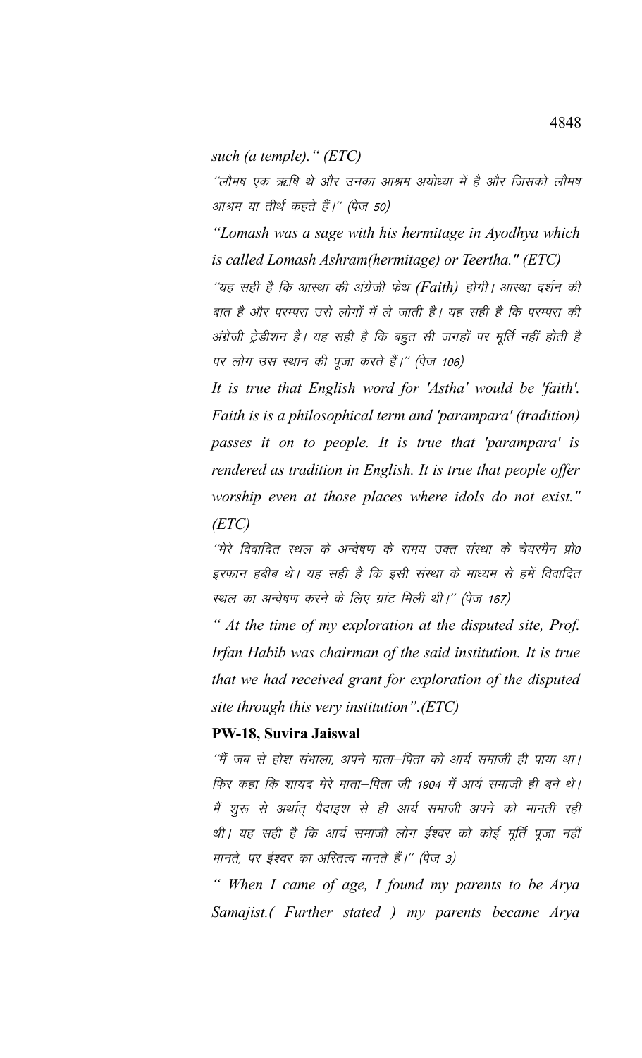*such (a temple)." (ETC)*

''लौमष एक ऋषि थे और उनका आश्रम अयोध्या में है और जिसको लौमष आश्रम या तीर्थ कहते हैं।'' (पेज 50)

*"Lomash was a sage with his hermitage in Ayodhya which is called Lomash Ashram(hermitage) or Teertha." (ETC)*

''यह सही है कि आस्था की अंग्रेजी फेथ (Faith) होगी। आस्था दर्शन की बात है और परम्परा उसे लोगों में ले जाती है। यह सही है कि परम्परा की अंग्रेजी ट्रेडीशन है। यह सही है कि बहुत सी जगहों पर मूर्ति नहीं होती है पर लोग उस स्थान की पूजा करते हैं।'' (पेज 106)

*It is true that English word for 'Astha' would be 'faith'. Faith is is a philosophical term and 'parampara' (tradition) passes it on to people. It is true that 'parampara' is rendered as tradition in English. It is true that people offer worship even at those places where idols do not exist." (ETC)*

''मेरे विवादित स्थल के अन्वेषण के समय उक्त संस्था के चेयरमैन प्रो0 इरफान हबीब थे। यह सही है कि इसी संस्था के माध्यम से हमें विवादित स्थल का अन्वेषण करने के लिए ग्रांट मिली थी।'' (पेज 167)

*" At the time of my exploration at the disputed site, Prof. Irfan Habib was chairman of the said institution. It is true that we had received grant for exploration of the disputed site through this very institution".(ETC)*

**PW-18, Suvira Jaiswal**

''मैं जब से होश संभाला, अपने माता–पिता को आर्य समाजी ही पाया था। फिर कहा कि शायद मेरे माता–पिता जी 1904 में आर्य समाजी ही बने थे। मैं शुरू से अर्थात् पैदाइश से ही आर्य समाजी अपने को मानती रही थी। यह सही है कि आर्य समाजी लोग ईश्वर को कोई मूर्ति पूजा नहीं मानते, पर ईश्वर का अस्तित्व मानते हैं।'' (पेज 3)

*" When I came of age, I found my parents to be Arya Samajist.( Further stated ) my parents became Arya*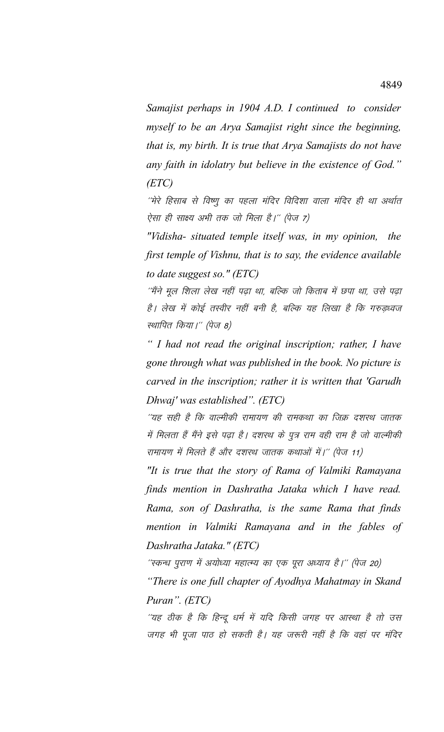*Samajist perhaps in 1904 A.D. I continued to consider myself to be an Arya Samajist right since the beginning, that is, my birth. It is true that Arya Samajists do not have any faith in idolatry but believe in the existence of God." (ETC)*

*''मेरे हिसाब से विष्णु का पहला मंदिर विदिशा वाला मंदिर ही था अर्थात ऐसा ही साक्ष्य अभी तक जो मिला है।'' (पेज 7)*

*"Vidisha- situated temple itself was, in my opinion, the first temple of Vishnu, that is to say, the evidence available to date suggest so." (ETC)*

*''मैंने मूल शिला लेख नहीं पढ़ा था, बल्कि जो किताब में छपा था, उसे पढ़ा है। लेख में कोई तस्वीर नहीं बनी है, बल्कि यह लिखा है कि गरुड़ध्वज स्थापित किया।'' (पेज 8)*

*" I had not read the original inscription; rather, I have gone through what was published in the book. No picture is carved in the inscription; rather it is written that 'Garudh Dhwaj' was established". (ETC)*

*''यह सही है कि वाल्मीकी रामायण की रामकथा का जिक्र दशरथ जातक में मिलता हैं मैंने इसे पढ़ा है। दशरथ के पुत्र राम वही राम है जो वाल्मीकी रामायण में मिलते हैं और दशरथ जातक कथाओं में।'' (पेज 11)*

*"It is true that the story of Rama of Valmiki Ramayana finds mention in Dashratha Jataka which I have read. Rama, son of Dashratha, is the same Rama that finds mention in Valmiki Ramayana and in the fables of Dashratha Jataka." (ETC)*

*''स्कन्ध पुराण में अयोध्या महात्म्य का एक पूरा अध्याय है।'' (पेज 20)*

*"There is one full chapter of Ayodhya Mahatmay in Skand Puran". (ETC)*

*''यह ठीक है कि हिन्दू धर्म में यदि किसी जगह पर आस्था है तो उस जगह भी पूजा पाठ हो सकती है। यह जरूरी नहीं है कि वहां पर मंदिर*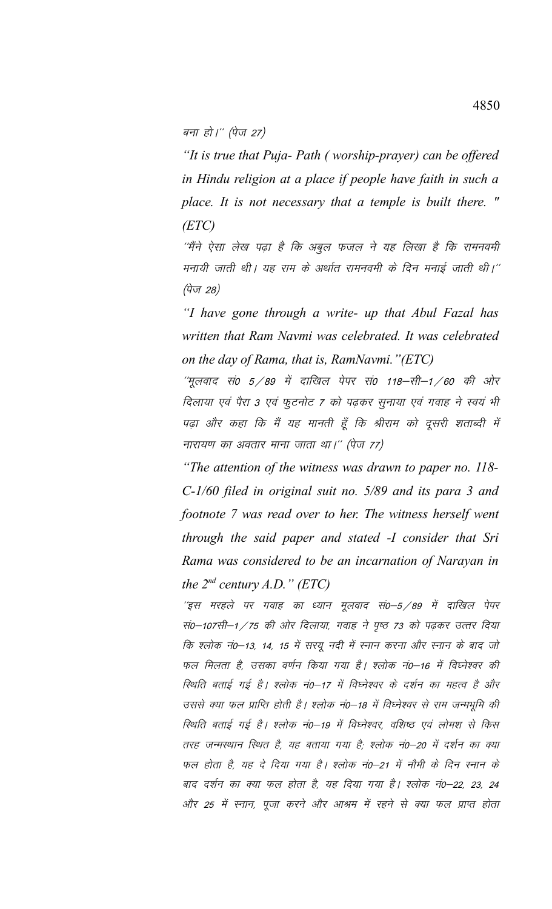बना हो।'' (पेज 27)

*"It is true that Puja- Path ( worship-prayer) can be offered in Hindu religion at a place if people have faith in such a place. It is not necessary that a temple is built there. " (ETC)*

*''मैंने ऐसा लेख पढ़ा है कि अबुल फजल ने यह लिखा है कि रामनवमी मनायी जाती थी। यह राम के अर्थात रामनवमी के दिन मनाई जाती थी।'' (पेज 28)*

*"I have gone through a write- up that Abul Fazal has written that Ram Navmi was celebrated. It was celebrated on the day of Rama, that is, RamNavmi."(ETC)*

*''मूलवाद सं0 5/89 में दाखिल पेपर सं0 118–सी–1/60 की ओर दिलाया एवं पैरा 3 एवं फुटनोट 7 को पढ़कर सुनाया एवं गवाह ने स्वयं भी पढ़ा और कहा कि मैं यह मानती हूँ कि श्रीराम को दूसरी शताब्दी में नारायण का अवतार माना जाता था।'' (पेज 77)*

*"The attention of the witness was drawn to paper no. 118-C-1/60 filed in original suit no. 5/89 and its para 3 and footnote 7 was read over to her. The witness herself went through the said paper and stated -I consider that Sri Rama was considered to be an incarnation of Narayan in the 2nd century A.D." (ETC)*

*''इस मरहले पर गवाह का ध्यान मूलवाद सं0–5/89 में दाखिल पेपर सं0–107सी–1/75 की ओर दिलाया, गवाह ने पृष्ठ 73 को पढ़कर उत्तर दिया कि श्लोक नं0–13, 14, 15 में सरयू नदी में स्नान करना और स्नान के बाद जो फल मिलता है, उसका वर्णन किया गया है। श्लोक नं0–16 में विघ्नेश्वर की स्थिति बताई गई है। श्लोक नं0–17 में विघ्नेश्वर के दर्शन का महत्व है और उससे क्या फल प्राप्ति होती है। श्लोक नं0–18 में विघ्नेश्वर से राम जन्मभूमि की स्थिति बताई गई है। श्लोक नं0–19 में विघ्नेश्वर, वशिष्ठ एवं लोमश से किस तरह जन्मस्थान स्थित है, यह बताया गया है; श्लोक नं0–20 में दर्शन का क्या फल होता है, यह दे दिया गया है। श्लोक नं0–21 में नौमी के दिन स्नान के बाद दर्शन का क्या फल होता है, यह दिया गया है। श्लोक नं0–22, 23, 24 और 25 में स्नान, पूजा करने और आश्रम में रहने से क्या फल प्राप्त होता*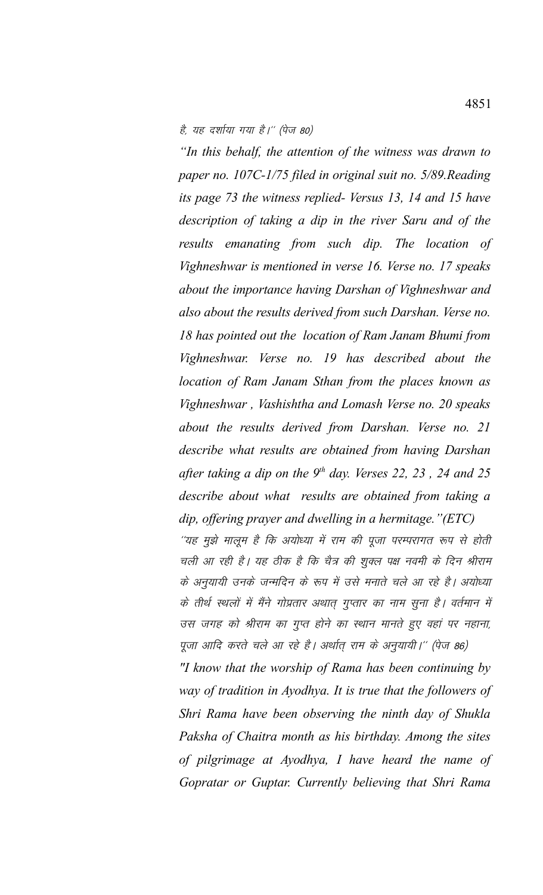है, यह दर्शाया गया है।'' (पेज 80)

*"In this behalf, the attention of the witness was drawn to paper no. 107C-1/75 filed in original suit no. 5/89.Reading its page 73 the witness replied- Versus 13, 14 and 15 have description of taking a dip in the river Saru and of the results emanating from such dip. The location of Vighneshwar is mentioned in verse 16. Verse no. 17 speaks about the importance having Darshan of Vighneshwar and also about the results derived from such Darshan. Verse no. 18 has pointed out the location of Ram Janam Bhumi from Vighneshwar. Verse no. 19 has described about the location of Ram Janam Sthan from the places known as Vighneshwar , Vashishtha and Lomash Verse no. 20 speaks about the results derived from Darshan. Verse no. 21 describe what results are obtained from having Darshan after taking a dip on the 9th day. Verses 22, 23 , 24 and 25 describe about what results are obtained from taking a dip, offering prayer and dwelling in a hermitage."(ETC)*

''यह मुझे मालूम है कि अयोध्या में राम की पूजा परम्परागत रूप से होती चली आ रही है। यह ठीक है कि चैत्र की शुक्ल पक्ष नवमी के दिन श्रीराम के अनुयायी उनके जन्मदिन के रूप में उसे मनाते चले आ रहे है। अयोध्या के तीर्थ स्थलों में मैंने गोप्रतार अथात् गुप्तार का नाम सुना है। वर्तमान में उस जगह को श्रीराम का गुप्त होने का स्थान मानते हुए वहां पर नहाना, पूजा आदि करते चले आ रहे है। अर्थात् राम के अनुयायी।'' (पेज 86)

*"I know that the worship of Rama has been continuing by way of tradition in Ayodhya. It is true that the followers of Shri Rama have been observing the ninth day of Shukla Paksha of Chaitra month as his birthday. Among the sites of pilgrimage at Ayodhya, I have heard the name of Gopratar or Guptar. Currently believing that Shri Rama*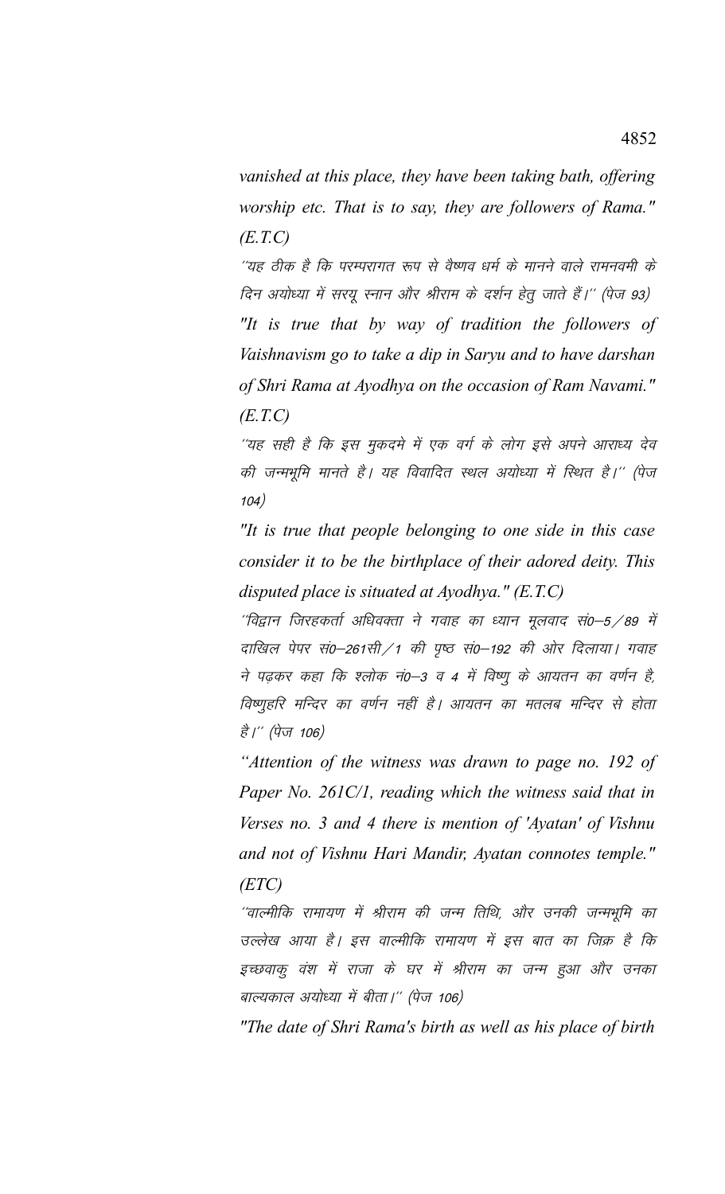*vanished at this place, they have been taking bath, offering worship etc. That is to say, they are followers of Rama." (E.T.C)*

''यह ठीक है कि परम्परागत रूप से वैष्णव धर्म के मानने वाले रामनवमी के दिन अयोध्या में सरयू स्नान और श्रीराम के दर्शन हेतु जाते हैं।'' (पेज 93)

*"It is true that by way of tradition the followers of Vaishnavism go to take a dip in Saryu and to have darshan of Shri Rama at Ayodhya on the occasion of Ram Navami." (E.T.C)*

''यह सही है कि इस मुकदमे में एक वर्ग के लोग इसे अपने आराध्य देव की जन्मभूमि मानते है। यह विवादित स्थल अयोध्या में स्थित है।'' (पेज 104)

*"It is true that people belonging to one side in this case consider it to be the birthplace of their adored deity. This disputed place is situated at Ayodhya." (E.T.C)*

''विद्वान जिरहकर्ता अधिवक्ता ने गवाह का ध्यान मूलवाद सं0–5/89 में दाखिल पेपर सं0–261सी/1 की पृष्ठ सं0–192 की ओर दिलाया। गवाह ने पढ़कर कहा कि श्लोक नं0–3 व 4 में विष्णु के आयतन का वर्णन है, विष्णुहरि मन्दिर का वर्णन नहीं है। आयतन का मतलब मन्दिर से होता है।'' (पेज 106)

*"Attention of the witness was drawn to page no. 192 of Paper No. 261C/1, reading which the witness said that in Verses no. 3 and 4 there is mention of 'Ayatan' of Vishnu and not of Vishnu Hari Mandir, Ayatan connotes temple." (ETC)*

''वाल्मीकि रामायण में श्रीराम की जन्म तिथि, और उनकी जन्मभूमि का उल्लेख आया है। इस वाल्मीकि रामायण में इस बात का जिक्र है कि इच्छवाकु वंश में राजा के घर में श्रीराम का जन्म हुआ और उनका बाल्यकाल अयोध्या में बीता।'' (पेज 106)

*"The date of Shri Rama's birth as well as his place of birth*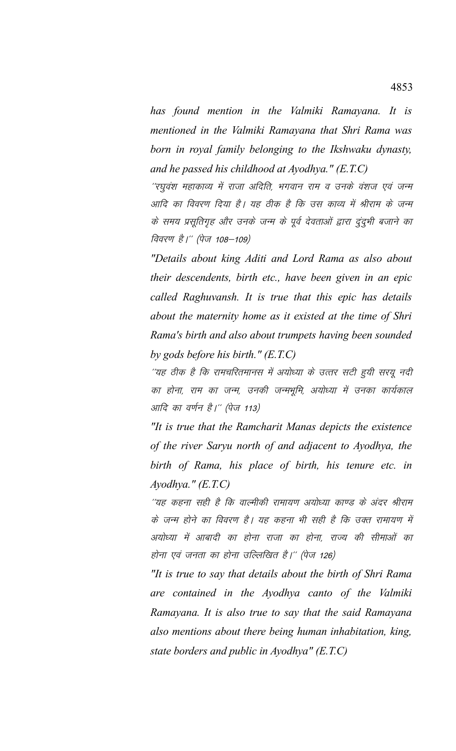*has found mention in the Valmiki Ramayana. It is mentioned in the Valmiki Ramayana that Shri Rama was born in royal family belonging to the Ikshwaku dynasty, and he passed his childhood at Ayodhya." (E.T.C)*

*''रघुवंश महाकाव्य में राजा अदिति, भगवान राम व उनके वंशज एवं जन्म आदि का विवरण दिया है। यह ठीक है कि उस काव्य में श्रीराम के जन्म के समय प्रसूतिगृह और उनके जन्म के पूर्व देवताओं द्वारा दुंदुभी बजाने का विवरण है।'' (पेज 108–109)*

*"Details about king Aditi and Lord Rama as also about their descendents, birth etc., have been given in an epic called Raghuvansh. It is true that this epic has details about the maternity home as it existed at the time of Shri Rama's birth and also about trumpets having been sounded by gods before his birth." (E.T.C)*

*''यह ठीक है कि रामचरितमानस में अयोध्या के उत्तर सटी हुयी सरयू नदी का होना, राम का जन्म, उनकी जन्मभूमि, अयोध्या में उनका कार्यकाल आदि का वर्णन है।'' (पेज 113)*

*"It is true that the Ramcharit Manas depicts the existence of the river Saryu north of and adjacent to Ayodhya, the birth of Rama, his place of birth, his tenure etc. in Ayodhya." (E.T.C)*

*''यह कहना सही है कि वाल्मीकी रामायण अयोध्या काण्ड के अंदर श्रीराम के जन्म होने का विवरण है। यह कहना भी सही है कि उक्त रामायण में अयोध्या में आबादी का होना राजा का होना, राज्य की सीमाओं का होना एवं जनता का होना उल्लिखित है।'' (पेज 126)*

*"It is true to say that details about the birth of Shri Rama are contained in the Ayodhya canto of the Valmiki Ramayana. It is also true to say that the said Ramayana also mentions about there being human inhabitation, king, state borders and public in Ayodhya" (E.T.C)*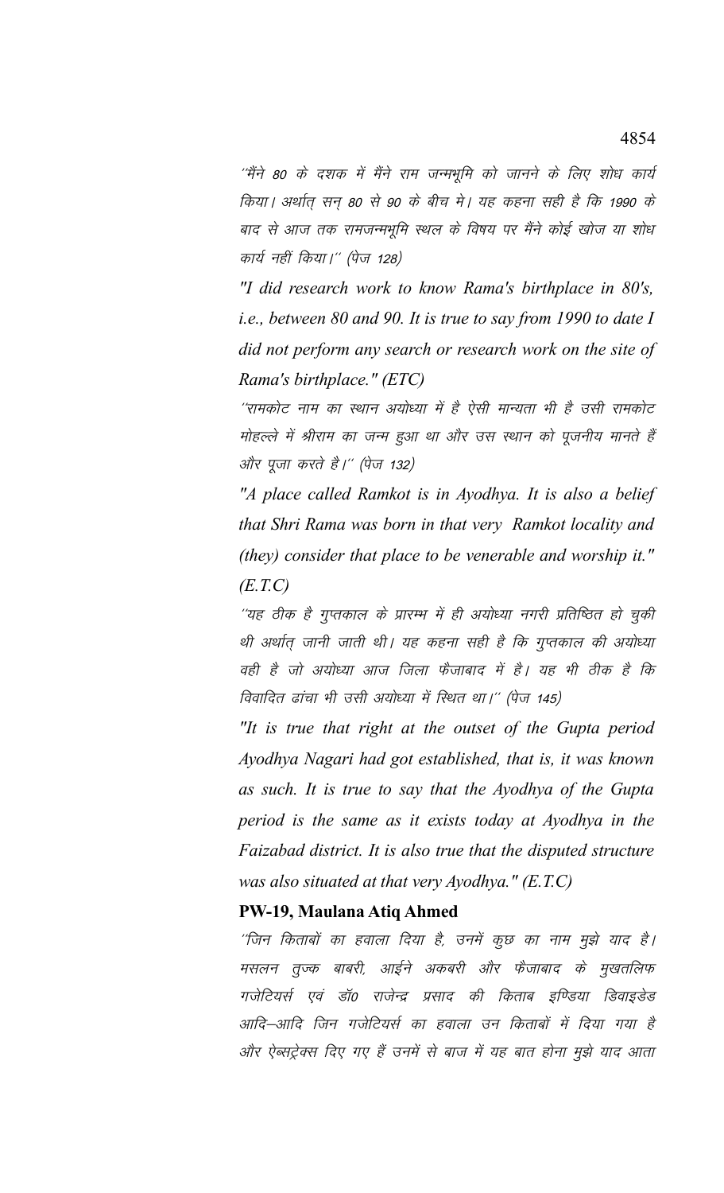"मैंने 80 के दशक में मैंने राम जन्मभूमि को जानने के लिए शोध कार्य किया। अर्थात् सन् 80 से 90 के बीच मे। यह कहना सही है कि 1990 के बाद से आज तक रामजन्मभूमि स्थल के विषय पर मैंने कोई खोज या शोध कार्य नहीं किया।" (पेज 128)

*"I did research work to know Rama's birthplace in 80's, i.e., between 80 and 90. It is true to say from 1990 to date I did not perform any search or research work on the site of Rama's birthplace." (ETC)*

"रामकोट नाम का स्थान अयोध्या में है ऐसी मान्यता भी है उसी रामकोट मोहल्ले में श्रीराम का जन्म हुआ था और उस स्थान को पूजनीय मानते हैं और पूजा करते है।" (पेज 132)

*"A place called Ramkot is in Ayodhya. It is also a belief that Shri Rama was born in that very Ramkot locality and (they) consider that place to be venerable and worship it." (E.T.C)*

"यह ठीक है गुप्तकाल के प्रारम्भ में ही अयोध्या नगरी प्रतिष्ठित हो चुकी थी अर्थात् जानी जाती थी। यह कहना सही है कि गुप्तकाल की अयोध्या वही है जो अयोध्या आज जिला फैजाबाद में है। यह भी ठीक है कि विवादित ढांचा भी उसी अयोध्या में स्थित था।" (पेज 145)

*"It is true that right at the outset of the Gupta period Ayodhya Nagari had got established, that is, it was known as such. It is true to say that the Ayodhya of the Gupta period is the same as it exists today at Ayodhya in the Faizabad district. It is also true that the disputed structure was also situated at that very Ayodhya." (E.T.C)*

**PW-19, Maulana Atiq Ahmed**

"जिन किताबों का हवाला दिया है, उनमें कुछ का नाम मुझे याद है। मसलन तुज्क बाबरी, आईने अकबरी और फैजाबाद के मुखतलिफ गजेटियर्स एवं डॉ0 राजेन्द्र प्रसाद की किताब इण्डिया डिवाइडेड आदि–आदि जिन गजेटियर्स का हवाला उन किताबों में दिया गया है और ऐब्सट्रेक्स दिए गए हैं उनमें से बाज में यह बात होना मुझे याद आता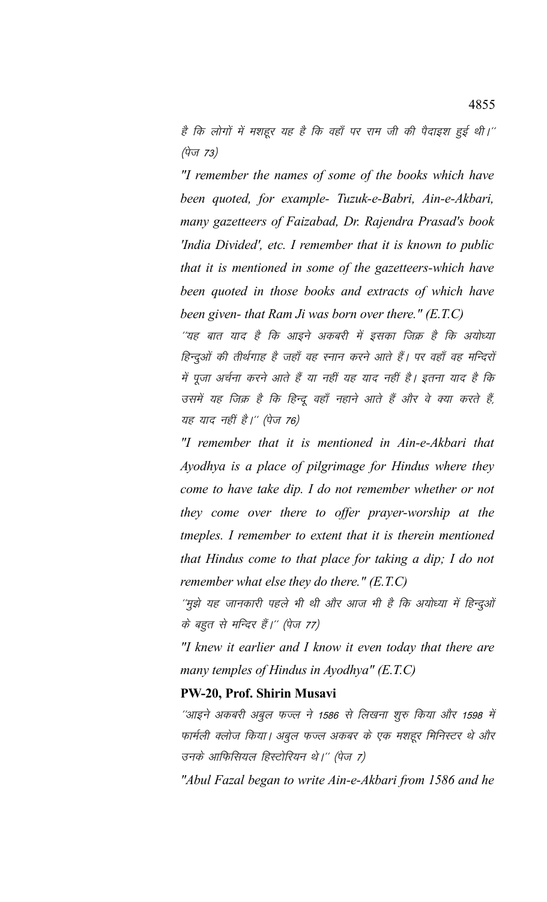है कि लोगों में मशहूर यह है कि वहाँ पर राम जी की पैदाइश हुई थी।'' (पेज 73)

*"I remember the names of some of the books which have been quoted, for example- Tuzuk-e-Babri, Ain-e-Akbari, many gazetteers of Faizabad, Dr. Rajendra Prasad's book 'India Divided', etc. I remember that it is known to public that it is mentioned in some of the gazetteers-which have been quoted in those books and extracts of which have been given- that Ram Ji was born over there." (E.T.C)*

''यह बात याद है कि आइने अकबरी में इसका जिक्र है कि अयोध्या हिन्दुओं की तीर्थगाह है जहाँ वह स्नान करने आते हैं। पर वहाँ वह मन्दिरों में पूजा अर्चना करने आते हैं या नहीं यह याद नहीं है। इतना याद है कि उसमें यह जिक्र है कि हिन्दू वहाँ नहाने आते हैं और वे क्या करते हैं, यह याद नहीं है।'' (पेज 76)

*"I remember that it is mentioned in Ain-e-Akbari that Ayodhya is a place of pilgrimage for Hindus where they come to have take dip. I do not remember whether or not they come over there to offer prayer-worship at the tmeples. I remember to extent that it is therein mentioned that Hindus come to that place for taking a dip; I do not remember what else they do there." (E.T.C)*

''मुझे यह जानकारी पहले भी थी और आज भी है कि अयोध्या में हिन्दुओं के बहुत से मन्दिर हैं।'' (पेज 77)

*"I knew it earlier and I know it even today that there are many temples of Hindus in Ayodhya" (E.T.C)*

**PW-20, Prof. Shirin Musavi**

''आइने अकबरी अबुल फज्ल ने 1586 से लिखना शुरु किया और 1598 में फार्मली क्लोज किया। अबुल फज्ल अकबर के एक मशहूर मिनिस्टर थे और उनके आफिसियल हिस्टोरियन थे।'' (पेज 7)

*"Abul Fazal began to write Ain-e-Akbari from 1586 and he*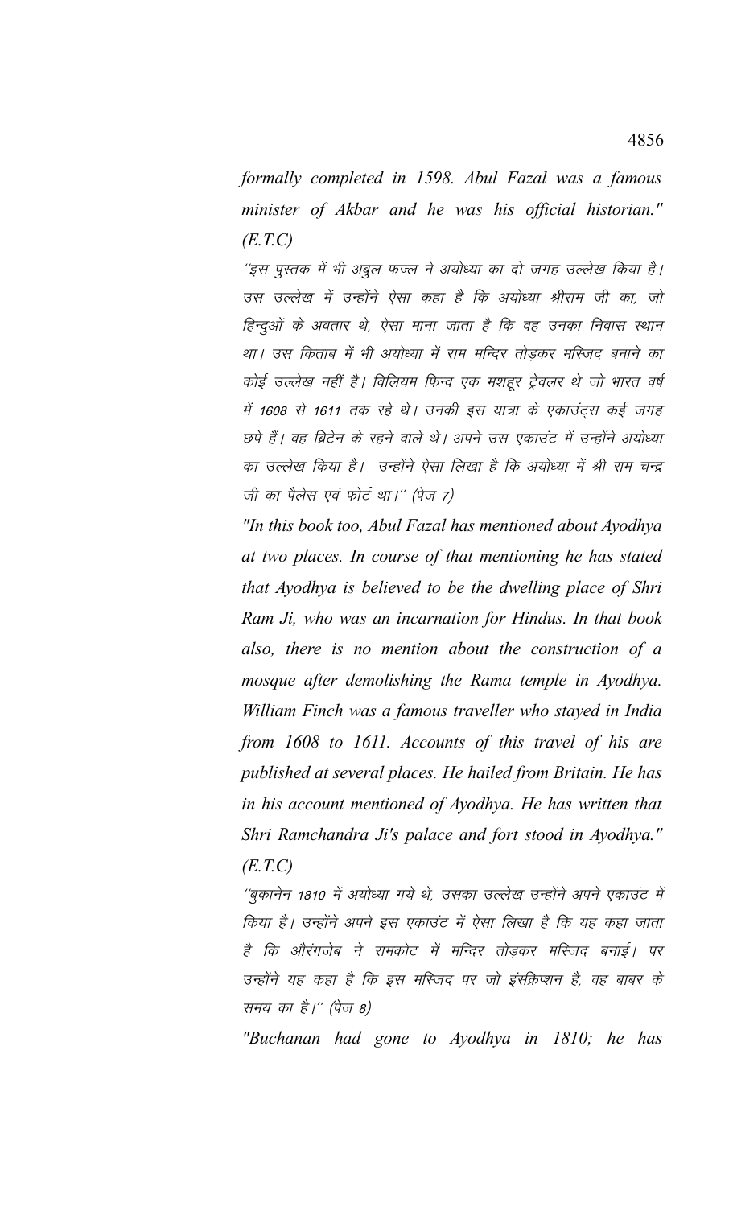*formally completed in 1598. Abul Fazal was a famous minister of Akbar and he was his official historian." (E.T.C)*

''इस पुस्तक में भी अबुल फज्ल ने अयोध्या का दो जगह उल्लेख किया है। उस उल्लेख में उन्होंने ऐसा कहा है कि अयोध्या श्रीराम जी का, जो हिन्दुओं के अवतार थे, ऐसा माना जाता है कि वह उनका निवास स्थान था। उस किताब में भी अयोध्या में राम मन्दिर तोड़कर मस्जिद बनाने का कोई उल्लेख नहीं है। विलियम फिन्च एक मशहूर ट्रेवलर थे जो भारत वर्ष में 1608 से 1611 तक रहे थे। उनकी इस यात्रा के एकाउंट्स कई जगह छपे हैं। वह ब्रिटेन के रहने वाले थे। अपने उस एकाउंट में उन्होंने अयोध्या का उल्लेख किया है। उन्होंने ऐसा लिखा है कि अयोध्या में श्री राम चन्द्र जी का पैलेस एवं फोर्ट था।'' (पेज 7)

*"In this book too, Abul Fazal has mentioned about Ayodhya at two places. In course of that mentioning he has stated that Ayodhya is believed to be the dwelling place of Shri Ram Ji, who was an incarnation for Hindus. In that book also, there is no mention about the construction of a mosque after demolishing the Rama temple in Ayodhya. William Finch was a famous traveller who stayed in India from 1608 to 1611. Accounts of this travel of his are published at several places. He hailed from Britain. He has in his account mentioned of Ayodhya. He has written that Shri Ramchandra Ji's palace and fort stood in Ayodhya." (E.T.C)*

''बुकानेन 1810 में अयोध्या गये थे, उसका उल्लेख उन्होंने अपने एकाउंट में किया है। उन्होंने अपने इस एकाउंट में ऐसा लिखा है कि यह कहा जाता है कि औरंगजेब ने रामकोट में मन्दिर तोड़कर मस्जिद बनाई। पर उन्होंने यह कहा है कि इस मस्जिद पर जो इंसक्रिप्शन है, वह बाबर के समय का है।'' (पेज 8)

*"Buchanan had gone to Ayodhya in 1810; he has*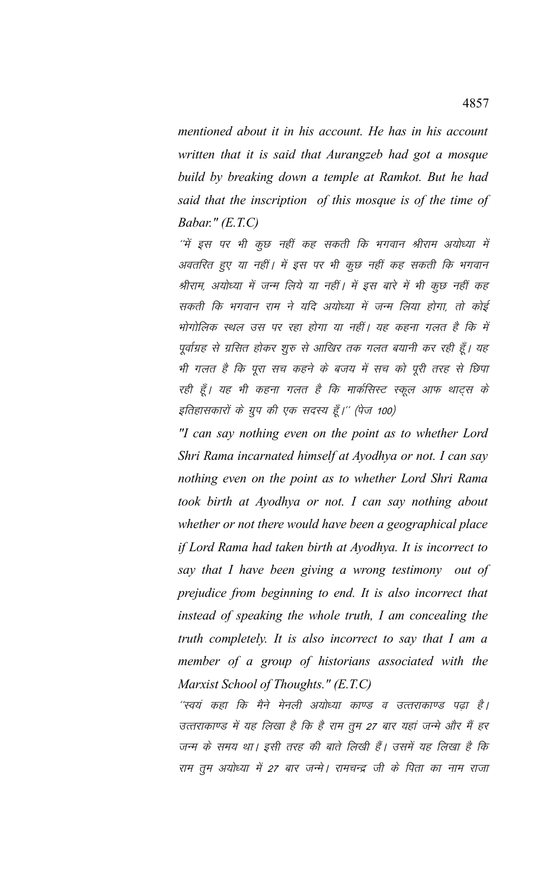*mentioned about it in his account. He has in his account written that it is said that Aurangzeb had got a mosque build by breaking down a temple at Ramkot. But he had said that the inscription of this mosque is of the time of Babar." (E.T.C)*

''में इस पर भी कुछ नहीं कह सकती कि भगवान श्रीराम अयोध्या में अवतरित हुए या नहीं। में इस पर भी कुछ नहीं कह सकती कि भगवान श्रीराम, अयोध्या में जन्म लिये या नहीं। में इस बारे में भी कुछ नहीं कह सकती कि भगवान राम ने यदि अयोध्या में जन्म लिया होगा, तो कोई भोगोलिक स्थल उस पर रहा होगा या नहीं। यह कहना गलत है कि में पूर्वाग्रह से ग्रसित होकर शुरु से आखिर तक गलत बयानी कर रही हूँ। यह भी गलत है कि पूरा सच कहने के बजय में सच को पूरी तरह से छिपा रही हूँ। यह भी कहना गलत है कि मार्कसिस्ट स्कूल आफ थाट्स के इतिहासकारों के ग्रुप की एक सदस्य हूँ।'' (पेज 100)

*"I can say nothing even on the point as to whether Lord Shri Rama incarnated himself at Ayodhya or not. I can say nothing even on the point as to whether Lord Shri Rama took birth at Ayodhya or not. I can say nothing about whether or not there would have been a geographical place if Lord Rama had taken birth at Ayodhya. It is incorrect to say that I have been giving a wrong testimony out of prejudice from beginning to end. It is also incorrect that instead of speaking the whole truth, I am concealing the truth completely. It is also incorrect to say that I am a member of a group of historians associated with the Marxist School of Thoughts." (E.T.C)*

''स्वयं कहा कि मैने मेनली अयोध्या काण्ड व उत्तराकाण्ड पढ़ा है। उत्तराकाण्ड में यह लिखा है कि है राम तुम 27 बार यहां जन्मे और मैं हर जन्म के समय था। इसी तरह की बाते लिखी हैं। उसमें यह लिखा है कि राम तुम अयोध्या में 27 बार जन्मे। रामचन्द्र जी के पिता का नाम राजा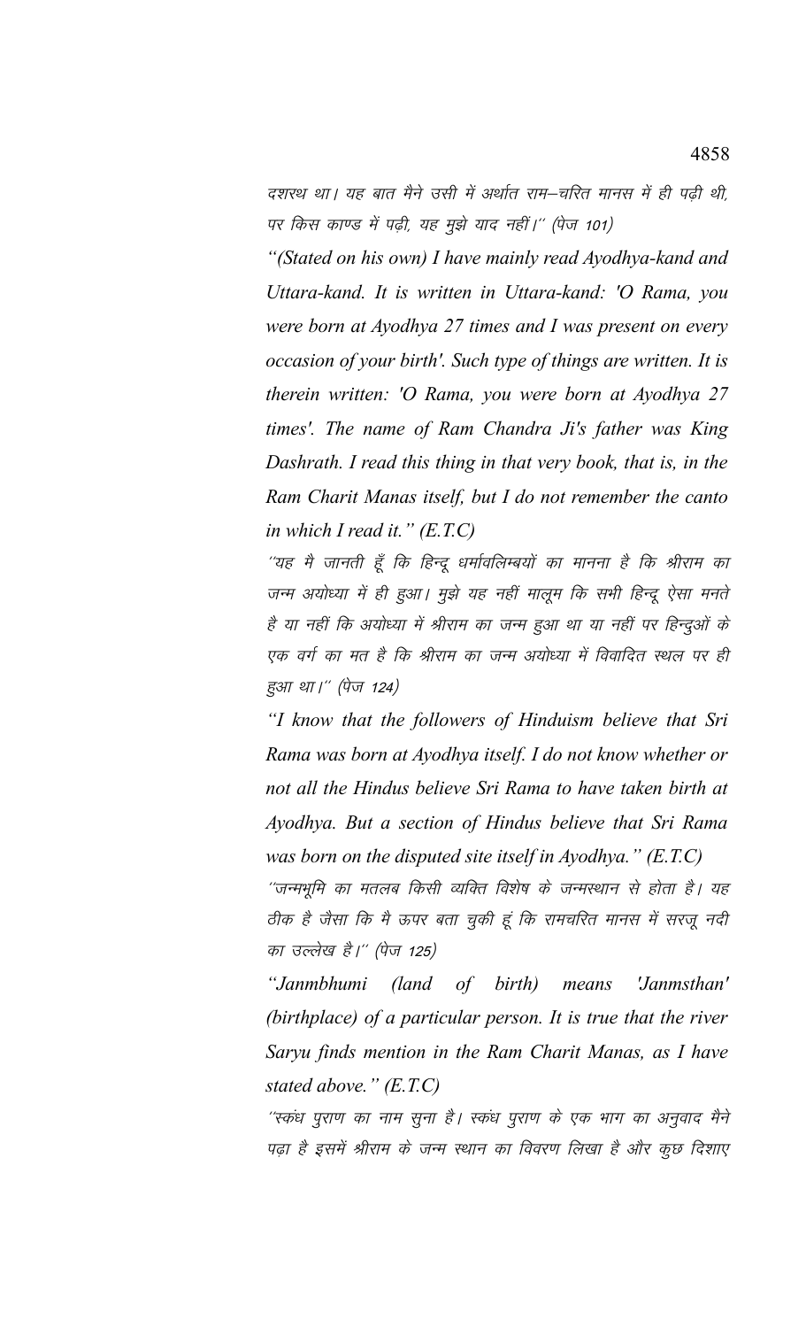दशरथ था। यह बात मैने उसी में अर्थात राम–चरित मानस में ही पढ़ी थी, पर किस काण्ड में पढ़ी, यह मुझे याद नहीं।'' (पेज 101)

*"(Stated on his own) I have mainly read Ayodhya-kand and Uttara-kand. It is written in Uttara-kand: 'O Rama, you were born at Ayodhya 27 times and I was present on every occasion of your birth'. Such type of things are written. It is therein written: 'O Rama, you were born at Ayodhya 27 times'. The name of Ram Chandra Ji's father was King Dashrath. I read this thing in that very book, that is, in the Ram Charit Manas itself, but I do not remember the canto in which I read it." (E.T.C)*

''यह मै जानती हूँ कि हिन्दू धर्मावलिम्बयों का मानना है कि श्रीराम का जन्म अयोध्या में ही हुआ। मुझे यह नहीं मालूम कि सभी हिन्दू ऐसा मनते है या नहीं कि अयोध्या में श्रीराम का जन्म हुआ था या नहीं पर हिन्दुओं के एक वर्ग का मत है कि श्रीराम का जन्म अयोध्या में विवादित स्थल पर ही हुआ था।'' (पेज 124)

*"I know that the followers of Hinduism believe that Sri Rama was born at Ayodhya itself. I do not know whether or not all the Hindus believe Sri Rama to have taken birth at Ayodhya. But a section of Hindus believe that Sri Rama was born on the disputed site itself in Ayodhya." (E.T.C)*

''जन्मभूमि का मतलब किसी व्यक्ति विशेष के जन्मस्थान से होता है। यह ठीक है जैसा कि मै ऊपर बता चुकी हूं कि रामचरित मानस में सरजू नदी का उल्लेख है।'' (पेज 125)

*"Janmbhumi (land of birth) means 'Janmsthan' (birthplace) of a particular person. It is true that the river Saryu finds mention in the Ram Charit Manas, as I have stated above." (E.T.C)*

''स्कंध पुराण का नाम सुना है। स्कंध पुराण के एक भाग का अनुवाद मैने पढ़ा है इसमें श्रीराम के जन्म स्थान का विवरण लिखा है और कुछ दिशाए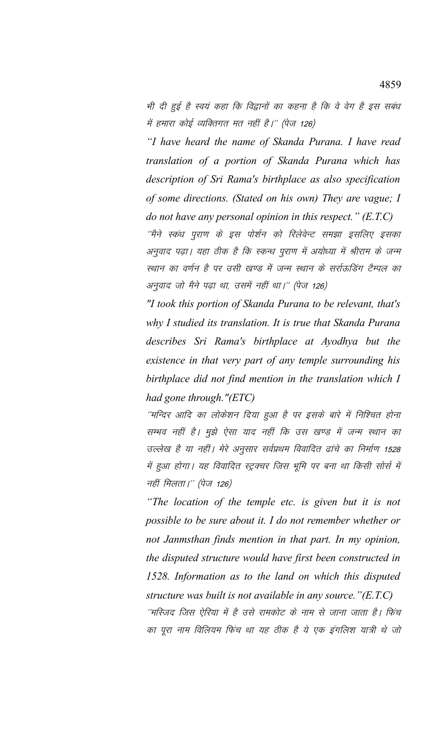भी दी हुई है स्वयं कहा कि विद्वानों का कहना है कि वे वेग है इस सबंध में हमारा कोई व्यक्तिगत मत नहीं है।'' (पेज 126)

*"I have heard the name of Skanda Purana. I have read translation of a portion of Skanda Purana which has description of Sri Rama's birthplace as also specification of some directions. (Stated on his own) They are vague; I do not have any personal opinion in this respect." (E.T.C)*

''मैने स्कंध पुराण के इस पोर्शन को रिलेवेन्ट समझा इसलिए इसका अनुवाद पढ़ा। यहा ठीक है कि स्कन्ध पुराण में अयोध्या में श्रीराम के जन्म स्थान का वर्णन है पर उसी खण्ड में जन्म स्थान के सर्राऊडिंग टैम्पल का अनुवाद जो मैने पढ़ा था, उसमें नहीं था।'' (पेज 126)

*"I took this portion of Skanda Purana to be relevant, that's why I studied its translation. It is true that Skanda Purana describes Sri Rama's birthplace at Ayodhya but the existence in that very part of any temple surrounding his birthplace did not find mention in the translation which I had gone through."(ETC)*

''मन्दिर आदि का लोकेशन दिया हुआ है पर इसके बारे में निश्चित होना सम्भव नहीं है। मुझे ऐसा याद नहीं कि उस खण्ड में जन्म स्थान का उल्लेख है या नहीं। मेरे अनुसार सर्वप्रथम विवादित ढांचे का निर्माण 1528 में हुआ होगा। यह विवादित स्ट्रक्चर जिस भूमि पर बना था किसी सोर्स में नहीं मिलता।'' (पेज 126)

*"The location of the temple etc. is given but it is not possible to be sure about it. I do not remember whether or not Janmsthan finds mention in that part. In my opinion, the disputed structure would have first been constructed in 1528. Information as to the land on which this disputed structure was built is not available in any source."(E.T.C)*

''मस्जिद जिस ऐरिया में है उसे रामकोट के नाम से जाना जाता है। फिंच का पूरा नाम विलियम फिंच था यह ठीक है ये एक इंगलिश यात्री थे जो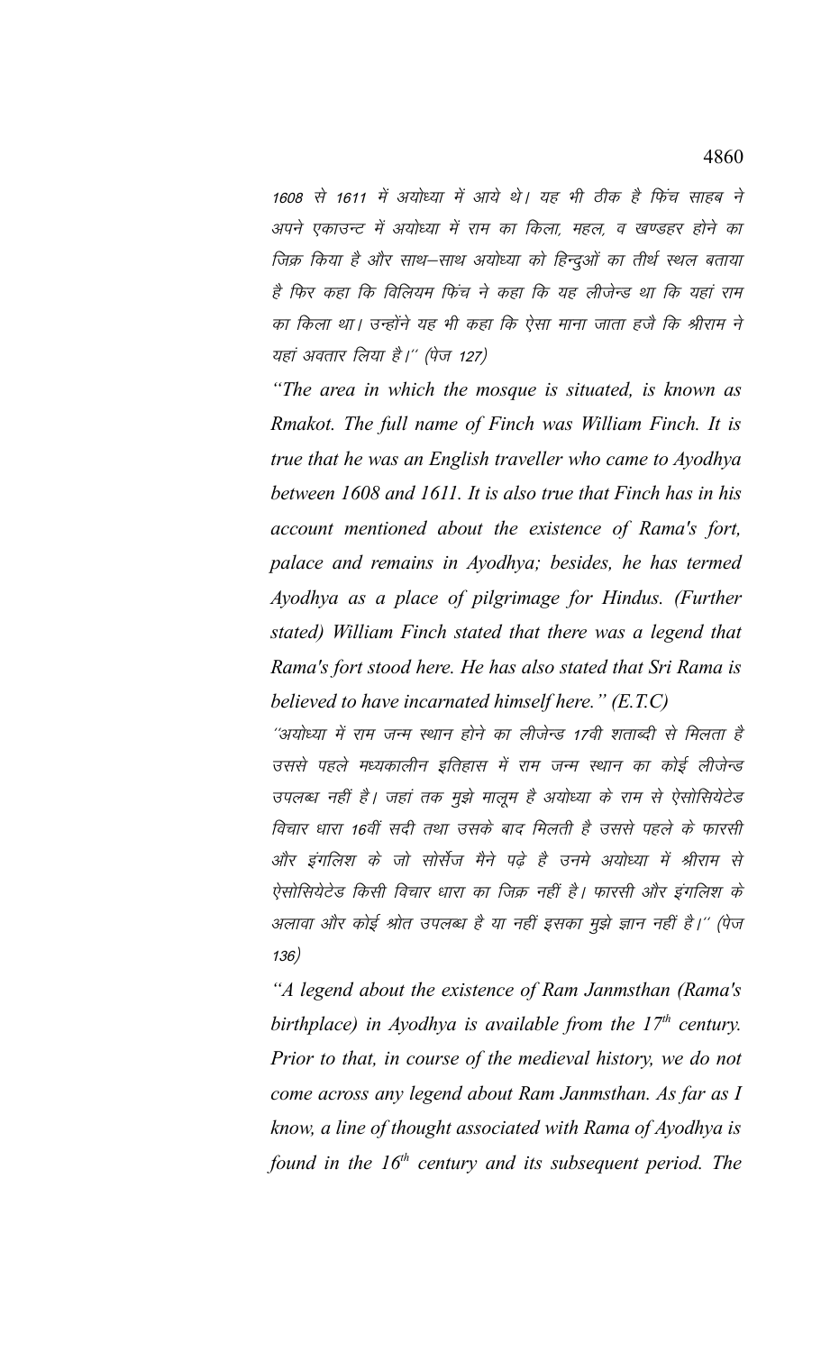1608 से 1611 में अयोध्या में आये थे। यह भी ठीक है फिंच साहब ने अपने एकाउन्ट में अयोध्या में राम का किला, महल, व खण्डहर होने का जिक्र किया है और साथ–साथ अयोध्या को हिन्दुओं का तीर्थ स्थल बताया है फिर कहा कि विलियम फिंच ने कहा कि यह लीजेन्ड था कि यहां राम का किला था। उन्होंने यह भी कहा कि ऐसा माना जाता हजै कि श्रीराम ने यहां अवतार लिया है।'' (पेज 127)

*"The area in which the mosque is situated, is known as Rmakot. The full name of Finch was William Finch. It is true that he was an English traveller who came to Ayodhya between 1608 and 1611. It is also true that Finch has in his account mentioned about the existence of Rama's fort, palace and remains in Ayodhya; besides, he has termed Ayodhya as a place of pilgrimage for Hindus. (Further stated) William Finch stated that there was a legend that Rama's fort stood here. He has also stated that Sri Rama is believed to have incarnated himself here." (E.T.C)*

''अयोध्या में राम जन्म स्थान होने का लीजेन्ड 17वी शताब्दी से मिलता है उससे पहले मध्यकालीन इतिहास में राम जन्म स्थान का कोई लीजेन्ड उपलब्ध नहीं है। जहां तक मुझे मालूम है अयोध्या के राम से ऐसोसियेटेड विचार धारा 16वीं सदी तथा उसके बाद मिलती है उससे पहले के फारसी और इंगलिश के जो सोर्सेज मैने पढ़े है उनमे अयोध्या में श्रीराम से ऐसोसियेटेड किसी विचार धारा का जिक्र नहीं है। फारसी और इंगलिश के अलावा और कोई श्रोत उपलब्ध है या नहीं इसका मुझे ज्ञान नहीं है।'' (पेज 136)

*"A legend about the existence of Ram Janmsthan (Rama's birthplace) in Ayodhya is available from the 17th century. Prior to that, in course of the medieval history, we do not come across any legend about Ram Janmsthan. As far as I know, a line of thought associated with Rama of Ayodhya is found in the 16th century and its subsequent period. The*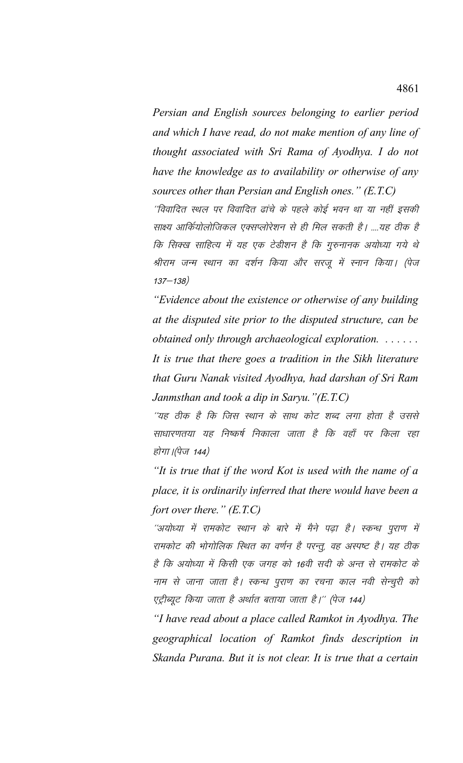*Persian and English sources belonging to earlier period and which I have read, do not make mention of any line of thought associated with Sri Rama of Ayodhya. I do not have the knowledge as to availability or otherwise of any sources other than Persian and English ones." (E.T.C)*

*"विवादित स्थल पर विवादित ढांचे के पहले कोई भवन था या नहीं इसकी साक्ष्य आर्कियोलोजिकल एक्सप्लोरेशन से ही मिल सकती है। ....यह ठीक है कि सिक्ख साहित्य में यह एक टेडीशन है कि गुरुनानक अयोध्या गये थे श्रीराम जन्म स्थान का दर्शन किया और सरजू में स्नान किया। (पेज 137–138)*

*"Evidence about the existence or otherwise of any building at the disputed site prior to the disputed structure, can be obtained only through archaeological exploration. ....... It is true that there goes a tradition in the Sikh literature that Guru Nanak visited Ayodhya, had darshan of Sri Ram Janmsthan and took a dip in Saryu."(E.T.C)*

*"यह ठीक है कि जिस स्थान के साथ कोट शब्द लगा होता है उससे साधारणतया यह निष्कर्ष निकाला जाता है कि वहाँ पर किला रहा होगा।(पेज 144)*

*"It is true that if the word Kot is used with the name of a place, it is ordinarily inferred that there would have been a fort over there." (E.T.C)*

*"अयोध्या में रामकोट स्थान के बारे में मैने पढ़ा है। स्कन्ध पुराण में रामकोट की भोगोलिक स्थित का वर्णन है परन्तु, वह अस्पष्ट है। यह ठीक है कि अयोध्या में किसी एक जगह को 16वी सदी के अन्त से रामकोट के नाम से जाना जाता है। स्कन्ध पुराण का रचना काल नवी सेन्चुरी को एट्रीब्यूट किया जाता है अर्थात बताया जाता है।" (पेज 144)*

*"I have read about a place called Ramkot in Ayodhya. The geographical location of Ramkot finds description in Skanda Purana. But it is not clear. It is true that a certain*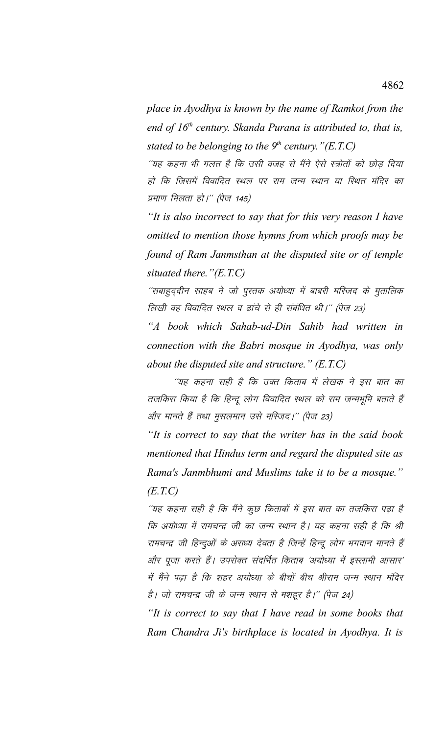*place in Ayodhya is known by the name of Ramkot from the end of 16th century. Skanda Purana is attributed to, that is, stated to be belonging to the 9th century."(E.T.C)*

*''यह कहना भी गलत है कि उसी वजह से मैंने ऐसे स्त्रोतों को छोड़ दिया हो कि जिसमें विवादित स्थल पर राम जन्म स्थान या स्थित मंदिर का प्रमाण मिलता हो।'' (पेज 145)*

*"It is also incorrect to say that for this very reason I have omitted to mention those hymns from which proofs may be found of Ram Janmsthan at the disputed site or of temple situated there."(E.T.C)*

*''सबाहुद्दीन साहब ने जो पुस्तक अयोध्या में बाबरी मस्जिद के मुतालिक लिखी वह विवादित स्थल व ढांचे से ही संबंधित थी।'' (पेज 23)*

*"A book which Sahab-ud-Din Sahib had written in connection with the Babri mosque in Ayodhya, was only about the disputed site and structure." (E.T.C)*

*''यह कहना सही है कि उक्त किताब में लेखक ने इस बात का तजकिरा किया है कि हिन्दू लोग विवादित स्थल को राम जन्मभूमि बताते हैं और मानते हैं तथा मुसलमान उसे मस्जिद।'' (पेज 23)*

*"It is correct to say that the writer has in the said book mentioned that Hindus term and regard the disputed site as Rama's Janmbhumi and Muslims take it to be a mosque." (E.T.C)*

*''यह कहना सही है कि मैंने कुछ किताबों में इस बात का तजकिरा पढ़ा है कि अयोध्या में रामचन्द्र जी का जन्म स्थान है। यह कहना सही है कि श्री रामचन्द्र जी हिन्दुओं के अराध्य देवता है जिन्हें हिन्दू लोग भगवान मानते हैं और पूजा करते हैं। उपरोक्त संदर्भित किताब 'अयोध्या में इस्लामी आसार' में मैंने पढ़ा है कि शहर अयोध्या के बीचों बीच श्रीराम जन्म स्थान मंदिर है। जो रामचन्द्र जी के जन्म स्थान से मशहूर है।'' (पेज 24)*

*"It is correct to say that I have read in some books that Ram Chandra Ji's birthplace is located in Ayodhya. It is*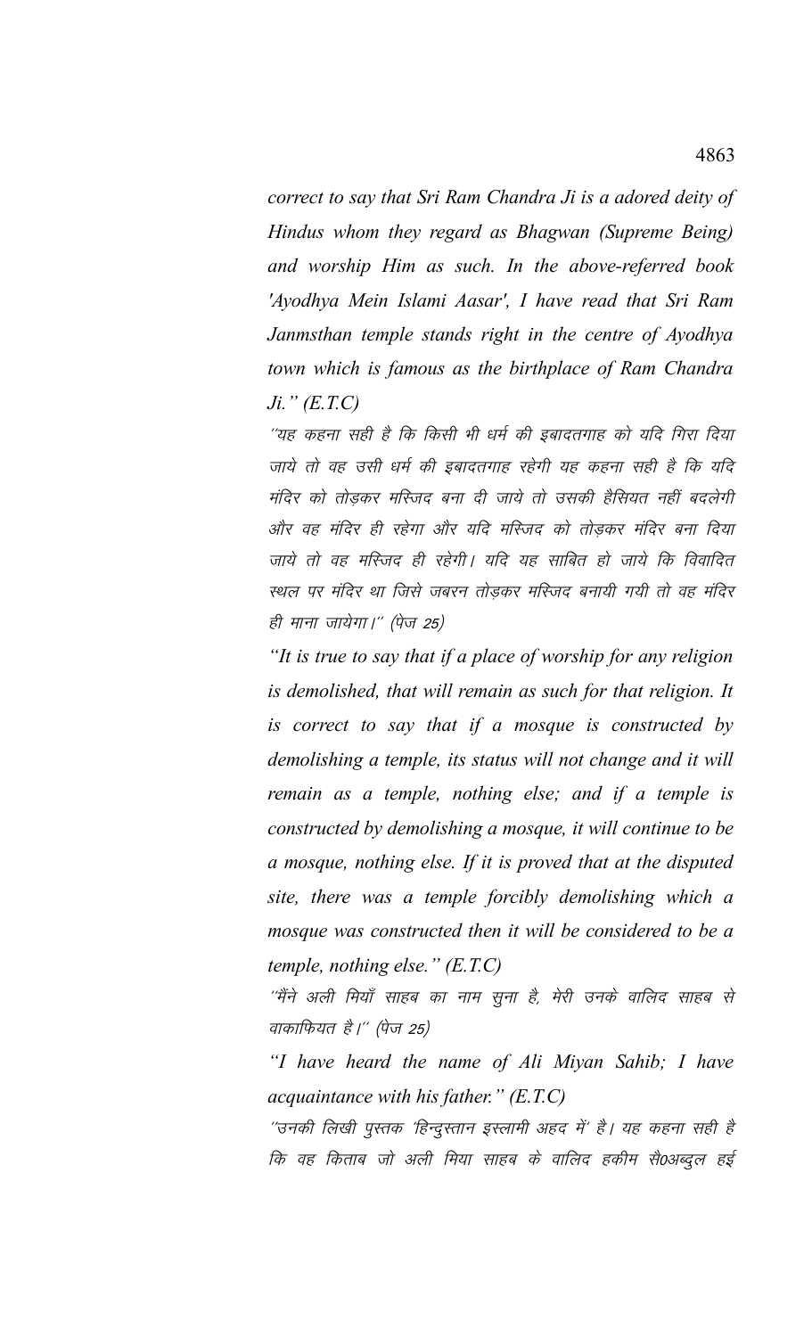*correct to say that Sri Ram Chandra Ji is a adored deity of Hindus whom they regard as Bhagwan (Supreme Being) and worship Him as such. In the above-referred book 'Ayodhya Mein Islami Aasar', I have read that Sri Ram Janmsthan temple stands right in the centre of Ayodhya town which is famous as the birthplace of Ram Chandra Ji." (E.T.C)*

*"यह कहना सही है कि किसी भी धर्म की इबादतगाह को यदि गिरा दिया जाये तो वह उसी धर्म की इबादतगाह रहेगी यह कहना सही है कि यदि मंदिर को तोड़कर मस्जिद बना दी जाये तो उसकी हैसियत नहीं बदलेगी और वह मंदिर ही रहेगा और यदि मस्जिद को तोड़कर मंदिर बना दिया जाये तो वह मस्जिद ही रहेगी। यदि यह साबित हो जाये कि विवादित स्थल पर मंदिर था जिसे जबरन तोड़कर मस्जिद बनायी गयी तो वह मंदिर ही माना जायेगा।" (पेज 25)*

*"It is true to say that if a place of worship for any religion is demolished, that will remain as such for that religion. It is correct to say that if a mosque is constructed by demolishing a temple, its status will not change and it will remain as a temple, nothing else; and if a temple is constructed by demolishing a mosque, it will continue to be a mosque, nothing else. If it is proved that at the disputed site, there was a temple forcibly demolishing which a mosque was constructed then it will be considered to be a temple, nothing else." (E.T.C)*

*"मैंने अली मियाँ साहब का नाम सुना है, मेरी उनके वालिद साहब से वाकाफियत है।" (पेज 25)*

*"I have heard the name of Ali Miyan Sahib; I have acquaintance with his father." (E.T.C)*

*"उनकी लिखी पुस्तक 'हिन्दुस्तान इस्लामी अहद में' है। यह कहना सही है कि वह किताब जो अली मिया साहब के वालिद हकीम सै0अब्दुल हई*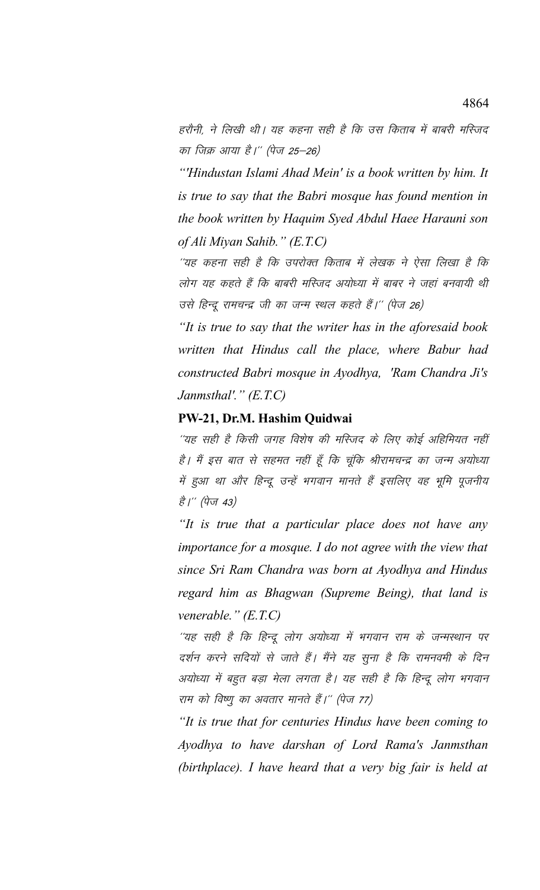हरौनी, ने लिखी थी। यह कहना सही है कि उस किताब में बाबरी मस्जिद का जिक्र आया है।'' (पेज 25—26)

*"'Hindustan Islami Ahad Mein' is a book written by him. It is true to say that the Babri mosque has found mention in the book written by Haquim Syed Abdul Haee Harauni son of Ali Miyan Sahib." (E.T.C)*

''यह कहना सही है कि उपरोक्त किताब में लेखक ने ऐसा लिखा है कि लोग यह कहते हैं कि बाबरी मस्जिद अयोध्या में बाबर ने जहां बनवायी थी उसे हिन्दू रामचन्द्र जी का जन्म स्थल कहते हैं।'' (पेज 26)

*"It is true to say that the writer has in the aforesaid book written that Hindus call the place, where Babur had constructed Babri mosque in Ayodhya, 'Ram Chandra Ji's Janmsthal'." (E.T.C)*

**PW-21, Dr.M. Hashim Quidwai**

''यह सही है किसी जगह विशेष की मस्जिद के लिए कोई अहिमियत नहीं है। मैं इस बात से सहमत नहीं हूँ कि चूंकि श्रीरामचन्द्र का जन्म अयोध्या में हुआ था और हिन्दू उन्हें भगवान मानते हैं इसलिए वह भूमि पूजनीय है।'' (पेज 43)

*"It is true that a particular place does not have any importance for a mosque. I do not agree with the view that since Sri Ram Chandra was born at Ayodhya and Hindus regard him as Bhagwan (Supreme Being), that land is venerable." (E.T.C)*

''यह सही है कि हिन्दू लोग अयोध्या में भगवान राम के जन्मस्थान पर दर्शन करने सदियों से जाते हैं। मैंने यह सुना है कि रामनवमी के दिन अयोध्या में बहुत बड़ा मेला लगता है। यह सही है कि हिन्दू लोग भगवान राम को विष्णु का अवतार मानते हैं।'' (पेज 77)

*"It is true that for centuries Hindus have been coming to Ayodhya to have darshan of Lord Rama's Janmsthan (birthplace). I have heard that a very big fair is held at*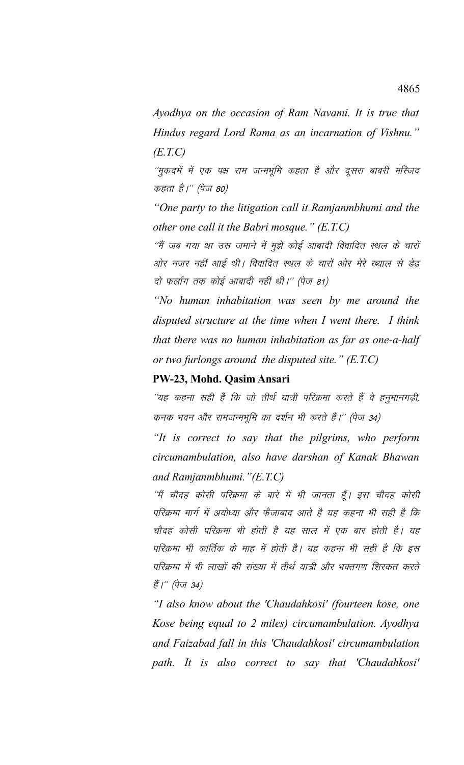*Ayodhya on the occasion of Ram Navami. It is true that Hindus regard Lord Rama as an incarnation of Vishnu." (E.T.C)*

*"मुकदमें में एक पक्ष राम जन्मभूमि कहता है और दूसरा बाबरी मस्जिद कहता है।" (पेज 80)*

*"One party to the litigation call it Ramjanmbhumi and the other one call it the Babri mosque." (E.T.C)*

*"मैं जब गया था उस जमाने में मुझे कोई आबादी विवादित स्थल के चारों ओर नजर नहीं आई थी। विवादित स्थल के चारों ओर मेरे ख्याल से डेढ़ दो फर्लांग तक कोई आबादी नहीं थी।" (पेज 81)*

*"No human inhabitation was seen by me around the disputed structure at the time when I went there. I think that there was no human inhabitation as far as one-a-half or two furlongs around the disputed site." (E.T.C)*

**PW-23, Mohd. Qasim Ansari**

*"यह कहना सही है कि जो तीर्थ यात्री परिक्रमा करते हैं वे हनुमानगढ़ी, कनक भवन और रामजन्मभूमि का दर्शन भी करते हैं।" (पेज 34)*

*"It is correct to say that the pilgrims, who perform circumambulation, also have darshan of Kanak Bhawan and Ramjanmbhumi."(E.T.C)*

*"मैं चौदह कोसी परिक्रमा के बारे में भी जानता हूँ। इस चौदह कोसी परिक्रमा मार्ग में अयोध्या और फैजाबाद आते है यह कहना भी सही है कि चौदह कोसी परिक्रमा भी होती है यह साल में एक बार होती है। यह परिक्रमा भी कार्तिक के माह में होती है। यह कहना भी सही है कि इस परिक्रमा में भी लाखों की संख्या में तीर्थ यात्री और भक्तगण शिरकत करते हैं।" (पेज 34)*

*"I also know about the 'Chaudahkosi' (fourteen kose, one Kose being equal to 2 miles) circumambulation. Ayodhya and Faizabad fall in this 'Chaudahkosi' circumambulation path. It is also correct to say that 'Chaudahkosi'*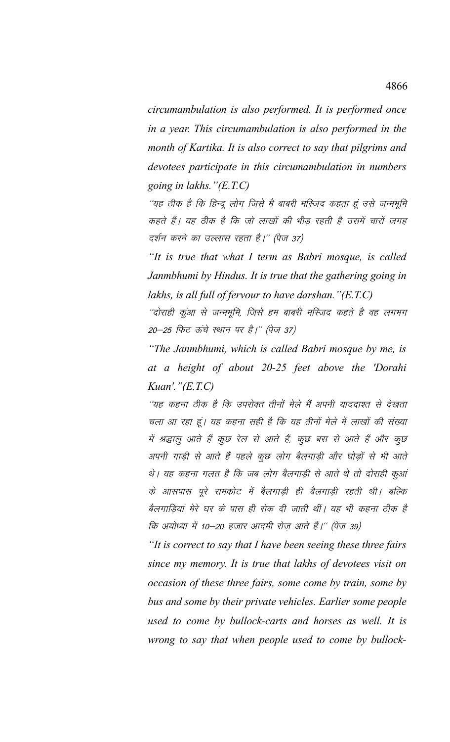*circumambulation is also performed. It is performed once in a year. This circumambulation is also performed in the month of Kartika. It is also correct to say that pilgrims and devotees participate in this circumambulation in numbers going in lakhs."(E.T.C)*

*''यह ठीक है कि हिन्दू लोग जिसे मै बाबरी मस्जिद कहता हूं उसे जन्मभूमि कहते हैं। यह ठीक है कि जो लाखों की भीड़ रहती है उसमें चारों जगह दर्शन करने का उल्लास रहता है।'' (पेज 37)*

*"It is true that what I term as Babri mosque, is called Janmbhumi by Hindus. It is true that the gathering going in lakhs, is all full of fervour to have darshan."(E.T.C)*

*''दोराही कुंआ से जन्मभूमि, जिसे हम बाबरी मस्जिद कहते है वह लगभग 20–25 फिट ऊंचे स्थान पर है।'' (पेज 37)*

*"The Janmbhumi, which is called Babri mosque by me, is at a height of about 20-25 feet above the 'Dorahi Kuan'."(E.T.C)*

*''यह कहना ठीक है कि उपरोक्त तीनों मेले मैं अपनी याददाश्त से देखता चला आ रहा हूं। यह कहना सही है कि यह तीनों मेले में लाखों की संख्या में श्रद्धालु आते हैं कुछ रेल से आते हैं, कुछ बस से आते हैं और कुछ अपनी गाड़ी से आते हैं पहले कुछ लोग बैलगाड़ी और घोड़ों से भी आते थे। यह कहना गलत है कि जब लोग बैलगाड़ी से आते थे तो दोराही कुआं के आसपास पूरे रामकोट में बैलगाड़ी ही बैलगाड़ी रहती थी। बल्कि बैलगाड़ियां मेरे घर के पास ही रोक दी जाती थीं। यह भी कहना ठीक है कि अयोध्या में 10–20 हजार आदमी रोज़ आते हैं।'' (पेज 39)*

*"It is correct to say that I have been seeing these three fairs since my memory. It is true that lakhs of devotees visit on occasion of these three fairs, some come by train, some by bus and some by their private vehicles. Earlier some people used to come by bullock-carts and horses as well. It is wrong to say that when people used to come by bullock-*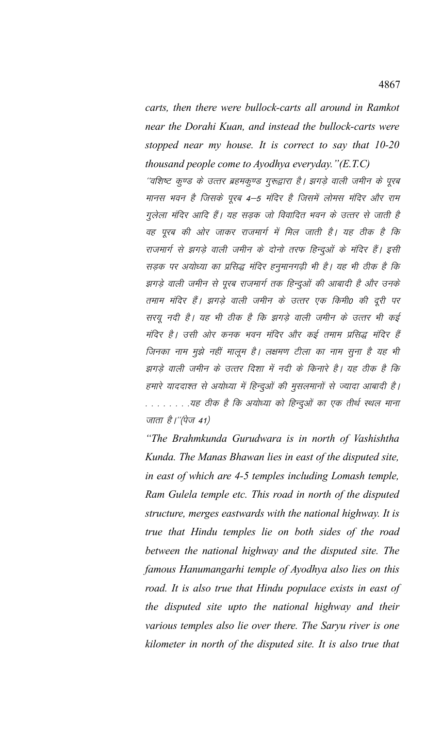*carts, then there were bullock-carts all around in Ramkot near the Dorahi Kuan, and instead the bullock-carts were stopped near my house. It is correct to say that 10-20 thousand people come to Ayodhya everyday."(E.T.C)*

*"वशिष्ट कुण्ड के उत्तर ब्रहमकुण्ड गुरूद्वारा है। झगड़े वाली जमीन के पूरब मानस भवन है जिसके पूरब 4–5 मंदिर है जिसमें लोमस मंदिर और राम गुलेला मंदिर आदि हैं। यह सड़क जो विवादित भवन के उत्तर से जाती है वह पूरब की ओर जाकर राजमार्ग में मिल जाती है। यह ठीक है कि राजमार्ग से झगड़े वाली जमीन के दोनो तरफ हिन्दुओं के मंदिर हैं। इसी सड़क पर अयोध्या का प्रसिद्ध मंदिर हनुमानगढ़ी भी है। यह भी ठीक है कि झगड़े वाली जमीन से पूरब राजमार्ग तक हिन्दुओं की आबादी है और उनके तमाम मंदिर हैं। झगड़े वाली जमीन के उत्तर एक किमी0 की दूरी पर सरयू नदी है। यह भी ठीक है कि झगड़े वाली जमीन के उत्तर भी कई मंदिर है। उसी ओर कनक भवन मंदिर और कई तमाम प्रसिद्ध मंदिर हैं जिनका नाम मुझे नहीं मालूम है। लक्ष्मण टीला का नाम सुना है यह भी झगड़े वाली जमीन के उत्तर दिशा में नदी के किनारे है। यह ठीक है कि हमारे याददाश्त से अयोध्या में हिन्दुओं की मुसलमानों से ज्यादा आबादी है। . . . . . . . .यह ठीक है कि अयोध्या को हिन्दुओं का एक तीर्थ स्थल माना जाता है।"(पेज 41)*

*"The Brahmkunda Gurudwara is in north of Vashishtha Kunda. The Manas Bhawan lies in east of the disputed site, in east of which are 4-5 temples including Lomash temple, Ram Gulela temple etc. This road in north of the disputed structure, merges eastwards with the national highway. It is true that Hindu temples lie on both sides of the road between the national highway and the disputed site. The famous Hanumangarhi temple of Ayodhya also lies on this road. It is also true that Hindu populace exists in east of the disputed site upto the national highway and their various temples also lie over there. The Saryu river is one kilometer in north of the disputed site. It is also true that*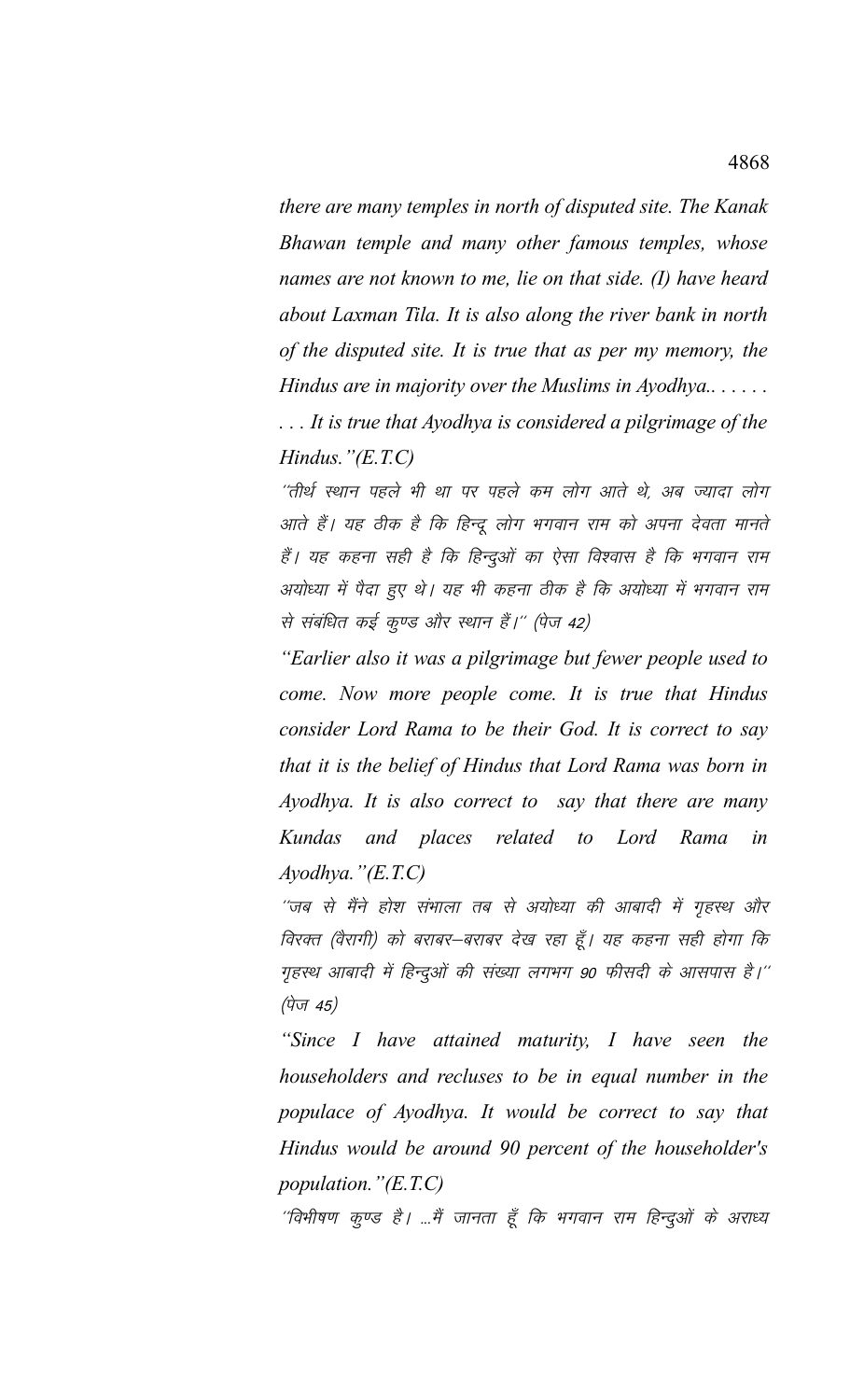*there are many temples in north of disputed site. The Kanak Bhawan temple and many other famous temples, whose names are not known to me, lie on that side. (I) have heard about Laxman Tila. It is also along the river bank in north of the disputed site. It is true that as per my memory, the Hindus are in majority over the Muslims in Ayodhya.. . . . . . . . It is true that Ayodhya is considered a pilgrimage of the Hindus."(E.T.C)*

''तीर्थ स्थान पहले भी था पर पहले कम लोग आते थे, अब ज्यादा लोग आते हैं। यह ठीक है कि हिन्दू लोग भगवान राम को अपना देवता मानते हैं। यह कहना सही है कि हिन्दुओं का ऐसा विश्वास है कि भगवान राम अयोध्या में पैदा हुए थे। यह भी कहना ठीक है कि अयोध्या में भगवान राम से संबंधित कई कुण्ड और स्थान हैं।'' (पेज 42)

*"Earlier also it was a pilgrimage but fewer people used to come. Now more people come. It is true that Hindus consider Lord Rama to be their God. It is correct to say that it is the belief of Hindus that Lord Rama was born in Ayodhya. It is also correct to say that there are many Kundas and places related to Lord Rama in Ayodhya."(E.T.C)*

''जब से मैंने होश संभाला तब से अयोध्या की आबादी में गृहस्थ और विरक्त (वैरागी) को बराबर–बराबर देख रहा हूँ। यह कहना सही होगा कि गृहस्थ आबादी में हिन्दुओं की संख्या लगभग 90 फीसदी के आसपास है।'' (पेज 45)

*"Since I have attained maturity, I have seen the householders and recluses to be in equal number in the populace of Ayodhya. It would be correct to say that Hindus would be around 90 percent of the householder's population."(E.T.C)*

''विभीषण कुण्ड है। ...मैं जानता हूँ कि भगवान राम हिन्दुओं के अराध्य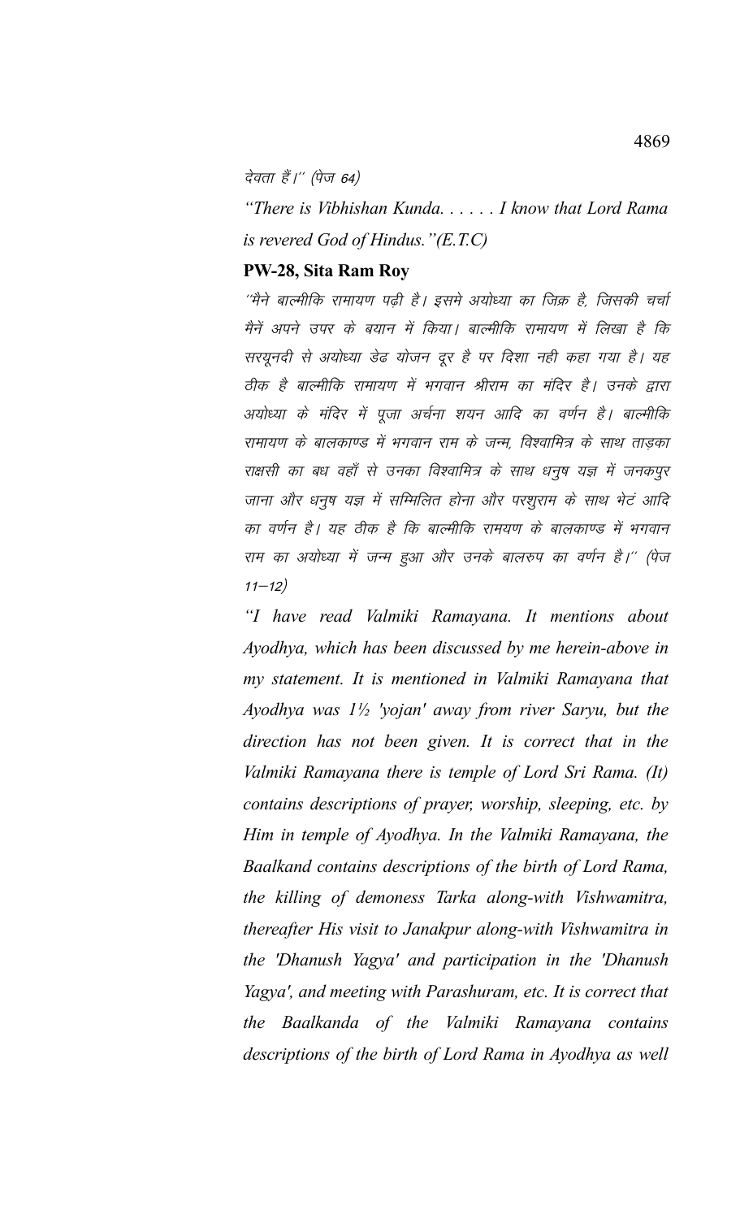देवता हैं।'' (पेज 64)

*"There is Vibhishan Kunda. . . . . . I know that Lord Rama is revered God of Hindus."(E.T.C)*

**PW-28, Sita Ram Roy**

''मैने बाल्मीकि रामायण पढ़ी है। इसमे अयोध्या का जिक्र है, जिसकी चर्चा मैनें अपने उपर के बयान में किया। बाल्मीकि रामायण में लिखा है कि सरयूनदी से अयोध्या डेढ योजन दूर है पर दिशा नही कहा गया है। यह ठीक है बाल्मीकि रामायण में भगवान श्रीराम का मंदिर है। उनके द्वारा अयोध्या के मंदिर में पूजा अर्चना शयन आदि का वर्णन है। बाल्मीकि रामायण के बालकाण्ड में भगवान राम के जन्म, विश्वामित्र के साथ ताड़का राक्षसी का बध वहाँ से उनका विश्वामित्र के साथ धनुष यज्ञ में जनकपुर जाना और धनुष यज्ञ में सम्मिलित होना और परशुराम के साथ भेटं आदि का वर्णन है। यह ठीक है कि बाल्मीकि रामयण के बालकाण्ड में भगवान राम का अयोध्या में जन्म हुआ और उनके बालरुप का वर्णन है।'' (पेज 11–12)

*"I have read Valmiki Ramayana. It mentions about Ayodhya, which has been discussed by me herein-above in my statement. It is mentioned in Valmiki Ramayana that Ayodhya was 1½ 'yojan' away from river Saryu, but the direction has not been given. It is correct that in the Valmiki Ramayana there is temple of Lord Sri Rama. (It) contains descriptions of prayer, worship, sleeping, etc. by Him in temple of Ayodhya. In the Valmiki Ramayana, the Baalkand contains descriptions of the birth of Lord Rama, the killing of demoness Tarka along-with Vishwamitra, thereafter His visit to Janakpur along-with Vishwamitra in the 'Dhanush Yagya' and participation in the 'Dhanush Yagya', and meeting with Parashuram, etc. It is correct that the Baalkanda of the Valmiki Ramayana contains descriptions of the birth of Lord Rama in Ayodhya as well*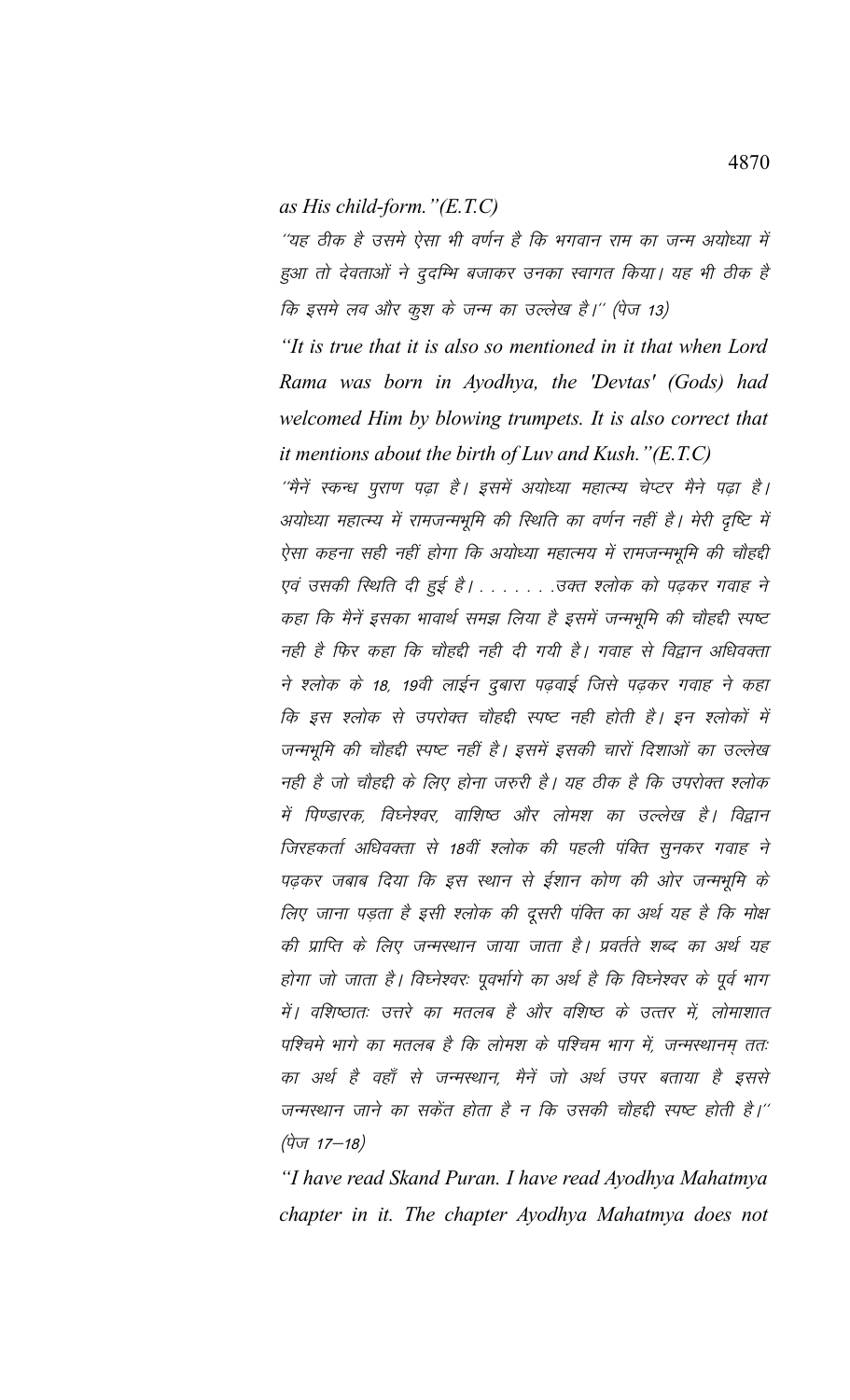*as His child-form."(E.T.C)*

''यह ठीक है उसमे ऐसा भी वर्णन है कि भगवान राम का जन्म अयोध्या में हुआ तो देवताओं ने दुदम्भि बजाकर उनका स्वागत किया। यह भी ठीक है कि इसमे लव और कुश के जन्म का उल्लेख है।'' (पेज 13)

*"It is true that it is also so mentioned in it that when Lord Rama was born in Ayodhya, the 'Devtas' (Gods) had welcomed Him by blowing trumpets. It is also correct that it mentions about the birth of Luv and Kush."(E.T.C)*

''मैनें स्कन्ध पुराण पढ़ा है। इसमें अयोध्या महात्म्य चेप्टर मैने पढ़ा है। अयोध्या महात्म्य में रामजन्मभूमि की स्थिति का वर्णन नहीं है। मेरी दृष्टि में ऐसा कहना सही नहीं होगा कि अयोध्या महात्मय में रामजन्मभूमि की चौहद्दी एवं उसकी स्थिति दी हुई है। . . . . . . .उक्त श्लोक को पढ़कर गवाह ने कहा कि मैनें इसका भावार्थ समझ लिया है इसमें जन्मभूमि की चौहद्दी स्पष्ट नही है फिर कहा कि चौहद्दी नही दी गयी है। गवाह से विद्वान अधिवक्ता ने श्लोक के 18, 19वी लाईन दुबारा पढ़वाई जिसे पढ़कर गवाह ने कहा कि इस श्लोक से उपरोक्त चौहद्दी स्पष्ट नही होती है। इन श्लोकों में जन्मभूमि की चौहद्दी स्पष्ट नहीं है। इसमें इसकी चारों दिशाओं का उल्लेख नही है जो चौहद्दी के लिए होना जरुरी है। यह ठीक है कि उपरोक्त श्लोक में पिण्डारक, विघ्नेश्वर, वाशिष्ठ और लोमश का उल्लेख है। विद्वान जिरहकर्ता अधिवक्ता से 18वीं श्लोक की पहली पंक्ति सुनकर गवाह ने पढ़कर जबाब दिया कि इस स्थान से ईशान कोण की ओर जन्मभूमि के लिए जाना पड़ता है इसी श्लोक की दूसरी पंक्ति का अर्थ यह है कि मोक्ष की प्राप्ति के लिए जन्मस्थान जाया जाता है। प्रवर्तते शब्द का अर्थ यह होगा जो जाता है। विघ्नेश्वरः पूवर्भागे का अर्थ है कि विघ्नेश्वर के पूर्व भाग में। वशिष्ठातः उत्तरे का मतलब है और वशिष्ठ के उत्तर में, लोमाशात पश्चिमे भागे का मतलब है कि लोमश के पश्चिम भाग में, जन्मस्थानम् ततः का अर्थ है वहाँ से जन्मस्थान, मैनें जो अर्थ उपर बताया है इससे जन्मस्थान जाने का सकेंत होता है न कि उसकी चौहद्दी स्पष्ट होती है।'' (पेज 17–18)

*"I have read Skand Puran. I have read Ayodhya Mahatmya chapter in it. The chapter Ayodhya Mahatmya does not*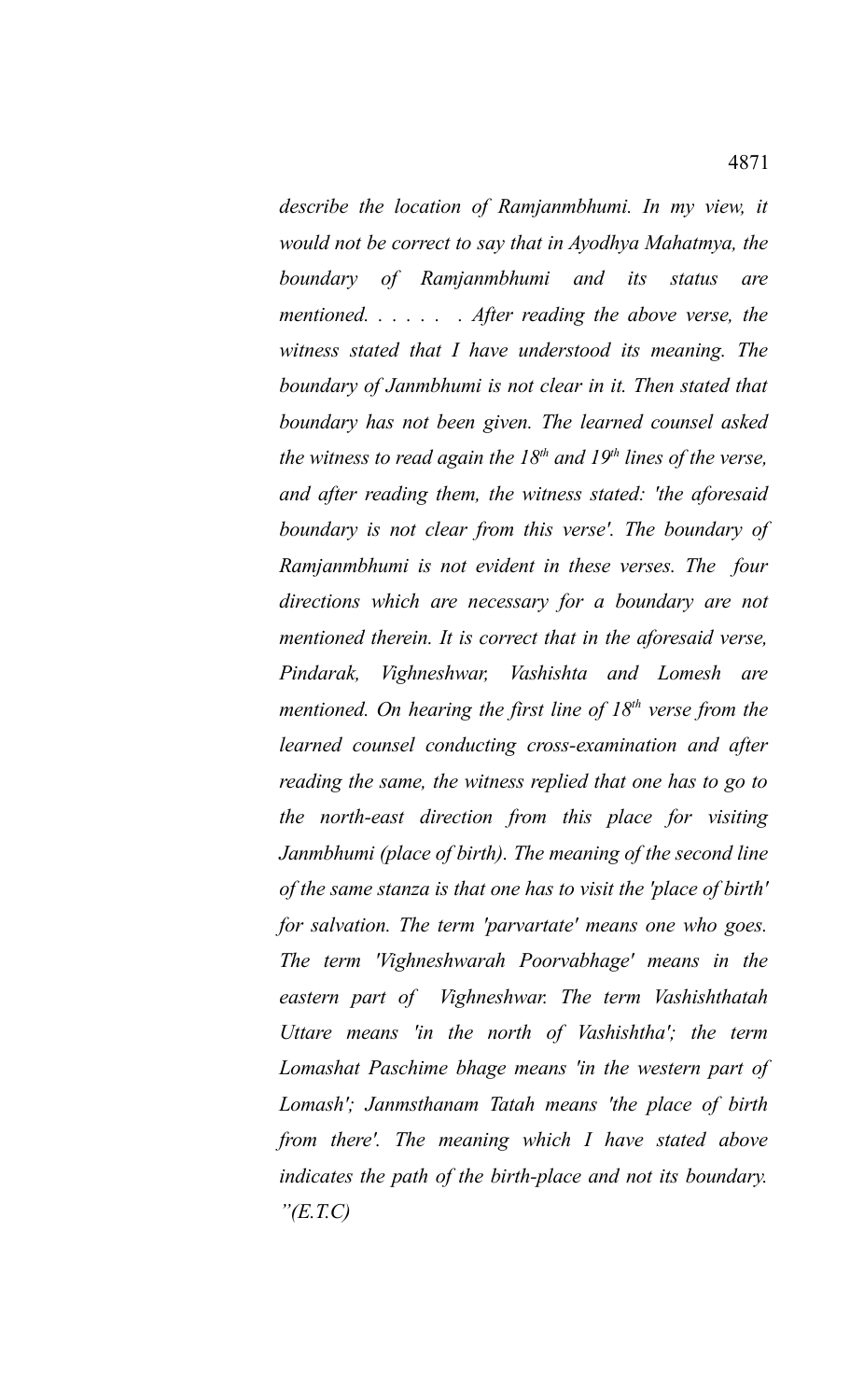*describe the location of Ramjanmbhumi. In my view, it would not be correct to say that in Ayodhya Mahatmya, the boundary of Ramjanmbhumi and its status are mentioned. . . . . . . After reading the above verse, the witness stated that I have understood its meaning. The boundary of Janmbhumi is not clear in it. Then stated that boundary has not been given. The learned counsel asked the witness to read again the 18th and 19th lines of the verse, and after reading them, the witness stated: 'the aforesaid boundary is not clear from this verse'. The boundary of Ramjanmbhumi is not evident in these verses. The four directions which are necessary for a boundary are not mentioned therein. It is correct that in the aforesaid verse, Pindarak, Vighneshwar, Vashishta and Lomesh are mentioned. On hearing the first line of 18th verse from the learned counsel conducting cross-examination and after reading the same, the witness replied that one has to go to the north-east direction from this place for visiting Janmbhumi (place of birth). The meaning of the second line of the same stanza is that one has to visit the 'place of birth' for salvation. The term 'parvartate' means one who goes. The term 'Vighneshwarah Poorvabhage' means in the eastern part of Vighneshwar. The term Vashishthatah Uttare means 'in the north of Vashishtha'; the term Lomashat Paschime bhage means 'in the western part of Lomash'; Janmsthanam Tatah means 'the place of birth from there'. The meaning which I have stated above indicates the path of the birth-place and not its boundary. "(E.T.C)*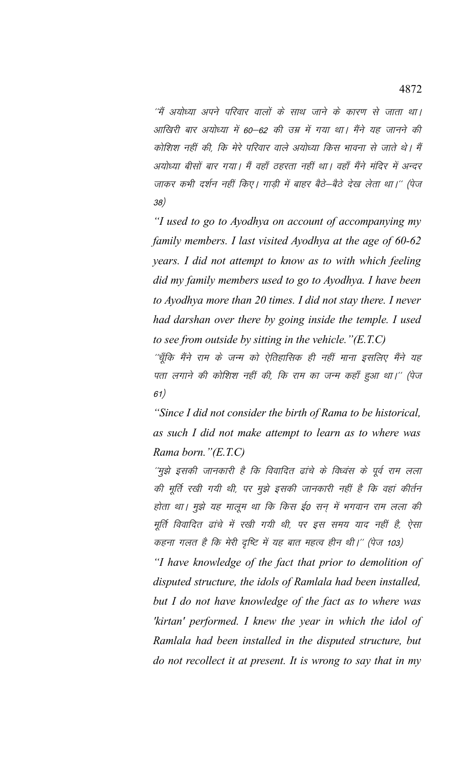''मैं अयोध्या अपने परिवार वालों के साथ जाने के कारण से जाता था। आखिरी बार अयोध्या में 60—62 की उम्र में गया था। मैंने यह जानने की कोशिश नहीं की, कि मेरे परिवार वाले अयोध्या किस भावना से जाते थे। मैं अयोध्या बीसों बार गया। मैं वहाँ ठहरता नहीं था। वहाँ मैंने मंदिर में अन्दर जाकर कभी दर्शन नहीं किए। गाड़ी में बाहर बैठे—बैठे देख लेता था।'' (पेज 38)

*"I used to go to Ayodhya on account of accompanying my family members. I last visited Ayodhya at the age of 60-62 years. I did not attempt to know as to with which feeling did my family members used to go to Ayodhya. I have been to Ayodhya more than 20 times. I did not stay there. I never had darshan over there by going inside the temple. I used to see from outside by sitting in the vehicle."(E.T.C)*

''चूँकि मैंने राम के जन्म को ऐतिहासिक ही नहीं माना इसलिए मैंने यह पता लगाने की कोशिश नहीं की, कि राम का जन्म कहाँ हुआ था।'' (पेज 61)

*"Since I did not consider the birth of Rama to be historical, as such I did not make attempt to learn as to where was Rama born."(E.T.C)*

''मुझे इसकी जानकारी है कि विवादित ढांचे के विध्वंस के पूर्व राम लला की मूर्ति रखी गयी थी, पर मुझे इसकी जानकारी नहीं है कि वहां कीर्तन होता था। मुझे यह मालूम था कि किस ई0 सन् में भगवान राम लला की मूर्ति विवादित ढांचे में रखी गयी थी, पर इस समय याद नहीं है, ऐसा कहना गलत है कि मेरी दृष्टि में यह बात महत्व हीन थी।'' (पेज 103)

*"I have knowledge of the fact that prior to demolition of disputed structure, the idols of Ramlala had been installed, but I do not have knowledge of the fact as to where was 'kirtan' performed. I knew the year in which the idol of Ramlala had been installed in the disputed structure, but do not recollect it at present. It is wrong to say that in my*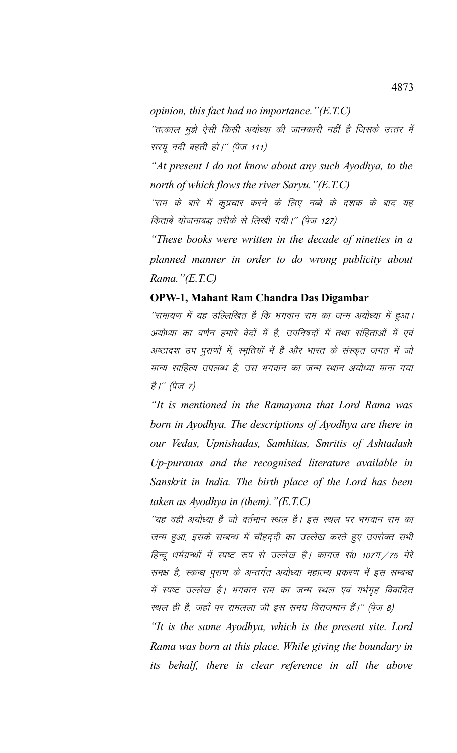*opinion, this fact had no importance."(E.T.C)*

*"तत्काल मुझे ऐसी किसी अयोध्या की जानकारी नहीं है जिसके उत्तर में सरयू नदी बहती हो।" (पेज 111)*

*"At present I do not know about any such Ayodhya, to the north of which flows the river Saryu."(E.T.C)*

*"राम के बारे में कुप्रचार करने के लिए नब्बे के दशक के बाद यह किताबे योजनाबद्ध तरीके से लिखी गयी।" (पेज 127)*

*"These books were written in the decade of nineties in a planned manner in order to do wrong publicity about Rama."(E.T.C)*

**OPW-1, Mahant Ram Chandra Das Digambar**

*"रामायण में यह उल्लिखित है कि भगवान राम का जन्म अयोध्या में हुआ। अयोध्या का वर्णन हमारे वेदों में है, उपनिषदों में तथा संहिताओं में एवं अष्टादश उप पुराणों में, स्मृतियों में है और भारत के संस्कृत जगत में जो मान्य साहित्य उपलब्ध है, उस भगवान का जन्म स्थान अयोध्या माना गया है।" (पेज 7)*

*"It is mentioned in the Ramayana that Lord Rama was born in Ayodhya. The descriptions of Ayodhya are there in our Vedas, Upnishadas, Samhitas, Smritis of Ashtadash Up-puranas and the recognised literature available in Sanskrit in India. The birth place of the Lord has been taken as Ayodhya in (them)."(E.T.C)*

*"यह वही अयोध्या है जो वर्तमान स्थल है। इस स्थल पर भगवान राम का जन्म हुआ, इसके सम्बन्ध में चौहद्दी का उल्लेख करते हुए उपरोक्त सभी हिन्दू धर्मग्रन्थों में स्पष्ट रूप से उल्लेख है। कागज सं0 107ग/75 मेरे समक्ष है, स्कन्ध पुराण के अन्तर्गत अयोध्या महात्म्य प्रकरण में इस सम्बन्ध में स्पष्ट उल्लेख है। भगवान राम का जन्म स्थल एवं गर्भगृह विवादित स्थल ही है, जहाँ पर रामलला जी इस समय विराजमान हैं।" (पेज 8)*

*"It is the same Ayodhya, which is the present site. Lord Rama was born at this place. While giving the boundary in its behalf, there is clear reference in all the above*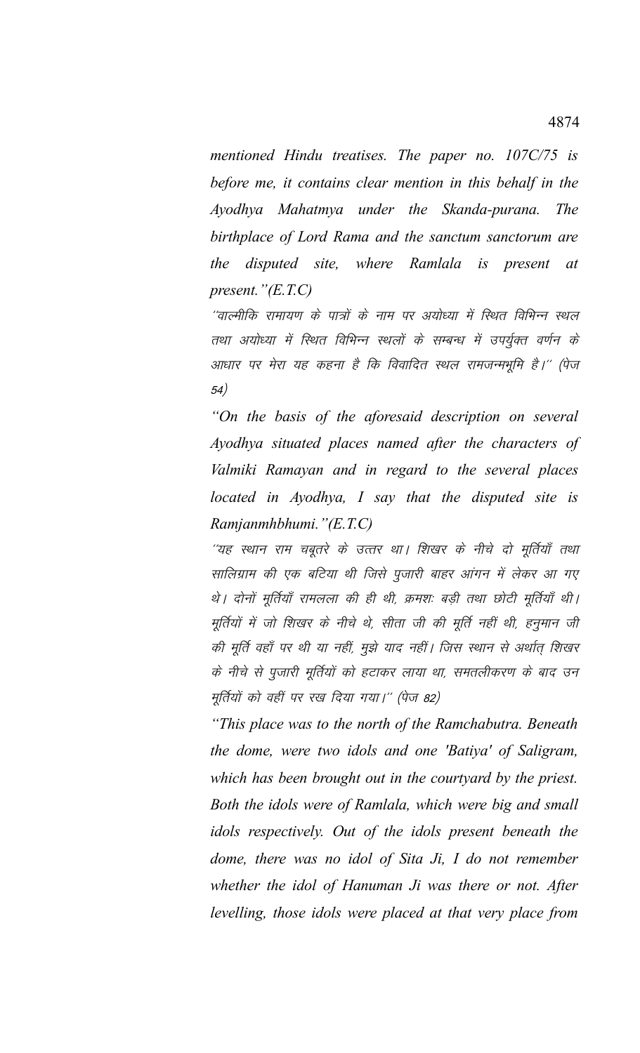*mentioned Hindu treatises. The paper no. 107C/75 is before me, it contains clear mention in this behalf in the Ayodhya Mahatmya under the Skanda-purana. The birthplace of Lord Rama and the sanctum sanctorum are the disputed site, where Ramlala is present at present."(E.T.C)*

"वाल्मीकि रामायण के पात्रों के नाम पर अयोध्या में स्थित विभिन्न स्थल तथा अयोध्या में स्थित विभिन्न स्थलों के सम्बन्ध में उपर्युक्त वर्णन के आधार पर मेरा यह कहना है कि विवादित स्थल रामजन्मभूमि है।" (पेज 54)

*"On the basis of the aforesaid description on several Ayodhya situated places named after the characters of Valmiki Ramayan and in regard to the several places located in Ayodhya, I say that the disputed site is Ramjanmhbhumi."(E.T.C)*

"यह स्थान राम चबूतरे के उत्तर था। शिखर के नीचे दो मूर्तियाँ तथा सालिग्राम की एक बटिया थी जिसे पुजारी बाहर आंगन में लेकर आ गए थे। दोनों मूर्तियाँ रामलला की ही थी, क्रमशः बड़ी तथा छोटी मूर्तियाँ थी। मूर्तियों में जो शिखर के नीचे थे, सीता जी की मूर्ति नहीं थी, हनुमान जी की मूर्ति वहाँ पर थी या नहीं, मुझे याद नहीं। जिस स्थान से अर्थात् शिखर के नीचे से पुजारी मूर्तियों को हटाकर लाया था, समतलीकरण के बाद उन मूर्तियों को वहीं पर रख दिया गया।" (पेज 82)

*"This place was to the north of the Ramchabutra. Beneath the dome, were two idols and one 'Batiya' of Saligram, which has been brought out in the courtyard by the priest. Both the idols were of Ramlala, which were big and small idols respectively. Out of the idols present beneath the dome, there was no idol of Sita Ji, I do not remember whether the idol of Hanuman Ji was there or not. After levelling, those idols were placed at that very place from*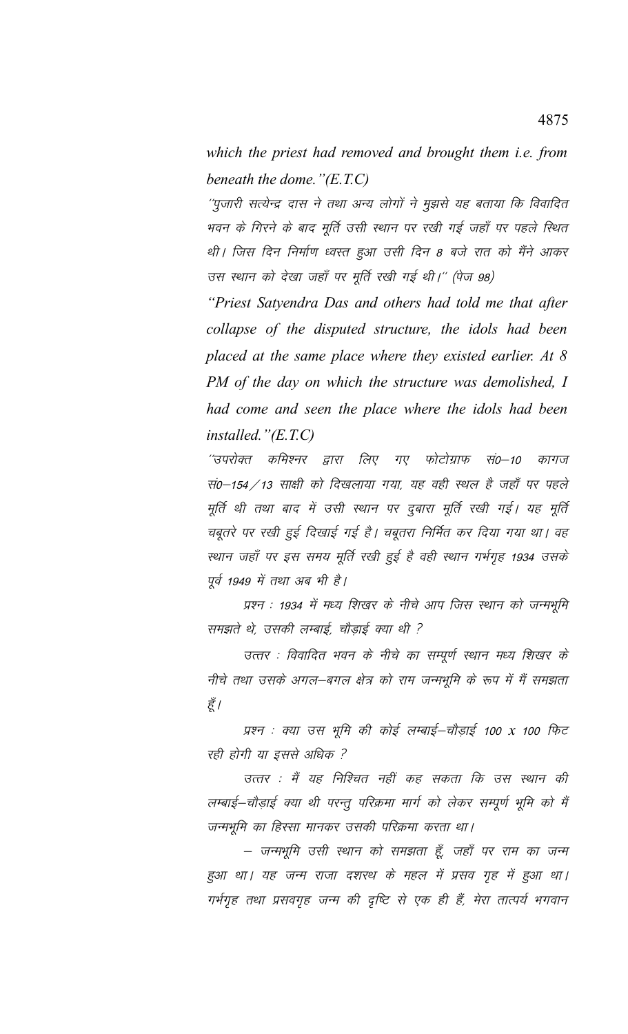*which the priest had removed and brought them i.e. from beneath the dome."(E.T.C)*

*"पुजारी सत्येन्द्र दास ने तथा अन्य लोगों ने मुझसे यह बताया कि विवादित भवन के गिरने के बाद मूर्ति उसी स्थान पर रखी गई जहाँ पर पहले स्थित थी। जिस दिन निर्माण ध्वस्त हुआ उसी दिन 8 बजे रात को मैंने आकर उस स्थान को देखा जहाँ पर मूर्ति रखी गई थी।" (पेज 98)*

*"Priest Satyendra Das and others had told me that after collapse of the disputed structure, the idols had been placed at the same place where they existed earlier. At 8 PM of the day on which the structure was demolished, I had come and seen the place where the idols had been installed."(E.T.C)*

*"उपरोक्त कमिश्नर द्वारा लिए गए फोटोग्राफ सं0–10 कागज सं0–154/13 साक्षी को दिखलाया गया, यह वही स्थल है जहाँ पर पहले मूर्ति थी तथा बाद में उसी स्थान पर दुबारा मूर्ति रखी गई। यह मूर्ति चबूतरे पर रखी हुई दिखाई गई है। चबूतरा निर्मित कर दिया गया था। वह स्थान जहाँ पर इस समय मूर्ति रखी हुई है वही स्थान गर्भगृह 1934 उसके पूर्व 1949 में तथा अब भी है।*

*प्रश्न : 1934 में मध्य शिखर के नीचे आप जिस स्थान को जन्मभूमि समझते थे, उसकी लम्बाई, चौड़ाई क्या थी ?*

*उत्तर : विवादित भवन के नीचे का सम्पूर्ण स्थान मध्य शिखर के नीचे तथा उसके अगल–बगल क्षेत्र को राम जन्मभूमि के रूप में मैं समझता हूँ।*

*प्रश्न : क्या उस भूमि की कोई लम्बाई–चौड़ाई 100 x 100 फिट रही होगी या इससे अधिक ?*

*उत्तर : मैं यह निश्चित नहीं कह सकता कि उस स्थान की लम्बाई–चौड़ाई क्या थी परन्तु परिक्रमा मार्ग को लेकर सम्पूर्ण भूमि को मैं जन्मभूमि का हिस्सा मानकर उसकी परिक्रमा करता था।*

*– जन्मभूमि उसी स्थान को समझता हूँ, जहाँ पर राम का जन्म हुआ था। यह जन्म राजा दशरथ के महल में प्रसव गृह में हुआ था। गर्भगृह तथा प्रसवगृह जन्म की दृष्टि से एक ही हैं, मेरा तात्पर्य भगवान*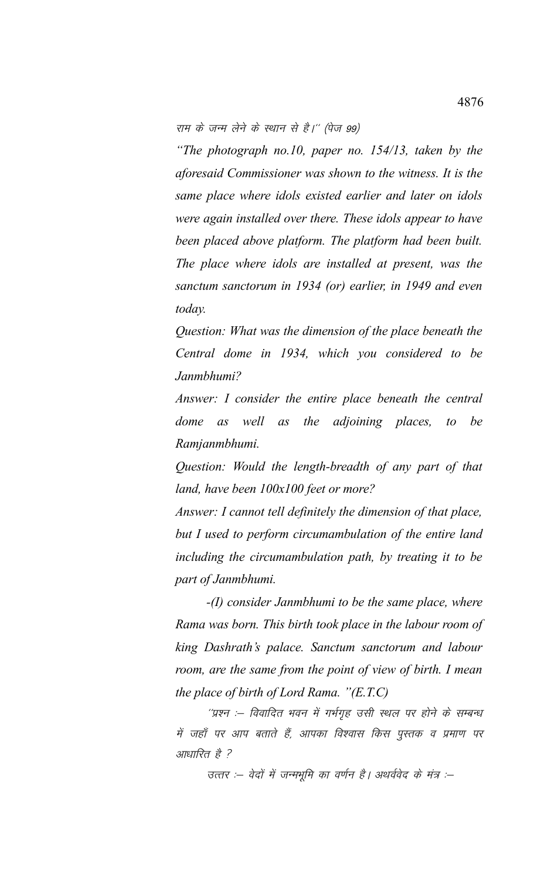राम के जन्म लेने के स्थान से है।'' (पेज 99)

*"The photograph no.10, paper no. 154/13, taken by the aforesaid Commissioner was shown to the witness. It is the same place where idols existed earlier and later on idols were again installed over there. These idols appear to have been placed above platform. The platform had been built. The place where idols are installed at present, was the sanctum sanctorum in 1934 (or) earlier, in 1949 and even today.*

*Question: What was the dimension of the place beneath the Central dome in 1934, which you considered to be Janmbhumi?*

*Answer: I consider the entire place beneath the central dome as well as the adjoining places, to be Ramjanmbhumi.*

*Question: Would the length-breadth of any part of that land, have been 100x100 feet or more?*

*Answer: I cannot tell definitely the dimension of that place, but I used to perform circumambulation of the entire land including the circumambulation path, by treating it to be part of Janmbhumi.*

*-(I) consider Janmbhumi to be the same place, where Rama was born. This birth took place in the labour room of king Dashrath's palace. Sanctum sanctorum and labour room, are the same from the point of view of birth. I mean the place of birth of Lord Rama. "(E.T.C)*

*''प्रश्न :– विवादित भवन में गर्भगृह उसी स्थल पर होने के सम्बन्ध में जहाँ पर आप बताते हैं, आपका विश्वास किस पुस्तक व प्रमाण पर आधारित है ?*

*उत्तर :– वेदों में जन्मभूमि का वर्णन है। अथर्ववेद के मंत्र :–*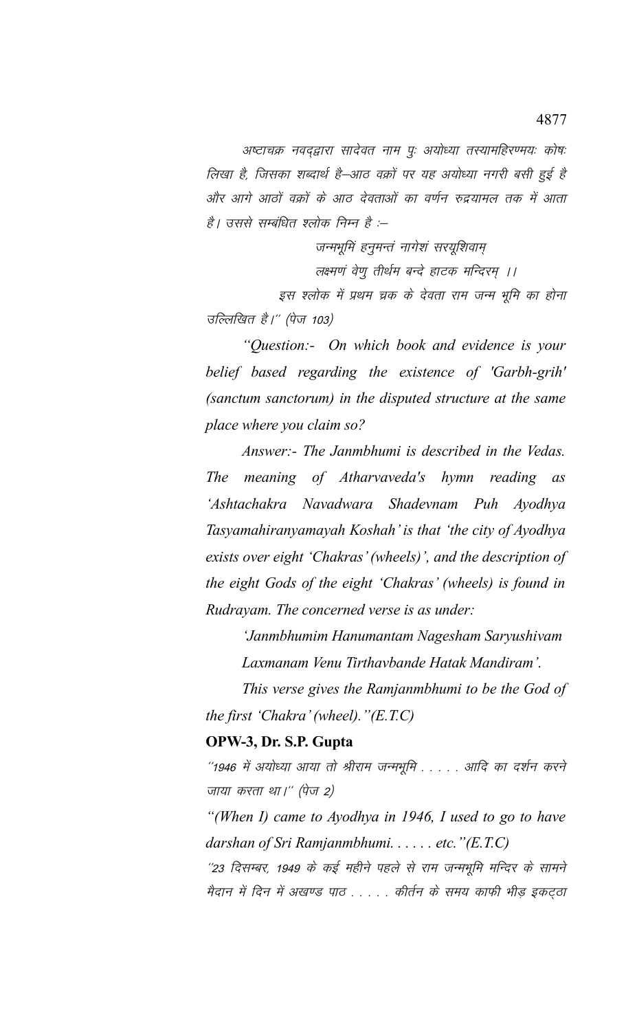अष्टाचक्र नवद्द्वारा सादेवत नाम पुः अयोध्या तस्यामहिरण्मयः कोषः लिखा है, जिसका शब्दार्थ है–आठ वक्रों पर यह अयोध्या नगरी बसी हुई है और आगे आठों वक्रों के आठ देवताओं का वर्णन रुद्रयामल तक में आता है। उससे सम्बंधित श्लोक निम्न है :–

जन्मभूमिं हनुमन्तं नागेशं सरयूशिवाम्
लक्ष्मणं वेणु तीर्थम बन्दे हाटक मन्दिरम् ।।

इस श्लोक में प्रथम चक्र के देवता राम जन्म भूमि का होना उल्लिखित है।'' (पेज 103)

*"Question:- On which book and evidence is your belief based regarding the existence of 'Garbh-grih' (sanctum sanctorum) in the disputed structure at the same place where you claim so?*

*Answer:- The Janmbhumi is described in the Vedas. The meaning of Atharvaveda's hymn reading as 'Ashtachakra Navadwara Shadevnam Puh Ayodhya Tasyamahiranyamayah Koshah' is that 'the city of Ayodhya exists over eight 'Chakras' (wheels)', and the description of the eight Gods of the eight 'Chakras' (wheels) is found in Rudrayam. The concerned verse is as under:*

*'Janmbhumim Hanumantam Nagesham Saryushivam*
*Laxmanam Venu Tirthavbande Hatak Mandiram'.*

*This verse gives the Ramjanmbhumi to be the God of the first 'Chakra' (wheel)."(E.T.C)*

**OPW-3, Dr. S.P. Gupta**

''1946 में अयोध्या आया तो श्रीराम जन्मभूमि . . . . . आदि का दर्शन करने जाया करता था।'' (पेज 2)

*"(When I) came to Ayodhya in 1946, I used to go to have darshan of Sri Ramjanmbhumi. . . . . . etc."(E.T.C)*

''23 दिसम्बर, 1949 के कई महीने पहले से राम जन्मभूमि मन्दिर के सामने मैदान में दिन में अखण्ड पाठ . . . . . कीर्तन के समय काफी भीड़ इकट्ठा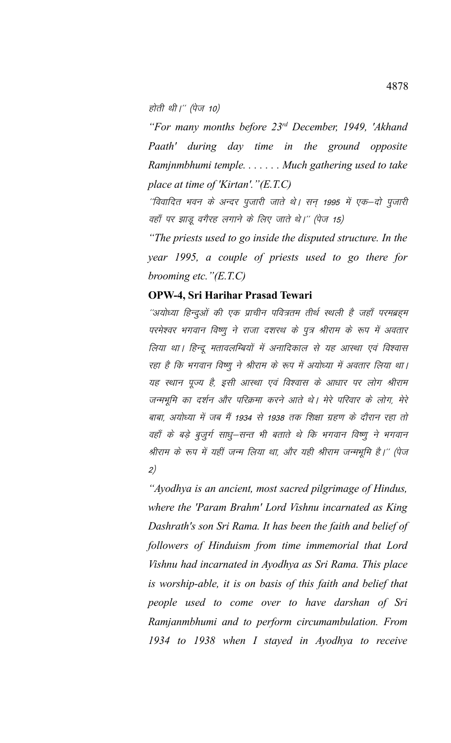होती थी।'' (पेज 10)

*"For many months before 23rd December, 1949, 'Akhand Paath' during day time in the ground opposite Ramjnmbhumi temple. . . . . . . Much gathering used to take place at time of 'Kirtan'."(E.T.C)*

*''विवादित भवन के अन्दर पुजारी जाते थे। सन् 1995 में एक–दो पुजारी वहाँ पर झाड़ू वगैरह लगाने के लिए जाते थे।'' (पेज 15)*

*"The priests used to go inside the disputed structure. In the year 1995, a couple of priests used to go there for brooming etc."(E.T.C)*

**OPW-4, Sri Harihar Prasad Tewari**

*''अयोध्या हिन्दुओं की एक प्राचीन पवित्रतम तीर्थ स्थली है जहाँ परमब्रह्म परमेश्वर भगवान विष्णु ने राजा दशरथ के पुत्र श्रीराम के रूप में अवतार लिया था। हिन्दू मतावलम्बियों में अनादिकाल से यह आस्था एवं विश्वास रहा है कि भगवान विष्णु ने श्रीराम के रूप में अयोध्या में अवतार लिया था। यह स्थान पूज्य है, इसी आस्था एवं विश्वास के आधार पर लोग श्रीराम जन्मभूमि का दर्शन और परिक्रमा करने आते थे। मेरे परिवार के लोग, मेरे बाबा, अयोध्या में जब मैं 1934 से 1938 तक शिक्षा ग्रहण के दौरान रहा तो वहाँ के बड़े बुजुर्ग साधु–सन्त भी बताते थे कि भगवान विष्णु ने भगवान श्रीराम के रूप में यहीं जन्म लिया था, और यही श्रीराम जन्मभूमि है।'' (पेज 2)*

*"Ayodhya is an ancient, most sacred pilgrimage of Hindus, where the 'Param Brahm' Lord Vishnu incarnated as King Dashrath's son Sri Rama. It has been the faith and belief of followers of Hinduism from time immemorial that Lord Vishnu had incarnated in Ayodhya as Sri Rama. This place is worship-able, it is on basis of this faith and belief that people used to come over to have darshan of Sri Ramjanmbhumi and to perform circumambulation. From 1934 to 1938 when I stayed in Ayodhya to receive*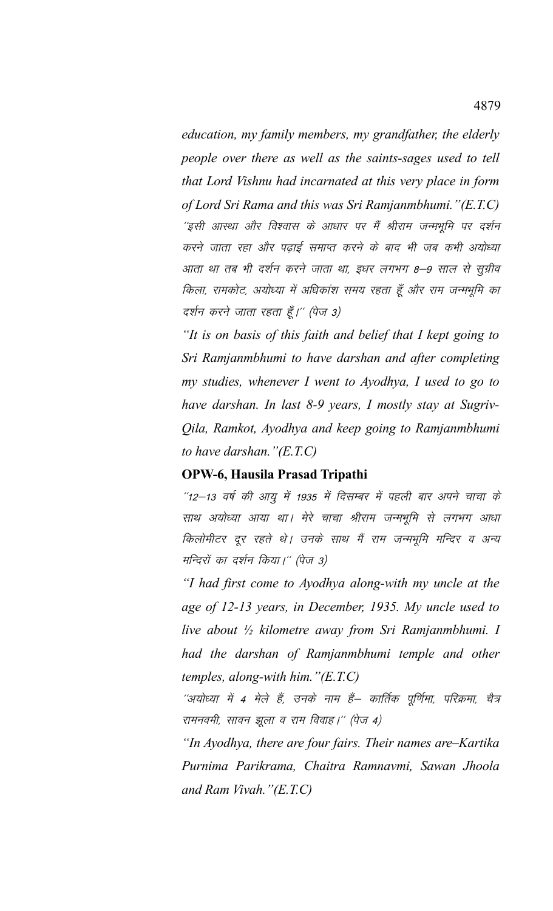*education, my family members, my grandfather, the elderly people over there as well as the saints-sages used to tell that Lord Vishnu had incarnated at this very place in form of Lord Sri Rama and this was Sri Ramjanmbhumi."(E.T.C)*

*"इसी आस्था और विश्वास के आधार पर मैं श्रीराम जन्मभूमि पर दर्शन करने जाता रहा और पढ़ाई समाप्त करने के बाद भी जब कभी अयोध्या आता था तब भी दर्शन करने जाता था, इधर लगभग 8–9 साल से सुग्रीव किला, रामकोट, अयोध्या में अधिकांश समय रहता हूँ और राम जन्मभूमि का दर्शन करने जाता रहता हूँ।" (पेज 3)*

*"It is on basis of this faith and belief that I kept going to Sri Ramjanmbhumi to have darshan and after completing my studies, whenever I went to Ayodhya, I used to go to have darshan. In last 8-9 years, I mostly stay at Sugriv-Qila, Ramkot, Ayodhya and keep going to Ramjanmbhumi to have darshan."(E.T.C)*

**OPW-6, Hausila Prasad Tripathi**

*"12–13 वर्ष की आयु में 1935 में दिसम्बर में पहली बार अपने चाचा के साथ अयोध्या आया था। मेरे चाचा श्रीराम जन्मभूमि से लगभग आधा किलोमीटर दूर रहते थे। उनके साथ मैं राम जन्मभूमि मन्दिर व अन्य मन्दिरों का दर्शन किया।" (पेज 3)*

*"I had first come to Ayodhya along-with my uncle at the age of 12-13 years, in December, 1935. My uncle used to live about ½ kilometre away from Sri Ramjanmbhumi. I had the darshan of Ramjanmbhumi temple and other temples, along-with him."(E.T.C)*

*"अयोध्या में 4 मेले हैं, उनके नाम हैं– कार्तिक पूर्णिमा, परिक्रमा, चैत्र रामनवमी, सावन झूला व राम विवाह।" (पेज 4)*

*"In Ayodhya, there are four fairs. Their names are–Kartika Purnima Parikrama, Chaitra Ramnavmi, Sawan Jhoola and Ram Vivah."(E.T.C)*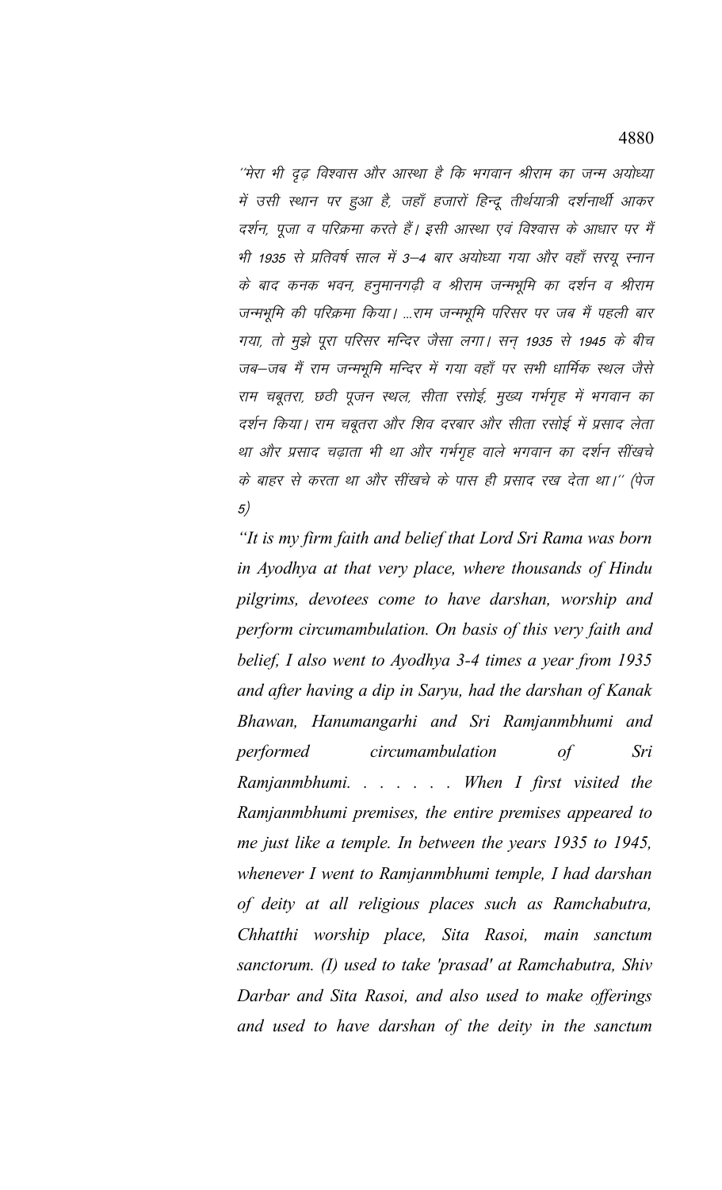''मेरा भी दृढ़ विश्वास और आस्था है कि भगवान श्रीराम का जन्म अयोध्या में उसी स्थान पर हुआ है, जहाँ हजारों हिन्दू तीर्थयात्री दर्शनार्थी आकर दर्शन, पूजा व परिक्रमा करते हैं। इसी आस्था एवं विश्वास के आधार पर मैं भी 1935 से प्रतिवर्ष साल में 3–4 बार अयोध्या गया और वहाँ सरयू स्नान के बाद कनक भवन, हनुमानगढ़ी व श्रीराम जन्मभूमि का दर्शन व श्रीराम जन्मभूमि की परिक्रमा किया। ...राम जन्मभूमि परिसर पर जब मैं पहली बार गया, तो मुझे पूरा परिसर मन्दिर जैसा लगा। सन् 1935 से 1945 के बीच जब–जब मैं राम जन्मभूमि मन्दिर में गया वहाँ पर सभी धार्मिक स्थल जैसे राम चबूतरा, छठी पूजन स्थल, सीता रसोई, मुख्य गर्भगृह में भगवान का दर्शन किया। राम चबूतरा और शिव दरबार और सीता रसोई में प्रसाद लेता था और प्रसाद चढ़ाता भी था और गर्भगृह वाले भगवान का दर्शन सींखचे के बाहर से करता था और सींखचे के पास ही प्रसाद रख देता था।'' (पेज 5)

*"It is my firm faith and belief that Lord Sri Rama was born in Ayodhya at that very place, where thousands of Hindu pilgrims, devotees come to have darshan, worship and perform circumambulation. On basis of this very faith and belief, I also went to Ayodhya 3-4 times a year from 1935 and after having a dip in Saryu, had the darshan of Kanak Bhawan, Hanumangarhi and Sri Ramjanmbhumi and performed circumambulation of Sri Ramjanmbhumi. . . . . . . When I first visited the Ramjanmbhumi premises, the entire premises appeared to me just like a temple. In between the years 1935 to 1945, whenever I went to Ramjanmbhumi temple, I had darshan of deity at all religious places such as Ramchabutra, Chhatthi worship place, Sita Rasoi, main sanctum sanctorum. (I) used to take 'prasad' at Ramchabutra, Shiv Darbar and Sita Rasoi, and also used to make offerings and used to have darshan of the deity in the sanctum*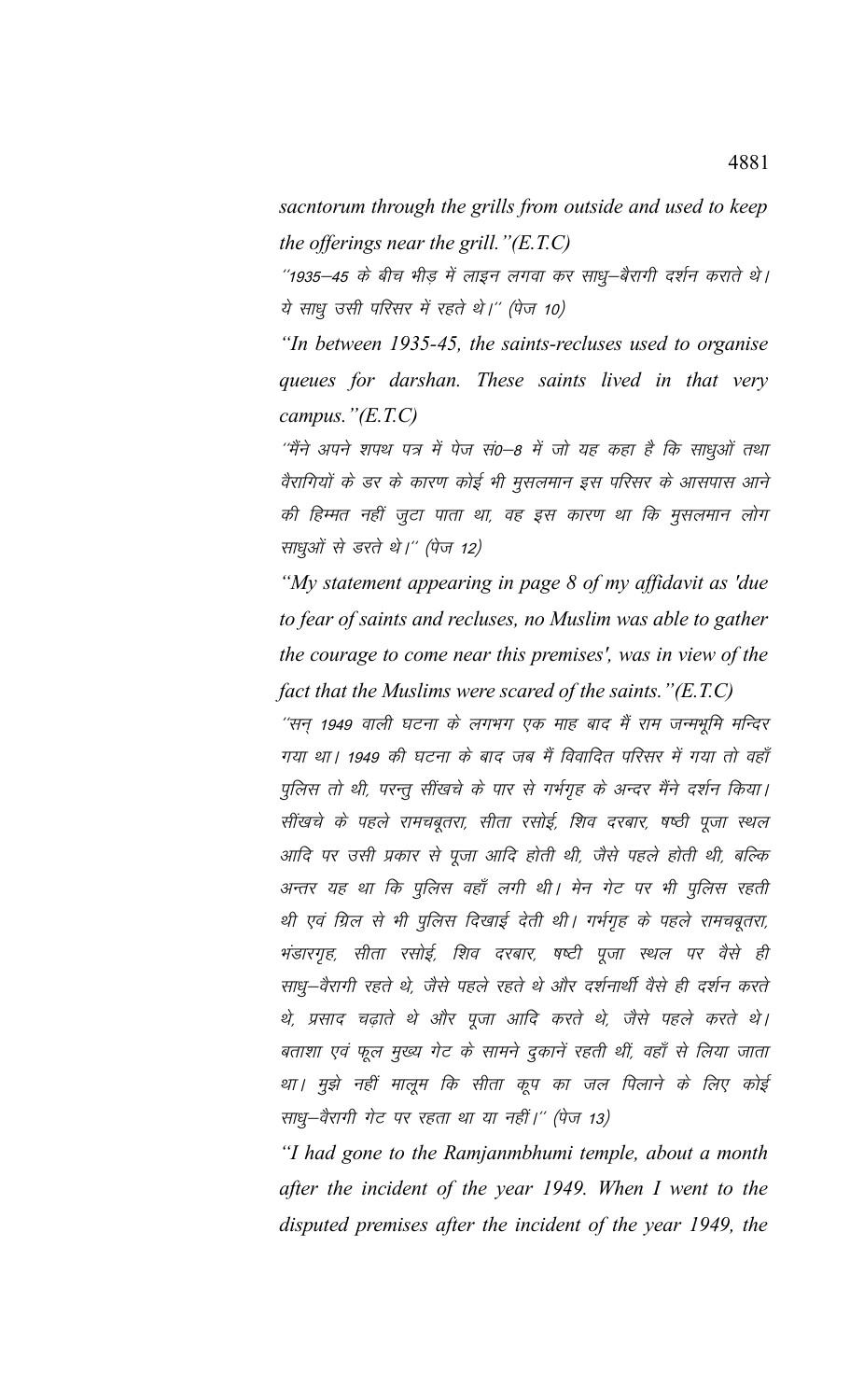*sacntorum through the grills from outside and used to keep the offerings near the grill."(E.T.C)*

*''1935–45 के बीच भीड़ में लाइन लगवा कर साधु–बैरागी दर्शन कराते थे। ये साधु उसी परिसर में रहते थे।'' (पेज 10)*

*"In between 1935-45, the saints-recluses used to organise queues for darshan. These saints lived in that very campus."(E.T.C)*

*''मैंने अपने शपथ पत्र में पेज सं0–8 में जो यह कहा है कि साधुओं तथा वैरागियों के डर के कारण कोई भी मुसलमान इस परिसर के आसपास आने की हिम्मत नहीं जुटा पाता था, वह इस कारण था कि मुसलमान लोग साधुओं से डरते थे।'' (पेज 12)*

*"My statement appearing in page 8 of my affidavit as 'due to fear of saints and recluses, no Muslim was able to gather the courage to come near this premises', was in view of the fact that the Muslims were scared of the saints."(E.T.C)*

*''सन् 1949 वाली घटना के लगभग एक माह बाद मैं राम जन्मभूमि मन्दिर गया था। 1949 की घटना के बाद जब मैं विवादित परिसर में गया तो वहाँ पुलिस तो थी, परन्तु सींखचे के पार से गर्भगृह के अन्दर मैंने दर्शन किया। सींखचे के पहले रामचबूतरा, सीता रसोई, शिव दरबार, षष्ठी पूजा स्थल आदि पर उसी प्रकार से पूजा आदि होती थी, जैसे पहले होती थी, बल्कि अन्तर यह था कि पुलिस वहाँ लगी थी। मेन गेट पर भी पुलिस रहती थी एवं ग्रिल से भी पुलिस दिखाई देती थी। गर्भगृह के पहले रामचबूतरा, भंडारगृह, सीता रसोई, शिव दरबार, षष्ठी पूजा स्थल पर वैसे ही साधु–वैरागी रहते थे, जैसे पहले रहते थे और दर्शनार्थी वैसे ही दर्शन करते थे, प्रसाद चढ़ाते थे और पूजा आदि करते थे, जैसे पहले करते थे। बताशा एवं फूल मुख्य गेट के सामने दुकानें रहती थीं, वहाँ से लिया जाता था। मुझे नहीं मालूम कि सीता कूप का जल पिलाने के लिए कोई साधु–वैरागी गेट पर रहता था या नहीं।'' (पेज 13)*

*"I had gone to the Ramjanmbhumi temple, about a month after the incident of the year 1949. When I went to the disputed premises after the incident of the year 1949, the*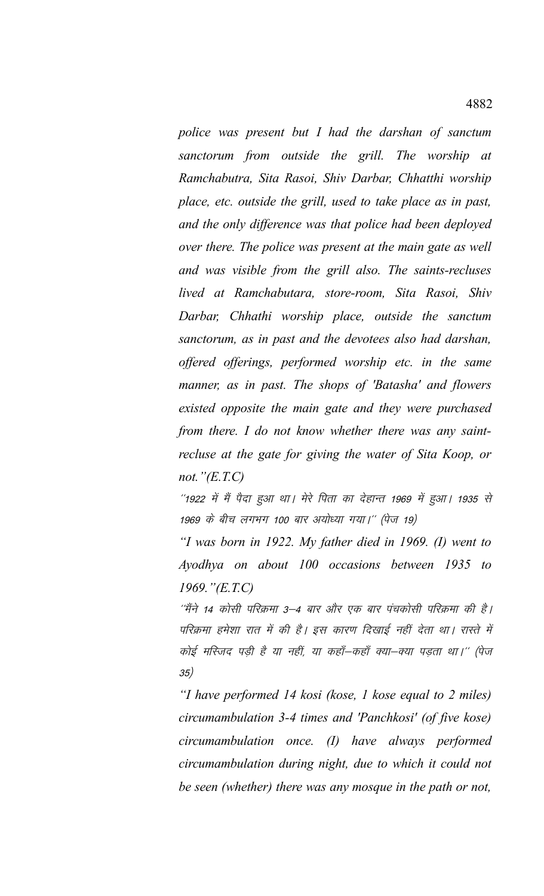*police was present but I had the darshan of sanctum sanctorum from outside the grill. The worship at Ramchabutra, Sita Rasoi, Shiv Darbar, Chhatthi worship place, etc. outside the grill, used to take place as in past, and the only difference was that police had been deployed over there. The police was present at the main gate as well and was visible from the grill also. The saints-recluses lived at Ramchabutara, store-room, Sita Rasoi, Shiv Darbar, Chhathi worship place, outside the sanctum sanctorum, as in past and the devotees also had darshan, offered offerings, performed worship etc. in the same manner, as in past. The shops of 'Batasha' and flowers existed opposite the main gate and they were purchased from there. I do not know whether there was any saint-recluse at the gate for giving the water of Sita Koop, or not."(E.T.C)*

''1922 में मैं पैदा हुआ था। मेरे पिता का देहान्त 1969 में हुआ। 1935 से 1969 के बीच लगभग 100 बार अयोध्या गया।'' (पेज 19)

*"I was born in 1922. My father died in 1969. (I) went to Ayodhya on about 100 occasions between 1935 to 1969."(E.T.C)*

''मैंने 14 कोसी परिक्रमा 3–4 बार और एक बार पंचकोसी परिक्रमा की है। परिक्रमा हमेशा रात में की है। इस कारण दिखाई नहीं देता था। रास्ते में कोई मस्जिद पड़ी है या नहीं, या कहाँ–कहाँ क्या–क्या पड़ता था।'' (पेज 35)

*"I have performed 14 kosi (kose, 1 kose equal to 2 miles) circumambulation 3-4 times and 'Panchkosi' (of five kose) circumambulation once. (I) have always performed circumambulation during night, due to which it could not be seen (whether) there was any mosque in the path or not,*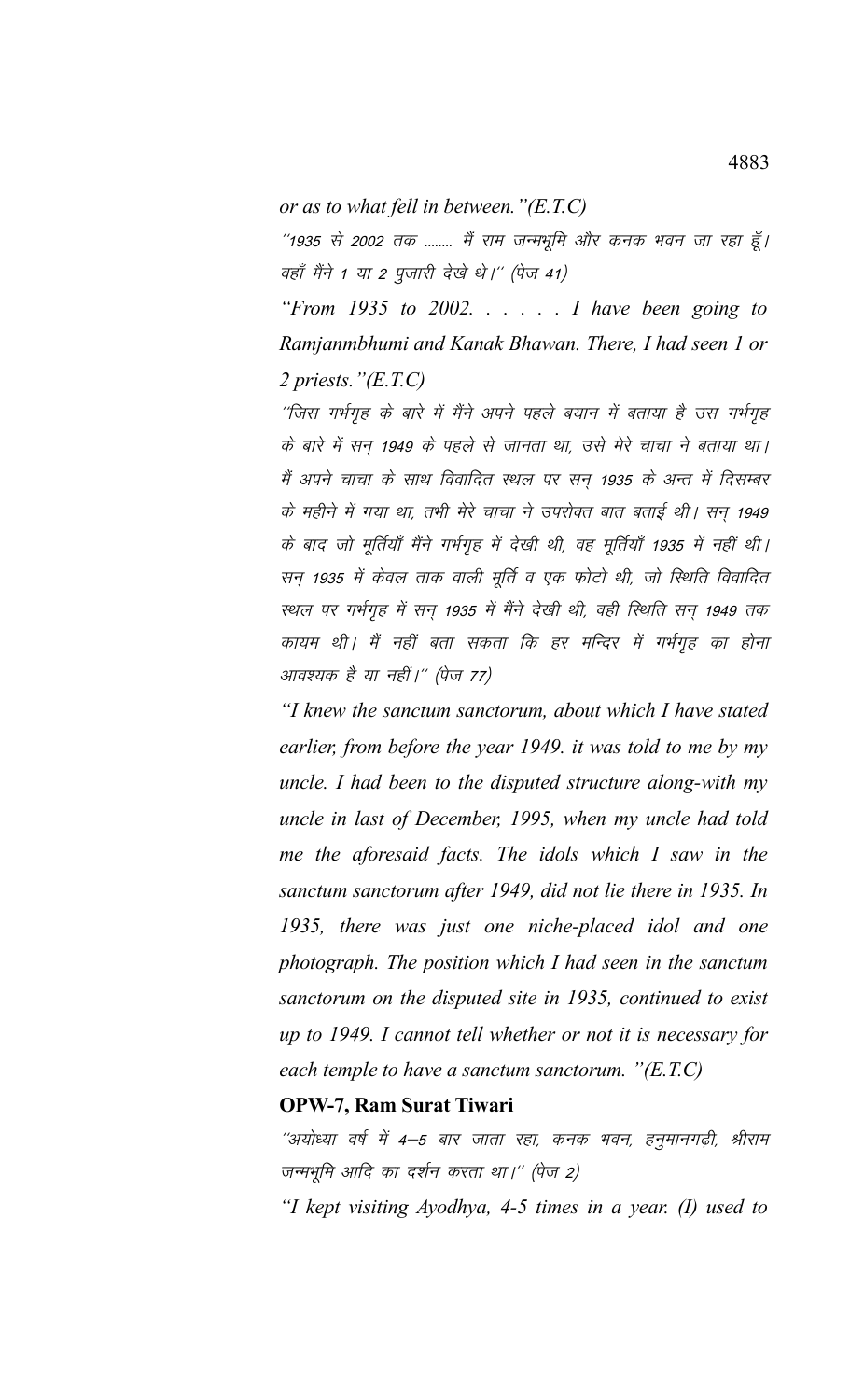*or as to what fell in between."(E.T.C)*

*''1935 से 2002 तक ........ मैं राम जन्मभूमि और कनक भवन जा रहा हूँ। वहाँ मैंने 1 या 2 पुजारी देखे थे।'' (पेज 41)*

*"From 1935 to 2002. . . . . . I have been going to Ramjanmbhumi and Kanak Bhawan. There, I had seen 1 or 2 priests."(E.T.C)*

*''जिस गर्भगृह के बारे में मैंने अपने पहले बयान में बताया है उस गर्भगृह के बारे में सन् 1949 के पहले से जानता था, उसे मेरे चाचा ने बताया था। मैं अपने चाचा के साथ विवादित स्थल पर सन् 1935 के अन्त में दिसम्बर के महीने में गया था, तभी मेरे चाचा ने उपरोक्त बात बताई थी। सन् 1949 के बाद जो मूर्तियाँ मैंने गर्भगृह में देखी थी, वह मूर्तियाँ 1935 में नहीं थी। सन् 1935 में केवल ताक वाली मूर्ति व एक फोटो थी, जो स्थिति विवादित स्थल पर गर्भगृह में सन् 1935 में मैंने देखी थी, वही स्थिति सन् 1949 तक कायम थी। मैं नहीं बता सकता कि हर मन्दिर में गर्भगृह का होना आवश्यक है या नहीं।'' (पेज 77)*

*"I knew the sanctum sanctorum, about which I have stated earlier, from before the year 1949. it was told to me by my uncle. I had been to the disputed structure along-with my uncle in last of December, 1995, when my uncle had told me the aforesaid facts. The idols which I saw in the sanctum sanctorum after 1949, did not lie there in 1935. In 1935, there was just one niche-placed idol and one photograph. The position which I had seen in the sanctum sanctorum on the disputed site in 1935, continued to exist up to 1949. I cannot tell whether or not it is necessary for each temple to have a sanctum sanctorum. "(E.T.C)*

**OPW-7, Ram Surat Tiwari**

*''अयोध्या वर्ष में 4–5 बार जाता रहा, कनक भवन, हनुमानगढ़ी, श्रीराम जन्मभूमि आदि का दर्शन करता था।'' (पेज 2)*

*"I kept visiting Ayodhya, 4-5 times in a year. (I) used to*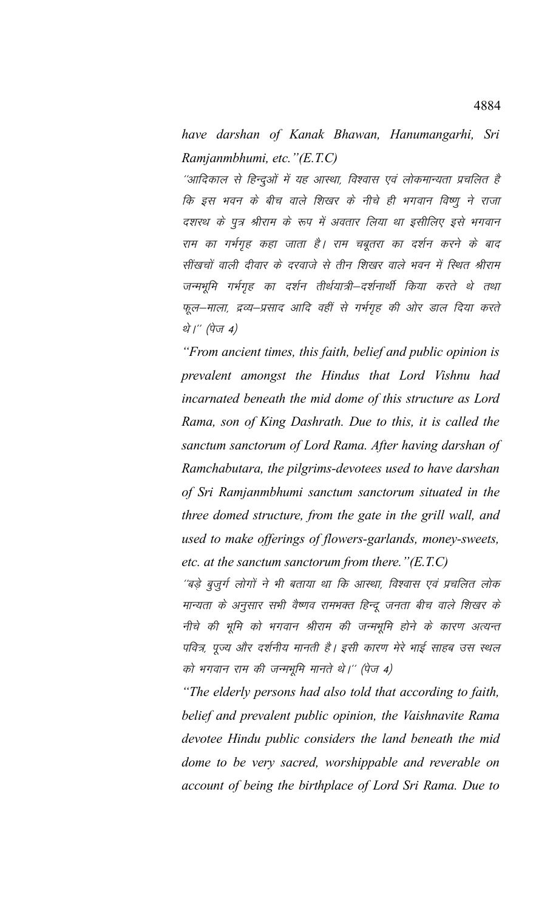*have darshan of Kanak Bhawan, Hanumangarhi, Sri Ramjanmbhumi, etc."(E.T.C)*

*"आदिकाल से हिन्दुओं में यह आस्था, विश्वास एवं लोकमान्यता प्रचलित है कि इस भवन के बीच वाले शिखर के नीचे ही भगवान विष्णु ने राजा दशरथ के पुत्र श्रीराम के रूप में अवतार लिया था इसीलिए इसे भगवान राम का गर्भगृह कहा जाता है। राम चबूतरा का दर्शन करने के बाद सींखचों वाली दीवार के दरवाजे से तीन शिखर वाले भवन में स्थित श्रीराम जन्मभूमि गर्भगृह का दर्शन तीर्थयात्री–दर्शनार्थी किया करते थे तथा फूल–माला, द्रव्य–प्रसाद आदि वहीं से गर्भगृह की ओर डाल दिया करते थे।" (पेज 4)*

*"From ancient times, this faith, belief and public opinion is prevalent amongst the Hindus that Lord Vishnu had incarnated beneath the mid dome of this structure as Lord Rama, son of King Dashrath. Due to this, it is called the sanctum sanctorum of Lord Rama. After having darshan of Ramchabutara, the pilgrims-devotees used to have darshan of Sri Ramjanmbhumi sanctum sanctorum situated in the three domed structure, from the gate in the grill wall, and used to make offerings of flowers-garlands, money-sweets, etc. at the sanctum sanctorum from there."(E.T.C)*

*"बड़े बुजुर्ग लोगों ने भी बताया था कि आस्था, विश्वास एवं प्रचलित लोक मान्यता के अनुसार सभी वैष्णव रामभक्त हिन्दू जनता बीच वाले शिखर के नीचे की भूमि को भगवान श्रीराम की जन्मभूमि होने के कारण अत्यन्त पवित्र, पूज्य और दर्शनीय मानती है। इसी कारण मेरे भाई साहब उस स्थल को भगवान राम की जन्मभूमि मानते थे।" (पेज 4)*

*"The elderly persons had also told that according to faith, belief and prevalent public opinion, the Vaishnavite Rama devotee Hindu public considers the land beneath the mid dome to be very sacred, worshippable and reverable on account of being the birthplace of Lord Sri Rama. Due to*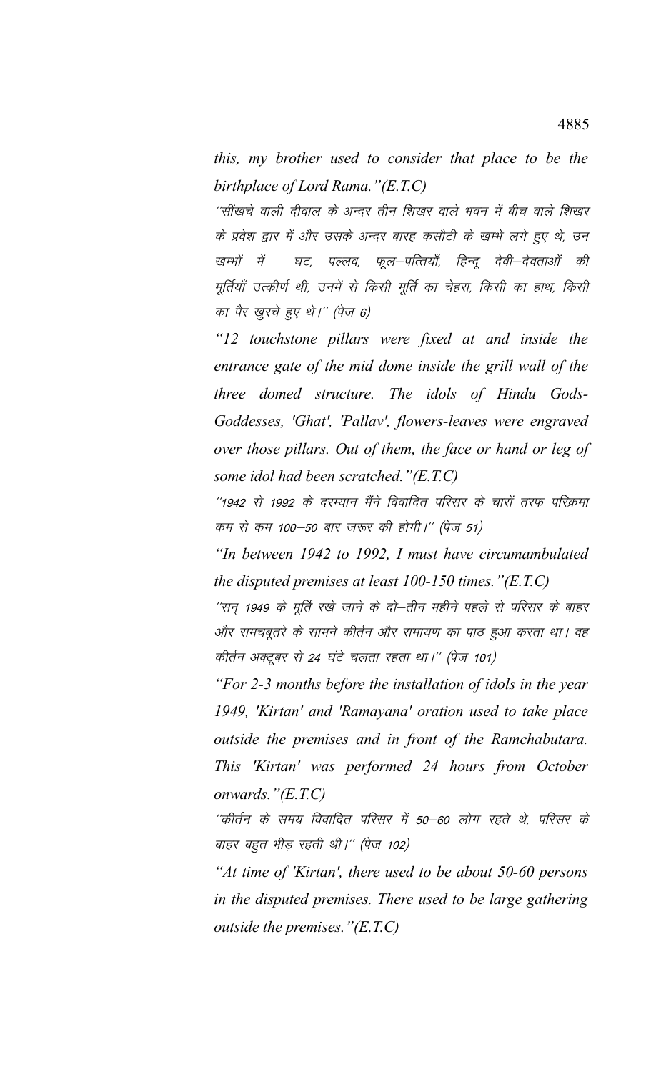*this, my brother used to consider that place to be the birthplace of Lord Rama."(E.T.C)*

''सींखचे वाली दीवाल के अन्दर तीन शिखर वाले भवन में बीच वाले शिखर के प्रवेश द्वार में और उसके अन्दर बारह कसौटी के खम्भे लगे हुए थे, उन खम्भों में घट, पल्लव, फूल–पत्तियाँ, हिन्दू देवी–देवताओं की मूर्तियाँ उत्कीर्ण थी, उनमें से किसी मूर्ति का चेहरा, किसी का हाथ, किसी का पैर खुरचे हुए थे।'' (पेज 6)

*"12 touchstone pillars were fixed at and inside the entrance gate of the mid dome inside the grill wall of the three domed structure. The idols of Hindu Gods-Goddesses, 'Ghat', 'Pallav', flowers-leaves were engraved over those pillars. Out of them, the face or hand or leg of some idol had been scratched."(E.T.C)*

''1942 से 1992 के दरम्यान मैंने विवादित परिसर के चारों तरफ परिक्रमा कम से कम 100–50 बार जरूर की होगी।'' (पेज 51)

*"In between 1942 to 1992, I must have circumambulated the disputed premises at least 100-150 times."(E.T.C)*

''सन् 1949 के मूर्ति रखे जाने के दो–तीन महीने पहले से परिसर के बाहर और रामचबूतरे के सामने कीर्तन और रामायण का पाठ हुआ करता था। वह कीर्तन अक्टूबर से 24 घंटे चलता रहता था।'' (पेज 101)

*"For 2-3 months before the installation of idols in the year 1949, 'Kirtan' and 'Ramayana' oration used to take place outside the premises and in front of the Ramchabutara. This 'Kirtan' was performed 24 hours from October onwards."(E.T.C)*

''कीर्तन के समय विवादित परिसर में 50–60 लोग रहते थे, परिसर के बाहर बहुत भीड़ रहती थी।'' (पेज 102)

*"At time of 'Kirtan', there used to be about 50-60 persons in the disputed premises. There used to be large gathering outside the premises."(E.T.C)*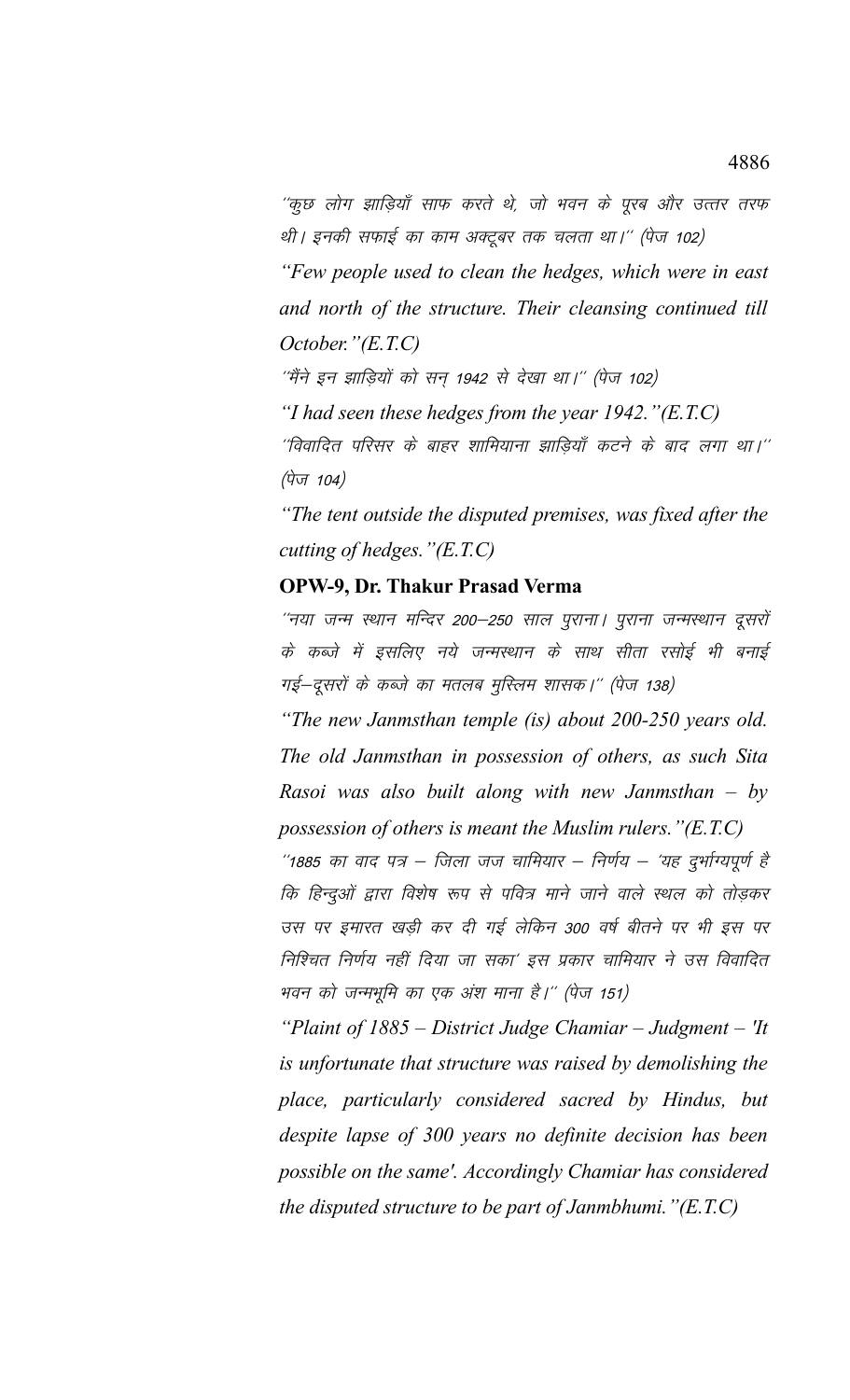''कुछ लोग झाड़ियाँ साफ करते थे, जो भवन के पूरब और उत्तर तरफ थी। इनकी सफाई का काम अक्टूबर तक चलता था।'' (पेज 102)

*"Few people used to clean the hedges, which were in east and north of the structure. Their cleansing continued till October."(E.T.C)*

''मैंने इन झाड़ियों को सन् 1942 से देखा था।'' (पेज 102)

*"I had seen these hedges from the year 1942."(E.T.C)*

''विवादित परिसर के बाहर शामियाना झाड़ियाँ कटने के बाद लगा था।'' (पेज 104)

*"The tent outside the disputed premises, was fixed after the cutting of hedges."(E.T.C)*

**OPW-9, Dr. Thakur Prasad Verma**

''नया जन्म स्थान मन्दिर 200–250 साल पुराना। पुराना जन्मस्थान दूसरों के कब्जे में इसलिए नये जन्मस्थान के साथ सीता रसोई भी बनाई गई–दूसरों के कब्जे का मतलब मुस्लिम शासक।'' (पेज 138)

*"The new Janmsthan temple (is) about 200-250 years old. The old Janmsthan in possession of others, as such Sita Rasoi was also built along with new Janmsthan – by possession of others is meant the Muslim rulers."(E.T.C)*

''1885 का वाद पत्र – जिला जज चामियार – निर्णय – 'यह दुर्भाग्यपूर्ण है कि हिन्दुओं द्वारा विशेष रूप से पवित्र माने जाने वाले स्थल को तोड़कर उस पर इमारत खड़ी कर दी गई लेकिन 300 वर्ष बीतने पर भी इस पर निश्चित निर्णय नहीं दिया जा सका' इस प्रकार चामियार ने उस विवादित भवन को जन्मभूमि का एक अंश माना है।'' (पेज 151)

*"Plaint of 1885 – District Judge Chamiar – Judgment – 'It is unfortunate that structure was raised by demolishing the place, particularly considered sacred by Hindus, but despite lapse of 300 years no definite decision has been possible on the same'. Accordingly Chamiar has considered the disputed structure to be part of Janmbhumi."(E.T.C)*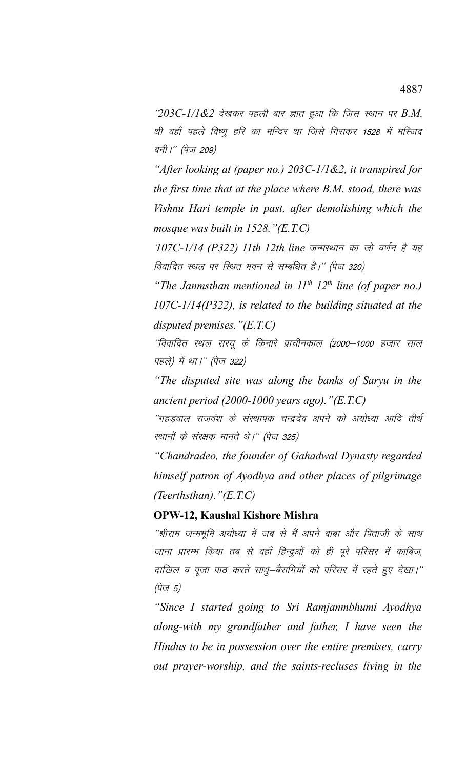*''203C-1/1&2 देखकर पहली बार ज्ञात हुआ कि जिस स्थान पर B.M. थी वहाँ पहले विष्णु हरि का मन्दिर था जिसे गिराकर 1528 में मस्जिद बनी।'' (पेज 209)*

*"After looking at (paper no.) 203C-1/1&2, it transpired for the first time that at the place where B.M. stood, there was Vishnu Hari temple in past, after demolishing which the mosque was built in 1528."(E.T.C)*

*'107C-1/14 (P322) 11th 12th line जन्मस्थान का जो वर्णन है यह विवादित स्थल पर स्थित भवन से सम्बंधित है।'' (पेज 320)*

*"The Janmsthan mentioned in 11th 12th line (of paper no.) 107C-1/14(P322), is related to the building situated at the disputed premises."(E.T.C)*

*''विवादित स्थल सरयू के किनारे प्राचीनकाल (2000–1000 हजार साल पहले) में था।'' (पेज 322)*

*"The disputed site was along the banks of Saryu in the ancient period (2000-1000 years ago)."(E.T.C)*

*''गहड़वाल राजवंश के संस्थापक चन्द्रदेव अपने को अयोध्या आदि तीर्थ स्थानों के संरक्षक मानते थे।'' (पेज 325)*

*"Chandradeo, the founder of Gahadwal Dynasty regarded himself patron of Ayodhya and other places of pilgrimage (Teerthsthan)."(E.T.C)*

**OPW-12, Kaushal Kishore Mishra**

*''श्रीराम जन्मभूमि अयोध्या में जब से मैं अपने बाबा और पिताजी के साथ जाना प्रारम्भ किया तब से वहाँ हिन्दुओं को ही पूरे परिसर में काबिज, दाखिल व पूजा पाठ करते साधु–बैरागियों को परिसर में रहते हुए देखा।'' (पेज 5)*

*"Since I started going to Sri Ramjanmbhumi Ayodhya along-with my grandfather and father, I have seen the Hindus to be in possession over the entire premises, carry out prayer-worship, and the saints-recluses living in the*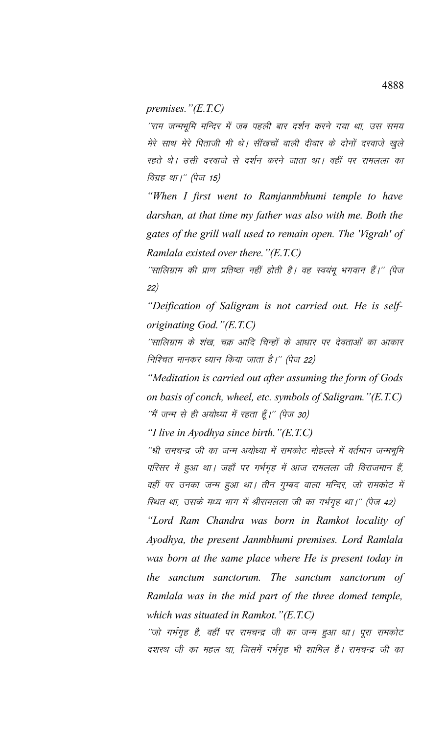*premises."(E.T.C)*

''राम जन्मभूमि मन्दिर में जब पहली बार दर्शन करने गया था, उस समय मेरे साथ मेरे पिताजी भी थे। सींखचों वाली दीवार के दोनों दरवाजे खुले रहते थे। उसी दरवाजे से दर्शन करने जाता था। वहीं पर रामलला का विग्रह था।'' (पेज 15)

*"When I first went to Ramjanmbhumi temple to have darshan, at that time my father was also with me. Both the gates of the grill wall used to remain open. The 'Vigrah' of Ramlala existed over there."(E.T.C)*

''सालिग्राम की प्राण प्रतिष्ठा नहीं होती है। वह स्वयंभू भगवान हैं।'' (पेज 22)

*"Deification of Saligram is not carried out. He is self-originating God."(E.T.C)*

''सालिग्राम के शंख, चक्र आदि चिन्हों के आधार पर देवताओं का आकार निश्चित मानकर ध्यान किया जाता है।'' (पेज 22)

*"Meditation is carried out after assuming the form of Gods on basis of conch, wheel, etc. symbols of Saligram."(E.T.C)*

''मैं जन्म से ही अयोध्या में रहता हूँ।'' (पेज 30)

*"I live in Ayodhya since birth."(E.T.C)*

''श्री रामचन्द्र जी का जन्म अयोध्या में रामकोट मोहल्ले में वर्तमान जन्मभूमि परिसर में हुआ था। जहाँ पर गर्भगृह में आज रामलला जी विराजमान हैं, वहीं पर उनका जन्म हुआ था। तीन गुम्बद वाला मन्दिर, जो रामकोट में स्थित था, उसके मध्य भाग में श्रीरामलला जी का गर्भगृह था।'' (पेज 42)

*"Lord Ram Chandra was born in Ramkot locality of Ayodhya, the present Janmbhumi premises. Lord Ramlala was born at the same place where He is present today in the sanctum sanctorum. The sanctum sanctorum of Ramlala was in the mid part of the three domed temple, which was situated in Ramkot."(E.T.C)*

''जो गर्भगृह है, वहीं पर रामचन्द्र जी का जन्म हुआ था। पूरा रामकोट दशरथ जी का महल था, जिसमें गर्भगृह भी शामिल है। रामचन्द्र जी का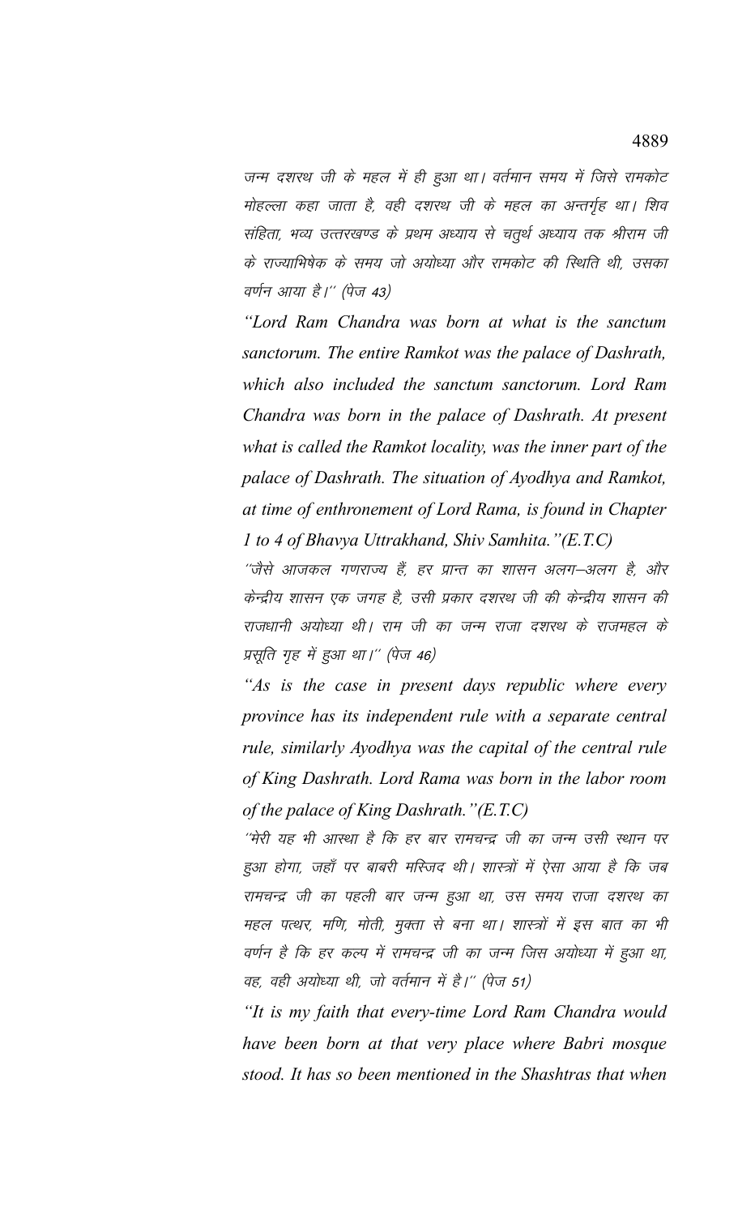जन्म दशरथ जी के महल में ही हुआ था। वर्तमान समय में जिसे रामकोट मोहल्ला कहा जाता है, वही दशरथ जी के महल का अन्तर्गृह था। शिव संहिता, भव्य उत्तरखण्ड के प्रथम अध्याय से चतुर्थ अध्याय तक श्रीराम जी के राज्याभिषेक के समय जो अयोध्या और रामकोट की स्थिति थी, उसका वर्णन आया है।'' (पेज 43)

*"Lord Ram Chandra was born at what is the sanctum sanctorum. The entire Ramkot was the palace of Dashrath, which also included the sanctum sanctorum. Lord Ram Chandra was born in the palace of Dashrath. At present what is called the Ramkot locality, was the inner part of the palace of Dashrath. The situation of Ayodhya and Ramkot, at time of enthronement of Lord Rama, is found in Chapter 1 to 4 of Bhavya Uttrakhand, Shiv Samhita."(E.T.C)*

''जैसे आजकल गणराज्य हैं, हर प्रान्त का शासन अलग–अलग है, और केन्द्रीय शासन एक जगह है, उसी प्रकार दशरथ जी की केन्द्रीय शासन की राजधानी अयोध्या थी। राम जी का जन्म राजा दशरथ के राजमहल के प्रसूति गृह में हुआ था।'' (पेज 46)

*"As is the case in present days republic where every province has its independent rule with a separate central rule, similarly Ayodhya was the capital of the central rule of King Dashrath. Lord Rama was born in the labor room of the palace of King Dashrath."(E.T.C)*

''मेरी यह भी आस्था है कि हर बार रामचन्द्र जी का जन्म उसी स्थान पर हुआ होगा, जहाँ पर बाबरी मस्जिद थी। शास्त्रों में ऐसा आया है कि जब रामचन्द्र जी का पहली बार जन्म हुआ था, उस समय राजा दशरथ का महल पत्थर, मणि, मोती, मुक्ता से बना था। शास्त्रों में इस बात का भी वर्णन है कि हर कल्प में रामचन्द्र जी का जन्म जिस अयोध्या में हुआ था, वह, वही अयोध्या थी, जो वर्तमान में है।'' (पेज 51)

*"It is my faith that every-time Lord Ram Chandra would have been born at that very place where Babri mosque stood. It has so been mentioned in the Shashtras that when*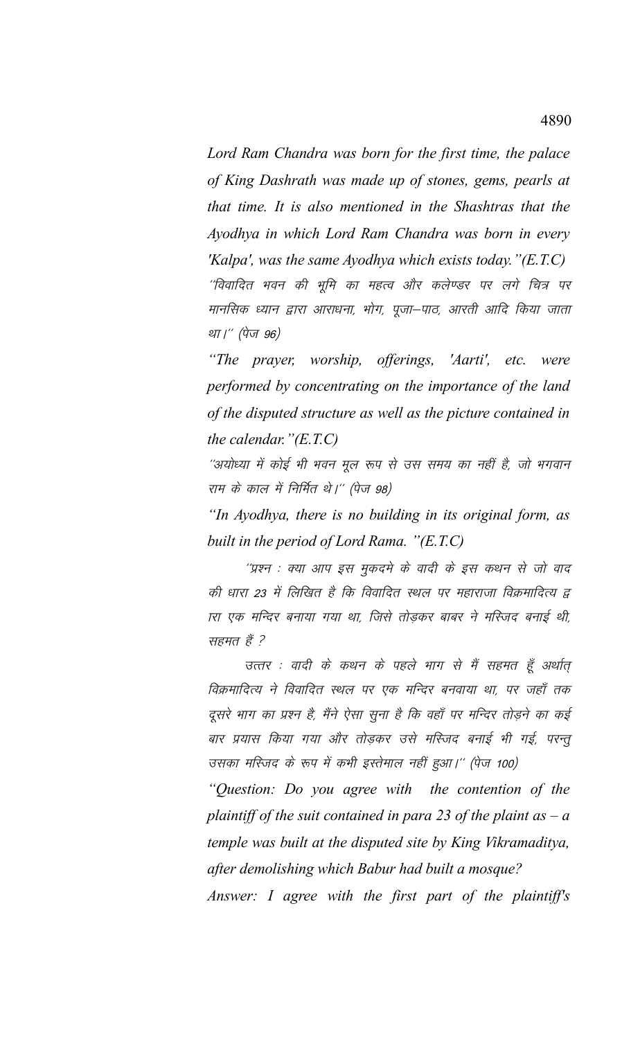*Lord Ram Chandra was born for the first time, the palace of King Dashrath was made up of stones, gems, pearls at that time. It is also mentioned in the Shashtras that the Ayodhya in which Lord Ram Chandra was born in every 'Kalpa', was the same Ayodhya which exists today."(E.T.C)*

*"विवादित भवन की भूमि का महत्व और कलेण्डर पर लगे चित्र पर मानसिक ध्यान द्वारा आराधना, भोग, पूजा–पाठ, आरती आदि किया जाता था।" (पेज 96)*

*"The prayer, worship, offerings, 'Aarti', etc. were performed by concentrating on the importance of the land of the disputed structure as well as the picture contained in the calendar."(E.T.C)*

*"अयोध्या में कोई भी भवन मूल रूप से उस समय का नहीं है, जो भगवान राम के काल में निर्मित थे।" (पेज 98)*

*"In Ayodhya, there is no building in its original form, as built in the period of Lord Rama. "(E.T.C)*

*"प्रश्न : क्या आप इस मुकदमे के वादी के इस कथन से जो वाद की धारा 23 में लिखित है कि विवादित स्थल पर महाराजा विक्रमादित्य द्वारा एक मन्दिर बनाया गया था, जिसे तोड़कर बाबर ने मस्जिद बनाई थी, सहमत हैं ?*

*उत्तर : वादी के कथन के पहले भाग से मैं सहमत हूँ अर्थात् विक्रमादित्य ने विवादित स्थल पर एक मन्दिर बनवाया था, पर जहाँ तक दूसरे भाग का प्रश्न है, मैंने ऐसा सुना है कि वहाँ पर मन्दिर तोड़ने का कई बार प्रयास किया गया और तोड़कर उसे मस्जिद बनाई भी गई, परन्तु उसका मस्जिद के रूप में कभी इस्तेमाल नहीं हुआ।" (पेज 100)*

*"Question: Do you agree with the contention of the plaintiff of the suit contained in para 23 of the plaint as – a temple was built at the disputed site by King Vikramaditya, after demolishing which Babur had built a mosque?*

*Answer: I agree with the first part of the plaintiff's*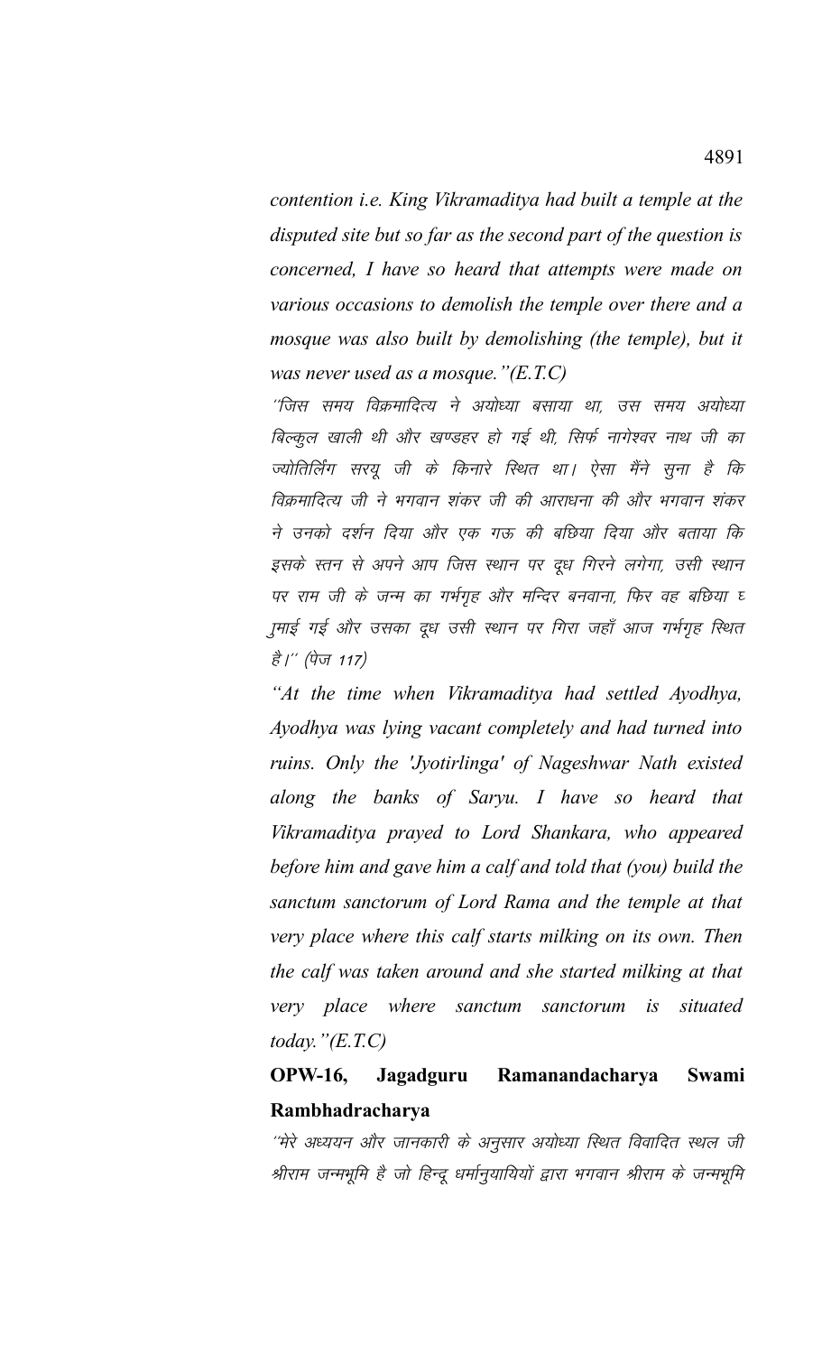*contention i.e. King Vikramaditya had built a temple at the disputed site but so far as the second part of the question is concerned, I have so heard that attempts were made on various occasions to demolish the temple over there and a mosque was also built by demolishing (the temple), but it was never used as a mosque."(E.T.C)*

*''जिस समय विक्रमादित्य ने अयोध्या बसाया था, उस समय अयोध्या बिल्कुल खाली थी और खण्डहर हो गई थी, सिर्फ नागेश्वर नाथ जी का ज्योतिर्लिंग सरयू जी के किनारे स्थित था। ऐसा मैंने सुना है कि विक्रमादित्य जी ने भगवान शंकर जी की आराधना की और भगवान शंकर ने उनको दर्शन दिया और एक गऊ की बछिया दिया और बताया कि इसके स्तन से अपने आप जिस स्थान पर दूध गिरने लगेगा, उसी स्थान पर राम जी के जन्म का गर्भगृह और मन्दिर बनवाना, फिर वह बछिया घुमाई गई और उसका दूध उसी स्थान पर गिरा जहाँ आज गर्भगृह स्थित है।'' (पेज 117)*

*"At the time when Vikramaditya had settled Ayodhya, Ayodhya was lying vacant completely and had turned into ruins. Only the 'Jyotirlinga' of Nageshwar Nath existed along the banks of Saryu. I have so heard that Vikramaditya prayed to Lord Shankara, who appeared before him and gave him a calf and told that (you) build the sanctum sanctorum of Lord Rama and the temple at that very place where this calf starts milking on its own. Then the calf was taken around and she started milking at that very place where sanctum sanctorum is situated today."(E.T.C)*

**OPW-16, Jagadguru Ramanandacharya Swami Rambhadracharya**

*''मेरे अध्ययन और जानकारी के अनुसार अयोध्या स्थित विवादित स्थल जी श्रीराम जन्मभूमि है जो हिन्दू धर्मानुयायियों द्वारा भगवान श्रीराम के जन्मभूमि*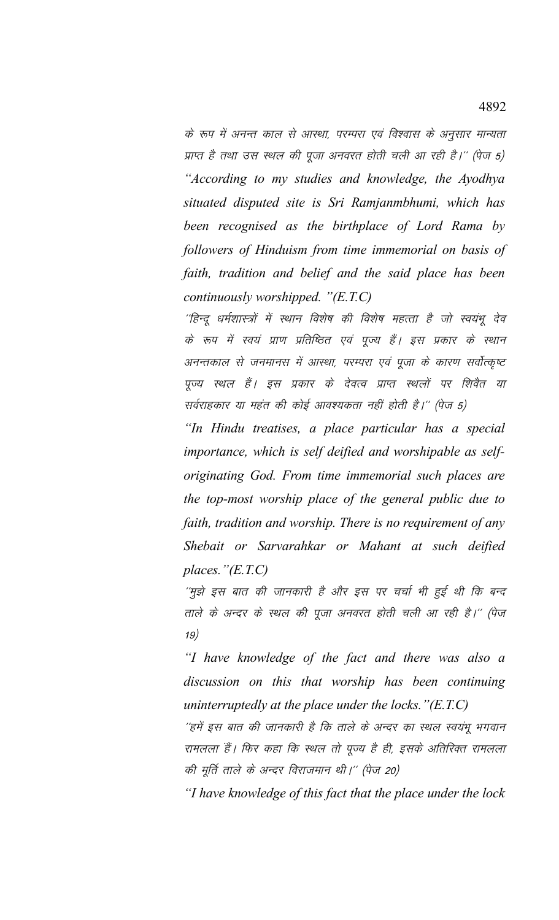के रूप में अनन्त काल से आस्था, परम्परा एवं विश्वास के अनुसार मान्यता प्राप्त है तथा उस स्थल की पूजा अनवरत होती चली आ रही है।'' (पेज 5)

*"According to my studies and knowledge, the Ayodhya situated disputed site is Sri Ramjanmbhumi, which has been recognised as the birthplace of Lord Rama by followers of Hinduism from time immemorial on basis of faith, tradition and belief and the said place has been continuously worshipped. "(E.T.C)*

''हिन्दू धर्मशास्त्रों में स्थान विशेष की विशेष महत्ता है जो स्वयंभू देव के रूप में स्वयं प्राण प्रतिष्ठित एवं पूज्य हैं। इस प्रकार के स्थान अनन्तकाल से जनमानस में आस्था, परम्परा एवं पूजा के कारण सर्वोत्कृष्ट पूज्य स्थल हैं। इस प्रकार के देवत्व प्राप्त स्थलों पर शिवैत या सर्वराहकार या महंत की कोई आवश्यकता नहीं होती है।'' (पेज 5)

*"In Hindu treatises, a place particular has a special importance, which is self deified and worshipable as self-originating God. From time immemorial such places are the top-most worship place of the general public due to faith, tradition and worship. There is no requirement of any Shebait or Sarvarahkar or Mahant at such deified places."(E.T.C)*

''मुझे इस बात की जानकारी है और इस पर चर्चा भी हुई थी कि बन्द ताले के अन्दर के स्थल की पूजा अनवरत होती चली आ रही है।'' (पेज 19)

*"I have knowledge of the fact and there was also a discussion on this that worship has been continuing uninterruptedly at the place under the locks."(E.T.C)*

''हमें इस बात की जानकारी है कि ताले के अन्दर का स्थल स्वयंभू भगवान रामलला हैं। फिर कहा कि स्थल तो पूज्य है ही, इसके अतिरिक्त रामलला की मूर्ति ताले के अन्दर विराजमान थी।'' (पेज 20)

*"I have knowledge of this fact that the place under the lock*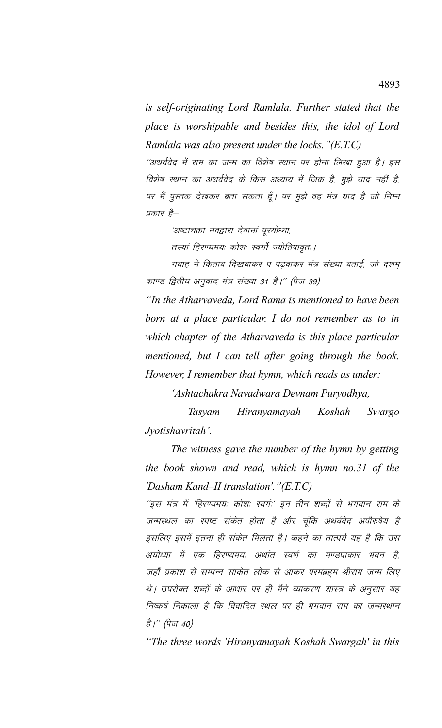*is self-originating Lord Ramlala. Further stated that the place is worshipable and besides this, the idol of Lord Ramlala was also present under the locks."(E.T.C)*

''अथर्ववेद में राम का जन्म का विशेष स्थान पर होना लिखा हुआ है। इस विशेष स्थान का अथर्ववेद के किस अध्याय में जिक्र है, मुझे याद नहीं है, पर मैं पुस्तक देखकर बता सकता हूँ। पर मुझे वह मंत्र याद है जो निम्न प्रकार है–

'अष्टाचक्रा नवद्वारा देवानां पूरयोध्या,

तस्यां हिरण्यमयः कोशः स्वर्गो ज्योतिषावृतः।

गवाह ने किताब दिखवाकर प पढ़वाकर मंत्र संख्या बताई, जो दशम् काण्ड द्वितीय अनुवाद मंत्र संख्या 31 है।'' (पेज 39)

*"In the Atharvaveda, Lord Rama is mentioned to have been born at a place particular. I do not remember as to in which chapter of the Atharvaveda is this place particular mentioned, but I can tell after going through the book. However, I remember that hymn, which reads as under:*

*'Ashtachakra Navadwara Devnam Puryodhya,*

*Tasyam Hiranyamayah Koshah Swargo Jyotishavritah'.*

*The witness gave the number of the hymn by getting the book shown and read, which is hymn no.31 of the 'Dasham Kand–II translation'."(E.T.C)*

''इस मंत्र में 'हिरण्यमयः कोशः स्वर्गः' इन तीन शब्दों से भगवान राम के जन्मस्थल का स्पष्ट संकेत होता है और चूंकि अथर्ववेद अपौरुषेय है इसलिए इसमें इतना ही संकेत मिलता है। कहने का तात्पर्य यह है कि उस अयोध्या में एक हिरण्यमयः अर्थात स्वर्ण का मण्डपाकार भवन है, जहाँ प्रकाश से सम्पन्न साकेत लोक से आकर परमब्रह्म श्रीराम जन्म लिए थे। उपरोक्त शब्दों के आधार पर ही मैंने व्याकरण शास्त्र के अनुसार यह निष्कर्ष निकाला है कि विवादित स्थल पर ही भगवान राम का जन्मस्थान है।'' (पेज 40)

*"The three words 'Hiranyamayah Koshah Swargah' in this*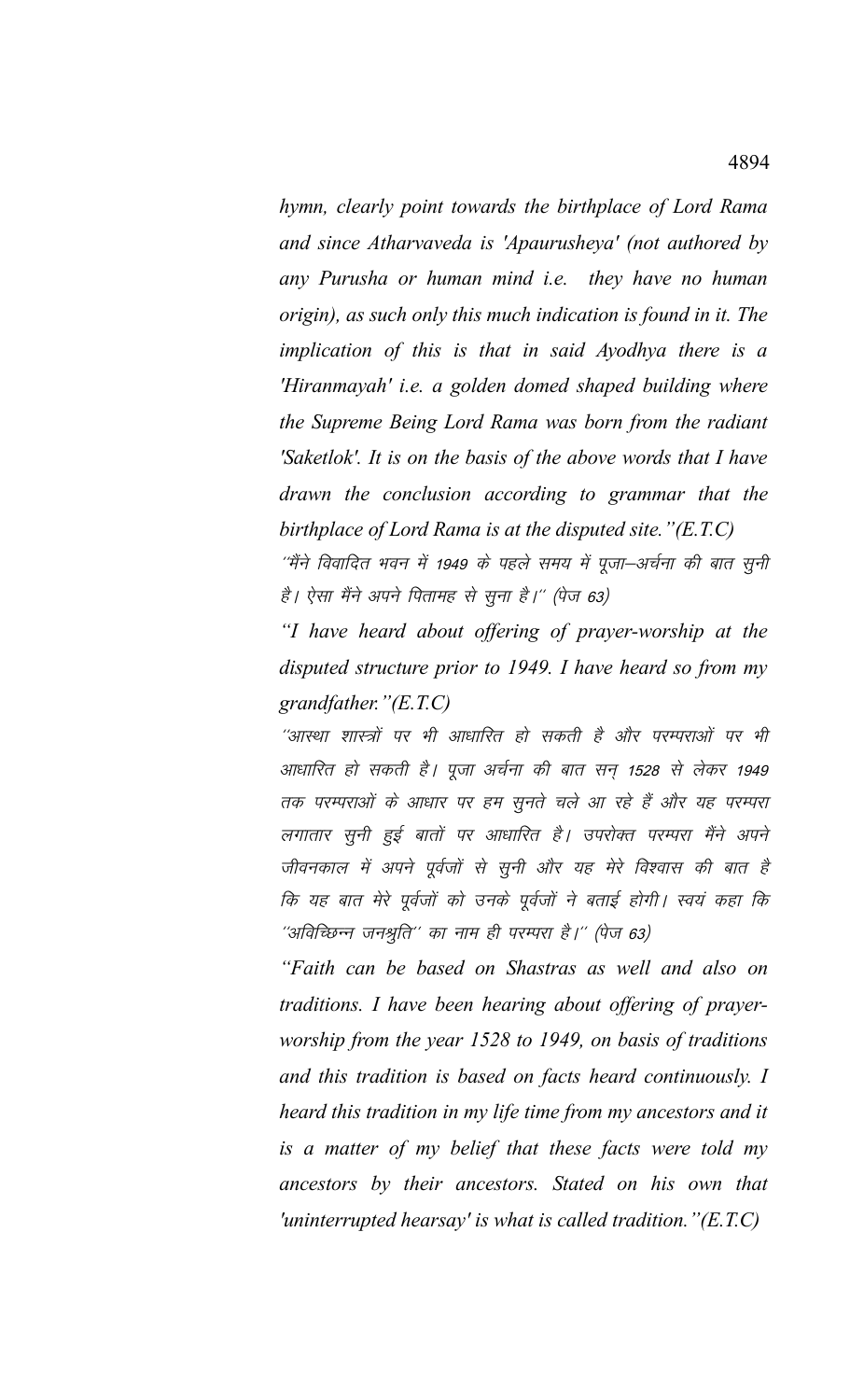*hymn, clearly point towards the birthplace of Lord Rama and since Atharvaveda is 'Apaurusheya' (not authored by any Purusha or human mind i.e. they have no human origin), as such only this much indication is found in it. The implication of this is that in said Ayodhya there is a 'Hiranmayah' i.e. a golden domed shaped building where the Supreme Being Lord Rama was born from the radiant 'Saketlok'. It is on the basis of the above words that I have drawn the conclusion according to grammar that the birthplace of Lord Rama is at the disputed site."(E.T.C)*

*''मैंने विवादित भवन में 1949 के पहले समय में पूजा–अर्चना की बात सुनी है। ऐसा मैंने अपने पितामह से सुना है।'' (पेज 63)*

*"I have heard about offering of prayer-worship at the disputed structure prior to 1949. I have heard so from my grandfather."(E.T.C)*

*''आस्था शास्त्रों पर भी आधारित हो सकती है और परम्पराओं पर भी आधारित हो सकती है। पूजा अर्चना की बात सन् 1528 से लेकर 1949 तक परम्पराओं के आधार पर हम सुनते चले आ रहे हैं और यह परम्परा लगातार सुनी हुई बातों पर आधारित है। उपरोक्त परम्परा मैंने अपने जीवनकाल में अपने पूर्वजों से सुनी और यह मेरे विश्वास की बात है कि यह बात मेरे पूर्वजों को उनके पूर्वजों ने बताई होगी। स्वयं कहा कि ''अविच्छिन्न जनश्रुति'' का नाम ही परम्परा है।'' (पेज 63)*

*"Faith can be based on Shastras as well and also on traditions. I have been hearing about offering of prayer-worship from the year 1528 to 1949, on basis of traditions and this tradition is based on facts heard continuously. I heard this tradition in my life time from my ancestors and it is a matter of my belief that these facts were told my ancestors by their ancestors. Stated on his own that 'uninterrupted hearsay' is what is called tradition."(E.T.C)*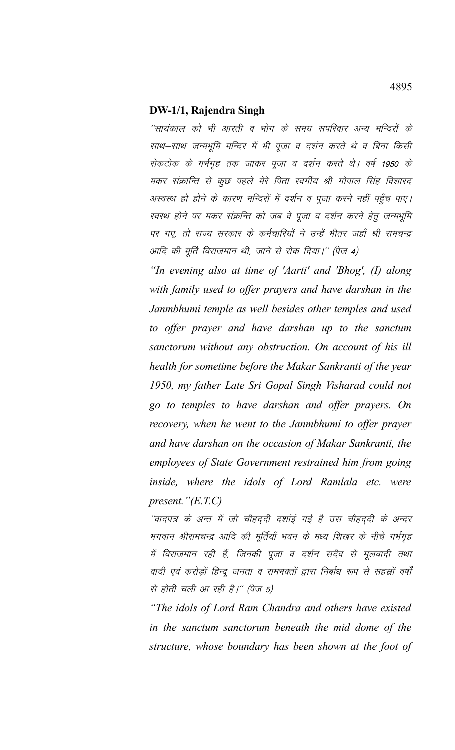**DW-1/1, Rajendra Singh**

"सायंकाल को भी आरती व भोग के समय सपरिवार अन्य मन्दिरों के साथ–साथ जन्मभूमि मन्दिर में भी पूजा व दर्शन करते थे व बिना किसी रोकटोक के गर्भगृह तक जाकर पूजा व दर्शन करते थे। वर्ष 1950 के मकर संक्रान्ति से कुछ पहले मेरे पिता स्वर्गीय श्री गोपाल सिंह विशारद अस्वस्थ हो होने के कारण मन्दिरों में दर्शन व पूजा करने नहीं पहुँच पाए। स्वस्थ होने पर मकर संक्रन्ति को जब वे पूजा व दर्शन करने हेतु जन्मभूमि पर गए, तो राज्य सरकार के कर्मचारियों ने उन्हें भीतर जहाँ श्री रामचन्द्र आदि की मूर्ति विराजमान थी, जाने से रोक दिया।" (पेज 4)

*"In evening also at time of 'Aarti' and 'Bhog', (I) along with family used to offer prayers and have darshan in the Janmbhumi temple as well besides other temples and used to offer prayer and have darshan up to the sanctum sanctorum without any obstruction. On account of his ill health for sometime before the Makar Sankranti of the year 1950, my father Late Sri Gopal Singh Visharad could not go to temples to have darshan and offer prayers. On recovery, when he went to the Janmbhumi to offer prayer and have darshan on the occasion of Makar Sankranti, the employees of State Government restrained him from going inside, where the idols of Lord Ramlala etc. were present."(E.T.C)*

"वादपत्र के अन्त में जो चौहद्दी दर्शाई गई है उस चौहद्दी के अन्दर भगवान श्रीरामचन्द्र आदि की मूर्तियाँ भवन के मध्य शिखर के नीचे गर्भगृह में विराजमान रही हैं, जिनकी पूजा व दर्शन सदैव से मूलवादी तथा वादी एवं करोड़ों हिन्दू जनता व रामभक्तों द्वारा निर्बाध रूप से सहस्रों वर्षों से होती चली आ रही है।" (पेज 5)

*"The idols of Lord Ram Chandra and others have existed in the sanctum sanctorum beneath the mid dome of the structure, whose boundary has been shown at the foot of*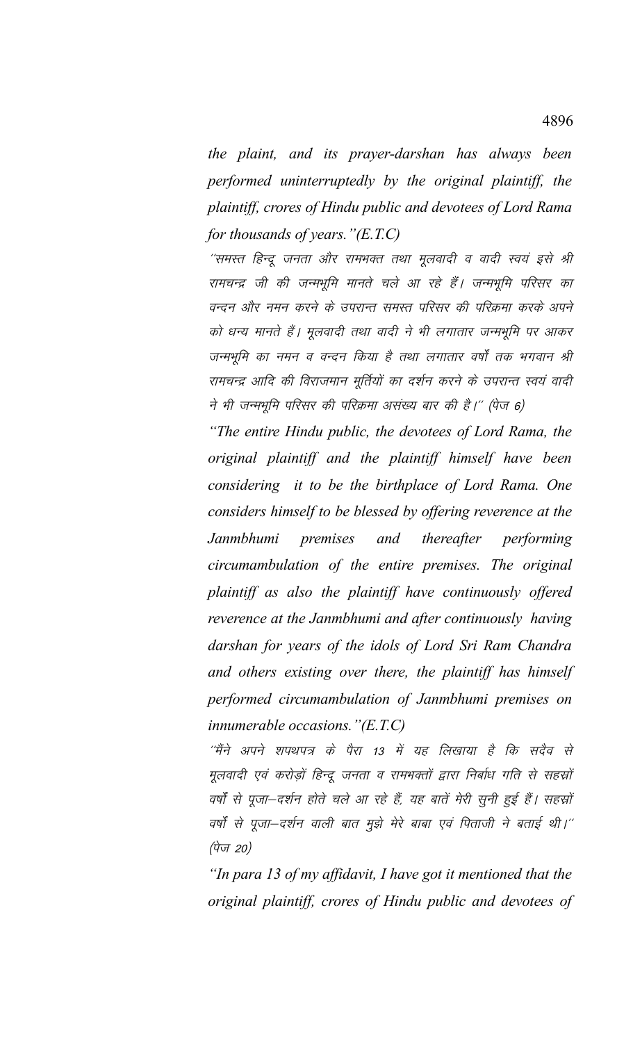*the plaint, and its prayer-darshan has always been performed uninterruptedly by the original plaintiff, the plaintiff, crores of Hindu public and devotees of Lord Rama for thousands of years."(E.T.C)*

"समस्त हिन्दू जनता और रामभक्त तथा मूलवादी व वादी स्वयं इसे श्री रामचन्द्र जी की जन्मभूमि मानते चले आ रहे हैं। जन्मभूमि परिसर का वन्दन और नमन करने के उपरान्त समस्त परिसर की परिक्रमा करके अपने को धन्य मानते हैं। मूलवादी तथा वादी ने भी लगातार जन्मभूमि पर आकर जन्मभूमि का नमन व वन्दन किया है तथा लगातार वर्षों तक भगवान श्री रामचन्द्र आदि की विराजमान मूर्तियों का दर्शन करने के उपरान्त स्वयं वादी ने भी जन्मभूमि परिसर की परिक्रमा असंख्य बार की है।" (पेज 6)

*"The entire Hindu public, the devotees of Lord Rama, the original plaintiff and the plaintiff himself have been considering it to be the birthplace of Lord Rama. One considers himself to be blessed by offering reverence at the Janmbhumi premises and thereafter performing circumambulation of the entire premises. The original plaintiff as also the plaintiff have continuously offered reverence at the Janmbhumi and after continuously having darshan for years of the idols of Lord Sri Ram Chandra and others existing over there, the plaintiff has himself performed circumambulation of Janmbhumi premises on innumerable occasions."(E.T.C)*

"मैंने अपने शपथपत्र के पैरा 13 में यह लिखाया है कि सदैव से मूलवादी एवं करोड़ों हिन्दू जनता व रामभक्तों द्वारा निर्बाध गति से सहस्रों वर्षों से पूजा–दर्शन होते चले आ रहे हैं, यह बातें मेरी सुनी हुई हैं। सहस्रों वर्षों से पूजा–दर्शन वाली बात मुझे मेरे बाबा एवं पिताजी ने बताई थी।" (पेज 20)

*"In para 13 of my affidavit, I have got it mentioned that the original plaintiff, crores of Hindu public and devotees of*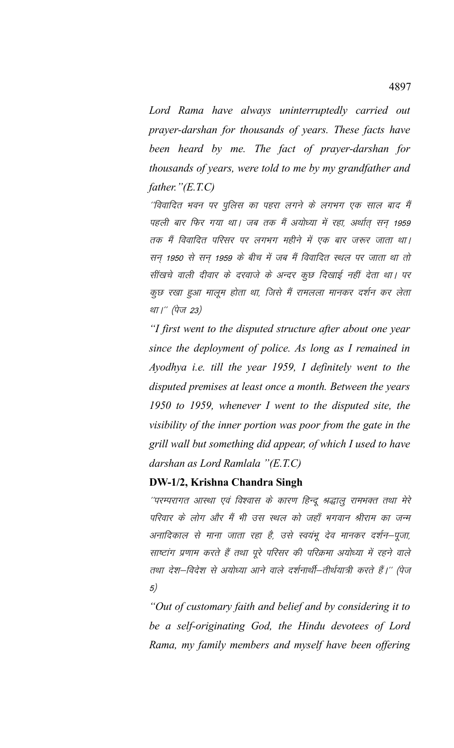*Lord Rama have always uninterruptedly carried out prayer-darshan for thousands of years. These facts have been heard by me. The fact of prayer-darshan for thousands of years, were told to me by my grandfather and father."(E.T.C)*

*"विवादित भवन पर पुलिस का पहरा लगने के लगभग एक साल बाद मैं पहली बार फिर गया था। जब तक मैं अयोध्या में रहा, अर्थात् सन् 1959 तक मैं विवादित परिसर पर लगभग महीने में एक बार जरूर जाता था। सन् 1950 से सन् 1959 के बीच में जब मैं विवादित स्थल पर जाता था तो सींखचे वाली दीवार के दरवाजे के अन्दर कुछ दिखाई नहीं देता था। पर कुछ रखा हुआ मालूम होता था, जिसे मैं रामलला मानकर दर्शन कर लेता था।" (पेज 23)*

*"I first went to the disputed structure after about one year since the deployment of police. As long as I remained in Ayodhya i.e. till the year 1959, I definitely went to the disputed premises at least once a month. Between the years 1950 to 1959, whenever I went to the disputed site, the visibility of the inner portion was poor from the gate in the grill wall but something did appear, of which I used to have darshan as Lord Ramlala "(E.T.C)*

**DW-1/2, Krishna Chandra Singh**

*"परम्परागत आस्था एवं विश्वास के कारण हिन्दू श्रद्धालु रामभक्त तथा मेरे परिवार के लोग और मैं भी उस स्थल को जहाँ भगवान श्रीराम का जन्म अनादिकाल से माना जाता रहा है, उसे स्वयंभू देव मानकर दर्शन–पूजा, साष्टांग प्रणाम करते हैं तथा पूरे परिसर की परिक्रमा अयोध्या में रहने वाले तथा देश–विदेश से अयोध्या आने वाले दर्शनार्थी–तीर्थयात्री करते हैं।" (पेज 5)*

*"Out of customary faith and belief and by considering it to be a self-originating God, the Hindu devotees of Lord Rama, my family members and myself have been offering*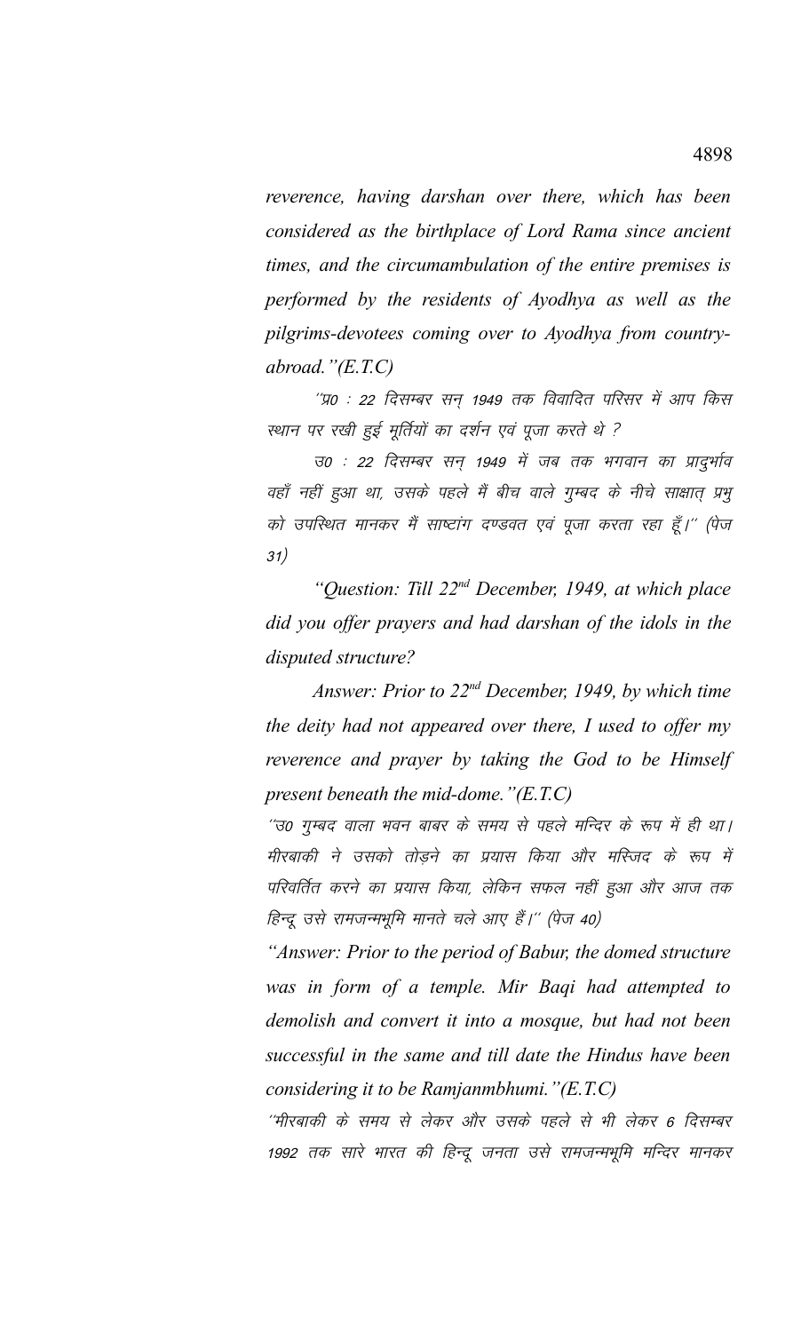*reverence, having darshan over there, which has been considered as the birthplace of Lord Rama since ancient times, and the circumambulation of the entire premises is performed by the residents of Ayodhya as well as the pilgrims-devotees coming over to Ayodhya from country-abroad."(E.T.C)*

''प्र0 : 22 दिसम्बर सन् 1949 तक विवादित परिसर में आप किस स्थान पर रखी हुई मूर्तियों का दर्शन एवं पूजा करते थे ?

उ0 : 22 दिसम्बर सन् 1949 में जब तक भगवान का प्रादुर्भाव वहाँ नहीं हुआ था, उसके पहले मैं बीच वाले गुम्बद के नीचे साक्षात् प्रभु को उपस्थित मानकर मैं साष्टांग दण्डवत एवं पूजा करता रहा हूँ।'' (पेज 31)

*"Question: Till 22nd December, 1949, at which place did you offer prayers and had darshan of the idols in the disputed structure?*

*Answer: Prior to 22nd December, 1949, by which time the deity had not appeared over there, I used to offer my reverence and prayer by taking the God to be Himself present beneath the mid-dome."(E.T.C)*

''उ0 गुम्बद वाला भवन बाबर के समय से पहले मन्दिर के रूप में ही था। मीरबाकी ने उसको तोड़ने का प्रयास किया और मस्जिद के रूप में परिवर्तित करने का प्रयास किया, लेकिन सफल नहीं हुआ और आज तक हिन्दू उसे रामजन्मभूमि मानते चले आए हैं।'' (पेज 40)

*"Answer: Prior to the period of Babur, the domed structure was in form of a temple. Mir Baqi had attempted to demolish and convert it into a mosque, but had not been successful in the same and till date the Hindus have been considering it to be Ramjanmbhumi."(E.T.C)*

''मीरबाकी के समय से लेकर और उसके पहले से भी लेकर 6 दिसम्बर 1992 तक सारे भारत की हिन्दू जनता उसे रामजन्मभूमि मन्दिर मानकर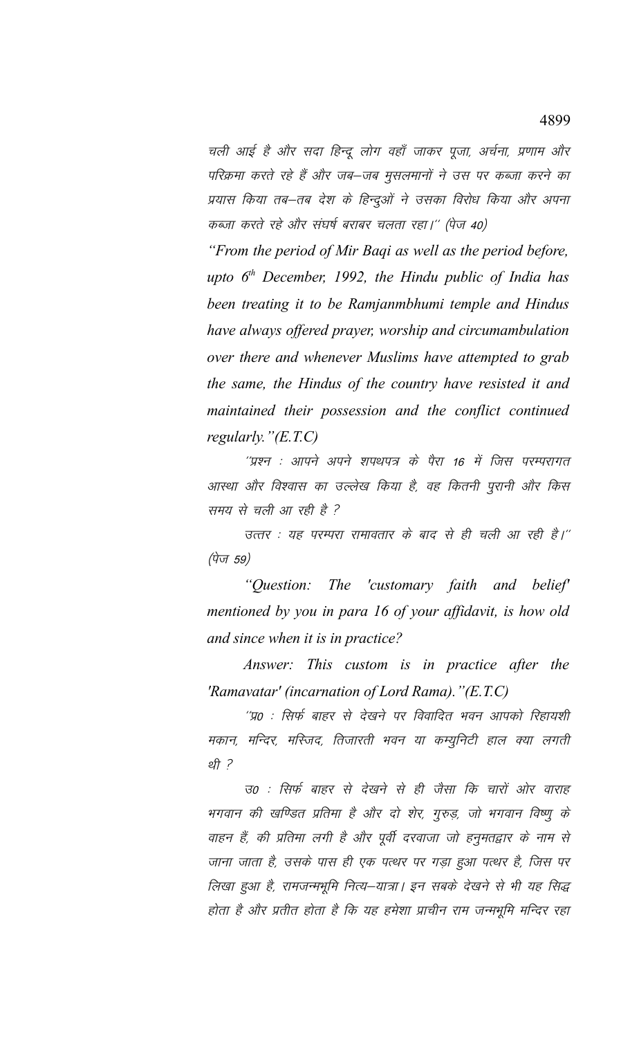चली आई है और सदा हिन्दू लोग वहाँ जाकर पूजा, अर्चना, प्रणाम और परिक्रमा करते रहे हैं और जब–जब मुसलमानों ने उस पर कब्जा करने का प्रयास किया तब–तब देश के हिन्दुओं ने उसका विरोध किया और अपना कब्जा करते रहे और संघर्ष बराबर चलता रहा।'' (पेज 40)

*"From the period of Mir Baqi as well as the period before, upto 6th December, 1992, the Hindu public of India has been treating it to be Ramjanmbhumi temple and Hindus have always offered prayer, worship and circumambulation over there and whenever Muslims have attempted to grab the same, the Hindus of the country have resisted it and maintained their possession and the conflict continued regularly."(E.T.C)*

''प्रश्न : आपने अपने शपथपत्र के पैरा 16 में जिस परम्परागत आस्था और विश्वास का उल्लेख किया है, वह कितनी पुरानी और किस समय से चली आ रही है ?

उत्तर : यह परम्परा रामावतार के बाद से ही चली आ रही है।'' (पेज 59)

*"Question: The 'customary faith and belief' mentioned by you in para 16 of your affidavit, is how old and since when it is in practice?*

*Answer: This custom is in practice after the 'Ramavatar' (incarnation of Lord Rama)."(E.T.C)*

''प्र0 : सिर्फ बाहर से देखने पर विवादित भवन आपको रिहायशी मकान, मन्दिर, मस्जिद, तिजारती भवन या कम्युनिटी हाल क्या लगती थी ?

उ0 : सिर्फ बाहर से देखने से ही जैसा कि चारों ओर वाराह भगवान की खण्डित प्रतिमा है और दो शेर, गुरुड़, जो भगवान विष्णु के वाहन हैं, की प्रतिमा लगी है और पूर्वी दरवाजा जो हनुमतद्वार के नाम से जाना जाता है, उसके पास ही एक पत्थर पर गड़ा हुआ पत्थर है, जिस पर लिखा हुआ है, रामजन्मभूमि नित्य–यात्रा। इन सबके देखने से भी यह सिद्ध होता है और प्रतीत होता है कि यह हमेशा प्राचीन राम जन्मभूमि मन्दिर रहा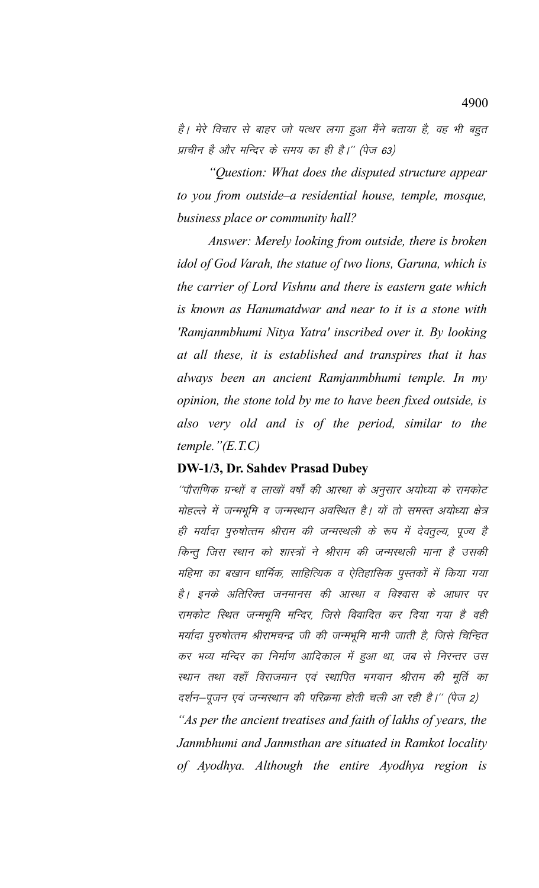है। मेरे विचार से बाहर जो पत्थर लगा हुआ मैंने बताया है, वह भी बहुत प्राचीन है और मन्दिर के समय का ही है।'' (पेज 63)

*"Question: What does the disputed structure appear to you from outside–a residential house, temple, mosque, business place or community hall?*

*Answer: Merely looking from outside, there is broken idol of God Varah, the statue of two lions, Garuna, which is the carrier of Lord Vishnu and there is eastern gate which is known as Hanumatdwar and near to it is a stone with 'Ramjanmbhumi Nitya Yatra' inscribed over it. By looking at all these, it is established and transpires that it has always been an ancient Ramjanmbhumi temple. In my opinion, the stone told by me to have been fixed outside, is also very old and is of the period, similar to the temple."(E.T.C)*

**DW-1/3, Dr. Sahdev Prasad Dubey**

''पौराणिक ग्रन्थों व लाखों वर्षों की आस्था के अनुसार अयोध्या के रामकोट मोहल्ले में जन्मभूमि व जन्मस्थान अवस्थित है। यों तो समस्त अयोध्या क्षेत्र ही मर्यादा पुरुषोत्तम श्रीराम की जन्मस्थली के रूप में देवतुल्य, पूज्य है किन्तु जिस स्थान को शास्त्रों ने श्रीराम की जन्मस्थली माना है उसकी महिमा का बखान धार्मिक, साहित्यिक व ऐतिहासिक पुस्तकों में किया गया है। इनके अतिरिक्त जनमानस की आस्था व विश्वास के आधार पर रामकोट स्थित जन्मभूमि मन्दिर, जिसे विवादित कर दिया गया है वही मर्यादा पुरुषोत्तम श्रीरामचन्द्र जी की जन्मभूमि मानी जाती है, जिसे चिन्हित कर भव्य मन्दिर का निर्माण आदिकाल में हुआ था, जब से निरन्तर उस स्थान तथा वहाँ विराजमान एवं स्थापित भगवान श्रीराम की मूर्ति का दर्शन–पूजन एवं जन्मस्थान की परिक्रमा होती चली आ रही है।'' (पेज 2)

*"As per the ancient treatises and faith of lakhs of years, the Janmbhumi and Janmsthan are situated in Ramkot locality of Ayodhya. Although the entire Ayodhya region is*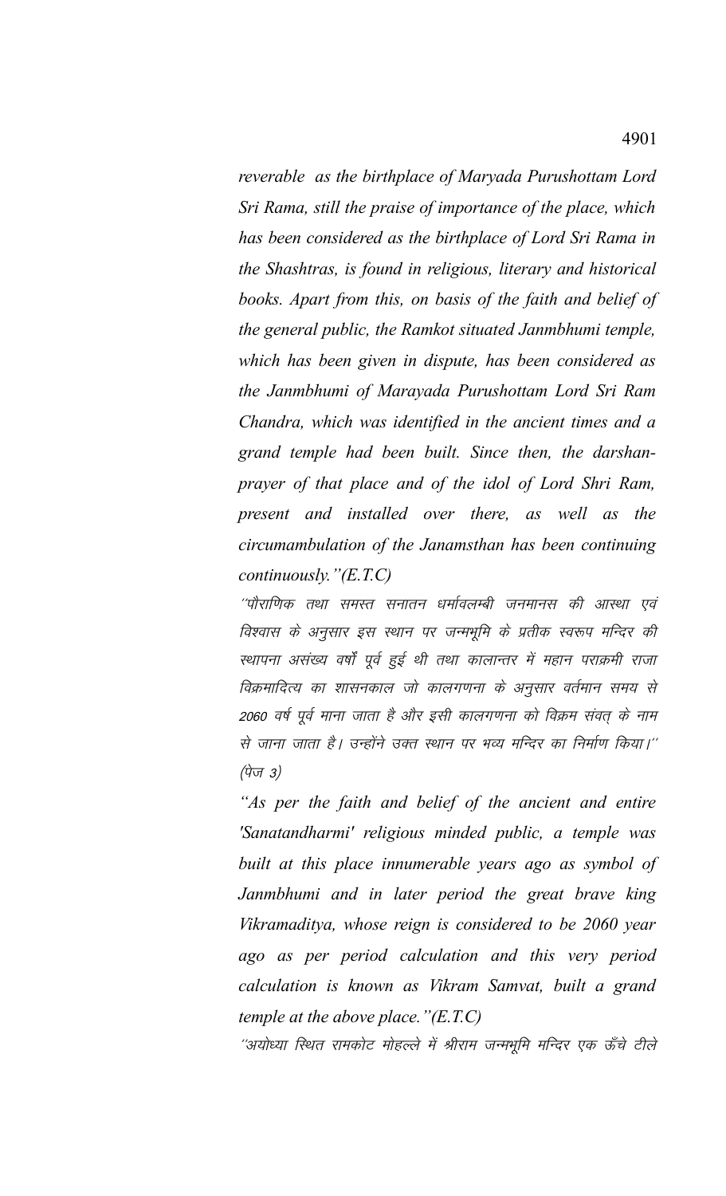*reverable as the birthplace of Maryada Purushottam Lord Sri Rama, still the praise of importance of the place, which has been considered as the birthplace of Lord Sri Rama in the Shashtras, is found in religious, literary and historical books. Apart from this, on basis of the faith and belief of the general public, the Ramkot situated Janmbhumi temple, which has been given in dispute, has been considered as the Janmbhumi of Marayada Purushottam Lord Sri Ram Chandra, which was identified in the ancient times and a grand temple had been built. Since then, the darshan-prayer of that place and of the idol of Lord Shri Ram, present and installed over there, as well as the circumambulation of the Janamsthan has been continuing continuously."(E.T.C)*

*''पौराणिक तथा समस्त सनातन धर्मावलम्बी जनमानस की आस्था एवं विश्वास के अनुसार इस स्थान पर जन्मभूमि के प्रतीक स्वरूप मन्दिर की स्थापना असंख्य वर्षों पूर्व हुई थी तथा कालान्तर में महान पराक्रमी राजा विक्रमादित्य का शासनकाल जो कालगणना के अनुसार वर्तमान समय से 2060 वर्ष पूर्व माना जाता है और इसी कालगणना को विक्रम संवत् के नाम से जाना जाता है। उन्होंने उक्त स्थान पर भव्य मन्दिर का निर्माण किया।'' (पेज 3)*

*"As per the faith and belief of the ancient and entire 'Sanatandharmi' religious minded public, a temple was built at this place innumerable years ago as symbol of Janmbhumi and in later period the great brave king Vikramaditya, whose reign is considered to be 2060 year ago as per period calculation and this very period calculation is known as Vikram Samvat, built a grand temple at the above place."(E.T.C)*

*''अयोध्या स्थित रामकोट मोहल्ले में श्रीराम जन्मभूमि मन्दिर एक ऊँचे टीले*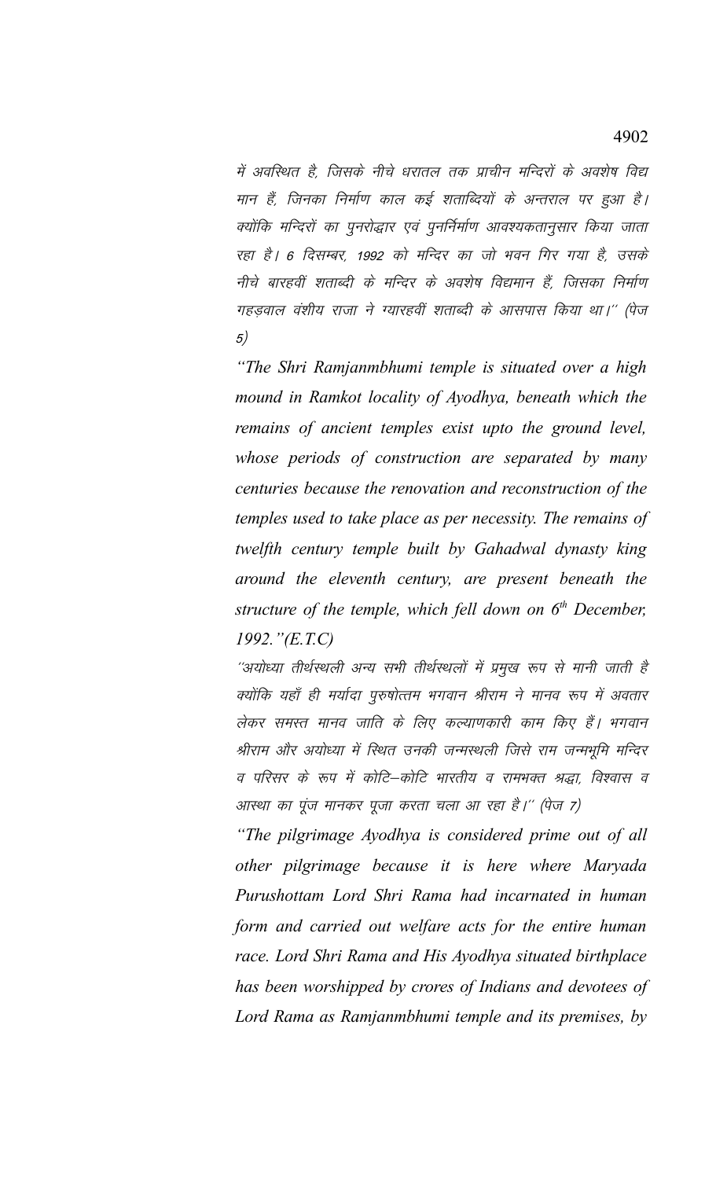में अवस्थित है, जिसके नीचे धरातल तक प्राचीन मन्दिरों के अवशेष विद्य मान हैं, जिनका निर्माण काल कई शताब्दियों के अन्तराल पर हुआ है। क्योंकि मन्दिरों का पुनरोद्धार एवं पुनर्निर्माण आवश्यकतानुसार किया जाता रहा है। 6 दिसम्बर, 1992 को मन्दिर का जो भवन गिर गया है, उसके नीचे बारहवीं शताब्दी के मन्दिर के अवशेष विद्यमान हैं, जिसका निर्माण गहड़वाल वंशीय राजा ने ग्यारहवीं शताब्दी के आसपास किया था।'' (पेज 5)

*"The Shri Ramjanmbhumi temple is situated over a high mound in Ramkot locality of Ayodhya, beneath which the remains of ancient temples exist upto the ground level, whose periods of construction are separated by many centuries because the renovation and reconstruction of the temples used to take place as per necessity. The remains of twelfth century temple built by Gahadwal dynasty king around the eleventh century, are present beneath the structure of the temple, which fell down on 6th December, 1992."(E.T.C)*

''अयोध्या तीर्थस्थली अन्य सभी तीर्थस्थलों में प्रमुख रूप से मानी जाती है क्योंकि यहाँ ही मर्यादा पुरुषोत्तम भगवान श्रीराम ने मानव रूप में अवतार लेकर समस्त मानव जाति के लिए कल्याणकारी काम किए हैं। भगवान श्रीराम और अयोध्या में स्थित उनकी जन्मस्थली जिसे राम जन्मभूमि मन्दिर व परिसर के रूप में कोटि-कोटि भारतीय व रामभक्त श्रद्धा, विश्वास व आस्था का पूंज मानकर पूजा करता चला आ रहा है।'' (पेज 7)

*"The pilgrimage Ayodhya is considered prime out of all other pilgrimage because it is here where Maryada Purushottam Lord Shri Rama had incarnated in human form and carried out welfare acts for the entire human race. Lord Shri Rama and His Ayodhya situated birthplace has been worshipped by crores of Indians and devotees of Lord Rama as Ramjanmbhumi temple and its premises, by*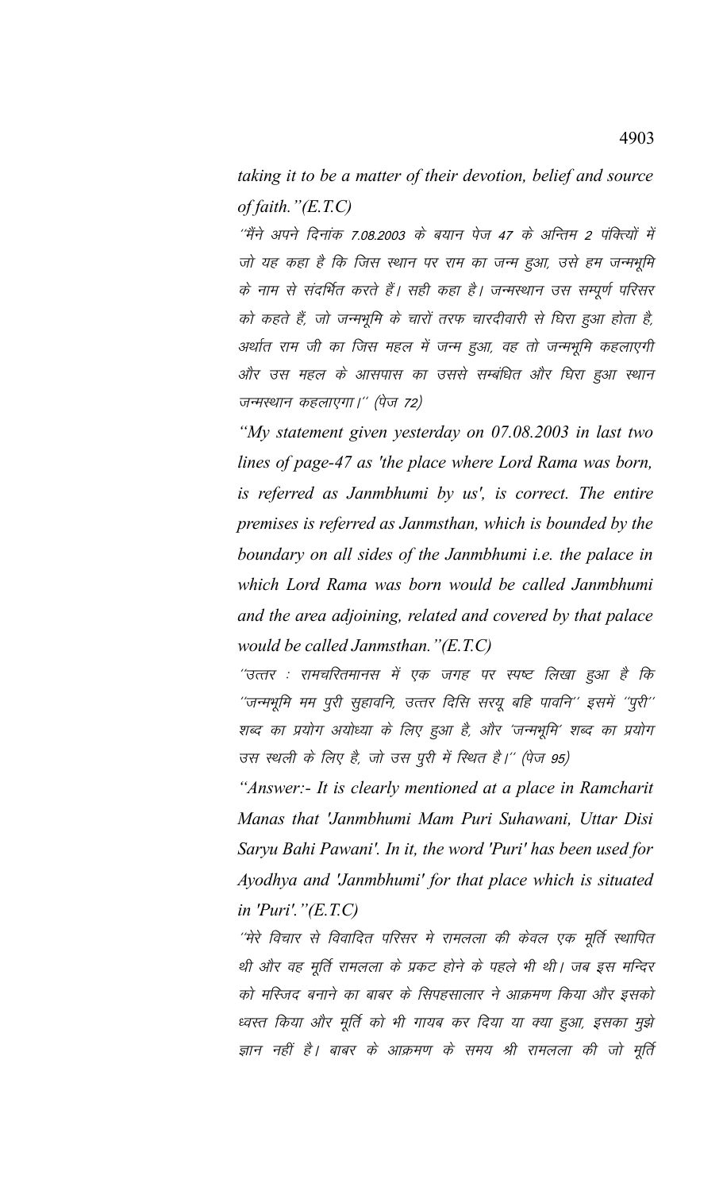*taking it to be a matter of their devotion, belief and source of faith."(E.T.C)*

''मैंने अपने दिनांक 7.08.2003 के बयान पेज 47 के अन्तिम 2 पंक्तियों में जो यह कहा है कि जिस स्थान पर राम का जन्म हुआ, उसे हम जन्मभूमि के नाम से संदर्भित करते हैं। सही कहा है। जन्मस्थान उस सम्पूर्ण परिसर को कहते हैं, जो जन्मभूमि के चारों तरफ चारदीवारी से घिरा हुआ होता है, अर्थात राम जी का जिस महल में जन्म हुआ, वह तो जन्मभूमि कहलाएगी और उस महल के आसपास का उससे सम्बंधित और घिरा हुआ स्थान जन्मस्थान कहलाएगा।'' (पेज 72)

*"My statement given yesterday on 07.08.2003 in last two lines of page-47 as 'the place where Lord Rama was born, is referred as Janmbhumi by us', is correct. The entire premises is referred as Janmsthan, which is bounded by the boundary on all sides of the Janmbhumi i.e. the palace in which Lord Rama was born would be called Janmbhumi and the area adjoining, related and covered by that palace would be called Janmsthan."(E.T.C)*

''उत्तर : रामचरितमानस में एक जगह पर स्पष्ट लिखा हुआ है कि ''जन्मभूमि मम पुरी सुहावनि, उत्तर दिसि सरयू बहि पावनि'' इसमें ''पुरी'' शब्द का प्रयोग अयोध्या के लिए हुआ है, और 'जन्मभूमि' शब्द का प्रयोग उस स्थली के लिए है, जो उस पुरी में स्थित है।'' (पेज 95)

*"Answer:- It is clearly mentioned at a place in Ramcharit Manas that 'Janmbhumi Mam Puri Suhawani, Uttar Disi Saryu Bahi Pawani'. In it, the word 'Puri' has been used for Ayodhya and 'Janmbhumi' for that place which is situated in 'Puri'."(E.T.C)*

''मेरे विचार से विवादित परिसर मे रामलला की केवल एक मूर्ति स्थापित थी और वह मूर्ति रामलला के प्रकट होने के पहले भी थी। जब इस मन्दिर को मस्जिद बनाने का बाबर के सिपहसालार ने आक्रमण किया और इसको ध्वस्त किया और मूर्ति को भी गायब कर दिया या क्या हुआ, इसका मुझे ज्ञान नहीं है। बाबर के आक्रमण के समय श्री रामलला की जो मूर्ति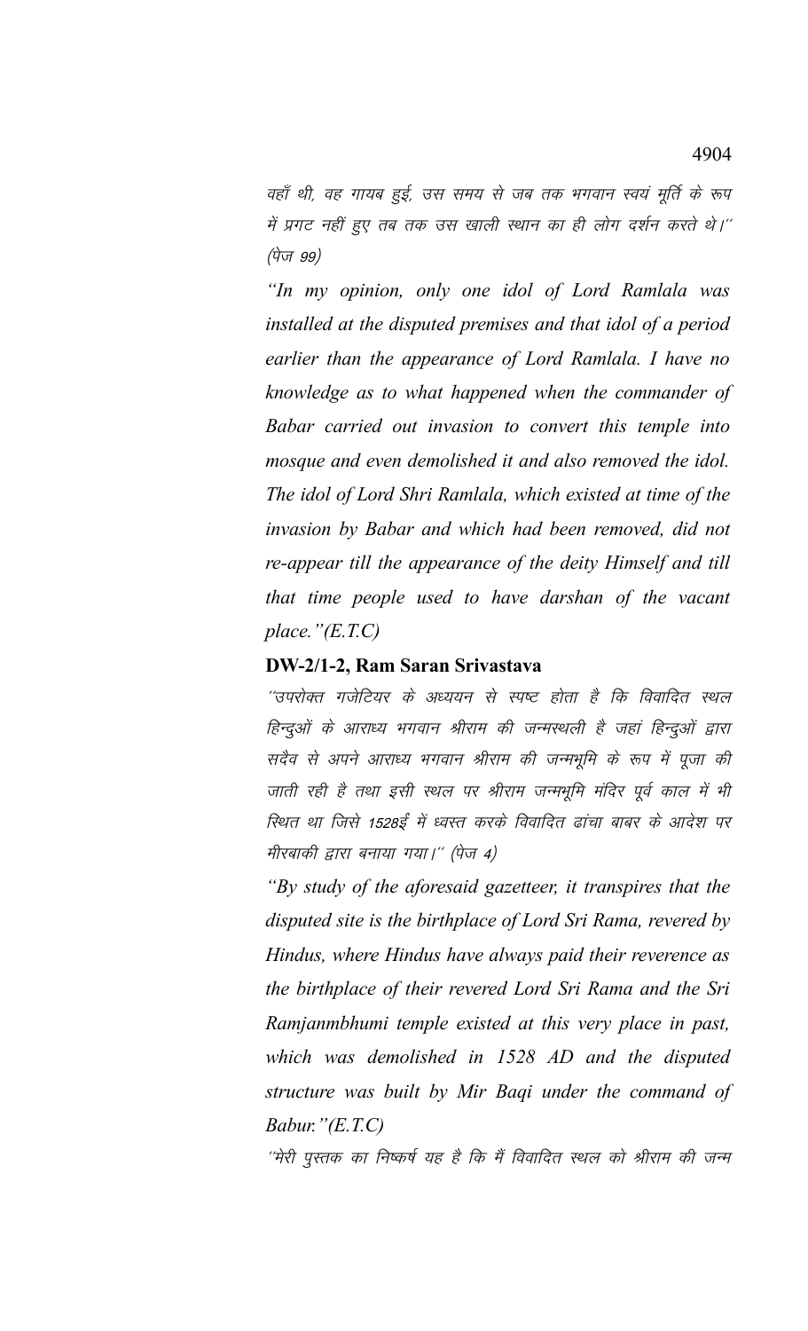वहाँ थी, वह गायब हुई, उस समय से जब तक भगवान स्वयं मूर्ति के रूप में प्रगट नहीं हुए तब तक उस खाली स्थान का ही लोग दर्शन करते थे।'' (पेज 99)

*"In my opinion, only one idol of Lord Ramlala was installed at the disputed premises and that idol of a period earlier than the appearance of Lord Ramlala. I have no knowledge as to what happened when the commander of Babar carried out invasion to convert this temple into mosque and even demolished it and also removed the idol. The idol of Lord Shri Ramlala, which existed at time of the invasion by Babar and which had been removed, did not re-appear till the appearance of the deity Himself and till that time people used to have darshan of the vacant place."(E.T.C)*

**DW-2/1-2, Ram Saran Srivastava**

''उपरोक्त गजेटियर के अध्ययन से स्पष्ट होता है कि विवादित स्थल हिन्दुओं के आराध्य भगवान श्रीराम की जन्मस्थली है जहां हिन्दुओं द्वारा सदैव से अपने आराध्य भगवान श्रीराम की जन्मभूमि के रूप में पूजा की जाती रही है तथा इसी स्थल पर श्रीराम जन्मभूमि मंदिर पूर्व काल में भी स्थित था जिसे 1528ई में ध्वस्त करके विवादित ढांचा बाबर के आदेश पर मीरबाकी द्वारा बनाया गया।'' (पेज 4)

*"By study of the aforesaid gazetteer, it transpires that the disputed site is the birthplace of Lord Sri Rama, revered by Hindus, where Hindus have always paid their reverence as the birthplace of their revered Lord Sri Rama and the Sri Ramjanmbhumi temple existed at this very place in past, which was demolished in 1528 AD and the disputed structure was built by Mir Baqi under the command of Babur."(E.T.C)*

''मेरी पुस्तक का निष्कर्ष यह है कि मैं विवादित स्थल को श्रीराम की जन्म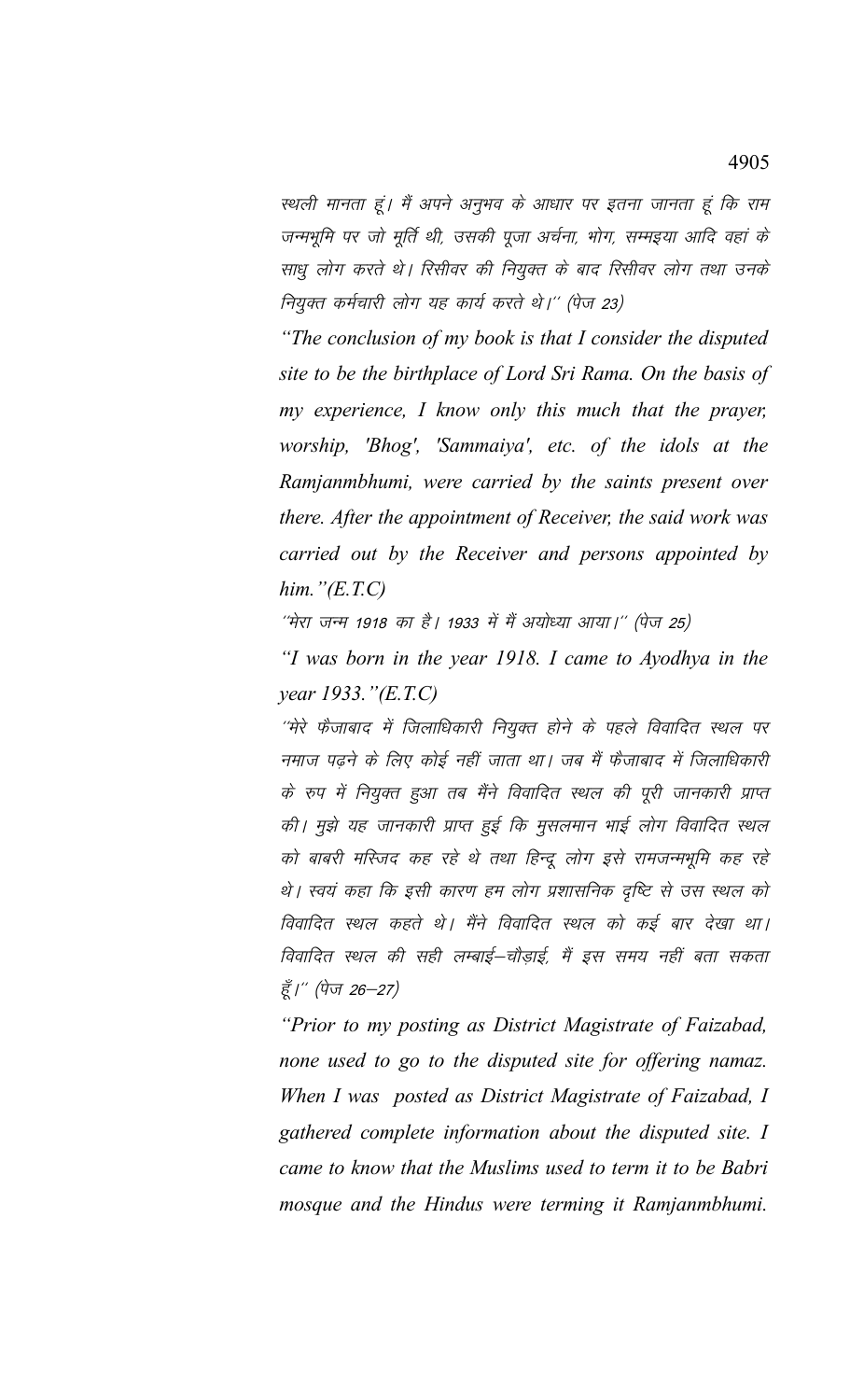स्थली मानता हूं। मैं अपने अनुभव के आधार पर इतना जानता हूं कि राम जन्मभूमि पर जो मूर्ति थी, उसकी पूजा अर्चना, भोग, सम्मइया आदि वहां के साधु लोग करते थे। रिसीवर की नियुक्त के बाद रिसीवर लोग तथा उनके नियुक्त कर्मचारी लोग यह कार्य करते थे।'' (पेज 23)

*"The conclusion of my book is that I consider the disputed site to be the birthplace of Lord Sri Rama. On the basis of my experience, I know only this much that the prayer, worship, 'Bhog', 'Sammaiya', etc. of the idols at the Ramjanmbhumi, were carried by the saints present over there. After the appointment of Receiver, the said work was carried out by the Receiver and persons appointed by him."(E.T.C)*

''मेरा जन्म 1918 का है। 1933 में मैं अयोध्या आया।'' (पेज 25)

*"I was born in the year 1918. I came to Ayodhya in the year 1933."(E.T.C)*

''मेरे फैजाबाद में जिलाधिकारी नियुक्त होने के पहले विवादित स्थल पर नमाज पढ़ने के लिए कोई नहीं जाता था। जब मैं फैजाबाद में जिलाधिकारी के रुप में नियुक्त हुआ तब मैंने विवादित स्थल की पूरी जानकारी प्राप्त की। मुझे यह जानकारी प्राप्त हुई कि मुसलमान भाई लोग विवादित स्थल को बाबरी मस्जिद कह रहे थे तथा हिन्दू लोग इसे रामजन्मभूमि कह रहे थे। स्वयं कहा कि इसी कारण हम लोग प्रशासनिक दृष्टि से उस स्थल को विवादित स्थल कहते थे। मैंने विवादित स्थल को कई बार देखा था। विवादित स्थल की सही लम्बाई–चौड़ाई, मैं इस समय नहीं बता सकता हूँ।'' (पेज 26–27)

*"Prior to my posting as District Magistrate of Faizabad, none used to go to the disputed site for offering namaz. When I was posted as District Magistrate of Faizabad, I gathered complete information about the disputed site. I came to know that the Muslims used to term it to be Babri mosque and the Hindus were terming it Ramjanmbhumi.*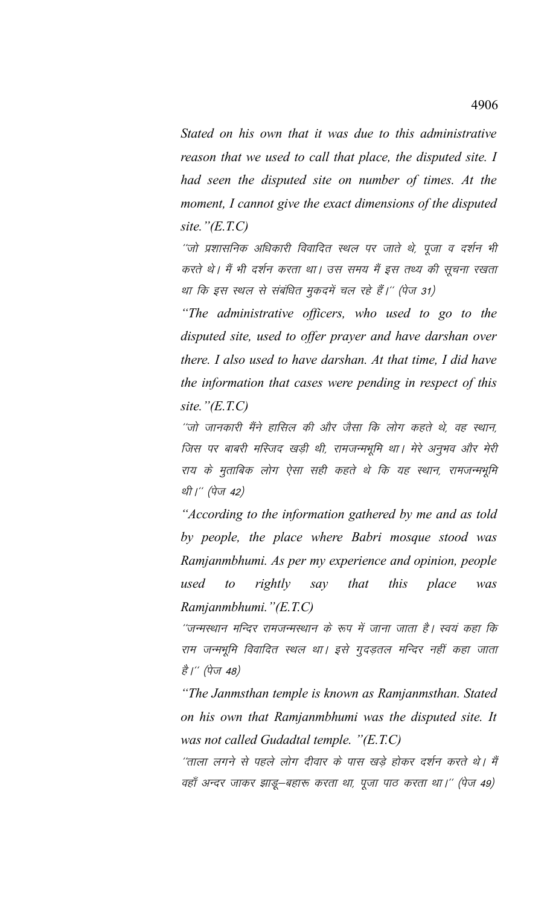*Stated on his own that it was due to this administrative reason that we used to call that place, the disputed site. I had seen the disputed site on number of times. At the moment, I cannot give the exact dimensions of the disputed site."(E.T.C)*

*"जो प्रशासनिक अधिकारी विवादित स्थल पर जाते थे, पूजा व दर्शन भी करते थे। मैं भी दर्शन करता था। उस समय मैं इस तथ्य की सूचना रखता था कि इस स्थल से संबंधित मुकदमें चल रहे हैं।" (पेज 31)*

*"The administrative officers, who used to go to the disputed site, used to offer prayer and have darshan over there. I also used to have darshan. At that time, I did have the information that cases were pending in respect of this site."(E.T.C)*

*"जो जानकारी मैंने हासिल की और जैसा कि लोग कहते थे, वह स्थान, जिस पर बाबरी मस्जिद खड़ी थी, रामजन्मभूमि था। मेरे अनुभव और मेरी राय के मुताबिक लोग ऐसा सही कहते थे कि यह स्थान, रामजन्मभूमि थी।" (पेज 42)*

*"According to the information gathered by me and as told by people, the place where Babri mosque stood was Ramjanmbhumi. As per my experience and opinion, people used to rightly say that this place was Ramjanmbhumi."(E.T.C)*

*"जन्मस्थान मन्दिर रामजन्मस्थान के रूप में जाना जाता है। स्वयं कहा कि राम जन्मभूमि विवादित स्थल था। इसे गुदड़तल मन्दिर नहीं कहा जाता है।" (पेज 48)*

*"The Janmsthan temple is known as Ramjanmsthan. Stated on his own that Ramjanmbhumi was the disputed site. It was not called Gudadtal temple. "(E.T.C)*

*"ताला लगने से पहले लोग दीवार के पास खड़े होकर दर्शन करते थे। मैं वहाँ अन्दर जाकर झाड़ू–बहारू करता था, पूजा पाठ करता था।" (पेज 49)*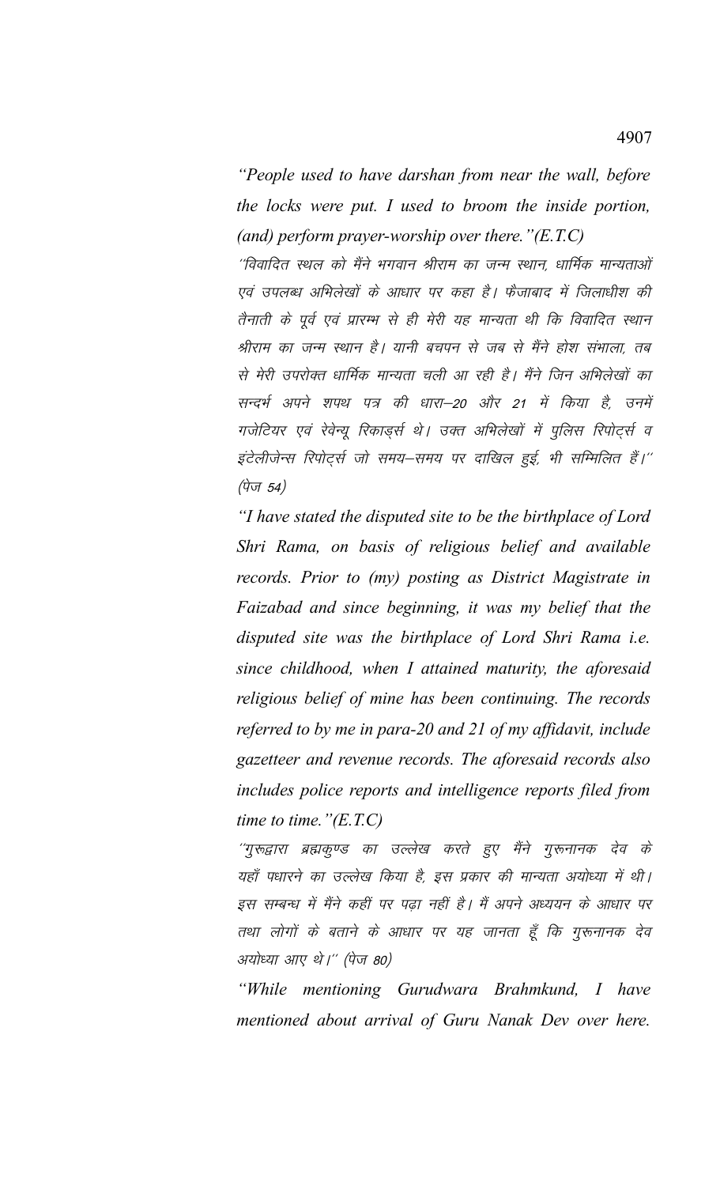*"People used to have darshan from near the wall, before the locks were put. I used to broom the inside portion, (and) perform prayer-worship over there."(E.T.C)*

*''विवादित स्थल को मैंने भगवान श्रीराम का जन्म स्थान, धार्मिक मान्यताओं एवं उपलब्ध अभिलेखों के आधार पर कहा है। फैजाबाद में जिलाधीश की तैनाती के पूर्व एवं प्रारम्भ से ही मेरी यह मान्यता थी कि विवादित स्थान श्रीराम का जन्म स्थान है। यानी बचपन से जब से मैंने होश संभाला, तब से मेरी उपरोक्त धार्मिक मान्यता चली आ रही है। मैंने जिन अभिलेखों का सन्दर्भ अपने शपथ पत्र की धारा–20 और 21 में किया है, उनमें गजेटियर एवं रेवेन्यू रिकाड्र्स थे। उक्त अभिलेखों में पुलिस रिपोर्ट्स व इंटेलीजेन्स रिपोर्ट्स जो समय–समय पर दाखिल हुई, भी सम्मिलित हैं।'' (पेज 54)*

*"I have stated the disputed site to be the birthplace of Lord Shri Rama, on basis of religious belief and available records. Prior to (my) posting as District Magistrate in Faizabad and since beginning, it was my belief that the disputed site was the birthplace of Lord Shri Rama i.e. since childhood, when I attained maturity, the aforesaid religious belief of mine has been continuing. The records referred to by me in para-20 and 21 of my affidavit, include gazetteer and revenue records. The aforesaid records also includes police reports and intelligence reports filed from time to time."(E.T.C)*

*''गुरूद्वारा ब्रह्मकुण्ड का उल्लेख करते हुए मैंने गुरूनानक देव के यहाँ पधारने का उल्लेख किया है, इस प्रकार की मान्यता अयोध्या में थी। इस सम्बन्ध में मैंने कहीं पर पढ़ा नहीं है। मैं अपने अध्ययन के आधार पर तथा लोगों के बताने के आधार पर यह जानता हूँ कि गुरूनानक देव अयोध्या आए थे।'' (पेज 80)*

*"While mentioning Gurudwara Brahmkund, I have mentioned about arrival of Guru Nanak Dev over here.*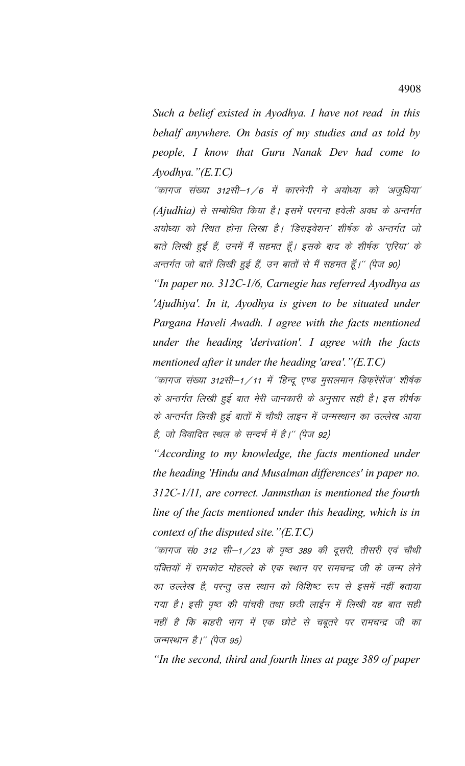*Such a belief existed in Ayodhya. I have not read in this behalf anywhere. On basis of my studies and as told by people, I know that Guru Nanak Dev had come to Ayodhya."(E.T.C)*

''कागज संख्या 312सी–1/6 में कारनेगी ने अयोध्या को 'अजुधिया' (Ajudhia) से सम्बोधित किया है। इसमें परगना हवेली अवध के अन्तर्गत अयोध्या को स्थित होना लिखा है। 'डिराइवेशन' शीर्षक के अन्तर्गत जो बाते लिखी हुई हैं, उनमें मैं सहमत हूँ। इसके बाद के शीर्षक 'एरिया' के अन्तर्गत जो बातें लिखी हुई हैं, उन बातों से मैं सहमत हूँ।'' (पेज 90)

*"In paper no. 312C-1/6, Carnegie has referred Ayodhya as 'Ajudhiya'. In it, Ayodhya is given to be situated under Pargana Haveli Awadh. I agree with the facts mentioned under the heading 'derivation'. I agree with the facts mentioned after it under the heading 'area'."(E.T.C)*

''कागज संख्या 312सी–1/11 में 'हिन्दू एण्ड मुसलमान डिफ़रेंसेंज' शीर्षक के अन्तर्गत लिखी हुई बात मेरी जानकारी के अनुसार सही है। इस शीर्षक के अन्तर्गत लिखी हुई बातों में चौथी लाइन में जन्मस्थान का उल्लेख आया है, जो विवादित स्थल के सन्दर्भ में है।'' (पेज 92)

*"According to my knowledge, the facts mentioned under the heading 'Hindu and Musalman differences' in paper no. 312C-1/11, are correct. Janmsthan is mentioned the fourth line of the facts mentioned under this heading, which is in context of the disputed site."(E.T.C)*

''कागज सं0 312 सी–1/23 के पृष्ठ 389 की दूसरी, तीसरी एवं चौथी पंक्तियों में रामकोट मोहल्ले के एक स्थान पर रामचन्द्र जी के जन्म लेने का उल्लेख है, परन्तु उस स्थान को विशिष्ट रूप से इसमें नहीं बताया गया है। इसी पृष्ठ की पांचवी तथा छठी लाईन में लिखी यह बात सही नहीं है कि बाहरी भाग में एक छोटे से चबूतरे पर रामचन्द्र जी का जन्मस्थान है।'' (पेज 95)

*"In the second, third and fourth lines at page 389 of paper*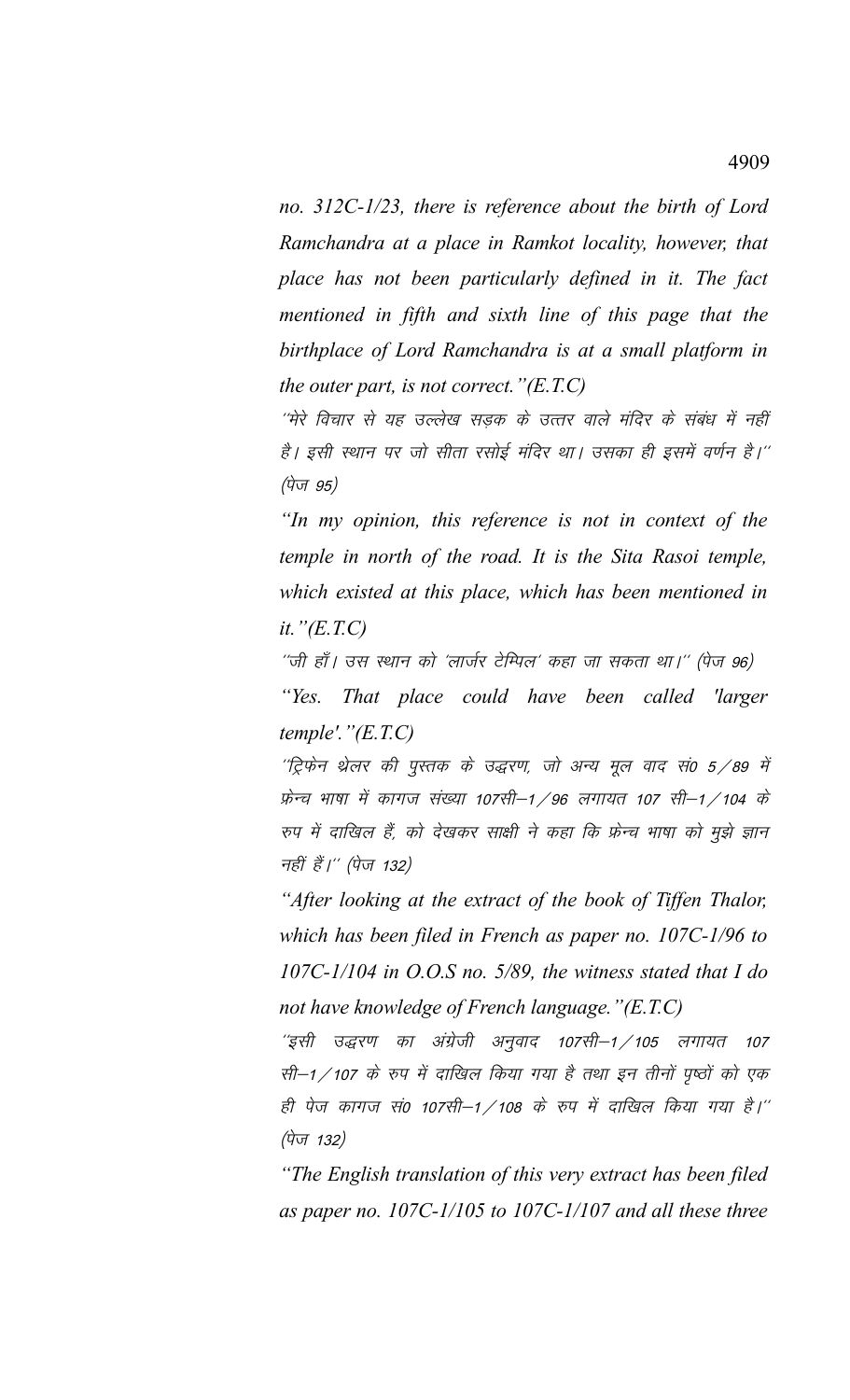*no. 312C-1/23, there is reference about the birth of Lord Ramchandra at a place in Ramkot locality, however, that place has not been particularly defined in it. The fact mentioned in fifth and sixth line of this page that the birthplace of Lord Ramchandra is at a small platform in the outer part, is not correct."(E.T.C)*

*"मेरे विचार से यह उल्लेख सड़क के उत्तर वाले मंदिर के संबंध में नहीं है। इसी स्थान पर जो सीता रसोई मंदिर था। उसका ही इसमें वर्णन है।" (पेज 95)*

*"In my opinion, this reference is not in context of the temple in north of the road. It is the Sita Rasoi temple, which existed at this place, which has been mentioned in it."(E.T.C)*

*"जी हाँ। उस स्थान को 'लार्जर टेम्पिल' कहा जा सकता था।" (पेज 96)*

*"Yes. That place could have been called 'larger temple'."(E.T.C)*

*"ट्रिफेन थेलर की पुस्तक के उद्धरण, जो अन्य मूल वाद सं0 5/89 में फ्रेन्च भाषा में कागज संख्या 107सी–1/96 लगायत 107 सी–1/104 के रुप में दाखिल हैं, को देखकर साक्षी ने कहा कि फ्रेन्च भाषा को मुझे ज्ञान नहीं हैं।" (पेज 132)*

*"After looking at the extract of the book of Tiffen Thalor, which has been filed in French as paper no. 107C-1/96 to 107C-1/104 in O.O.S no. 5/89, the witness stated that I do not have knowledge of French language."(E.T.C)*

*"इसी उद्धरण का अंग्रेजी अनुवाद 107सी–1/105 लगायत 107 सी–1/107 के रुप में दाखिल किया गया है तथा इन तीनों पृष्ठों को एक ही पेज कागज सं0 107सी–1/108 के रुप में दाखिल किया गया है।" (पेज 132)*

*"The English translation of this very extract has been filed as paper no. 107C-1/105 to 107C-1/107 and all these three*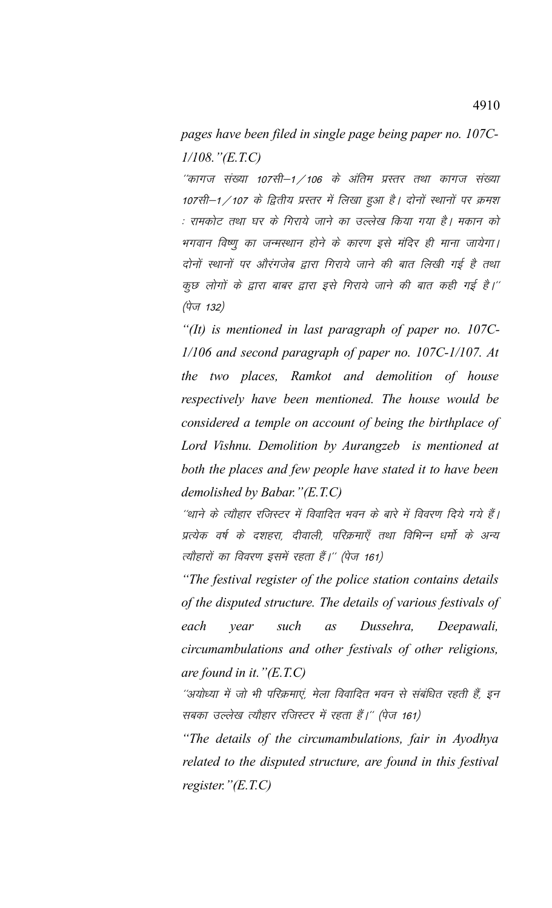*pages have been filed in single page being paper no. 107C-1/108."(E.T.C)*

"कागज संख्या 107सी–1/106 के अंतिम प्रस्तर तथा कागज संख्या 107सी–1/107 के द्वितीय प्रस्तर में लिखा हुआ है। दोनों स्थानों पर क्रमश : रामकोट तथा घर के गिराये जाने का उल्लेख किया गया है। मकान को भगवान विष्णु का जन्मस्थान होने के कारण इसे मंदिर ही माना जायेगा। दोनों स्थानों पर औरंगजेब द्वारा गिराये जाने की बात लिखी गई है तथा कुछ लोगों के द्वारा बाबर द्वारा इसे गिराये जाने की बात कही गई है।" (पेज 132)

*"(It) is mentioned in last paragraph of paper no. 107C-1/106 and second paragraph of paper no. 107C-1/107. At the two places, Ramkot and demolition of house respectively have been mentioned. The house would be considered a temple on account of being the birthplace of Lord Vishnu. Demolition by Aurangzeb is mentioned at both the places and few people have stated it to have been demolished by Babar."(E.T.C)*

"थाने के त्यौहार रजिस्टर में विवादित भवन के बारे में विवरण दिये गये हैं। प्रत्येक वर्ष के दशहरा, दीवाली, परिक्रमाएँ तथा विभिन्न धर्मो के अन्य त्यौहारों का विवरण इसमें रहता हैं।" (पेज 161)

*"The festival register of the police station contains details of the disputed structure. The details of various festivals of each year such as Dussehra, Deepawali, circumambulations and other festivals of other religions, are found in it."(E.T.C)*

"अयोध्या में जो भी परिक्रमाएं, मेला विवादित भवन से संबंधित रहती हैं, इन सबका उल्लेख त्यौहार रजिस्टर में रहता हैं।" (पेज 161)

*"The details of the circumambulations, fair in Ayodhya related to the disputed structure, are found in this festival register."(E.T.C)*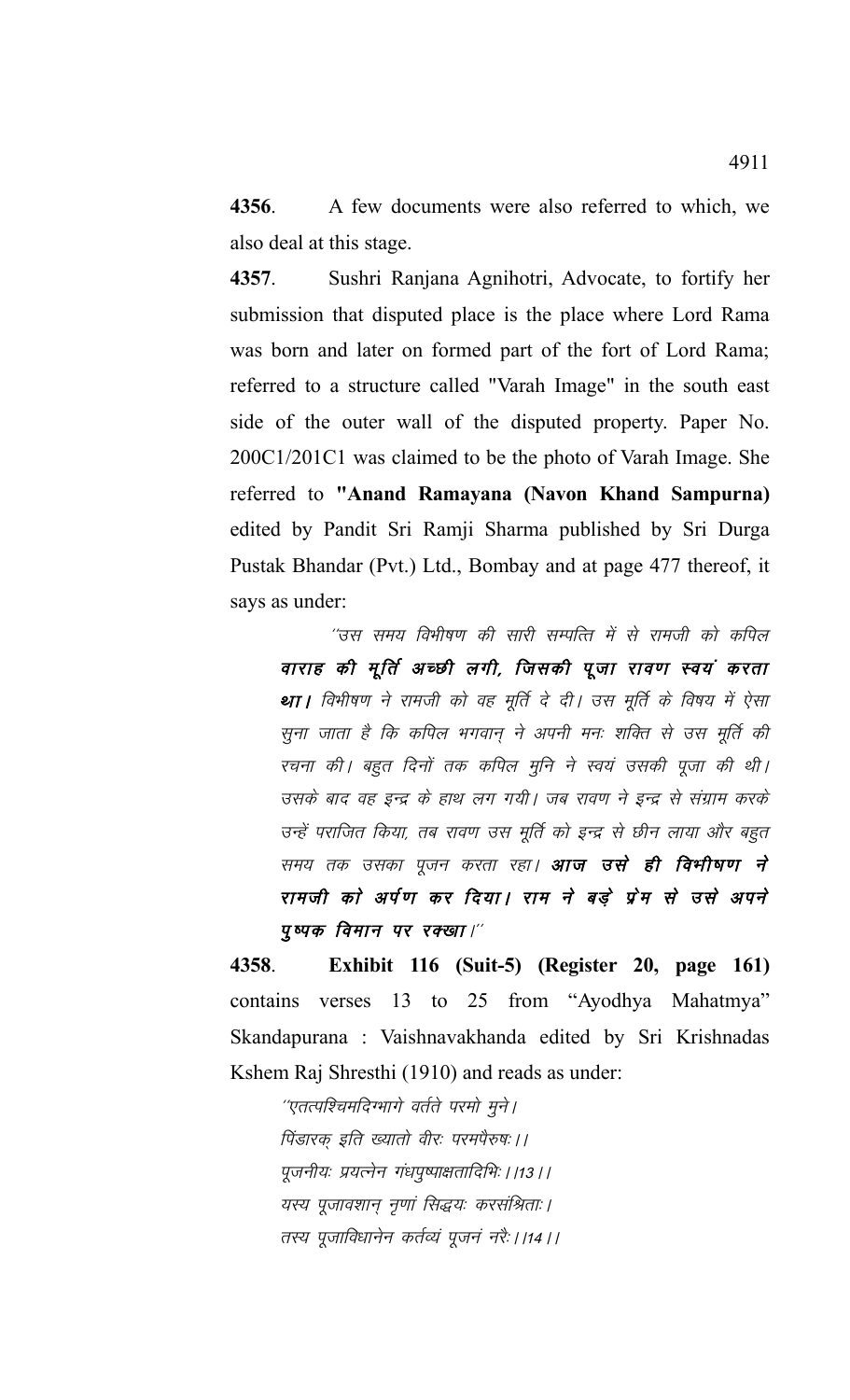**4356**. A few documents were also referred to which, we also deal at this stage.

**4357**. Sushri Ranjana Agnihotri, Advocate, to fortify her submission that disputed place is the place where Lord Rama was born and later on formed part of the fort of Lord Rama; referred to a structure called "Varah Image" in the south east side of the outer wall of the disputed property. Paper No. 200C1/201C1 was claimed to be the photo of Varah Image. She referred to **"Anand Ramayana (Navon Khand Sampurna)** edited by Pandit Sri Ramji Sharma published by Sri Durga Pustak Bhandar (Pvt.) Ltd., Bombay and at page 477 thereof, it says as under:

> ''उस समय विभीषण की सारी सम्पत्ति में से रामजी को कपिल ***वाराह की मूर्ति अच्छी लगी, जिसकी पूजा रावण स्वयं करता था।*** विभीषण ने रामजी को वह मूर्ति दे दी। उस मूर्ति के विषय में ऐसा सुना जाता है कि कपिल भगवान् ने अपनी मनः शक्ति से उस मूर्ति की रचना की। बहुत दिनों तक कपिल मुनि ने स्वयं उसकी पूजा की थी। उसके बाद वह इन्द्र के हाथ लग गयी। जब रावण ने इन्द्र से संग्राम करके उन्हें पराजित किया, तब रावण उस मूर्ति को इन्द्र से छीन लाया और बहुत समय तक उसका पूजन करता रहा। ***आज उसे ही विभीषण ने रामजी को अर्पण कर दिया। राम ने बड़े प्रेम से उसे अपने पुष्पक विमान पर रक्खा।''***

**4358**. **Exhibit 116 (Suit-5) (Register 20, page 161)** contains verses 13 to 25 from "Ayodhya Mahatmya" Skandapurana : Vaishnavakhanda edited by Sri Krishnadas Kshem Raj Shresthi (1910) and reads as under:

> ''एतत्पश्चिमदिग्भागे वर्तते परमो मुने।
> पिंडारक् इति ख्यातो वीरः परमपैरुषः।।
> पूजनीयः प्रयत्नेन गंधपुष्पाक्षतादिभिः।।13।।
> यस्य पूजावशान् नृणां सिद्धयः करसंश्रिताः।
> तस्य पूजाविधानेन कर्तव्यं पूजनं नरैः।।14।।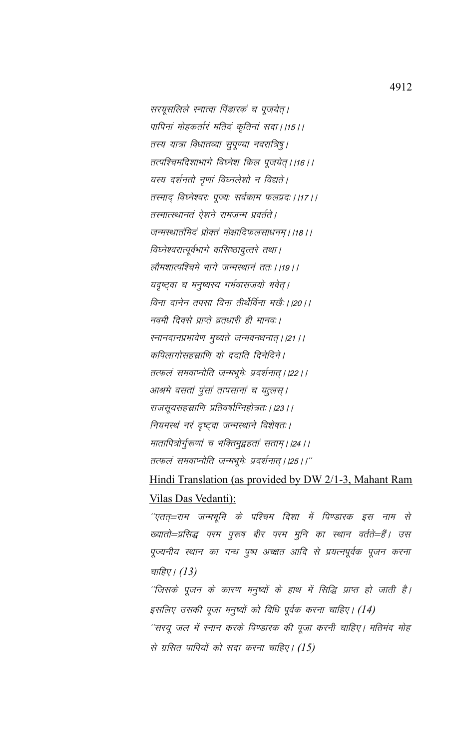सरयूसलिले स्नात्वा पिंडारकं च पूजयेत्।
पापिनां मोहकर्तारं मतिदं कृतिनां सदा।।15।।
तस्य यात्रा विधातव्या सुपूण्या नवरात्रिषु।
तत्पश्चिमदिशाभागे विघ्नेश किल पूजयेत्।।16।।
यस्य दर्शनतो नृणां विघ्नलेशो न विद्यते।
तस्माद् विघ्नेश्वरः पूज्यः सर्वकाम फलप्रदः।।17।।
तस्मात्स्थानतं ऐशने रामजन्म प्रवर्तते।
जन्मस्थातंमिदं प्रोक्तं मोक्षादिफलसाधनम्।।18।।
विघ्नेश्वरात्पूर्वभागे वासिष्ठादुत्तरे तथा।
लौमशात्पश्चिमे भागे जन्मस्थानं ततः।।19।।
यदृष्ट्वा च मनुष्यस्य गर्भवासजयो भवेत्।
विना दानेन तपसा विना तीर्थैर्विना मखैः।।20।।
नवमी दिवसे प्राप्ते व्रतधारी ही मानवः।
स्नानदानप्रभावेण मुच्यते जन्मवनधनात्।।21।।
कपिलागोसहस्राणि यो ददाति दिनेदिने।
तत्फलं समवाप्नोति जन्मभूमेः प्रदर्शनात्।।22।।
आश्रमे वसतां पुंसां तापसानां च यत्लस्।
राजसूयसहस्राणि प्रतिवर्षाग्निहोत्रतः।।23।।
नियमस्थं नरं दृष्ट्वा जन्मस्थाने विशेषतः।
मातापित्रोर्गुरूणां च भक्तिमुद्वहतां सताम्।।24।।
तत्फलं समवाप्नोति जन्मभूमेः प्रदर्शनात्।।25।।''

<u>Hindi Translation (as provided by DW 2/1-3, Mahant Ram Vilas Das Vedanti):</u>

''एतत्=राम जन्मभूमि के पश्चिम दिशा में पिण्डारक इस नाम से ख्यातो=प्रसिद्ध परम पुरूष बीर परम मुनि का स्थान वर्तते=हैं। उस पूज्यनीय स्थान का गन्ध पुष्प अक्षत आदि से प्रयत्नपूर्वक पूजन करना चाहिए। *(13)*

''जिसके पूजन के कारण मनुष्यों के हाथ में सिद्धि प्राप्त हो जाती है। इसलिए उसकी पूजा मनुष्यों को विधि पूर्वक करना चाहिए। *(14)*

''सरयू जल में स्नान करके पिण्डारक की पूजा करनी चाहिए। मतिमंद मोह से ग्रसित पापियों को सदा करना चाहिए। *(15)*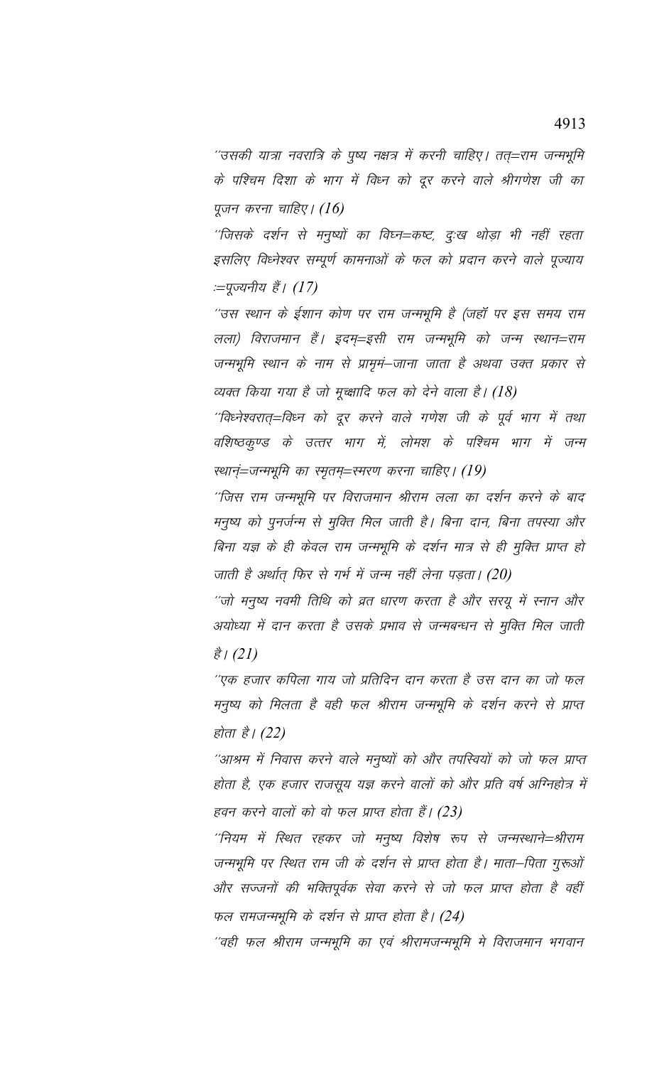*''उसकी यात्रा नवरात्रि के पुष्य नक्षत्र में करनी चाहिए। तत्=राम जन्मभूमि के पश्चिम दिशा के भाग में विघ्न को दूर करने वाले श्रीगणेश जी का पूजन करना चाहिए। (16)*

*''जिसके दर्शन से मनुष्यों का विघ्न=कष्ट, दुःख थोड़ा भी नहीं रहता इसलिए विघ्नेश्वर सम्पूर्ण कामनाओं के फल को प्रदान करने वाले पूज्याय :=पूज्यनीय हैं। (17)*

*''उस स्थान के ईशान कोण पर राम जन्मभूमि है (जहाँ पर इस समय राम लला) विराजमान हैं। इदम्=इसी राम जन्मभूमि को जन्म स्थान=राम जन्मभूमि स्थान के नाम से प्रामृमं–जाना जाता है अथवा उक्त प्रकार से व्यक्त किया गया है जो मूक्षादि फल को देने वाला है। (18)*

*''विघ्नेश्वरात्=विघ्न को दूर करने वाले गणेश जी के पूर्व भाग में तथा वशिष्ठकुण्ड के उत्तर भाग में, लोमश के पश्चिम भाग में जन्म स्थानं=जन्मभूमि का स्मृतम्=स्मरण करना चाहिए। (19)*

*''जिस राम जन्मभूमि पर विराजमान श्रीराम लला का दर्शन करने के बाद मनुष्य को पुनर्जन्म से मुक्ति मिल जाती है। बिना दान, बिना तपस्या और बिना यज्ञ के ही केवल राम जन्मभूमि के दर्शन मात्र से ही मुक्ति प्राप्त हो जाती है अर्थात् फिर से गर्भ में जन्म नहीं लेना पड़ता। (20)*

*''जो मनुष्य नवमी तिथि को व्रत धारण करता है और सरयू में स्नान और अयोध्या में दान करता है उसके प्रभाव से जन्मबन्धन से मुक्ति मिल जाती है। (21)*

*''एक हजार कपिला गाय जो प्रतिदिन दान करता है उस दान का जो फल मनुष्य को मिलता है वही फल श्रीराम जन्मभूमि के दर्शन करने से प्राप्त होता है। (22)*

*''आश्रम में निवास करने वाले मनुष्यों को और तपस्वियों को जो फल प्राप्त होता है, एक हजार राजसूय यज्ञ करने वालों को और प्रति वर्ष अग्निहोत्र में हवन करने वालों को वो फल प्राप्त होता हैं। (23)*

*''नियम में स्थित रहकर जो मनुष्य विशेष रूप से जन्मस्थाने=श्रीराम जन्मभूमि पर स्थित राम जी के दर्शन से प्राप्त होता है। माता–पिता गुरूओं और सज्जनों की भक्तिपूर्वक सेवा करने से जो फल प्राप्त होता है वहीं फल रामजन्मभूमि के दर्शन से प्राप्त होता है। (24)*

*''वही फल श्रीराम जन्मभूमि का एवं श्रीरामजन्मभूमि मे विराजमान भगवान*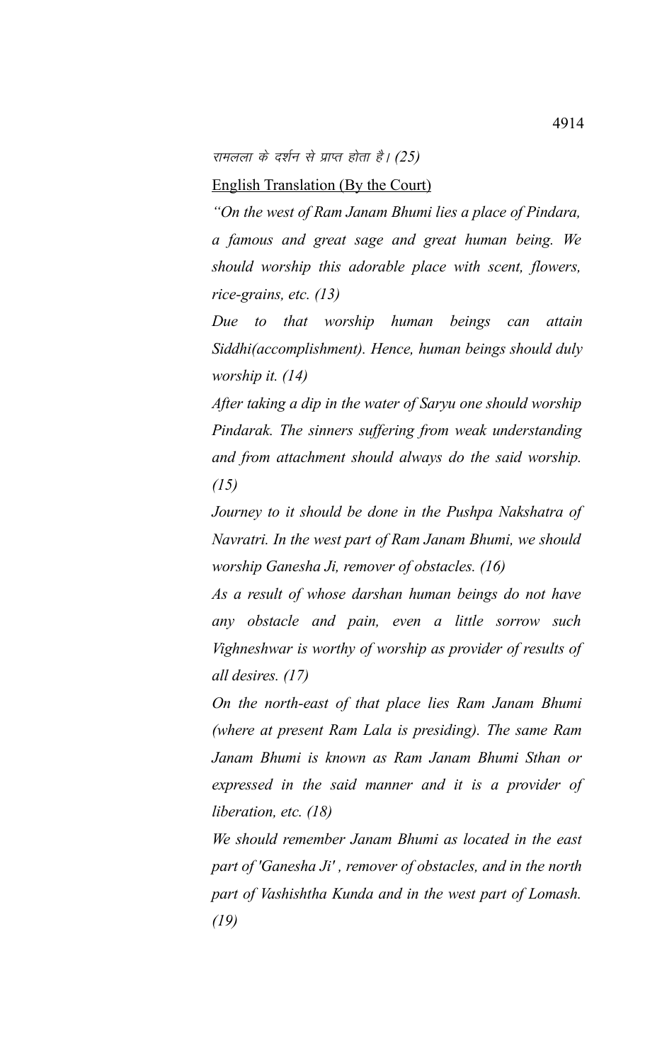रामलला के दर्शन से प्राप्त होता है। (25)

<u>English Translation (By the Court)</u>

*"On the west of Ram Janam Bhumi lies a place of Pindara, a famous and great sage and great human being. We should worship this adorable place with scent, flowers, rice-grains, etc. (13)*

*Due to that worship human beings can attain Siddhi(accomplishment). Hence, human beings should duly worship it. (14)*

*After taking a dip in the water of Saryu one should worship Pindarak. The sinners suffering from weak understanding and from attachment should always do the said worship. (15)*

*Journey to it should be done in the Pushpa Nakshatra of Navratri. In the west part of Ram Janam Bhumi, we should worship Ganesha Ji, remover of obstacles. (16)*

*As a result of whose darshan human beings do not have any obstacle and pain, even a little sorrow such Vighneshwar is worthy of worship as provider of results of all desires. (17)*

*On the north-east of that place lies Ram Janam Bhumi (where at present Ram Lala is presiding). The same Ram Janam Bhumi is known as Ram Janam Bhumi Sthan or expressed in the said manner and it is a provider of liberation, etc. (18)*

*We should remember Janam Bhumi as located in the east part of 'Ganesha Ji' , remover of obstacles, and in the north part of Vashishtha Kunda and in the west part of Lomash. (19)*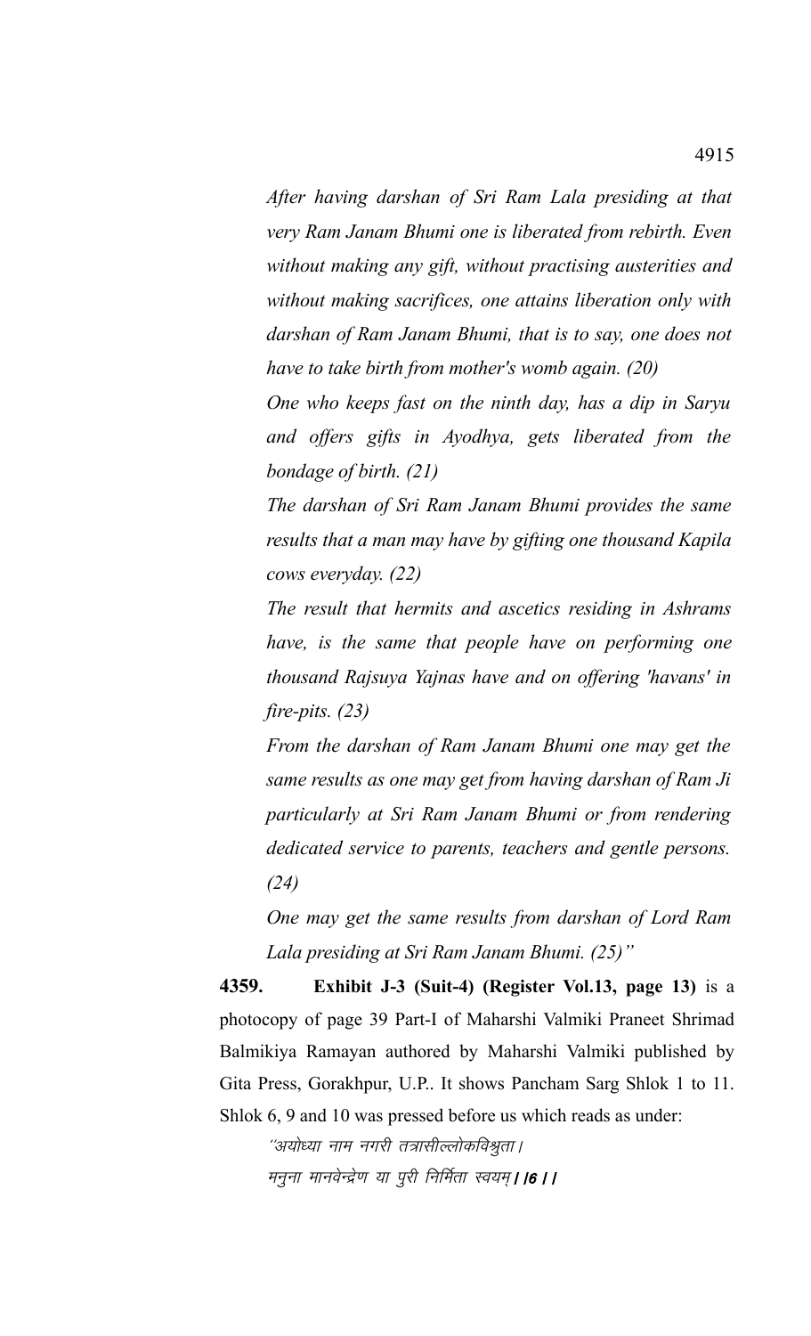*After having darshan of Sri Ram Lala presiding at that very Ram Janam Bhumi one is liberated from rebirth. Even without making any gift, without practising austerities and without making sacrifices, one attains liberation only with darshan of Ram Janam Bhumi, that is to say, one does not have to take birth from mother's womb again. (20)*

*One who keeps fast on the ninth day, has a dip in Saryu and offers gifts in Ayodhya, gets liberated from the bondage of birth. (21)*

*The darshan of Sri Ram Janam Bhumi provides the same results that a man may have by gifting one thousand Kapila cows everyday. (22)*

*The result that hermits and ascetics residing in Ashrams have, is the same that people have on performing one thousand Rajsuya Yajnas have and on offering 'havans' in fire-pits. (23)*

*From the darshan of Ram Janam Bhumi one may get the same results as one may get from having darshan of Ram Ji particularly at Sri Ram Janam Bhumi or from rendering dedicated service to parents, teachers and gentle persons. (24)*

*One may get the same results from darshan of Lord Ram Lala presiding at Sri Ram Janam Bhumi. (25)"*

**4359. Exhibit J-3 (Suit-4) (Register Vol.13, page 13)** is a photocopy of page 39 Part-I of Maharshi Valmiki Praneet Shrimad Balmikiya Ramayan authored by Maharshi Valmiki published by Gita Press, Gorakhpur, U.P.. It shows Pancham Sarg Shlok 1 to 11. Shlok 6, 9 and 10 was pressed before us which reads as under:

*"अयोध्या नाम नगरी तत्रासील्लोकविश्रुता।*
*मनुना मानवेन्द्रेण या पुरी निर्मिता स्वयम् ।।6।।*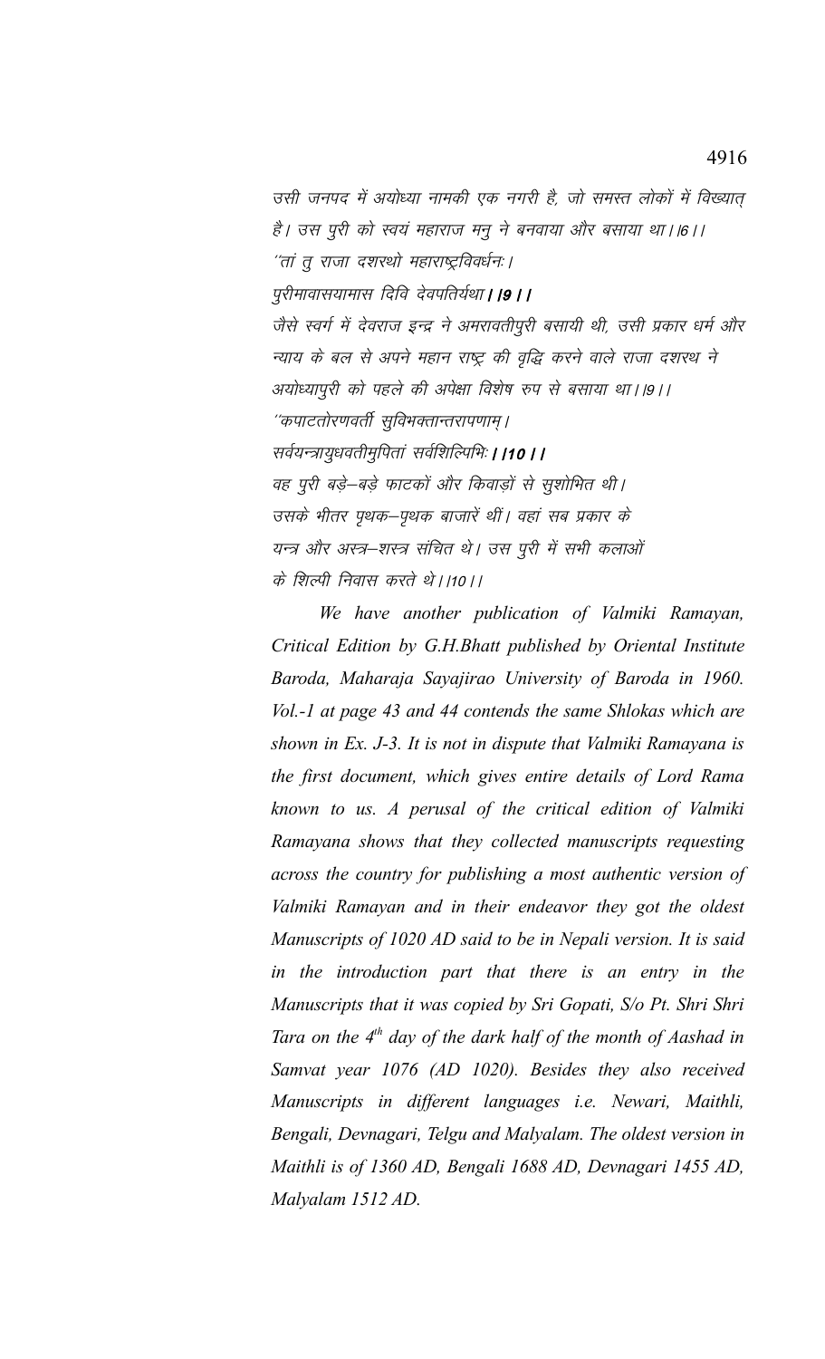*उसी जनपद में अयोध्या नामकी एक नगरी है, जो समस्त लोकों में विख्यात् है। उस पुरी को स्वयं महाराज मनु ने बनवाया और बसाया था।।6।।*

*''तां तु राजा दशरथो महाराष्ट्रविवर्धनः।*

*पुरीमावासयामास दिवि देवपतिर्यथा **।।9।।***

*जैसे स्वर्ग में देवराज इन्द्र ने अमरावतीपुरी बसायी थी, उसी प्रकार धर्म और न्याय के बल से अपने महान राष्ट्र की वृद्धि करने वाले राजा दशरथ ने अयोध्यापुरी को पहले की अपेक्षा विशेष रुप से बसाया था।।9।।*

*''कपाटतोरणवतीं सुविभक्तान्तरापणाम्।*

*सर्वयन्त्रायुधवतीमुषितां सर्वशिल्पिभिः **।।10।।***

*वह पुरी बड़े–बड़े फाटकों और किवाड़ों से सुशोभित थी। उसके भीतर पृथक–पृथक बाजारें थीं। वहां सब प्रकार के यन्त्र और अस्त्र–शस्त्र संचित थे। उस पुरी में सभी कलाओं के शिल्पी निवास करते थे।।10।।*

*We have another publication of Valmiki Ramayan, Critical Edition by G.H.Bhatt published by Oriental Institute Baroda, Maharaja Sayajirao University of Baroda in 1960. Vol.-1 at page 43 and 44 contends the same Shlokas which are shown in Ex. J-3. It is not in dispute that Valmiki Ramayana is the first document, which gives entire details of Lord Rama known to us. A perusal of the critical edition of Valmiki Ramayana shows that they collected manuscripts requesting across the country for publishing a most authentic version of Valmiki Ramayan and in their endeavor they got the oldest Manuscripts of 1020 AD said to be in Nepali version. It is said in the introduction part that there is an entry in the Manuscripts that it was copied by Sri Gopati, S/o Pt. Shri Shri Tara on the 4th day of the dark half of the month of Aashad in Samvat year 1076 (AD 1020). Besides they also received Manuscripts in different languages i.e. Newari, Maithli, Bengali, Devnagari, Telgu and Malyalam. The oldest version in Maithli is of 1360 AD, Bengali 1688 AD, Devnagari 1455 AD, Malyalam 1512 AD.*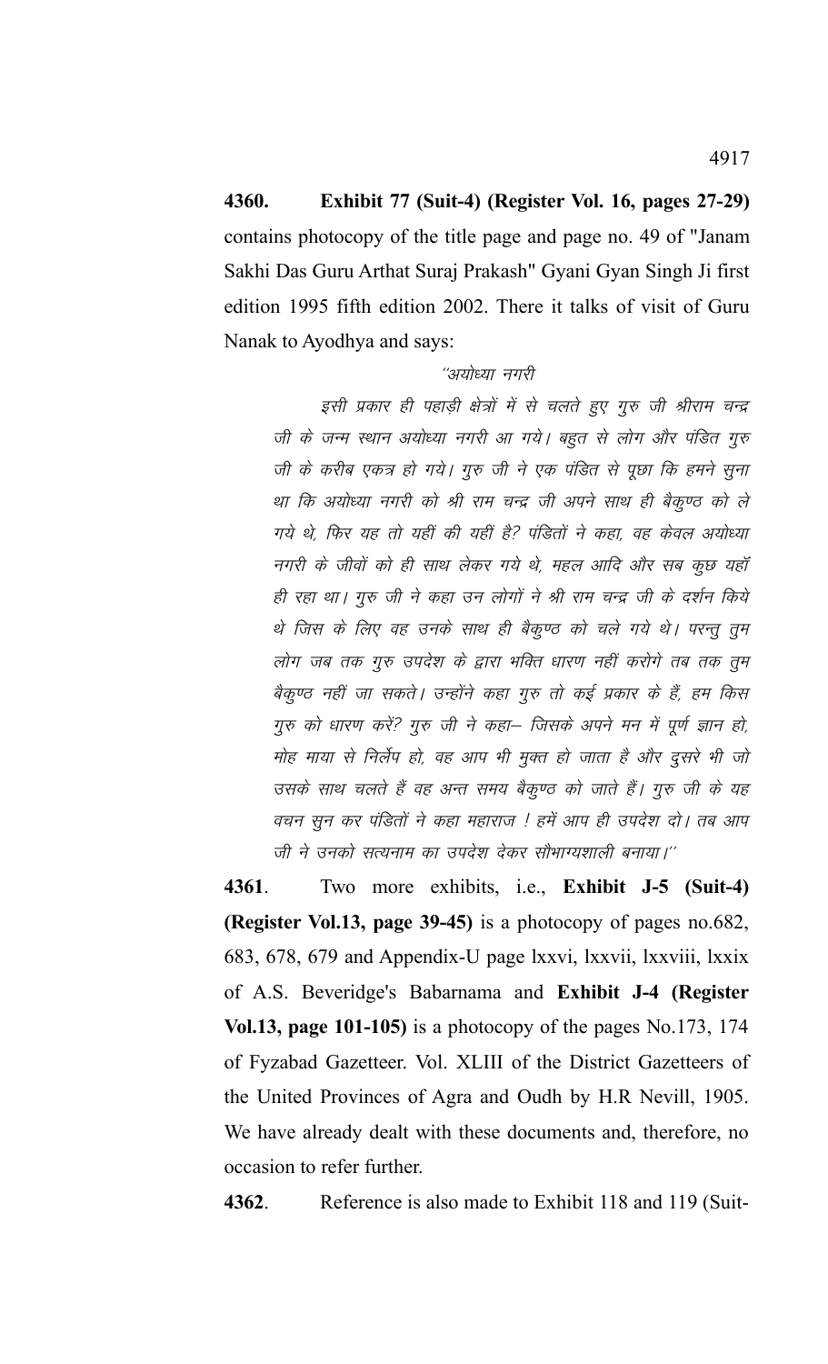**4360. Exhibit 77 (Suit-4) (Register Vol. 16, pages 27-29)** contains photocopy of the title page and page no. 49 of "Janam Sakhi Das Guru Arthat Suraj Prakash" Gyani Gyan Singh Ji first edition 1995 fifth edition 2002. There it talks of visit of Guru Nanak to Ayodhya and says:

> ''अयोध्या नगरी
>
> इसी प्रकार ही पहाड़ी क्षेत्रों में से चलते हुए गुरु जी श्रीराम चन्द्र जी के जन्म स्थान अयोध्या नगरी आ गये। बहुत से लोग और पंडित गुरु जी के करीब एकत्र हो गये। गुरु जी ने एक पंडित से पूछा कि हमने सुना था कि अयोध्या नगरी को श्री राम चन्द्र जी अपने साथ ही बैकुण्ठ को ले गये थे, फिर यह तो यहीं की यहीं है? पंडितों ने कहा, वह केवल अयोध्या नगरी के जीवों को ही साथ लेकर गये थे, महल आदि और सब कुछ यहाँ ही रहा था। गुरु जी ने कहा उन लोगों ने श्री राम चन्द्र जी के दर्शन किये थे जिस के लिए वह उनके साथ ही बैकुण्ठ को चले गये थे। परन्तु तुम लोग जब तक गुरु उपदेश के द्वारा भक्ति धारण नहीं करोगे तब तक तुम बैकुण्ठ नहीं जा सकते। उन्होंने कहा गुरु तो कई प्रकार के हैं, हम किस गुरु को धारण करें? गुरु जी ने कहा– जिसके अपने मन में पूर्ण ज्ञान हो, मोह माया से निर्लेप हो, वह आप भी मुक्त हो जाता है और दूसरे भी जो उसके साथ चलते हैं वह अन्त समय बैकुण्ठ को जाते हैं। गुरु जी के यह वचन सुन कर पंडितों ने कहा महाराज ! हमें आप ही उपदेश दो। तब आप जी ने उनको सत्यनाम का उपदेश देकर सौभाग्यशाली बनाया।''

**4361**. Two more exhibits, i.e., **Exhibit J-5 (Suit-4) (Register Vol.13, page 39-45)** is a photocopy of pages no.682, 683, 678, 679 and Appendix-U page lxxvi, lxxvii, lxxviii, lxxix of A.S. Beveridge's Babarnama and **Exhibit J-4 (Register Vol.13, page 101-105)** is a photocopy of the pages No.173, 174 of Fyzabad Gazetteer. Vol. XLIII of the District Gazetteers of the United Provinces of Agra and Oudh by H.R Nevill, 1905. We have already dealt with these documents and, therefore, no occasion to refer further.

**4362**. Reference is also made to Exhibit 118 and 119 (Suit-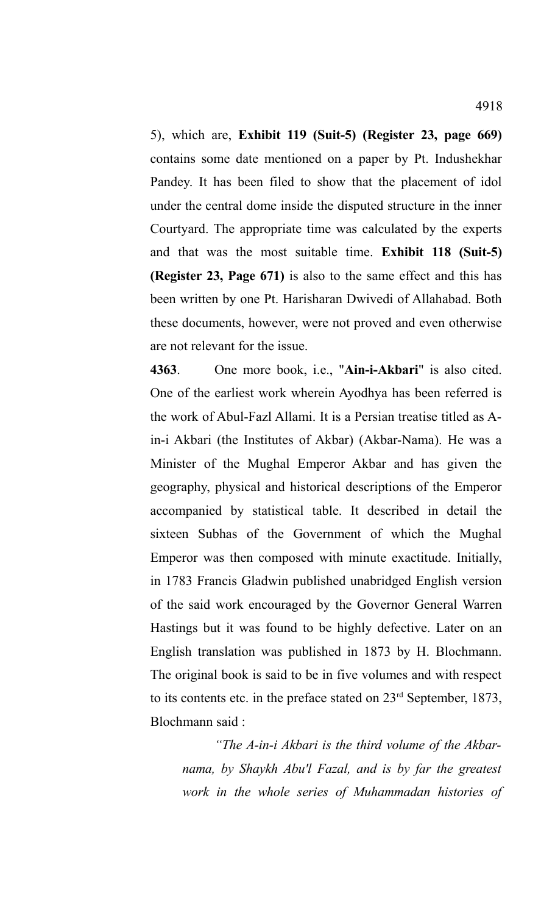5), which are, **Exhibit 119 (Suit-5) (Register 23, page 669)** contains some date mentioned on a paper by Pt. Indushekhar Pandey. It has been filed to show that the placement of idol under the central dome inside the disputed structure in the inner Courtyard. The appropriate time was calculated by the experts and that was the most suitable time. **Exhibit 118 (Suit-5) (Register 23, Page 671)** is also to the same effect and this has been written by one Pt. Harisharan Dwivedi of Allahabad. Both these documents, however, were not proved and even otherwise are not relevant for the issue.

**4363**. One more book, i.e., "**Ain-i-Akbari**" is also cited. One of the earliest work wherein Ayodhya has been referred is the work of Abul-Fazl Allami. It is a Persian treatise titled as A-in-i Akbari (the Institutes of Akbar) (Akbar-Nama). He was a Minister of the Mughal Emperor Akbar and has given the geography, physical and historical descriptions of the Emperor accompanied by statistical table. It described in detail the sixteen Subhas of the Government of which the Mughal Emperor was then composed with minute exactitude. Initially, in 1783 Francis Gladwin published unabridged English version of the said work encouraged by the Governor General Warren Hastings but it was found to be highly defective. Later on an English translation was published in 1873 by H. Blochmann. The original book is said to be in five volumes and with respect to its contents etc. in the preface stated on 23rd September, 1873, Blochmann said :

> *"The A-in-i Akbari is the third volume of the Akbar-nama, by Shaykh Abu'l Fazal, and is by far the greatest work in the whole series of Muhammadan histories of*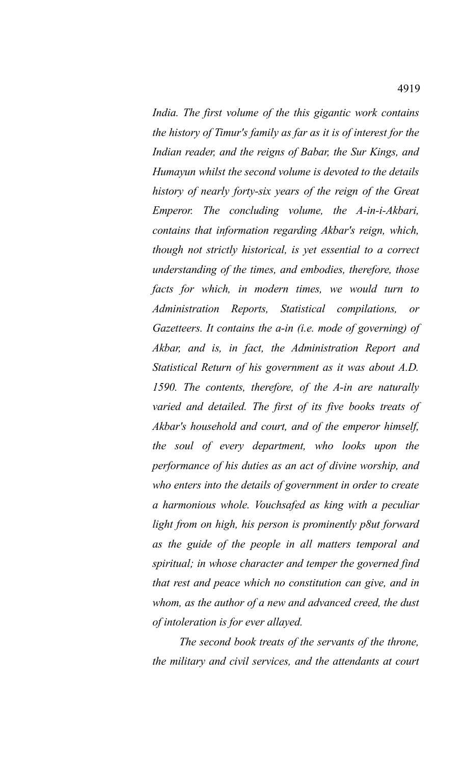*India. The first volume of the this gigantic work contains the history of Timur's family as far as it is of interest for the Indian reader, and the reigns of Babar, the Sur Kings, and Humayun whilst the second volume is devoted to the details history of nearly forty-six years of the reign of the Great Emperor. The concluding volume, the A-in-i-Akbari, contains that information regarding Akbar's reign, which, though not strictly historical, is yet essential to a correct understanding of the times, and embodies, therefore, those facts for which, in modern times, we would turn to Administration Reports, Statistical compilations, or Gazetteers. It contains the a-in (i.e. mode of governing) of Akbar, and is, in fact, the Administration Report and Statistical Return of his government as it was about A.D. 1590. The contents, therefore, of the A-in are naturally varied and detailed. The first of its five books treats of Akbar's household and court, and of the emperor himself, the soul of every department, who looks upon the performance of his duties as an act of divine worship, and who enters into the details of government in order to create a harmonious whole. Vouchsafed as king with a peculiar light from on high, his person is prominently p8ut forward as the guide of the people in all matters temporal and spiritual; in whose character and temper the governed find that rest and peace which no constitution can give, and in whom, as the author of a new and advanced creed, the dust of intoleration is for ever allayed.*

*The second book treats of the servants of the throne, the military and civil services, and the attendants at court*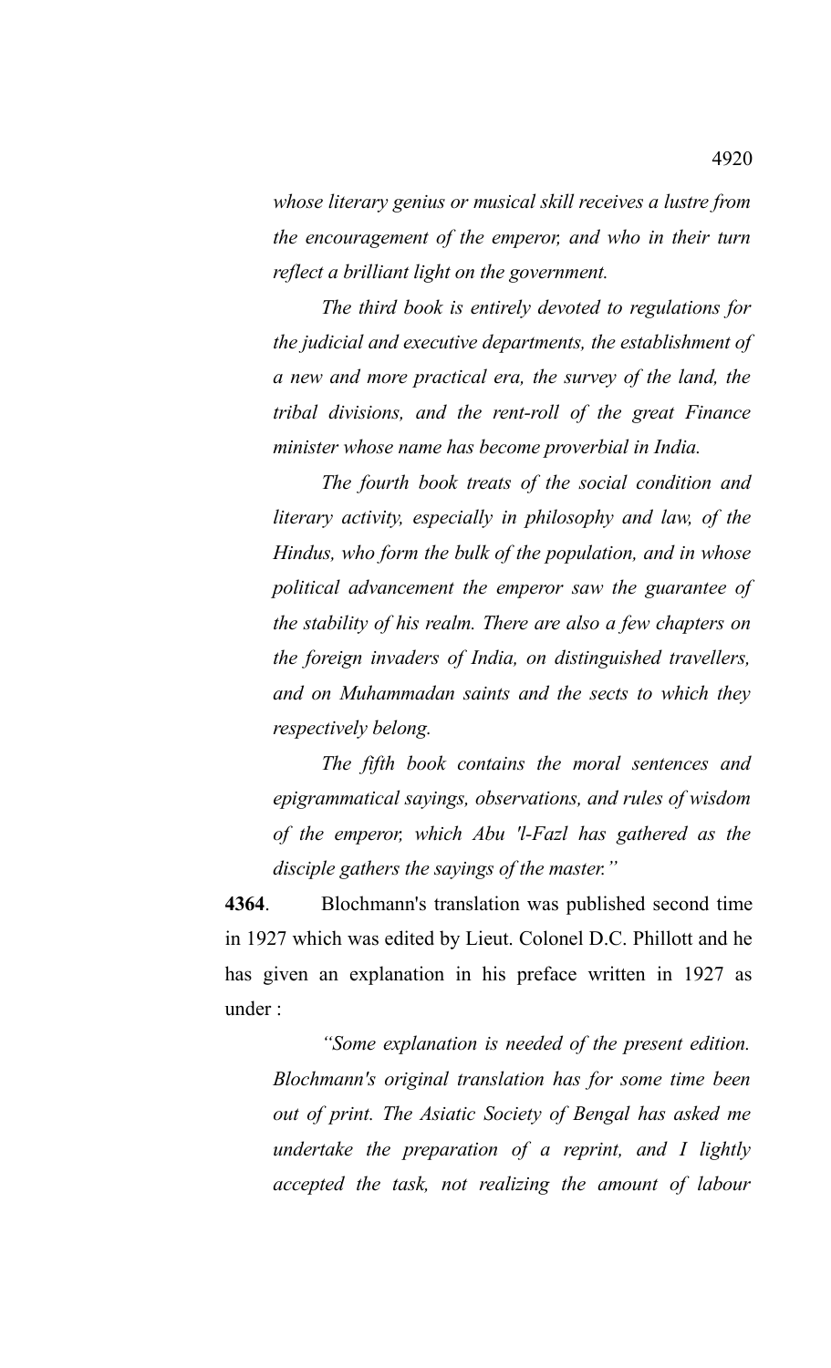*whose literary genius or musical skill receives a lustre from the encouragement of the emperor, and who in their turn reflect a brilliant light on the government.*

*The third book is entirely devoted to regulations for the judicial and executive departments, the establishment of a new and more practical era, the survey of the land, the tribal divisions, and the rent-roll of the great Finance minister whose name has become proverbial in India.*

*The fourth book treats of the social condition and literary activity, especially in philosophy and law, of the Hindus, who form the bulk of the population, and in whose political advancement the emperor saw the guarantee of the stability of his realm. There are also a few chapters on the foreign invaders of India, on distinguished travellers, and on Muhammadan saints and the sects to which they respectively belong.*

*The fifth book contains the moral sentences and epigrammatical sayings, observations, and rules of wisdom of the emperor, which Abu 'l-Fazl has gathered as the disciple gathers the sayings of the master."*

**4364**. Blochmann's translation was published second time in 1927 which was edited by Lieut. Colonel D.C. Phillott and he has given an explanation in his preface written in 1927 as under :

*"Some explanation is needed of the present edition. Blochmann's original translation has for some time been out of print. The Asiatic Society of Bengal has asked me undertake the preparation of a reprint, and I lightly accepted the task, not realizing the amount of labour*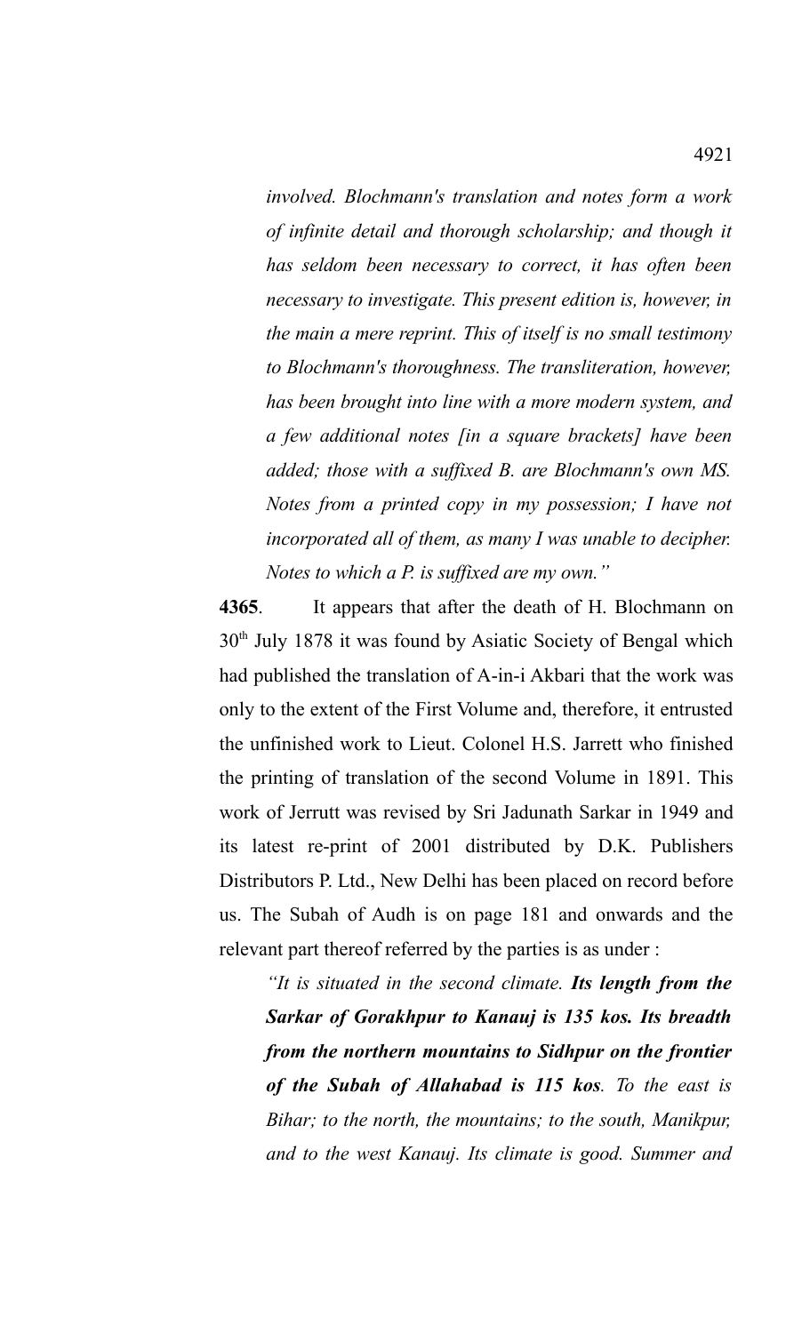*involved. Blochmann's translation and notes form a work of infinite detail and thorough scholarship; and though it has seldom been necessary to correct, it has often been necessary to investigate. This present edition is, however, in the main a mere reprint. This of itself is no small testimony to Blochmann's thoroughness. The transliteration, however, has been brought into line with a more modern system, and a few additional notes [in a square brackets] have been added; those with a suffixed B. are Blochmann's own MS. Notes from a printed copy in my possession; I have not incorporated all of them, as many I was unable to decipher. Notes to which a P. is suffixed are my own."*

**4365**. It appears that after the death of H. Blochmann on 30th July 1878 it was found by Asiatic Society of Bengal which had published the translation of A-in-i Akbari that the work was only to the extent of the First Volume and, therefore, it entrusted the unfinished work to Lieut. Colonel H.S. Jarrett who finished the printing of translation of the second Volume in 1891. This work of Jerrutt was revised by Sri Jadunath Sarkar in 1949 and its latest re-print of 2001 distributed by D.K. Publishers Distributors P. Ltd., New Delhi has been placed on record before us. The Subah of Audh is on page 181 and onwards and the relevant part thereof referred by the parties is as under :

*"It is situated in the second climate. **Its length from the Sarkar of Gorakhpur to Kanauj is 135 kos. Its breadth from the northern mountains to Sidhpur on the frontier of the Subah of Allahabad is 115 kos**. To the east is Bihar; to the north, the mountains; to the south, Manikpur, and to the west Kanauj. Its climate is good. Summer and*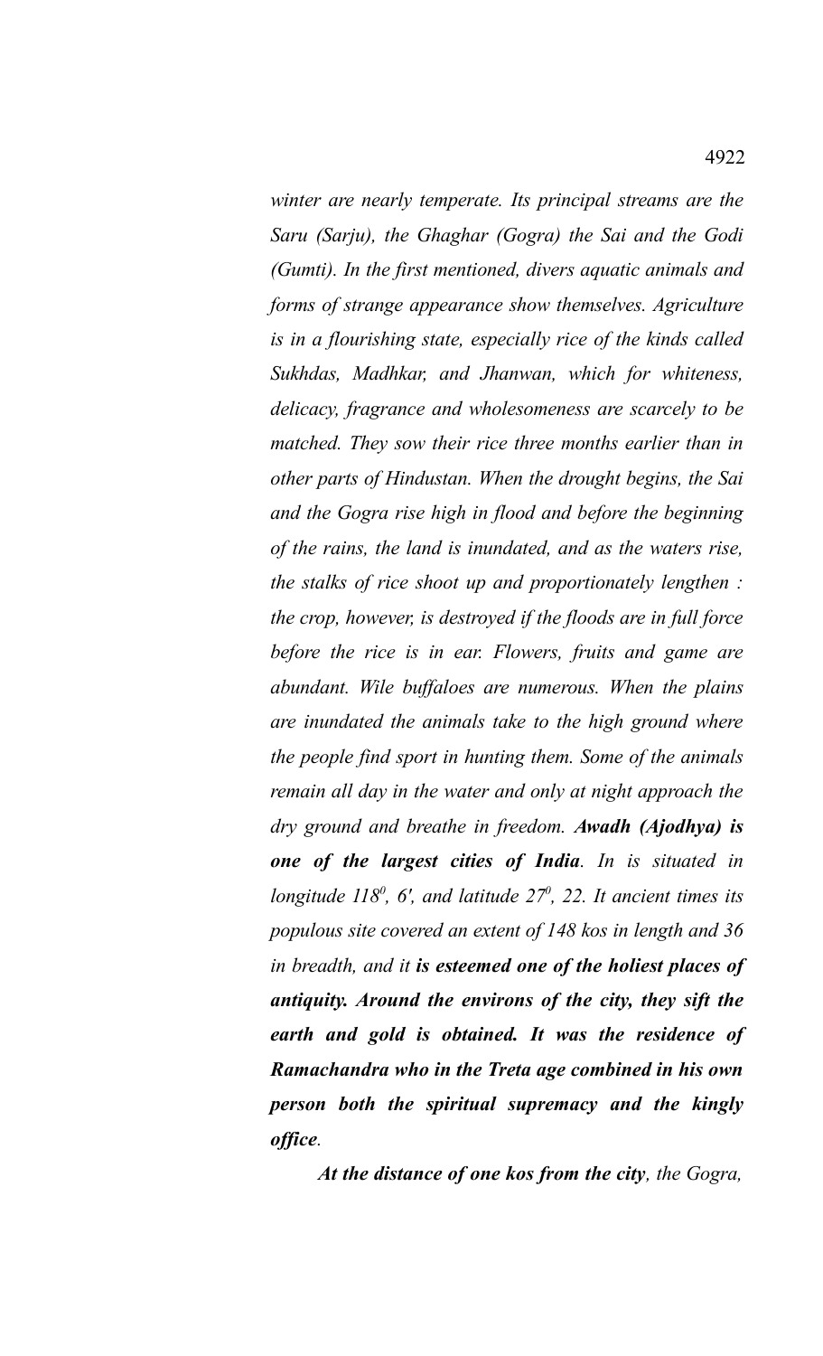*winter are nearly temperate. Its principal streams are the Saru (Sarju), the Ghaghar (Gogra) the Sai and the Godi (Gumti). In the first mentioned, divers aquatic animals and forms of strange appearance show themselves. Agriculture is in a flourishing state, especially rice of the kinds called Sukhdas, Madhkar, and Jhanwan, which for whiteness, delicacy, fragrance and wholesomeness are scarcely to be matched. They sow their rice three months earlier than in other parts of Hindustan. When the drought begins, the Sai and the Gogra rise high in flood and before the beginning of the rains, the land is inundated, and as the waters rise, the stalks of rice shoot up and proportionately lengthen : the crop, however, is destroyed if the floods are in full force before the rice is in ear. Flowers, fruits and game are abundant. Wile buffaloes are numerous. When the plains are inundated the animals take to the high ground where the people find sport in hunting them. Some of the animals remain all day in the water and only at night approach the dry ground and breathe in freedom.* ***Awadh (Ajodhya) is one of the largest cities of India****. In is situated in longitude 118$^0$, 6', and latitude 27$^0$, 22. It ancient times its populous site covered an extent of 148 kos in length and 36 in breadth, and it* ***is esteemed one of the holiest places of antiquity. Around the environs of the city, they sift the earth and gold is obtained. It was the residence of Ramachandra who in the Treta age combined in his own person both the spiritual supremacy and the kingly office****.*

***At the distance of one kos from the city****, the Gogra,*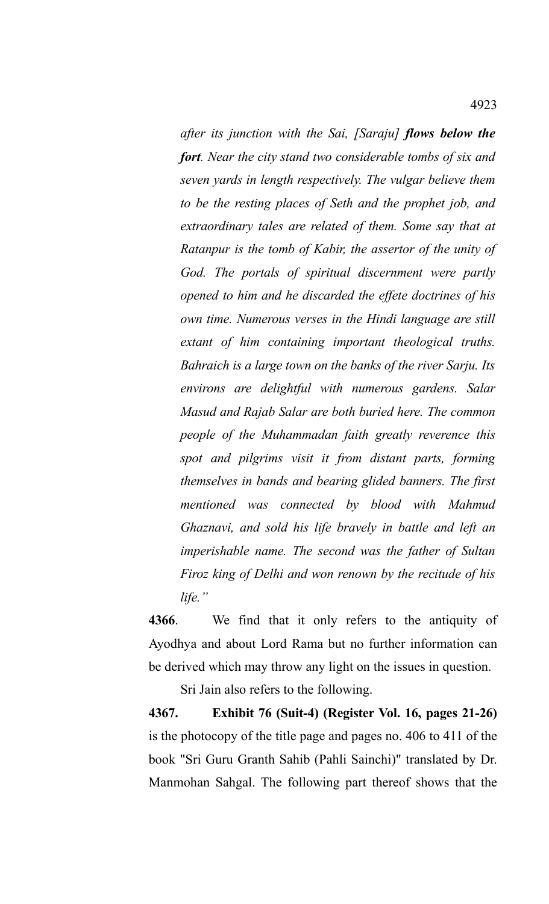*after its junction with the Sai, [Saraju]* ***flows below the fort****. Near the city stand two considerable tombs of six and seven yards in length respectively. The vulgar believe them to be the resting places of Seth and the prophet job, and extraordinary tales are related of them. Some say that at Ratanpur is the tomb of Kabir, the assertor of the unity of God. The portals of spiritual discernment were partly opened to him and he discarded the effete doctrines of his own time. Numerous verses in the Hindi language are still extant of him containing important theological truths. Bahraich is a large town on the banks of the river Sarju. Its environs are delightful with numerous gardens. Salar Masud and Rajab Salar are both buried here. The common people of the Muhammadan faith greatly reverence this spot and pilgrims visit it from distant parts, forming themselves in bands and bearing glided banners. The first mentioned was connected by blood with Mahmud Ghaznavi, and sold his life bravely in battle and left an imperishable name. The second was the father of Sultan Firoz king of Delhi and won renown by the recitude of his life."*

**4366**. We find that it only refers to the antiquity of Ayodhya and about Lord Rama but no further information can be derived which may throw any light on the issues in question.

Sri Jain also refers to the following.

**4367. Exhibit 76 (Suit-4) (Register Vol. 16, pages 21-26)** is the photocopy of the title page and pages no. 406 to 411 of the book "Sri Guru Granth Sahib (Pahli Sainchi)" translated by Dr. Manmohan Sahgal. The following part thereof shows that the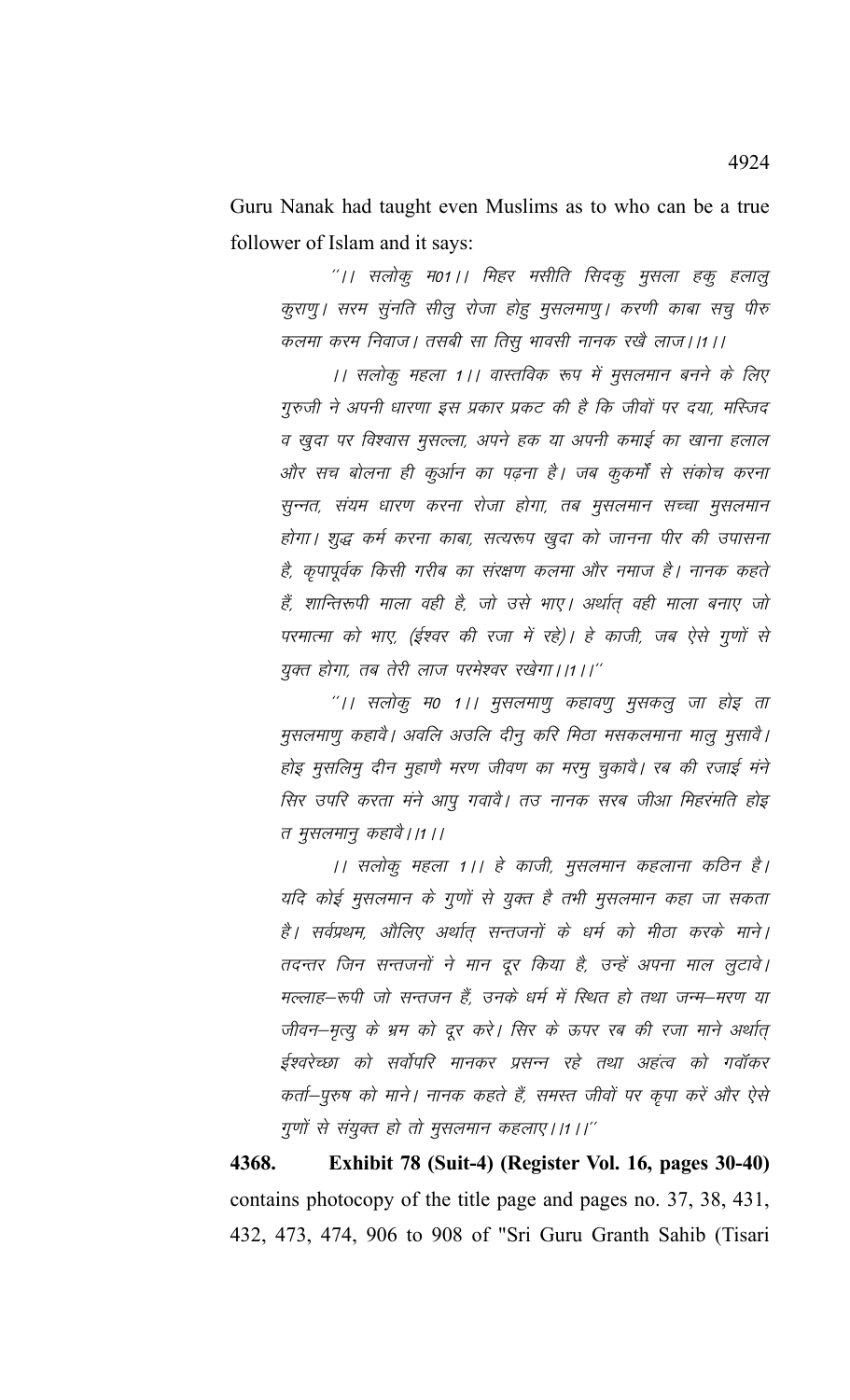Guru Nanak had taught even Muslims as to who can be a true follower of Islam and it says:

> *"।। सलोकु म01।। मिहर मसीति सिदकु मुसला हकु हलालु कुराणु। सरम सुंनति सीलु रोजा होहु मुसलमाणु। करणी काबा सचु पीरु कलमा करम निवाज। तसबी सा तिसु भावसी नानक रखै लाज।।1।।*
>
> *।। सलोकु महला 1।। वास्तविक रूप में मुसलमान बनने के लिए गुरुजी ने अपनी धारणा इस प्रकार प्रकट की है कि जीवों पर दया, मस्जिद व खुदा पर विश्वास मुसल्ला, अपने हक या अपनी कमाई का खाना हलाल और सच बोलना ही कुर्आन का पढ़ना है। जब कुकर्मों से संकोच करना सुन्नत, संयम धारण करना रोजा होगा, तब मुसलमान सच्चा मुसलमान होगा। शुद्ध कर्म करना काबा, सत्यरूप खुदा को जानना पीर की उपासना है, कृपापूर्वक किसी गरीब का संरक्षण कलमा और नमाज है। नानक कहते हैं, शान्तिरूपी माला वही है, जो उसे भाए। अर्थात् वही माला बनाए जो परमात्मा को भाए, (ईश्वर की रजा में रहे)। हे काजी, जब ऐसे गुणों से युक्त होगा, तब तेरी लाज परमेश्वर रखेगा।।1।।"*
>
> *"।। सलोकु म0 1।। मुसलमाणु कहावणु मुसकलु जा होइ ता मुसलमाणु कहावै। अवलि अउलि दीनु करि मिठा मसकलमाना मालु मुसावै। होइ मुसलिमु दीन मुहाणै मरण जीवण का मरमु चुकावै। रब की रजाई मंने सिर उपरि करता मंने आपु गवावै। तउ नानक सरब जीआ मिहरंमति होइ त मुसलमानु कहावै।।1।।*
>
> *।। सलोकु महला 1।। हे काजी, मुसलमान कहलाना कठिन है। यदि कोई मुसलमान के गुणों से युक्त है तभी मुसलमान कहा जा सकता है। सर्वप्रथम, औलिए अर्थात् सन्तजनों के धर्म को मीठा करके माने। तदन्तर जिन सन्तजनों ने मान दूर किया है, उन्हें अपना माल लुटावे। मल्लाह–रूपी जो सन्तजन हैं, उनके धर्म में स्थित हो तथा जन्म–मरण या जीवन–मृत्यु के भ्रम को दूर करे। सिर के ऊपर रब की रजा माने अर्थात् ईश्वरेच्छा को सर्वोपरि मानकर प्रसन्न रहे तथा अहंत्व को गवॉकर कर्ता–पुरुष को माने। नानक कहते हैं, समस्त जीवों पर कृपा करें और ऐसे गुणों से संयुक्त हो तो मुसलमान कहलाए।।1।।"*

**4368. Exhibit 78 (Suit-4) (Register Vol. 16, pages 30-40)** contains photocopy of the title page and pages no. 37, 38, 431, 432, 473, 474, 906 to 908 of "Sri Guru Granth Sahib (Tisari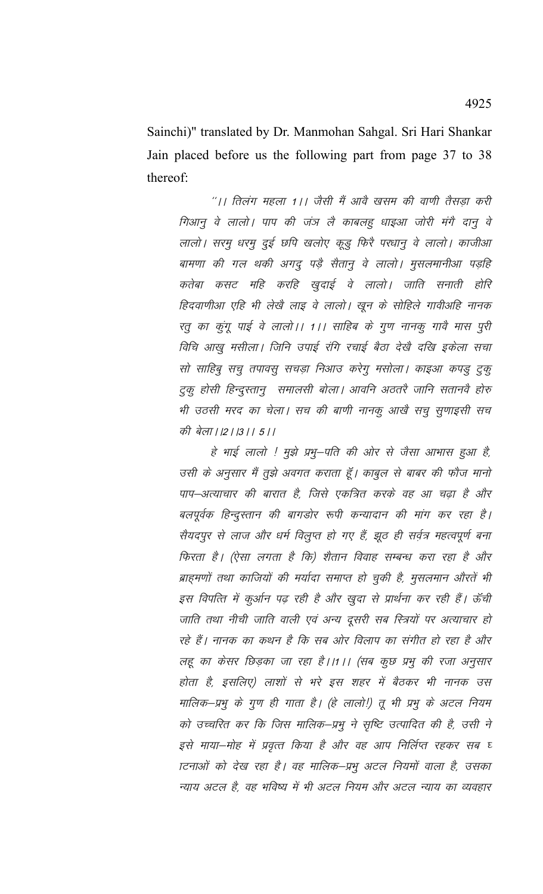Sainchi)" translated by Dr. Manmohan Sahgal. Sri Hari Shankar Jain placed before us the following part from page 37 to 38 thereof:

> ''।। तिलंग महला 1।। जैसी मैं आवै खसम की वाणी तैसड़ा करी गिआनु वे लालो। पाप की जंञ लै काबलहु धाइआ जोरी मंगै दानु वे लालो। सरमु धरमु दुई छपि खलोए कूडु फिरै परधानु वे लालो। काजीआ बामणा की गल थकी अगदु पड़ै सैतानु वे लालो। मुसलमानीआ पड़हि कतेबा कसट महि करहि खुदाई वे लालो। जाति सनाती होरि हिदवाणीआ एहि भी लेखै लाइ वे लालो। खून के सोहिले गावीअहि नानक रतु का कुंगू पाई वे लालो।। 1।। साहिब के गुण नानकु गावै मास पुरी विचि आखु मसीला। जिनि उपाई रंगि रचाई बैठा देखै दखि इकेला सचा सो साहिबु सचु तपावसु सचड़ा निआउ करेगु मसोला। काइआ कपडु टुकु टुकु होसी हिन्दुसतानु समालसी बोला। आवनि अठतरै जानि सतानवै होरु भी उठसी मरद का चेला। सच की बाणी नानकु आखै सचु सुणाइसी सच की बेला।।2।।3।। 5।।
>
> हे भाई लालो ! मुझे प्रभु–पति की ओर से जैसा आभास हुआ है, उसी के अनुसार मैं तुझे अवगत कराता हूँ। काबुल से बाबर की फौज मानो पाप–अत्याचार की बारात है, जिसे एकत्रित करके वह आ चढ़ा है और बलपूर्वक हिन्दुस्तान की बागडोर रूपी कन्यादान की मांग कर रहा है। सैयदपुर से लाज और धर्म विलुप्त हो गए हैं, झूठ ही सर्वत्र महत्वपूर्ण बना फिरता है। (ऐसा लगता है कि) शैतान विवाह सम्बन्ध करा रहा है और ब्राह्मणों तथा काजियों की मर्यादा समाप्त हो चुकी है, मुसलमान औरतें भी इस विपत्ति में कुर्आन पढ़ रही है और खुदा से प्रार्थना कर रही हैं। ऊँची जाति तथा नीची जाति वाली एवं अन्य दूसरी सब स्त्रियों पर अत्याचार हो रहे हैं। नानक का कथन है कि सब ओर विलाप का संगीत हो रहा है और लहू का केसर छिड़का जा रहा है।।1।। (सब कुछ प्रभु की रजा अनुसार होता है, इसलिए) लाशों से भरे इस शहर में बैठकर भी नानक उस मालिक–प्रभु के गुण ही गाता है। (हे लालो!) तू भी प्रभु के अटल नियम को उच्चरित कर कि जिस मालिक–प्रभु ने सृष्टि उत्पादित की है, उसी ने इसे माया–मोह में प्रवृत्त किया है और वह आप निर्लिप्त रहकर सब घटनाओं को देख रहा है। वह मालिक–प्रभु अटल नियमों वाला है, उसका न्याय अटल है, वह भविष्य में भी अटल नियम और अटल न्याय का व्यवहार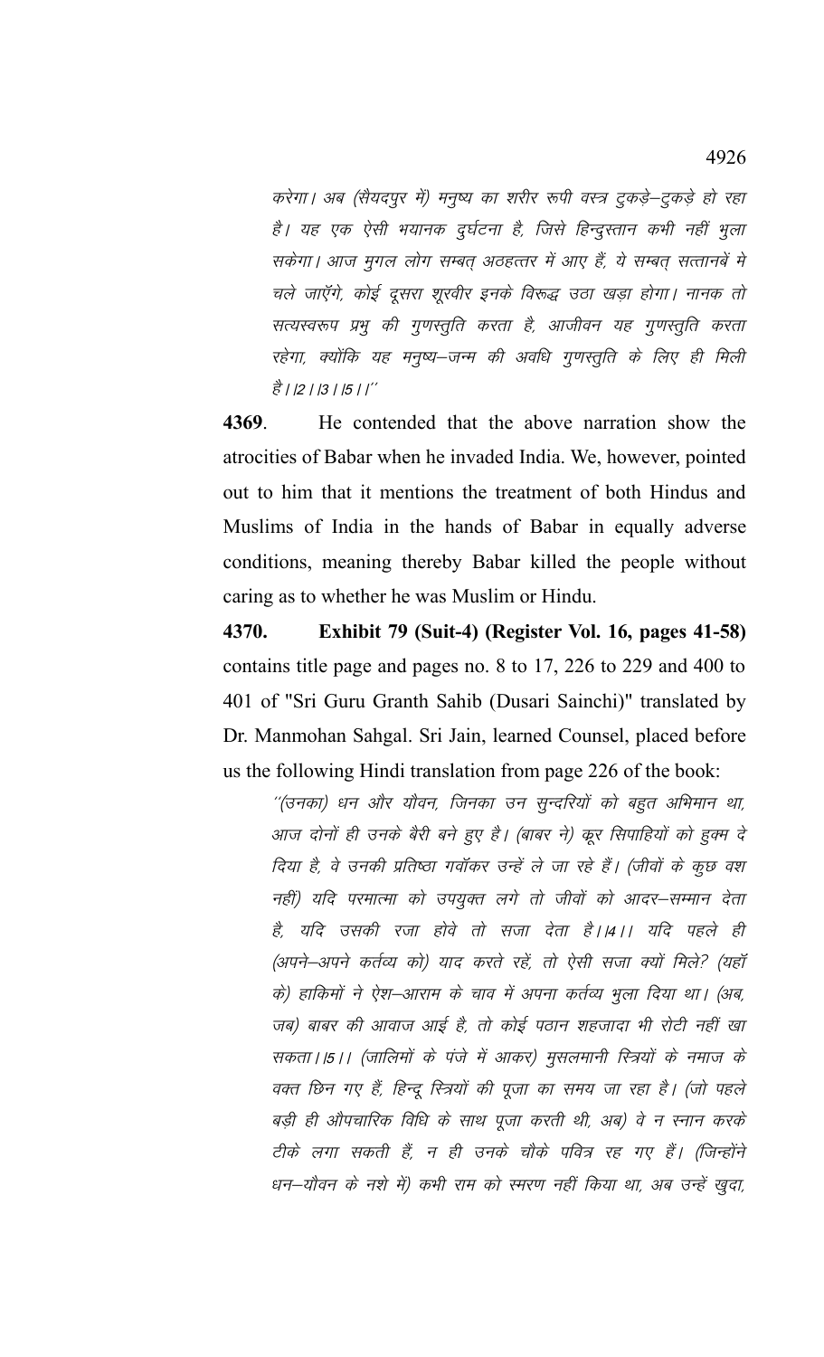*करेगा। अब (सैयदपुर में) मनुष्य का शरीर रूपी वस्त्र टुकड़े–टुकड़े हो रहा है। यह एक ऐसी भयानक दुर्घटना है, जिसे हिन्दुस्तान कभी नहीं भुला सकेगा। आज मुगल लोग सम्बत् अठहत्तर में आए हैं, ये सम्बत् सत्तानबें मे चले जाएँगे, कोई दूसरा शूरवीर इनके विरूद्ध उठा खड़ा होगा। नानक तो सत्यस्वरूप प्रभु की गुणस्तुति करता है, आजीवन यह गुणस्तुति करता रहेगा, क्योंकि यह मनुष्य–जन्म की अवधि गुणस्तुति के लिए ही मिली है।।2।।3।।5।।''*

**4369**. He contended that the above narration show the atrocities of Babar when he invaded India. We, however, pointed out to him that it mentions the treatment of both Hindus and Muslims of India in the hands of Babar in equally adverse conditions, meaning thereby Babar killed the people without caring as to whether he was Muslim or Hindu.

**4370. Exhibit 79 (Suit-4) (Register Vol. 16, pages 41-58)** contains title page and pages no. 8 to 17, 226 to 229 and 400 to 401 of "Sri Guru Granth Sahib (Dusari Sainchi)" translated by Dr. Manmohan Sahgal. Sri Jain, learned Counsel, placed before us the following Hindi translation from page 226 of the book:

*''(उनका) धन और यौवन, जिनका उन सुन्दरियों को बहुत अभिमान था, आज दोनों ही उनके बैरी बने हुए है। (बाबर ने) क्रूर सिपाहियों को हुक्म दे दिया है, वे उनकी प्रतिष्ठा गवाँकर उन्हें ले जा रहे हैं। (जीवों के कुछ वश नहीं) यदि परमात्मा को उपयुक्त लगे तो जीवों को आदर–सम्मान देता है, यदि उसकी रजा होवे तो सजा देता है।।4।। यदि पहले ही (अपने–अपने कर्तव्य को) याद करते रहें, तो ऐसी सजा क्यों मिले? (यहाँ के) हाकिमों ने ऐश–आराम के चाव में अपना कर्तव्य भुला दिया था। (अब, जब) बाबर की आवाज आई है, तो कोई पठान शहजादा भी रोटी नहीं खा सकता।।5।। (जालिमों के पंजे में आकर) मुसलमानी स्त्रियों के नमाज के वक्त छिन गए हैं, हिन्दू स्त्रियों की पूजा का समय जा रहा है। (जो पहले बड़ी ही औपचारिक विधि के साथ पूजा करती थी, अब) वे न स्नान करके टीके लगा सकती हैं, न ही उनके चौके पवित्र रह गए हैं। (जिन्होंने धन–यौवन के नशे में) कभी राम को स्मरण नहीं किया था, अब उन्हें खुदा,*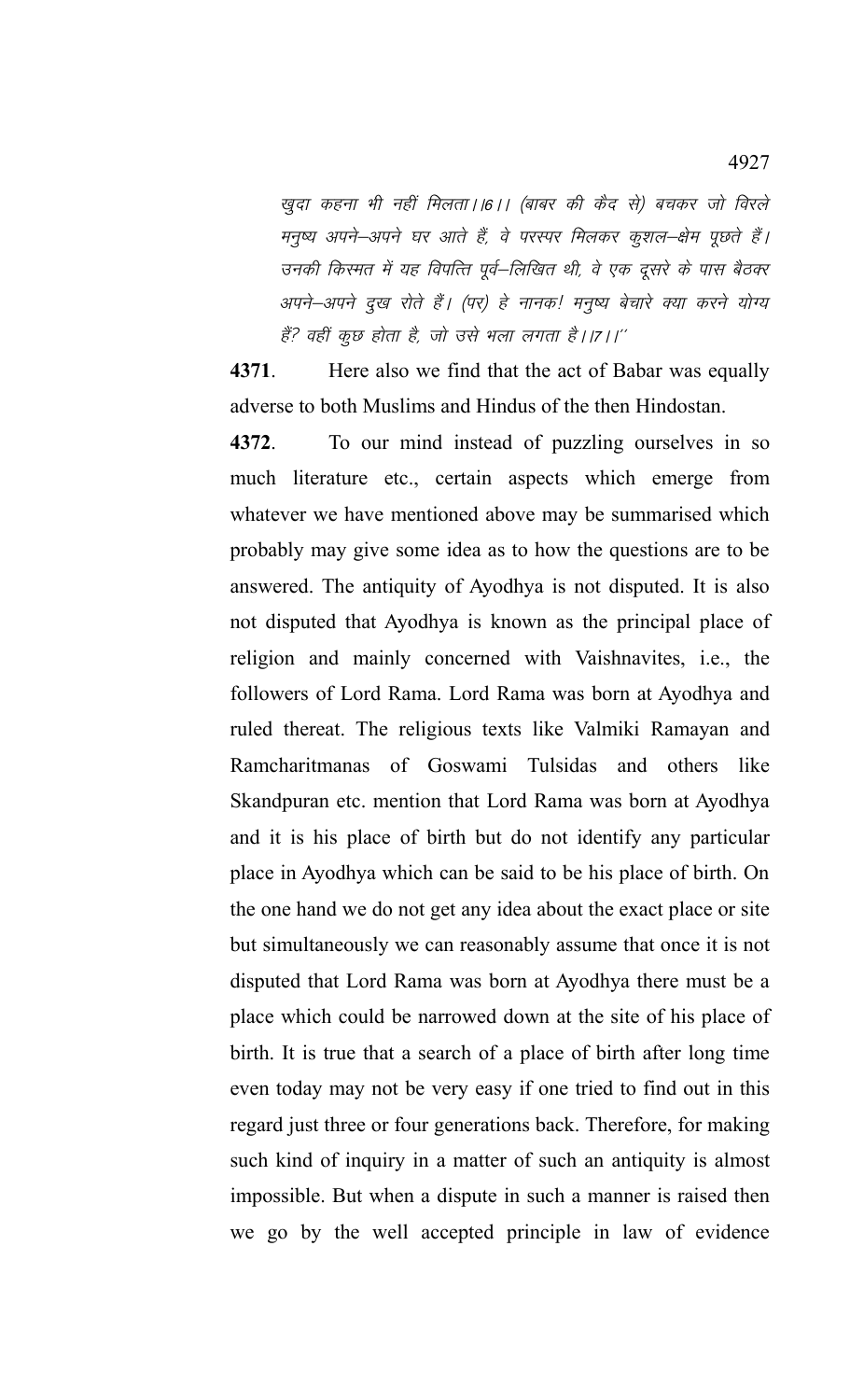*खुदा कहना भी नहीं मिलता।।6।। (बाबर की कैद से) बचकर जो विरले मनुष्य अपने–अपने घर आते हैं, वे परस्पर मिलकर कुशल–क्षेम पूछते हैं। उनकी किस्मत में यह विपत्ति पूर्व–लिखित थी, वे एक दूसरे के पास बैठकर अपने–अपने दुख रोते हैं। (पर) हे नानक! मनुष्य बेचारे क्या करने योग्य हैं? वहीं कुछ होता है, जो उसे भला लगता है।।7।।"*

**4371**. Here also we find that the act of Babar was equally adverse to both Muslims and Hindus of the then Hindostan.

**4372**. To our mind instead of puzzling ourselves in so much literature etc., certain aspects which emerge from whatever we have mentioned above may be summarised which probably may give some idea as to how the questions are to be answered. The antiquity of Ayodhya is not disputed. It is also not disputed that Ayodhya is known as the principal place of religion and mainly concerned with Vaishnavites, i.e., the followers of Lord Rama. Lord Rama was born at Ayodhya and ruled thereat. The religious texts like Valmiki Ramayan and Ramcharitmanas of Goswami Tulsidas and others like Skandpuran etc. mention that Lord Rama was born at Ayodhya and it is his place of birth but do not identify any particular place in Ayodhya which can be said to be his place of birth. On the one hand we do not get any idea about the exact place or site but simultaneously we can reasonably assume that once it is not disputed that Lord Rama was born at Ayodhya there must be a place which could be narrowed down at the site of his place of birth. It is true that a search of a place of birth after long time even today may not be very easy if one tried to find out in this regard just three or four generations back. Therefore, for making such kind of inquiry in a matter of such an antiquity is almost impossible. But when a dispute in such a manner is raised then we go by the well accepted principle in law of evidence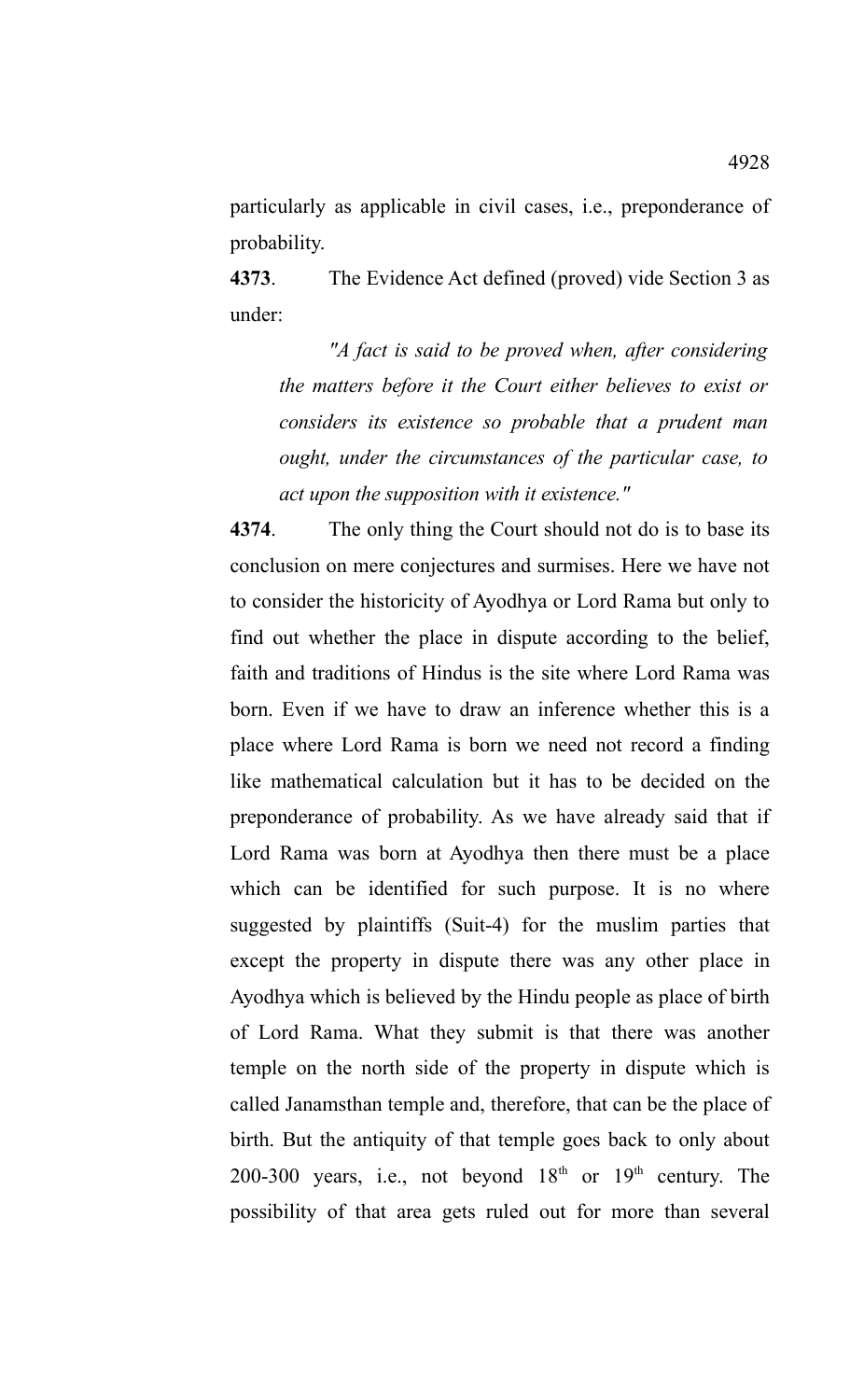particularly as applicable in civil cases, i.e., preponderance of probability.

**4373**. The Evidence Act defined (proved) vide Section 3 as under:

> *"A fact is said to be proved when, after considering the matters before it the Court either believes to exist or considers its existence so probable that a prudent man ought, under the circumstances of the particular case, to act upon the supposition with it existence."*

**4374**. The only thing the Court should not do is to base its conclusion on mere conjectures and surmises. Here we have not to consider the historicity of Ayodhya or Lord Rama but only to find out whether the place in dispute according to the belief, faith and traditions of Hindus is the site where Lord Rama was born. Even if we have to draw an inference whether this is a place where Lord Rama is born we need not record a finding like mathematical calculation but it has to be decided on the preponderance of probability. As we have already said that if Lord Rama was born at Ayodhya then there must be a place which can be identified for such purpose. It is no where suggested by plaintiffs (Suit-4) for the muslim parties that except the property in dispute there was any other place in Ayodhya which is believed by the Hindu people as place of birth of Lord Rama. What they submit is that there was another temple on the north side of the property in dispute which is called Janamsthan temple and, therefore, that can be the place of birth. But the antiquity of that temple goes back to only about 200-300 years, i.e., not beyond 18th or 19th century. The possibility of that area gets ruled out for more than several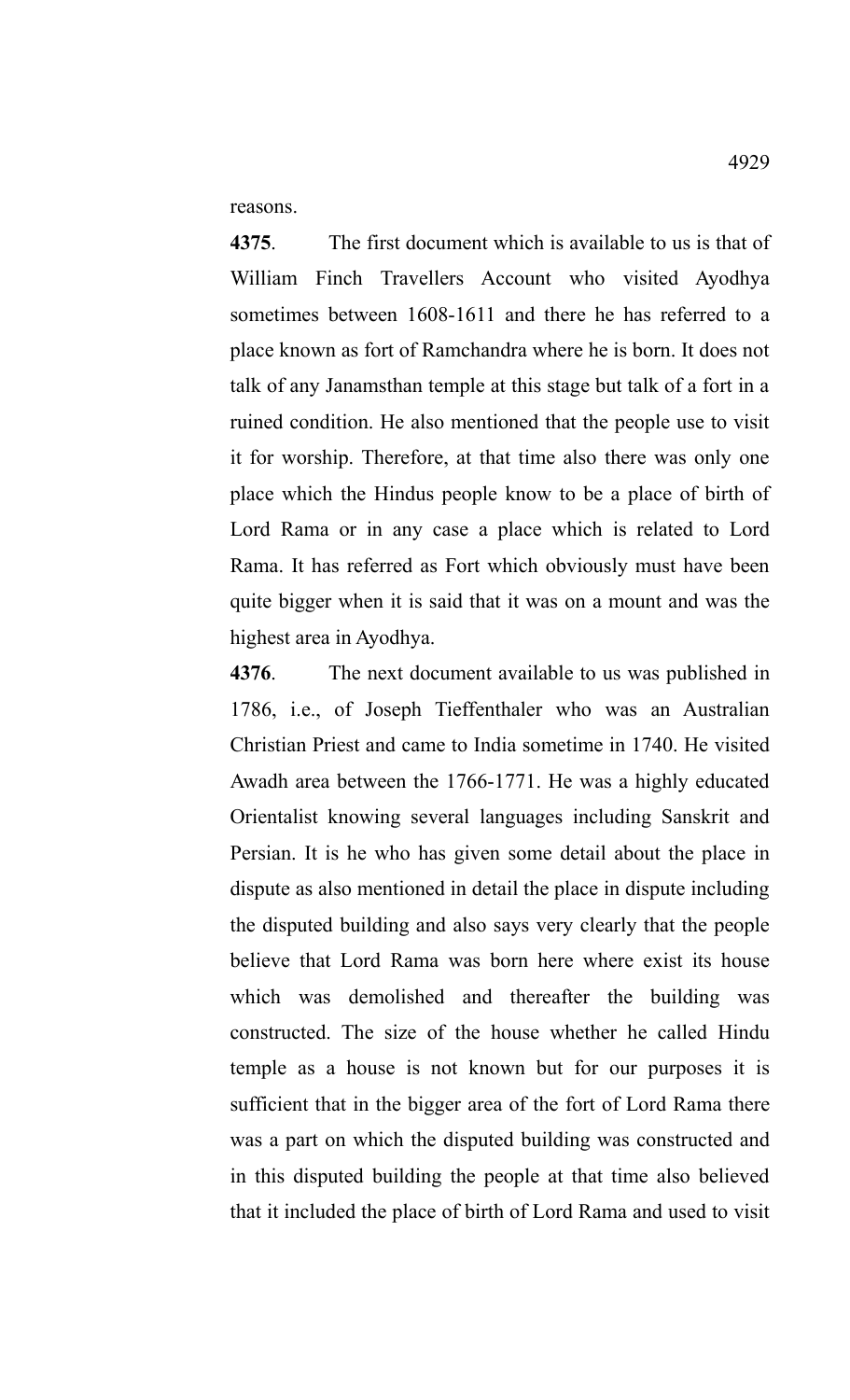reasons.

**4375**. The first document which is available to us is that of William Finch Travellers Account who visited Ayodhya sometimes between 1608-1611 and there he has referred to a place known as fort of Ramchandra where he is born. It does not talk of any Janamsthan temple at this stage but talk of a fort in a ruined condition. He also mentioned that the people use to visit it for worship. Therefore, at that time also there was only one place which the Hindus people know to be a place of birth of Lord Rama or in any case a place which is related to Lord Rama. It has referred as Fort which obviously must have been quite bigger when it is said that it was on a mount and was the highest area in Ayodhya.

**4376**. The next document available to us was published in 1786, i.e., of Joseph Tieffenthaler who was an Australian Christian Priest and came to India sometime in 1740. He visited Awadh area between the 1766-1771. He was a highly educated Orientalist knowing several languages including Sanskrit and Persian. It is he who has given some detail about the place in dispute as also mentioned in detail the place in dispute including the disputed building and also says very clearly that the people believe that Lord Rama was born here where exist its house which was demolished and thereafter the building was constructed. The size of the house whether he called Hindu temple as a house is not known but for our purposes it is sufficient that in the bigger area of the fort of Lord Rama there was a part on which the disputed building was constructed and in this disputed building the people at that time also believed that it included the place of birth of Lord Rama and used to visit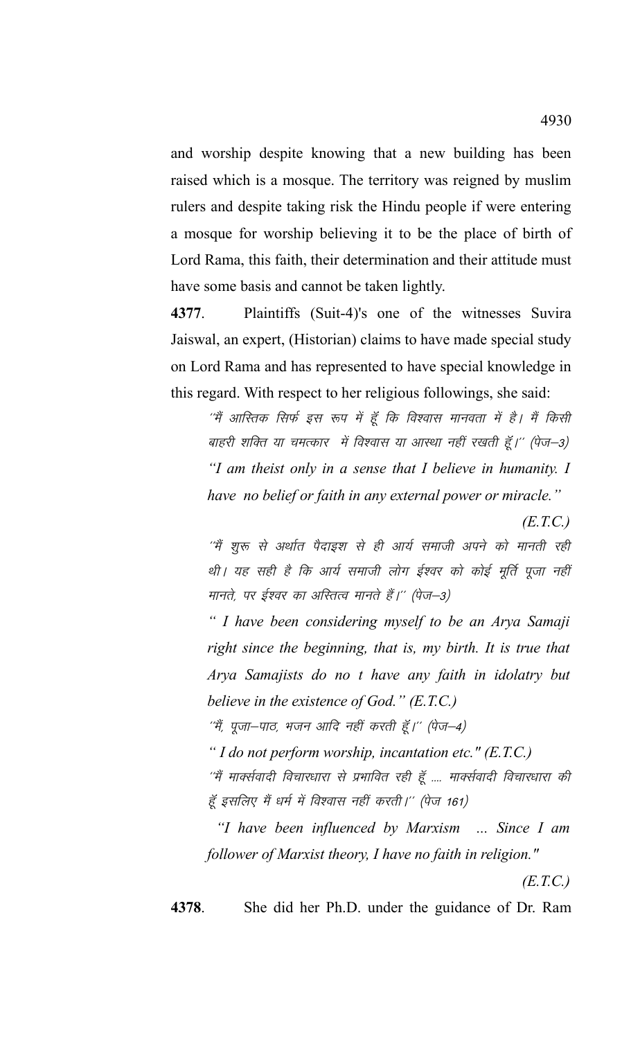and worship despite knowing that a new building has been raised which is a mosque. The territory was reigned by muslim rulers and despite taking risk the Hindu people if were entering a mosque for worship believing it to be the place of birth of Lord Rama, this faith, their determination and their attitude must have some basis and cannot be taken lightly.

**4377**. Plaintiffs (Suit-4)'s one of the witnesses Suvira Jaiswal, an expert, (Historian) claims to have made special study on Lord Rama and has represented to have special knowledge in this regard. With respect to her religious followings, she said:

> ''मैं आस्तिक सिर्फ इस रूप में हूँ कि विश्वास मानवता में है। मैं किसी बाहरी शक्ति या चमत्कार में विश्वास या आस्था नहीं रखती हूँ।'' (पेज–3)
>
> *"I am theist only in a sense that I believe in humanity. I have no belief or faith in any external power or miracle."*
>
> *(E.T.C.)*
>
> ''मैं शुरू से अर्थात पैदाइश से ही आर्य समाजी अपने को मानती रही थी। यह सही है कि आर्य समाजी लोग ईश्वर को कोई मूर्ति पूजा नहीं मानते, पर ईश्वर का अस्तित्व मानते हैं।'' (पेज–3)
>
> *" I have been considering myself to be an Arya Samaji right since the beginning, that is, my birth. It is true that Arya Samajists do no t have any faith in idolatry but believe in the existence of God." (E.T.C.)*
>
> ''मैं, पूजा–पाठ, भजन आदि नहीं करती हूँ।'' (पेज–4)
>
> *" I do not perform worship, incantation etc." (E.T.C.)*
>
> ''मैं मार्क्सवादी विचारधारा से प्रभावित रही हूँ .... मार्क्सवादी विचारधारा की हूँ इसलिए मैं धर्म में विश्वास नहीं करती।'' (पेज 161)
>
> *"I have been influenced by Marxism ... Since I am follower of Marxist theory, I have no faith in religion."*
>
> *(E.T.C.)*

**4378**. She did her Ph.D. under the guidance of Dr. Ram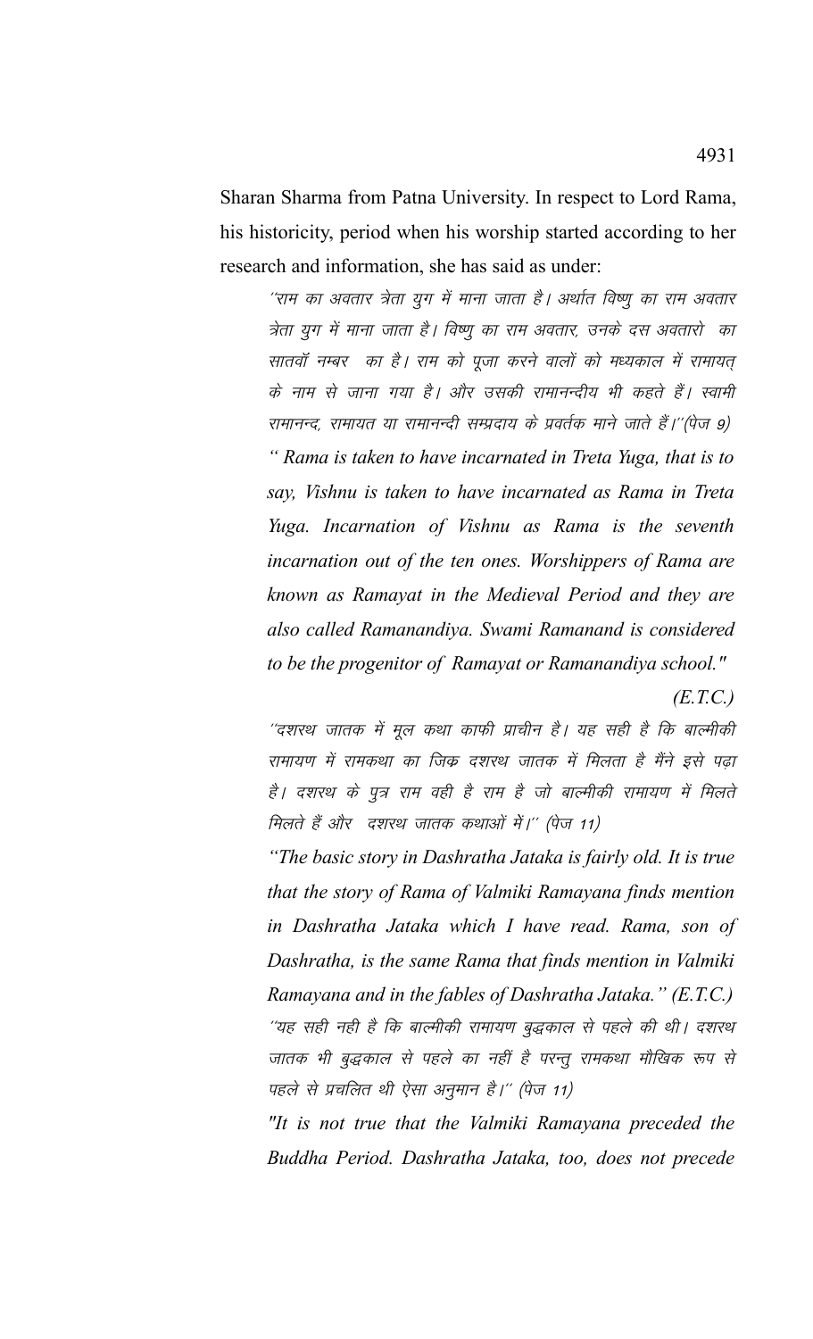Sharan Sharma from Patna University. In respect to Lord Rama, his historicity, period when his worship started according to her research and information, she has said as under:

> ''राम का अवतार त्रेता युग में माना जाता है। अर्थात विष्णु का राम अवतार त्रेता युग में माना जाता है। विष्णु का राम अवतार, उनके दस अवतारो का सातवॉ नम्बर का है। राम को पूजा करने वालों को मध्यकाल में रामायत् के नाम से जाना गया है। और उसकी रामानन्दीय भी कहते हैं। स्वामी रामानन्द, रामायत या रामानन्दी सम्प्रदाय के प्रवर्तक माने जाते हैं।''(पेज 9)
>
> *" Rama is taken to have incarnated in Treta Yuga, that is to say, Vishnu is taken to have incarnated as Rama in Treta Yuga. Incarnation of Vishnu as Rama is the seventh incarnation out of the ten ones. Worshippers of Rama are known as Ramayat in the Medieval Period and they are also called Ramanandiya. Swami Ramanand is considered to be the progenitor of Ramayat or Ramanandiya school."* *(E.T.C.)*
>
> ''दशरथ जातक में मूल कथा काफी प्राचीन है। यह सही है कि बाल्मीकी रामायण में रामकथा का जिक्र दशरथ जातक में मिलता है मैंने इसे पढ़ा है। दशरथ के पुत्र राम वही है राम है जो बाल्मीकी रामायण में मिलते मिलते हैं और दशरथ जातक कथाओं में।'' (पेज 11)
>
> *"The basic story in Dashratha Jataka is fairly old. It is true that the story of Rama of Valmiki Ramayana finds mention in Dashratha Jataka which I have read. Rama, son of Dashratha, is the same Rama that finds mention in Valmiki Ramayana and in the fables of Dashratha Jataka." (E.T.C.)*
>
> ''यह सही नही है कि बाल्मीकी रामायण बुद्धकाल से पहले की थी। दशरथ जातक भी बुद्धकाल से पहले का नहीं है परन्तु रामकथा मौखिक रूप से पहले से प्रचलित थी ऐसा अनुमान है।'' (पेज 11)
>
> *"It is not true that the Valmiki Ramayana preceded the Buddha Period. Dashratha Jataka, too, does not precede*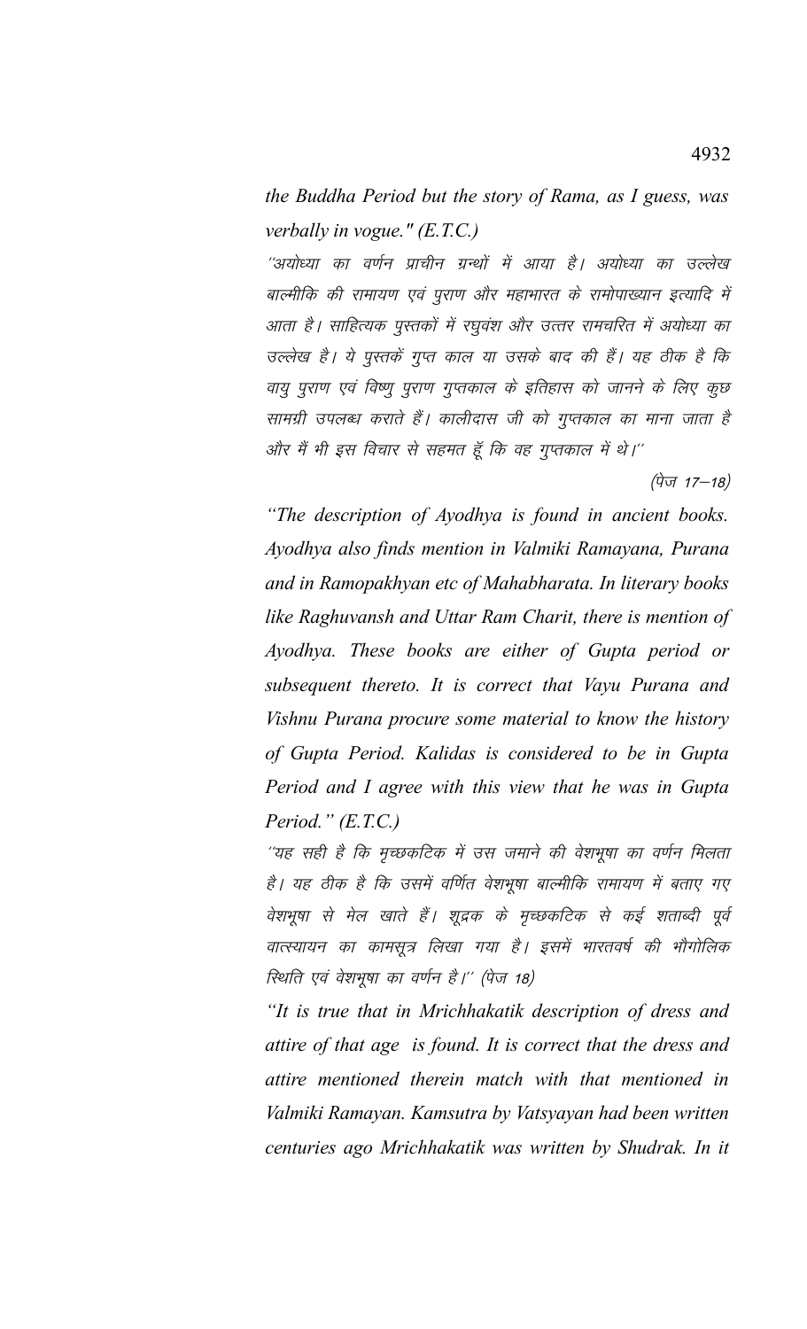*the Buddha Period but the story of Rama, as I guess, was verbally in vogue." (E.T.C.)*

''अयोध्या का वर्णन प्राचीन ग्रन्थों में आया है। अयोध्या का उल्लेख बाल्मीकि की रामायण एवं पुराण और महाभारत के रामोपाख्यान इत्यादि में आता है। साहित्यक पुस्तकों में रघुवंश और उत्तर रामचरित में अयोध्या का उल्लेख है। ये पुस्तकें गुप्त काल या उसके बाद की हैं। यह ठीक है कि वायु पुराण एवं विष्णु पुराण गुप्तकाल के इतिहास को जानने के लिए कुछ सामग्री उपलब्ध कराते हैं। कालीदास जी को गुप्तकाल का माना जाता है और मैं भी इस विचार से सहमत हूँ कि वह गुप्तकाल में थे।''

(पेज 17–18)

*"The description of Ayodhya is found in ancient books. Ayodhya also finds mention in Valmiki Ramayana, Purana and in Ramopakhyan etc of Mahabharata. In literary books like Raghuvansh and Uttar Ram Charit, there is mention of Ayodhya. These books are either of Gupta period or subsequent thereto. It is correct that Vayu Purana and Vishnu Purana procure some material to know the history of Gupta Period. Kalidas is considered to be in Gupta Period and I agree with this view that he was in Gupta Period." (E.T.C.)*

''यह सही है कि मृच्छकटिक में उस जमाने की वेशभूषा का वर्णन मिलता है। यह ठीक है कि उसमें वर्णित वेशभूषा बाल्मीकि रामायण में बताए गए वेशभूषा से मेल खाते हैं। शूद्रक के मृच्छकटिक से कई शताब्दी पूर्व वात्स्यायन का कामसूत्र लिखा गया है। इसमें भारतवर्ष की भौगोलिक स्थिति एवं वेशभूषा का वर्णन है।'' (पेज 18)

*"It is true that in Mrichhakatik description of dress and attire of that age is found. It is correct that the dress and attire mentioned therein match with that mentioned in Valmiki Ramayan. Kamsutra by Vatsyayan had been written centuries ago Mrichhakatik was written by Shudrak. In it*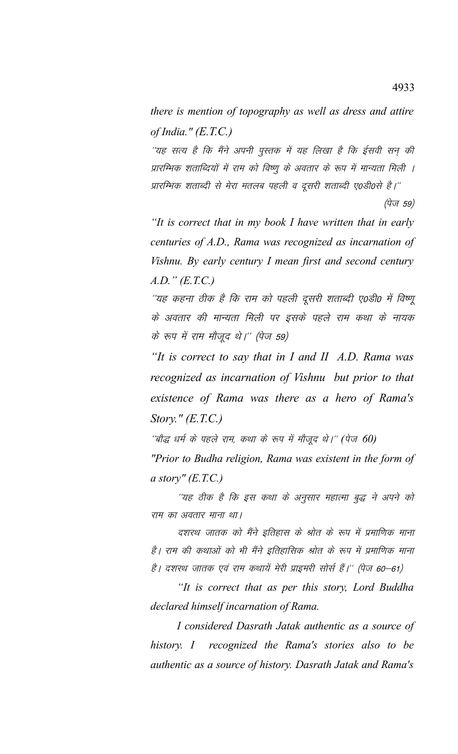*there is mention of topography as well as dress and attire of India." (E.T.C.)*

''यह सत्य है कि मैंने अपनी पुस्तक में यह लिखा है कि ईसवी सन् की प्रारम्भिक शताब्दियों में राम को विष्णु के अवतार के रूप में मान्यता मिली । प्रारम्भिक शताब्दी से मेरा मतलब पहली व दूसरी शताब्दी ए0डी0से है।''

(पेज 59)

*"It is correct that in my book I have written that in early centuries of A.D., Rama was recognized as incarnation of Vishnu. By early century I mean first and second century A.D." (E.T.C.)*

''यह कहना ठीक है कि राम को पहली दूसरी शताब्दी ए0डी0 में विष्णू के अवतार की मान्यता मिली पर इसके पहले राम कथा के नायक के रूप में राम मौजूद थे।'' (पेज 59)

*"It is correct to say that in I and II A.D. Rama was recognized as incarnation of Vishnu but prior to that existence of Rama was there as a hero of Rama's Story." (E.T.C.)*

''बौद्ध धर्म के पहले राम, कथा के रूप में मौजूद थे।'' (पेज 60)

*"Prior to Budha religion, Rama was existent in the form of a story" (E.T.C.)*

''यह ठीक है कि इस कथा के अनुसार महात्मा बुद्ध ने अपने को राम का अवतार माना था।

दशरथ जातक को मैंने इतिहास के श्रोत के रूप में प्रमाणिक माना है। राम की कथाओं को भी मैंने इतिहासिक श्रोत के रूप में प्रमाणिक माना है। दशरथ जातक एवं राम कथायें मेरी प्राइमरी सोर्स हैं।'' (पेज 60–61)

*"It is correct that as per this story, Lord Buddha declared himself incarnation of Rama.*

*I considered Dasrath Jatak authentic as a source of history. I recognized the Rama's stories also to be authentic as a source of history. Dasrath Jatak and Rama's*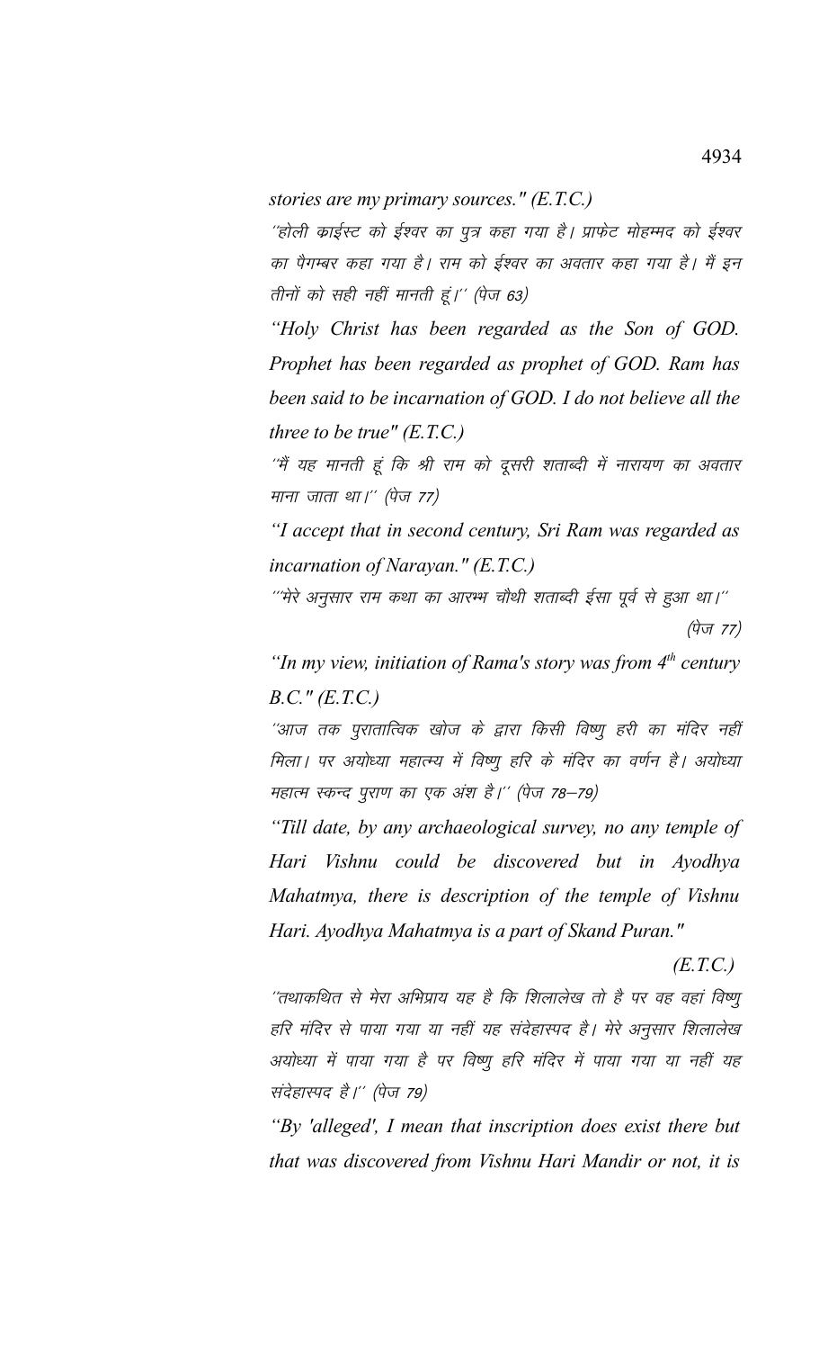*stories are my primary sources." (E.T.C.)*

''होली क्राईस्ट को ईश्वर का पुत्र कहा गया है। प्राफेट मोहम्मद को ईश्वर का पैगम्बर कहा गया है। राम को ईश्वर का अवतार कहा गया है। मैं इन तीनों को सही नहीं मानती हूं।'' (पेज 63)

*"Holy Christ has been regarded as the Son of GOD. Prophet has been regarded as prophet of GOD. Ram has been said to be incarnation of GOD. I do not believe all the three to be true" (E.T.C.)*

''मैं यह मानती हूं कि श्री राम को दूसरी शताब्दी में नारायण का अवतार माना जाता था।'' (पेज 77)

*"I accept that in second century, Sri Ram was regarded as incarnation of Narayan." (E.T.C.)*

''मेरे अनुसार राम कथा का आरम्भ चौथी शताब्दी ईसा पूर्व से हुआ था।'' (पेज 77)

*"In my view, initiation of Rama's story was from 4th century B.C." (E.T.C.)*

''आज तक पुरातात्विक खोज के द्वारा किसी विष्णु हरी का मंदिर नहीं मिला। पर अयोध्या महात्म्य में विष्णु हरि के मंदिर का वर्णन है। अयोध्या महात्म स्कन्द पुराण का एक अंश है।'' (पेज 78–79)

*"Till date, by any archaeological survey, no any temple of Hari Vishnu could be discovered but in Ayodhya Mahatmya, there is description of the temple of Vishnu Hari. Ayodhya Mahatmya is a part of Skand Puran."*

*(E.T.C.)*

''तथाकथित से मेरा अभिप्राय यह है कि शिलालेख तो है पर वह वहां विष्णु हरि मंदिर से पाया गया या नहीं यह संदेहास्पद है। मेरे अनुसार शिलालेख अयोध्या में पाया गया है पर विष्णु हरि मंदिर में पाया गया या नहीं यह संदेहास्पद है।'' (पेज 79)

*"By 'alleged', I mean that inscription does exist there but that was discovered from Vishnu Hari Mandir or not, it is*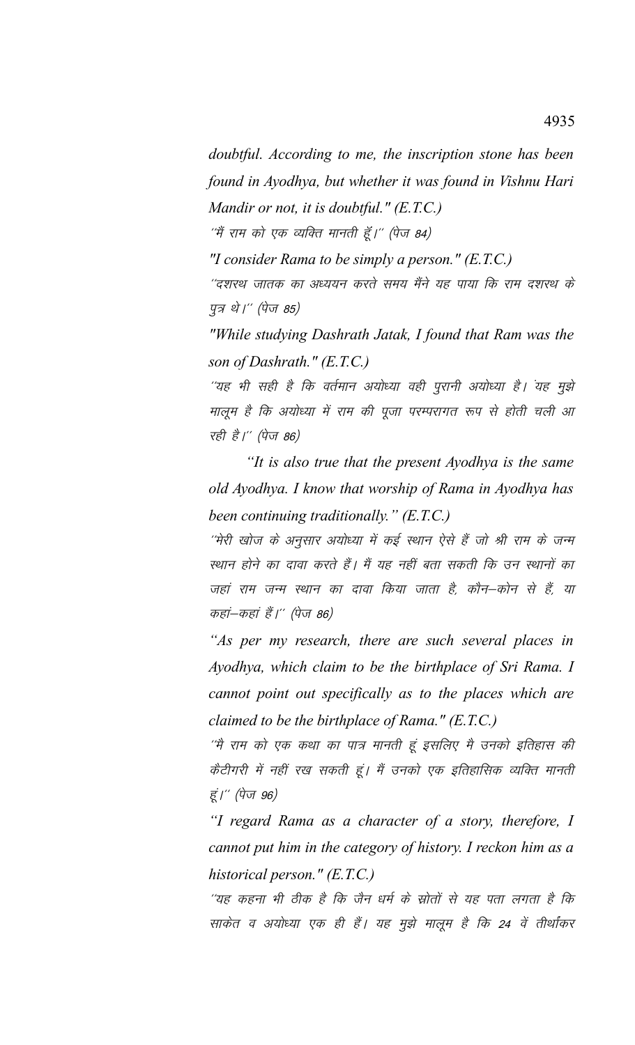*doubtful. According to me, the inscription stone has been found in Ayodhya, but whether it was found in Vishnu Hari Mandir or not, it is doubtful." (E.T.C.)*

''मैं राम को एक व्यक्ति मानती हूँ।'' (पेज 84)

*"I consider Rama to be simply a person." (E.T.C.)*

''दशरथ जातक का अध्ययन करते समय मैंने यह पाया कि राम दशरथ के पुत्र थे।'' (पेज 85)

*"While studying Dashrath Jatak, I found that Ram was the son of Dashrath." (E.T.C.)*

''यह भी सही है कि वर्तमान अयोध्या वही पुरानी अयोध्या है। यह मुझे मालूम है कि अयोध्या में राम की पूजा परम्परागत रूप से होती चली आ रही है।'' (पेज 86)

*"It is also true that the present Ayodhya is the same old Ayodhya. I know that worship of Rama in Ayodhya has been continuing traditionally." (E.T.C.)*

''मेरी खोज के अनुसार अयोध्या में कई स्थान ऐसे हैं जो श्री राम के जन्म स्थान होने का दावा करते हैं। मैं यह नहीं बता सकती कि उन स्थानों का जहां राम जन्म स्थान का दावा किया जाता है, कौन–कोन से हैं, या कहां–कहां हैं।'' (पेज 86)

*"As per my research, there are such several places in Ayodhya, which claim to be the birthplace of Sri Rama. I cannot point out specifically as to the places which are claimed to be the birthplace of Rama." (E.T.C.)*

''मै राम को एक कथा का पात्र मानती हूं इसलिए मै उनको इतिहास की कैटीगरी में नहीं रख सकती हूं। मैं उनको एक इतिहासिक व्यक्ति मानती हूं।'' (पेज 96)

*"I regard Rama as a character of a story, therefore, I cannot put him in the category of history. I reckon him as a historical person." (E.T.C.)*

''यह कहना भी ठीक है कि जैन धर्म के स्रोतों से यह पता लगता है कि साकेत व अयोध्या एक ही हैं। यह मुझे मालूम है कि 24 वें तीर्थांकर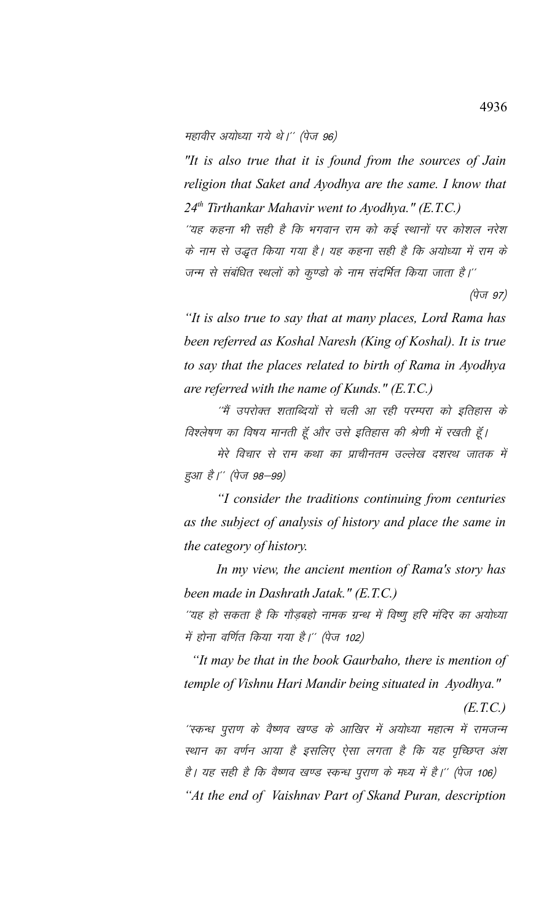महावीर अयोध्या गये थे।'' (पेज 96)

*"It is also true that it is found from the sources of Jain religion that Saket and Ayodhya are the same. I know that 24th Tirthankar Mahavir went to Ayodhya." (E.T.C.)*

''यह कहना भी सही है कि भगवान राम को कई स्थानों पर कोशल नरेश के नाम से उद्धृत किया गया है। यह कहना सही है कि अयोध्या में राम के जन्म से संबंधित स्थलों को कुण्डो के नाम संदर्भित किया जाता है।''

(पेज 97)

*"It is also true to say that at many places, Lord Rama has been referred as Koshal Naresh (King of Koshal). It is true to say that the places related to birth of Rama in Ayodhya are referred with the name of Kunds." (E.T.C.)*

''मैं उपरोक्त शताब्दियों से चली आ रही परम्परा को इतिहास के विश्लेषण का विषय मानती हूँ और उसे इतिहास की श्रेणी में रखती हूँ।

मेरे विचार से राम कथा का प्राचीनतम उल्लेख दशरथ जातक में हुआ है।'' (पेज 98-99)

*"I consider the traditions continuing from centuries as the subject of analysis of history and place the same in the category of history.*

*In my view, the ancient mention of Rama's story has been made in Dashrath Jatak." (E.T.C.)*

''यह हो सकता है कि गौड़बहो नामक ग्रन्थ में विष्णु हरि मंदिर का अयोध्या में होना वर्णित किया गया है।'' (पेज 102)

*"It may be that in the book Gaurbaho, there is mention of temple of Vishnu Hari Mandir being situated in Ayodhya." (E.T.C.)*

''स्कन्ध पुराण के वैष्णव खण्ड के आखिर में अयोध्या महात्म में रामजन्म स्थान का वर्णन आया है इसलिए ऐसा लगता है कि यह पृच्छिप्त अंश है। यह सही है कि वैष्णव खण्ड स्कन्ध पुराण के मध्य में है।'' (पेज 106)

*"At the end of Vaishnav Part of Skand Puran, description*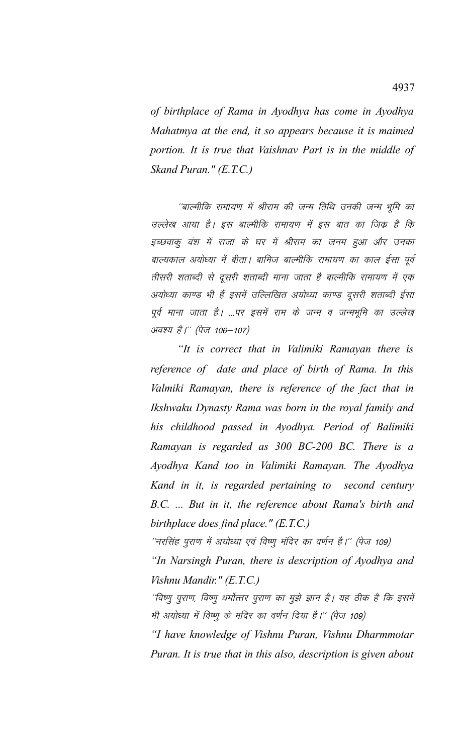*of birthplace of Rama in Ayodhya has come in Ayodhya Mahatmya at the end, it so appears because it is maimed portion. It is true that Vaishnav Part is in the middle of Skand Puran." (E.T.C.)*

*''बाल्मीकि रामायण में श्रीराम की जन्म तिथि उनकी जन्म भूमि का उल्लेख आया है। इस बाल्मीकि रामायण में इस बात का जिक्र है कि इच्छवाकु वंश में राजा के घर में श्रीराम का जनम हुआ और उनका बाल्यकाल अयोध्या में बीता। बामिज बाल्मीकि रामायण का काल ईसा पूर्व तीसरी शताब्दी से दूसरी शताब्दी माना जाता है बाल्मीकि रामायण में एक अयोध्या काण्ड भी हैं इसमें उल्लिखित अयोध्या काण्ड दूसरी शताब्दी ईसा पूर्व माना जाता है। ...पर इसमें राम के जन्म व जन्मभूमि का उल्लेख अवश्य है।'' (पेज 106–107)*

*"It is correct that in Valimiki Ramayan there is reference of date and place of birth of Rama. In this Valmiki Ramayan, there is reference of the fact that in Ikshwaku Dynasty Rama was born in the royal family and his childhood passed in Ayodhya. Period of Balimiki Ramayan is regarded as 300 BC-200 BC. There is a Ayodhya Kand too in Valimiki Ramayan. The Ayodhya Kand in it, is regarded pertaining to second century B.C. ... But in it, the reference about Rama's birth and birthplace does find place." (E.T.C.)*

*''नरसिंह पुराण में अयोध्या एवं विष्णु मंदिर का वर्णन है।'' (पेज 109)*

*"In Narsingh Puran, there is description of Ayodhya and Vishnu Mandir." (E.T.C.)*

*''विष्णु पुराण, विष्णु धर्मोत्तर पुराण का मुझे ज्ञान है। यह ठीक है कि इसमें भी अयोध्या में विष्णु के मदिर का वर्णन दिया है।'' (पेज 109)*

*"I have knowledge of Vishnu Puran, Vishnu Dharmmotar Puran. It is true that in this also, description is given about*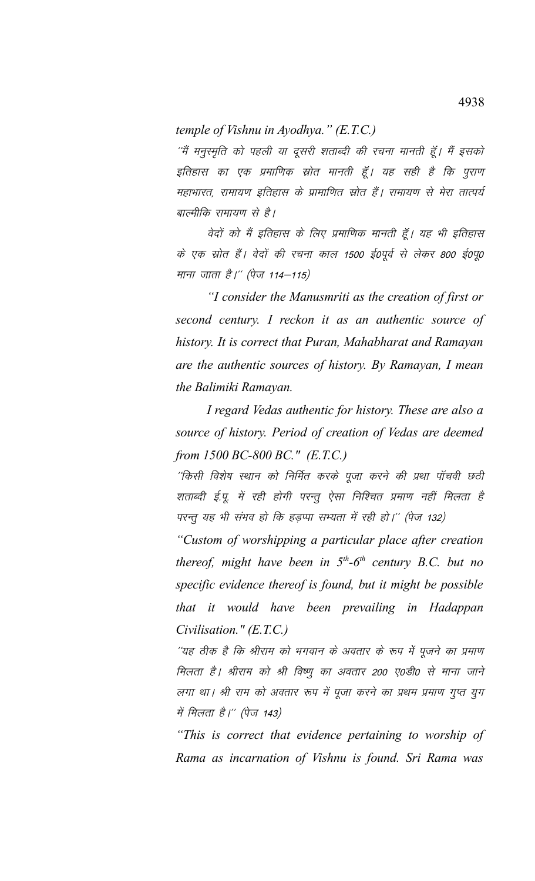*temple of Vishnu in Ayodhya." (E.T.C.)*

''मैं मनुस्मृति को पहली या दूसरी शताब्दी की रचना मानती हूँ। मैं इसको इतिहास का एक प्रमाणिक स्रोत मानती हूँ। यह सही है कि पुराण महाभारत, रामायण इतिहास के प्रामाणित स्रोत हैं। रामायण से मेरा तात्पर्य बाल्मीकि रामायण से है।

वेदों को मैं इतिहास के लिए प्रमाणिक मानती हूँ। यह भी इतिहास के एक स्रोत हैं। वेदों की रचना काल 1500 ई0पूर्व से लेकर 800 ई0पू0 माना जाता है।'' (पेज 114–115)

*"I consider the Manusmriti as the creation of first or second century. I reckon it as an authentic source of history. It is correct that Puran, Mahabharat and Ramayan are the authentic sources of history. By Ramayan, I mean the Balimiki Ramayan.*

*I regard Vedas authentic for history. These are also a source of history. Period of creation of Vedas are deemed from 1500 BC-800 BC." (E.T.C.)*

''किसी विशेष स्थान को निर्मित करके पूजा करने की प्रथा पाँचवी छठी शताब्दी ई.पू. में रही होगी परन्तु ऐसा निश्चित प्रमाण नहीं मिलता है परन्तु यह भी संभव हो कि हड़प्पा सभ्यता में रही हो।'' (पेज 132)

*"Custom of worshipping a particular place after creation thereof, might have been in 5th-6th century B.C. but no specific evidence thereof is found, but it might be possible that it would have been prevailing in Hadappan Civilisation." (E.T.C.)*

''यह ठीक है कि श्रीराम को भगवान के अवतार के रूप में पूजने का प्रमाण मिलता है। श्रीराम को श्री विष्णु का अवतार 200 ए0डी0 से माना जाने लगा था। श्री राम को अवतार रूप में पूजा करने का प्रथम प्रमाण गुप्त युग में मिलता है।'' (पेज 143)

*"This is correct that evidence pertaining to worship of Rama as incarnation of Vishnu is found. Sri Rama was*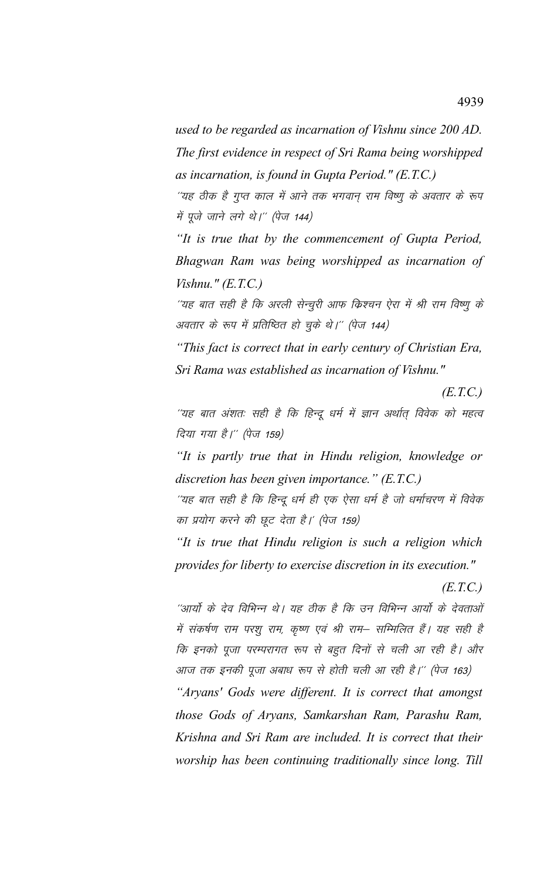*used to be regarded as incarnation of Vishnu since 200 AD. The first evidence in respect of Sri Rama being worshipped as incarnation, is found in Gupta Period." (E.T.C.)*

''यह ठीक है गुप्त काल में आने तक भगवान् राम विष्णु के अवतार के रूप में पूजे जाने लगे थे।'' (पेज 144)

*"It is true that by the commencement of Gupta Period, Bhagwan Ram was being worshipped as incarnation of Vishnu." (E.T.C.)*

''यह बात सही है कि अरली सेन्चुरी आफ क्रिश्चन ऐरा में श्री राम विष्णु के अवतार के रूप में प्रतिष्ठित हो चुके थे।'' (पेज 144)

*"This fact is correct that in early century of Christian Era, Sri Rama was established as incarnation of Vishnu."*

*(E.T.C.)*

''यह बात अंशतः सही है कि हिन्दू धर्म में ज्ञान अर्थात् विवेक को महत्व दिया गया है।'' (पेज 159)

*"It is partly true that in Hindu religion, knowledge or discretion has been given importance." (E.T.C.)*

''यह बात सही है कि हिन्दू धर्म ही एक ऐसा धर्म है जो धर्माचरण में विवेक का प्रयोग करने की छूट देता है।' (पेज 159)

*"It is true that Hindu religion is such a religion which provides for liberty to exercise discretion in its execution."*

*(E.T.C.)*

''आर्यो के देव विभिन्न थे। यह ठीक है कि उन विभिन्न आर्यो के देवताओं में संकर्षण राम परशु राम, कृष्ण एवं श्री राम– सम्मिलित हैं। यह सही है कि इनको पूजा परम्परागत रूप से बहुत दिनों से चली आ रही है। और आज तक इनकी पूजा अबाध रूप से होती चली आ रही है।'' (पेज 163)

*"Aryans' Gods were different. It is correct that amongst those Gods of Aryans, Samkarshan Ram, Parashu Ram, Krishna and Sri Ram are included. It is correct that their worship has been continuing traditionally since long. Till*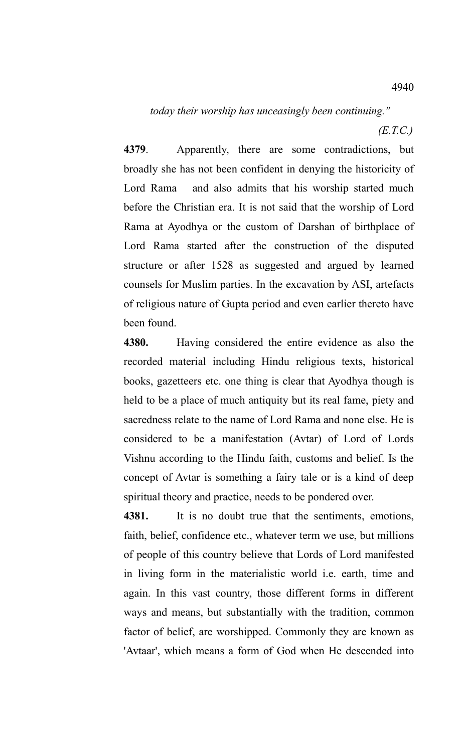*today their worship has unceasingly been continuing."*

*(E.T.C.)*

**4379**. Apparently, there are some contradictions, but broadly she has not been confident in denying the historicity of Lord Rama and also admits that his worship started much before the Christian era. It is not said that the worship of Lord Rama at Ayodhya or the custom of Darshan of birthplace of Lord Rama started after the construction of the disputed structure or after 1528 as suggested and argued by learned counsels for Muslim parties. In the excavation by ASI, artefacts of religious nature of Gupta period and even earlier thereto have been found.

**4380.** Having considered the entire evidence as also the recorded material including Hindu religious texts, historical books, gazetteers etc. one thing is clear that Ayodhya though is held to be a place of much antiquity but its real fame, piety and sacredness relate to the name of Lord Rama and none else. He is considered to be a manifestation (Avtar) of Lord of Lords Vishnu according to the Hindu faith, customs and belief. Is the concept of Avtar is something a fairy tale or is a kind of deep spiritual theory and practice, needs to be pondered over.

**4381.** It is no doubt true that the sentiments, emotions, faith, belief, confidence etc., whatever term we use, but millions of people of this country believe that Lords of Lord manifested in living form in the materialistic world i.e. earth, time and again. In this vast country, those different forms in different ways and means, but substantially with the tradition, common factor of belief, are worshipped. Commonly they are known as 'Avtaar', which means a form of God when He descended into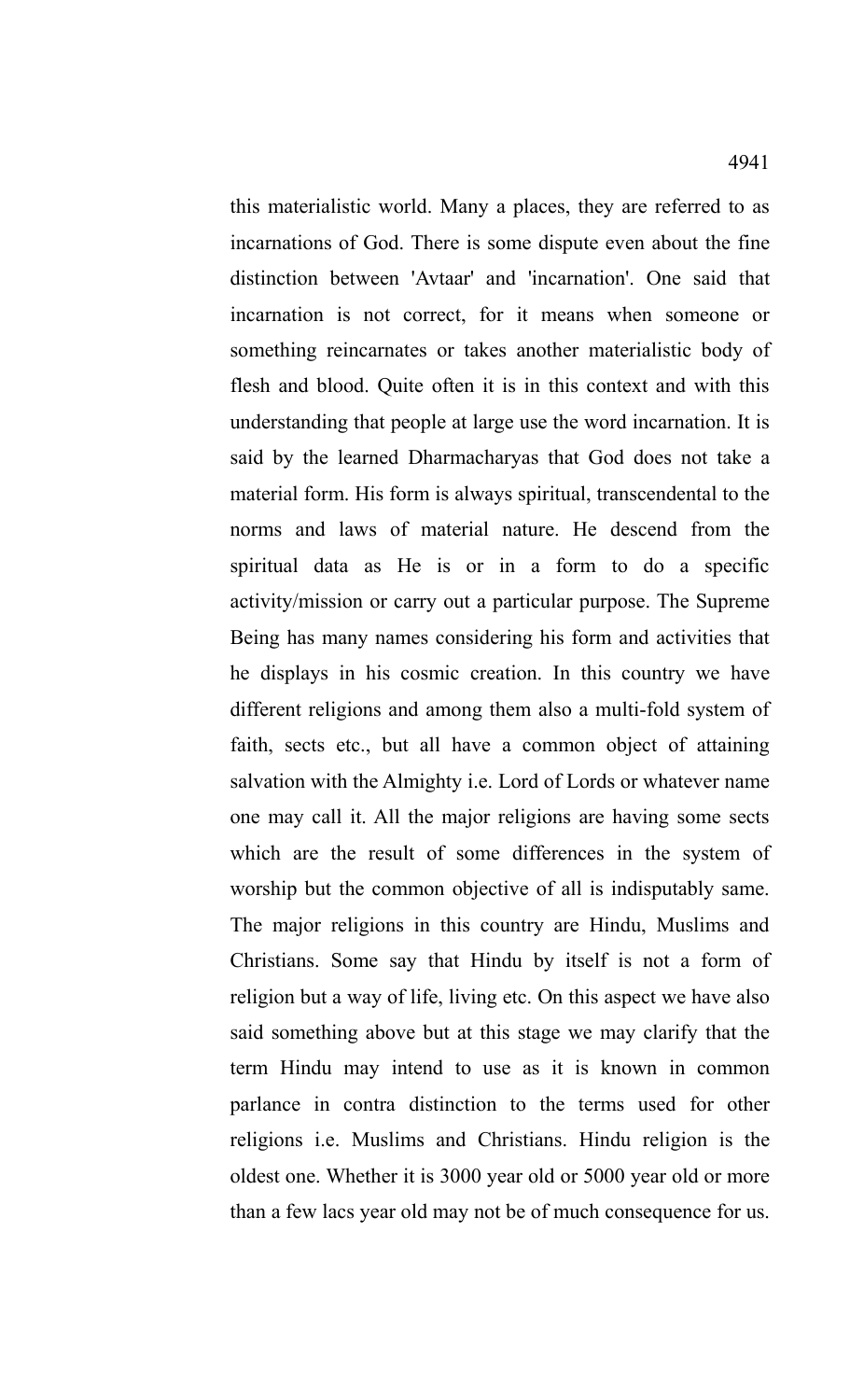this materialistic world. Many a places, they are referred to as incarnations of God. There is some dispute even about the fine distinction between 'Avtaar' and 'incarnation'. One said that incarnation is not correct, for it means when someone or something reincarnates or takes another materialistic body of flesh and blood. Quite often it is in this context and with this understanding that people at large use the word incarnation. It is said by the learned Dharmacharyas that God does not take a material form. His form is always spiritual, transcendental to the norms and laws of material nature. He descend from the spiritual data as He is or in a form to do a specific activity/mission or carry out a particular purpose. The Supreme Being has many names considering his form and activities that he displays in his cosmic creation. In this country we have different religions and among them also a multi-fold system of faith, sects etc., but all have a common object of attaining salvation with the Almighty i.e. Lord of Lords or whatever name one may call it. All the major religions are having some sects which are the result of some differences in the system of worship but the common objective of all is indisputably same. The major religions in this country are Hindu, Muslims and Christians. Some say that Hindu by itself is not a form of religion but a way of life, living etc. On this aspect we have also said something above but at this stage we may clarify that the term Hindu may intend to use as it is known in common parlance in contra distinction to the terms used for other religions i.e. Muslims and Christians. Hindu religion is the oldest one. Whether it is 3000 year old or 5000 year old or more than a few lacs year old may not be of much consequence for us.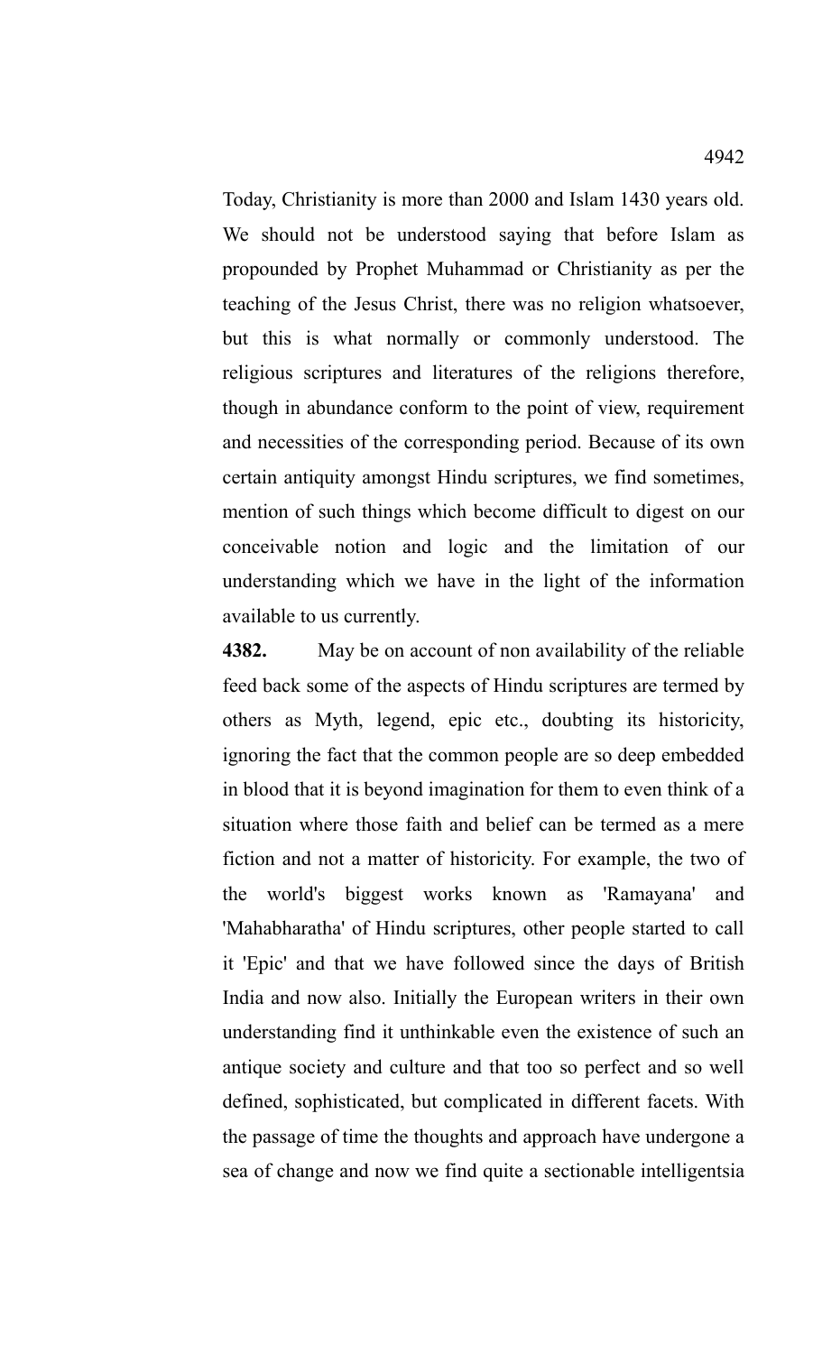Today, Christianity is more than 2000 and Islam 1430 years old. We should not be understood saying that before Islam as propounded by Prophet Muhammad or Christianity as per the teaching of the Jesus Christ, there was no religion whatsoever, but this is what normally or commonly understood. The religious scriptures and literatures of the religions therefore, though in abundance conform to the point of view, requirement and necessities of the corresponding period. Because of its own certain antiquity amongst Hindu scriptures, we find sometimes, mention of such things which become difficult to digest on our conceivable notion and logic and the limitation of our understanding which we have in the light of the information available to us currently.

**4382.** May be on account of non availability of the reliable feed back some of the aspects of Hindu scriptures are termed by others as Myth, legend, epic etc., doubting its historicity, ignoring the fact that the common people are so deep embedded in blood that it is beyond imagination for them to even think of a situation where those faith and belief can be termed as a mere fiction and not a matter of historicity. For example, the two of the world's biggest works known as 'Ramayana' and 'Mahabharatha' of Hindu scriptures, other people started to call it 'Epic' and that we have followed since the days of British India and now also. Initially the European writers in their own understanding find it unthinkable even the existence of such an antique society and culture and that too so perfect and so well defined, sophisticated, but complicated in different facets. With the passage of time the thoughts and approach have undergone a sea of change and now we find quite a sectionable intelligentsia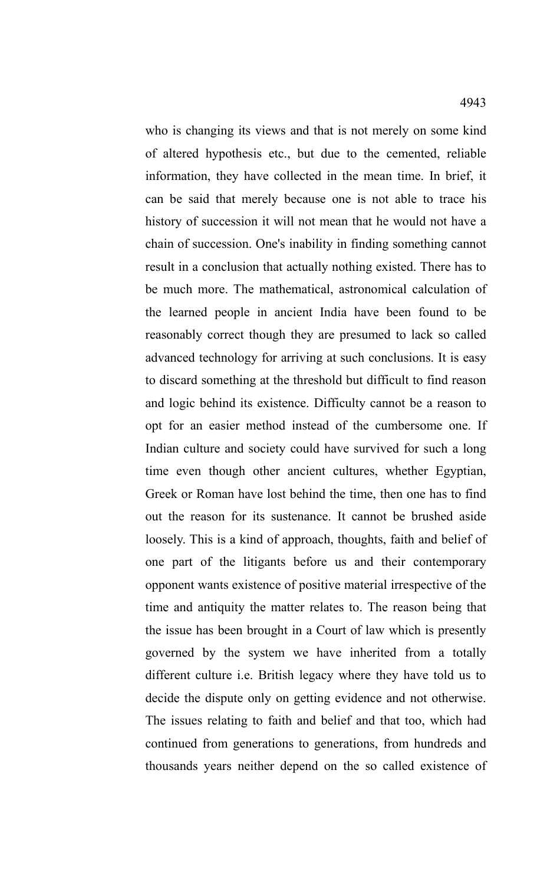who is changing its views and that is not merely on some kind of altered hypothesis etc., but due to the cemented, reliable information, they have collected in the mean time. In brief, it can be said that merely because one is not able to trace his history of succession it will not mean that he would not have a chain of succession. One's inability in finding something cannot result in a conclusion that actually nothing existed. There has to be much more. The mathematical, astronomical calculation of the learned people in ancient India have been found to be reasonably correct though they are presumed to lack so called advanced technology for arriving at such conclusions. It is easy to discard something at the threshold but difficult to find reason and logic behind its existence. Difficulty cannot be a reason to opt for an easier method instead of the cumbersome one. If Indian culture and society could have survived for such a long time even though other ancient cultures, whether Egyptian, Greek or Roman have lost behind the time, then one has to find out the reason for its sustenance. It cannot be brushed aside loosely. This is a kind of approach, thoughts, faith and belief of one part of the litigants before us and their contemporary opponent wants existence of positive material irrespective of the time and antiquity the matter relates to. The reason being that the issue has been brought in a Court of law which is presently governed by the system we have inherited from a totally different culture i.e. British legacy where they have told us to decide the dispute only on getting evidence and not otherwise. The issues relating to faith and belief and that too, which had continued from generations to generations, from hundreds and thousands years neither depend on the so called existence of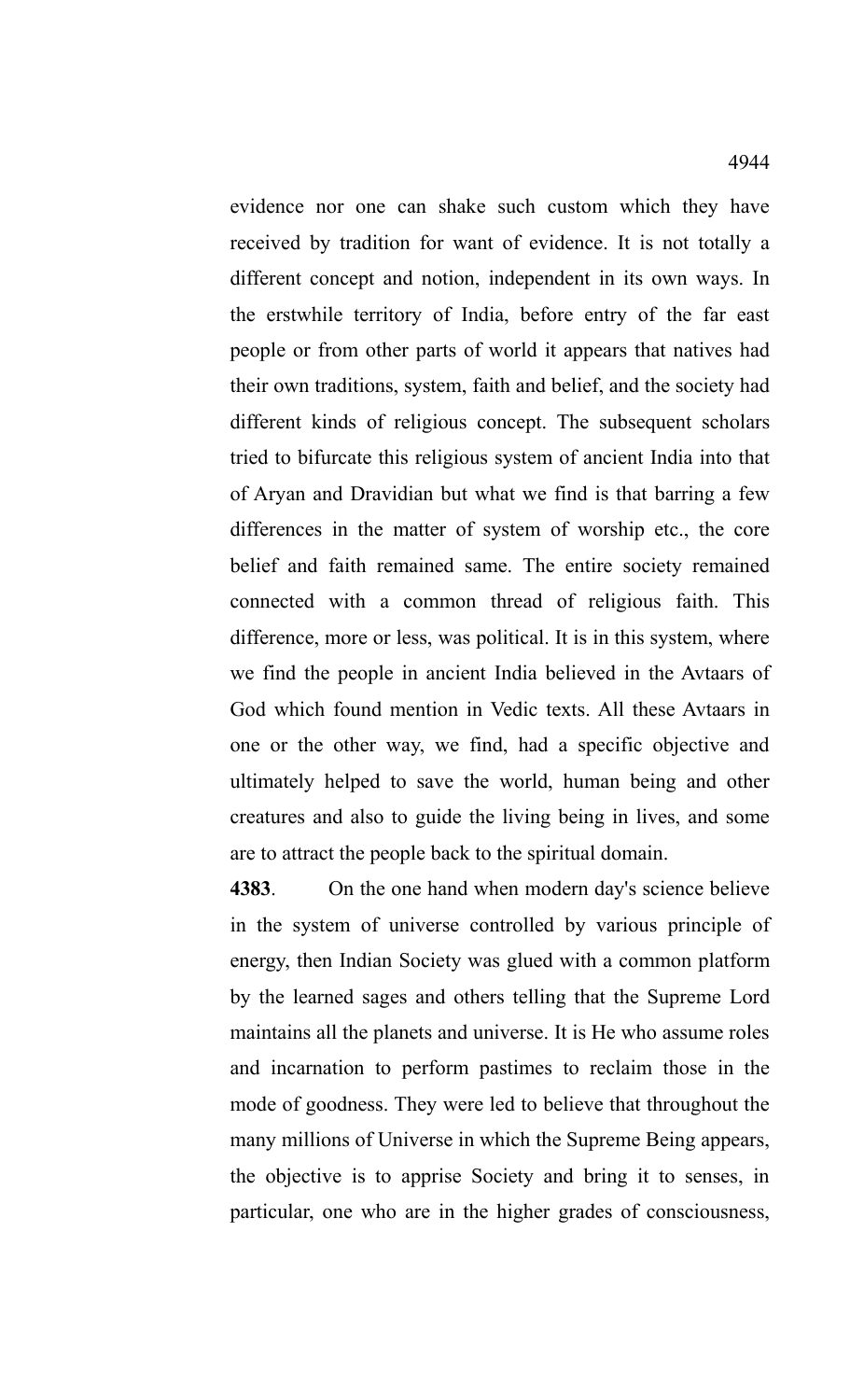evidence nor one can shake such custom which they have received by tradition for want of evidence. It is not totally a different concept and notion, independent in its own ways. In the erstwhile territory of India, before entry of the far east people or from other parts of world it appears that natives had their own traditions, system, faith and belief, and the society had different kinds of religious concept. The subsequent scholars tried to bifurcate this religious system of ancient India into that of Aryan and Dravidian but what we find is that barring a few differences in the matter of system of worship etc., the core belief and faith remained same. The entire society remained connected with a common thread of religious faith. This difference, more or less, was political. It is in this system, where we find the people in ancient India believed in the Avtaars of God which found mention in Vedic texts. All these Avtaars in one or the other way, we find, had a specific objective and ultimately helped to save the world, human being and other creatures and also to guide the living being in lives, and some are to attract the people back to the spiritual domain.

**4383**. On the one hand when modern day's science believe in the system of universe controlled by various principle of energy, then Indian Society was glued with a common platform by the learned sages and others telling that the Supreme Lord maintains all the planets and universe. It is He who assume roles and incarnation to perform pastimes to reclaim those in the mode of goodness. They were led to believe that throughout the many millions of Universe in which the Supreme Being appears, the objective is to apprise Society and bring it to senses, in particular, one who are in the higher grades of consciousness,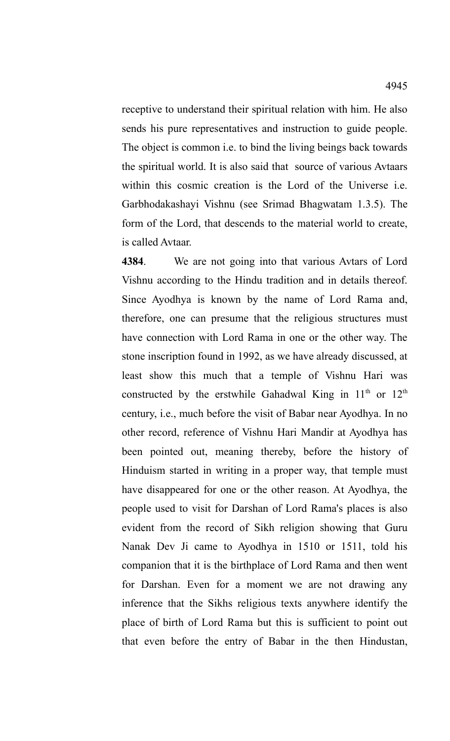receptive to understand their spiritual relation with him. He also sends his pure representatives and instruction to guide people. The object is common i.e. to bind the living beings back towards the spiritual world. It is also said that source of various Avtaars within this cosmic creation is the Lord of the Universe i.e. Garbhodakashayi Vishnu (see Srimad Bhagwatam 1.3.5). The form of the Lord, that descends to the material world to create, is called Avtaar.

**4384**. We are not going into that various Avtars of Lord Vishnu according to the Hindu tradition and in details thereof. Since Ayodhya is known by the name of Lord Rama and, therefore, one can presume that the religious structures must have connection with Lord Rama in one or the other way. The stone inscription found in 1992, as we have already discussed, at least show this much that a temple of Vishnu Hari was constructed by the erstwhile Gahadwal King in 11th or 12th century, i.e., much before the visit of Babar near Ayodhya. In no other record, reference of Vishnu Hari Mandir at Ayodhya has been pointed out, meaning thereby, before the history of Hinduism started in writing in a proper way, that temple must have disappeared for one or the other reason. At Ayodhya, the people used to visit for Darshan of Lord Rama's places is also evident from the record of Sikh religion showing that Guru Nanak Dev Ji came to Ayodhya in 1510 or 1511, told his companion that it is the birthplace of Lord Rama and then went for Darshan. Even for a moment we are not drawing any inference that the Sikhs religious texts anywhere identify the place of birth of Lord Rama but this is sufficient to point out that even before the entry of Babar in the then Hindustan,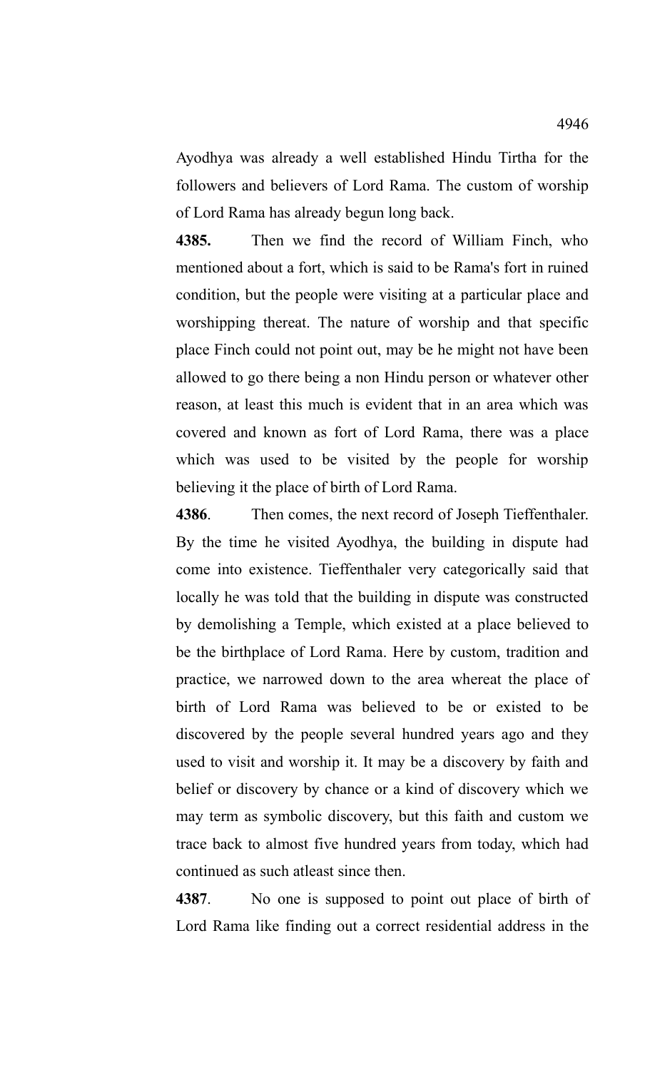Ayodhya was already a well established Hindu Tirtha for the followers and believers of Lord Rama. The custom of worship of Lord Rama has already begun long back.

**4385.** Then we find the record of William Finch, who mentioned about a fort, which is said to be Rama's fort in ruined condition, but the people were visiting at a particular place and worshipping thereat. The nature of worship and that specific place Finch could not point out, may be he might not have been allowed to go there being a non Hindu person or whatever other reason, at least this much is evident that in an area which was covered and known as fort of Lord Rama, there was a place which was used to be visited by the people for worship believing it the place of birth of Lord Rama.

**4386**. Then comes, the next record of Joseph Tieffenthaler. By the time he visited Ayodhya, the building in dispute had come into existence. Tieffenthaler very categorically said that locally he was told that the building in dispute was constructed by demolishing a Temple, which existed at a place believed to be the birthplace of Lord Rama. Here by custom, tradition and practice, we narrowed down to the area whereat the place of birth of Lord Rama was believed to be or existed to be discovered by the people several hundred years ago and they used to visit and worship it. It may be a discovery by faith and belief or discovery by chance or a kind of discovery which we may term as symbolic discovery, but this faith and custom we trace back to almost five hundred years from today, which had continued as such atleast since then.

**4387**. No one is supposed to point out place of birth of Lord Rama like finding out a correct residential address in the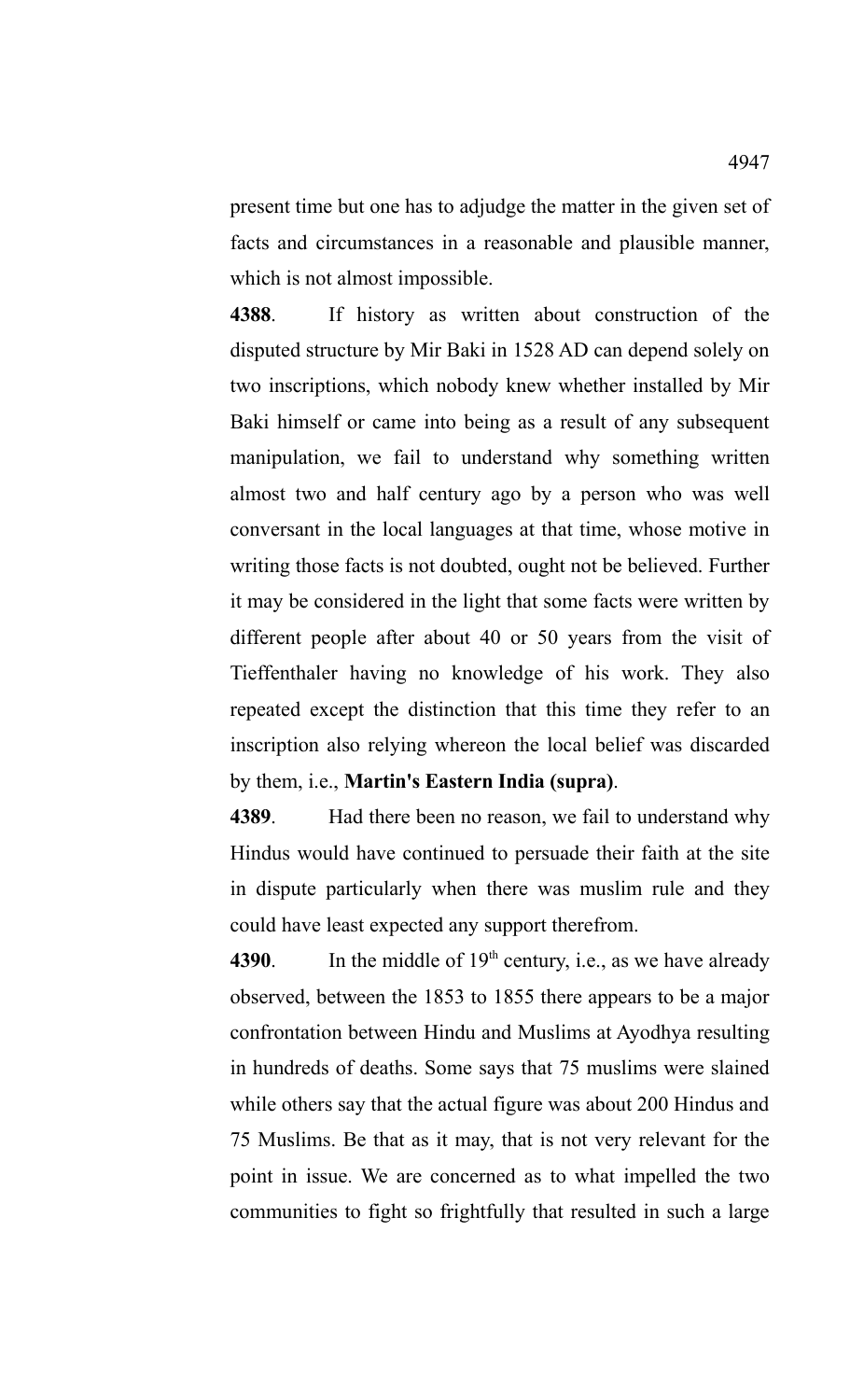present time but one has to adjudge the matter in the given set of facts and circumstances in a reasonable and plausible manner, which is not almost impossible.

**4388**. If history as written about construction of the disputed structure by Mir Baki in 1528 AD can depend solely on two inscriptions, which nobody knew whether installed by Mir Baki himself or came into being as a result of any subsequent manipulation, we fail to understand why something written almost two and half century ago by a person who was well conversant in the local languages at that time, whose motive in writing those facts is not doubted, ought not be believed. Further it may be considered in the light that some facts were written by different people after about 40 or 50 years from the visit of Tieffenthaler having no knowledge of his work. They also repeated except the distinction that this time they refer to an inscription also relying whereon the local belief was discarded by them, i.e., **Martin's Eastern India (supra)**.

**4389**. Had there been no reason, we fail to understand why Hindus would have continued to persuade their faith at the site in dispute particularly when there was muslim rule and they could have least expected any support therefrom.

**4390**. In the middle of 19th century, i.e., as we have already observed, between the 1853 to 1855 there appears to be a major confrontation between Hindu and Muslims at Ayodhya resulting in hundreds of deaths. Some says that 75 muslims were slained while others say that the actual figure was about 200 Hindus and 75 Muslims. Be that as it may, that is not very relevant for the point in issue. We are concerned as to what impelled the two communities to fight so frightfully that resulted in such a large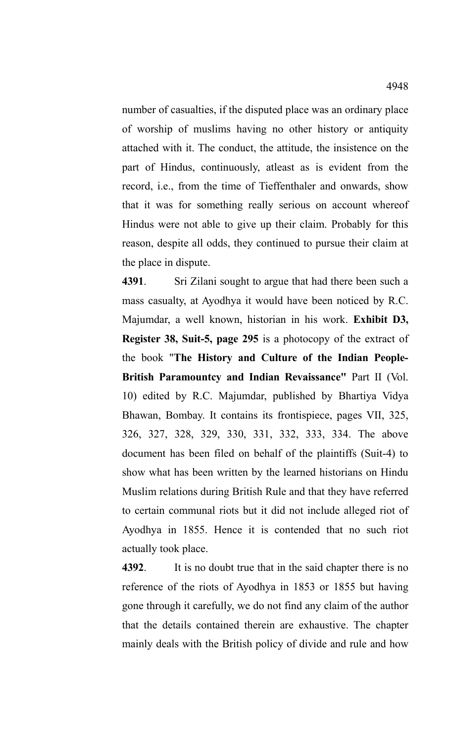number of casualties, if the disputed place was an ordinary place of worship of muslims having no other history or antiquity attached with it. The conduct, the attitude, the insistence on the part of Hindus, continuously, atleast as is evident from the record, i.e., from the time of Tieffenthaler and onwards, show that it was for something really serious on account whereof Hindus were not able to give up their claim. Probably for this reason, despite all odds, they continued to pursue their claim at the place in dispute.

**4391**. Sri Zilani sought to argue that had there been such a mass casualty, at Ayodhya it would have been noticed by R.C. Majumdar, a well known, historian in his work. **Exhibit D3, Register 38, Suit-5, page 295** is a photocopy of the extract of the book **"The History and Culture of the Indian People-British Paramountcy and Indian Revaissance"** Part II (Vol. 10) edited by R.C. Majumdar, published by Bhartiya Vidya Bhawan, Bombay. It contains its frontispiece, pages VII, 325, 326, 327, 328, 329, 330, 331, 332, 333, 334. The above document has been filed on behalf of the plaintiffs (Suit-4) to show what has been written by the learned historians on Hindu Muslim relations during British Rule and that they have referred to certain communal riots but it did not include alleged riot of Ayodhya in 1855. Hence it is contended that no such riot actually took place.

**4392**. It is no doubt true that in the said chapter there is no reference of the riots of Ayodhya in 1853 or 1855 but having gone through it carefully, we do not find any claim of the author that the details contained therein are exhaustive. The chapter mainly deals with the British policy of divide and rule and how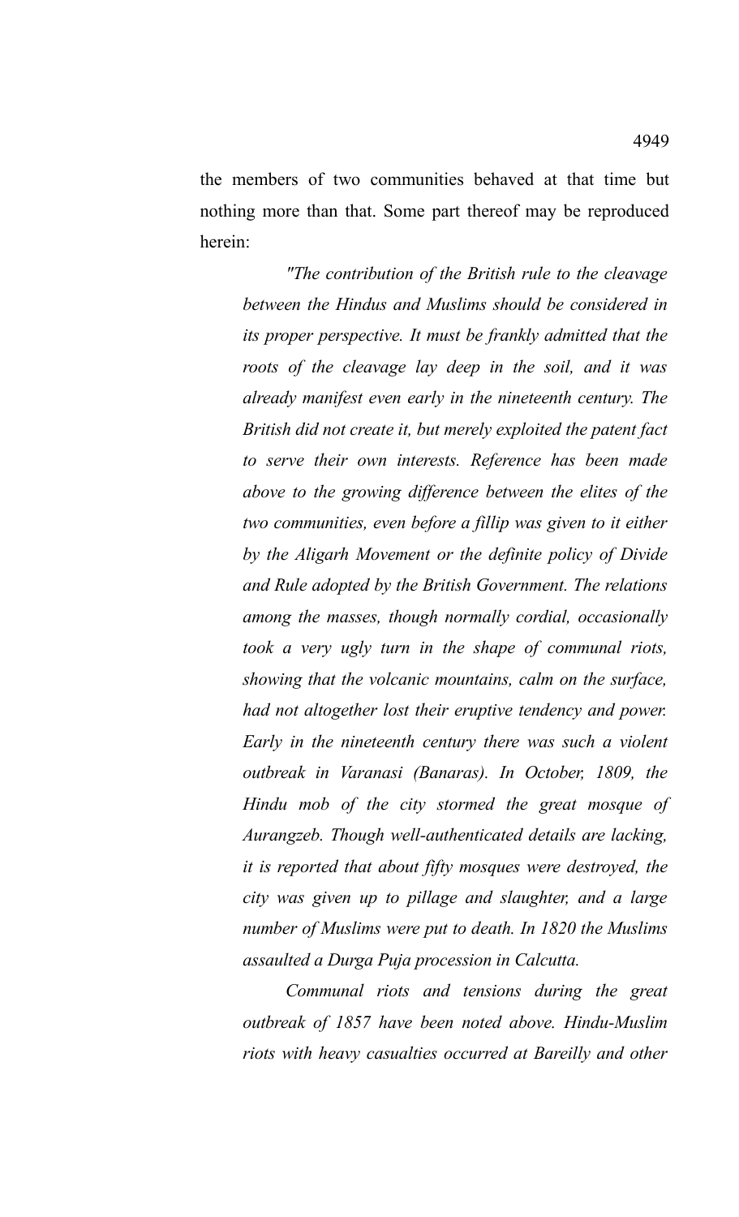the members of two communities behaved at that time but nothing more than that. Some part thereof may be reproduced herein:

> *"The contribution of the British rule to the cleavage between the Hindus and Muslims should be considered in its proper perspective. It must be frankly admitted that the roots of the cleavage lay deep in the soil, and it was already manifest even early in the nineteenth century. The British did not create it, but merely exploited the patent fact to serve their own interests. Reference has been made above to the growing difference between the elites of the two communities, even before a fillip was given to it either by the Aligarh Movement or the definite policy of Divide and Rule adopted by the British Government. The relations among the masses, though normally cordial, occasionally took a very ugly turn in the shape of communal riots, showing that the volcanic mountains, calm on the surface, had not altogether lost their eruptive tendency and power. Early in the nineteenth century there was such a violent outbreak in Varanasi (Banaras). In October, 1809, the Hindu mob of the city stormed the great mosque of Aurangzeb. Though well-authenticated details are lacking, it is reported that about fifty mosques were destroyed, the city was given up to pillage and slaughter, and a large number of Muslims were put to death. In 1820 the Muslims assaulted a Durga Puja procession in Calcutta.*
>
> *Communal riots and tensions during the great outbreak of 1857 have been noted above. Hindu-Muslim riots with heavy casualties occurred at Bareilly and other*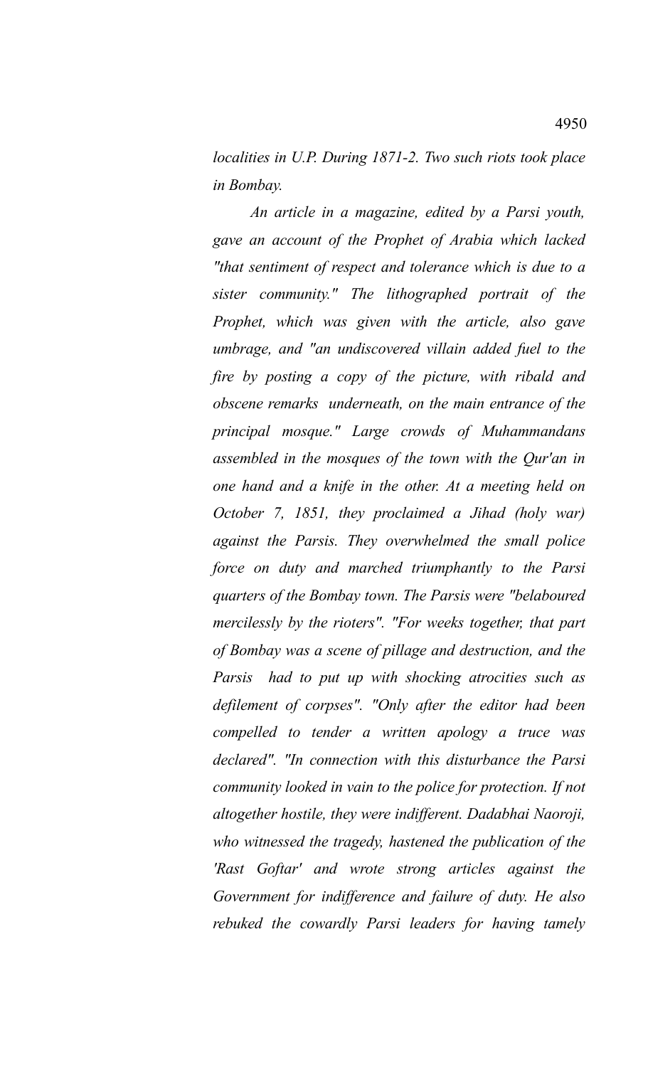*localities in U.P. During 1871-2. Two such riots took place in Bombay.*

*An article in a magazine, edited by a Parsi youth, gave an account of the Prophet of Arabia which lacked "that sentiment of respect and tolerance which is due to a sister community." The lithographed portrait of the Prophet, which was given with the article, also gave umbrage, and "an undiscovered villain added fuel to the fire by posting a copy of the picture, with ribald and obscene remarks underneath, on the main entrance of the principal mosque." Large crowds of Muhammandans assembled in the mosques of the town with the Qur'an in one hand and a knife in the other. At a meeting held on October 7, 1851, they proclaimed a Jihad (holy war) against the Parsis. They overwhelmed the small police force on duty and marched triumphantly to the Parsi quarters of the Bombay town. The Parsis were "belaboured mercilessly by the rioters". "For weeks together, that part of Bombay was a scene of pillage and destruction, and the Parsis had to put up with shocking atrocities such as defilement of corpses". "Only after the editor had been compelled to tender a written apology a truce was declared". "In connection with this disturbance the Parsi community looked in vain to the police for protection. If not altogether hostile, they were indifferent. Dadabhai Naoroji, who witnessed the tragedy, hastened the publication of the 'Rast Goftar' and wrote strong articles against the Government for indifference and failure of duty. He also rebuked the cowardly Parsi leaders for having tamely*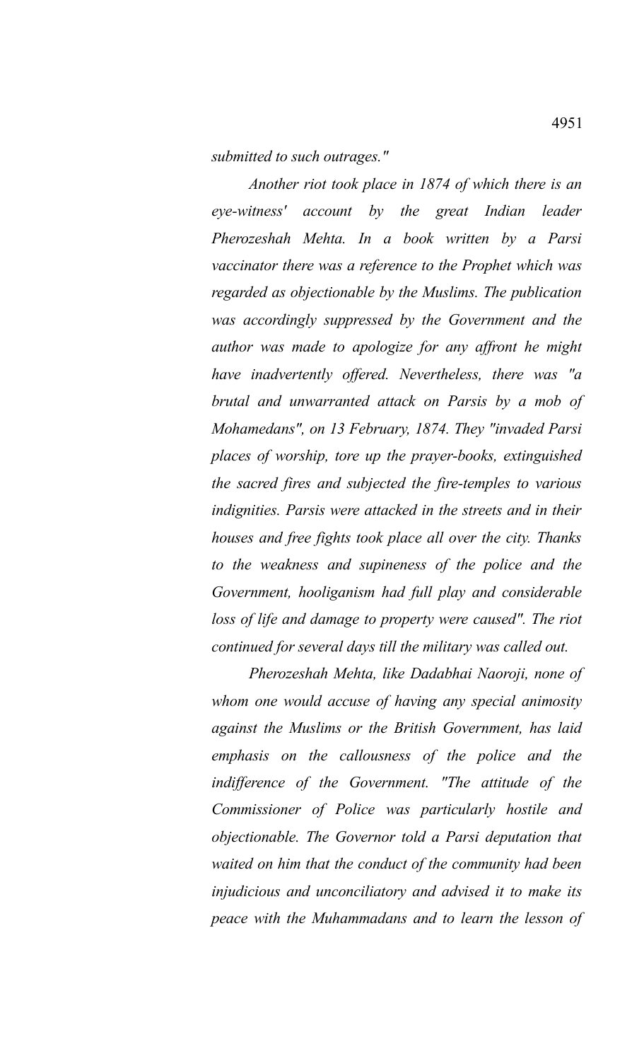*submitted to such outrages."*

*Another riot took place in 1874 of which there is an eye-witness' account by the great Indian leader Pherozeshah Mehta. In a book written by a Parsi vaccinator there was a reference to the Prophet which was regarded as objectionable by the Muslims. The publication was accordingly suppressed by the Government and the author was made to apologize for any affront he might have inadvertently offered. Nevertheless, there was "a brutal and unwarranted attack on Parsis by a mob of Mohamedans", on 13 February, 1874. They "invaded Parsi places of worship, tore up the prayer-books, extinguished the sacred fires and subjected the fire-temples to various indignities. Parsis were attacked in the streets and in their houses and free fights took place all over the city. Thanks to the weakness and supineness of the police and the Government, hooliganism had full play and considerable loss of life and damage to property were caused". The riot continued for several days till the military was called out.*

*Pherozeshah Mehta, like Dadabhai Naoroji, none of whom one would accuse of having any special animosity against the Muslims or the British Government, has laid emphasis on the callousness of the police and the indifference of the Government. "The attitude of the Commissioner of Police was particularly hostile and objectionable. The Governor told a Parsi deputation that waited on him that the conduct of the community had been injudicious and unconciliatory and advised it to make its peace with the Muhammadans and to learn the lesson of*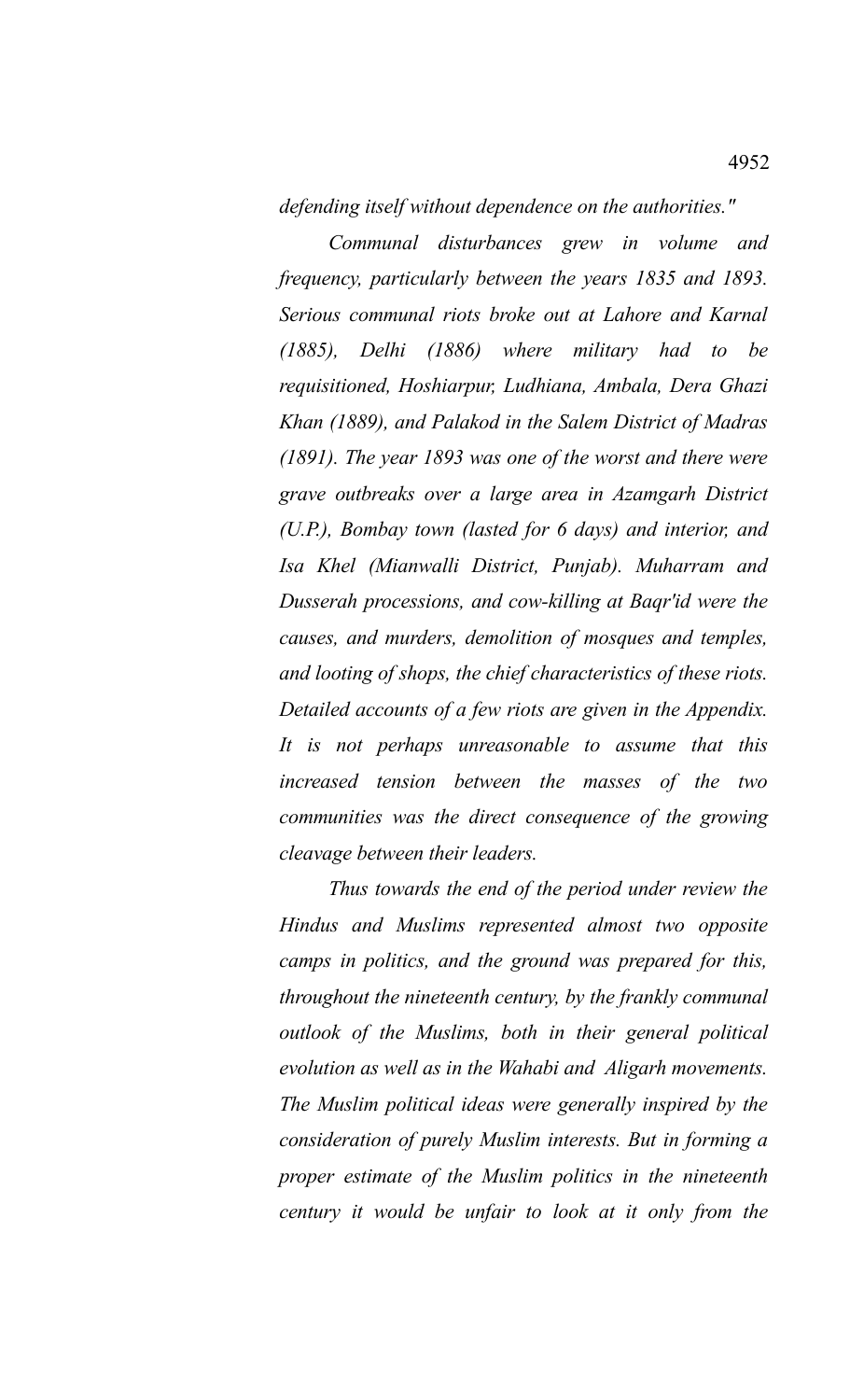*defending itself without dependence on the authorities."*

*Communal disturbances grew in volume and frequency, particularly between the years 1835 and 1893. Serious communal riots broke out at Lahore and Karnal (1885), Delhi (1886) where military had to be requisitioned, Hoshiarpur, Ludhiana, Ambala, Dera Ghazi Khan (1889), and Palakod in the Salem District of Madras (1891). The year 1893 was one of the worst and there were grave outbreaks over a large area in Azamgarh District (U.P.), Bombay town (lasted for 6 days) and interior, and Isa Khel (Mianwalli District, Punjab). Muharram and Dusserah processions, and cow-killing at Baqr'id were the causes, and murders, demolition of mosques and temples, and looting of shops, the chief characteristics of these riots. Detailed accounts of a few riots are given in the Appendix. It is not perhaps unreasonable to assume that this increased tension between the masses of the two communities was the direct consequence of the growing cleavage between their leaders.*

*Thus towards the end of the period under review the Hindus and Muslims represented almost two opposite camps in politics, and the ground was prepared for this, throughout the nineteenth century, by the frankly communal outlook of the Muslims, both in their general political evolution as well as in the Wahabi and Aligarh movements. The Muslim political ideas were generally inspired by the consideration of purely Muslim interests. But in forming a proper estimate of the Muslim politics in the nineteenth century it would be unfair to look at it only from the*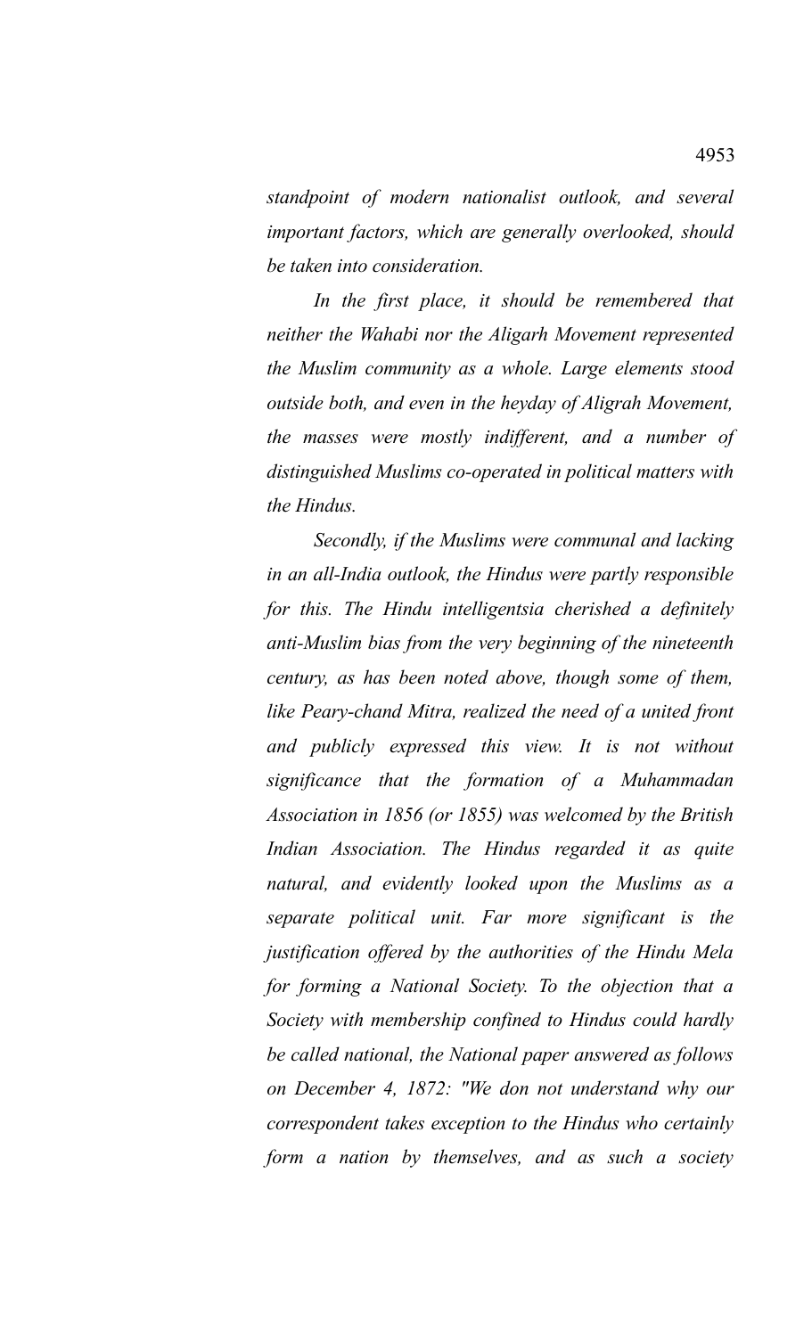*standpoint of modern nationalist outlook, and several important factors, which are generally overlooked, should be taken into consideration.*

*In the first place, it should be remembered that neither the Wahabi nor the Aligarh Movement represented the Muslim community as a whole. Large elements stood outside both, and even in the heyday of Aligrah Movement, the masses were mostly indifferent, and a number of distinguished Muslims co-operated in political matters with the Hindus.*

*Secondly, if the Muslims were communal and lacking in an all-India outlook, the Hindus were partly responsible for this. The Hindu intelligentsia cherished a definitely anti-Muslim bias from the very beginning of the nineteenth century, as has been noted above, though some of them, like Peary-chand Mitra, realized the need of a united front and publicly expressed this view. It is not without significance that the formation of a Muhammadan Association in 1856 (or 1855) was welcomed by the British Indian Association. The Hindus regarded it as quite natural, and evidently looked upon the Muslims as a separate political unit. Far more significant is the justification offered by the authorities of the Hindu Mela for forming a National Society. To the objection that a Society with membership confined to Hindus could hardly be called national, the National paper answered as follows on December 4, 1872: "We don not understand why our correspondent takes exception to the Hindus who certainly form a nation by themselves, and as such a society*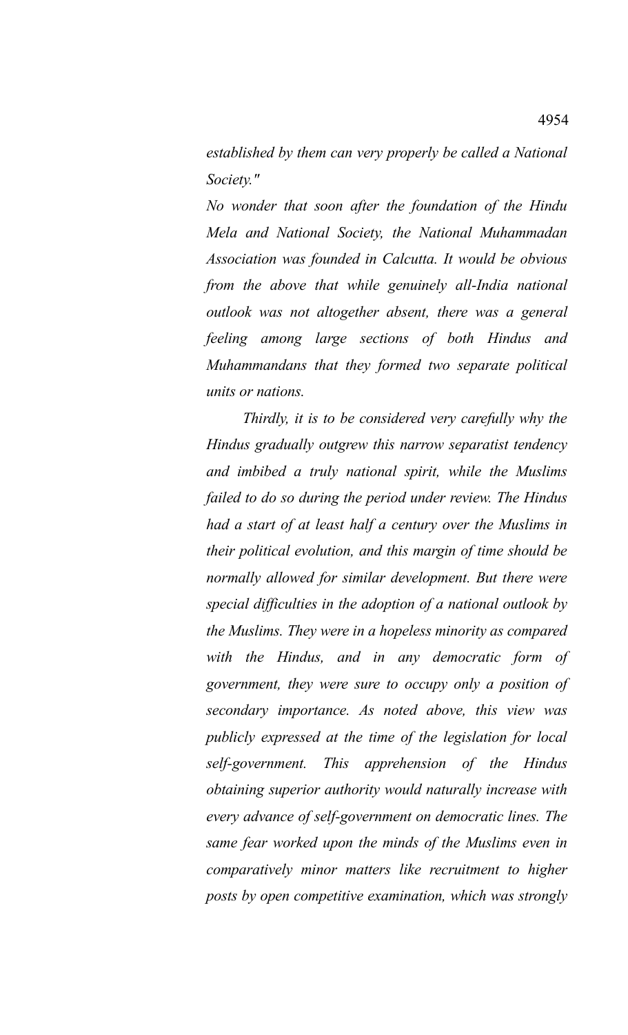*established by them can very properly be called a National Society."*

*No wonder that soon after the foundation of the Hindu Mela and National Society, the National Muhammadan Association was founded in Calcutta. It would be obvious from the above that while genuinely all-India national outlook was not altogether absent, there was a general feeling among large sections of both Hindus and Muhammandans that they formed two separate political units or nations.*

*Thirdly, it is to be considered very carefully why the Hindus gradually outgrew this narrow separatist tendency and imbibed a truly national spirit, while the Muslims failed to do so during the period under review. The Hindus had a start of at least half a century over the Muslims in their political evolution, and this margin of time should be normally allowed for similar development. But there were special difficulties in the adoption of a national outlook by the Muslims. They were in a hopeless minority as compared with the Hindus, and in any democratic form of government, they were sure to occupy only a position of secondary importance. As noted above, this view was publicly expressed at the time of the legislation for local self-government. This apprehension of the Hindus obtaining superior authority would naturally increase with every advance of self-government on democratic lines. The same fear worked upon the minds of the Muslims even in comparatively minor matters like recruitment to higher posts by open competitive examination, which was strongly*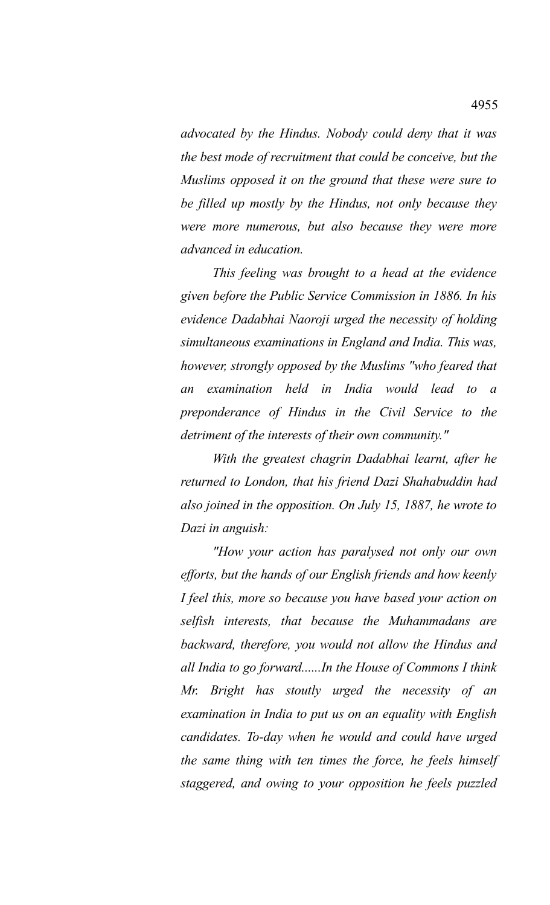*advocated by the Hindus. Nobody could deny that it was the best mode of recruitment that could be conceive, but the Muslims opposed it on the ground that these were sure to be filled up mostly by the Hindus, not only because they were more numerous, but also because they were more advanced in education.*

*This feeling was brought to a head at the evidence given before the Public Service Commission in 1886. In his evidence Dadabhai Naoroji urged the necessity of holding simultaneous examinations in England and India. This was, however, strongly opposed by the Muslims "who feared that an examination held in India would lead to a preponderance of Hindus in the Civil Service to the detriment of the interests of their own community."*

*With the greatest chagrin Dadabhai learnt, after he returned to London, that his friend Dazi Shahabuddin had also joined in the opposition. On July 15, 1887, he wrote to Dazi in anguish:*

*"How your action has paralysed not only our own efforts, but the hands of our English friends and how keenly I feel this, more so because you have based your action on selfish interests, that because the Muhammadans are backward, therefore, you would not allow the Hindus and all India to go forward......In the House of Commons I think Mr. Bright has stoutly urged the necessity of an examination in India to put us on an equality with English candidates. To-day when he would and could have urged the same thing with ten times the force, he feels himself staggered, and owing to your opposition he feels puzzled*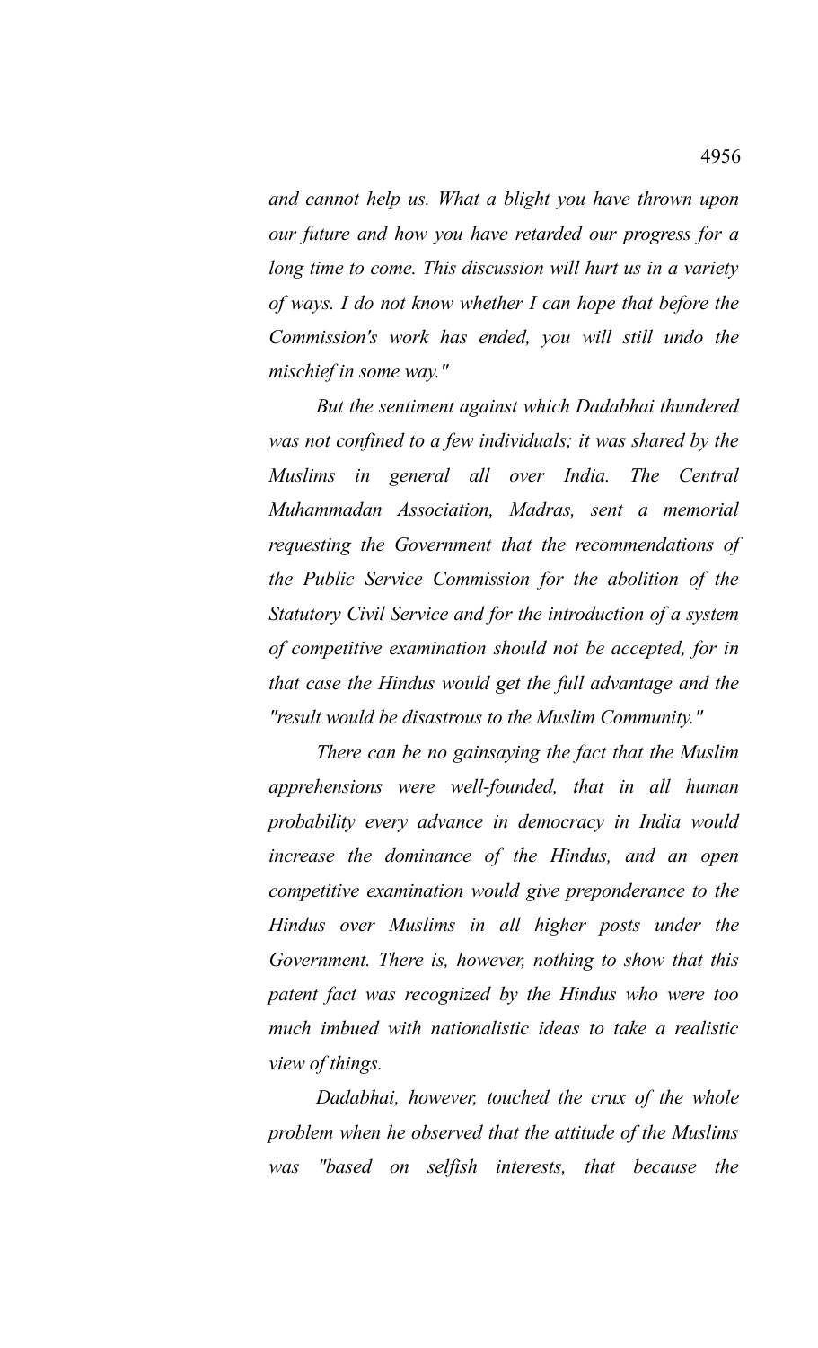*and cannot help us. What a blight you have thrown upon our future and how you have retarded our progress for a long time to come. This discussion will hurt us in a variety of ways. I do not know whether I can hope that before the Commission's work has ended, you will still undo the mischief in some way."*

*But the sentiment against which Dadabhai thundered was not confined to a few individuals; it was shared by the Muslims in general all over India. The Central Muhammadan Association, Madras, sent a memorial requesting the Government that the recommendations of the Public Service Commission for the abolition of the Statutory Civil Service and for the introduction of a system of competitive examination should not be accepted, for in that case the Hindus would get the full advantage and the "result would be disastrous to the Muslim Community."*

*There can be no gainsaying the fact that the Muslim apprehensions were well-founded, that in all human probability every advance in democracy in India would increase the dominance of the Hindus, and an open competitive examination would give preponderance to the Hindus over Muslims in all higher posts under the Government. There is, however, nothing to show that this patent fact was recognized by the Hindus who were too much imbued with nationalistic ideas to take a realistic view of things.*

*Dadabhai, however, touched the crux of the whole problem when he observed that the attitude of the Muslims was "based on selfish interests, that because the*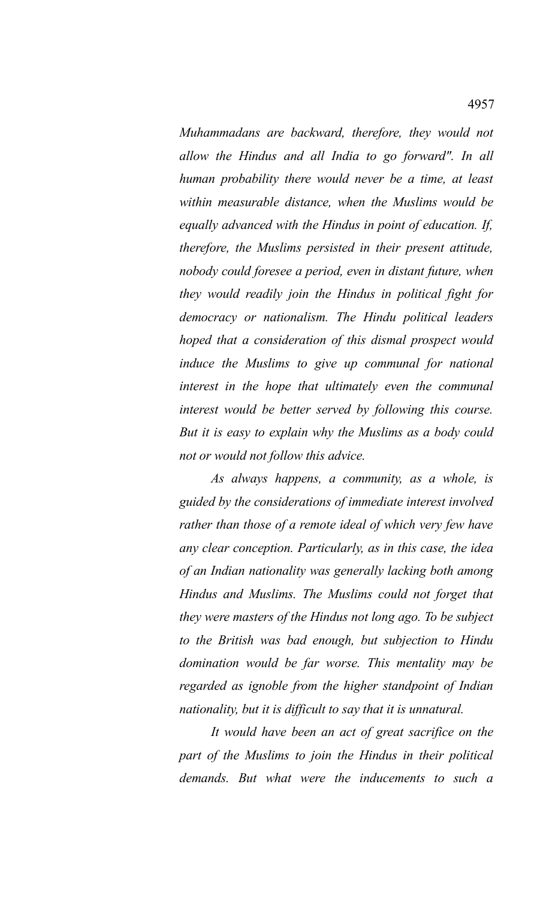*Muhammadans are backward, therefore, they would not allow the Hindus and all India to go forward". In all human probability there would never be a time, at least within measurable distance, when the Muslims would be equally advanced with the Hindus in point of education. If, therefore, the Muslims persisted in their present attitude, nobody could foresee a period, even in distant future, when they would readily join the Hindus in political fight for democracy or nationalism. The Hindu political leaders hoped that a consideration of this dismal prospect would induce the Muslims to give up communal for national interest in the hope that ultimately even the communal interest would be better served by following this course. But it is easy to explain why the Muslims as a body could not or would not follow this advice.*

*As always happens, a community, as a whole, is guided by the considerations of immediate interest involved rather than those of a remote ideal of which very few have any clear conception. Particularly, as in this case, the idea of an Indian nationality was generally lacking both among Hindus and Muslims. The Muslims could not forget that they were masters of the Hindus not long ago. To be subject to the British was bad enough, but subjection to Hindu domination would be far worse. This mentality may be regarded as ignoble from the higher standpoint of Indian nationality, but it is difficult to say that it is unnatural.*

*It would have been an act of great sacrifice on the part of the Muslims to join the Hindus in their political demands. But what were the inducements to such a*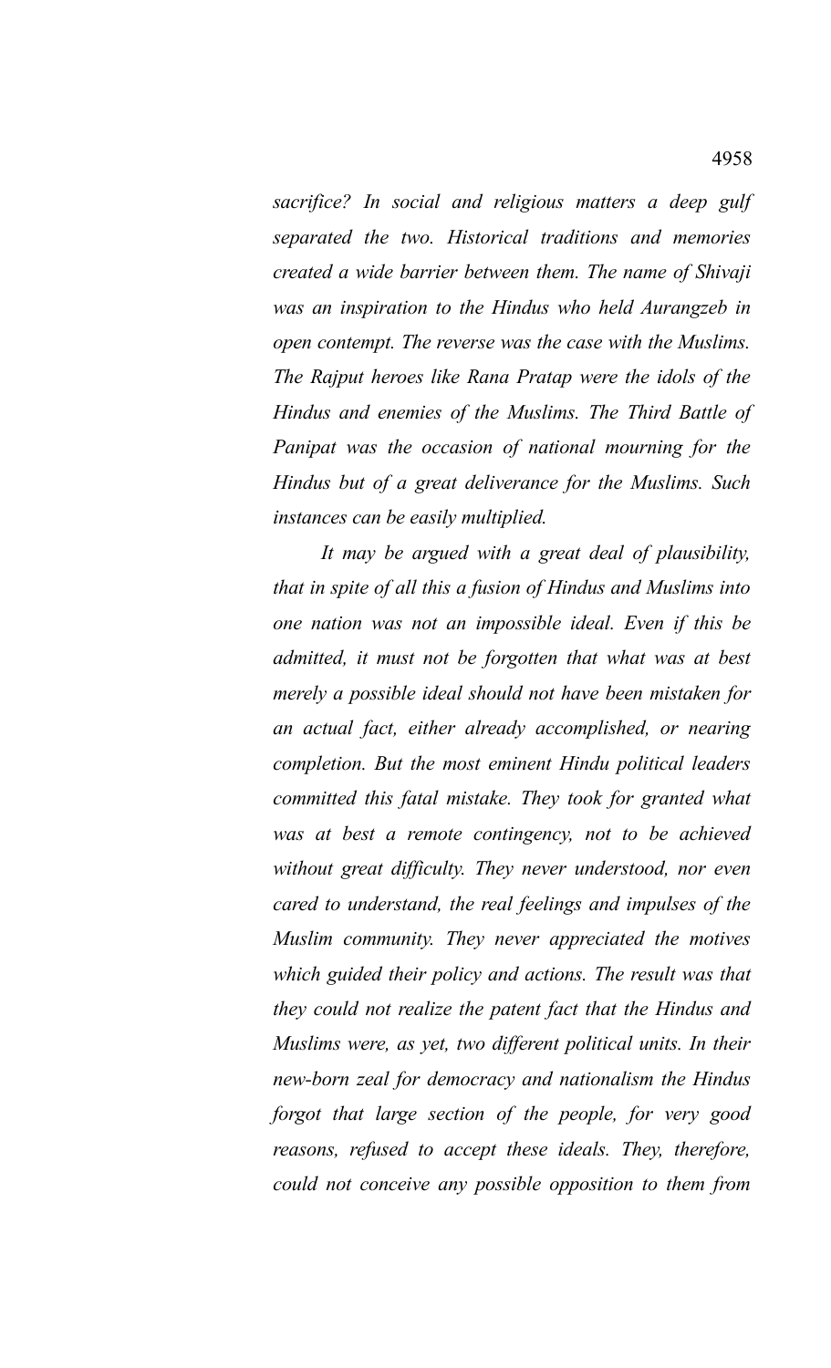*sacrifice? In social and religious matters a deep gulf separated the two. Historical traditions and memories created a wide barrier between them. The name of Shivaji was an inspiration to the Hindus who held Aurangzeb in open contempt. The reverse was the case with the Muslims. The Rajput heroes like Rana Pratap were the idols of the Hindus and enemies of the Muslims. The Third Battle of Panipat was the occasion of national mourning for the Hindus but of a great deliverance for the Muslims. Such instances can be easily multiplied.*

*It may be argued with a great deal of plausibility, that in spite of all this a fusion of Hindus and Muslims into one nation was not an impossible ideal. Even if this be admitted, it must not be forgotten that what was at best merely a possible ideal should not have been mistaken for an actual fact, either already accomplished, or nearing completion. But the most eminent Hindu political leaders committed this fatal mistake. They took for granted what was at best a remote contingency, not to be achieved without great difficulty. They never understood, nor even cared to understand, the real feelings and impulses of the Muslim community. They never appreciated the motives which guided their policy and actions. The result was that they could not realize the patent fact that the Hindus and Muslims were, as yet, two different political units. In their new-born zeal for democracy and nationalism the Hindus forgot that large section of the people, for very good reasons, refused to accept these ideals. They, therefore, could not conceive any possible opposition to them from*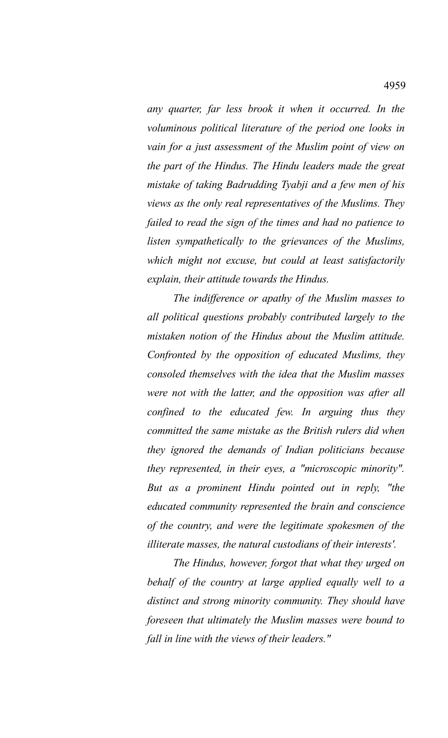*any quarter, far less brook it when it occurred. In the voluminous political literature of the period one looks in vain for a just assessment of the Muslim point of view on the part of the Hindus. The Hindu leaders made the great mistake of taking Badrudding Tyabji and a few men of his views as the only real representatives of the Muslims. They failed to read the sign of the times and had no patience to listen sympathetically to the grievances of the Muslims, which might not excuse, but could at least satisfactorily explain, their attitude towards the Hindus.*

*The indifference or apathy of the Muslim masses to all political questions probably contributed largely to the mistaken notion of the Hindus about the Muslim attitude. Confronted by the opposition of educated Muslims, they consoled themselves with the idea that the Muslim masses were not with the latter, and the opposition was after all confined to the educated few. In arguing thus they committed the same mistake as the British rulers did when they ignored the demands of Indian politicians because they represented, in their eyes, a "microscopic minority". But as a prominent Hindu pointed out in reply, "the educated community represented the brain and conscience of the country, and were the legitimate spokesmen of the illiterate masses, the natural custodians of their interests'.*

*The Hindus, however, forgot that what they urged on behalf of the country at large applied equally well to a distinct and strong minority community. They should have foreseen that ultimately the Muslim masses were bound to fall in line with the views of their leaders."*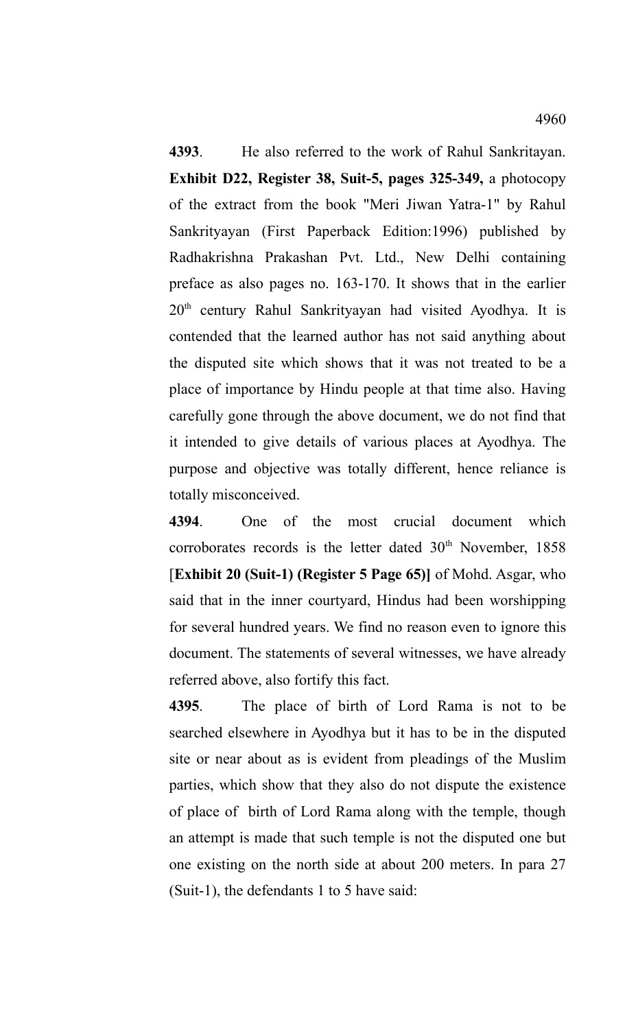**4393**. He also referred to the work of Rahul Sankritayan. **Exhibit D22, Register 38, Suit-5, pages 325-349,** a photocopy of the extract from the book "Meri Jiwan Yatra-1" by Rahul Sankrityayan (First Paperback Edition:1996) published by Radhakrishna Prakashan Pvt. Ltd., New Delhi containing preface as also pages no. 163-170. It shows that in the earlier 20th century Rahul Sankrityayan had visited Ayodhya. It is contended that the learned author has not said anything about the disputed site which shows that it was not treated to be a place of importance by Hindu people at that time also. Having carefully gone through the above document, we do not find that it intended to give details of various places at Ayodhya. The purpose and objective was totally different, hence reliance is totally misconceived.

**4394**. One of the most crucial document which corroborates records is the letter dated 30th November, 1858 [**Exhibit 20 (Suit-1) (Register 5 Page 65)]** of Mohd. Asgar, who said that in the inner courtyard, Hindus had been worshipping for several hundred years. We find no reason even to ignore this document. The statements of several witnesses, we have already referred above, also fortify this fact.

**4395**. The place of birth of Lord Rama is not to be searched elsewhere in Ayodhya but it has to be in the disputed site or near about as is evident from pleadings of the Muslim parties, which show that they also do not dispute the existence of place of birth of Lord Rama along with the temple, though an attempt is made that such temple is not the disputed one but one existing on the north side at about 200 meters. In para 27 (Suit-1), the defendants 1 to 5 have said: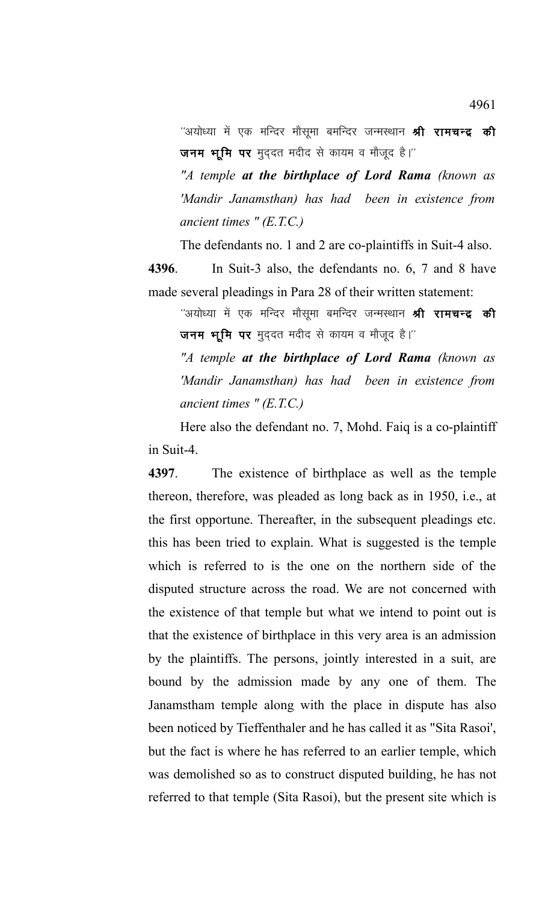''अयोध्या में एक मन्दिर मौसूमा बमन्दिर जन्मस्थान **श्री रामचन्द्र की जनम भूमि पर** मुद्दत मदीद से कायम व मौजूद है।''

*"A temple **at the birthplace of Lord Rama** (known as 'Mandir Janamsthan) has had been in existence from ancient times " (E.T.C.)*

The defendants no. 1 and 2 are co-plaintiffs in Suit-4 also.

**4396**. In Suit-3 also, the defendants no. 6, 7 and 8 have made several pleadings in Para 28 of their written statement:

''अयोध्या में एक मन्दिर मौसूमा बमन्दिर जन्मस्थान **श्री रामचन्द्र की जनम भूमि पर** मुद्दत मदीद से कायम व मौजूद है।''

*"A temple **at the birthplace of Lord Rama** (known as 'Mandir Janamsthan) has had been in existence from ancient times " (E.T.C.)*

Here also the defendant no. 7, Mohd. Faiq is a co-plaintiff in Suit-4.

**4397**. The existence of birthplace as well as the temple thereon, therefore, was pleaded as long back as in 1950, i.e., at the first opportune. Thereafter, in the subsequent pleadings etc. this has been tried to explain. What is suggested is the temple which is referred to is the one on the northern side of the disputed structure across the road. We are not concerned with the existence of that temple but what we intend to point out is that the existence of birthplace in this very area is an admission by the plaintiffs. The persons, jointly interested in a suit, are bound by the admission made by any one of them. The Janamstham temple along with the place in dispute has also been noticed by Tieffenthaler and he has called it as "Sita Rasoi', but the fact is where he has referred to an earlier temple, which was demolished so as to construct disputed building, he has not referred to that temple (Sita Rasoi), but the present site which is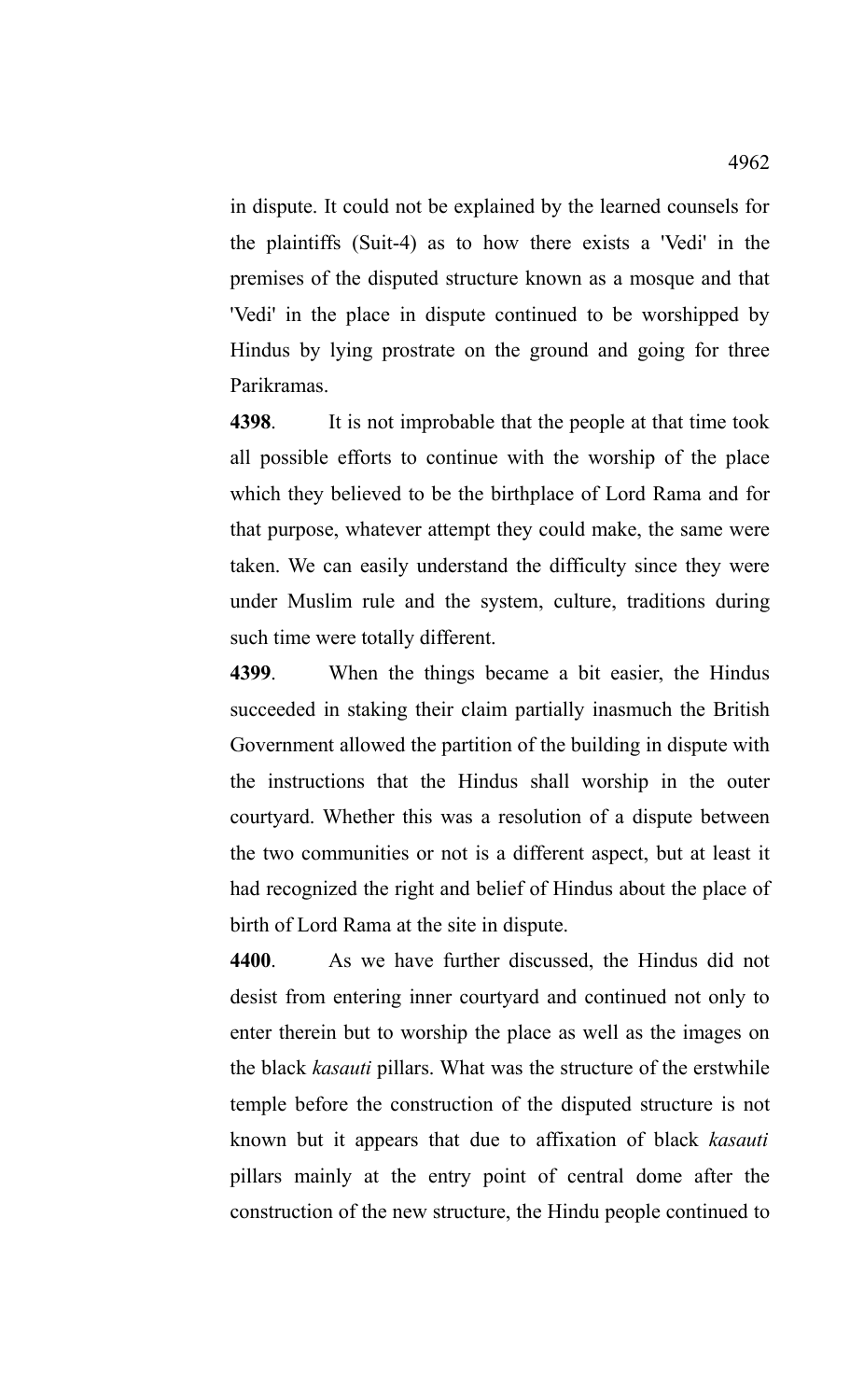in dispute. It could not be explained by the learned counsels for the plaintiffs (Suit-4) as to how there exists a 'Vedi' in the premises of the disputed structure known as a mosque and that 'Vedi' in the place in dispute continued to be worshipped by Hindus by lying prostrate on the ground and going for three Parikramas.

**4398**. It is not improbable that the people at that time took all possible efforts to continue with the worship of the place which they believed to be the birthplace of Lord Rama and for that purpose, whatever attempt they could make, the same were taken. We can easily understand the difficulty since they were under Muslim rule and the system, culture, traditions during such time were totally different.

**4399**. When the things became a bit easier, the Hindus succeeded in staking their claim partially inasmuch the British Government allowed the partition of the building in dispute with the instructions that the Hindus shall worship in the outer courtyard. Whether this was a resolution of a dispute between the two communities or not is a different aspect, but at least it had recognized the right and belief of Hindus about the place of birth of Lord Rama at the site in dispute.

**4400**. As we have further discussed, the Hindus did not desist from entering inner courtyard and continued not only to enter therein but to worship the place as well as the images on the black *kasauti* pillars. What was the structure of the erstwhile temple before the construction of the disputed structure is not known but it appears that due to affixation of black *kasauti* pillars mainly at the entry point of central dome after the construction of the new structure, the Hindu people continued to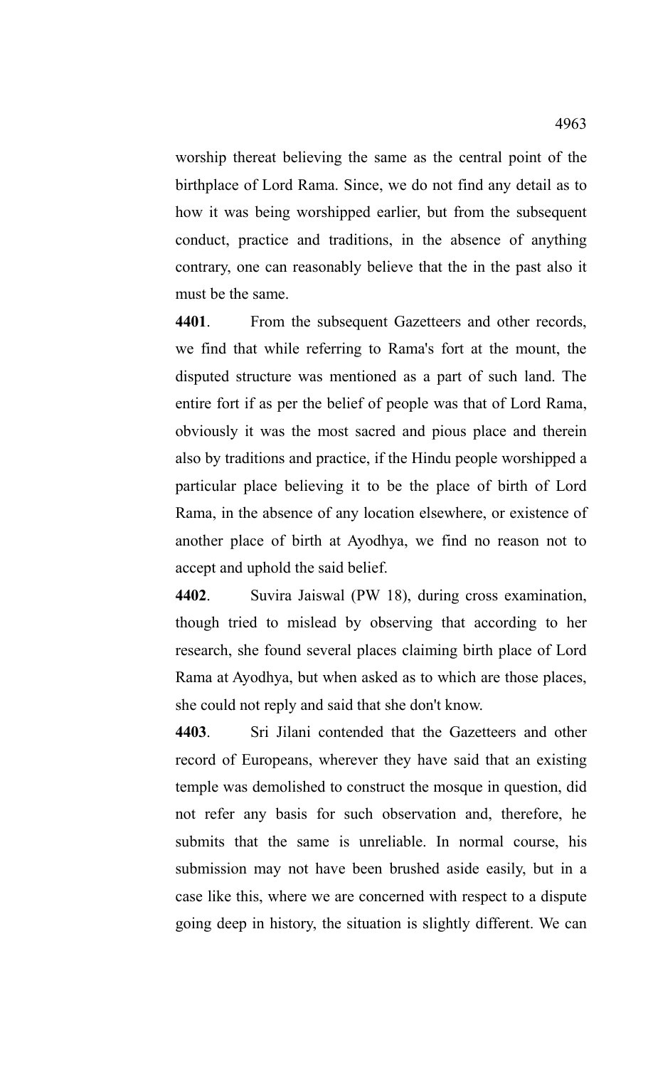worship thereat believing the same as the central point of the birthplace of Lord Rama. Since, we do not find any detail as to how it was being worshipped earlier, but from the subsequent conduct, practice and traditions, in the absence of anything contrary, one can reasonably believe that the in the past also it must be the same.

**4401**. From the subsequent Gazetteers and other records, we find that while referring to Rama's fort at the mount, the disputed structure was mentioned as a part of such land. The entire fort if as per the belief of people was that of Lord Rama, obviously it was the most sacred and pious place and therein also by traditions and practice, if the Hindu people worshipped a particular place believing it to be the place of birth of Lord Rama, in the absence of any location elsewhere, or existence of another place of birth at Ayodhya, we find no reason not to accept and uphold the said belief.

**4402**. Suvira Jaiswal (PW 18), during cross examination, though tried to mislead by observing that according to her research, she found several places claiming birth place of Lord Rama at Ayodhya, but when asked as to which are those places, she could not reply and said that she don't know.

**4403**. Sri Jilani contended that the Gazetteers and other record of Europeans, wherever they have said that an existing temple was demolished to construct the mosque in question, did not refer any basis for such observation and, therefore, he submits that the same is unreliable. In normal course, his submission may not have been brushed aside easily, but in a case like this, where we are concerned with respect to a dispute going deep in history, the situation is slightly different. We can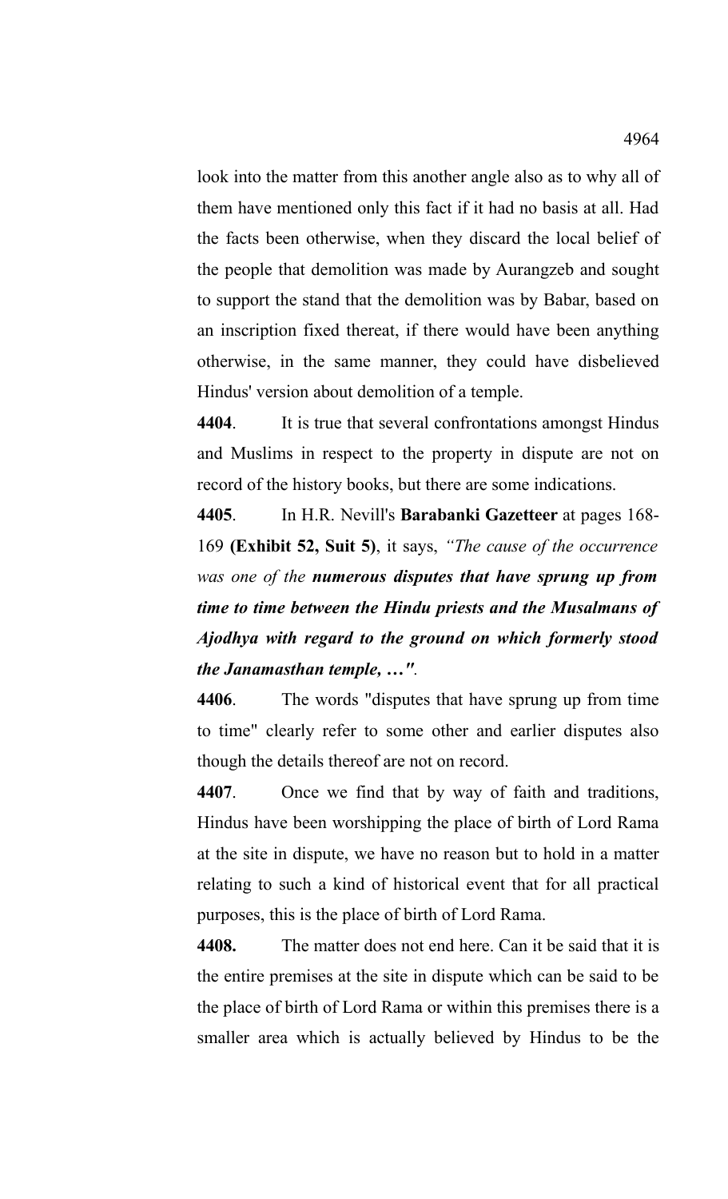look into the matter from this another angle also as to why all of them have mentioned only this fact if it had no basis at all. Had the facts been otherwise, when they discard the local belief of the people that demolition was made by Aurangzeb and sought to support the stand that the demolition was by Babar, based on an inscription fixed thereat, if there would have been anything otherwise, in the same manner, they could have disbelieved Hindus' version about demolition of a temple.

**4404**. It is true that several confrontations amongst Hindus and Muslims in respect to the property in dispute are not on record of the history books, but there are some indications.

**4405**. In H.R. Nevill's **Barabanki Gazetteer** at pages 168-169 **(Exhibit 52, Suit 5)**, it says, *"The cause of the occurrence was one of the* ***numerous disputes that have sprung up from time to time between the Hindu priests and the Musalmans of Ajodhya with regard to the ground on which formerly stood the Janamasthan temple, …"***.

**4406**. The words "disputes that have sprung up from time to time" clearly refer to some other and earlier disputes also though the details thereof are not on record.

**4407**. Once we find that by way of faith and traditions, Hindus have been worshipping the place of birth of Lord Rama at the site in dispute, we have no reason but to hold in a matter relating to such a kind of historical event that for all practical purposes, this is the place of birth of Lord Rama.

**4408.** The matter does not end here. Can it be said that it is the entire premises at the site in dispute which can be said to be the place of birth of Lord Rama or within this premises there is a smaller area which is actually believed by Hindus to be the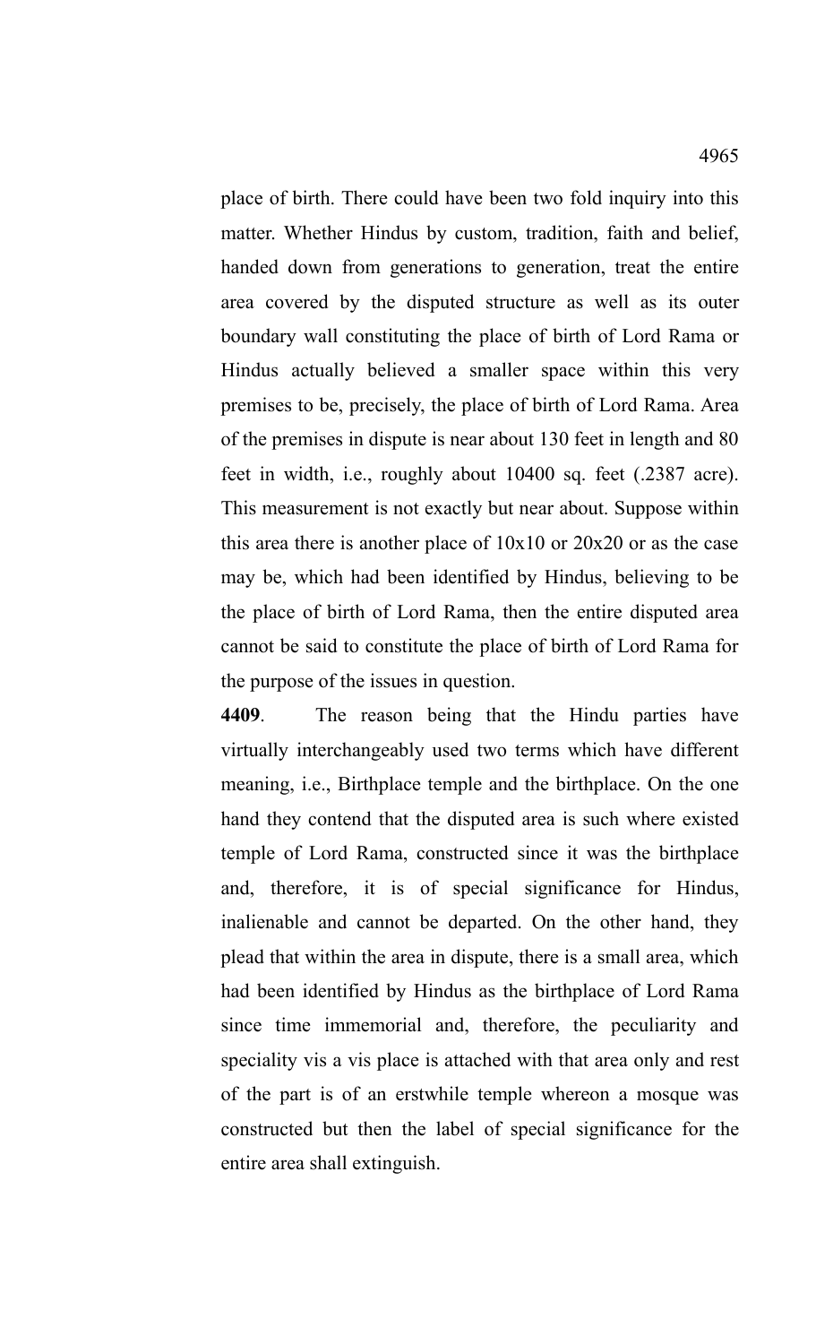place of birth. There could have been two fold inquiry into this matter. Whether Hindus by custom, tradition, faith and belief, handed down from generations to generation, treat the entire area covered by the disputed structure as well as its outer boundary wall constituting the place of birth of Lord Rama or Hindus actually believed a smaller space within this very premises to be, precisely, the place of birth of Lord Rama. Area of the premises in dispute is near about 130 feet in length and 80 feet in width, i.e., roughly about 10400 sq. feet (.2387 acre). This measurement is not exactly but near about. Suppose within this area there is another place of 10x10 or 20x20 or as the case may be, which had been identified by Hindus, believing to be the place of birth of Lord Rama, then the entire disputed area cannot be said to constitute the place of birth of Lord Rama for the purpose of the issues in question.

**4409**. The reason being that the Hindu parties have virtually interchangeably used two terms which have different meaning, i.e., Birthplace temple and the birthplace. On the one hand they contend that the disputed area is such where existed temple of Lord Rama, constructed since it was the birthplace and, therefore, it is of special significance for Hindus, inalienable and cannot be departed. On the other hand, they plead that within the area in dispute, there is a small area, which had been identified by Hindus as the birthplace of Lord Rama since time immemorial and, therefore, the peculiarity and speciality vis a vis place is attached with that area only and rest of the part is of an erstwhile temple whereon a mosque was constructed but then the label of special significance for the entire area shall extinguish.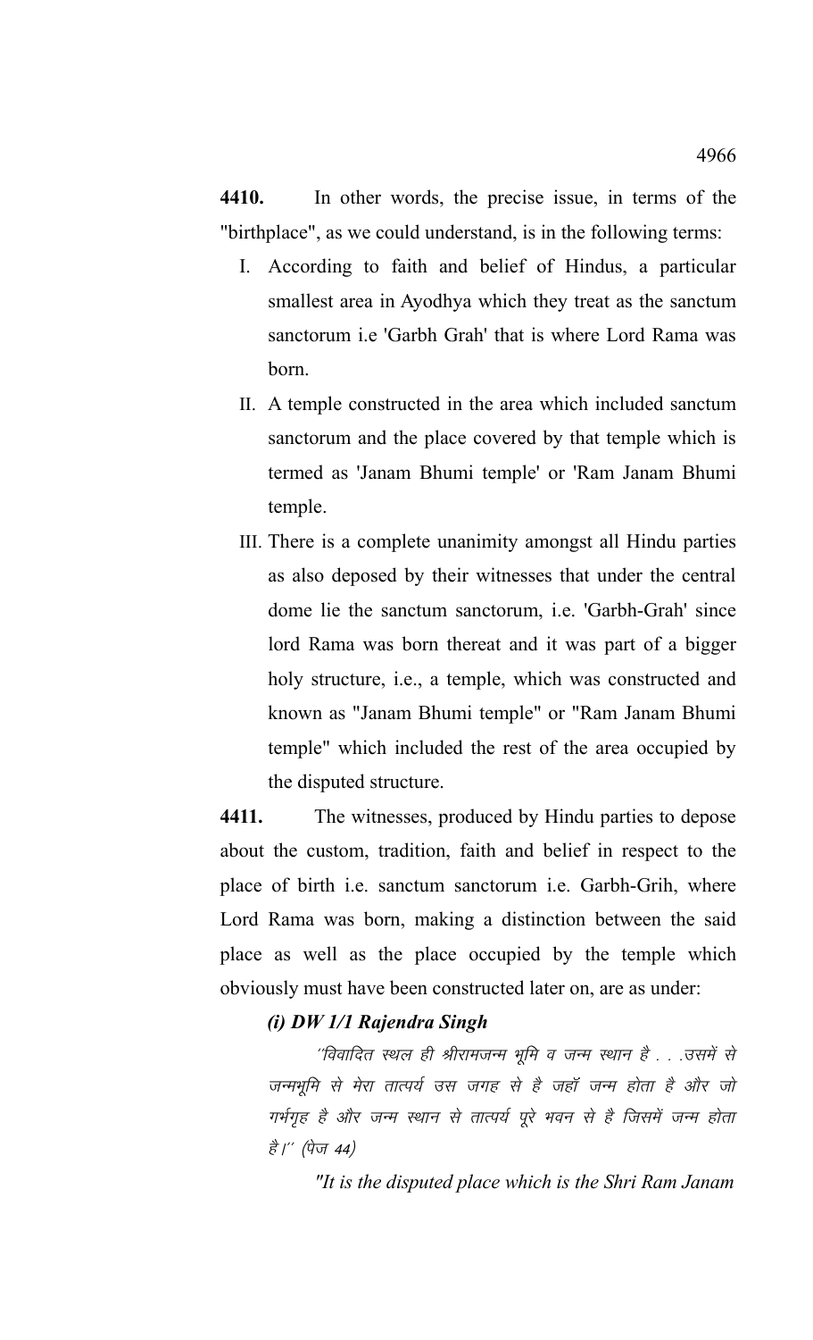**4410.** In other words, the precise issue, in terms of the "birthplace", as we could understand, is in the following terms:

I. According to faith and belief of Hindus, a particular smallest area in Ayodhya which they treat as the sanctum sanctorum i.e 'Garbh Grah' that is where Lord Rama was born.

II. A temple constructed in the area which included sanctum sanctorum and the place covered by that temple which is termed as 'Janam Bhumi temple' or 'Ram Janam Bhumi temple.

III. There is a complete unanimity amongst all Hindu parties as also deposed by their witnesses that under the central dome lie the sanctum sanctorum, i.e. 'Garbh-Grah' since lord Rama was born thereat and it was part of a bigger holy structure, i.e., a temple, which was constructed and known as "Janam Bhumi temple" or "Ram Janam Bhumi temple" which included the rest of the area occupied by the disputed structure.

**4411.** The witnesses, produced by Hindu parties to depose about the custom, tradition, faith and belief in respect to the place of birth i.e. sanctum sanctorum i.e. Garbh-Grih, where Lord Rama was born, making a distinction between the said place as well as the place occupied by the temple which obviously must have been constructed later on, are as under:

***(i) DW 1/1 Rajendra Singh***

*''विवादित स्थल ही श्रीरामजन्म भूमि व जन्म स्थान है . . .उसमें से जन्मभूमि से मेरा तात्पर्य उस जगह से है जहाँ जन्म होता है और जो गर्भगृह है और जन्म स्थान से तात्पर्य पूरे भवन से है जिसमें जन्म होता है।'' (पेज 44)*

*"It is the disputed place which is the Shri Ram Janam*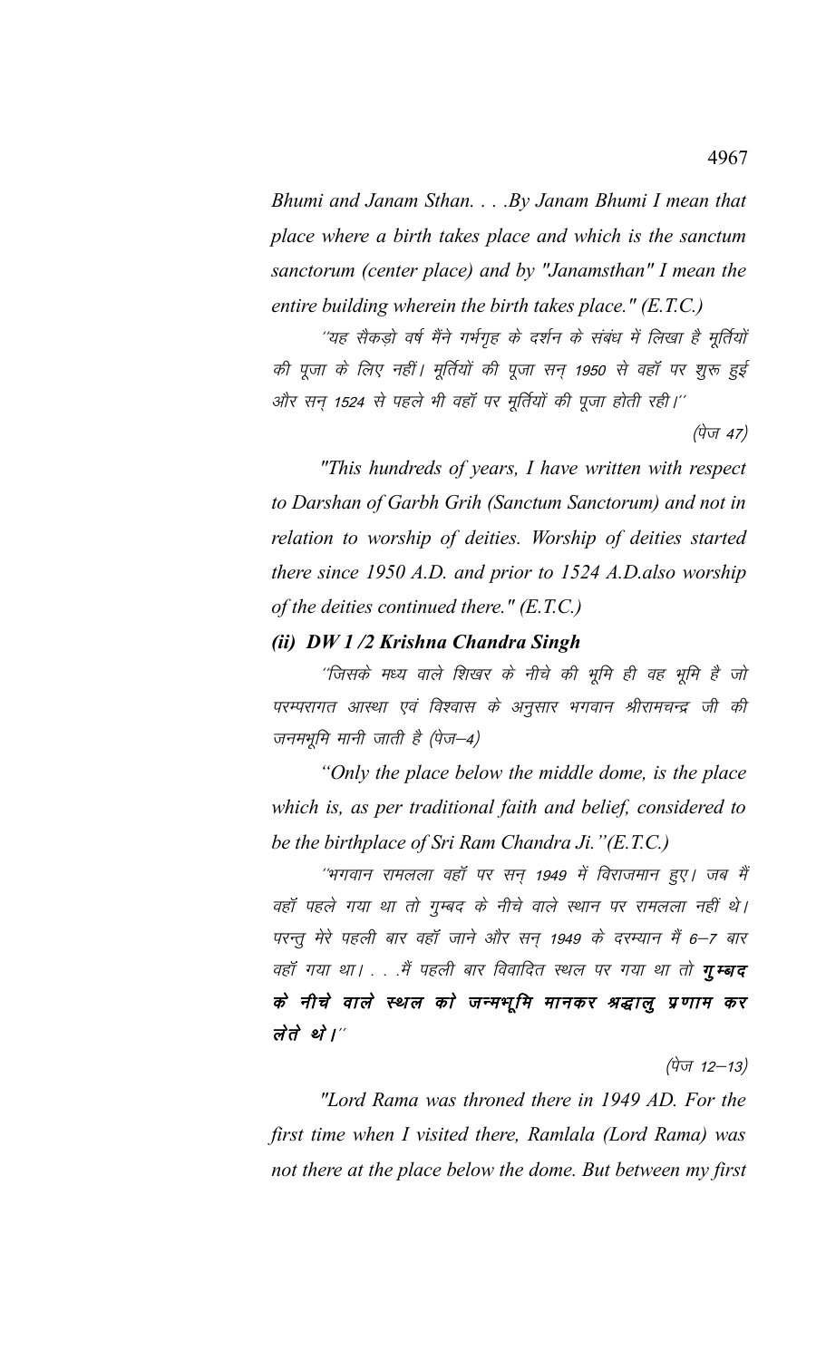*Bhumi and Janam Sthan. . . .By Janam Bhumi I mean that place where a birth takes place and which is the sanctum sanctorum (center place) and by "Janamsthan" I mean the entire building wherein the birth takes place." (E.T.C.)*

''यह सैकड़ो वर्ष मैंने गर्भगृह के दर्शन के संबंध में लिखा है मूर्तियों की पूजा के लिए नहीं। मूर्तियों की पूजा सन् 1950 से वहाँ पर शुरू हुई और सन् 1524 से पहले भी वहाँ पर मूर्तियों की पूजा होती रही।''

(पेज 47)

*"This hundreds of years, I have written with respect to Darshan of Garbh Grih (Sanctum Sanctorum) and not in relation to worship of deities. Worship of deities started there since 1950 A.D. and prior to 1524 A.D.also worship of the deities continued there." (E.T.C.)*

***(ii) DW 1 /2 Krishna Chandra Singh***

''जिसके मध्य वाले शिखर के नीचे की भूमि ही वह भूमि है जो परम्परागत आस्था एवं विश्वास के अनुसार भगवान श्रीरामचन्द्र जी की जनमभूमि मानी जाती है (पेज–4)

*"Only the place below the middle dome, is the place which is, as per traditional faith and belief, considered to be the birthplace of Sri Ram Chandra Ji."(E.T.C.)*

''भगवान रामलला वहाँ पर सन् 1949 में विराजमान हुए। जब मैं वहाँ पहले गया था तो गुम्बद के नीचे वाले स्थान पर रामलला नहीं थे। परन्तु मेरे पहली बार वहाँ जाने और सन् 1949 के दरम्यान मैं 6–7 बार वहाँ गया था। . . .मैं पहली बार विवादित स्थल पर गया था तो ***गुम्बद के नीचे वाले स्थल को जन्मभूमि मानकर श्रद्धालु प्रणाम कर लेते थे।''***

(पेज 12–13)

*"Lord Rama was throned there in 1949 AD. For the first time when I visited there, Ramlala (Lord Rama) was not there at the place below the dome. But between my first*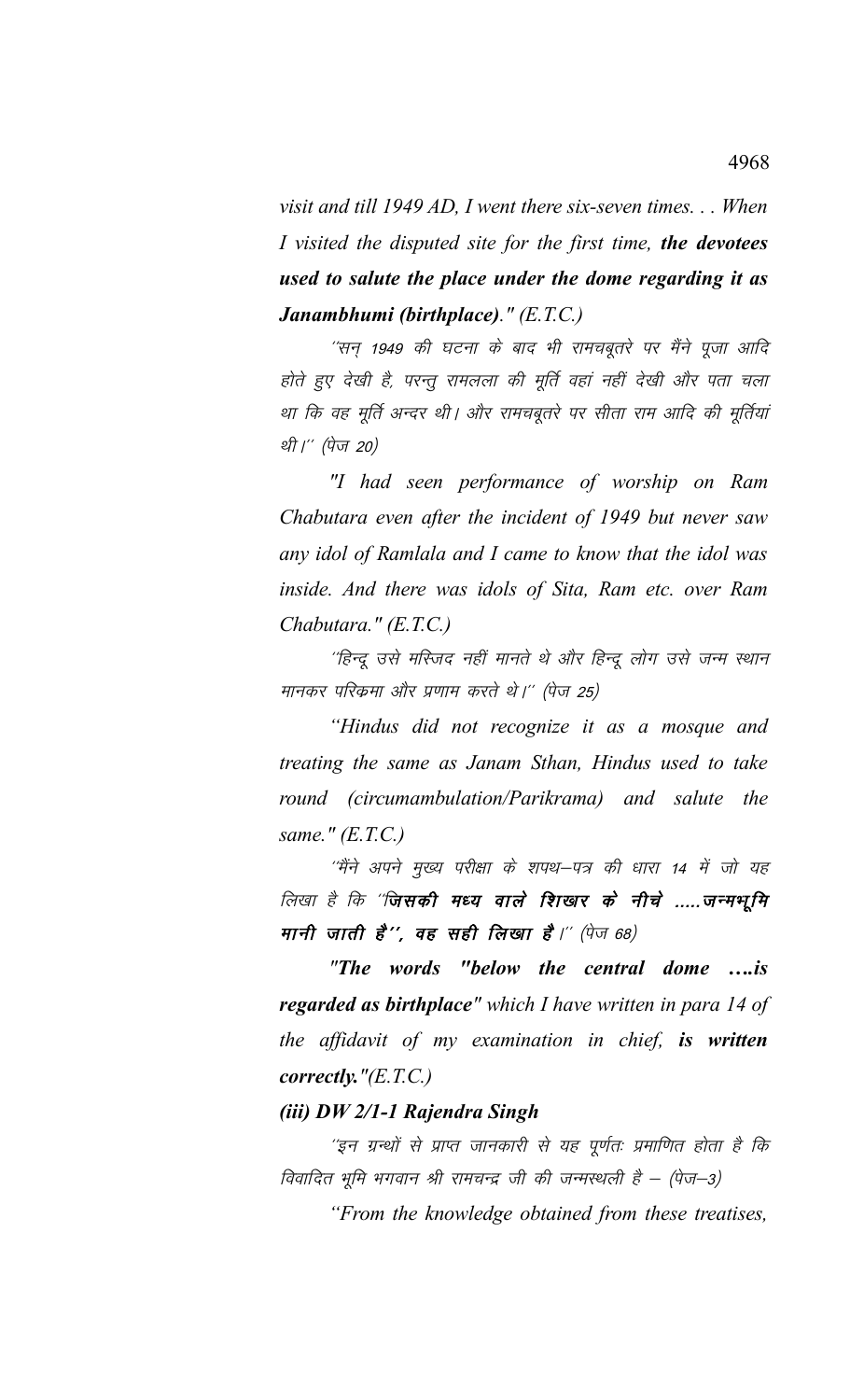*visit and till 1949 AD, I went there six-seven times. . . When I visited the disputed site for the first time, **the devotees used to salute the place under the dome regarding it as Janambhumi (birthplace)**." (E.T.C.)*

*''सन् 1949 की घटना के बाद भी रामचबूतरे पर मैंने पूजा आदि होते हुए देखी है, परन्तु रामलला की मूर्ति वहां नहीं देखी और पता चला था कि वह मूर्ति अन्दर थी। और रामचबूतरे पर सीता राम आदि की मूर्तियां थी।'' (पेज 20)*

*"I had seen performance of worship on Ram Chabutara even after the incident of 1949 but never saw any idol of Ramlala and I came to know that the idol was inside. And there was idols of Sita, Ram etc. over Ram Chabutara." (E.T.C.)*

*''हिन्दू उसे मस्जिद नहीं मानते थे और हिन्दू लोग उसे जन्म स्थान मानकर परिक्रमा और प्रणाम करते थे।'' (पेज 25)*

*"Hindus did not recognize it as a mosque and treating the same as Janam Sthan, Hindus used to take round (circumambulation/Parikrama) and salute the same." (E.T.C.)*

*''मैंने अपने मुख्य परीक्षा के शपथ–पत्र की धारा 14 में जो यह लिखा है कि ''**जिसकी मध्य वाले शिखर के नीचे .....जन्मभूमि मानी जाती है'', वह सही लिखा है**।'' (पेज 68)*

***"The words "below the central dome ….is regarded as birthplace"** which I have written in para 14 of the affidavit of my examination in chief, **is written correctly.**"(E.T.C.)*

***(iii) DW 2/1-1 Rajendra Singh***

*''इन ग्रन्थों से प्राप्त जानकारी से यह पूर्णतः प्रमाणित होता है कि विवादित भूमि भगवान श्री रामचन्द्र जी की जन्मस्थली है – (पेज–3)*

*"From the knowledge obtained from these treatises,*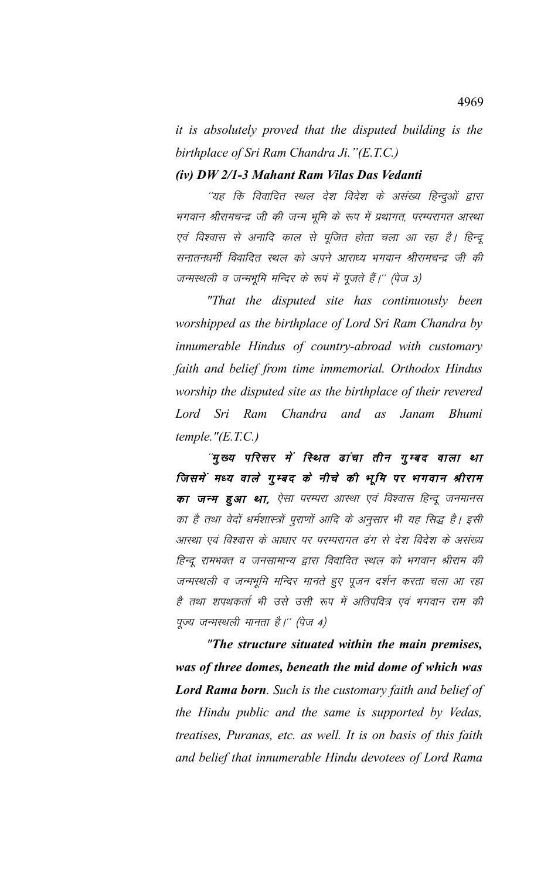*it is absolutely proved that the disputed building is the birthplace of Sri Ram Chandra Ji."(E.T.C.)*

***(iv) DW 2/1-3 Mahant Ram Vilas Das Vedanti***

''यह कि विवादित स्थल देश विदेश के असंख्य हिन्दुओं द्वारा भगवान श्रीरामचन्द्र जी की जन्म भूमि के रूप में प्रथागत, परम्परागत आस्था एवं विश्वास से अनादि काल से पूजित होता चला आ रहा है। हिन्दू सनातनधर्मी विवादित स्थल को अपने आराध्य भगवान श्रीरामचन्द्र जी की जन्मस्थली व जन्मभूमि मन्दिर के रूप में पूजते हैं।'' (पेज 3)

*"That the disputed site has continuously been worshipped as the birthplace of Lord Sri Ram Chandra by innumerable Hindus of country-abroad with customary faith and belief from time immemorial. Orthodox Hindus worship the disputed site as the birthplace of their revered Lord Sri Ram Chandra and as Janam Bhumi temple."(E.T.C.)*

''***मुख्य परिसर में स्थित ढांचा तीन गुम्बद वाला था जिसमें मध्य वाले गुम्बद के नीचे की भूमि पर भगवान श्रीराम का जन्म हुआ था,*** ऐसा परम्परा आस्था एवं विश्वास हिन्दू जनमानस का है तथा वेदों धर्मशास्त्रों पुराणों आदि के अनुसार भी यह सिद्ध है। इसी आस्था एवं विश्वास के आधार पर परम्परागत ढंग से देश विदेश के असंख्य हिन्दू रामभक्त व जनसामान्य द्वारा विवादित स्थल को भगवान श्रीराम की जन्मस्थली व जन्मभूमि मन्दिर मानते हुए पूजन दर्शन करता चला आ रहा है तथा शपथकर्ता भी उसे उसी रूप में अतिपवित्र एवं भगवान राम की पूज्य जन्मस्थली मानता है।'' (पेज 4)

*"**The structure situated within the main premises, was of three domes, beneath the mid dome of which was Lord Rama born**. Such is the customary faith and belief of the Hindu public and the same is supported by Vedas, treatises, Puranas, etc. as well. It is on basis of this faith and belief that innumerable Hindu devotees of Lord Rama*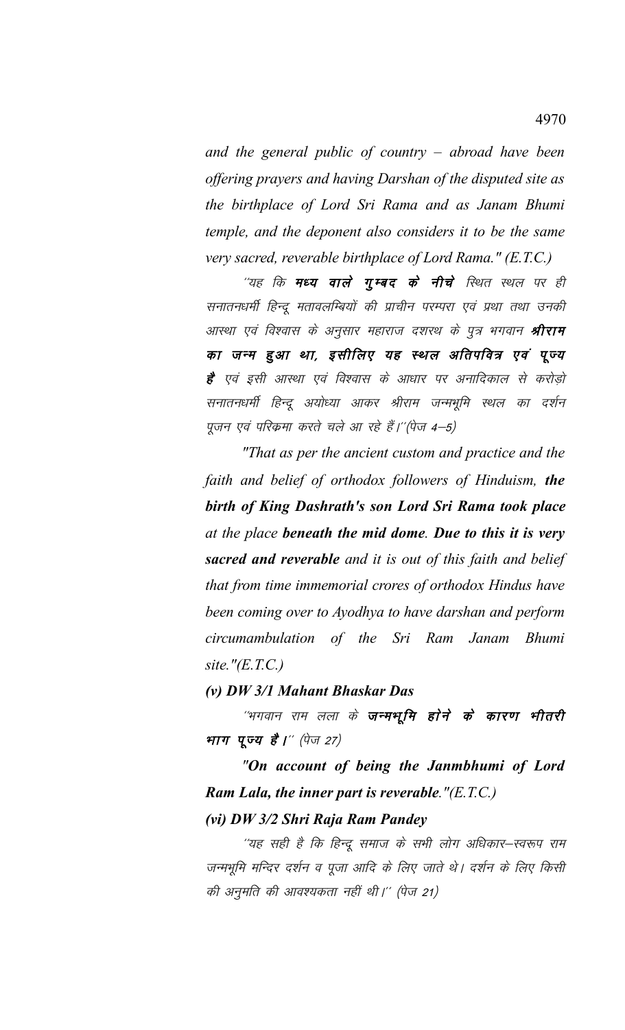*and the general public of country – abroad have been offering prayers and having Darshan of the disputed site as the birthplace of Lord Sri Rama and as Janam Bhumi temple, and the deponent also considers it to be the same very sacred, reverable birthplace of Lord Rama." (E.T.C.)*

*"यह कि **मध्य वाले गुम्बद के नीचे** स्थित स्थल पर ही सनातनधर्मी हिन्दू मतावलम्बियों की प्राचीन परम्परा एवं प्रथा तथा उनकी आस्था एवं विश्वास के अनुसार महाराज दशरथ के पुत्र भगवान **श्रीराम का जन्म हुआ था, इसीलिए यह स्थल अतिपवित्र एवं पूज्य है** एवं इसी आस्था एवं विश्वास के आधार पर अनादिकाल से करोड़ो सनातनधर्मी हिन्दू अयोध्या आकर श्रीराम जन्मभूमि स्थल का दर्शन पूजन एवं परिक्रमा करते चले आ रहे हैं।"(पेज 4–5)*

*"That as per the ancient custom and practice and the faith and belief of orthodox followers of Hinduism, **the birth of King Dashrath's son Lord Sri Rama took place** at the place **beneath the mid dome**. **Due to this it is very sacred and reverable** and it is out of this faith and belief that from time immemorial crores of orthodox Hindus have been coming over to Ayodhya to have darshan and perform circumambulation of the Sri Ram Janam Bhumi site."(E.T.C.)*

***(v) DW 3/1 Mahant Bhaskar Das***

*"भगवान राम लला के **जन्मभूमि होने के कारण भीतरी भाग पूज्य है।**" (पेज 27)*

***"On account of being the Janmbhumi of Lord Ram Lala, the inner part is reverable."(E.T.C.)***

***(vi) DW 3/2 Shri Raja Ram Pandey***

*"यह सही है कि हिन्दू समाज के सभी लोग अधिकार–स्वरूप राम जन्मभूमि मन्दिर दर्शन व पूजा आदि के लिए जाते थे। दर्शन के लिए किसी की अनुमति की आवश्यकता नहीं थी।" (पेज 21)*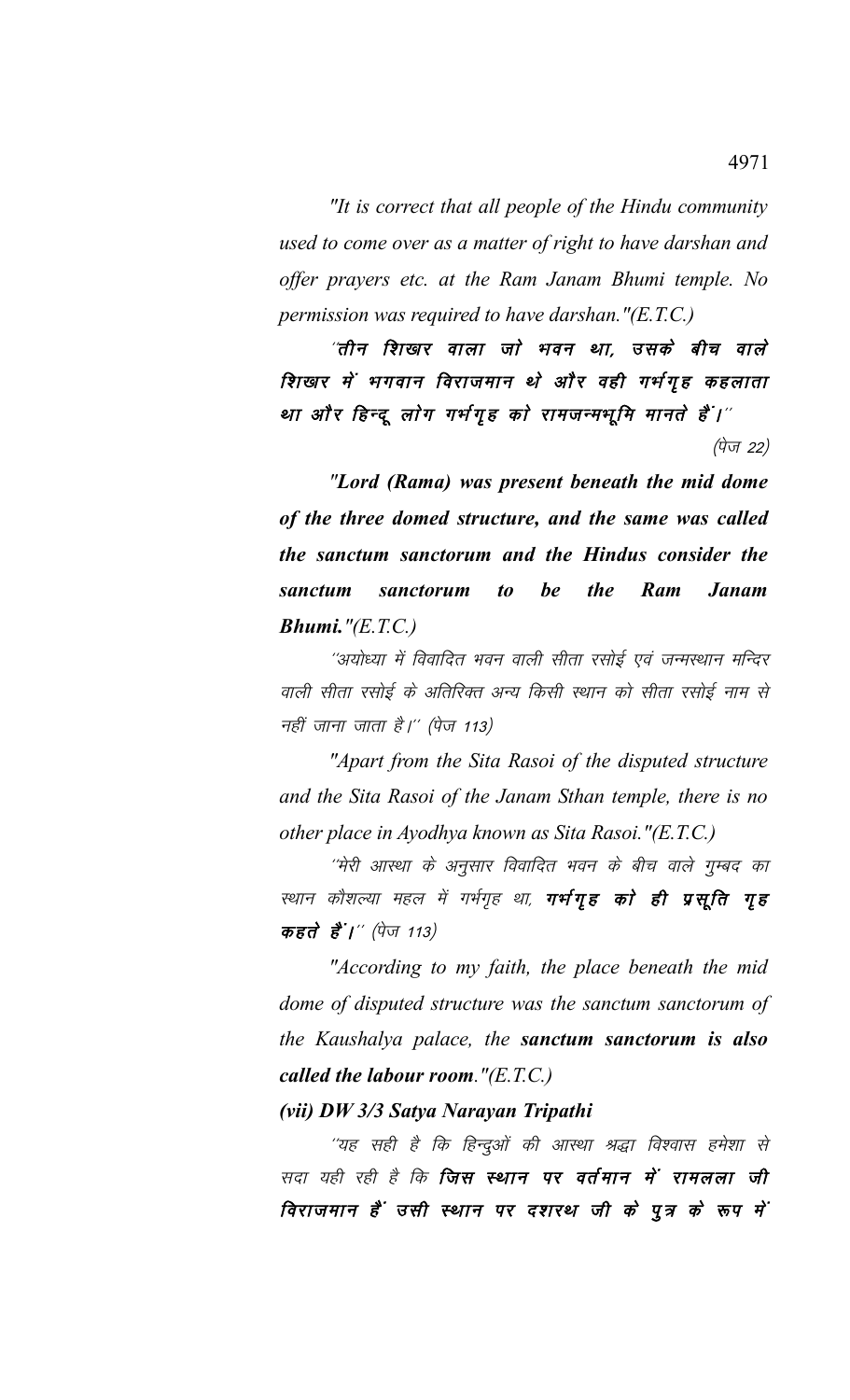*"It is correct that all people of the Hindu community used to come over as a matter of right to have darshan and offer prayers etc. at the Ram Janam Bhumi temple. No permission was required to have darshan."(E.T.C.)*

***´´तीन शिखर वाला जो भवन था, उसके बीच वाले शिखर में भगवान विराजमान थे और वही गर्भगृह कहलाता था और हिन्दू लोग गर्भगृह को रामजन्मभूमि मानते हैं।´´*** *(पेज 22)*

***"Lord (Rama) was present beneath the mid dome of the three domed structure, and the same was called the sanctum sanctorum and the Hindus consider the sanctum sanctorum to be the Ram Janam Bhumi."(E.T.C.)***

*´´अयोध्या में विवादित भवन वाली सीता रसोई एवं जन्मस्थान मन्दिर वाली सीता रसोई के अतिरिक्त अन्य किसी स्थान को सीता रसोई नाम से नहीं जाना जाता है।´´ (पेज 113)*

*"Apart from the Sita Rasoi of the disputed structure and the Sita Rasoi of the Janam Sthan temple, there is no other place in Ayodhya known as Sita Rasoi."(E.T.C.)*

*´´मेरी आस्था के अनुसार विवादित भवन के बीच वाले गुम्बद का स्थान कौशल्या महल में गर्भगृह था,* ***गर्भगृह को ही प्रसूति गृह कहते हैं।´´*** *(पेज 113)*

*"According to my faith, the place beneath the mid dome of disputed structure was the sanctum sanctorum of the Kaushalya palace, the* ***sanctum sanctorum is also called the labour room****."(E.T.C.)*

***(vii) DW 3/3 Satya Narayan Tripathi***

*´´यह सही है कि हिन्दुओं की आस्था श्रद्धा विश्वास हमेशा से सदा यही रही है कि* ***जिस स्थान पर वर्तमान में रामलला जी विराजमान हैं उसी स्थान पर दशरथ जी के पुत्र के रूप में***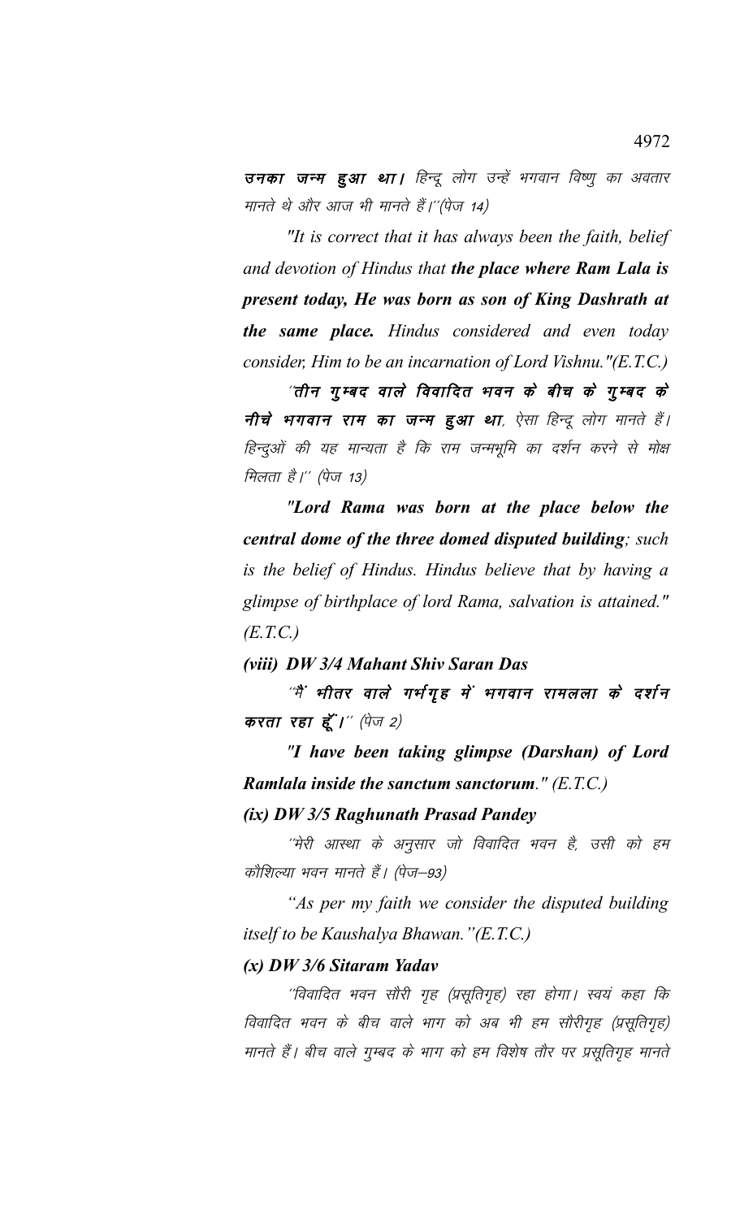**उनका जन्म हुआ था।** हिन्दू लोग उन्हें भगवान विष्णु का अवतार मानते थे और आज भी मानते हैं।''(पेज 14)

*"It is correct that it has always been the faith, belief and devotion of Hindus that **the place where Ram Lala is present today, He was born as son of King Dashrath at the same place.** Hindus considered and even today consider, Him to be an incarnation of Lord Vishnu."(E.T.C.)*

''**तीन गुम्बद वाले विवादित भवन के बीच के गुम्बद के नीचे भगवान राम का जन्म हुआ था**, ऐसा हिन्दू लोग मानते हैं। हिन्दुओं की यह मान्यता है कि राम जन्मभूमि का दर्शन करने से मोक्ष मिलता है।'' (पेज 13)

*"**Lord Rama was born at the place below the central dome of the three domed disputed building**; such is the belief of Hindus. Hindus believe that by having a glimpse of birthplace of lord Rama, salvation is attained." (E.T.C.)*

***(viii) DW 3/4 Mahant Shiv Saran Das***

''**मैं भीतर वाले गर्भगृह में भगवान रामलला के दर्शन करता रहा हूँ।**'' (पेज 2)

*"**I have been taking glimpse (Darshan) of Lord Ramlala inside the sanctum sanctorum.**" (E.T.C.)*

***(ix) DW 3/5 Raghunath Prasad Pandey***

''मेरी आस्था के अनुसार जो विवादित भवन है, उसी को हम कौशिल्या भवन मानते हैं। (पेज–93)

*"As per my faith we consider the disputed building itself to be Kaushalya Bhawan."(E.T.C.)*

***(x) DW 3/6 Sitaram Yadav***

''विवादित भवन सौरी गृह (प्रसूतिगृह) रहा होगा। स्वयं कहा कि विवादित भवन के बीच वाले भाग को अब भी हम सौरीगृह (प्रसूतिगृह) मानते हैं। बीच वाले गुम्बद के भाग को हम विशेष तौर पर प्रसूतिगृह मानते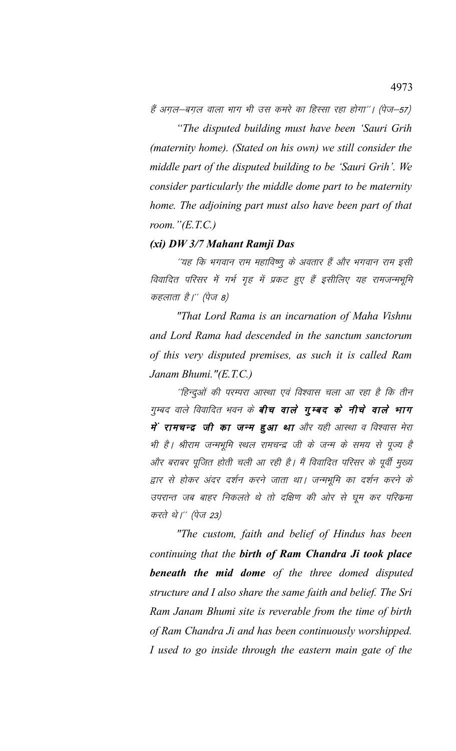हैं अग़ल–बग़ल वाला भाग भी उस कमरे का हिस्सा रहा होगा''। (पेज–57)

*"The disputed building must have been 'Sauri Grih (maternity home). (Stated on his own) we still consider the middle part of the disputed building to be 'Sauri Grih'. We consider particularly the middle dome part to be maternity home. The adjoining part must also have been part of that room."(E.T.C.)*

***(xi) DW 3/7 Mahant Ramji Das***

*''यह कि भगवान राम महाविष्णु के अवतार हैं और भगवान राम इसी विवादित परिसर में गर्भ गृह में प्रकट हुए हैं इसीलिए यह रामजन्मभूमि कहलाता है।'' (पेज 8)*

*"That Lord Rama is an incarnation of Maha Vishnu and Lord Rama had descended in the sanctum sanctorum of this very disputed premises, as such it is called Ram Janam Bhumi."(E.T.C.)*

*''हिन्दुओं की परम्परा आस्था एवं विश्वास चला आ रहा है कि तीन गुम्बद वाले विवादित भवन के **बीच वाले गुम्बद के नीचे वाले भाग में रामचन्द्र जी का जन्म हुआ था** और यही आस्था व विश्वास मेरा भी है। श्रीराम जन्मभूमि स्थल रामचन्द्र जी के जन्म के समय से पूज्य है और बराबर पूजित होती चली आ रही है। मैं विवादित परिसर के पूर्वी मुख्य द्वार से होकर अंदर दर्शन करने जाता था। जन्मभूमि का दर्शन करने के उपरान्त जब बाहर निकलते थे तो दक्षिण की ओर से घूम कर परिक्रमा करते थे।'' (पेज 23)*

*"The custom, faith and belief of Hindus has been continuing that the **birth of Ram Chandra Ji took place beneath the mid dome** of the three domed disputed structure and I also share the same faith and belief. The Sri Ram Janam Bhumi site is reverable from the time of birth of Ram Chandra Ji and has been continuously worshipped. I used to go inside through the eastern main gate of the*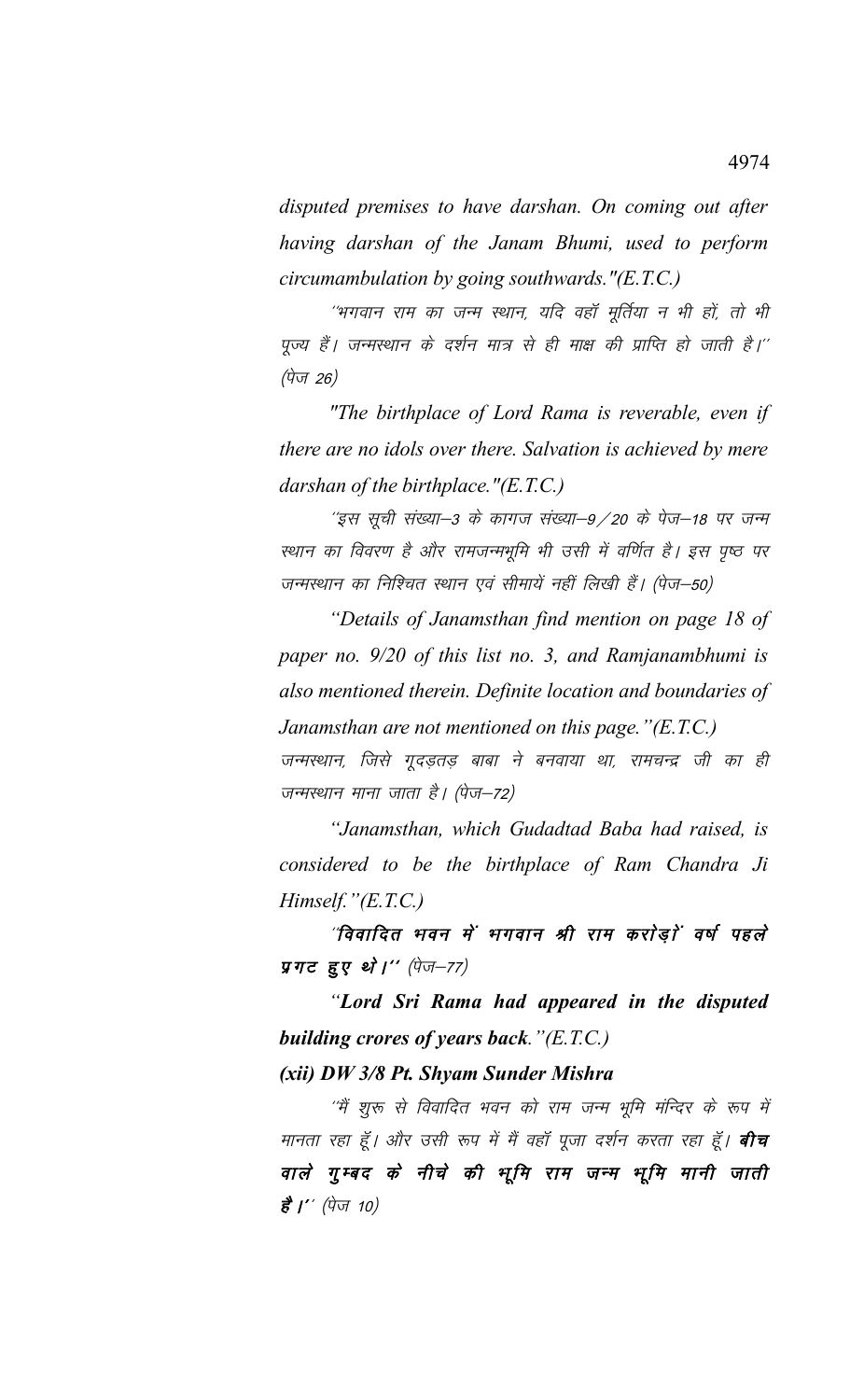*disputed premises to have darshan. On coming out after having darshan of the Janam Bhumi, used to perform circumambulation by going southwards."(E.T.C.)*

''भगवान राम का जन्म स्थान, यदि वहाँ मूर्तिया न भी हों, तो भी पूज्य हैं। जन्मस्थान के दर्शन मात्र से ही माक्ष की प्राप्ति हो जाती है।'' (पेज 26)

*"The birthplace of Lord Rama is reverable, even if there are no idols over there. Salvation is achieved by mere darshan of the birthplace."(E.T.C.)*

''इस सूची संख्या–3 के कागज संख्या–9/20 के पेज–18 पर जन्म स्थान का विवरण है और रामजन्मभूमि भी उसी में वर्णित है। इस पृष्ठ पर जन्मस्थान का निश्चित स्थान एवं सीमायें नहीं लिखी हैं। (पेज–50)

*"Details of Janamsthan find mention on page 18 of paper no. 9/20 of this list no. 3, and Ramjanambhumi is also mentioned therein. Definite location and boundaries of Janamsthan are not mentioned on this page."(E.T.C.)*

जन्मस्थान, जिसे गूदड़तड़ बाबा ने बनवाया था, रामचन्द्र जी का ही जन्मस्थान माना जाता है। (पेज–72)

*"Janamsthan, which Gudadtad Baba had raised, is considered to be the birthplace of Ram Chandra Ji Himself."(E.T.C.)*

''**विवादित भवन में भगवान श्री राम करोड़ों वर्ष पहले प्रगट हुए थे।**'' (पेज–77)

*"**Lord Sri Rama had appeared in the disputed building crores of years back**."(E.T.C.)*

***(xii) DW 3/8 Pt. Shyam Sunder Mishra***

''मैं शुरू से विवादित भवन को राम जन्म भूमि मंन्दिर के रूप में मानता रहा हूँ। और उसी रूप में मैं वहाँ पूजा दर्शन करता रहा हूँ। **बीच वाले गुम्बद के नीचे की भूमि राम जन्म भूमि मानी जाती है।**'' (पेज 10)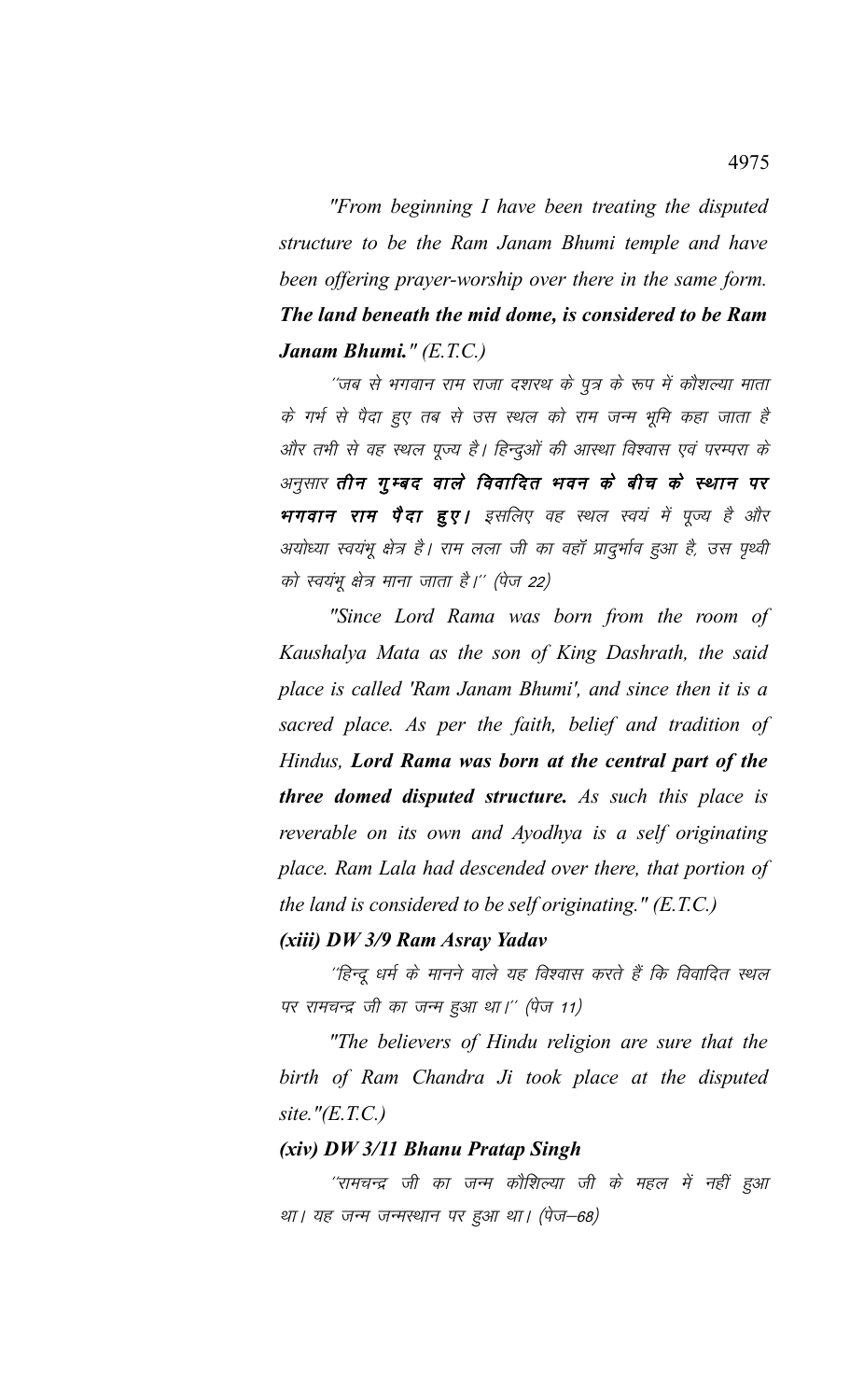*"From beginning I have been treating the disputed structure to be the Ram Janam Bhumi temple and have been offering prayer-worship over there in the same form.* ***The land beneath the mid dome, is considered to be Ram Janam Bhumi."*** *(E.T.C.)*

´´जब से भगवान राम राजा दशरथ के पुत्र के रूप में कौशल्या माता के गर्भ से पैदा हुए तब से उस स्थल को राम जन्म भूमि कहा जाता है और तभी से वह स्थल पूज्य है। हिन्दुओं की आस्था विश्वास एवं परम्परा के अनुसार ***तीन गुम्बद वाले विवादित भवन के बीच के स्थान पर भगवान राम पैदा हुए।*** इसलिए वह स्थल स्वयं में पूज्य है और अयोध्या स्वयंभू क्षेत्र है। राम लला जी का वहॉ प्रादुर्भाव हुआ है, उस पृथ्वी को स्वयंभू क्षेत्र माना जाता है।´´ (पेज 22)

*"Since Lord Rama was born from the room of Kaushalya Mata as the son of King Dashrath, the said place is called 'Ram Janam Bhumi', and since then it is a sacred place. As per the faith, belief and tradition of Hindus,* ***Lord Rama was born at the central part of the three domed disputed structure.*** *As such this place is reverable on its own and Ayodhya is a self originating place. Ram Lala had descended over there, that portion of the land is considered to be self originating." (E.T.C.)*

***(xiii) DW 3/9 Ram Asray Yadav***

´´हिन्दू धर्म के मानने वाले यह विश्वास करते हैं कि विवादित स्थल पर रामचन्द्र जी का जन्म हुआ था।´´ (पेज 11)

*"The believers of Hindu religion are sure that the birth of Ram Chandra Ji took place at the disputed site."(E.T.C.)*

***(xiv) DW 3/11 Bhanu Pratap Singh***

´´रामचन्द्र जी का जन्म कौशिल्या जी के महल में नहीं हुआ था। यह जन्म जन्मस्थान पर हुआ था। (पेज–68)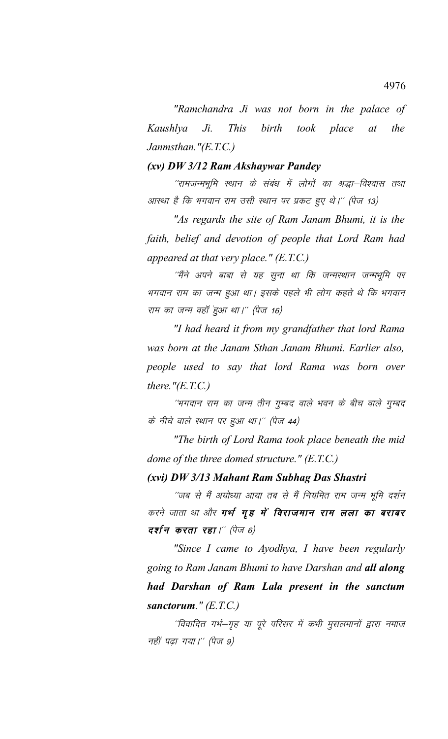*"Ramchandra Ji was not born in the palace of Kaushlya Ji. This birth took place at the Janmsthan."(E.T.C.)*

***(xv) DW 3/12 Ram Akshaywar Pandey***

*''रामजन्मभूमि स्थान के संबंध में लोगों का श्रद्धा–विश्वास तथा आस्था है कि भगवान राम उसी स्थान पर प्रकट हुए थे।'' (पेज 13)*

*"As regards the site of Ram Janam Bhumi, it is the faith, belief and devotion of people that Lord Ram had appeared at that very place." (E.T.C.)*

*''मैंने अपने बाबा से यह सुना था कि जन्मस्थान जन्मभूमि पर भगवान राम का जन्म हुआ था। इसके पहले भी लोग कहते थे कि भगवान राम का जन्म वहाँ हुआ था।'' (पेज 16)*

*"I had heard it from my grandfather that lord Rama was born at the Janam Sthan Janam Bhumi. Earlier also, people used to say that lord Rama was born over there."(E.T.C.)*

*''भगवान राम का जन्म तीन गुम्बद वाले भवन के बीच वाले गुम्बद के नीचे वाले स्थान पर हुआ था।'' (पेज 44)*

*"The birth of Lord Rama took place beneath the mid dome of the three domed structure." (E.T.C.)*

***(xvi) DW 3/13 Mahant Ram Subhag Das Shastri***

*''जब से मैं अयोध्या आया तब से मैं नियमित राम जन्म भूमि दर्शन करने जाता था और **गर्भ गृह में विराजमान राम लला का बराबर दर्शन करता रहा**।'' (पेज 6)*

*"Since I came to Ayodhya, I have been regularly going to Ram Janam Bhumi to have Darshan and **all along had Darshan of Ram Lala present in the sanctum sanctorum**." (E.T.C.)*

*''विवादित गर्भ–गृह या पूरे परिसर में कभी मुसलमानों द्वारा नमाज नहीं पढ़ा गया।'' (पेज 9)*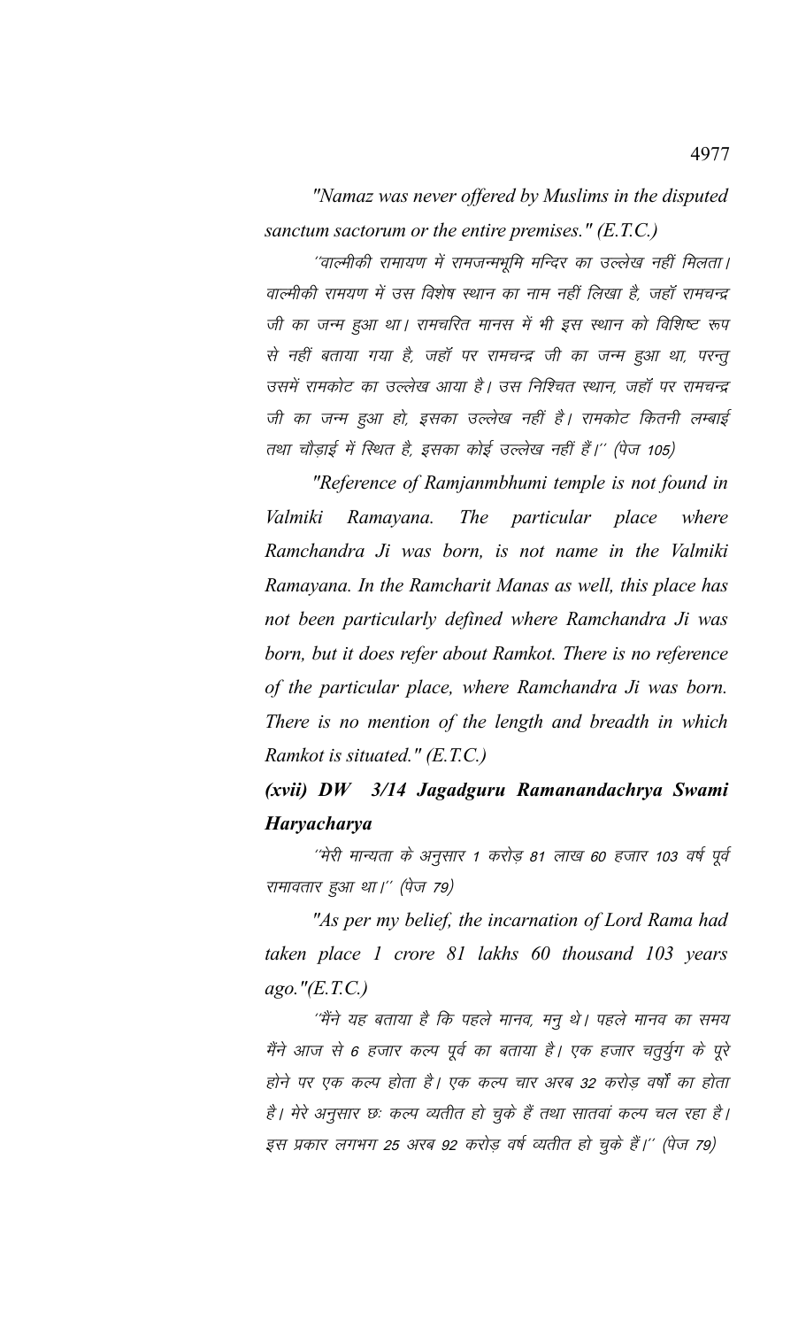*"Namaz was never offered by Muslims in the disputed sanctum sactorum or the entire premises." (E.T.C.)*

*''वाल्मीकी रामायण में रामजन्मभूमि मन्दिर का उल्लेख नहीं मिलता। वाल्मीकी रामयण में उस विशेष स्थान का नाम नहीं लिखा है, जहॉ रामचन्द्र जी का जन्म हुआ था। रामचरित मानस में भी इस स्थान को विशिष्ट रूप से नहीं बताया गया है, जहॉ पर रामचन्द्र जी का जन्म हुआ था, परन्तु उसमें रामकोट का उल्लेख आया है। उस निश्चित स्थान, जहॉ पर रामचन्द्र जी का जन्म हुआ हो, इसका उल्लेख नहीं है। रामकोट कितनी लम्बाई तथा चौड़ाई में स्थित है, इसका कोई उल्लेख नहीं हैं।'' (पेज 105)*

*"Reference of Ramjanmbhumi temple is not found in Valmiki Ramayana. The particular place where Ramchandra Ji was born, is not name in the Valmiki Ramayana. In the Ramcharit Manas as well, this place has not been particularly defined where Ramchandra Ji was born, but it does refer about Ramkot. There is no reference of the particular place, where Ramchandra Ji was born. There is no mention of the length and breadth in which Ramkot is situated." (E.T.C.)*

***(xvii) DW 3/14 Jagadguru Ramanandachrya Swami Haryacharya***

*''मेरी मान्यता के अनुसार 1 करोड़ 81 लाख 60 हजार 103 वर्ष पूर्व रामावतार हुआ था।'' (पेज 79)*

*"As per my belief, the incarnation of Lord Rama had taken place 1 crore 81 lakhs 60 thousand 103 years ago."(E.T.C.)*

*''मैंने यह बताया है कि पहले मानव, मनु थे। पहले मानव का समय मैंने आज से 6 हजार कल्प पूर्व का बताया है। एक हजार चतुर्युग के पूरे होने पर एक कल्प होता है। एक कल्प चार अरब 32 करोड़ वर्षो का होता है। मेरे अनुसार छः कल्प व्यतीत हो चुके हैं तथा सातवां कल्प चल रहा है। इस प्रकार लगभग 25 अरब 92 करोड़ वर्ष व्यतीत हो चुके हैं।'' (पेज 79)*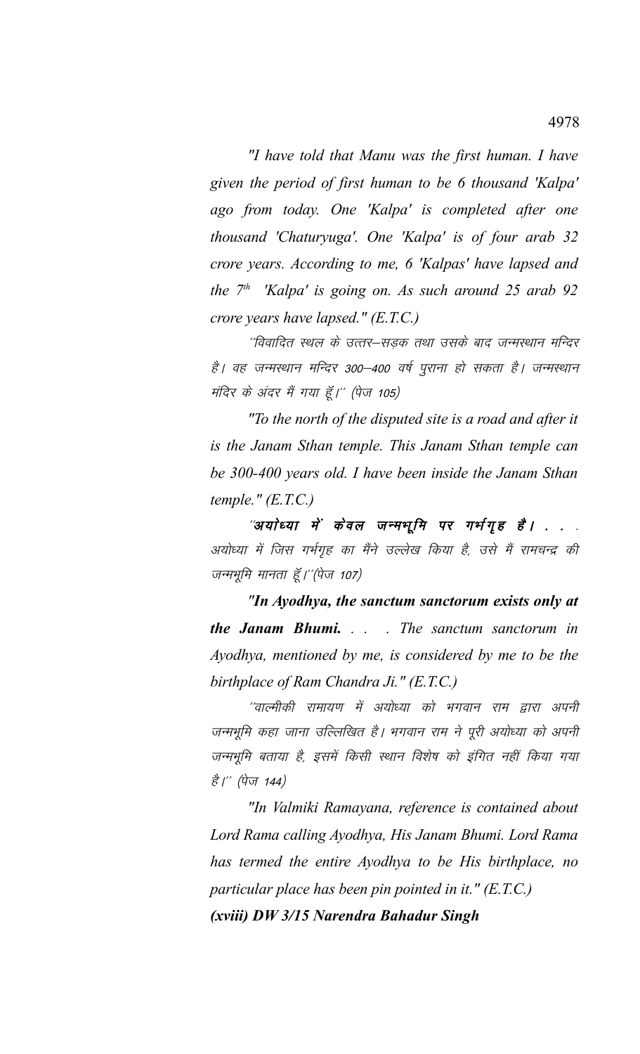*"I have told that Manu was the first human. I have given the period of first human to be 6 thousand 'Kalpa' ago from today. One 'Kalpa' is completed after one thousand 'Chaturyuga'. One 'Kalpa' is of four arab 32 crore years. According to me, 6 'Kalpas' have lapsed and the 7th 'Kalpa' is going on. As such around 25 arab 92 crore years have lapsed." (E.T.C.)*

´´विवादित स्थल के उत्तर–सड़क तथा उसके बाद जन्मस्थान मन्दिर है। वह जन्मस्थान मन्दिर 300–400 वर्ष पुराना हो सकता है। जन्मस्थान मंदिर के अंदर मैं गया हूँ।´´ (पेज 105)

*"To the north of the disputed site is a road and after it is the Janam Sthan temple. This Janam Sthan temple can be 300-400 years old. I have been inside the Janam Sthan temple." (E.T.C.)*

´´**अयोध्या में केवल जन्मभूमि पर गर्भगृह है।** . . . अयोध्या में जिस गर्भगृह का मैंने उल्लेख किया है, उसे मैं रामचन्द्र की जन्मभूमि मानता हूँ।´´(पेज 107)

*"**In Ayodhya, the sanctum sanctorum exists only at the Janam Bhumi.** . . . The sanctum sanctorum in Ayodhya, mentioned by me, is considered by me to be the birthplace of Ram Chandra Ji." (E.T.C.)*

´´वाल्मीकी रामायण में अयोध्या को भगवान राम द्वारा अपनी जन्मभूमि कहा जाना उल्लिखित है। भगवान राम ने पूरी अयोध्या को अपनी जन्मभूमि बताया है, इसमें किसी स्थान विशेष को इंगित नहीं किया गया है।´´ (पेज 144)

*"In Valmiki Ramayana, reference is contained about Lord Rama calling Ayodhya, His Janam Bhumi. Lord Rama has termed the entire Ayodhya to be His birthplace, no particular place has been pin pointed in it." (E.T.C.)*

***(xviii) DW 3/15 Narendra Bahadur Singh***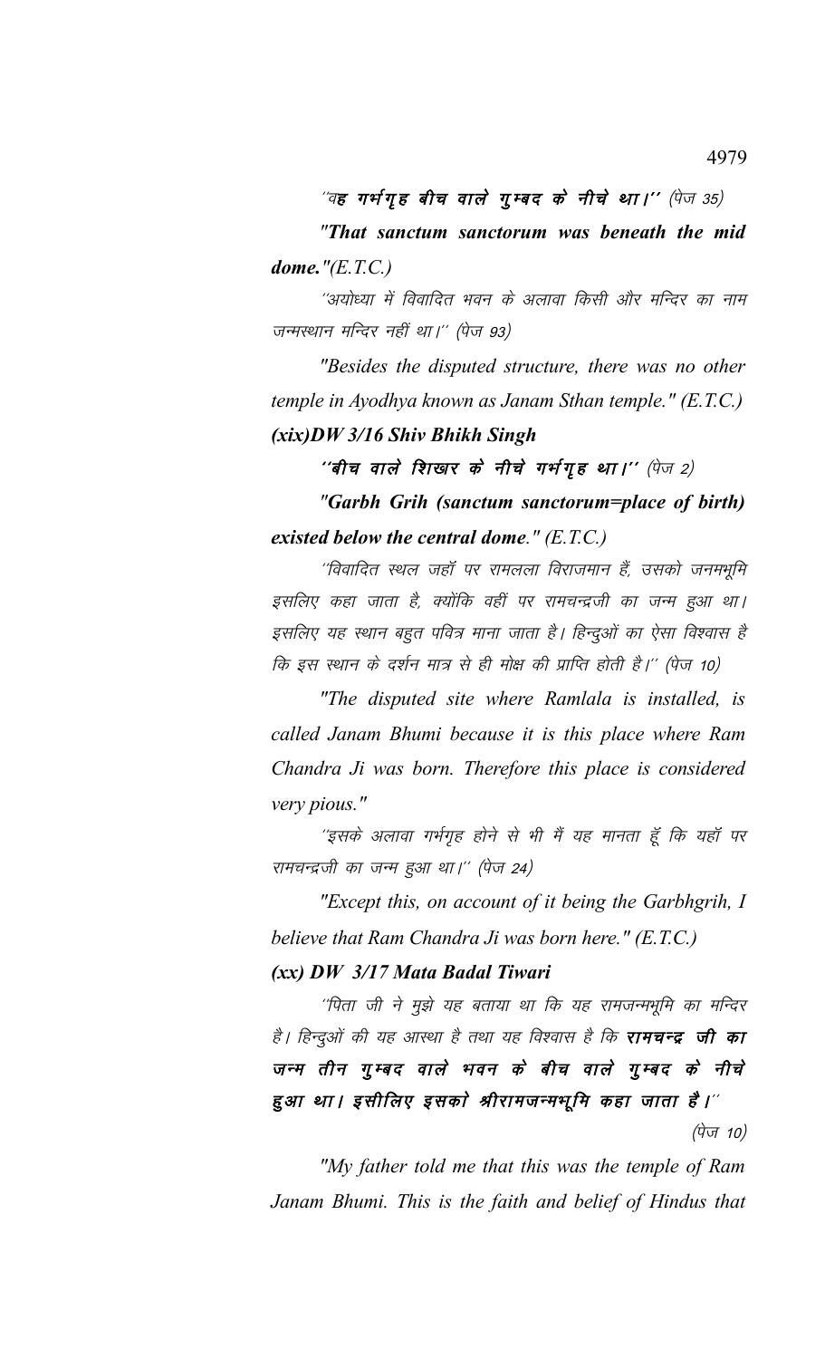*"वह गर्भगृह बीच वाले गुम्बद के नीचे था।"* (पेज 35)

***"That sanctum sanctorum was beneath the mid dome."(E.T.C.)***

"अयोध्या में विवादित भवन के अलावा किसी और मन्दिर का नाम जन्मस्थान मन्दिर नहीं था।" (पेज 93)

*"Besides the disputed structure, there was no other temple in Ayodhya known as Janam Sthan temple." (E.T.C.)*

***(xix)DW 3/16 Shiv Bhikh Singh***

*"बीच वाले शिखर के नीचे गर्भगृह था।"* (पेज 2)

***"Garbh Grih (sanctum sanctorum=place of birth) existed below the central dome." (E.T.C.)***

"विवादित स्थल जहॉ पर रामलला विराजमान हैं, उसको जनमभूमि इसलिए कहा जाता है, क्योंकि वहीं पर रामचन्द्रजी का जन्म हुआ था। इसलिए यह स्थान बहुत पवित्र माना जाता है। हिन्दुओं का ऐसा विश्वास है कि इस स्थान के दर्शन मात्र से ही मोक्ष की प्राप्ति होती है।" (पेज 10)

*"The disputed site where Ramlala is installed, is called Janam Bhumi because it is this place where Ram Chandra Ji was born. Therefore this place is considered very pious."*

"इसके अलावा गर्भगृह होने से भी मैं यह मानता हूँ कि यहॉ पर रामचन्द्रजी का जन्म हुआ था।" (पेज 24)

*"Except this, on account of it being the Garbhgrih, I believe that Ram Chandra Ji was born here." (E.T.C.)*

***(xx) DW 3/17 Mata Badal Tiwari***

"पिता जी ने मुझे यह बताया था कि यह रामजन्मभूमि का मन्दिर है। हिन्दुओं की यह आस्था है तथा यह विश्वास है कि ***रामचन्द्र जी का जन्म तीन गुम्बद वाले भवन के बीच वाले गुम्बद के नीचे हुआ था। इसीलिए इसको श्रीरामजन्मभूमि कहा जाता है।***" (पेज 10)

*"My father told me that this was the temple of Ram Janam Bhumi. This is the faith and belief of Hindus that*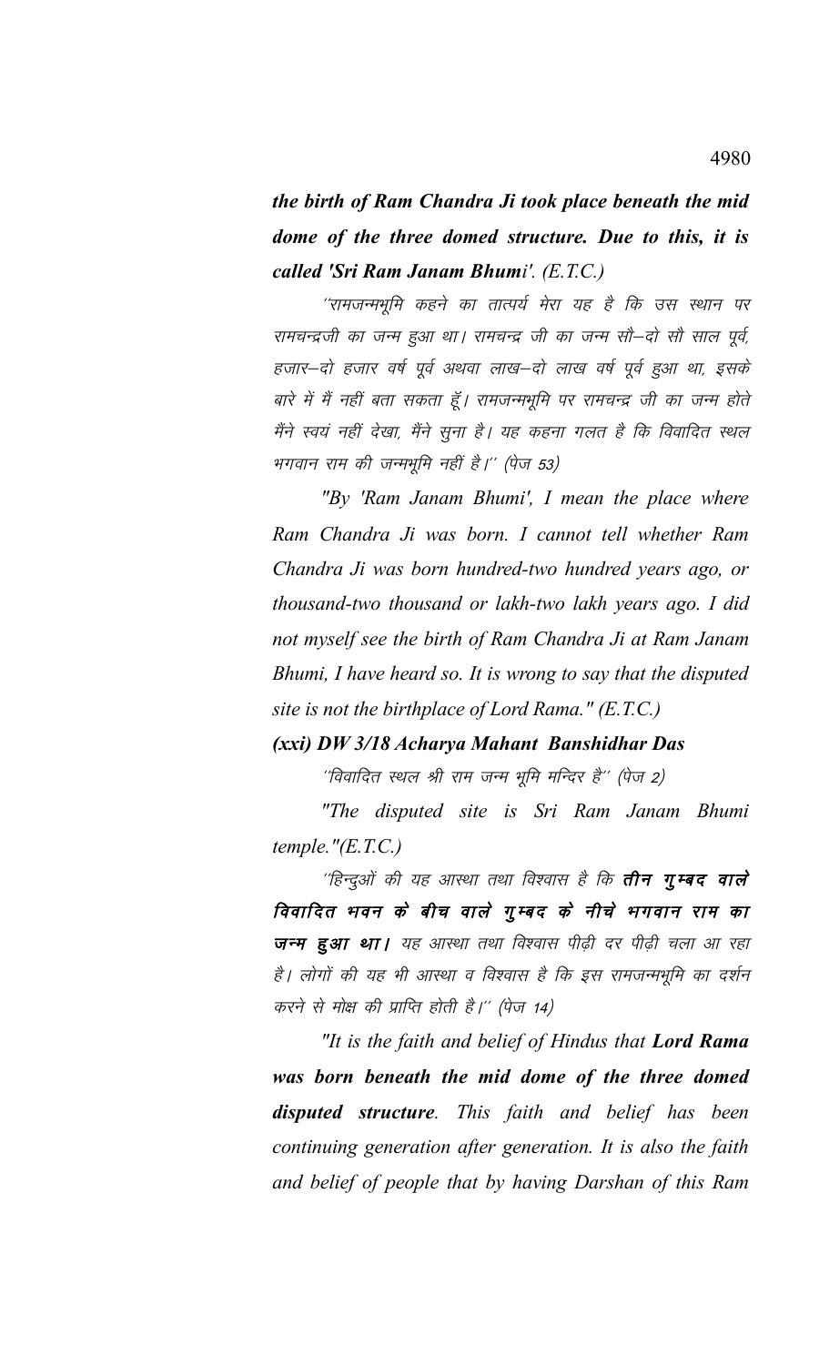***the birth of Ram Chandra Ji took place beneath the mid dome of the three domed structure. Due to this, it is called 'Sri Ram Janam Bhumi'. (E.T.C.)***

*''रामजन्मभूमि कहने का तात्पर्य मेरा यह है कि उस स्थान पर रामचन्द्रजी का जन्म हुआ था। रामचन्द्र जी का जन्म सौ–दो सौ साल पूर्व, हजार–दो हजार वर्ष पूर्व अथवा लाख–दो लाख वर्ष पूर्व हुआ था, इसके बारे में मैं नहीं बता सकता हूँ। रामजन्मभूमि पर रामचन्द्र जी का जन्म होते मैंने स्वयं नहीं देखा, मैंने सुना है। यह कहना गलत है कि विवादित स्थल भगवान राम की जन्मभूमि नहीं है।'' (पेज 53)*

*"By 'Ram Janam Bhumi', I mean the place where Ram Chandra Ji was born. I cannot tell whether Ram Chandra Ji was born hundred-two hundred years ago, or thousand-two thousand or lakh-two lakh years ago. I did not myself see the birth of Ram Chandra Ji at Ram Janam Bhumi, I have heard so. It is wrong to say that the disputed site is not the birthplace of Lord Rama." (E.T.C.)*

***(xxi) DW 3/18 Acharya Mahant Banshidhar Das***

*''विवादित स्थल श्री राम जन्म भूमि मन्दिर है'' (पेज 2)*

*"The disputed site is Sri Ram Janam Bhumi temple."(E.T.C.)*

*''हिन्दुओं की यह आस्था तथा विश्वास है कि **तीन गुम्बद वाले विवादित भवन के बीच वाले गुम्बद के नीचे भगवान राम का जन्म हुआ था।** यह आस्था तथा विश्वास पीढ़ी दर पीढ़ी चला आ रहा है। लोगों की यह भी आस्था व विश्वास है कि इस रामजन्मभूमि का दर्शन करने से मोक्ष की प्राप्ति होती है।'' (पेज 14)*

*"It is the faith and belief of Hindus that **Lord Rama was born beneath the mid dome of the three domed disputed structure**. This faith and belief has been continuing generation after generation. It is also the faith and belief of people that by having Darshan of this Ram*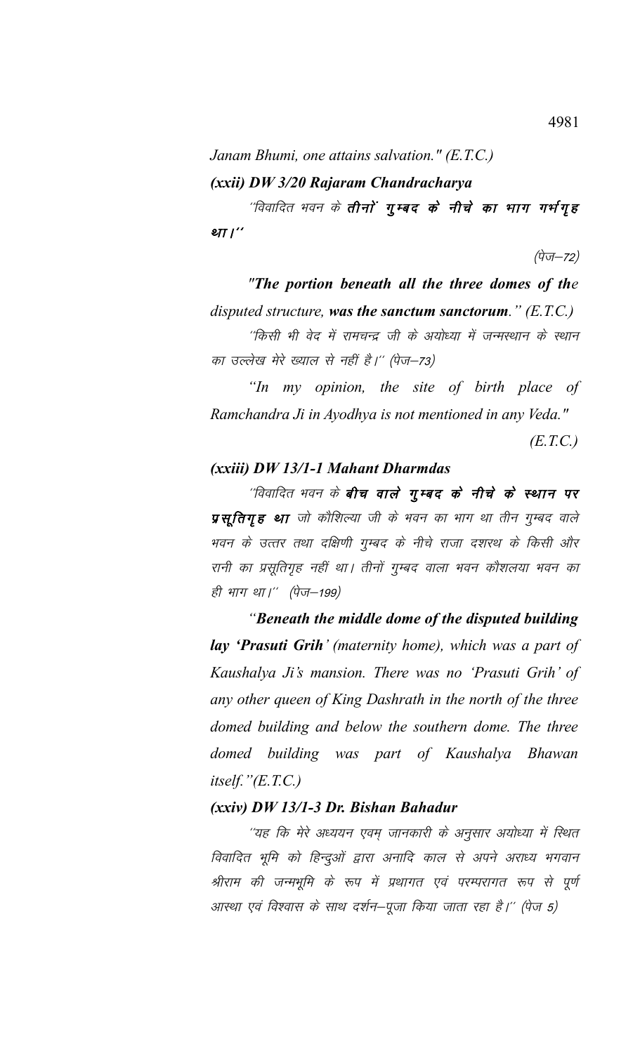*Janam Bhumi, one attains salvation." (E.T.C.)*

***(xxii) DW 3/20 Rajaram Chandracharya***

*"विवादित भवन के **तीनों गुम्बद के नीचे का भाग गर्भगृह था।**"*

*(पेज–72)*

***"The portion beneath all the three domes of the** disputed structure, **was the sanctum sanctorum**." (E.T.C.)*

*"किसी भी वेद में रामचन्द्र जी के अयोध्या में जन्मस्थान के स्थान का उल्लेख मेरे ख्याल से नहीं है।" (पेज–73)*

*"In my opinion, the site of birth place of Ramchandra Ji in Ayodhya is not mentioned in any Veda."*

*(E.T.C.)*

***(xxiii) DW 13/1-1 Mahant Dharmdas***

*"विवादित भवन के **बीच वाले गुम्बद के नीचे के स्थान पर प्रसूतिगृह था** जो कौशिल्या जी के भवन का भाग था तीन गुम्बद वाले भवन के उत्तर तथा दक्षिणी गुम्बद के नीचे राजा दशरथ के किसी और रानी का प्रसूतिगृह नहीं था। तीनों गुम्बद वाला भवन कौशलया भवन का ही भाग था।" (पेज–199)*

*"**Beneath the middle dome of the disputed building lay 'Prasuti Grih'** (maternity home), which was a part of Kaushalya Ji's mansion. There was no 'Prasuti Grih' of any other queen of King Dashrath in the north of the three domed building and below the southern dome. The three domed building was part of Kaushalya Bhawan itself."(E.T.C.)*

***(xxiv) DW 13/1-3 Dr. Bishan Bahadur***

*"यह कि मेरे अध्ययन एवम् जानकारी के अनुसार अयोध्या में स्थित विवादित भूमि को हिन्दुओं द्वारा अनादि काल से अपने अराध्य भगवान श्रीराम की जन्मभूमि के रूप में प्रथागत एवं परम्परागत रूप से पूर्ण आस्था एवं विश्वास के साथ दर्शन–पूजा किया जाता रहा है।" (पेज 5)*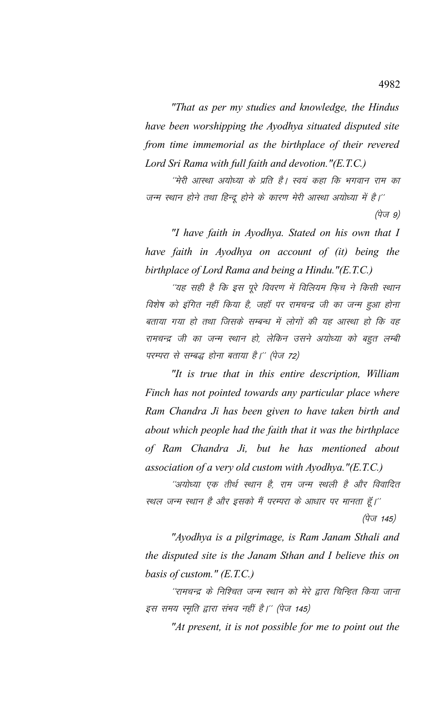*"That as per my studies and knowledge, the Hindus have been worshipping the Ayodhya situated disputed site from time immemorial as the birthplace of their revered Lord Sri Rama with full faith and devotion."(E.T.C.)*

*''मेरी आस्था अयोध्या के प्रति है। स्वयं कहा कि भगवान राम का जन्म स्थान होने तथा हिन्दू होने के कारण मेरी आस्था अयोध्या में है।''* (पेज 9)

*"I have faith in Ayodhya. Stated on his own that I have faith in Ayodhya on account of (it) being the birthplace of Lord Rama and being a Hindu."(E.T.C.)*

*''यह सही है कि इस पूरे विवरण में विलियम फ़िच ने किसी स्थान विशेष को इंगित नहीं किया है, जहॉ पर रामचन्द्र जी का जन्म हुआ होना बताया गया हो तथा जिसके सम्बन्ध में लोगों की यह आस्था हो कि वह रामचन्द्र जी का जन्म स्थान हो, लेकिन उसने अयोध्या को बहुत लम्बी परम्परा से सम्बद्ध होना बताया है।''* (पेज 72)

*"It is true that in this entire description, William Finch has not pointed towards any particular place where Ram Chandra Ji has been given to have taken birth and about which people had the faith that it was the birthplace of Ram Chandra Ji, but he has mentioned about association of a very old custom with Ayodhya."(E.T.C.)*

*''अयोध्या एक तीर्थ स्थान है, राम जन्म स्थली है और विवादित स्थल जन्म स्थान है और इसको मैं परम्परा के आधार पर मानता हूँ।''* (पेज 145)

*"Ayodhya is a pilgrimage, is Ram Janam Sthali and the disputed site is the Janam Sthan and I believe this on basis of custom." (E.T.C.)*

*''रामचन्द्र के निश्चित जन्म स्थान को मेरे द्वारा चिन्हित किया जाना इस समय स्मृति द्वारा संभव नहीं है।''* (पेज 145)

*"At present, it is not possible for me to point out the*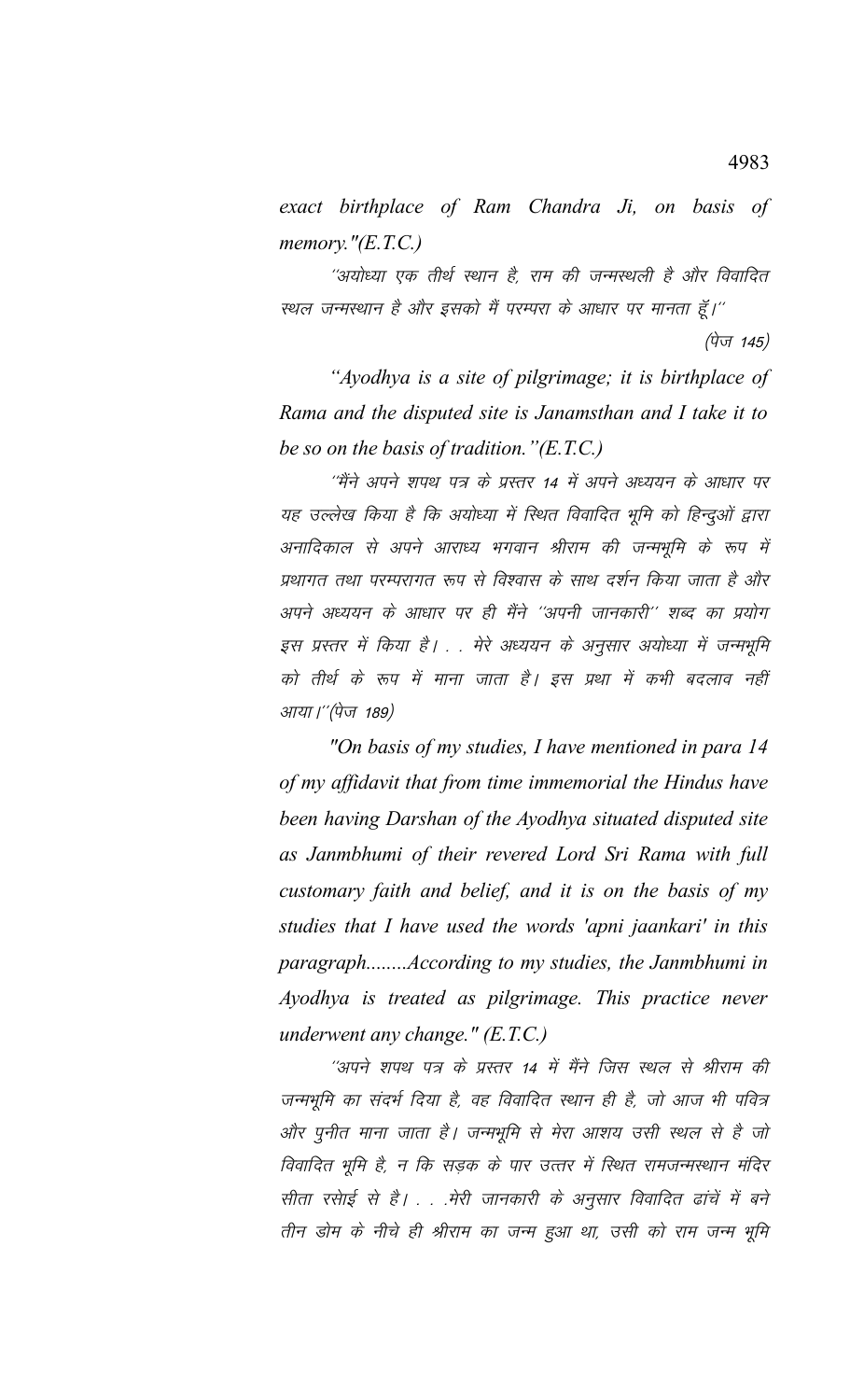*exact birthplace of Ram Chandra Ji, on basis of memory."(E.T.C.)*

''अयोध्या एक तीर्थ स्थान है, राम की जन्मस्थली है और विवादित स्थल जन्मस्थान है और इसको मैं परम्परा के आधार पर मानता हूँ।''

(पेज 145)

*"Ayodhya is a site of pilgrimage; it is birthplace of Rama and the disputed site is Janamsthan and I take it to be so on the basis of tradition."(E.T.C.)*

''मैंने अपने शपथ पत्र के प्रस्तर 14 में अपने अध्ययन के आधार पर यह उल्लेख किया है कि अयोध्या में स्थित विवादित भूमि को हिन्दुओं द्वारा अनादिकाल से अपने आराध्य भगवान श्रीराम की जन्मभूमि के रूप में प्रथागत तथा परम्परागत रूप से विश्वास के साथ दर्शन किया जाता है और अपने अध्ययन के आधार पर ही मैंने ''अपनी जानकारी'' शब्द का प्रयोग इस प्रस्तर में किया है। . . मेरे अध्ययन के अनुसार अयोध्या में जन्मभूमि को तीर्थ के रूप में माना जाता है। इस प्रथा में कभी बदलाव नहीं आया।''(पेज 189)

*"On basis of my studies, I have mentioned in para 14 of my affidavit that from time immemorial the Hindus have been having Darshan of the Ayodhya situated disputed site as Janmbhumi of their revered Lord Sri Rama with full customary faith and belief, and it is on the basis of my studies that I have used the words 'apni jaankari' in this paragraph........According to my studies, the Janmbhumi in Ayodhya is treated as pilgrimage. This practice never underwent any change." (E.T.C.)*

''अपने शपथ पत्र के प्रस्तर 14 में मैंने जिस स्थल से श्रीराम की जन्मभूमि का संदर्भ दिया है, वह विवादित स्थान ही है, जो आज भी पवित्र और पुनीत माना जाता है। जन्मभूमि से मेरा आशय उसी स्थल से है जो विवादित भूमि है, न कि सड़क के पार उत्तर में स्थित रामजन्मस्थान मंदिर सीता रसोई से है। . . .मेरी जानकारी के अनुसार विवादित ढांचें में बने तीन डोम के नीचे ही श्रीराम का जन्म हुआ था, उसी को राम जन्म भूमि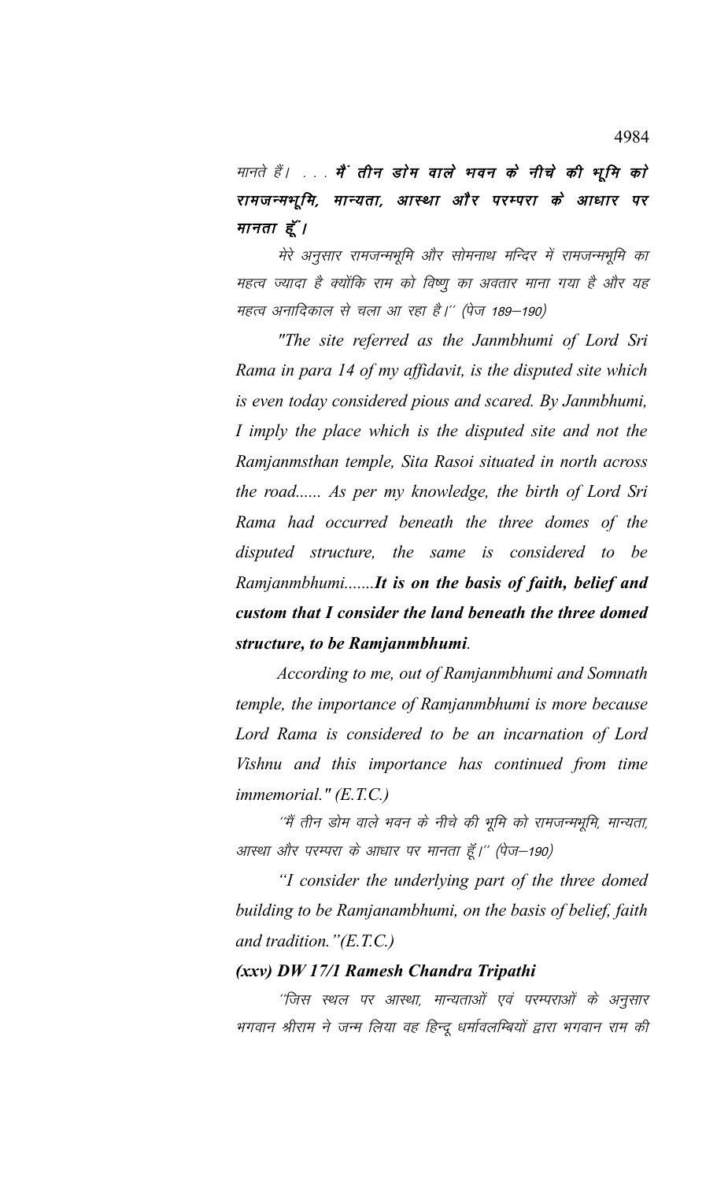मानते हैं। . . . **मैं तीन डोम वाले भवन के नीचे की भूमि को रामजन्मभूमि, मान्यता, आस्था और परम्परा के आधार पर मानता हूँ।**

मेरे अनुसार रामजन्मभूमि और सोमनाथ मन्दिर में रामजन्मभूमि का महत्व ज्यादा है क्योंकि राम को विष्णु का अवतार माना गया है और यह महत्व अनादिकाल से चला आ रहा है।'' (पेज 189—190)

*"The site referred as the Janmbhumi of Lord Sri Rama in para 14 of my affidavit, is the disputed site which is even today considered pious and scared. By Janmbhumi, I imply the place which is the disputed site and not the Ramjanmsthan temple, Sita Rasoi situated in north across the road...... As per my knowledge, the birth of Lord Sri Rama had occurred beneath the three domes of the disputed structure, the same is considered to be Ramjanmbhumi.......**It is on the basis of faith, belief and custom that I consider the land beneath the three domed structure, to be Ramjanmbhumi**.*

*According to me, out of Ramjanmbhumi and Somnath temple, the importance of Ramjanmbhumi is more because Lord Rama is considered to be an incarnation of Lord Vishnu and this importance has continued from time immemorial." (E.T.C.)*

''मैं तीन डोम वाले भवन के नीचे की भूमि को रामजन्मभूमि, मान्यता, आस्था और परम्परा के आधार पर मानता हूँ।'' (पेज—190)

*"I consider the underlying part of the three domed building to be Ramjanambhumi, on the basis of belief, faith and tradition."(E.T.C.)*

***(xxv) DW 17/1 Ramesh Chandra Tripathi***

''जिस स्थल पर आस्था, मान्यताओं एवं परम्पराओं के अनुसार भगवान श्रीराम ने जन्म लिया वह हिन्दू धर्मावलम्बियों द्वारा भगवान राम की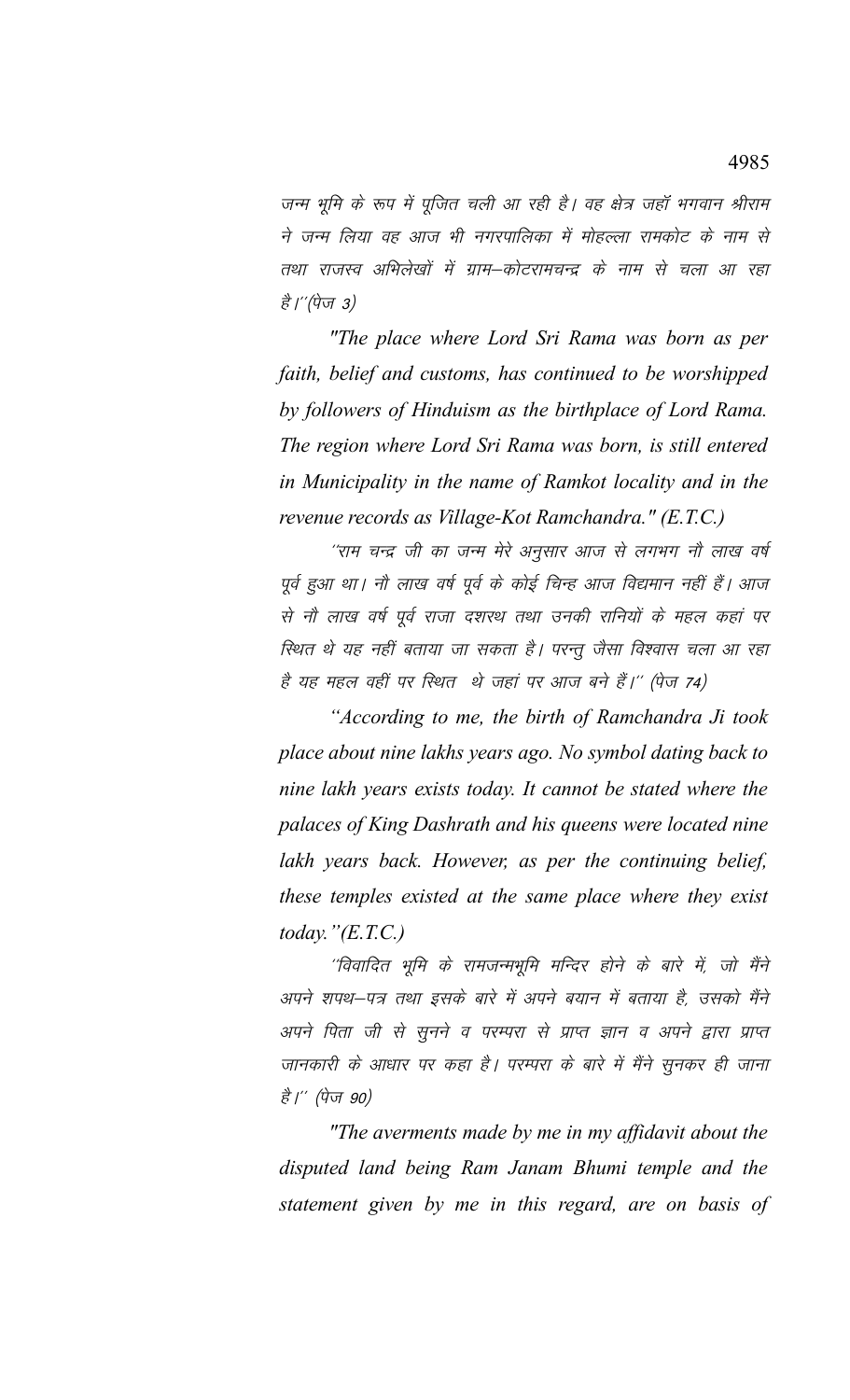जन्म भूमि के रूप में पूजित चली आ रही है। वह क्षेत्र जहाँ भगवान श्रीराम ने जन्म लिया वह आज भी नगरपालिका में मोहल्ला रामकोट के नाम से तथा राजस्व अभिलेखों में ग्राम–कोटरामचन्द्र के नाम से चला आ रहा है।''(पेज 3)

*"The place where Lord Sri Rama was born as per faith, belief and customs, has continued to be worshipped by followers of Hinduism as the birthplace of Lord Rama. The region where Lord Sri Rama was born, is still entered in Municipality in the name of Ramkot locality and in the revenue records as Village-Kot Ramchandra." (E.T.C.)*

''राम चन्द्र जी का जन्म मेरे अनुसार आज से लगभग नौ लाख वर्ष पूर्व हुआ था। नौ लाख वर्ष पूर्व के कोई चिन्ह आज विद्यमान नहीं हैं। आज से नौ लाख वर्ष पूर्व राजा दशरथ तथा उनकी रानियों के महल कहां पर स्थित थे यह नहीं बताया जा सकता है। परन्तु जैसा विश्वास चला आ रहा है यह महल वहीं पर स्थित थे जहां पर आज बने हैं।'' (पेज 74)

*"According to me, the birth of Ramchandra Ji took place about nine lakhs years ago. No symbol dating back to nine lakh years exists today. It cannot be stated where the palaces of King Dashrath and his queens were located nine lakh years back. However, as per the continuing belief, these temples existed at the same place where they exist today."(E.T.C.)*

''विवादित भूमि के रामजन्मभूमि मन्दिर होने के बारे में, जो मैंने अपने शपथ–पत्र तथा इसके बारे में अपने बयान में बताया है, उसको मैंने अपने पिता जी से सुनने व परम्परा से प्राप्त ज्ञान व अपने द्वारा प्राप्त जानकारी के आधार पर कहा है। परम्परा के बारे में मैंने सुनकर ही जाना है।'' (पेज 90)

*"The averments made by me in my affidavit about the disputed land being Ram Janam Bhumi temple and the statement given by me in this regard, are on basis of*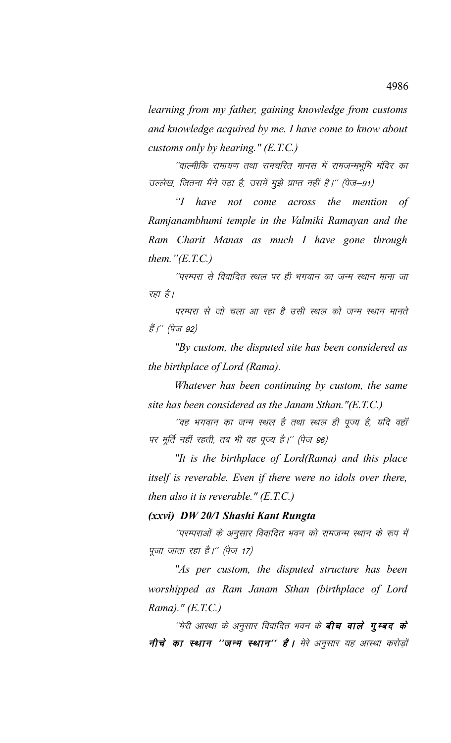*learning from my father, gaining knowledge from customs and knowledge acquired by me. I have come to know about customs only by hearing." (E.T.C.)*

*''वाल्मीकि रामायण तथा रामचरित मानस में रामजन्मभूमि मंदिर का उल्लेख, जितना मैंने पढ़ा है, उसमें मुझे प्राप्त नहीं है।'' (पेज–91)*

*"I have not come across the mention of Ramjanambhumi temple in the Valmiki Ramayan and the Ram Charit Manas as much I have gone through them."(E.T.C.)*

*''परम्परा से विवादित स्थल पर ही भगवान का जन्म स्थान माना जा रहा है।*

*परम्परा से जो चला आ रहा है उसी स्थल को जन्म स्थान मानते हैं।'' (पेज 92)*

*"By custom, the disputed site has been considered as the birthplace of Lord (Rama).*

*Whatever has been continuing by custom, the same site has been considered as the Janam Sthan."(E.T.C.)*

*''वह भगवान का जन्म स्थल है तथा स्थल ही पूज्य है, यदि वहाँ पर मूर्ति नहीं रहती, तब भी वह पूज्य है।'' (पेज 96)*

*"It is the birthplace of Lord(Rama) and this place itself is reverable. Even if there were no idols over there, then also it is reverable." (E.T.C.)*

***(xxvi) DW 20/1 Shashi Kant Rungta***

*''परम्पराओं के अनुसार विवादित भवन को रामजन्म स्थान के रूप में पूजा जाता रहा है।'' (पेज 17)*

*"As per custom, the disputed structure has been worshipped as Ram Janam Sthan (birthplace of Lord Rama)." (E.T.C.)*

*''मेरी आस्था के अनुसार विवादित भवन के **बीच वाले गुम्बद के नीचे का स्थान ''जन्म स्थान'' है।** मेरे अनुसार यह आस्था करोड़ों*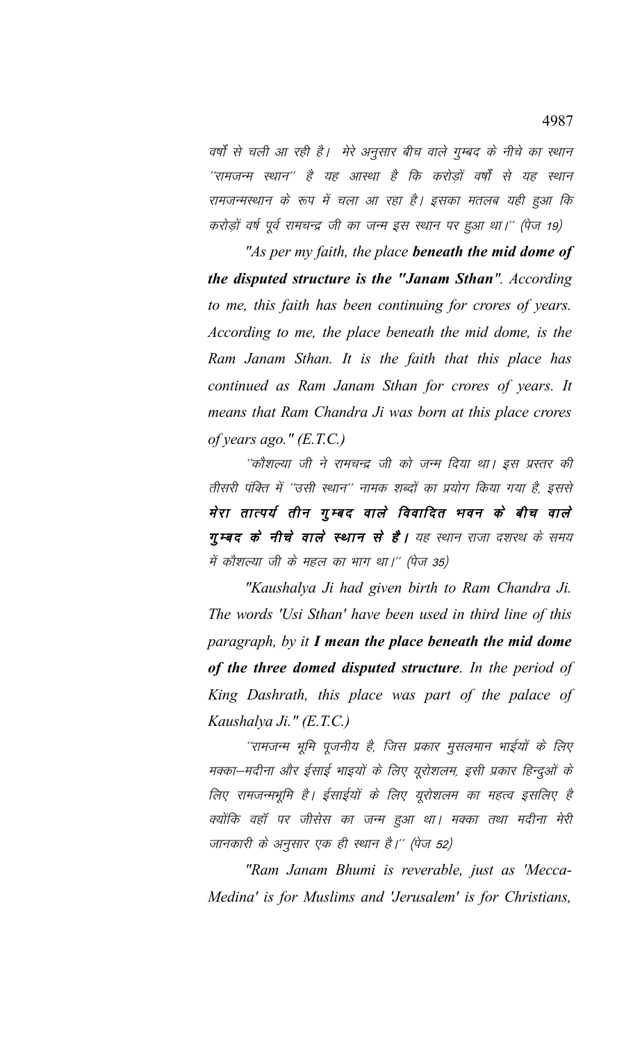वर्षों से चली आ रही है। मेरे अनुसार बीच वाले गुम्बद के नीचे का स्थान ''रामजन्म स्थान'' है यह आस्था है कि करोड़ों वर्षों से यह स्थान रामजन्मस्थान के रूप में चला आ रहा है। इसका मतलब यही हुआ कि करोड़ों वर्ष पूर्व रामचन्द्र जी का जन्म इस स्थान पर हुआ था।'' (पेज 19)

*"As per my faith, the place **beneath the mid dome of the disputed structure is the "Janam Sthan"**. According to me, this faith has been continuing for crores of years. According to me, the place beneath the mid dome, is the Ram Janam Sthan. It is the faith that this place has continued as Ram Janam Sthan for crores of years. It means that Ram Chandra Ji was born at this place crores of years ago." (E.T.C.)*

''कौशल्या जी ने रामचन्द्र जी को जन्म दिया था। इस प्रस्तर की तीसरी पंक्ति में ''उसी स्थान'' नामक शब्दों का प्रयोग किया गया है, इससे **मेरा तात्पर्य तीन गुम्बद वाले विवादित भवन के बीच वाले गुम्बद के नीचे वाले स्थान से है।** यह स्थान राजा दशरथ के समय में कौशल्या जी के महल का भाग था।'' (पेज 35)

*"Kaushalya Ji had given birth to Ram Chandra Ji. The words 'Usi Sthan' have been used in third line of this paragraph, by it **I mean the place beneath the mid dome of the three domed disputed structure**. In the period of King Dashrath, this place was part of the palace of Kaushalya Ji." (E.T.C.)*

''रामजन्म भूमि पूजनीय है, जिस प्रकार मुसलमान भाईयों के लिए मक्का–मदीना और ईसाई भाइयों के लिए यूरोशलम, इसी प्रकार हिन्दुओं के लिए रामजन्मभूमि है। ईसाईयों के लिए यूरोशलम का महत्व इसलिए है क्योंकि वहाँ पर जीसेस का जन्म हुआ था। मक्का तथा मदीना मेरी जानकारी के अनुसार एक ही स्थान है।'' (पेज 52)

*"Ram Janam Bhumi is reverable, just as 'Mecca-Medina' is for Muslims and 'Jerusalem' is for Christians,*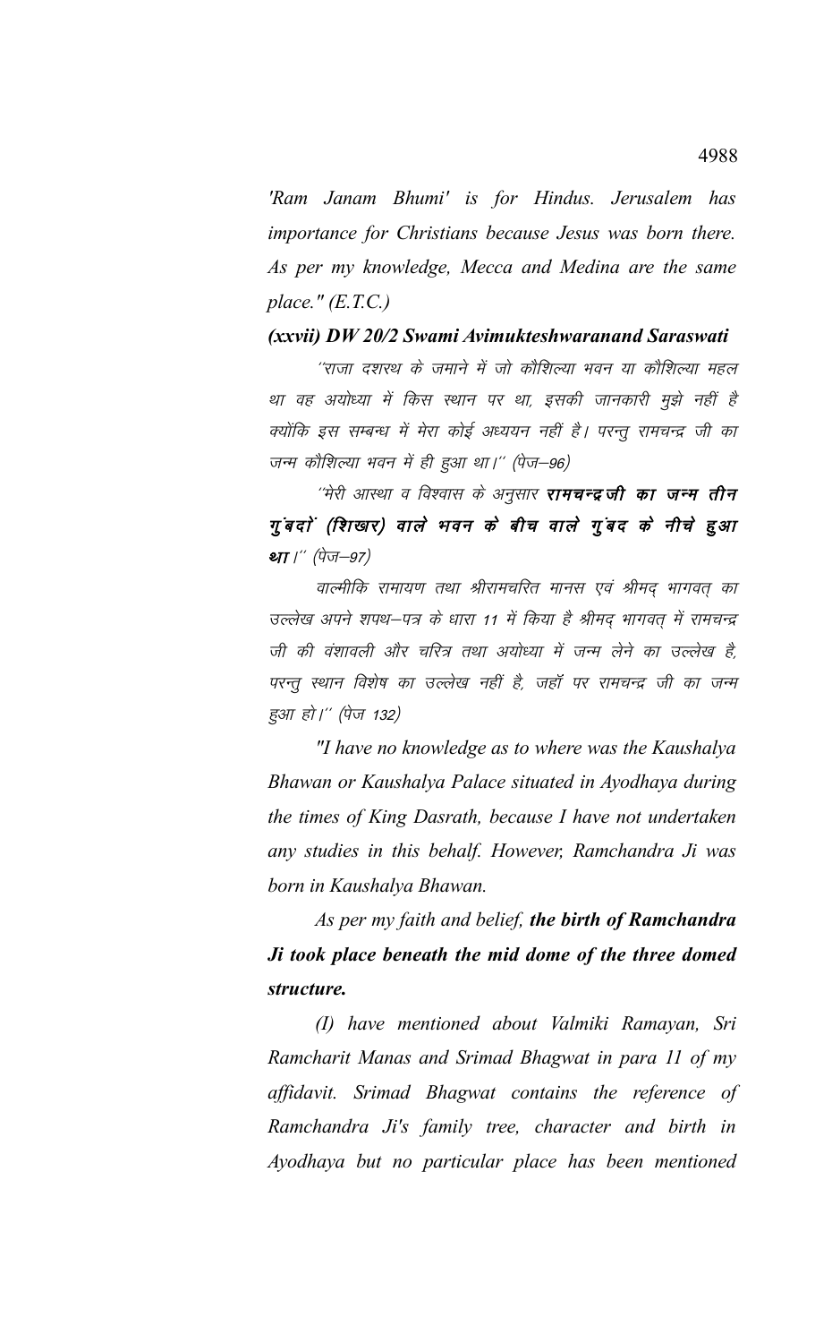*'Ram Janam Bhumi' is for Hindus. Jerusalem has importance for Christians because Jesus was born there. As per my knowledge, Mecca and Medina are the same place." (E.T.C.)*

***(xxvii) DW 20/2 Swami Avimukteshwaranand Saraswati***

*"राजा दशरथ के जमाने में जो कौशिल्या भवन या कौशिल्या महल था वह अयोध्या में किस स्थान पर था, इसकी जानकारी मुझे नहीं है क्योंकि इस सम्बन्ध में मेरा कोई अध्ययन नहीं है। परन्तु रामचन्द्र जी का जन्म कौशिल्या भवन में ही हुआ था।" (पेज–96)*

*"मेरी आस्था व विश्वास के अनुसार **रामचन्द्र जी का जन्म तीन गुंबदों (शिखर) वाले भवन के बीच वाले गुंबद के नीचे हुआ था**।" (पेज–97)*

*वाल्मीकि रामायण तथा श्रीरामचरित मानस एवं श्रीमद् भागवत् का उल्लेख अपने शपथ–पत्र के धारा 11 में किया है श्रीमद् भागवत् में रामचन्द्र जी की वंशावली और चरित्र तथा अयोध्या में जन्म लेने का उल्लेख है, परन्तु स्थान विशेष का उल्लेख नहीं है, जहॉ पर रामचन्द्र जी का जन्म हुआ हो।" (पेज 132)*

*"I have no knowledge as to where was the Kaushalya Bhawan or Kaushalya Palace situated in Ayodhaya during the times of King Dasrath, because I have not undertaken any studies in this behalf. However, Ramchandra Ji was born in Kaushalya Bhawan.*

*As per my faith and belief, **the birth of Ramchandra Ji took place beneath the mid dome of the three domed structure.***

*(I) have mentioned about Valmiki Ramayan, Sri Ramcharit Manas and Srimad Bhagwat in para 11 of my affidavit. Srimad Bhagwat contains the reference of Ramchandra Ji's family tree, character and birth in Ayodhaya but no particular place has been mentioned*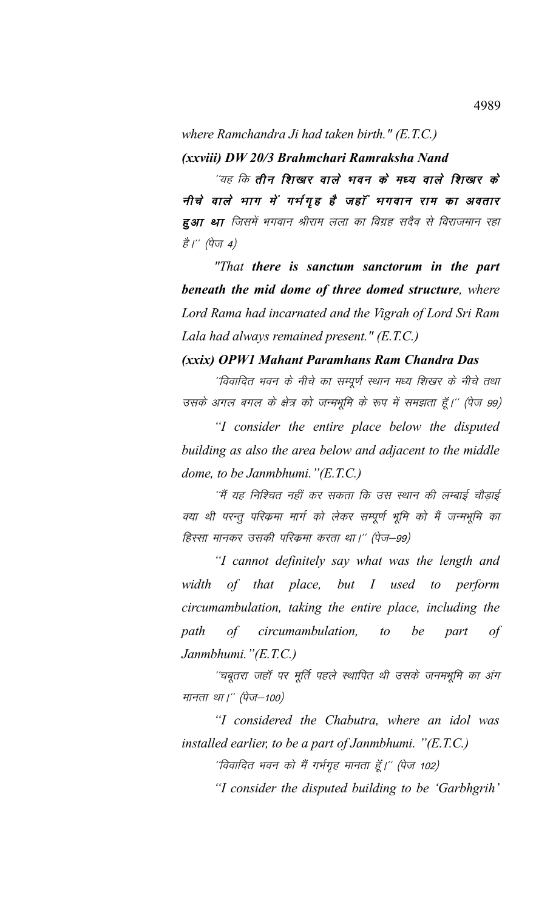*where Ramchandra Ji had taken birth." (E.T.C.)*

***(xxviii) DW 20/3 Brahmchari Ramraksha Nand***

*''यह कि* ***तीन शिखर वाले भवन के मध्य वाले शिखर के नीचे वाले भाग में गर्भगृह है जहाँ भगवान राम का अवतार हुआ था*** *जिसमें भगवान श्रीराम लला का विग्रह सदैव से विराजमान रहा है।'' (पेज 4)*

*"That* ***there is sanctum sanctorum in the part beneath the mid dome of three domed structure****, where Lord Rama had incarnated and the Vigrah of Lord Sri Ram Lala had always remained present." (E.T.C.)*

***(xxix) OPW1 Mahant Paramhans Ram Chandra Das***

*''विवादित भवन के नीचे का सम्पूर्ण स्थान मध्य शिखर के नीचे तथा उसके अगल बगल के क्षेत्र को जन्मभूमि के रूप में समझता हूँ।'' (पेज 99)*

*"I consider the entire place below the disputed building as also the area below and adjacent to the middle dome, to be Janmbhumi."(E.T.C.)*

*''मैं यह निश्चित नहीं कर सकता कि उस स्थान की लम्बाई चौड़ाई क्या थी परन्तु परिक्रमा मार्ग को लेकर सम्पूर्ण भूमि को मैं जन्मभूमि का हिस्सा मानकर उसकी परिक्रमा करता था।'' (पेज–99)*

*"I cannot definitely say what was the length and width of that place, but I used to perform circumambulation, taking the entire place, including the path of circumambulation, to be part of Janmbhumi."(E.T.C.)*

*''चबूतरा जहाँ पर मूर्ति पहले स्थापित थी उसके जनमभूमि का अंग मानता था।'' (पेज–100)*

*"I considered the Chabutra, where an idol was installed earlier, to be a part of Janmbhumi. "(E.T.C.)*

*''विवादित भवन को मैं गर्भगृह मानता हूँ।'' (पेज 102)*

*"I consider the disputed building to be 'Garbhgrih'*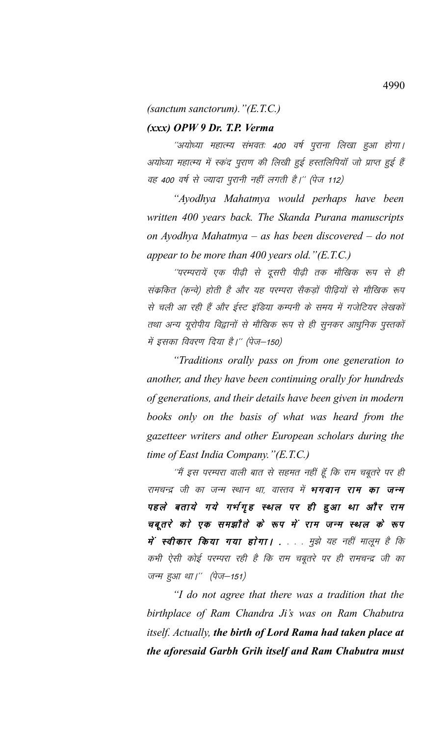*(sanctum sanctorum)."(E.T.C.)*

***(xxx) OPW 9 Dr. T.P. Verma***

''अयोध्या महात्म्य संभवतः 400 वर्ष पुराना लिखा हुआ होगा। अयोध्या महात्म्य में स्कंद पुराण की लिखी हुई हस्तलिपियॉ जो प्राप्त हुई हैं वह 400 वर्ष से ज्यादा पुरानी नहीं लगती है।'' (पेज 112)

*"Ayodhya Mahatmya would perhaps have been written 400 years back. The Skanda Purana manuscripts on Ayodhya Mahatmya – as has been discovered – do not appear to be more than 400 years old."(E.T.C.)*

''परम्परायें एक पीढ़ी से दूसरी पीढ़ी तक मौखिक रूप से ही संक्रकित (कन्वे) होती है और यह परम्परा सैकड़ों पीढ़ियों से मौखिक रूप से चली आ रही हैं और ईस्ट इंडिया कम्पनी के समय में गजेटियर लेखकों तथा अन्य यूरोपीय विद्वानों से मौखिक रूप से ही सुनकर आधुनिक पुस्तकों में इसका विवरण दिया है।'' (पेज–150)

*"Traditions orally pass on from one generation to another, and they have been continuing orally for hundreds of generations, and their details have been given in modern books only on the basis of what was heard from the gazetteer writers and other European scholars during the time of East India Company."(E.T.C.)*

''मैं इस परम्परा वाली बात से सहमत नहीं हूँ कि राम चबूतरे पर ही रामचन्द्र जी का जन्म स्थान था, वास्तव में ***भगवान राम का जन्म पहले बताये गये गर्भगृह स्थल पर ही हुआ था और राम चबूतरे को एक समझौते के रूप में राम जन्म स्थल के रूप में स्वीकार किया गया होगा।*** . . . . मुझे यह नहीं मालूम है कि कभी ऐसी कोई परम्परा रही है कि राम चबूतरे पर ही रामचन्द्र जी का जन्म हुआ था।'' (पेज–151)

*"I do not agree that there was a tradition that the birthplace of Ram Chandra Ji's was on Ram Chabutra itself. Actually, **the birth of Lord Rama had taken place at the aforesaid Garbh Grih itself and Ram Chabutra must***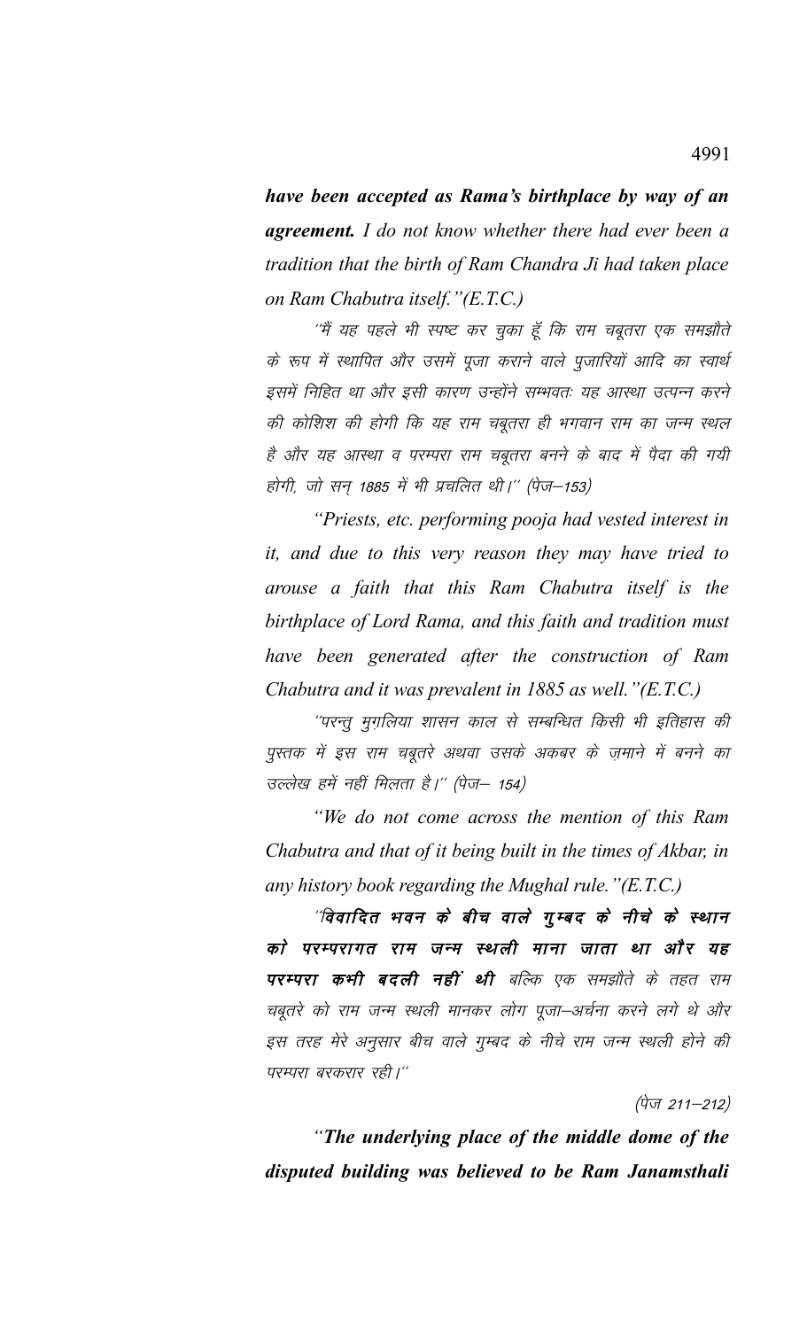***have been accepted as Rama's birthplace by way of an agreement.*** *I do not know whether there had ever been a tradition that the birth of Ram Chandra Ji had taken place on Ram Chabutra itself."(E.T.C.)*

*"मैं यह पहले भी स्पष्ट कर चुका हूँ कि राम चबूतरा एक समझौते के रूप में स्थापित और उसमें पूजा कराने वाले पुजारियों आदि का स्वार्थ इसमें निहित था और इसी कारण उन्होंने सम्भवतः यह आस्था उत्पन्न करने की कोशिश की होगी कि यह राम चबूतरा ही भगवान राम का जन्म स्थल है और यह आस्था व परम्परा राम चबूतरा बनने के बाद में पैदा की गयी होगी, जो सन् 1885 में भी प्रचलित थी।" (पेज–153)*

*"Priests, etc. performing pooja had vested interest in it, and due to this very reason they may have tried to arouse a faith that this Ram Chabutra itself is the birthplace of Lord Rama, and this faith and tradition must have been generated after the construction of Ram Chabutra and it was prevalent in 1885 as well."(E.T.C.)*

*"परन्तु मुग़लिया शासन काल से सम्बन्धित किसी भी इतिहास की पुस्तक में इस राम चबूतरे अथवा उसके अकबर के ज़माने में बनने का उल्लेख हमें नहीं मिलता है।" (पेज– 154)*

*"We do not come across the mention of this Ram Chabutra and that of it being built in the times of Akbar, in any history book regarding the Mughal rule."(E.T.C.)*

*"**विवादित भवन के बीच वाले गुम्बद के नीचे के स्थान को परम्परागत राम जन्म स्थली माना जाता था और यह परम्परा कभी बदली नहीं थी** बल्कि एक समझौते के तहत राम चबूतरे को राम जन्म स्थली मानकर लोग पूजा–अर्चना करने लगे थे और इस तरह मेरे अनुसार बीच वाले गुम्बद के नीचे राम जन्म स्थली होने की परम्परा बरकरार रही।"*

*(पेज 211–212)*

***"The underlying place of the middle dome of the disputed building was believed to be Ram Janamsthali***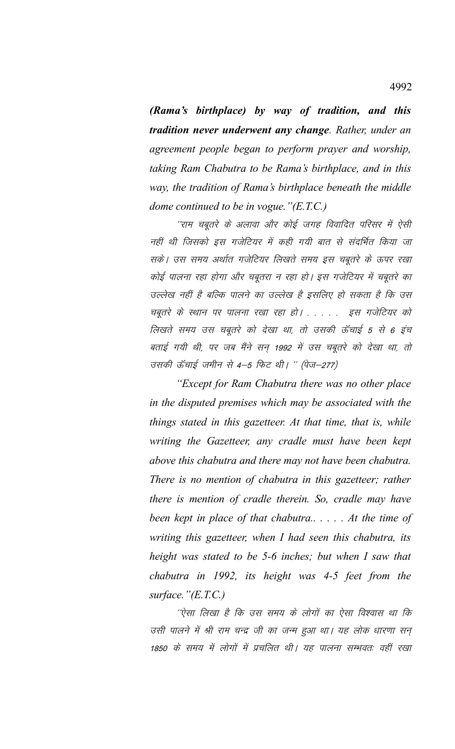***(Rama's birthplace) by way of tradition, and this tradition never underwent any change****. Rather, under an agreement people began to perform prayer and worship, taking Ram Chabutra to be Rama's birthplace, and in this way, the tradition of Rama's birthplace beneath the middle dome continued to be in vogue."(E.T.C.)*

*"राम चबूतरे के अलावा और कोई जगह विवादित परिसर में ऐसी नहीं थी जिसको इस गजेटियर में कही गयी बात से संदर्भित किया जा सके। उस समय अर्थात गजेटियर लिखते समय इस चबूतरे के ऊपर रखा कोई पालना रहा होगा और चबूतरा न रहा हो। इस गजेटियर में चबूतरे का उल्लेख नहीं है बल्कि पालने का उल्लेख है इसलिए हो सकता है कि उस चबूतरे के स्थान पर पालना रखा रहा हो। . . . . . इस गजेटियर को लिखते समय उस चबूतरे को देखा था, तो उसकी ऊँचाई 5 से 6 इंच बताई गयी थी, पर जब मैंने सन् 1992 में उस चबूतरे को देखा था, तो उसकी ऊँचाई जमीन से 4–5 फिट थी।" (पेज–277)*

*"Except for Ram Chabutra there was no other place in the disputed premises which may be associated with the things stated in this gazetteer. At that time, that is, while writing the Gazetteer, any cradle must have been kept above this chabutra and there may not have been chabutra. There is no mention of chabutra in this gazetteer; rather there is mention of cradle therein. So, cradle may have been kept in place of that chabutra.. . . . . At the time of writing this gazetteer, when I had seen this chabutra, its height was stated to be 5-6 inches; but when I saw that chabutra in 1992, its height was 4-5 feet from the surface."(E.T.C.)*

*"ऐसा लिखा है कि उस समय के लोगों का ऐसा विश्वास था कि उसी पालने में श्री राम चन्द्र जी का जन्म हुआ था। यह लोक धारणा सन् 1850 के समय में लोगों में प्रचलित थी। यह पालना सम्भवतः वहीं रखा*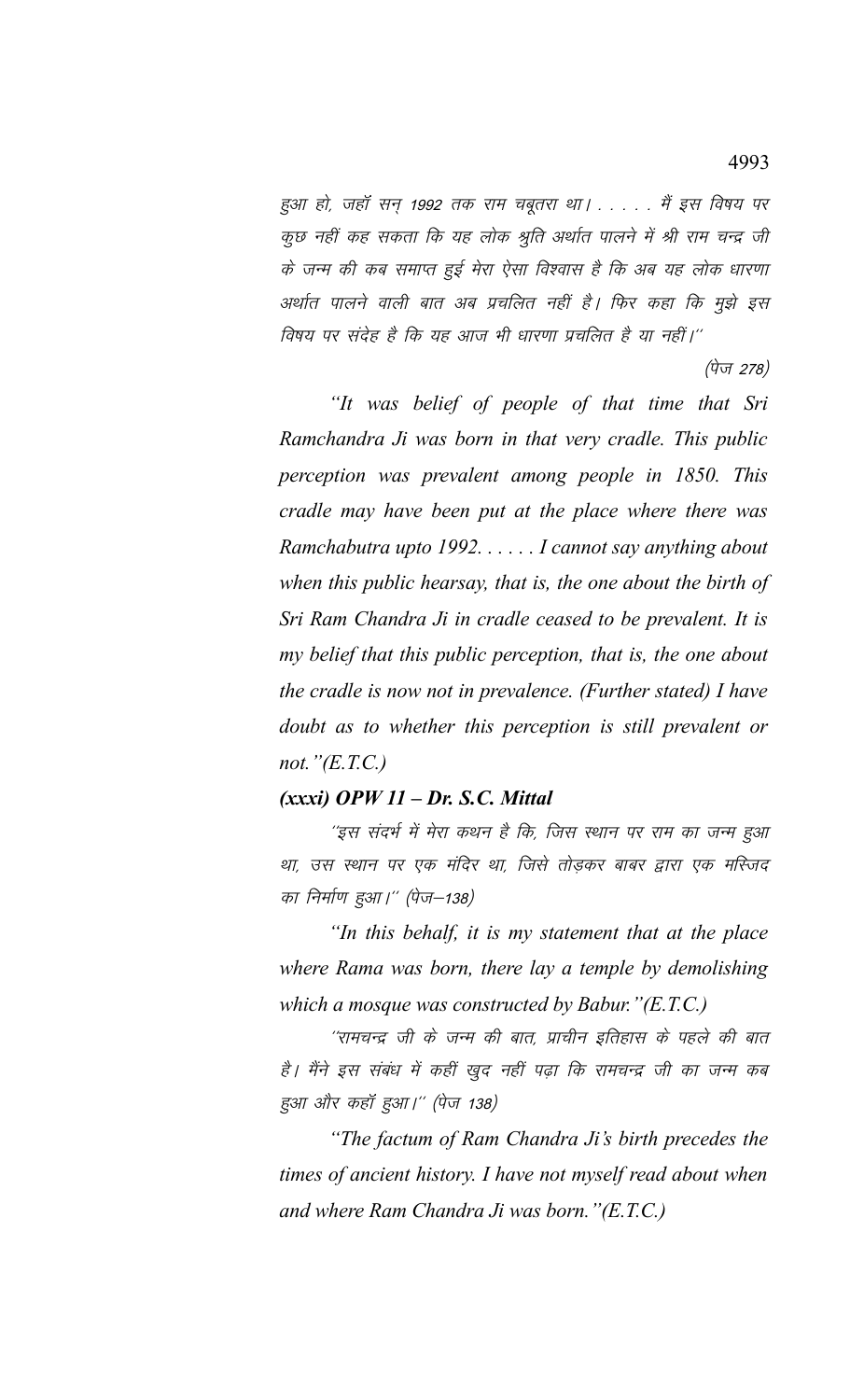हुआ हो, जहॉ सन् 1992 तक राम चबूतरा था। . . . . . मैं इस विषय पर कुछ नहीं कह सकता कि यह लोक श्रुति अर्थात पालने में श्री राम चन्द्र जी के जन्म की कब समाप्त हुई मेरा ऐसा विश्वास है कि अब यह लोक धारणा अर्थात पालने वाली बात अब प्रचलित नहीं है। फिर कहा कि मुझे इस विषय पर संदेह है कि यह आज भी धारणा प्रचलित है या नहीं।''

(पेज 278)

*"It was belief of people of that time that Sri Ramchandra Ji was born in that very cradle. This public perception was prevalent among people in 1850. This cradle may have been put at the place where there was Ramchabutra upto 1992. . . . . . I cannot say anything about when this public hearsay, that is, the one about the birth of Sri Ram Chandra Ji in cradle ceased to be prevalent. It is my belief that this public perception, that is, the one about the cradle is now not in prevalence. (Further stated) I have doubt as to whether this perception is still prevalent or not."(E.T.C.)*

### *(xxxi) OPW 11 – Dr. S.C. Mittal*

''इस संदर्भ में मेरा कथन है कि, जिस स्थान पर राम का जन्म हुआ था, उस स्थान पर एक मंदिर था, जिसे तोड़कर बाबर द्वारा एक मस्जिद का निर्माण हुआ।'' (पेज–138)

*"In this behalf, it is my statement that at the place where Rama was born, there lay a temple by demolishing which a mosque was constructed by Babur."(E.T.C.)*

''रामचन्द्र जी के जन्म की बात, प्राचीन इतिहास के पहले की बात है। मैंने इस संबंध में कहीं खुद नहीं पढ़ा कि रामचन्द्र जी का जन्म कब हुआ और कहॉ हुआ।'' (पेज 138)

*"The factum of Ram Chandra Ji's birth precedes the times of ancient history. I have not myself read about when and where Ram Chandra Ji was born."(E.T.C.)*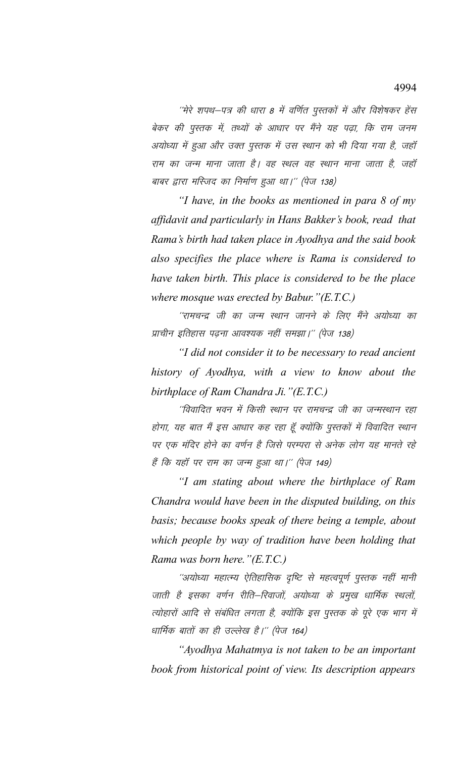"मेरे शपथ–पत्र की धारा 8 में वर्णित पुस्तकों में और विशेषकर हेंस बेकर की पुस्तक में, तथ्यों के आधार पर मैंने यह पढ़ा, कि राम जनम अयोध्या में हुआ और उक्त पुस्तक में उस स्थान को भी दिया गया है, जहॉ राम का जन्म माना जाता है। वह स्थल वह स्थान माना जाता है, जहॉ बाबर द्वारा मस्जिद का निर्माण हुआ था।" (पेज 138)

*"I have, in the books as mentioned in para 8 of my affidavit and particularly in Hans Bakker's book, read that Rama's birth had taken place in Ayodhya and the said book also specifies the place where is Rama is considered to have taken birth. This place is considered to be the place where mosque was erected by Babur."(E.T.C.)*

"रामचन्द्र जी का जन्म स्थान जानने के लिए मैंने अयोध्या का प्राचीन इतिहास पढ़ना आवश्यक नहीं समझा।" (पेज 138)

*"I did not consider it to be necessary to read ancient history of Ayodhya, with a view to know about the birthplace of Ram Chandra Ji."(E.T.C.)*

"विवादित भवन में किसी स्थान पर रामचन्द्र जी का जन्मस्थान रहा होगा, यह बात मैं इस आधार कह रहा हूँ क्योंकि पुस्तकों में विवादित स्थान पर एक मंदिर होने का वर्णन है जिसे परम्परा से अनेक लोग यह मानते रहे हैं कि यहॉ पर राम का जन्म हुआ था।" (पेज 149)

*"I am stating about where the birthplace of Ram Chandra would have been in the disputed building, on this basis; because books speak of there being a temple, about which people by way of tradition have been holding that Rama was born here."(E.T.C.)*

"अयोध्या महात्म्य ऐतिहासिक दृष्टि से महत्वपूर्ण पुस्तक नहीं मानी जाती है इसका वर्णन रीति–रिवाजों, अयोध्या के प्रमुख धार्मिक स्थलों, त्योहारों आदि से संबंधित लगता है, क्योंकि इस पुस्तक के पूरे एक भाग में धार्मिक बातों का ही उल्लेख है।" (पेज 164)

*"Ayodhya Mahatmya is not taken to be an important book from historical point of view. Its description appears*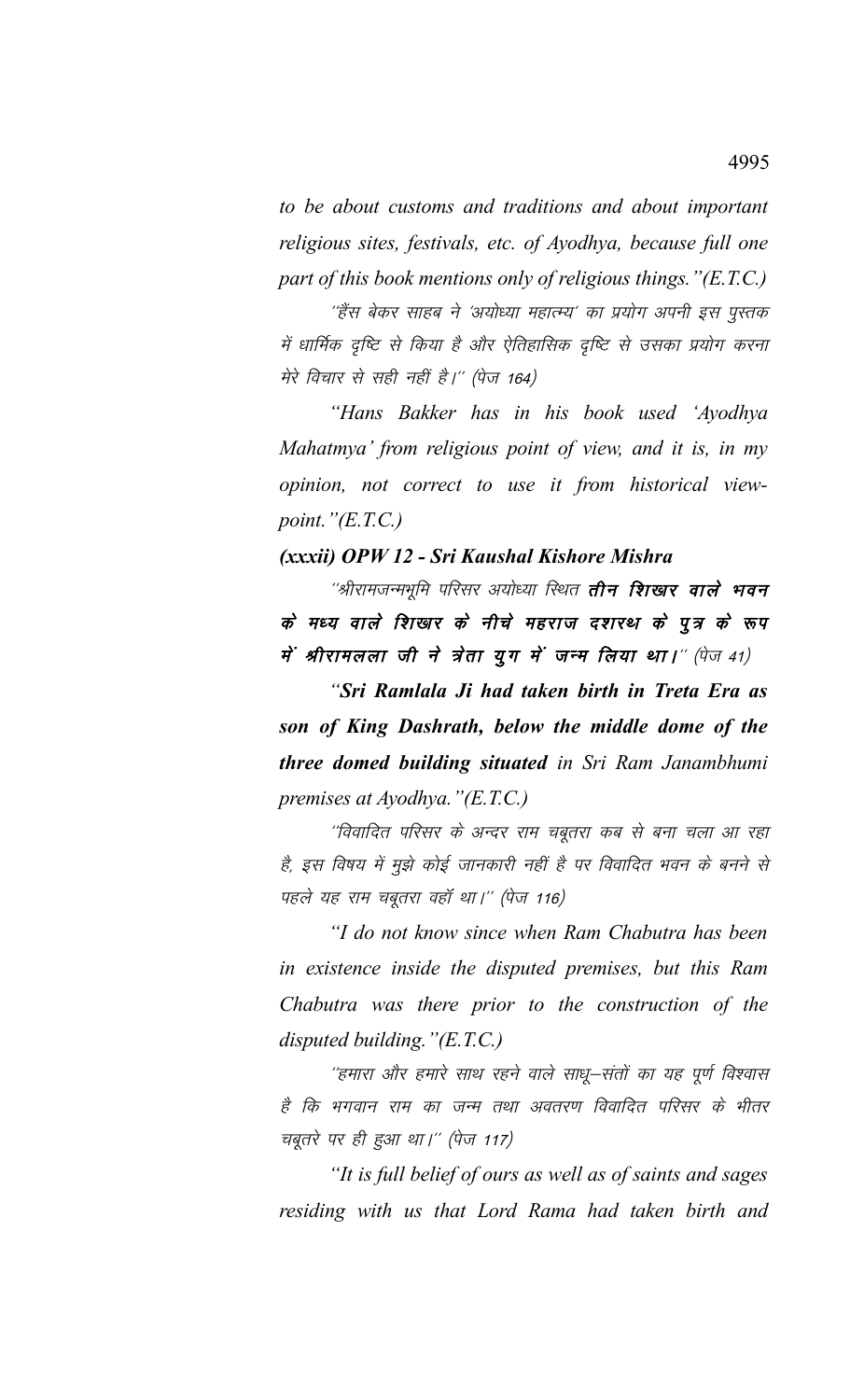*to be about customs and traditions and about important religious sites, festivals, etc. of Ayodhya, because full one part of this book mentions only of religious things."(E.T.C.)*

''हैंस बेकर साहब ने 'अयोध्या महात्म्य' का प्रयोग अपनी इस पुस्तक में धार्मिक दृष्टि से किया है और ऐतिहासिक दृष्टि से उसका प्रयोग करना मेरे विचार से सही नहीं है।'' (पेज 164)

*"Hans Bakker has in his book used 'Ayodhya Mahatmya' from religious point of view, and it is, in my opinion, not correct to use it from historical view-point."(E.T.C.)*

***(xxxii) OPW 12 - Sri Kaushal Kishore Mishra***

''श्रीरामजन्मभूमि परिसर अयोध्या स्थित **तीन शिखर वाले भवन के मध्य वाले शिखर के नीचे महराज दशरथ के पुत्र के रूप में श्रीरामलला जी ने त्रेता युग में जन्म लिया था।**'' (पेज 41)

*"**Sri Ramlala Ji had taken birth in Treta Era as son of King Dashrath, below the middle dome of the three domed building situated** in Sri Ram Janambhumi premises at Ayodhya."(E.T.C.)*

''विवादित परिसर के अन्दर राम चबूतरा कब से बना चला आ रहा है, इस विषय में मुझे कोई जानकारी नहीं है पर विवादित भवन के बनने से पहले यह राम चबूतरा वहाँ था।'' (पेज 116)

*"I do not know since when Ram Chabutra has been in existence inside the disputed premises, but this Ram Chabutra was there prior to the construction of the disputed building."(E.T.C.)*

''हमारा और हमारे साथ रहने वाले साधू–संतों का यह पूर्ण विश्वास है कि भगवान राम का जन्म तथा अवतरण विवादित परिसर के भीतर चबूतरे पर ही हुआ था।'' (पेज 117)

*"It is full belief of ours as well as of saints and sages residing with us that Lord Rama had taken birth and*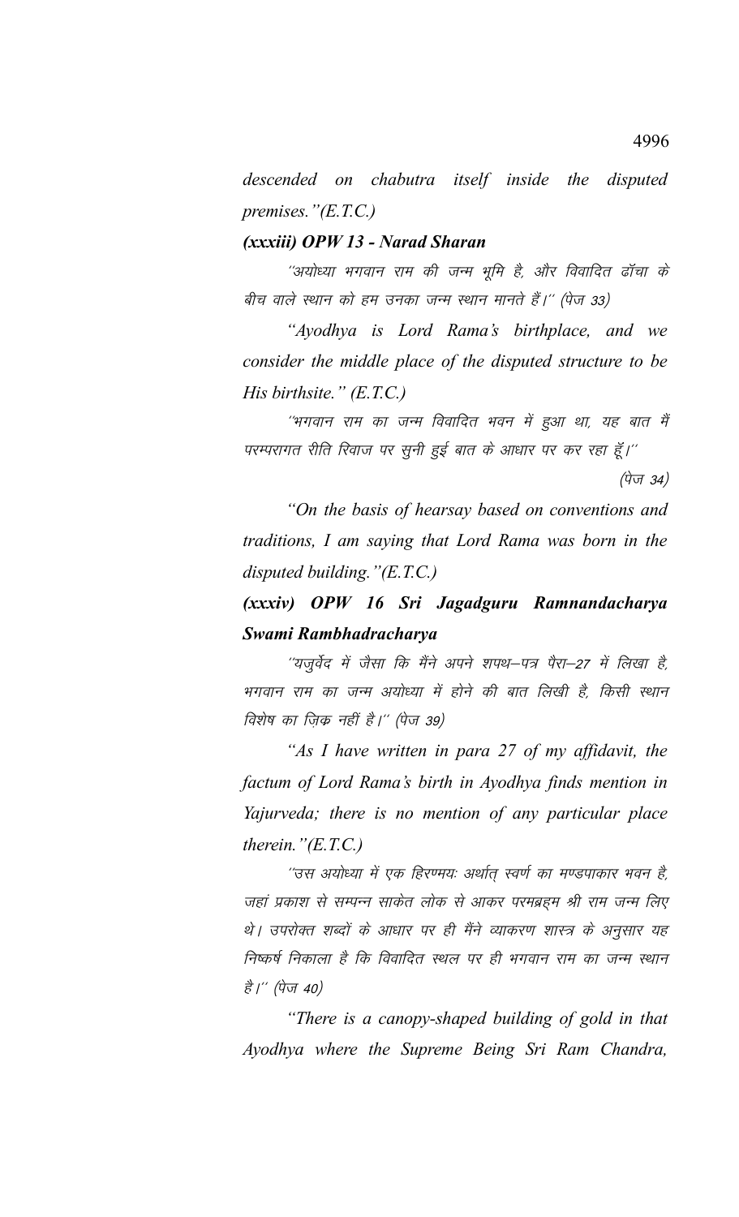*descended on chabutra itself inside the disputed premises."(E.T.C.)*

***(xxxiii) OPW 13 - Narad Sharan***

*''अयोध्या भगवान राम की जन्म भूमि है, और विवादित ढॉचा के बीच वाले स्थान को हम उनका जन्म स्थान मानते हैं।'' (पेज 33)*

*"Ayodhya is Lord Rama's birthplace, and we consider the middle place of the disputed structure to be His birthsite." (E.T.C.)*

*''भगवान राम का जन्म विवादित भवन में हुआ था, यह बात मैं परम्परागत रीति रिवाज पर सुनी हुई बात के आधार पर कर रहा हूँ।''*

*(पेज 34)*

*"On the basis of hearsay based on conventions and traditions, I am saying that Lord Rama was born in the disputed building."(E.T.C.)*

***(xxxiv) OPW 16 Sri Jagadguru Ramnandacharya Swami Rambhadracharya***

*''यजुर्वेद में जैसा कि मैंने अपने शपथ–पत्र पैरा–27 में लिखा है, भगवान राम का जन्म अयोध्या में होने की बात लिखी है, किसी स्थान विशेष का ज़िक्र नहीं है।'' (पेज 39)*

*"As I have written in para 27 of my affidavit, the factum of Lord Rama's birth in Ayodhya finds mention in Yajurveda; there is no mention of any particular place therein."(E.T.C.)*

*''उस अयोध्या में एक हिरण्मयः अर्थात् स्वर्ण का मण्डपाकार भवन है, जहां प्रकाश से सम्पन्न साकेत लोक से आकर परमब्रह्म श्री राम जन्म लिए थे। उपरोक्त शब्दों के आधार पर ही मैंने व्याकरण शास्त्र के अनुसार यह निष्कर्ष निकाला है कि विवादित स्थल पर ही भगवान राम का जन्म स्थान है।'' (पेज 40)*

*"There is a canopy-shaped building of gold in that Ayodhya where the Supreme Being Sri Ram Chandra,*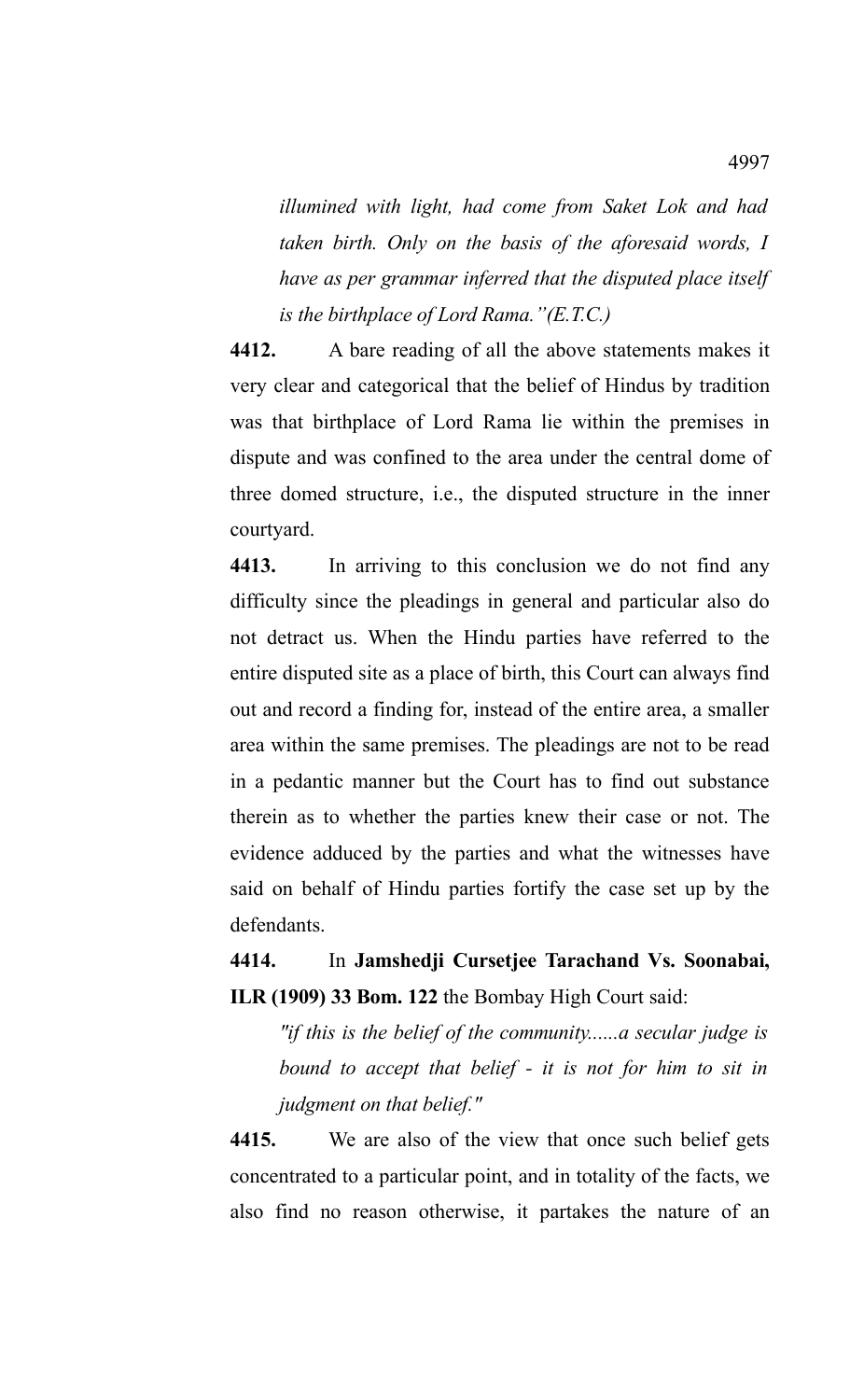*illumined with light, had come from Saket Lok and had taken birth. Only on the basis of the aforesaid words, I have as per grammar inferred that the disputed place itself is the birthplace of Lord Rama."(E.T.C.)*

**4412.** A bare reading of all the above statements makes it very clear and categorical that the belief of Hindus by tradition was that birthplace of Lord Rama lie within the premises in dispute and was confined to the area under the central dome of three domed structure, i.e., the disputed structure in the inner courtyard.

**4413.** In arriving to this conclusion we do not find any difficulty since the pleadings in general and particular also do not detract us. When the Hindu parties have referred to the entire disputed site as a place of birth, this Court can always find out and record a finding for, instead of the entire area, a smaller area within the same premises. The pleadings are not to be read in a pedantic manner but the Court has to find out substance therein as to whether the parties knew their case or not. The evidence adduced by the parties and what the witnesses have said on behalf of Hindu parties fortify the case set up by the defendants.

**4414.** In **Jamshedji Cursetjee Tarachand Vs. Soonabai, ILR (1909) 33 Bom. 122** the Bombay High Court said:

*"if this is the belief of the community......a secular judge is bound to accept that belief - it is not for him to sit in judgment on that belief."*

**4415.** We are also of the view that once such belief gets concentrated to a particular point, and in totality of the facts, we also find no reason otherwise, it partakes the nature of an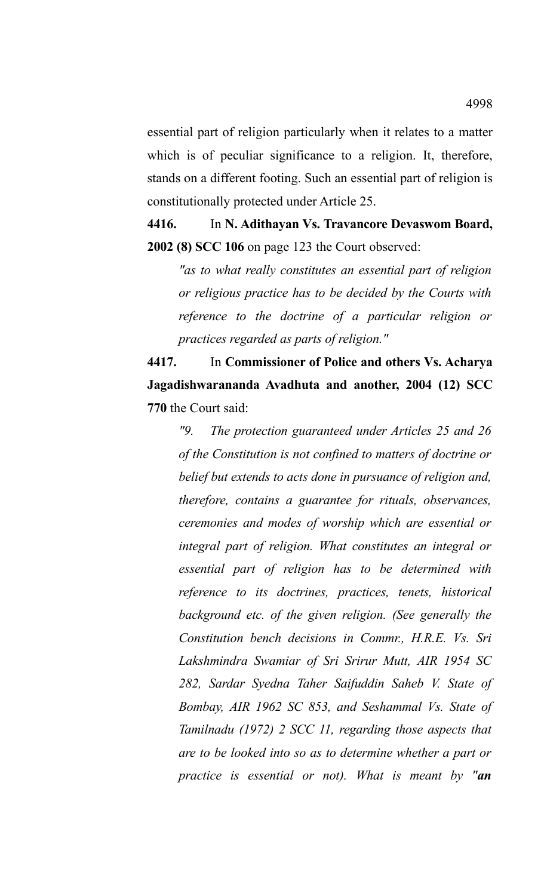essential part of religion particularly when it relates to a matter which is of peculiar significance to a religion. It, therefore, stands on a different footing. Such an essential part of religion is constitutionally protected under Article 25.

**4416.** In **N. Adithayan Vs. Travancore Devaswom Board, 2002 (8) SCC 106** on page 123 the Court observed:

> *"as to what really constitutes an essential part of religion or religious practice has to be decided by the Courts with reference to the doctrine of a particular religion or practices regarded as parts of religion."*

**4417.** In **Commissioner of Police and others Vs. Acharya Jagadishwarananda Avadhuta and another, 2004 (12) SCC 770** the Court said:

> *"9. The protection guaranteed under Articles 25 and 26 of the Constitution is not confined to matters of doctrine or belief but extends to acts done in pursuance of religion and, therefore, contains a guarantee for rituals, observances, ceremonies and modes of worship which are essential or integral part of religion. What constitutes an integral or essential part of religion has to be determined with reference to its doctrines, practices, tenets, historical background etc. of the given religion. (See generally the Constitution bench decisions in Commr., H.R.E. Vs. Sri Lakshmindra Swamiar of Sri Srirur Mutt, AIR 1954 SC 282, Sardar Syedna Taher Saifuddin Saheb V. State of Bombay, AIR 1962 SC 853, and Seshammal Vs. State of Tamilnadu (1972) 2 SCC 11, regarding those aspects that are to be looked into so as to determine whether a part or practice is essential or not). What is meant by "**an***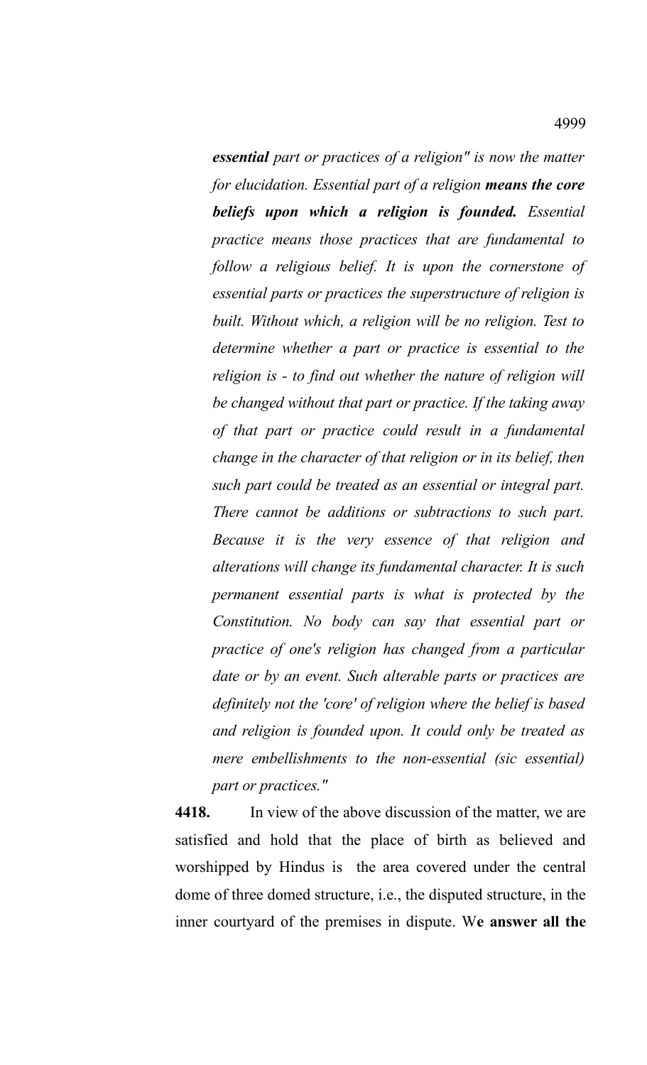***essential** part or practices of a religion" is now the matter for elucidation. Essential part of a religion **means the core beliefs upon which a religion is founded.** Essential practice means those practices that are fundamental to follow a religious belief. It is upon the cornerstone of essential parts or practices the superstructure of religion is built. Without which, a religion will be no religion. Test to determine whether a part or practice is essential to the religion is - to find out whether the nature of religion will be changed without that part or practice. If the taking away of that part or practice could result in a fundamental change in the character of that religion or in its belief, then such part could be treated as an essential or integral part. There cannot be additions or subtractions to such part. Because it is the very essence of that religion and alterations will change its fundamental character. It is such permanent essential parts is what is protected by the Constitution. No body can say that essential part or practice of one's religion has changed from a particular date or by an event. Such alterable parts or practices are definitely not the 'core' of religion where the belief is based and religion is founded upon. It could only be treated as mere embellishments to the non-essential (sic essential) part or practices."*

**4418.** In view of the above discussion of the matter, we are satisfied and hold that the place of birth as believed and worshipped by Hindus is the area covered under the central dome of three domed structure, i.e., the disputed structure, in the inner courtyard of the premises in dispute. W**e answer all the**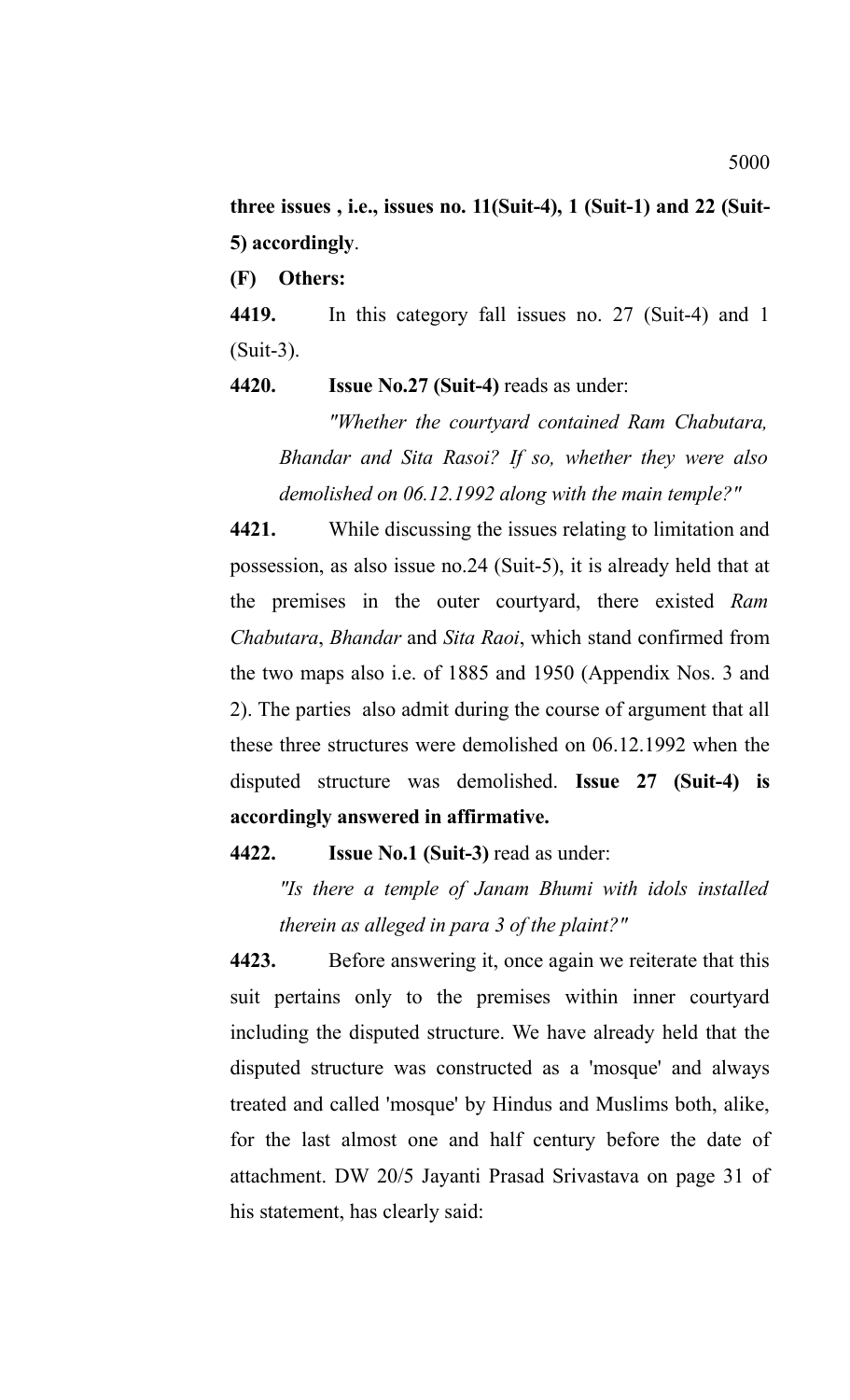**three issues , i.e., issues no. 11(Suit-4), 1 (Suit-1) and 22 (Suit-5) accordingly**.

**(F) Others:**

**4419.** In this category fall issues no. 27 (Suit-4) and 1 (Suit-3).

**4420. Issue No.27 (Suit-4)** reads as under:

> *"Whether the courtyard contained Ram Chabutara, Bhandar and Sita Rasoi? If so, whether they were also demolished on 06.12.1992 along with the main temple?"*

**4421.** While discussing the issues relating to limitation and possession, as also issue no.24 (Suit-5), it is already held that at the premises in the outer courtyard, there existed *Ram Chabutara*, *Bhandar* and *Sita Raoi*, which stand confirmed from the two maps also i.e. of 1885 and 1950 (Appendix Nos. 3 and 2). The parties also admit during the course of argument that all these three structures were demolished on 06.12.1992 when the disputed structure was demolished. **Issue 27 (Suit-4) is accordingly answered in affirmative.**

**4422. Issue No.1 (Suit-3)** read as under:

> *"Is there a temple of Janam Bhumi with idols installed therein as alleged in para 3 of the plaint?"*

**4423.** Before answering it, once again we reiterate that this suit pertains only to the premises within inner courtyard including the disputed structure. We have already held that the disputed structure was constructed as a 'mosque' and always treated and called 'mosque' by Hindus and Muslims both, alike, for the last almost one and half century before the date of attachment. DW 20/5 Jayanti Prasad Srivastava on page 31 of his statement, has clearly said: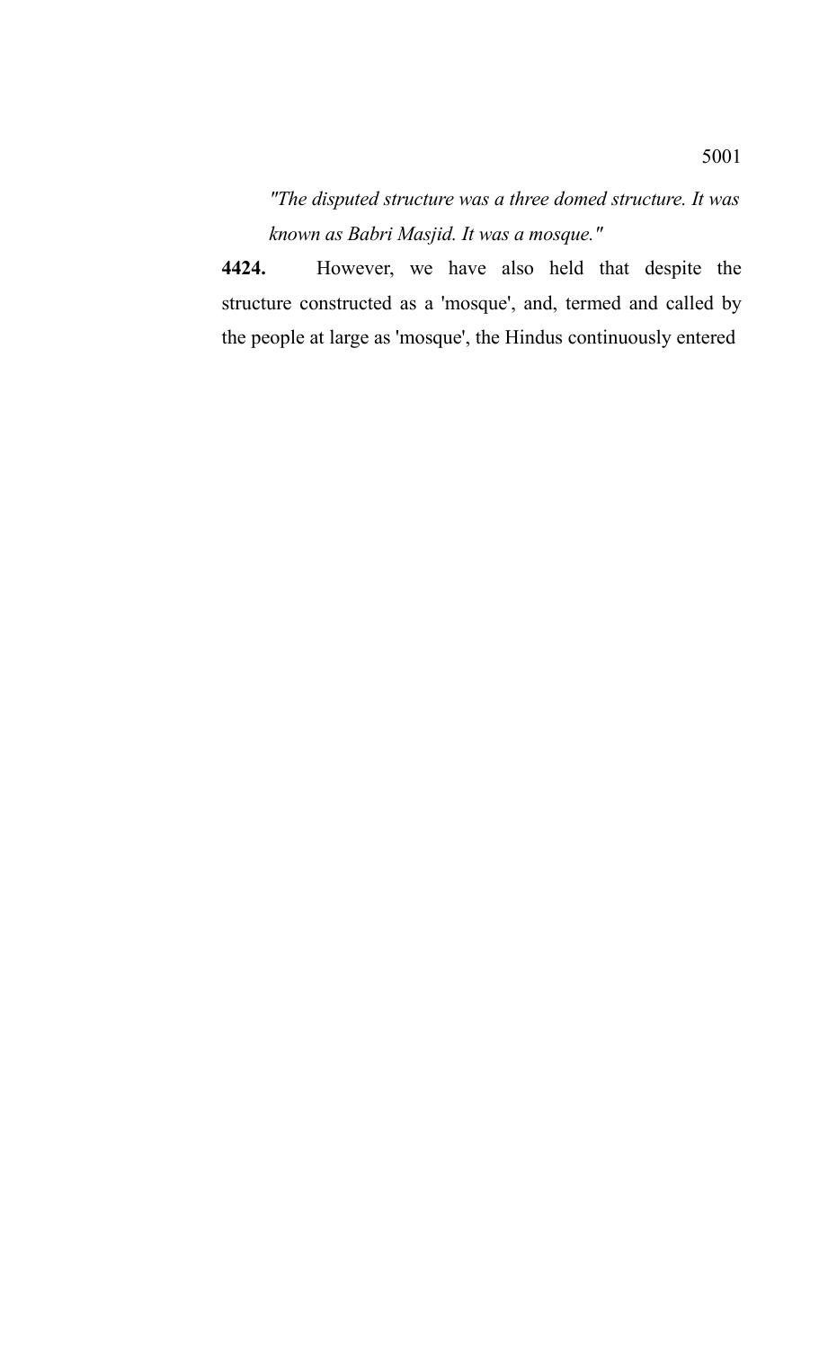*"The disputed structure was a three domed structure. It was known as Babri Masjid. It was a mosque."*

**4424.** However, we have also held that despite the structure constructed as a 'mosque', and, termed and called by the people at large as 'mosque', the Hindus continuously entered